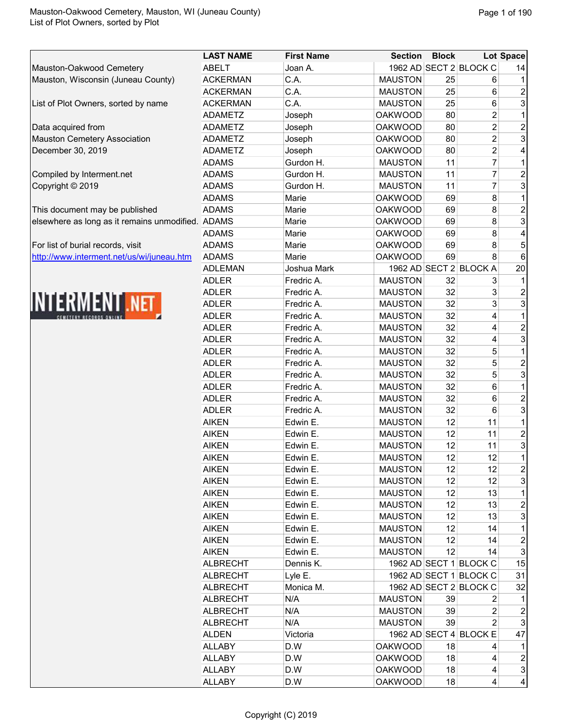Mauston-Oakwood Cemetery
Mauston, Wisconsin (Juneau County)

List of Plot Owners, sorted by name

Data acquired from
Mauston Cemetery Association
December 30, 2019

Compiled by Interment.net
Copyright © 2019

This document may be published
elsewhere as long as it remains unmodified.

For list of burial records, visit
http://www.interment.net/us/wi/juneau.htm

| LAST NAME | First Name | Section | Block | Lot | Space |
|---|---|---|---|---|---|
| ABELT | Joan A. | 1962 AD | SECT 2 | BLOCK C | 14 |
| ACKERMAN | C.A. | MAUSTON | 25 | 6 | 1 |
| ACKERMAN | C.A. | MAUSTON | 25 | 6 | 2 |
| ACKERMAN | C.A. | MAUSTON | 25 | 6 | 3 |
| ADAMETZ | Joseph | OAKWOOD | 80 | 2 | 1 |
| ADAMETZ | Joseph | OAKWOOD | 80 | 2 | 2 |
| ADAMETZ | Joseph | OAKWOOD | 80 | 2 | 3 |
| ADAMETZ | Joseph | OAKWOOD | 80 | 2 | 4 |
| ADAMS | Gurdon H. | MAUSTON | 11 | 7 | 1 |
| ADAMS | Gurdon H. | MAUSTON | 11 | 7 | 2 |
| ADAMS | Gurdon H. | MAUSTON | 11 | 7 | 3 |
| ADAMS | Marie | OAKWOOD | 69 | 8 | 1 |
| ADAMS | Marie | OAKWOOD | 69 | 8 | 2 |
| ADAMS | Marie | OAKWOOD | 69 | 8 | 3 |
| ADAMS | Marie | OAKWOOD | 69 | 8 | 4 |
| ADAMS | Marie | OAKWOOD | 69 | 8 | 5 |
| ADAMS | Marie | OAKWOOD | 69 | 8 | 6 |
| ADLEMAN | Joshua Mark | 1962 AD | SECT 2 | BLOCK A | 20 |
| ADLER | Fredric A. | MAUSTON | 32 | 3 | 1 |
| ADLER | Fredric A. | MAUSTON | 32 | 3 | 2 |
| ADLER | Fredric A. | MAUSTON | 32 | 3 | 3 |
| ADLER | Fredric A. | MAUSTON | 32 | 4 | 1 |
| ADLER | Fredric A. | MAUSTON | 32 | 4 | 2 |
| ADLER | Fredric A. | MAUSTON | 32 | 4 | 3 |
| ADLER | Fredric A. | MAUSTON | 32 | 5 | 1 |
| ADLER | Fredric A. | MAUSTON | 32 | 5 | 2 |
| ADLER | Fredric A. | MAUSTON | 32 | 5 | 3 |
| ADLER | Fredric A. | MAUSTON | 32 | 6 | 1 |
| ADLER | Fredric A. | MAUSTON | 32 | 6 | 2 |
| ADLER | Fredric A. | MAUSTON | 32 | 6 | 3 |
| AIKEN | Edwin E. | MAUSTON | 12 | 11 | 1 |
| AIKEN | Edwin E. | MAUSTON | 12 | 11 | 2 |
| AIKEN | Edwin E. | MAUSTON | 12 | 11 | 3 |
| AIKEN | Edwin E. | MAUSTON | 12 | 12 | 1 |
| AIKEN | Edwin E. | MAUSTON | 12 | 12 | 2 |
| AIKEN | Edwin E. | MAUSTON | 12 | 12 | 3 |
| AIKEN | Edwin E. | MAUSTON | 12 | 13 | 1 |
| AIKEN | Edwin E. | MAUSTON | 12 | 13 | 2 |
| AIKEN | Edwin E. | MAUSTON | 12 | 13 | 3 |
| AIKEN | Edwin E. | MAUSTON | 12 | 14 | 1 |
| AIKEN | Edwin E. | MAUSTON | 12 | 14 | 2 |
| AIKEN | Edwin E. | MAUSTON | 12 | 14 | 3 |
| ALBRECHT | Dennis K. | 1962 AD | SECT 1 | BLOCK C | 15 |
| ALBRECHT | Lyle E. | 1962 AD | SECT 1 | BLOCK C | 31 |
| ALBRECHT | Monica M. | 1962 AD | SECT 2 | BLOCK C | 32 |
| ALBRECHT | N/A | MAUSTON | 39 | 2 | 1 |
| ALBRECHT | N/A | MAUSTON | 39 | 2 | 2 |
| ALBRECHT | N/A | MAUSTON | 39 | 2 | 3 |
| ALDEN | Victoria | 1962 AD | SECT 4 | BLOCK E | 47 |
| ALLABY | D.W | OAKWOOD | 18 | 4 | 1 |
| ALLABY | D.W | OAKWOOD | 18 | 4 | 2 |
| ALLABY | D.W | OAKWOOD | 18 | 4 | 3 |
| ALLABY | D.W | OAKWOOD | 18 | 4 | 4 |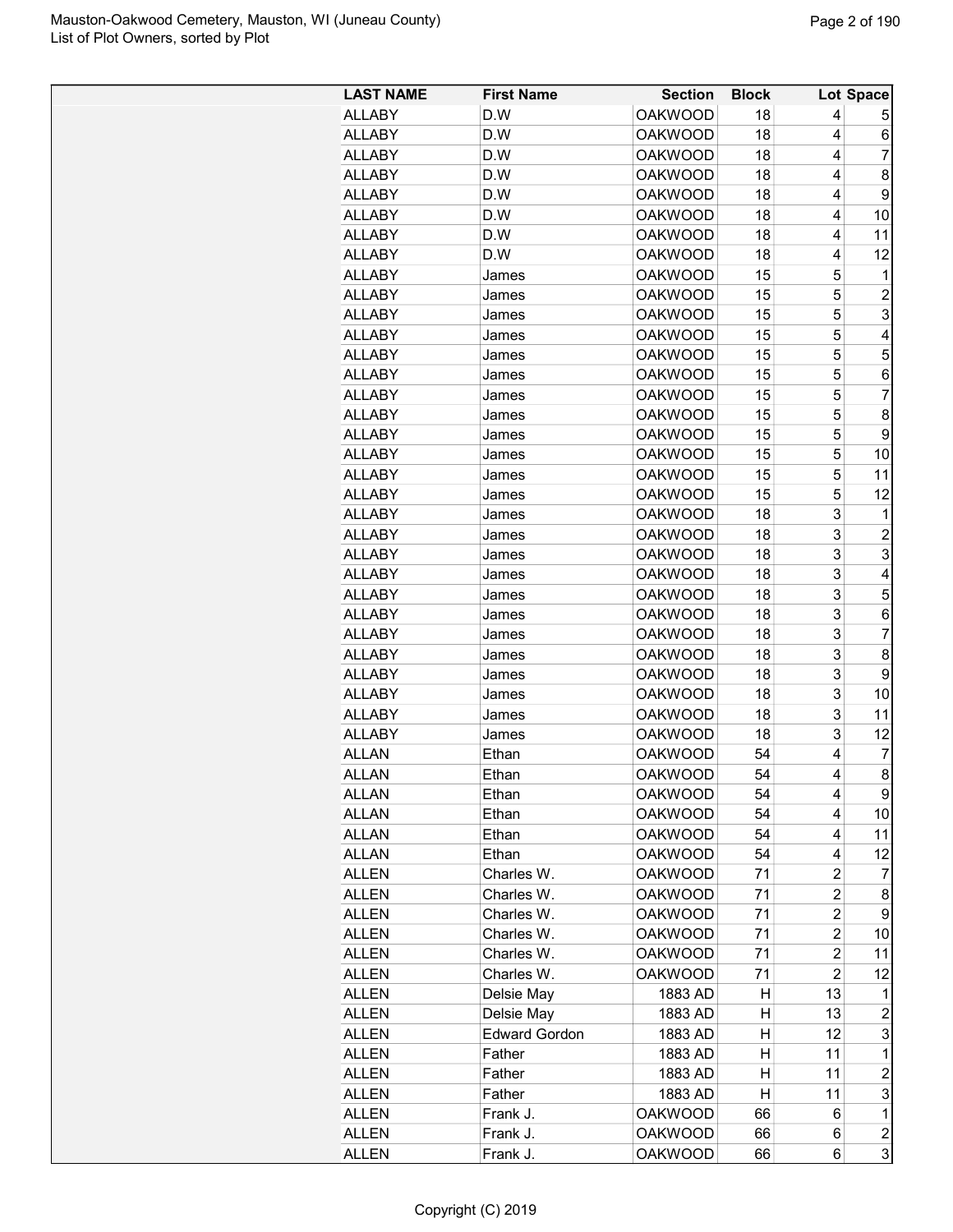| LAST NAME | First Name | Section | Block | Lot | Space |
|---|---|---|---|---|---|
| ALLABY | D.W | OAKWOOD | 18 | 4 | 5 |
| ALLABY | D.W | OAKWOOD | 18 | 4 | 6 |
| ALLABY | D.W | OAKWOOD | 18 | 4 | 7 |
| ALLABY | D.W | OAKWOOD | 18 | 4 | 8 |
| ALLABY | D.W | OAKWOOD | 18 | 4 | 9 |
| ALLABY | D.W | OAKWOOD | 18 | 4 | 10 |
| ALLABY | D.W | OAKWOOD | 18 | 4 | 11 |
| ALLABY | D.W | OAKWOOD | 18 | 4 | 12 |
| ALLABY | James | OAKWOOD | 15 | 5 | 1 |
| ALLABY | James | OAKWOOD | 15 | 5 | 2 |
| ALLABY | James | OAKWOOD | 15 | 5 | 3 |
| ALLABY | James | OAKWOOD | 15 | 5 | 4 |
| ALLABY | James | OAKWOOD | 15 | 5 | 5 |
| ALLABY | James | OAKWOOD | 15 | 5 | 6 |
| ALLABY | James | OAKWOOD | 15 | 5 | 7 |
| ALLABY | James | OAKWOOD | 15 | 5 | 8 |
| ALLABY | James | OAKWOOD | 15 | 5 | 9 |
| ALLABY | James | OAKWOOD | 15 | 5 | 10 |
| ALLABY | James | OAKWOOD | 15 | 5 | 11 |
| ALLABY | James | OAKWOOD | 15 | 5 | 12 |
| ALLABY | James | OAKWOOD | 18 | 3 | 1 |
| ALLABY | James | OAKWOOD | 18 | 3 | 2 |
| ALLABY | James | OAKWOOD | 18 | 3 | 3 |
| ALLABY | James | OAKWOOD | 18 | 3 | 4 |
| ALLABY | James | OAKWOOD | 18 | 3 | 5 |
| ALLABY | James | OAKWOOD | 18 | 3 | 6 |
| ALLABY | James | OAKWOOD | 18 | 3 | 7 |
| ALLABY | James | OAKWOOD | 18 | 3 | 8 |
| ALLABY | James | OAKWOOD | 18 | 3 | 9 |
| ALLABY | James | OAKWOOD | 18 | 3 | 10 |
| ALLABY | James | OAKWOOD | 18 | 3 | 11 |
| ALLABY | James | OAKWOOD | 18 | 3 | 12 |
| ALLAN | Ethan | OAKWOOD | 54 | 4 | 7 |
| ALLAN | Ethan | OAKWOOD | 54 | 4 | 8 |
| ALLAN | Ethan | OAKWOOD | 54 | 4 | 9 |
| ALLAN | Ethan | OAKWOOD | 54 | 4 | 10 |
| ALLAN | Ethan | OAKWOOD | 54 | 4 | 11 |
| ALLAN | Ethan | OAKWOOD | 54 | 4 | 12 |
| ALLEN | Charles W. | OAKWOOD | 71 | 2 | 7 |
| ALLEN | Charles W. | OAKWOOD | 71 | 2 | 8 |
| ALLEN | Charles W. | OAKWOOD | 71 | 2 | 9 |
| ALLEN | Charles W. | OAKWOOD | 71 | 2 | 10 |
| ALLEN | Charles W. | OAKWOOD | 71 | 2 | 11 |
| ALLEN | Charles W. | OAKWOOD | 71 | 2 | 12 |
| ALLEN | Delsie May | 1883 AD | H | 13 | 1 |
| ALLEN | Delsie May | 1883 AD | H | 13 | 2 |
| ALLEN | Edward Gordon | 1883 AD | H | 12 | 3 |
| ALLEN | Father | 1883 AD | H | 11 | 1 |
| ALLEN | Father | 1883 AD | H | 11 | 2 |
| ALLEN | Father | 1883 AD | H | 11 | 3 |
| ALLEN | Frank J. | OAKWOOD | 66 | 6 | 1 |
| ALLEN | Frank J. | OAKWOOD | 66 | 6 | 2 |
| ALLEN | Frank J. | OAKWOOD | 66 | 6 | 3 |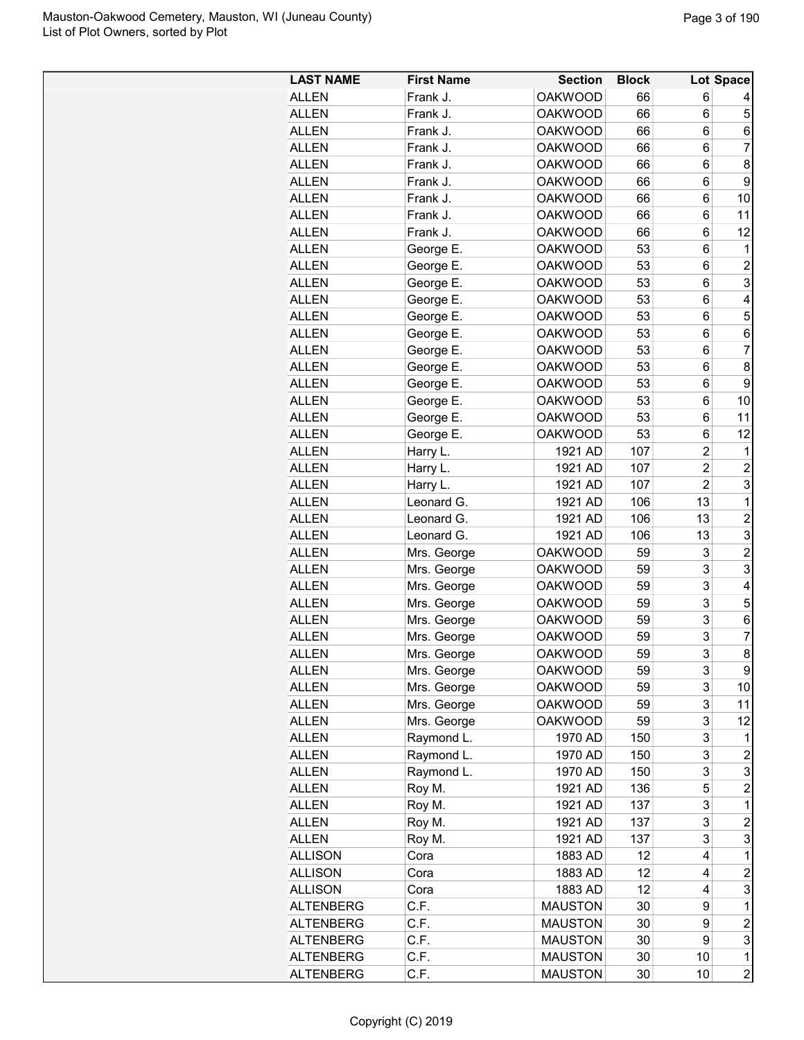| LAST NAME | First Name | Section | Block | Lot | Space |
|---|---|---|---|---|---|
| ALLEN | Frank J. | OAKWOOD | 66 | 6 | 4 |
| ALLEN | Frank J. | OAKWOOD | 66 | 6 | 5 |
| ALLEN | Frank J. | OAKWOOD | 66 | 6 | 6 |
| ALLEN | Frank J. | OAKWOOD | 66 | 6 | 7 |
| ALLEN | Frank J. | OAKWOOD | 66 | 6 | 8 |
| ALLEN | Frank J. | OAKWOOD | 66 | 6 | 9 |
| ALLEN | Frank J. | OAKWOOD | 66 | 6 | 10 |
| ALLEN | Frank J. | OAKWOOD | 66 | 6 | 11 |
| ALLEN | Frank J. | OAKWOOD | 66 | 6 | 12 |
| ALLEN | George E. | OAKWOOD | 53 | 6 | 1 |
| ALLEN | George E. | OAKWOOD | 53 | 6 | 2 |
| ALLEN | George E. | OAKWOOD | 53 | 6 | 3 |
| ALLEN | George E. | OAKWOOD | 53 | 6 | 4 |
| ALLEN | George E. | OAKWOOD | 53 | 6 | 5 |
| ALLEN | George E. | OAKWOOD | 53 | 6 | 6 |
| ALLEN | George E. | OAKWOOD | 53 | 6 | 7 |
| ALLEN | George E. | OAKWOOD | 53 | 6 | 8 |
| ALLEN | George E. | OAKWOOD | 53 | 6 | 9 |
| ALLEN | George E. | OAKWOOD | 53 | 6 | 10 |
| ALLEN | George E. | OAKWOOD | 53 | 6 | 11 |
| ALLEN | George E. | OAKWOOD | 53 | 6 | 12 |
| ALLEN | Harry L. | 1921 AD | 107 | 2 | 1 |
| ALLEN | Harry L. | 1921 AD | 107 | 2 | 2 |
| ALLEN | Harry L. | 1921 AD | 107 | 2 | 3 |
| ALLEN | Leonard G. | 1921 AD | 106 | 13 | 1 |
| ALLEN | Leonard G. | 1921 AD | 106 | 13 | 2 |
| ALLEN | Leonard G. | 1921 AD | 106 | 13 | 3 |
| ALLEN | Mrs. George | OAKWOOD | 59 | 3 | 2 |
| ALLEN | Mrs. George | OAKWOOD | 59 | 3 | 3 |
| ALLEN | Mrs. George | OAKWOOD | 59 | 3 | 4 |
| ALLEN | Mrs. George | OAKWOOD | 59 | 3 | 5 |
| ALLEN | Mrs. George | OAKWOOD | 59 | 3 | 6 |
| ALLEN | Mrs. George | OAKWOOD | 59 | 3 | 7 |
| ALLEN | Mrs. George | OAKWOOD | 59 | 3 | 8 |
| ALLEN | Mrs. George | OAKWOOD | 59 | 3 | 9 |
| ALLEN | Mrs. George | OAKWOOD | 59 | 3 | 10 |
| ALLEN | Mrs. George | OAKWOOD | 59 | 3 | 11 |
| ALLEN | Mrs. George | OAKWOOD | 59 | 3 | 12 |
| ALLEN | Raymond L. | 1970 AD | 150 | 3 | 1 |
| ALLEN | Raymond L. | 1970 AD | 150 | 3 | 2 |
| ALLEN | Raymond L. | 1970 AD | 150 | 3 | 3 |
| ALLEN | Roy M. | 1921 AD | 136 | 5 | 2 |
| ALLEN | Roy M. | 1921 AD | 137 | 3 | 1 |
| ALLEN | Roy M. | 1921 AD | 137 | 3 | 2 |
| ALLEN | Roy M. | 1921 AD | 137 | 3 | 3 |
| ALLISON | Cora | 1883 AD | 12 | 4 | 1 |
| ALLISON | Cora | 1883 AD | 12 | 4 | 2 |
| ALLISON | Cora | 1883 AD | 12 | 4 | 3 |
| ALTENBERG | C.F. | MAUSTON | 30 | 9 | 1 |
| ALTENBERG | C.F. | MAUSTON | 30 | 9 | 2 |
| ALTENBERG | C.F. | MAUSTON | 30 | 9 | 3 |
| ALTENBERG | C.F. | MAUSTON | 30 | 10 | 1 |
| ALTENBERG | C.F. | MAUSTON | 30 | 10 | 2 |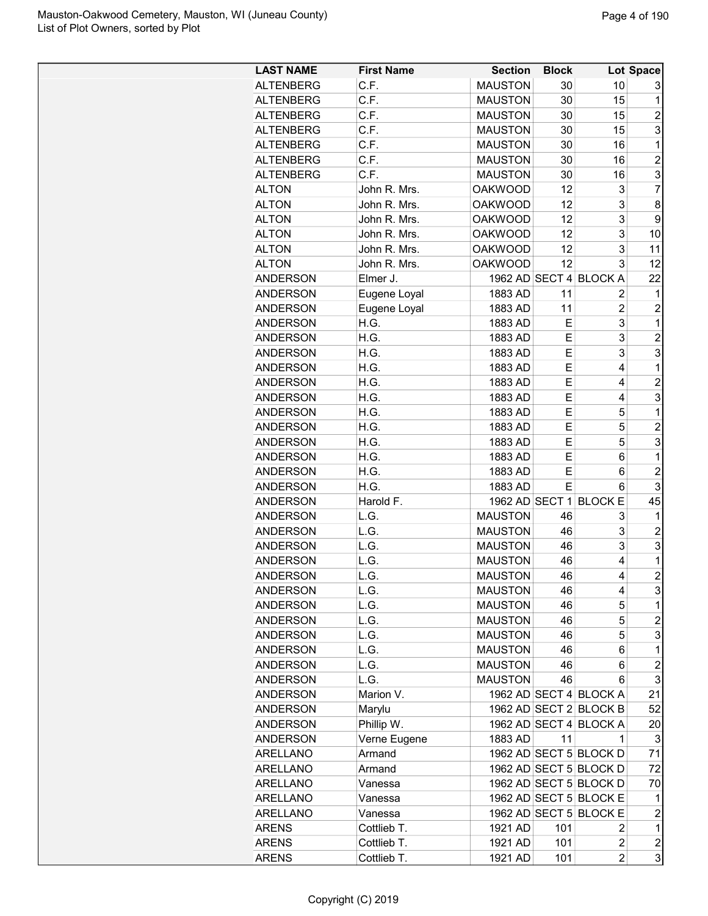| LAST NAME | First Name | Section | Block | Lot | Space |
|---|---|---|---|---|---|
| ALTENBERG | C.F. | MAUSTON | 30 | 10 | 3 |
| ALTENBERG | C.F. | MAUSTON | 30 | 15 | 1 |
| ALTENBERG | C.F. | MAUSTON | 30 | 15 | 2 |
| ALTENBERG | C.F. | MAUSTON | 30 | 15 | 3 |
| ALTENBERG | C.F. | MAUSTON | 30 | 16 | 1 |
| ALTENBERG | C.F. | MAUSTON | 30 | 16 | 2 |
| ALTENBERG | C.F. | MAUSTON | 30 | 16 | 3 |
| ALTON | John R. Mrs. | OAKWOOD | 12 | 3 | 7 |
| ALTON | John R. Mrs. | OAKWOOD | 12 | 3 | 8 |
| ALTON | John R. Mrs. | OAKWOOD | 12 | 3 | 9 |
| ALTON | John R. Mrs. | OAKWOOD | 12 | 3 | 10 |
| ALTON | John R. Mrs. | OAKWOOD | 12 | 3 | 11 |
| ALTON | John R. Mrs. | OAKWOOD | 12 | 3 | 12 |
| ANDERSON | Elmer J. | 1962 AD | SECT 4 | BLOCK A | 22 |
| ANDERSON | Eugene Loyal | 1883 AD | 11 | 2 | 1 |
| ANDERSON | Eugene Loyal | 1883 AD | 11 | 2 | 2 |
| ANDERSON | H.G. | 1883 AD | E | 3 | 1 |
| ANDERSON | H.G. | 1883 AD | E | 3 | 2 |
| ANDERSON | H.G. | 1883 AD | E | 3 | 3 |
| ANDERSON | H.G. | 1883 AD | E | 4 | 1 |
| ANDERSON | H.G. | 1883 AD | E | 4 | 2 |
| ANDERSON | H.G. | 1883 AD | E | 4 | 3 |
| ANDERSON | H.G. | 1883 AD | E | 5 | 1 |
| ANDERSON | H.G. | 1883 AD | E | 5 | 2 |
| ANDERSON | H.G. | 1883 AD | E | 5 | 3 |
| ANDERSON | H.G. | 1883 AD | E | 6 | 1 |
| ANDERSON | H.G. | 1883 AD | E | 6 | 2 |
| ANDERSON | H.G. | 1883 AD | E | 6 | 3 |
| ANDERSON | Harold F. | 1962 AD | SECT 1 | BLOCK E | 45 |
| ANDERSON | L.G. | MAUSTON | 46 | 3 | 1 |
| ANDERSON | L.G. | MAUSTON | 46 | 3 | 2 |
| ANDERSON | L.G. | MAUSTON | 46 | 3 | 3 |
| ANDERSON | L.G. | MAUSTON | 46 | 4 | 1 |
| ANDERSON | L.G. | MAUSTON | 46 | 4 | 2 |
| ANDERSON | L.G. | MAUSTON | 46 | 4 | 3 |
| ANDERSON | L.G. | MAUSTON | 46 | 5 | 1 |
| ANDERSON | L.G. | MAUSTON | 46 | 5 | 2 |
| ANDERSON | L.G. | MAUSTON | 46 | 5 | 3 |
| ANDERSON | L.G. | MAUSTON | 46 | 6 | 1 |
| ANDERSON | L.G. | MAUSTON | 46 | 6 | 2 |
| ANDERSON | L.G. | MAUSTON | 46 | 6 | 3 |
| ANDERSON | Marion V. | 1962 AD | SECT 4 | BLOCK A | 21 |
| ANDERSON | Marylu | 1962 AD | SECT 2 | BLOCK B | 52 |
| ANDERSON | Phillip W. | 1962 AD | SECT 4 | BLOCK A | 20 |
| ANDERSON | Verne Eugene | 1883 AD | 11 | 1 | 3 |
| ARELLANO | Armand | 1962 AD | SECT 5 | BLOCK D | 71 |
| ARELLANO | Armand | 1962 AD | SECT 5 | BLOCK D | 72 |
| ARELLANO | Vanessa | 1962 AD | SECT 5 | BLOCK D | 70 |
| ARELLANO | Vanessa | 1962 AD | SECT 5 | BLOCK E | 1 |
| ARELLANO | Vanessa | 1962 AD | SECT 5 | BLOCK E | 2 |
| ARENS | Cottlieb T. | 1921 AD | 101 | 2 | 1 |
| ARENS | Cottlieb T. | 1921 AD | 101 | 2 | 2 |
| ARENS | Cottlieb T. | 1921 AD | 101 | 2 | 3 |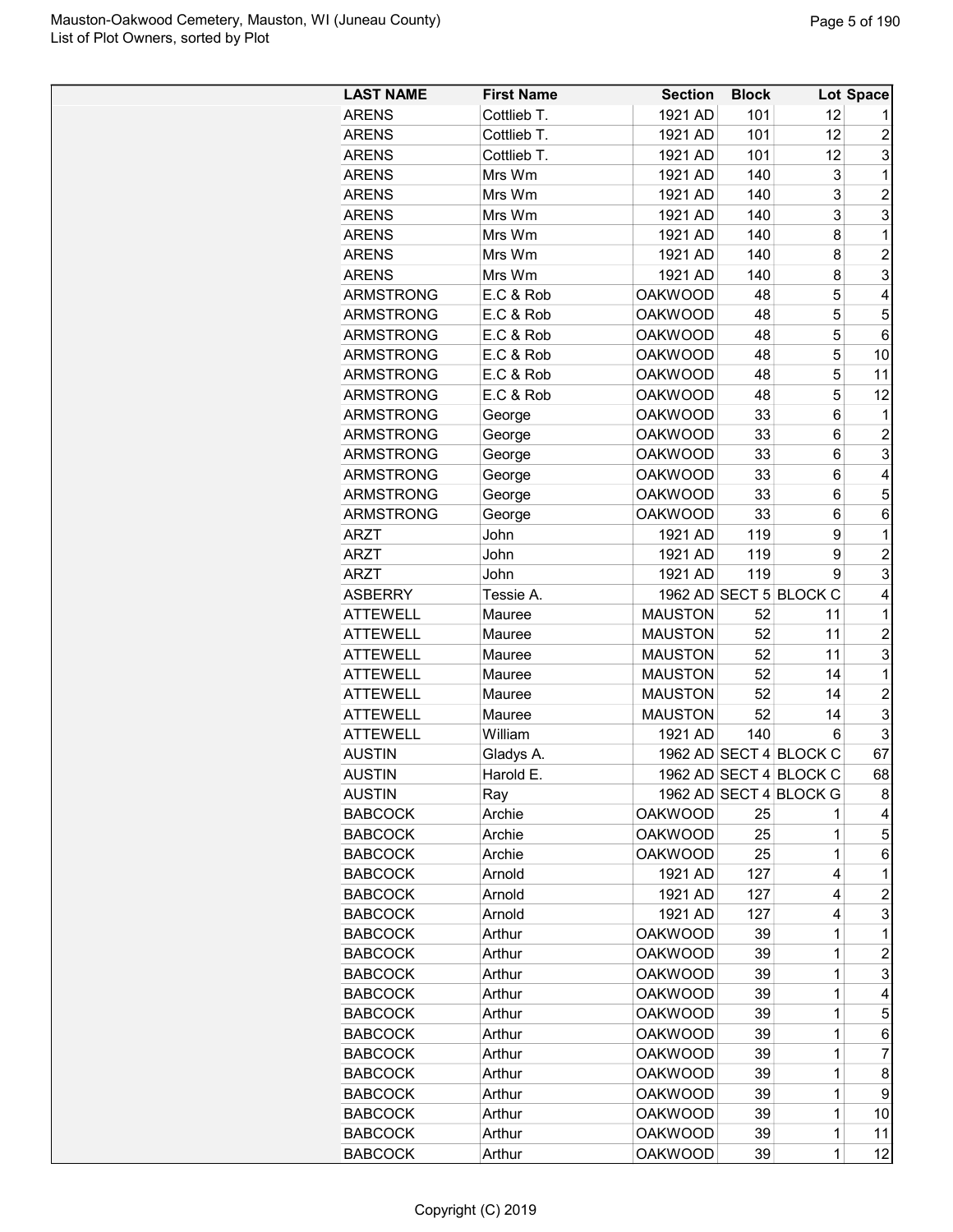| LAST NAME | First Name | Section | Block | Lot | Space |
|---|---|---|---|---|---|
| ARENS | Cottlieb T. | 1921 AD | 101 | 12 | 1 |
| ARENS | Cottlieb T. | 1921 AD | 101 | 12 | 2 |
| ARENS | Cottlieb T. | 1921 AD | 101 | 12 | 3 |
| ARENS | Mrs Wm | 1921 AD | 140 | 3 | 1 |
| ARENS | Mrs Wm | 1921 AD | 140 | 3 | 2 |
| ARENS | Mrs Wm | 1921 AD | 140 | 3 | 3 |
| ARENS | Mrs Wm | 1921 AD | 140 | 8 | 1 |
| ARENS | Mrs Wm | 1921 AD | 140 | 8 | 2 |
| ARENS | Mrs Wm | 1921 AD | 140 | 8 | 3 |
| ARMSTRONG | E.C & Rob | OAKWOOD | 48 | 5 | 4 |
| ARMSTRONG | E.C & Rob | OAKWOOD | 48 | 5 | 5 |
| ARMSTRONG | E.C & Rob | OAKWOOD | 48 | 5 | 6 |
| ARMSTRONG | E.C & Rob | OAKWOOD | 48 | 5 | 10 |
| ARMSTRONG | E.C & Rob | OAKWOOD | 48 | 5 | 11 |
| ARMSTRONG | E.C & Rob | OAKWOOD | 48 | 5 | 12 |
| ARMSTRONG | George | OAKWOOD | 33 | 6 | 1 |
| ARMSTRONG | George | OAKWOOD | 33 | 6 | 2 |
| ARMSTRONG | George | OAKWOOD | 33 | 6 | 3 |
| ARMSTRONG | George | OAKWOOD | 33 | 6 | 4 |
| ARMSTRONG | George | OAKWOOD | 33 | 6 | 5 |
| ARMSTRONG | George | OAKWOOD | 33 | 6 | 6 |
| ARZT | John | 1921 AD | 119 | 9 | 1 |
| ARZT | John | 1921 AD | 119 | 9 | 2 |
| ARZT | John | 1921 AD | 119 | 9 | 3 |
| ASBERRY | Tessie A. | 1962 AD | SECT 5 | BLOCK C | 4 |
| ATTEWELL | Mauree | MAUSTON | 52 | 11 | 1 |
| ATTEWELL | Mauree | MAUSTON | 52 | 11 | 2 |
| ATTEWELL | Mauree | MAUSTON | 52 | 11 | 3 |
| ATTEWELL | Mauree | MAUSTON | 52 | 14 | 1 |
| ATTEWELL | Mauree | MAUSTON | 52 | 14 | 2 |
| ATTEWELL | Mauree | MAUSTON | 52 | 14 | 3 |
| ATTEWELL | William | 1921 AD | 140 | 6 | 3 |
| AUSTIN | Gladys A. | 1962 AD | SECT 4 | BLOCK C | 67 |
| AUSTIN | Harold E. | 1962 AD | SECT 4 | BLOCK C | 68 |
| AUSTIN | Ray | 1962 AD | SECT 4 | BLOCK G | 8 |
| BABCOCK | Archie | OAKWOOD | 25 | 1 | 4 |
| BABCOCK | Archie | OAKWOOD | 25 | 1 | 5 |
| BABCOCK | Archie | OAKWOOD | 25 | 1 | 6 |
| BABCOCK | Arnold | 1921 AD | 127 | 4 | 1 |
| BABCOCK | Arnold | 1921 AD | 127 | 4 | 2 |
| BABCOCK | Arnold | 1921 AD | 127 | 4 | 3 |
| BABCOCK | Arthur | OAKWOOD | 39 | 1 | 1 |
| BABCOCK | Arthur | OAKWOOD | 39 | 1 | 2 |
| BABCOCK | Arthur | OAKWOOD | 39 | 1 | 3 |
| BABCOCK | Arthur | OAKWOOD | 39 | 1 | 4 |
| BABCOCK | Arthur | OAKWOOD | 39 | 1 | 5 |
| BABCOCK | Arthur | OAKWOOD | 39 | 1 | 6 |
| BABCOCK | Arthur | OAKWOOD | 39 | 1 | 7 |
| BABCOCK | Arthur | OAKWOOD | 39 | 1 | 8 |
| BABCOCK | Arthur | OAKWOOD | 39 | 1 | 9 |
| BABCOCK | Arthur | OAKWOOD | 39 | 1 | 10 |
| BABCOCK | Arthur | OAKWOOD | 39 | 1 | 11 |
| BABCOCK | Arthur | OAKWOOD | 39 | 1 | 12 |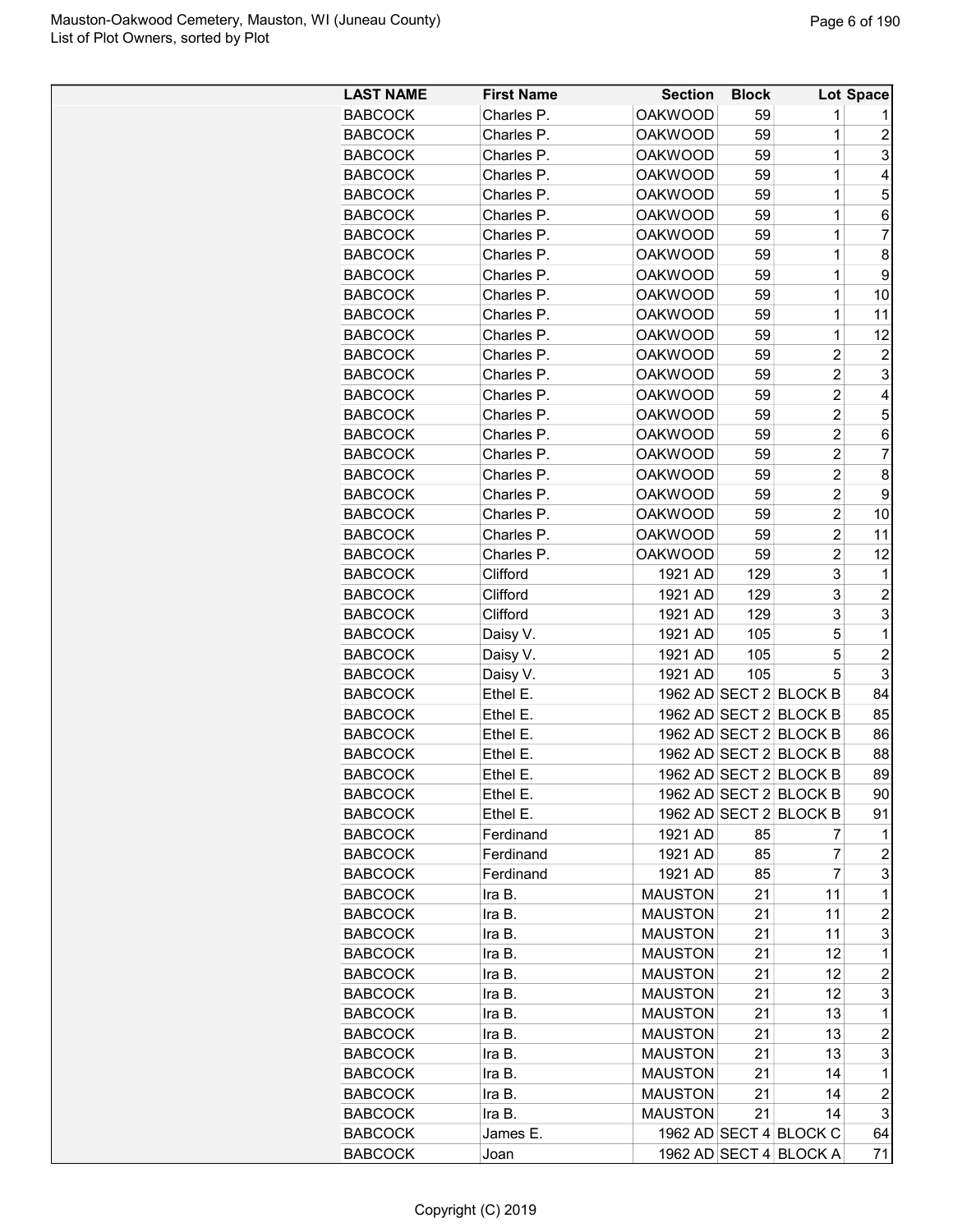| LAST NAME | First Name | Section | Block | Lot | Space |
|---|---|---|---|---|---|
| BABCOCK | Charles P. | OAKWOOD | 59 | 1 | 1 |
| BABCOCK | Charles P. | OAKWOOD | 59 | 1 | 2 |
| BABCOCK | Charles P. | OAKWOOD | 59 | 1 | 3 |
| BABCOCK | Charles P. | OAKWOOD | 59 | 1 | 4 |
| BABCOCK | Charles P. | OAKWOOD | 59 | 1 | 5 |
| BABCOCK | Charles P. | OAKWOOD | 59 | 1 | 6 |
| BABCOCK | Charles P. | OAKWOOD | 59 | 1 | 7 |
| BABCOCK | Charles P. | OAKWOOD | 59 | 1 | 8 |
| BABCOCK | Charles P. | OAKWOOD | 59 | 1 | 9 |
| BABCOCK | Charles P. | OAKWOOD | 59 | 1 | 10 |
| BABCOCK | Charles P. | OAKWOOD | 59 | 1 | 11 |
| BABCOCK | Charles P. | OAKWOOD | 59 | 1 | 12 |
| BABCOCK | Charles P. | OAKWOOD | 59 | 2 | 2 |
| BABCOCK | Charles P. | OAKWOOD | 59 | 2 | 3 |
| BABCOCK | Charles P. | OAKWOOD | 59 | 2 | 4 |
| BABCOCK | Charles P. | OAKWOOD | 59 | 2 | 5 |
| BABCOCK | Charles P. | OAKWOOD | 59 | 2 | 6 |
| BABCOCK | Charles P. | OAKWOOD | 59 | 2 | 7 |
| BABCOCK | Charles P. | OAKWOOD | 59 | 2 | 8 |
| BABCOCK | Charles P. | OAKWOOD | 59 | 2 | 9 |
| BABCOCK | Charles P. | OAKWOOD | 59 | 2 | 10 |
| BABCOCK | Charles P. | OAKWOOD | 59 | 2 | 11 |
| BABCOCK | Charles P. | OAKWOOD | 59 | 2 | 12 |
| BABCOCK | Clifford | 1921 AD | 129 | 3 | 1 |
| BABCOCK | Clifford | 1921 AD | 129 | 3 | 2 |
| BABCOCK | Clifford | 1921 AD | 129 | 3 | 3 |
| BABCOCK | Daisy V. | 1921 AD | 105 | 5 | 1 |
| BABCOCK | Daisy V. | 1921 AD | 105 | 5 | 2 |
| BABCOCK | Daisy V. | 1921 AD | 105 | 5 | 3 |
| BABCOCK | Ethel E. | 1962 AD | SECT 2 | BLOCK B | 84 |
| BABCOCK | Ethel E. | 1962 AD | SECT 2 | BLOCK B | 85 |
| BABCOCK | Ethel E. | 1962 AD | SECT 2 | BLOCK B | 86 |
| BABCOCK | Ethel E. | 1962 AD | SECT 2 | BLOCK B | 88 |
| BABCOCK | Ethel E. | 1962 AD | SECT 2 | BLOCK B | 89 |
| BABCOCK | Ethel E. | 1962 AD | SECT 2 | BLOCK B | 90 |
| BABCOCK | Ethel E. | 1962 AD | SECT 2 | BLOCK B | 91 |
| BABCOCK | Ferdinand | 1921 AD | 85 | 7 | 1 |
| BABCOCK | Ferdinand | 1921 AD | 85 | 7 | 2 |
| BABCOCK | Ferdinand | 1921 AD | 85 | 7 | 3 |
| BABCOCK | Ira B. | MAUSTON | 21 | 11 | 1 |
| BABCOCK | Ira B. | MAUSTON | 21 | 11 | 2 |
| BABCOCK | Ira B. | MAUSTON | 21 | 11 | 3 |
| BABCOCK | Ira B. | MAUSTON | 21 | 12 | 1 |
| BABCOCK | Ira B. | MAUSTON | 21 | 12 | 2 |
| BABCOCK | Ira B. | MAUSTON | 21 | 12 | 3 |
| BABCOCK | Ira B. | MAUSTON | 21 | 13 | 1 |
| BABCOCK | Ira B. | MAUSTON | 21 | 13 | 2 |
| BABCOCK | Ira B. | MAUSTON | 21 | 13 | 3 |
| BABCOCK | Ira B. | MAUSTON | 21 | 14 | 1 |
| BABCOCK | Ira B. | MAUSTON | 21 | 14 | 2 |
| BABCOCK | Ira B. | MAUSTON | 21 | 14 | 3 |
| BABCOCK | James E. | 1962 AD | SECT 4 | BLOCK C | 64 |
| BABCOCK | Joan | 1962 AD | SECT 4 | BLOCK A | 71 |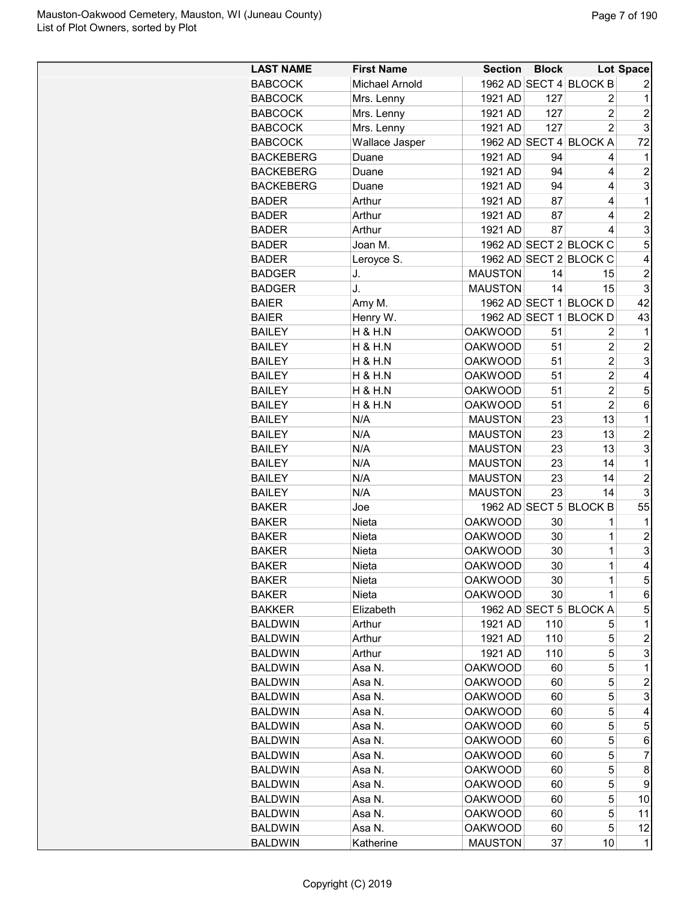| LAST NAME | First Name | Section | Block | Lot | Space |
|---|---|---|---|---|---|
| BABCOCK | Michael Arnold | 1962 AD | SECT 4 | BLOCK B | 2 |
| BABCOCK | Mrs. Lenny | 1921 AD | 127 | 2 | 1 |
| BABCOCK | Mrs. Lenny | 1921 AD | 127 | 2 | 2 |
| BABCOCK | Mrs. Lenny | 1921 AD | 127 | 2 | 3 |
| BABCOCK | Wallace Jasper | 1962 AD | SECT 4 | BLOCK A | 72 |
| BACKEBERG | Duane | 1921 AD | 94 | 4 | 1 |
| BACKEBERG | Duane | 1921 AD | 94 | 4 | 2 |
| BACKEBERG | Duane | 1921 AD | 94 | 4 | 3 |
| BADER | Arthur | 1921 AD | 87 | 4 | 1 |
| BADER | Arthur | 1921 AD | 87 | 4 | 2 |
| BADER | Arthur | 1921 AD | 87 | 4 | 3 |
| BADER | Joan M. | 1962 AD | SECT 2 | BLOCK C | 5 |
| BADER | Leroyce S. | 1962 AD | SECT 2 | BLOCK C | 4 |
| BADGER | J. | MAUSTON | 14 | 15 | 2 |
| BADGER | J. | MAUSTON | 14 | 15 | 3 |
| BAIER | Amy M. | 1962 AD | SECT 1 | BLOCK D | 42 |
| BAIER | Henry W. | 1962 AD | SECT 1 | BLOCK D | 43 |
| BAILEY | H & H.N | OAKWOOD | 51 | 2 | 1 |
| BAILEY | H & H.N | OAKWOOD | 51 | 2 | 2 |
| BAILEY | H & H.N | OAKWOOD | 51 | 2 | 3 |
| BAILEY | H & H.N | OAKWOOD | 51 | 2 | 4 |
| BAILEY | H & H.N | OAKWOOD | 51 | 2 | 5 |
| BAILEY | H & H.N | OAKWOOD | 51 | 2 | 6 |
| BAILEY | N/A | MAUSTON | 23 | 13 | 1 |
| BAILEY | N/A | MAUSTON | 23 | 13 | 2 |
| BAILEY | N/A | MAUSTON | 23 | 13 | 3 |
| BAILEY | N/A | MAUSTON | 23 | 14 | 1 |
| BAILEY | N/A | MAUSTON | 23 | 14 | 2 |
| BAILEY | N/A | MAUSTON | 23 | 14 | 3 |
| BAKER | Joe | 1962 AD | SECT 5 | BLOCK B | 55 |
| BAKER | Nieta | OAKWOOD | 30 | 1 | 1 |
| BAKER | Nieta | OAKWOOD | 30 | 1 | 2 |
| BAKER | Nieta | OAKWOOD | 30 | 1 | 3 |
| BAKER | Nieta | OAKWOOD | 30 | 1 | 4 |
| BAKER | Nieta | OAKWOOD | 30 | 1 | 5 |
| BAKER | Nieta | OAKWOOD | 30 | 1 | 6 |
| BAKKER | Elizabeth | 1962 AD | SECT 5 | BLOCK A | 5 |
| BALDWIN | Arthur | 1921 AD | 110 | 5 | 1 |
| BALDWIN | Arthur | 1921 AD | 110 | 5 | 2 |
| BALDWIN | Arthur | 1921 AD | 110 | 5 | 3 |
| BALDWIN | Asa N. | OAKWOOD | 60 | 5 | 1 |
| BALDWIN | Asa N. | OAKWOOD | 60 | 5 | 2 |
| BALDWIN | Asa N. | OAKWOOD | 60 | 5 | 3 |
| BALDWIN | Asa N. | OAKWOOD | 60 | 5 | 4 |
| BALDWIN | Asa N. | OAKWOOD | 60 | 5 | 5 |
| BALDWIN | Asa N. | OAKWOOD | 60 | 5 | 6 |
| BALDWIN | Asa N. | OAKWOOD | 60 | 5 | 7 |
| BALDWIN | Asa N. | OAKWOOD | 60 | 5 | 8 |
| BALDWIN | Asa N. | OAKWOOD | 60 | 5 | 9 |
| BALDWIN | Asa N. | OAKWOOD | 60 | 5 | 10 |
| BALDWIN | Asa N. | OAKWOOD | 60 | 5 | 11 |
| BALDWIN | Asa N. | OAKWOOD | 60 | 5 | 12 |
| BALDWIN | Katherine | MAUSTON | 37 | 10 | 1 |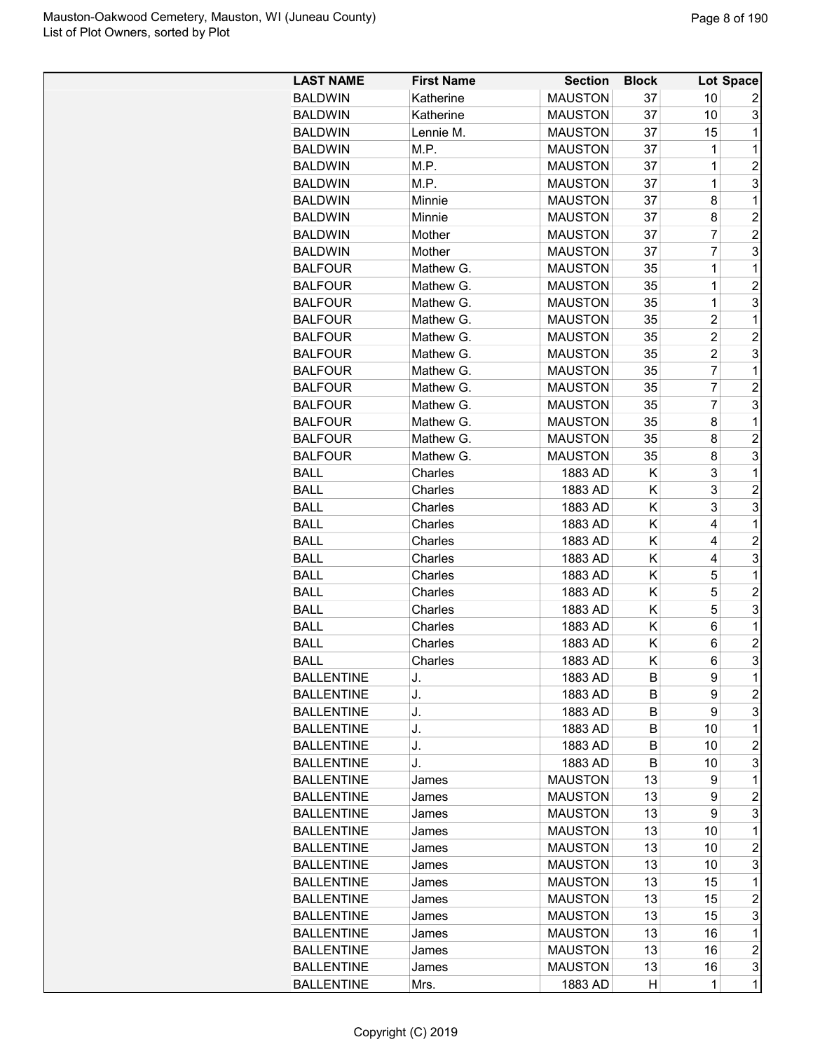| LAST NAME | First Name | Section | Block | Lot | Space |
|---|---|---|---|---|---|
| BALDWIN | Katherine | MAUSTON | 37 | 10 | 2 |
| BALDWIN | Katherine | MAUSTON | 37 | 10 | 3 |
| BALDWIN | Lennie M. | MAUSTON | 37 | 15 | 1 |
| BALDWIN | M.P. | MAUSTON | 37 | 1 | 1 |
| BALDWIN | M.P. | MAUSTON | 37 | 1 | 2 |
| BALDWIN | M.P. | MAUSTON | 37 | 1 | 3 |
| BALDWIN | Minnie | MAUSTON | 37 | 8 | 1 |
| BALDWIN | Minnie | MAUSTON | 37 | 8 | 2 |
| BALDWIN | Mother | MAUSTON | 37 | 7 | 2 |
| BALDWIN | Mother | MAUSTON | 37 | 7 | 3 |
| BALFOUR | Mathew G. | MAUSTON | 35 | 1 | 1 |
| BALFOUR | Mathew G. | MAUSTON | 35 | 1 | 2 |
| BALFOUR | Mathew G. | MAUSTON | 35 | 1 | 3 |
| BALFOUR | Mathew G. | MAUSTON | 35 | 2 | 1 |
| BALFOUR | Mathew G. | MAUSTON | 35 | 2 | 2 |
| BALFOUR | Mathew G. | MAUSTON | 35 | 2 | 3 |
| BALFOUR | Mathew G. | MAUSTON | 35 | 7 | 1 |
| BALFOUR | Mathew G. | MAUSTON | 35 | 7 | 2 |
| BALFOUR | Mathew G. | MAUSTON | 35 | 7 | 3 |
| BALFOUR | Mathew G. | MAUSTON | 35 | 8 | 1 |
| BALFOUR | Mathew G. | MAUSTON | 35 | 8 | 2 |
| BALFOUR | Mathew G. | MAUSTON | 35 | 8 | 3 |
| BALL | Charles | 1883 AD | K | 3 | 1 |
| BALL | Charles | 1883 AD | K | 3 | 2 |
| BALL | Charles | 1883 AD | K | 3 | 3 |
| BALL | Charles | 1883 AD | K | 4 | 1 |
| BALL | Charles | 1883 AD | K | 4 | 2 |
| BALL | Charles | 1883 AD | K | 4 | 3 |
| BALL | Charles | 1883 AD | K | 5 | 1 |
| BALL | Charles | 1883 AD | K | 5 | 2 |
| BALL | Charles | 1883 AD | K | 5 | 3 |
| BALL | Charles | 1883 AD | K | 6 | 1 |
| BALL | Charles | 1883 AD | K | 6 | 2 |
| BALL | Charles | 1883 AD | K | 6 | 3 |
| BALLENTINE | J. | 1883 AD | B | 9 | 1 |
| BALLENTINE | J. | 1883 AD | B | 9 | 2 |
| BALLENTINE | J. | 1883 AD | B | 9 | 3 |
| BALLENTINE | J. | 1883 AD | B | 10 | 1 |
| BALLENTINE | J. | 1883 AD | B | 10 | 2 |
| BALLENTINE | J. | 1883 AD | B | 10 | 3 |
| BALLENTINE | James | MAUSTON | 13 | 9 | 1 |
| BALLENTINE | James | MAUSTON | 13 | 9 | 2 |
| BALLENTINE | James | MAUSTON | 13 | 9 | 3 |
| BALLENTINE | James | MAUSTON | 13 | 10 | 1 |
| BALLENTINE | James | MAUSTON | 13 | 10 | 2 |
| BALLENTINE | James | MAUSTON | 13 | 10 | 3 |
| BALLENTINE | James | MAUSTON | 13 | 15 | 1 |
| BALLENTINE | James | MAUSTON | 13 | 15 | 2 |
| BALLENTINE | James | MAUSTON | 13 | 15 | 3 |
| BALLENTINE | James | MAUSTON | 13 | 16 | 1 |
| BALLENTINE | James | MAUSTON | 13 | 16 | 2 |
| BALLENTINE | James | MAUSTON | 13 | 16 | 3 |
| BALLENTINE | Mrs. | 1883 AD | H | 1 | 1 |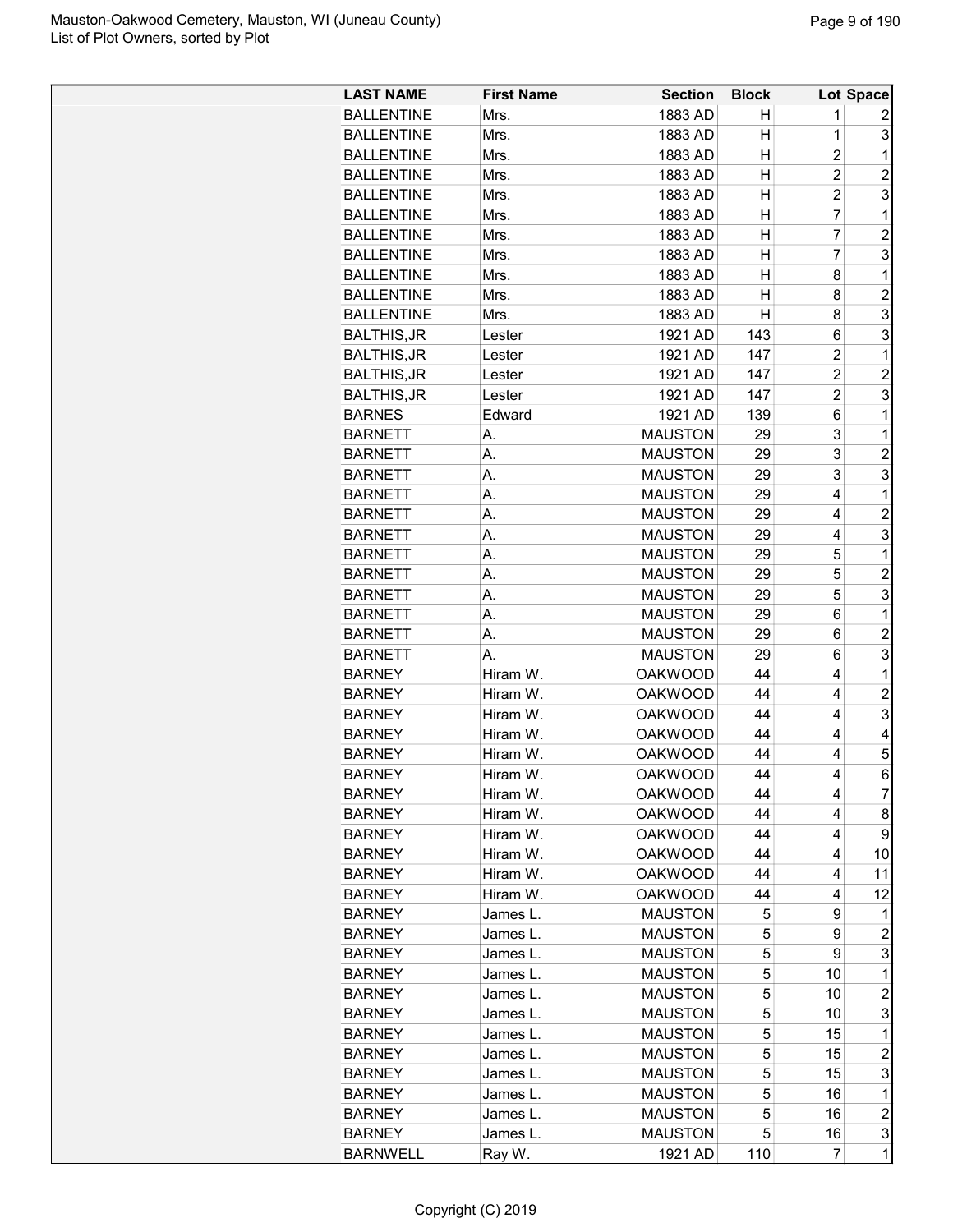| LAST NAME | First Name | Section | Block | Lot | Space |
|---|---|---|---|---|---|
| BALLENTINE | Mrs. | 1883 AD | H | 1 | 2 |
| BALLENTINE | Mrs. | 1883 AD | H | 1 | 3 |
| BALLENTINE | Mrs. | 1883 AD | H | 2 | 1 |
| BALLENTINE | Mrs. | 1883 AD | H | 2 | 2 |
| BALLENTINE | Mrs. | 1883 AD | H | 2 | 3 |
| BALLENTINE | Mrs. | 1883 AD | H | 7 | 1 |
| BALLENTINE | Mrs. | 1883 AD | H | 7 | 2 |
| BALLENTINE | Mrs. | 1883 AD | H | 7 | 3 |
| BALLENTINE | Mrs. | 1883 AD | H | 8 | 1 |
| BALLENTINE | Mrs. | 1883 AD | H | 8 | 2 |
| BALLENTINE | Mrs. | 1883 AD | H | 8 | 3 |
| BALTHIS,JR | Lester | 1921 AD | 143 | 6 | 3 |
| BALTHIS,JR | Lester | 1921 AD | 147 | 2 | 1 |
| BALTHIS,JR | Lester | 1921 AD | 147 | 2 | 2 |
| BALTHIS,JR | Lester | 1921 AD | 147 | 2 | 3 |
| BARNES | Edward | 1921 AD | 139 | 6 | 1 |
| BARNETT | A. | MAUSTON | 29 | 3 | 1 |
| BARNETT | A. | MAUSTON | 29 | 3 | 2 |
| BARNETT | A. | MAUSTON | 29 | 3 | 3 |
| BARNETT | A. | MAUSTON | 29 | 4 | 1 |
| BARNETT | A. | MAUSTON | 29 | 4 | 2 |
| BARNETT | A. | MAUSTON | 29 | 4 | 3 |
| BARNETT | A. | MAUSTON | 29 | 5 | 1 |
| BARNETT | A. | MAUSTON | 29 | 5 | 2 |
| BARNETT | A. | MAUSTON | 29 | 5 | 3 |
| BARNETT | A. | MAUSTON | 29 | 6 | 1 |
| BARNETT | A. | MAUSTON | 29 | 6 | 2 |
| BARNETT | A. | MAUSTON | 29 | 6 | 3 |
| BARNEY | Hiram W. | OAKWOOD | 44 | 4 | 1 |
| BARNEY | Hiram W. | OAKWOOD | 44 | 4 | 2 |
| BARNEY | Hiram W. | OAKWOOD | 44 | 4 | 3 |
| BARNEY | Hiram W. | OAKWOOD | 44 | 4 | 4 |
| BARNEY | Hiram W. | OAKWOOD | 44 | 4 | 5 |
| BARNEY | Hiram W. | OAKWOOD | 44 | 4 | 6 |
| BARNEY | Hiram W. | OAKWOOD | 44 | 4 | 7 |
| BARNEY | Hiram W. | OAKWOOD | 44 | 4 | 8 |
| BARNEY | Hiram W. | OAKWOOD | 44 | 4 | 9 |
| BARNEY | Hiram W. | OAKWOOD | 44 | 4 | 10 |
| BARNEY | Hiram W. | OAKWOOD | 44 | 4 | 11 |
| BARNEY | Hiram W. | OAKWOOD | 44 | 4 | 12 |
| BARNEY | James L. | MAUSTON | 5 | 9 | 1 |
| BARNEY | James L. | MAUSTON | 5 | 9 | 2 |
| BARNEY | James L. | MAUSTON | 5 | 9 | 3 |
| BARNEY | James L. | MAUSTON | 5 | 10 | 1 |
| BARNEY | James L. | MAUSTON | 5 | 10 | 2 |
| BARNEY | James L. | MAUSTON | 5 | 10 | 3 |
| BARNEY | James L. | MAUSTON | 5 | 15 | 1 |
| BARNEY | James L. | MAUSTON | 5 | 15 | 2 |
| BARNEY | James L. | MAUSTON | 5 | 15 | 3 |
| BARNEY | James L. | MAUSTON | 5 | 16 | 1 |
| BARNEY | James L. | MAUSTON | 5 | 16 | 2 |
| BARNEY | James L. | MAUSTON | 5 | 16 | 3 |
| BARNWELL | Ray W. | 1921 AD | 110 | 7 | 1 |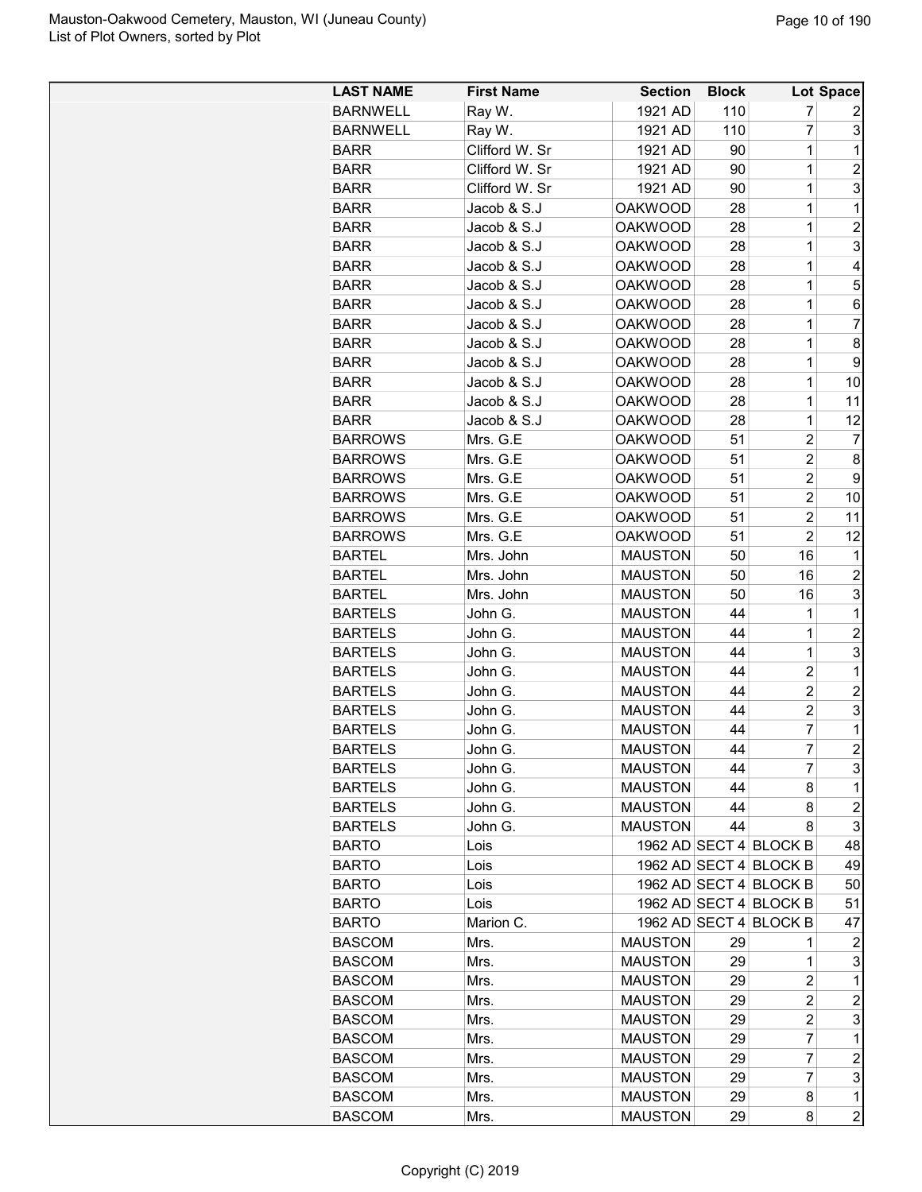| LAST NAME | First Name | Section | Block | Lot | Space |
|---|---|---|---|---|---|
| BARNWELL | Ray W. | 1921 AD | 110 | 7 | 2 |
| BARNWELL | Ray W. | 1921 AD | 110 | 7 | 3 |
| BARR | Clifford W. Sr | 1921 AD | 90 | 1 | 1 |
| BARR | Clifford W. Sr | 1921 AD | 90 | 1 | 2 |
| BARR | Clifford W. Sr | 1921 AD | 90 | 1 | 3 |
| BARR | Jacob & S.J | OAKWOOD | 28 | 1 | 1 |
| BARR | Jacob & S.J | OAKWOOD | 28 | 1 | 2 |
| BARR | Jacob & S.J | OAKWOOD | 28 | 1 | 3 |
| BARR | Jacob & S.J | OAKWOOD | 28 | 1 | 4 |
| BARR | Jacob & S.J | OAKWOOD | 28 | 1 | 5 |
| BARR | Jacob & S.J | OAKWOOD | 28 | 1 | 6 |
| BARR | Jacob & S.J | OAKWOOD | 28 | 1 | 7 |
| BARR | Jacob & S.J | OAKWOOD | 28 | 1 | 8 |
| BARR | Jacob & S.J | OAKWOOD | 28 | 1 | 9 |
| BARR | Jacob & S.J | OAKWOOD | 28 | 1 | 10 |
| BARR | Jacob & S.J | OAKWOOD | 28 | 1 | 11 |
| BARR | Jacob & S.J | OAKWOOD | 28 | 1 | 12 |
| BARROWS | Mrs. G.E | OAKWOOD | 51 | 2 | 7 |
| BARROWS | Mrs. G.E | OAKWOOD | 51 | 2 | 8 |
| BARROWS | Mrs. G.E | OAKWOOD | 51 | 2 | 9 |
| BARROWS | Mrs. G.E | OAKWOOD | 51 | 2 | 10 |
| BARROWS | Mrs. G.E | OAKWOOD | 51 | 2 | 11 |
| BARROWS | Mrs. G.E | OAKWOOD | 51 | 2 | 12 |
| BARTEL | Mrs. John | MAUSTON | 50 | 16 | 1 |
| BARTEL | Mrs. John | MAUSTON | 50 | 16 | 2 |
| BARTEL | Mrs. John | MAUSTON | 50 | 16 | 3 |
| BARTELS | John G. | MAUSTON | 44 | 1 | 1 |
| BARTELS | John G. | MAUSTON | 44 | 1 | 2 |
| BARTELS | John G. | MAUSTON | 44 | 1 | 3 |
| BARTELS | John G. | MAUSTON | 44 | 2 | 1 |
| BARTELS | John G. | MAUSTON | 44 | 2 | 2 |
| BARTELS | John G. | MAUSTON | 44 | 2 | 3 |
| BARTELS | John G. | MAUSTON | 44 | 7 | 1 |
| BARTELS | John G. | MAUSTON | 44 | 7 | 2 |
| BARTELS | John G. | MAUSTON | 44 | 7 | 3 |
| BARTELS | John G. | MAUSTON | 44 | 8 | 1 |
| BARTELS | John G. | MAUSTON | 44 | 8 | 2 |
| BARTELS | John G. | MAUSTON | 44 | 8 | 3 |
| BARTO | Lois | 1962 AD | SECT 4 | BLOCK B | 48 |
| BARTO | Lois | 1962 AD | SECT 4 | BLOCK B | 49 |
| BARTO | Lois | 1962 AD | SECT 4 | BLOCK B | 50 |
| BARTO | Lois | 1962 AD | SECT 4 | BLOCK B | 51 |
| BARTO | Marion C. | 1962 AD | SECT 4 | BLOCK B | 47 |
| BASCOM | Mrs. | MAUSTON | 29 | 1 | 2 |
| BASCOM | Mrs. | MAUSTON | 29 | 1 | 3 |
| BASCOM | Mrs. | MAUSTON | 29 | 2 | 1 |
| BASCOM | Mrs. | MAUSTON | 29 | 2 | 2 |
| BASCOM | Mrs. | MAUSTON | 29 | 2 | 3 |
| BASCOM | Mrs. | MAUSTON | 29 | 7 | 1 |
| BASCOM | Mrs. | MAUSTON | 29 | 7 | 2 |
| BASCOM | Mrs. | MAUSTON | 29 | 7 | 3 |
| BASCOM | Mrs. | MAUSTON | 29 | 8 | 1 |
| BASCOM | Mrs. | MAUSTON | 29 | 8 | 2 |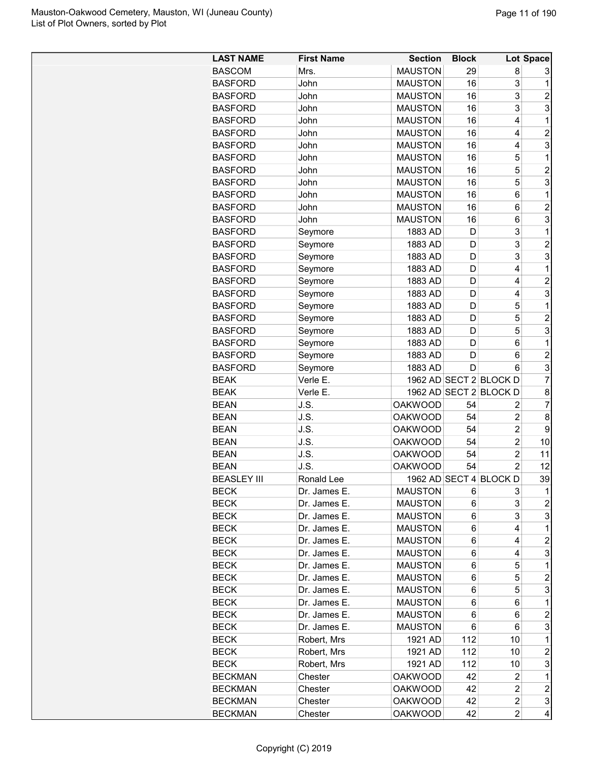| LAST NAME | First Name | Section | Block | Lot | Space |
|---|---|---|---|---|---|
| BASCOM | Mrs. | MAUSTON | 29 | 8 | 3 |
| BASFORD | John | MAUSTON | 16 | 3 | 1 |
| BASFORD | John | MAUSTON | 16 | 3 | 2 |
| BASFORD | John | MAUSTON | 16 | 3 | 3 |
| BASFORD | John | MAUSTON | 16 | 4 | 1 |
| BASFORD | John | MAUSTON | 16 | 4 | 2 |
| BASFORD | John | MAUSTON | 16 | 4 | 3 |
| BASFORD | John | MAUSTON | 16 | 5 | 1 |
| BASFORD | John | MAUSTON | 16 | 5 | 2 |
| BASFORD | John | MAUSTON | 16 | 5 | 3 |
| BASFORD | John | MAUSTON | 16 | 6 | 1 |
| BASFORD | John | MAUSTON | 16 | 6 | 2 |
| BASFORD | John | MAUSTON | 16 | 6 | 3 |
| BASFORD | Seymore | 1883 AD | D | 3 | 1 |
| BASFORD | Seymore | 1883 AD | D | 3 | 2 |
| BASFORD | Seymore | 1883 AD | D | 3 | 3 |
| BASFORD | Seymore | 1883 AD | D | 4 | 1 |
| BASFORD | Seymore | 1883 AD | D | 4 | 2 |
| BASFORD | Seymore | 1883 AD | D | 4 | 3 |
| BASFORD | Seymore | 1883 AD | D | 5 | 1 |
| BASFORD | Seymore | 1883 AD | D | 5 | 2 |
| BASFORD | Seymore | 1883 AD | D | 5 | 3 |
| BASFORD | Seymore | 1883 AD | D | 6 | 1 |
| BASFORD | Seymore | 1883 AD | D | 6 | 2 |
| BASFORD | Seymore | 1883 AD | D | 6 | 3 |
| BEAK | Verle E. | 1962 AD | SECT 2 | BLOCK D | 7 |
| BEAK | Verle E. | 1962 AD | SECT 2 | BLOCK D | 8 |
| BEAN | J.S. | OAKWOOD | 54 | 2 | 7 |
| BEAN | J.S. | OAKWOOD | 54 | 2 | 8 |
| BEAN | J.S. | OAKWOOD | 54 | 2 | 9 |
| BEAN | J.S. | OAKWOOD | 54 | 2 | 10 |
| BEAN | J.S. | OAKWOOD | 54 | 2 | 11 |
| BEAN | J.S. | OAKWOOD | 54 | 2 | 12 |
| BEASLEY III | Ronald Lee | 1962 AD | SECT 4 | BLOCK D | 39 |
| BECK | Dr. James E. | MAUSTON | 6 | 3 | 1 |
| BECK | Dr. James E. | MAUSTON | 6 | 3 | 2 |
| BECK | Dr. James E. | MAUSTON | 6 | 3 | 3 |
| BECK | Dr. James E. | MAUSTON | 6 | 4 | 1 |
| BECK | Dr. James E. | MAUSTON | 6 | 4 | 2 |
| BECK | Dr. James E. | MAUSTON | 6 | 4 | 3 |
| BECK | Dr. James E. | MAUSTON | 6 | 5 | 1 |
| BECK | Dr. James E. | MAUSTON | 6 | 5 | 2 |
| BECK | Dr. James E. | MAUSTON | 6 | 5 | 3 |
| BECK | Dr. James E. | MAUSTON | 6 | 6 | 1 |
| BECK | Dr. James E. | MAUSTON | 6 | 6 | 2 |
| BECK | Dr. James E. | MAUSTON | 6 | 6 | 3 |
| BECK | Robert, Mrs | 1921 AD | 112 | 10 | 1 |
| BECK | Robert, Mrs | 1921 AD | 112 | 10 | 2 |
| BECK | Robert, Mrs | 1921 AD | 112 | 10 | 3 |
| BECKMAN | Chester | OAKWOOD | 42 | 2 | 1 |
| BECKMAN | Chester | OAKWOOD | 42 | 2 | 2 |
| BECKMAN | Chester | OAKWOOD | 42 | 2 | 3 |
| BECKMAN | Chester | OAKWOOD | 42 | 2 | 4 |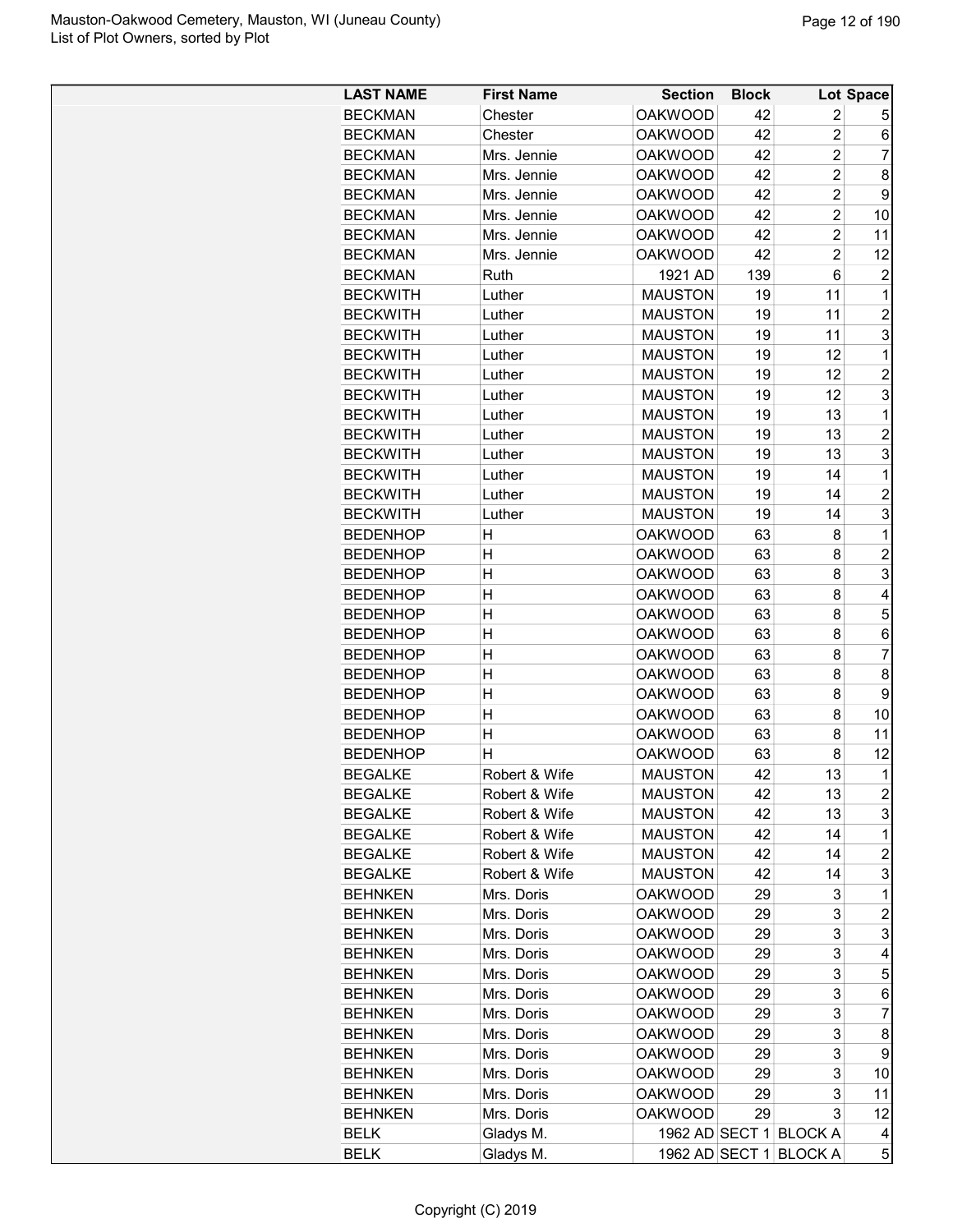| LAST NAME | First Name | Section | Block | Lot | Space |
|---|---|---|---|---|---|
| BECKMAN | Chester | OAKWOOD | 42 | 2 | 5 |
| BECKMAN | Chester | OAKWOOD | 42 | 2 | 6 |
| BECKMAN | Mrs. Jennie | OAKWOOD | 42 | 2 | 7 |
| BECKMAN | Mrs. Jennie | OAKWOOD | 42 | 2 | 8 |
| BECKMAN | Mrs. Jennie | OAKWOOD | 42 | 2 | 9 |
| BECKMAN | Mrs. Jennie | OAKWOOD | 42 | 2 | 10 |
| BECKMAN | Mrs. Jennie | OAKWOOD | 42 | 2 | 11 |
| BECKMAN | Mrs. Jennie | OAKWOOD | 42 | 2 | 12 |
| BECKMAN | Ruth | 1921 AD | 139 | 6 | 2 |
| BECKWITH | Luther | MAUSTON | 19 | 11 | 1 |
| BECKWITH | Luther | MAUSTON | 19 | 11 | 2 |
| BECKWITH | Luther | MAUSTON | 19 | 11 | 3 |
| BECKWITH | Luther | MAUSTON | 19 | 12 | 1 |
| BECKWITH | Luther | MAUSTON | 19 | 12 | 2 |
| BECKWITH | Luther | MAUSTON | 19 | 12 | 3 |
| BECKWITH | Luther | MAUSTON | 19 | 13 | 1 |
| BECKWITH | Luther | MAUSTON | 19 | 13 | 2 |
| BECKWITH | Luther | MAUSTON | 19 | 13 | 3 |
| BECKWITH | Luther | MAUSTON | 19 | 14 | 1 |
| BECKWITH | Luther | MAUSTON | 19 | 14 | 2 |
| BECKWITH | Luther | MAUSTON | 19 | 14 | 3 |
| BEDENHOP | H | OAKWOOD | 63 | 8 | 1 |
| BEDENHOP | H | OAKWOOD | 63 | 8 | 2 |
| BEDENHOP | H | OAKWOOD | 63 | 8 | 3 |
| BEDENHOP | H | OAKWOOD | 63 | 8 | 4 |
| BEDENHOP | H | OAKWOOD | 63 | 8 | 5 |
| BEDENHOP | H | OAKWOOD | 63 | 8 | 6 |
| BEDENHOP | H | OAKWOOD | 63 | 8 | 7 |
| BEDENHOP | H | OAKWOOD | 63 | 8 | 8 |
| BEDENHOP | H | OAKWOOD | 63 | 8 | 9 |
| BEDENHOP | H | OAKWOOD | 63 | 8 | 10 |
| BEDENHOP | H | OAKWOOD | 63 | 8 | 11 |
| BEDENHOP | H | OAKWOOD | 63 | 8 | 12 |
| BEGALKE | Robert & Wife | MAUSTON | 42 | 13 | 1 |
| BEGALKE | Robert & Wife | MAUSTON | 42 | 13 | 2 |
| BEGALKE | Robert & Wife | MAUSTON | 42 | 13 | 3 |
| BEGALKE | Robert & Wife | MAUSTON | 42 | 14 | 1 |
| BEGALKE | Robert & Wife | MAUSTON | 42 | 14 | 2 |
| BEGALKE | Robert & Wife | MAUSTON | 42 | 14 | 3 |
| BEHNKEN | Mrs. Doris | OAKWOOD | 29 | 3 | 1 |
| BEHNKEN | Mrs. Doris | OAKWOOD | 29 | 3 | 2 |
| BEHNKEN | Mrs. Doris | OAKWOOD | 29 | 3 | 3 |
| BEHNKEN | Mrs. Doris | OAKWOOD | 29 | 3 | 4 |
| BEHNKEN | Mrs. Doris | OAKWOOD | 29 | 3 | 5 |
| BEHNKEN | Mrs. Doris | OAKWOOD | 29 | 3 | 6 |
| BEHNKEN | Mrs. Doris | OAKWOOD | 29 | 3 | 7 |
| BEHNKEN | Mrs. Doris | OAKWOOD | 29 | 3 | 8 |
| BEHNKEN | Mrs. Doris | OAKWOOD | 29 | 3 | 9 |
| BEHNKEN | Mrs. Doris | OAKWOOD | 29 | 3 | 10 |
| BEHNKEN | Mrs. Doris | OAKWOOD | 29 | 3 | 11 |
| BEHNKEN | Mrs. Doris | OAKWOOD | 29 | 3 | 12 |
| BELK | Gladys M. | 1962 AD | SECT 1 | BLOCK A | 4 |
| BELK | Gladys M. | 1962 AD | SECT 1 | BLOCK A | 5 |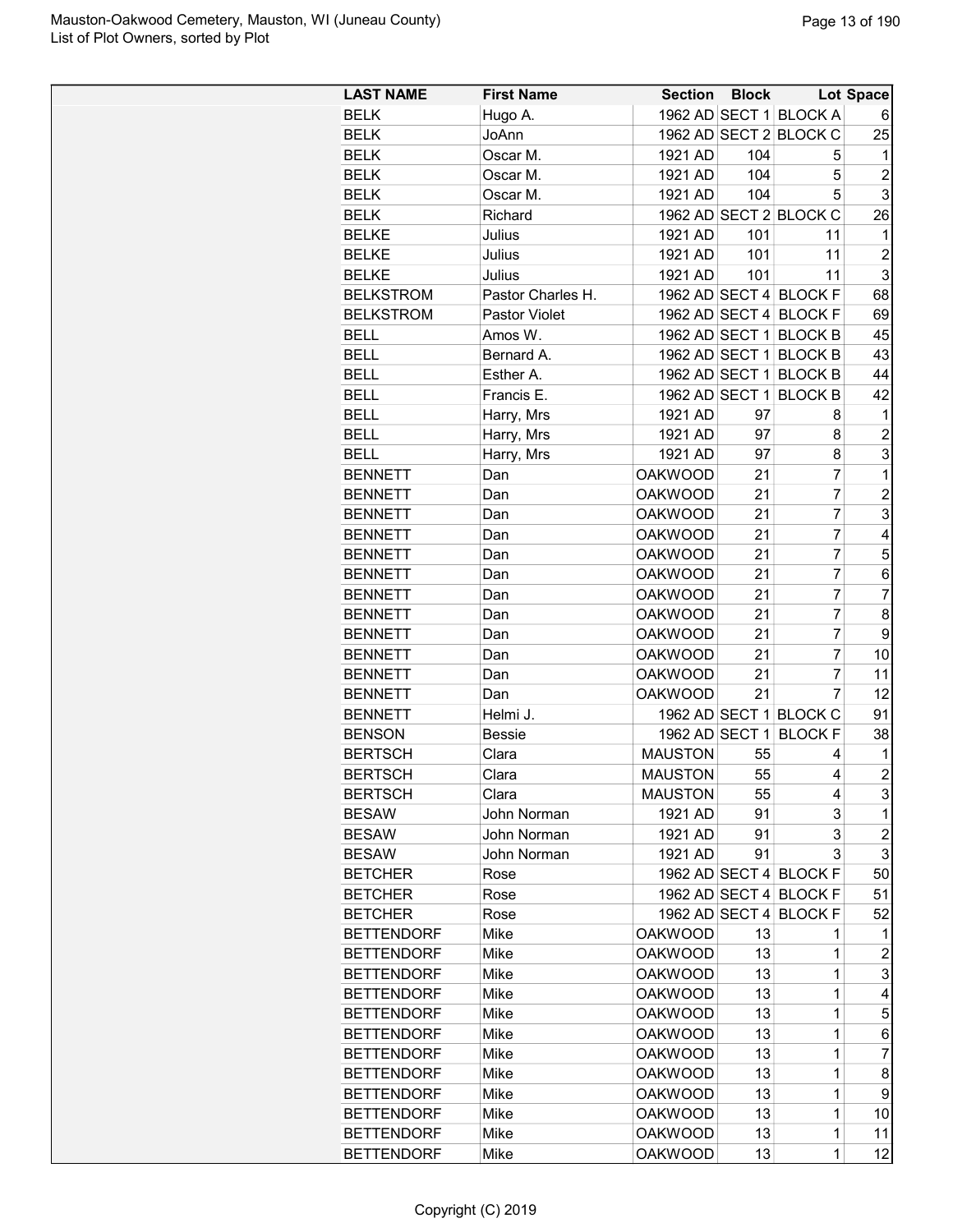| LAST NAME | First Name | Section | Block | Lot | Space |
|---|---|---|---|---|---|
| BELK | Hugo A. | 1962 AD | SECT 1 | BLOCK A | 6 |
| BELK | JoAnn | 1962 AD | SECT 2 | BLOCK C | 25 |
| BELK | Oscar M. | 1921 AD | 104 | 5 | 1 |
| BELK | Oscar M. | 1921 AD | 104 | 5 | 2 |
| BELK | Oscar M. | 1921 AD | 104 | 5 | 3 |
| BELK | Richard | 1962 AD | SECT 2 | BLOCK C | 26 |
| BELKE | Julius | 1921 AD | 101 | 11 | 1 |
| BELKE | Julius | 1921 AD | 101 | 11 | 2 |
| BELKE | Julius | 1921 AD | 101 | 11 | 3 |
| BELKSTROM | Pastor Charles H. | 1962 AD | SECT 4 | BLOCK F | 68 |
| BELKSTROM | Pastor Violet | 1962 AD | SECT 4 | BLOCK F | 69 |
| BELL | Amos W. | 1962 AD | SECT 1 | BLOCK B | 45 |
| BELL | Bernard A. | 1962 AD | SECT 1 | BLOCK B | 43 |
| BELL | Esther A. | 1962 AD | SECT 1 | BLOCK B | 44 |
| BELL | Francis E. | 1962 AD | SECT 1 | BLOCK B | 42 |
| BELL | Harry, Mrs | 1921 AD | 97 | 8 | 1 |
| BELL | Harry, Mrs | 1921 AD | 97 | 8 | 2 |
| BELL | Harry, Mrs | 1921 AD | 97 | 8 | 3 |
| BENNETT | Dan | OAKWOOD | 21 | 7 | 1 |
| BENNETT | Dan | OAKWOOD | 21 | 7 | 2 |
| BENNETT | Dan | OAKWOOD | 21 | 7 | 3 |
| BENNETT | Dan | OAKWOOD | 21 | 7 | 4 |
| BENNETT | Dan | OAKWOOD | 21 | 7 | 5 |
| BENNETT | Dan | OAKWOOD | 21 | 7 | 6 |
| BENNETT | Dan | OAKWOOD | 21 | 7 | 7 |
| BENNETT | Dan | OAKWOOD | 21 | 7 | 8 |
| BENNETT | Dan | OAKWOOD | 21 | 7 | 9 |
| BENNETT | Dan | OAKWOOD | 21 | 7 | 10 |
| BENNETT | Dan | OAKWOOD | 21 | 7 | 11 |
| BENNETT | Dan | OAKWOOD | 21 | 7 | 12 |
| BENNETT | Helmi J. | 1962 AD | SECT 1 | BLOCK C | 91 |
| BENSON | Bessie | 1962 AD | SECT 1 | BLOCK F | 38 |
| BERTSCH | Clara | MAUSTON | 55 | 4 | 1 |
| BERTSCH | Clara | MAUSTON | 55 | 4 | 2 |
| BERTSCH | Clara | MAUSTON | 55 | 4 | 3 |
| BESAW | John Norman | 1921 AD | 91 | 3 | 1 |
| BESAW | John Norman | 1921 AD | 91 | 3 | 2 |
| BESAW | John Norman | 1921 AD | 91 | 3 | 3 |
| BETCHER | Rose | 1962 AD | SECT 4 | BLOCK F | 50 |
| BETCHER | Rose | 1962 AD | SECT 4 | BLOCK F | 51 |
| BETCHER | Rose | 1962 AD | SECT 4 | BLOCK F | 52 |
| BETTENDORF | Mike | OAKWOOD | 13 | 1 | 1 |
| BETTENDORF | Mike | OAKWOOD | 13 | 1 | 2 |
| BETTENDORF | Mike | OAKWOOD | 13 | 1 | 3 |
| BETTENDORF | Mike | OAKWOOD | 13 | 1 | 4 |
| BETTENDORF | Mike | OAKWOOD | 13 | 1 | 5 |
| BETTENDORF | Mike | OAKWOOD | 13 | 1 | 6 |
| BETTENDORF | Mike | OAKWOOD | 13 | 1 | 7 |
| BETTENDORF | Mike | OAKWOOD | 13 | 1 | 8 |
| BETTENDORF | Mike | OAKWOOD | 13 | 1 | 9 |
| BETTENDORF | Mike | OAKWOOD | 13 | 1 | 10 |
| BETTENDORF | Mike | OAKWOOD | 13 | 1 | 11 |
| BETTENDORF | Mike | OAKWOOD | 13 | 1 | 12 |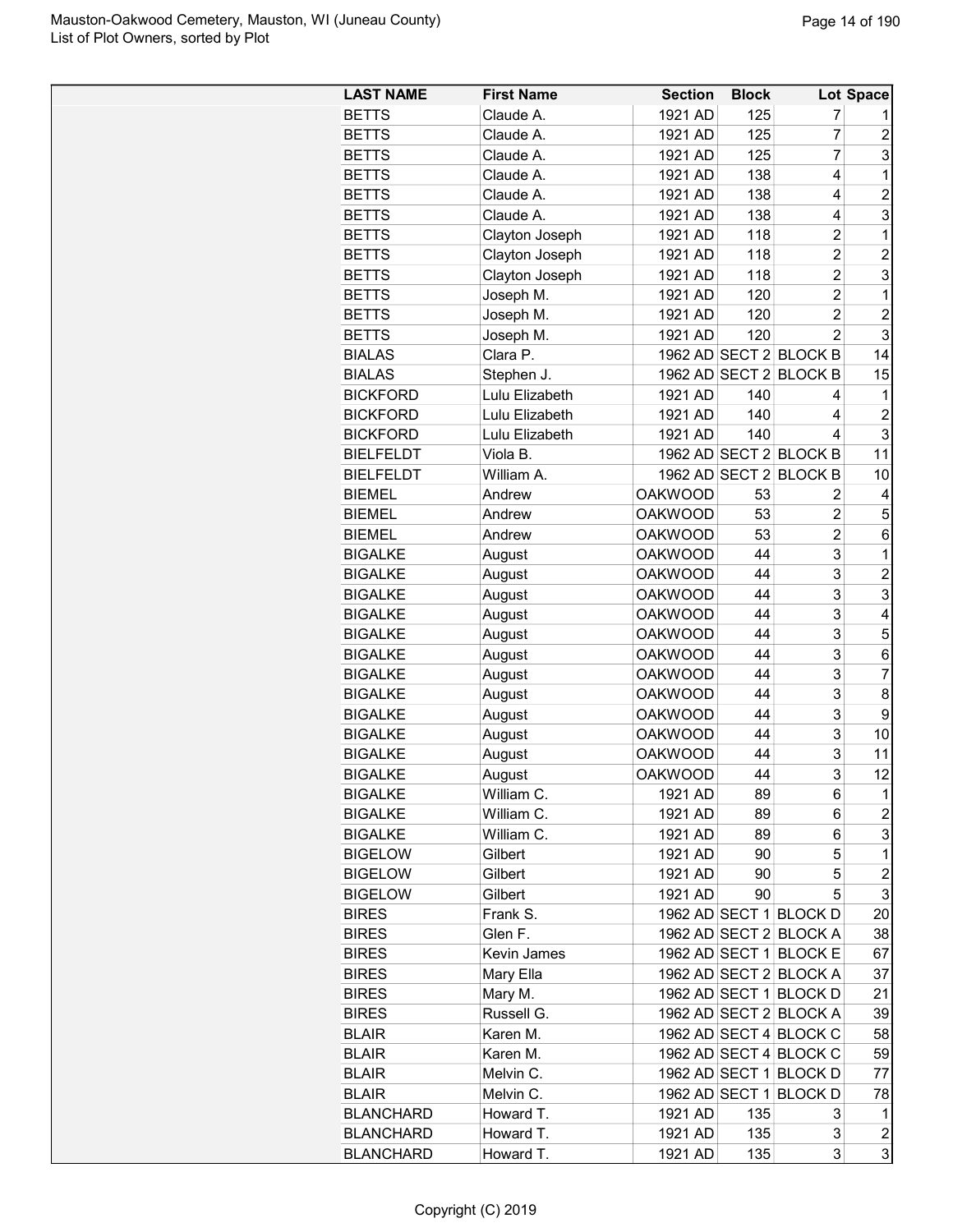| LAST NAME | First Name | Section | Block | Lot | Space |
|---|---|---|---|---|---|
| BETTS | Claude A. | 1921 AD | 125 | 7 | 1 |
| BETTS | Claude A. | 1921 AD | 125 | 7 | 2 |
| BETTS | Claude A. | 1921 AD | 125 | 7 | 3 |
| BETTS | Claude A. | 1921 AD | 138 | 4 | 1 |
| BETTS | Claude A. | 1921 AD | 138 | 4 | 2 |
| BETTS | Claude A. | 1921 AD | 138 | 4 | 3 |
| BETTS | Clayton Joseph | 1921 AD | 118 | 2 | 1 |
| BETTS | Clayton Joseph | 1921 AD | 118 | 2 | 2 |
| BETTS | Clayton Joseph | 1921 AD | 118 | 2 | 3 |
| BETTS | Joseph M. | 1921 AD | 120 | 2 | 1 |
| BETTS | Joseph M. | 1921 AD | 120 | 2 | 2 |
| BETTS | Joseph M. | 1921 AD | 120 | 2 | 3 |
| BIALAS | Clara P. | 1962 AD | SECT 2 | BLOCK B | 14 |
| BIALAS | Stephen J. | 1962 AD | SECT 2 | BLOCK B | 15 |
| BICKFORD | Lulu Elizabeth | 1921 AD | 140 | 4 | 1 |
| BICKFORD | Lulu Elizabeth | 1921 AD | 140 | 4 | 2 |
| BICKFORD | Lulu Elizabeth | 1921 AD | 140 | 4 | 3 |
| BIELFELDT | Viola B. | 1962 AD | SECT 2 | BLOCK B | 11 |
| BIELFELDT | William A. | 1962 AD | SECT 2 | BLOCK B | 10 |
| BIEMEL | Andrew | OAKWOOD | 53 | 2 | 4 |
| BIEMEL | Andrew | OAKWOOD | 53 | 2 | 5 |
| BIEMEL | Andrew | OAKWOOD | 53 | 2 | 6 |
| BIGALKE | August | OAKWOOD | 44 | 3 | 1 |
| BIGALKE | August | OAKWOOD | 44 | 3 | 2 |
| BIGALKE | August | OAKWOOD | 44 | 3 | 3 |
| BIGALKE | August | OAKWOOD | 44 | 3 | 4 |
| BIGALKE | August | OAKWOOD | 44 | 3 | 5 |
| BIGALKE | August | OAKWOOD | 44 | 3 | 6 |
| BIGALKE | August | OAKWOOD | 44 | 3 | 7 |
| BIGALKE | August | OAKWOOD | 44 | 3 | 8 |
| BIGALKE | August | OAKWOOD | 44 | 3 | 9 |
| BIGALKE | August | OAKWOOD | 44 | 3 | 10 |
| BIGALKE | August | OAKWOOD | 44 | 3 | 11 |
| BIGALKE | August | OAKWOOD | 44 | 3 | 12 |
| BIGALKE | William C. | 1921 AD | 89 | 6 | 1 |
| BIGALKE | William C. | 1921 AD | 89 | 6 | 2 |
| BIGALKE | William C. | 1921 AD | 89 | 6 | 3 |
| BIGELOW | Gilbert | 1921 AD | 90 | 5 | 1 |
| BIGELOW | Gilbert | 1921 AD | 90 | 5 | 2 |
| BIGELOW | Gilbert | 1921 AD | 90 | 5 | 3 |
| BIRES | Frank S. | 1962 AD | SECT 1 | BLOCK D | 20 |
| BIRES | Glen F. | 1962 AD | SECT 2 | BLOCK A | 38 |
| BIRES | Kevin James | 1962 AD | SECT 1 | BLOCK E | 67 |
| BIRES | Mary Ella | 1962 AD | SECT 2 | BLOCK A | 37 |
| BIRES | Mary M. | 1962 AD | SECT 1 | BLOCK D | 21 |
| BIRES | Russell G. | 1962 AD | SECT 2 | BLOCK A | 39 |
| BLAIR | Karen M. | 1962 AD | SECT 4 | BLOCK C | 58 |
| BLAIR | Karen M. | 1962 AD | SECT 4 | BLOCK C | 59 |
| BLAIR | Melvin C. | 1962 AD | SECT 1 | BLOCK D | 77 |
| BLAIR | Melvin C. | 1962 AD | SECT 1 | BLOCK D | 78 |
| BLANCHARD | Howard T. | 1921 AD | 135 | 3 | 1 |
| BLANCHARD | Howard T. | 1921 AD | 135 | 3 | 2 |
| BLANCHARD | Howard T. | 1921 AD | 135 | 3 | 3 |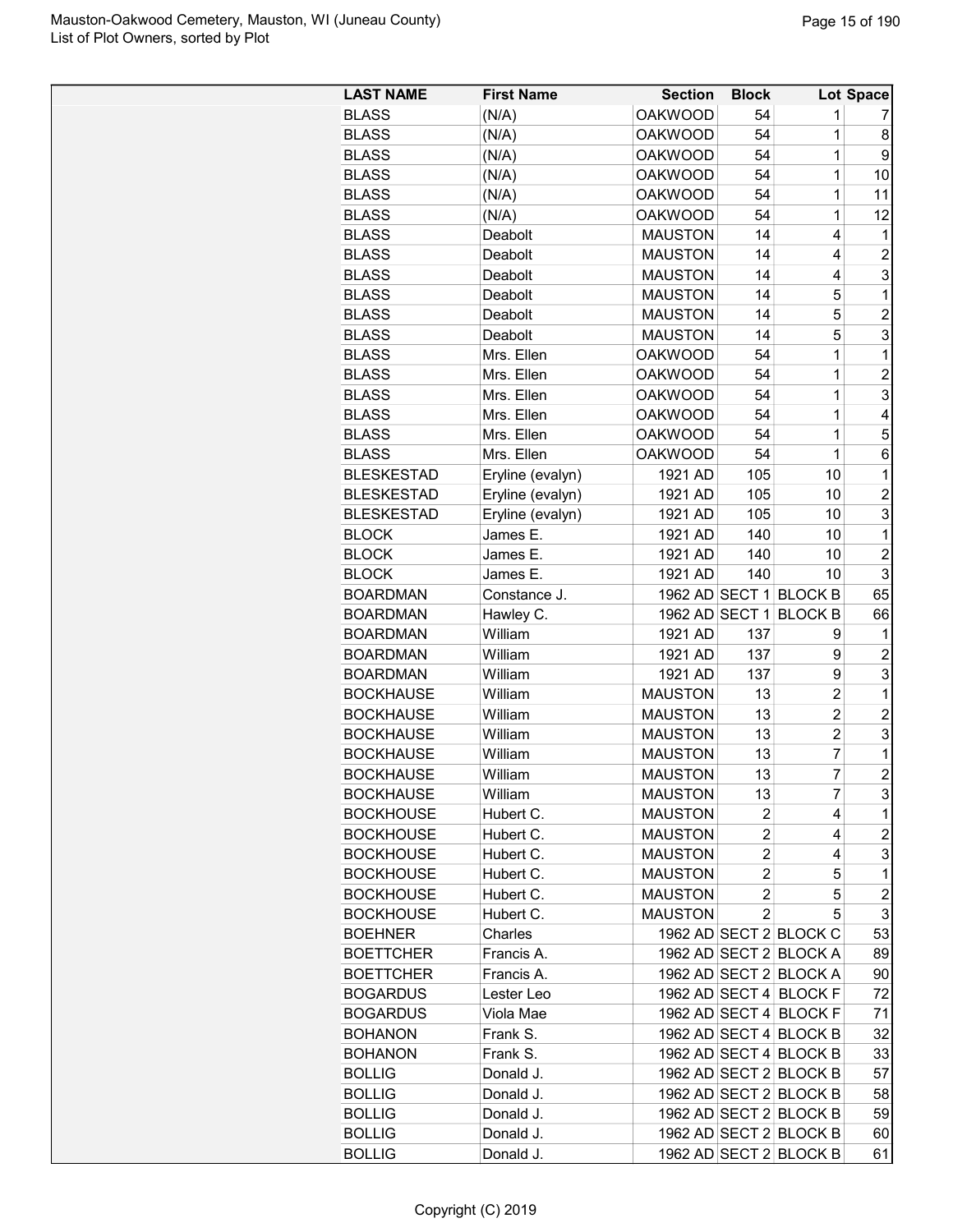| LAST NAME | First Name | Section | Block | Lot | Space |
|---|---|---|---|---|---|
| BLASS | (N/A) | OAKWOOD | 54 | 1 | 7 |
| BLASS | (N/A) | OAKWOOD | 54 | 1 | 8 |
| BLASS | (N/A) | OAKWOOD | 54 | 1 | 9 |
| BLASS | (N/A) | OAKWOOD | 54 | 1 | 10 |
| BLASS | (N/A) | OAKWOOD | 54 | 1 | 11 |
| BLASS | (N/A) | OAKWOOD | 54 | 1 | 12 |
| BLASS | Deabolt | MAUSTON | 14 | 4 | 1 |
| BLASS | Deabolt | MAUSTON | 14 | 4 | 2 |
| BLASS | Deabolt | MAUSTON | 14 | 4 | 3 |
| BLASS | Deabolt | MAUSTON | 14 | 5 | 1 |
| BLASS | Deabolt | MAUSTON | 14 | 5 | 2 |
| BLASS | Deabolt | MAUSTON | 14 | 5 | 3 |
| BLASS | Mrs. Ellen | OAKWOOD | 54 | 1 | 1 |
| BLASS | Mrs. Ellen | OAKWOOD | 54 | 1 | 2 |
| BLASS | Mrs. Ellen | OAKWOOD | 54 | 1 | 3 |
| BLASS | Mrs. Ellen | OAKWOOD | 54 | 1 | 4 |
| BLASS | Mrs. Ellen | OAKWOOD | 54 | 1 | 5 |
| BLASS | Mrs. Ellen | OAKWOOD | 54 | 1 | 6 |
| BLESKESTAD | Eryline (evalyn) | 1921 AD | 105 | 10 | 1 |
| BLESKESTAD | Eryline (evalyn) | 1921 AD | 105 | 10 | 2 |
| BLESKESTAD | Eryline (evalyn) | 1921 AD | 105 | 10 | 3 |
| BLOCK | James E. | 1921 AD | 140 | 10 | 1 |
| BLOCK | James E. | 1921 AD | 140 | 10 | 2 |
| BLOCK | James E. | 1921 AD | 140 | 10 | 3 |
| BOARDMAN | Constance J. | 1962 AD | SECT 1 | BLOCK B | 65 |
| BOARDMAN | Hawley C. | 1962 AD | SECT 1 | BLOCK B | 66 |
| BOARDMAN | William | 1921 AD | 137 | 9 | 1 |
| BOARDMAN | William | 1921 AD | 137 | 9 | 2 |
| BOARDMAN | William | 1921 AD | 137 | 9 | 3 |
| BOCKHAUSE | William | MAUSTON | 13 | 2 | 1 |
| BOCKHAUSE | William | MAUSTON | 13 | 2 | 2 |
| BOCKHAUSE | William | MAUSTON | 13 | 2 | 3 |
| BOCKHAUSE | William | MAUSTON | 13 | 7 | 1 |
| BOCKHAUSE | William | MAUSTON | 13 | 7 | 2 |
| BOCKHAUSE | William | MAUSTON | 13 | 7 | 3 |
| BOCKHOUSE | Hubert C. | MAUSTON | 2 | 4 | 1 |
| BOCKHOUSE | Hubert C. | MAUSTON | 2 | 4 | 2 |
| BOCKHOUSE | Hubert C. | MAUSTON | 2 | 4 | 3 |
| BOCKHOUSE | Hubert C. | MAUSTON | 2 | 5 | 1 |
| BOCKHOUSE | Hubert C. | MAUSTON | 2 | 5 | 2 |
| BOCKHOUSE | Hubert C. | MAUSTON | 2 | 5 | 3 |
| BOEHNER | Charles | 1962 AD | SECT 2 | BLOCK C | 53 |
| BOETTCHER | Francis A. | 1962 AD | SECT 2 | BLOCK A | 89 |
| BOETTCHER | Francis A. | 1962 AD | SECT 2 | BLOCK A | 90 |
| BOGARDUS | Lester Leo | 1962 AD | SECT 4 | BLOCK F | 72 |
| BOGARDUS | Viola Mae | 1962 AD | SECT 4 | BLOCK F | 71 |
| BOHANON | Frank S. | 1962 AD | SECT 4 | BLOCK B | 32 |
| BOHANON | Frank S. | 1962 AD | SECT 4 | BLOCK B | 33 |
| BOLLIG | Donald J. | 1962 AD | SECT 2 | BLOCK B | 57 |
| BOLLIG | Donald J. | 1962 AD | SECT 2 | BLOCK B | 58 |
| BOLLIG | Donald J. | 1962 AD | SECT 2 | BLOCK B | 59 |
| BOLLIG | Donald J. | 1962 AD | SECT 2 | BLOCK B | 60 |
| BOLLIG | Donald J. | 1962 AD | SECT 2 | BLOCK B | 61 |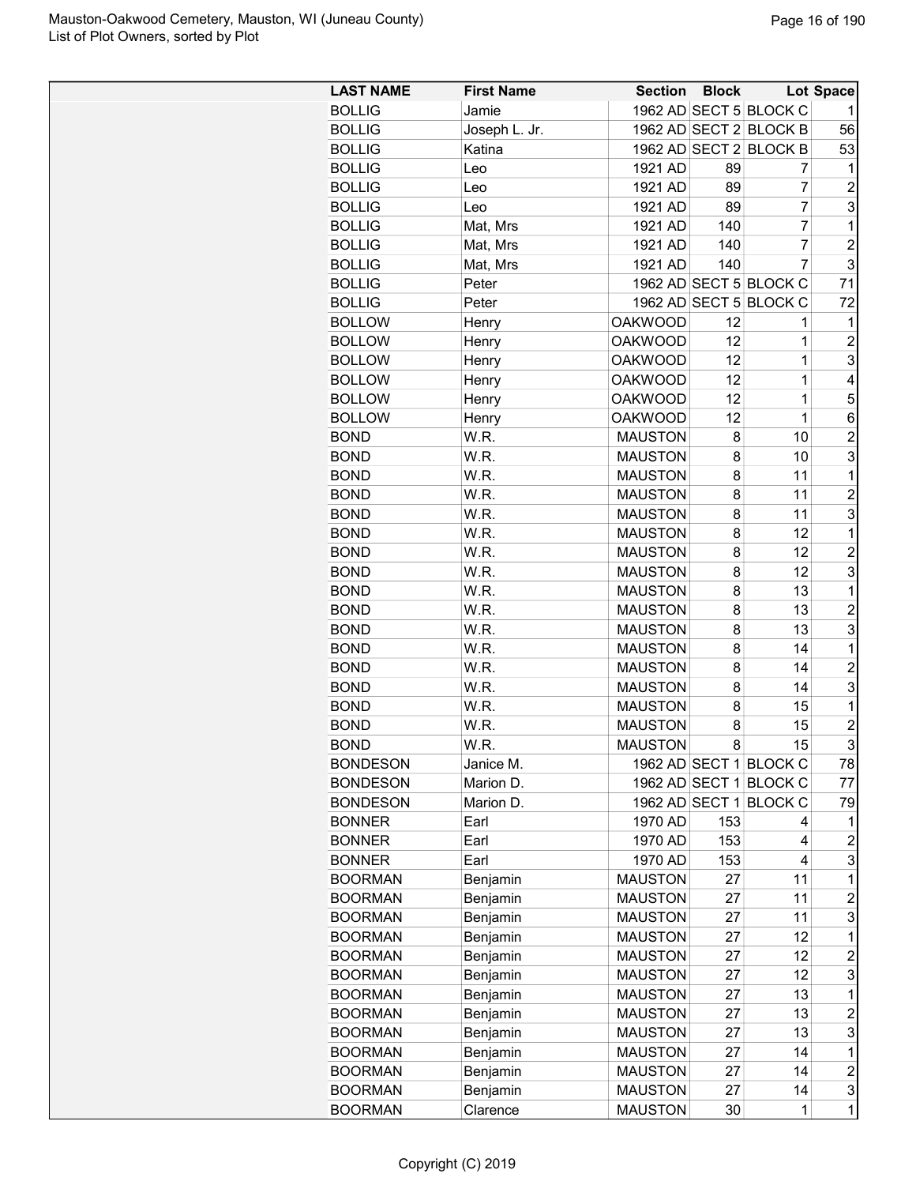| LAST NAME | First Name | Section | Block | Lot | Space |
|---|---|---|---|---|---|
| BOLLIG | Jamie | 1962 AD | SECT 5 | BLOCK C | 1 |
| BOLLIG | Joseph L. Jr. | 1962 AD | SECT 2 | BLOCK B | 56 |
| BOLLIG | Katina | 1962 AD | SECT 2 | BLOCK B | 53 |
| BOLLIG | Leo | 1921 AD | 89 | 7 | 1 |
| BOLLIG | Leo | 1921 AD | 89 | 7 | 2 |
| BOLLIG | Leo | 1921 AD | 89 | 7 | 3 |
| BOLLIG | Mat, Mrs | 1921 AD | 140 | 7 | 1 |
| BOLLIG | Mat, Mrs | 1921 AD | 140 | 7 | 2 |
| BOLLIG | Mat, Mrs | 1921 AD | 140 | 7 | 3 |
| BOLLIG | Peter | 1962 AD | SECT 5 | BLOCK C | 71 |
| BOLLIG | Peter | 1962 AD | SECT 5 | BLOCK C | 72 |
| BOLLOW | Henry | OAKWOOD | 12 | 1 | 1 |
| BOLLOW | Henry | OAKWOOD | 12 | 1 | 2 |
| BOLLOW | Henry | OAKWOOD | 12 | 1 | 3 |
| BOLLOW | Henry | OAKWOOD | 12 | 1 | 4 |
| BOLLOW | Henry | OAKWOOD | 12 | 1 | 5 |
| BOLLOW | Henry | OAKWOOD | 12 | 1 | 6 |
| BOND | W.R. | MAUSTON | 8 | 10 | 2 |
| BOND | W.R. | MAUSTON | 8 | 10 | 3 |
| BOND | W.R. | MAUSTON | 8 | 11 | 1 |
| BOND | W.R. | MAUSTON | 8 | 11 | 2 |
| BOND | W.R. | MAUSTON | 8 | 11 | 3 |
| BOND | W.R. | MAUSTON | 8 | 12 | 1 |
| BOND | W.R. | MAUSTON | 8 | 12 | 2 |
| BOND | W.R. | MAUSTON | 8 | 12 | 3 |
| BOND | W.R. | MAUSTON | 8 | 13 | 1 |
| BOND | W.R. | MAUSTON | 8 | 13 | 2 |
| BOND | W.R. | MAUSTON | 8 | 13 | 3 |
| BOND | W.R. | MAUSTON | 8 | 14 | 1 |
| BOND | W.R. | MAUSTON | 8 | 14 | 2 |
| BOND | W.R. | MAUSTON | 8 | 14 | 3 |
| BOND | W.R. | MAUSTON | 8 | 15 | 1 |
| BOND | W.R. | MAUSTON | 8 | 15 | 2 |
| BOND | W.R. | MAUSTON | 8 | 15 | 3 |
| BONDESON | Janice M. | 1962 AD | SECT 1 | BLOCK C | 78 |
| BONDESON | Marion D. | 1962 AD | SECT 1 | BLOCK C | 77 |
| BONDESON | Marion D. | 1962 AD | SECT 1 | BLOCK C | 79 |
| BONNER | Earl | 1970 AD | 153 | 4 | 1 |
| BONNER | Earl | 1970 AD | 153 | 4 | 2 |
| BONNER | Earl | 1970 AD | 153 | 4 | 3 |
| BOORMAN | Benjamin | MAUSTON | 27 | 11 | 1 |
| BOORMAN | Benjamin | MAUSTON | 27 | 11 | 2 |
| BOORMAN | Benjamin | MAUSTON | 27 | 11 | 3 |
| BOORMAN | Benjamin | MAUSTON | 27 | 12 | 1 |
| BOORMAN | Benjamin | MAUSTON | 27 | 12 | 2 |
| BOORMAN | Benjamin | MAUSTON | 27 | 12 | 3 |
| BOORMAN | Benjamin | MAUSTON | 27 | 13 | 1 |
| BOORMAN | Benjamin | MAUSTON | 27 | 13 | 2 |
| BOORMAN | Benjamin | MAUSTON | 27 | 13 | 3 |
| BOORMAN | Benjamin | MAUSTON | 27 | 14 | 1 |
| BOORMAN | Benjamin | MAUSTON | 27 | 14 | 2 |
| BOORMAN | Benjamin | MAUSTON | 27 | 14 | 3 |
| BOORMAN | Clarence | MAUSTON | 30 | 1 | 1 |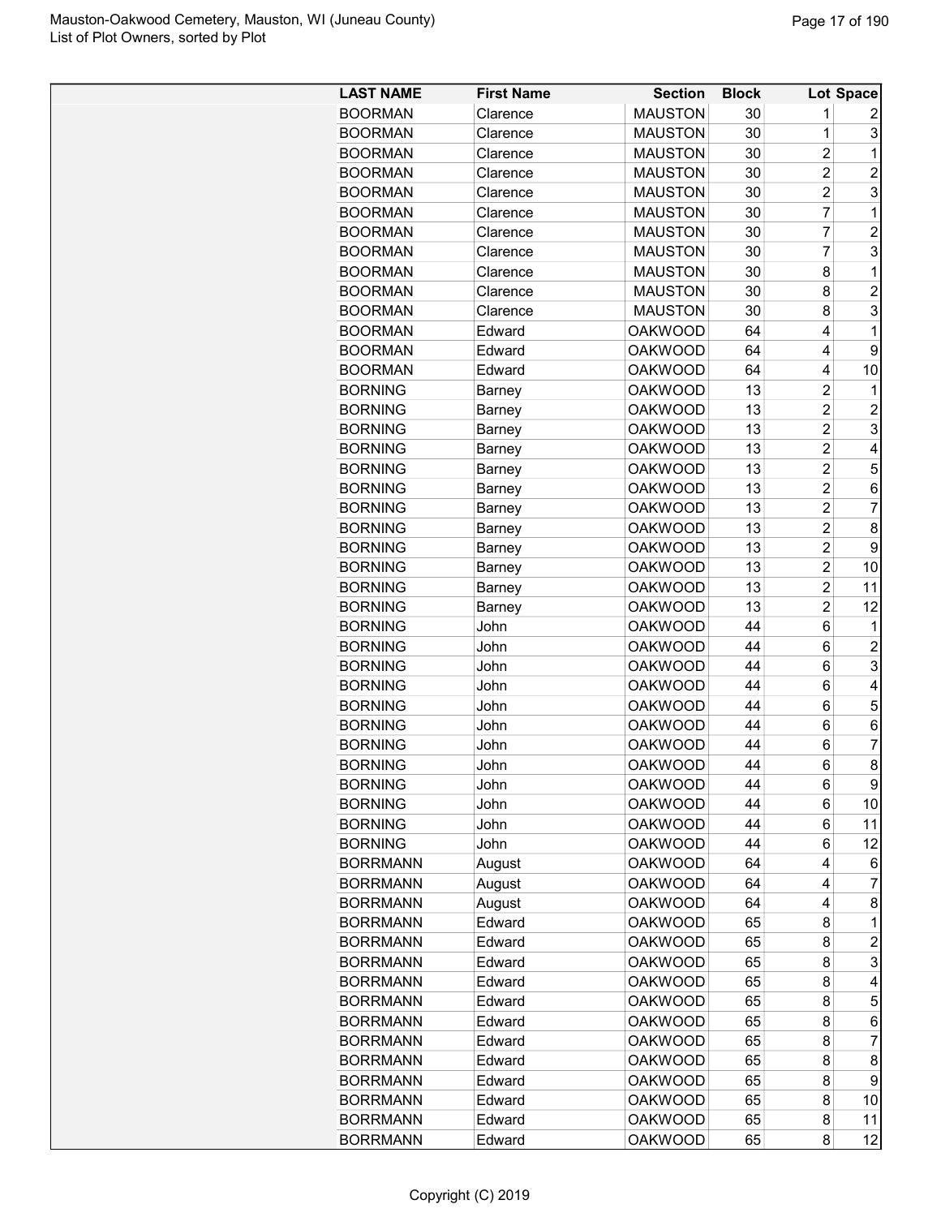| LAST NAME | First Name | Section | Block | Lot | Space |
|---|---|---|---|---|---|
| BOORMAN | Clarence | MAUSTON | 30 | 1 | 2 |
| BOORMAN | Clarence | MAUSTON | 30 | 1 | 3 |
| BOORMAN | Clarence | MAUSTON | 30 | 2 | 1 |
| BOORMAN | Clarence | MAUSTON | 30 | 2 | 2 |
| BOORMAN | Clarence | MAUSTON | 30 | 2 | 3 |
| BOORMAN | Clarence | MAUSTON | 30 | 7 | 1 |
| BOORMAN | Clarence | MAUSTON | 30 | 7 | 2 |
| BOORMAN | Clarence | MAUSTON | 30 | 7 | 3 |
| BOORMAN | Clarence | MAUSTON | 30 | 8 | 1 |
| BOORMAN | Clarence | MAUSTON | 30 | 8 | 2 |
| BOORMAN | Clarence | MAUSTON | 30 | 8 | 3 |
| BOORMAN | Edward | OAKWOOD | 64 | 4 | 1 |
| BOORMAN | Edward | OAKWOOD | 64 | 4 | 9 |
| BOORMAN | Edward | OAKWOOD | 64 | 4 | 10 |
| BORNING | Barney | OAKWOOD | 13 | 2 | 1 |
| BORNING | Barney | OAKWOOD | 13 | 2 | 2 |
| BORNING | Barney | OAKWOOD | 13 | 2 | 3 |
| BORNING | Barney | OAKWOOD | 13 | 2 | 4 |
| BORNING | Barney | OAKWOOD | 13 | 2 | 5 |
| BORNING | Barney | OAKWOOD | 13 | 2 | 6 |
| BORNING | Barney | OAKWOOD | 13 | 2 | 7 |
| BORNING | Barney | OAKWOOD | 13 | 2 | 8 |
| BORNING | Barney | OAKWOOD | 13 | 2 | 9 |
| BORNING | Barney | OAKWOOD | 13 | 2 | 10 |
| BORNING | Barney | OAKWOOD | 13 | 2 | 11 |
| BORNING | Barney | OAKWOOD | 13 | 2 | 12 |
| BORNING | John | OAKWOOD | 44 | 6 | 1 |
| BORNING | John | OAKWOOD | 44 | 6 | 2 |
| BORNING | John | OAKWOOD | 44 | 6 | 3 |
| BORNING | John | OAKWOOD | 44 | 6 | 4 |
| BORNING | John | OAKWOOD | 44 | 6 | 5 |
| BORNING | John | OAKWOOD | 44 | 6 | 6 |
| BORNING | John | OAKWOOD | 44 | 6 | 7 |
| BORNING | John | OAKWOOD | 44 | 6 | 8 |
| BORNING | John | OAKWOOD | 44 | 6 | 9 |
| BORNING | John | OAKWOOD | 44 | 6 | 10 |
| BORNING | John | OAKWOOD | 44 | 6 | 11 |
| BORNING | John | OAKWOOD | 44 | 6 | 12 |
| BORRMANN | August | OAKWOOD | 64 | 4 | 6 |
| BORRMANN | August | OAKWOOD | 64 | 4 | 7 |
| BORRMANN | August | OAKWOOD | 64 | 4 | 8 |
| BORRMANN | Edward | OAKWOOD | 65 | 8 | 1 |
| BORRMANN | Edward | OAKWOOD | 65 | 8 | 2 |
| BORRMANN | Edward | OAKWOOD | 65 | 8 | 3 |
| BORRMANN | Edward | OAKWOOD | 65 | 8 | 4 |
| BORRMANN | Edward | OAKWOOD | 65 | 8 | 5 |
| BORRMANN | Edward | OAKWOOD | 65 | 8 | 6 |
| BORRMANN | Edward | OAKWOOD | 65 | 8 | 7 |
| BORRMANN | Edward | OAKWOOD | 65 | 8 | 8 |
| BORRMANN | Edward | OAKWOOD | 65 | 8 | 9 |
| BORRMANN | Edward | OAKWOOD | 65 | 8 | 10 |
| BORRMANN | Edward | OAKWOOD | 65 | 8 | 11 |
| BORRMANN | Edward | OAKWOOD | 65 | 8 | 12 |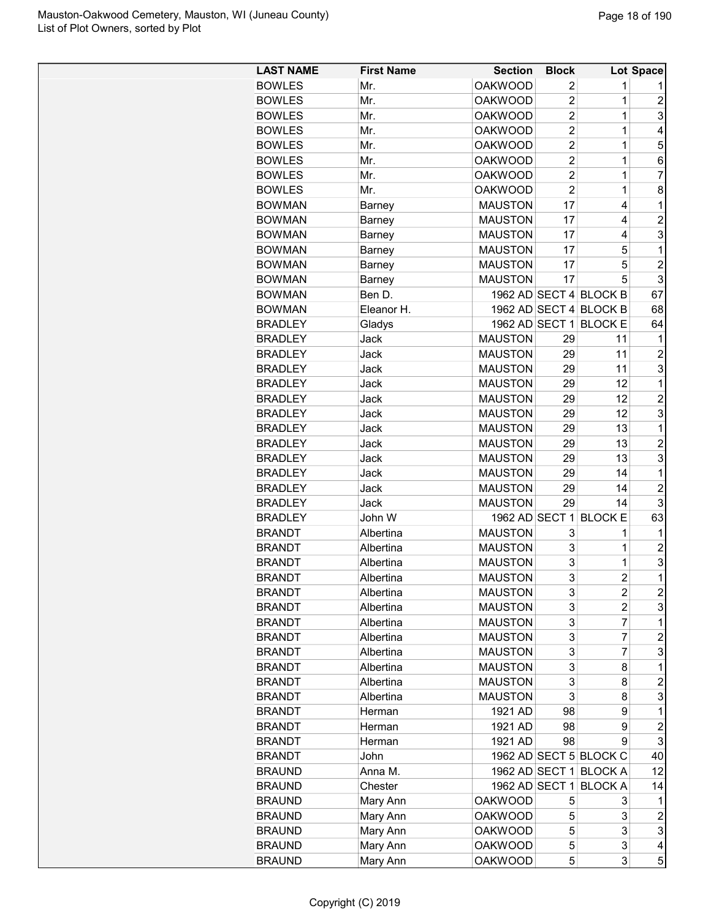| LAST NAME | First Name | Section | Block | Lot | Space |
|---|---|---|---|---|---|
| BOWLES | Mr. | OAKWOOD | 2 | 1 | 1 |
| BOWLES | Mr. | OAKWOOD | 2 | 1 | 2 |
| BOWLES | Mr. | OAKWOOD | 2 | 1 | 3 |
| BOWLES | Mr. | OAKWOOD | 2 | 1 | 4 |
| BOWLES | Mr. | OAKWOOD | 2 | 1 | 5 |
| BOWLES | Mr. | OAKWOOD | 2 | 1 | 6 |
| BOWLES | Mr. | OAKWOOD | 2 | 1 | 7 |
| BOWLES | Mr. | OAKWOOD | 2 | 1 | 8 |
| BOWMAN | Barney | MAUSTON | 17 | 4 | 1 |
| BOWMAN | Barney | MAUSTON | 17 | 4 | 2 |
| BOWMAN | Barney | MAUSTON | 17 | 4 | 3 |
| BOWMAN | Barney | MAUSTON | 17 | 5 | 1 |
| BOWMAN | Barney | MAUSTON | 17 | 5 | 2 |
| BOWMAN | Barney | MAUSTON | 17 | 5 | 3 |
| BOWMAN | Ben D. | 1962 AD | SECT 4 | BLOCK B | 67 |
| BOWMAN | Eleanor H. | 1962 AD | SECT 4 | BLOCK B | 68 |
| BRADLEY | Gladys | 1962 AD | SECT 1 | BLOCK E | 64 |
| BRADLEY | Jack | MAUSTON | 29 | 11 | 1 |
| BRADLEY | Jack | MAUSTON | 29 | 11 | 2 |
| BRADLEY | Jack | MAUSTON | 29 | 11 | 3 |
| BRADLEY | Jack | MAUSTON | 29 | 12 | 1 |
| BRADLEY | Jack | MAUSTON | 29 | 12 | 2 |
| BRADLEY | Jack | MAUSTON | 29 | 12 | 3 |
| BRADLEY | Jack | MAUSTON | 29 | 13 | 1 |
| BRADLEY | Jack | MAUSTON | 29 | 13 | 2 |
| BRADLEY | Jack | MAUSTON | 29 | 13 | 3 |
| BRADLEY | Jack | MAUSTON | 29 | 14 | 1 |
| BRADLEY | Jack | MAUSTON | 29 | 14 | 2 |
| BRADLEY | Jack | MAUSTON | 29 | 14 | 3 |
| BRADLEY | John W | 1962 AD | SECT 1 | BLOCK E | 63 |
| BRANDT | Albertina | MAUSTON | 3 | 1 | 1 |
| BRANDT | Albertina | MAUSTON | 3 | 1 | 2 |
| BRANDT | Albertina | MAUSTON | 3 | 1 | 3 |
| BRANDT | Albertina | MAUSTON | 3 | 2 | 1 |
| BRANDT | Albertina | MAUSTON | 3 | 2 | 2 |
| BRANDT | Albertina | MAUSTON | 3 | 2 | 3 |
| BRANDT | Albertina | MAUSTON | 3 | 7 | 1 |
| BRANDT | Albertina | MAUSTON | 3 | 7 | 2 |
| BRANDT | Albertina | MAUSTON | 3 | 7 | 3 |
| BRANDT | Albertina | MAUSTON | 3 | 8 | 1 |
| BRANDT | Albertina | MAUSTON | 3 | 8 | 2 |
| BRANDT | Albertina | MAUSTON | 3 | 8 | 3 |
| BRANDT | Herman | 1921 AD | 98 | 9 | 1 |
| BRANDT | Herman | 1921 AD | 98 | 9 | 2 |
| BRANDT | Herman | 1921 AD | 98 | 9 | 3 |
| BRANDT | John | 1962 AD | SECT 5 | BLOCK C | 40 |
| BRAUND | Anna M. | 1962 AD | SECT 1 | BLOCK A | 12 |
| BRAUND | Chester | 1962 AD | SECT 1 | BLOCK A | 14 |
| BRAUND | Mary Ann | OAKWOOD | 5 | 3 | 1 |
| BRAUND | Mary Ann | OAKWOOD | 5 | 3 | 2 |
| BRAUND | Mary Ann | OAKWOOD | 5 | 3 | 3 |
| BRAUND | Mary Ann | OAKWOOD | 5 | 3 | 4 |
| BRAUND | Mary Ann | OAKWOOD | 5 | 3 | 5 |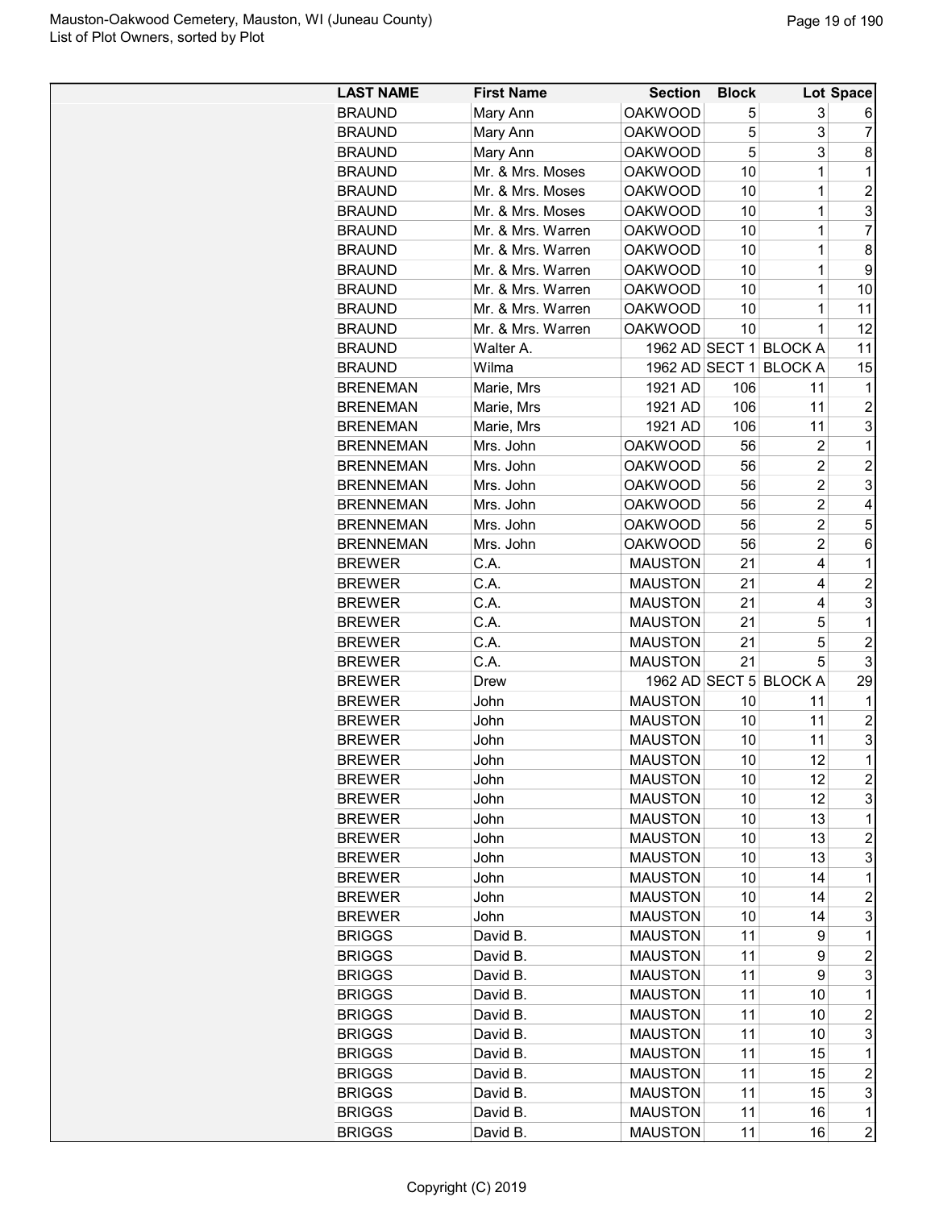| LAST NAME | First Name | Section | Block | Lot | Space |
|---|---|---|---|---|---|
| BRAUND | Mary Ann | OAKWOOD | 5 | 3 | 6 |
| BRAUND | Mary Ann | OAKWOOD | 5 | 3 | 7 |
| BRAUND | Mary Ann | OAKWOOD | 5 | 3 | 8 |
| BRAUND | Mr. & Mrs. Moses | OAKWOOD | 10 | 1 | 1 |
| BRAUND | Mr. & Mrs. Moses | OAKWOOD | 10 | 1 | 2 |
| BRAUND | Mr. & Mrs. Moses | OAKWOOD | 10 | 1 | 3 |
| BRAUND | Mr. & Mrs. Warren | OAKWOOD | 10 | 1 | 7 |
| BRAUND | Mr. & Mrs. Warren | OAKWOOD | 10 | 1 | 8 |
| BRAUND | Mr. & Mrs. Warren | OAKWOOD | 10 | 1 | 9 |
| BRAUND | Mr. & Mrs. Warren | OAKWOOD | 10 | 1 | 10 |
| BRAUND | Mr. & Mrs. Warren | OAKWOOD | 10 | 1 | 11 |
| BRAUND | Mr. & Mrs. Warren | OAKWOOD | 10 | 1 | 12 |
| BRAUND | Walter A. | 1962 AD | SECT 1 | BLOCK A | 11 |
| BRAUND | Wilma | 1962 AD | SECT 1 | BLOCK A | 15 |
| BRENEMAN | Marie, Mrs | 1921 AD | 106 | 11 | 1 |
| BRENEMAN | Marie, Mrs | 1921 AD | 106 | 11 | 2 |
| BRENEMAN | Marie, Mrs | 1921 AD | 106 | 11 | 3 |
| BRENNEMAN | Mrs. John | OAKWOOD | 56 | 2 | 1 |
| BRENNEMAN | Mrs. John | OAKWOOD | 56 | 2 | 2 |
| BRENNEMAN | Mrs. John | OAKWOOD | 56 | 2 | 3 |
| BRENNEMAN | Mrs. John | OAKWOOD | 56 | 2 | 4 |
| BRENNEMAN | Mrs. John | OAKWOOD | 56 | 2 | 5 |
| BRENNEMAN | Mrs. John | OAKWOOD | 56 | 2 | 6 |
| BREWER | C.A. | MAUSTON | 21 | 4 | 1 |
| BREWER | C.A. | MAUSTON | 21 | 4 | 2 |
| BREWER | C.A. | MAUSTON | 21 | 4 | 3 |
| BREWER | C.A. | MAUSTON | 21 | 5 | 1 |
| BREWER | C.A. | MAUSTON | 21 | 5 | 2 |
| BREWER | C.A. | MAUSTON | 21 | 5 | 3 |
| BREWER | Drew | 1962 AD | SECT 5 | BLOCK A | 29 |
| BREWER | John | MAUSTON | 10 | 11 | 1 |
| BREWER | John | MAUSTON | 10 | 11 | 2 |
| BREWER | John | MAUSTON | 10 | 11 | 3 |
| BREWER | John | MAUSTON | 10 | 12 | 1 |
| BREWER | John | MAUSTON | 10 | 12 | 2 |
| BREWER | John | MAUSTON | 10 | 12 | 3 |
| BREWER | John | MAUSTON | 10 | 13 | 1 |
| BREWER | John | MAUSTON | 10 | 13 | 2 |
| BREWER | John | MAUSTON | 10 | 13 | 3 |
| BREWER | John | MAUSTON | 10 | 14 | 1 |
| BREWER | John | MAUSTON | 10 | 14 | 2 |
| BREWER | John | MAUSTON | 10 | 14 | 3 |
| BRIGGS | David B. | MAUSTON | 11 | 9 | 1 |
| BRIGGS | David B. | MAUSTON | 11 | 9 | 2 |
| BRIGGS | David B. | MAUSTON | 11 | 9 | 3 |
| BRIGGS | David B. | MAUSTON | 11 | 10 | 1 |
| BRIGGS | David B. | MAUSTON | 11 | 10 | 2 |
| BRIGGS | David B. | MAUSTON | 11 | 10 | 3 |
| BRIGGS | David B. | MAUSTON | 11 | 15 | 1 |
| BRIGGS | David B. | MAUSTON | 11 | 15 | 2 |
| BRIGGS | David B. | MAUSTON | 11 | 15 | 3 |
| BRIGGS | David B. | MAUSTON | 11 | 16 | 1 |
| BRIGGS | David B. | MAUSTON | 11 | 16 | 2 |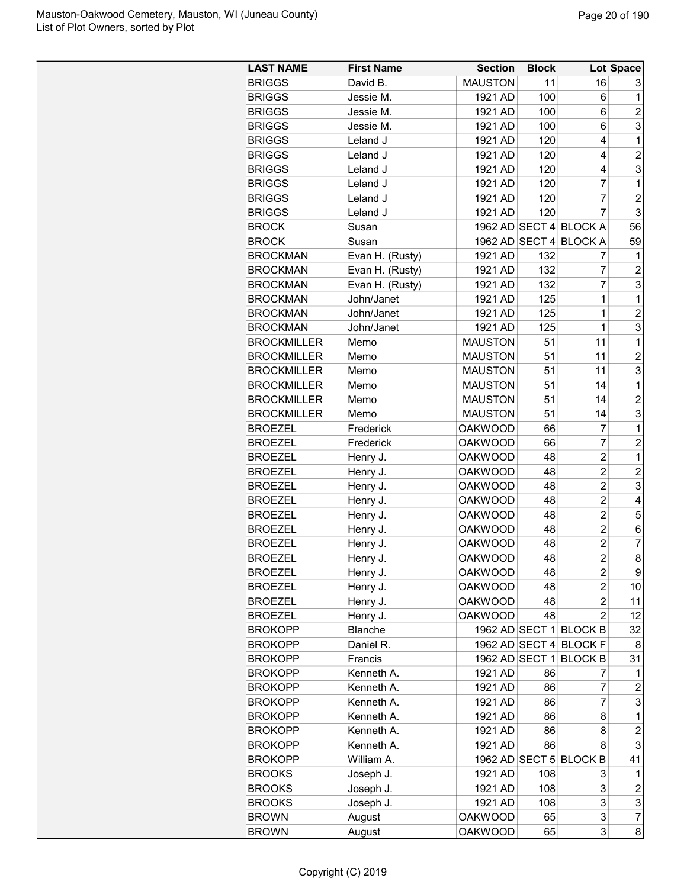| LAST NAME | First Name | Section | Block | Lot | Space |
|---|---|---|---|---|---|
| BRIGGS | David B. | MAUSTON | 11 | 16 | 3 |
| BRIGGS | Jessie M. | 1921 AD | 100 | 6 | 1 |
| BRIGGS | Jessie M. | 1921 AD | 100 | 6 | 2 |
| BRIGGS | Jessie M. | 1921 AD | 100 | 6 | 3 |
| BRIGGS | Leland J | 1921 AD | 120 | 4 | 1 |
| BRIGGS | Leland J | 1921 AD | 120 | 4 | 2 |
| BRIGGS | Leland J | 1921 AD | 120 | 4 | 3 |
| BRIGGS | Leland J | 1921 AD | 120 | 7 | 1 |
| BRIGGS | Leland J | 1921 AD | 120 | 7 | 2 |
| BRIGGS | Leland J | 1921 AD | 120 | 7 | 3 |
| BROCK | Susan | 1962 AD | SECT 4 | BLOCK A | 56 |
| BROCK | Susan | 1962 AD | SECT 4 | BLOCK A | 59 |
| BROCKMAN | Evan H. (Rusty) | 1921 AD | 132 | 7 | 1 |
| BROCKMAN | Evan H. (Rusty) | 1921 AD | 132 | 7 | 2 |
| BROCKMAN | Evan H. (Rusty) | 1921 AD | 132 | 7 | 3 |
| BROCKMAN | John/Janet | 1921 AD | 125 | 1 | 1 |
| BROCKMAN | John/Janet | 1921 AD | 125 | 1 | 2 |
| BROCKMAN | John/Janet | 1921 AD | 125 | 1 | 3 |
| BROCKMILLER | Memo | MAUSTON | 51 | 11 | 1 |
| BROCKMILLER | Memo | MAUSTON | 51 | 11 | 2 |
| BROCKMILLER | Memo | MAUSTON | 51 | 11 | 3 |
| BROCKMILLER | Memo | MAUSTON | 51 | 14 | 1 |
| BROCKMILLER | Memo | MAUSTON | 51 | 14 | 2 |
| BROCKMILLER | Memo | MAUSTON | 51 | 14 | 3 |
| BROEZEL | Frederick | OAKWOOD | 66 | 7 | 1 |
| BROEZEL | Frederick | OAKWOOD | 66 | 7 | 2 |
| BROEZEL | Henry J. | OAKWOOD | 48 | 2 | 1 |
| BROEZEL | Henry J. | OAKWOOD | 48 | 2 | 2 |
| BROEZEL | Henry J. | OAKWOOD | 48 | 2 | 3 |
| BROEZEL | Henry J. | OAKWOOD | 48 | 2 | 4 |
| BROEZEL | Henry J. | OAKWOOD | 48 | 2 | 5 |
| BROEZEL | Henry J. | OAKWOOD | 48 | 2 | 6 |
| BROEZEL | Henry J. | OAKWOOD | 48 | 2 | 7 |
| BROEZEL | Henry J. | OAKWOOD | 48 | 2 | 8 |
| BROEZEL | Henry J. | OAKWOOD | 48 | 2 | 9 |
| BROEZEL | Henry J. | OAKWOOD | 48 | 2 | 10 |
| BROEZEL | Henry J. | OAKWOOD | 48 | 2 | 11 |
| BROEZEL | Henry J. | OAKWOOD | 48 | 2 | 12 |
| BROKOPP | Blanche | 1962 AD | SECT 1 | BLOCK B | 32 |
| BROKOPP | Daniel R. | 1962 AD | SECT 4 | BLOCK F | 8 |
| BROKOPP | Francis | 1962 AD | SECT 1 | BLOCK B | 31 |
| BROKOPP | Kenneth A. | 1921 AD | 86 | 7 | 1 |
| BROKOPP | Kenneth A. | 1921 AD | 86 | 7 | 2 |
| BROKOPP | Kenneth A. | 1921 AD | 86 | 7 | 3 |
| BROKOPP | Kenneth A. | 1921 AD | 86 | 8 | 1 |
| BROKOPP | Kenneth A. | 1921 AD | 86 | 8 | 2 |
| BROKOPP | Kenneth A. | 1921 AD | 86 | 8 | 3 |
| BROKOPP | William A. | 1962 AD | SECT 5 | BLOCK B | 41 |
| BROOKS | Joseph J. | 1921 AD | 108 | 3 | 1 |
| BROOKS | Joseph J. | 1921 AD | 108 | 3 | 2 |
| BROOKS | Joseph J. | 1921 AD | 108 | 3 | 3 |
| BROWN | August | OAKWOOD | 65 | 3 | 7 |
| BROWN | August | OAKWOOD | 65 | 3 | 8 |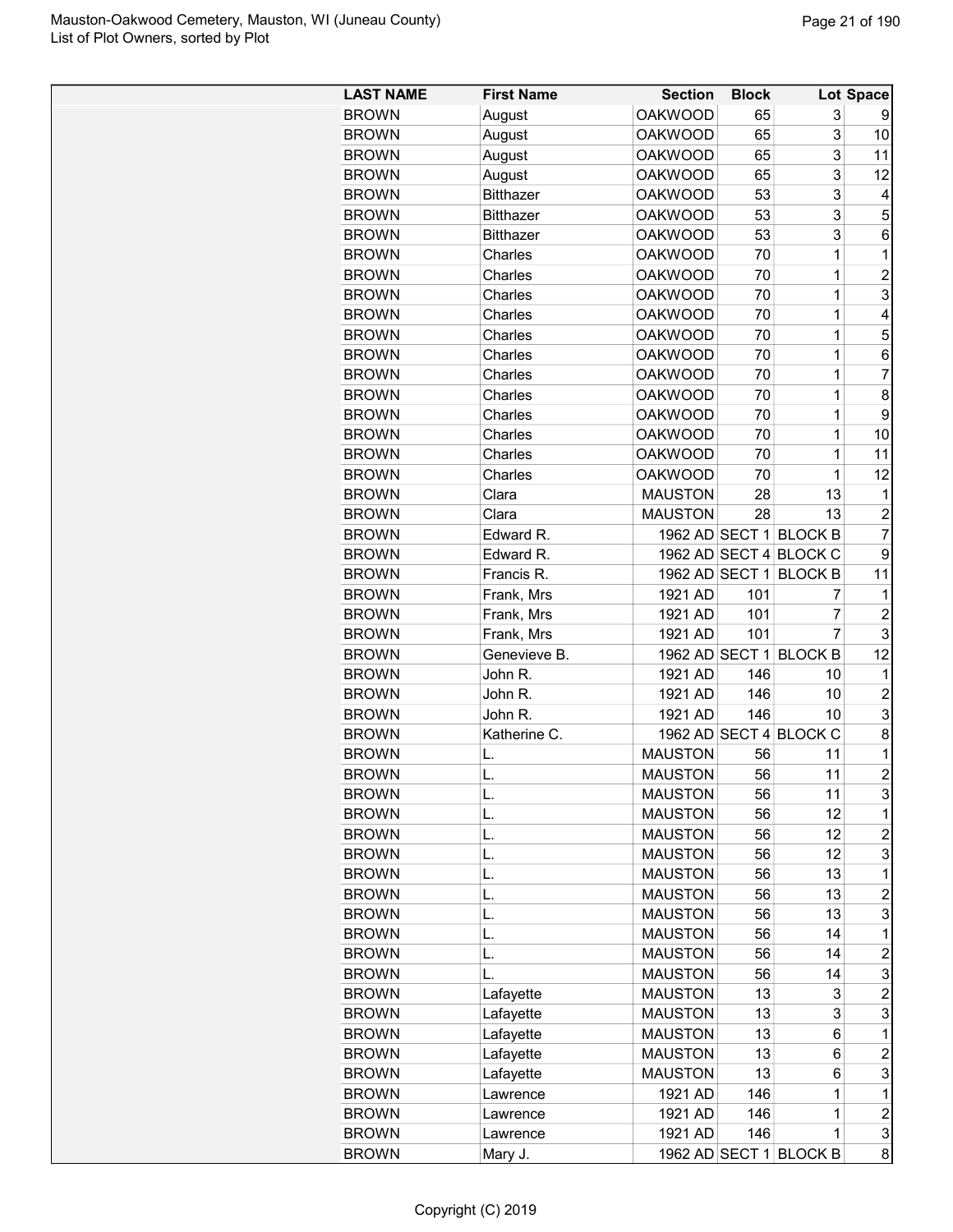| LAST NAME | First Name | Section | Block | Lot | Space |
|---|---|---|---|---|---|
| BROWN | August | OAKWOOD | 65 | 3 | 9 |
| BROWN | August | OAKWOOD | 65 | 3 | 10 |
| BROWN | August | OAKWOOD | 65 | 3 | 11 |
| BROWN | August | OAKWOOD | 65 | 3 | 12 |
| BROWN | Bitthazer | OAKWOOD | 53 | 3 | 4 |
| BROWN | Bitthazer | OAKWOOD | 53 | 3 | 5 |
| BROWN | Bitthazer | OAKWOOD | 53 | 3 | 6 |
| BROWN | Charles | OAKWOOD | 70 | 1 | 1 |
| BROWN | Charles | OAKWOOD | 70 | 1 | 2 |
| BROWN | Charles | OAKWOOD | 70 | 1 | 3 |
| BROWN | Charles | OAKWOOD | 70 | 1 | 4 |
| BROWN | Charles | OAKWOOD | 70 | 1 | 5 |
| BROWN | Charles | OAKWOOD | 70 | 1 | 6 |
| BROWN | Charles | OAKWOOD | 70 | 1 | 7 |
| BROWN | Charles | OAKWOOD | 70 | 1 | 8 |
| BROWN | Charles | OAKWOOD | 70 | 1 | 9 |
| BROWN | Charles | OAKWOOD | 70 | 1 | 10 |
| BROWN | Charles | OAKWOOD | 70 | 1 | 11 |
| BROWN | Charles | OAKWOOD | 70 | 1 | 12 |
| BROWN | Clara | MAUSTON | 28 | 13 | 1 |
| BROWN | Clara | MAUSTON | 28 | 13 | 2 |
| BROWN | Edward R. | 1962 AD | SECT 1 | BLOCK B | 7 |
| BROWN | Edward R. | 1962 AD | SECT 4 | BLOCK C | 9 |
| BROWN | Francis R. | 1962 AD | SECT 1 | BLOCK B | 11 |
| BROWN | Frank, Mrs | 1921 AD | 101 | 7 | 1 |
| BROWN | Frank, Mrs | 1921 AD | 101 | 7 | 2 |
| BROWN | Frank, Mrs | 1921 AD | 101 | 7 | 3 |
| BROWN | Genevieve B. | 1962 AD | SECT 1 | BLOCK B | 12 |
| BROWN | John R. | 1921 AD | 146 | 10 | 1 |
| BROWN | John R. | 1921 AD | 146 | 10 | 2 |
| BROWN | John R. | 1921 AD | 146 | 10 | 3 |
| BROWN | Katherine C. | 1962 AD | SECT 4 | BLOCK C | 8 |
| BROWN | L. | MAUSTON | 56 | 11 | 1 |
| BROWN | L. | MAUSTON | 56 | 11 | 2 |
| BROWN | L. | MAUSTON | 56 | 11 | 3 |
| BROWN | L. | MAUSTON | 56 | 12 | 1 |
| BROWN | L. | MAUSTON | 56 | 12 | 2 |
| BROWN | L. | MAUSTON | 56 | 12 | 3 |
| BROWN | L. | MAUSTON | 56 | 13 | 1 |
| BROWN | L. | MAUSTON | 56 | 13 | 2 |
| BROWN | L. | MAUSTON | 56 | 13 | 3 |
| BROWN | L. | MAUSTON | 56 | 14 | 1 |
| BROWN | L. | MAUSTON | 56 | 14 | 2 |
| BROWN | L. | MAUSTON | 56 | 14 | 3 |
| BROWN | Lafayette | MAUSTON | 13 | 3 | 2 |
| BROWN | Lafayette | MAUSTON | 13 | 3 | 3 |
| BROWN | Lafayette | MAUSTON | 13 | 6 | 1 |
| BROWN | Lafayette | MAUSTON | 13 | 6 | 2 |
| BROWN | Lafayette | MAUSTON | 13 | 6 | 3 |
| BROWN | Lawrence | 1921 AD | 146 | 1 | 1 |
| BROWN | Lawrence | 1921 AD | 146 | 1 | 2 |
| BROWN | Lawrence | 1921 AD | 146 | 1 | 3 |
| BROWN | Mary J. | 1962 AD | SECT 1 | BLOCK B | 8 |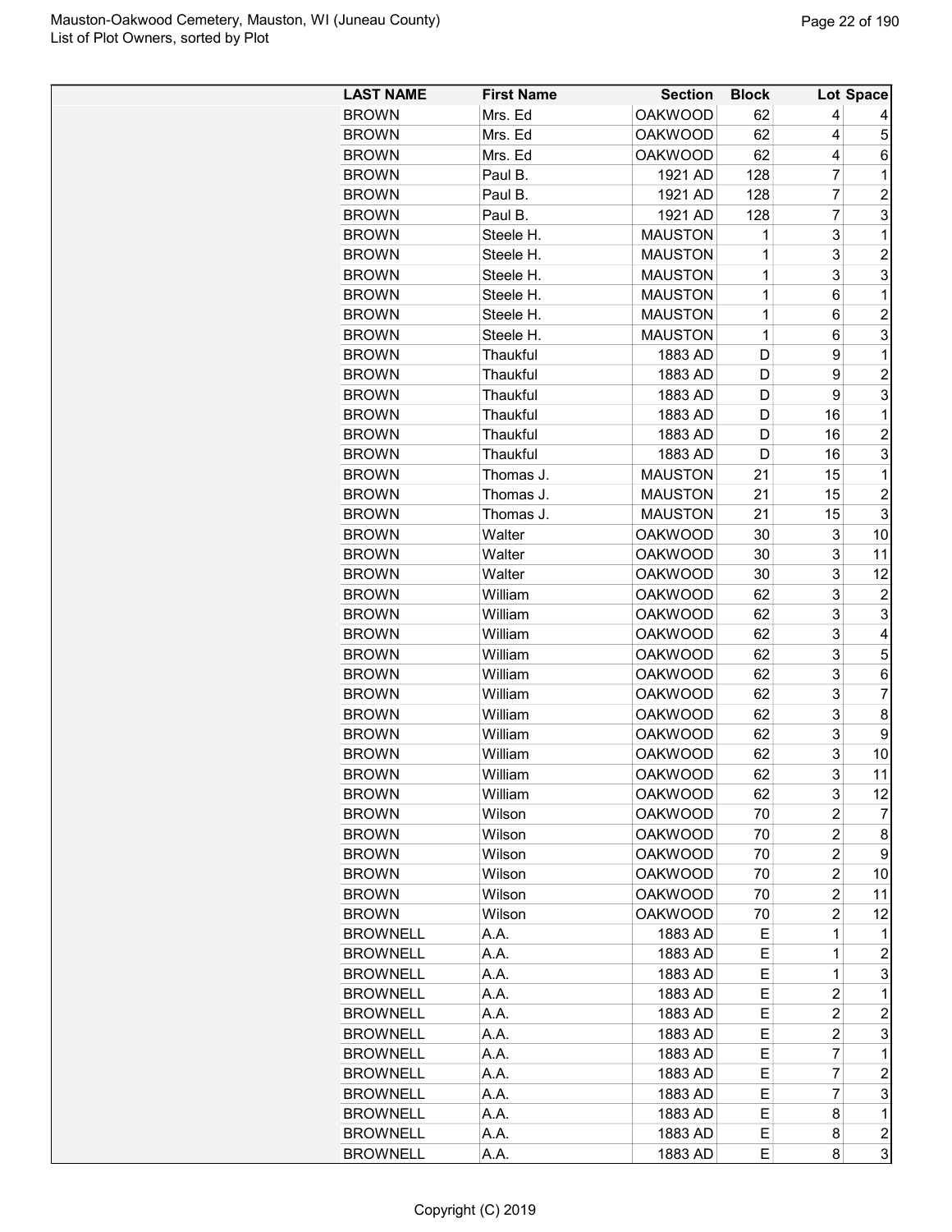| LAST NAME | First Name | Section | Block | Lot | Space |
|---|---|---|---|---|---|
| BROWN | Mrs. Ed | OAKWOOD | 62 | 4 | 4 |
| BROWN | Mrs. Ed | OAKWOOD | 62 | 4 | 5 |
| BROWN | Mrs. Ed | OAKWOOD | 62 | 4 | 6 |
| BROWN | Paul B. | 1921 AD | 128 | 7 | 1 |
| BROWN | Paul B. | 1921 AD | 128 | 7 | 2 |
| BROWN | Paul B. | 1921 AD | 128 | 7 | 3 |
| BROWN | Steele H. | MAUSTON | 1 | 3 | 1 |
| BROWN | Steele H. | MAUSTON | 1 | 3 | 2 |
| BROWN | Steele H. | MAUSTON | 1 | 3 | 3 |
| BROWN | Steele H. | MAUSTON | 1 | 6 | 1 |
| BROWN | Steele H. | MAUSTON | 1 | 6 | 2 |
| BROWN | Steele H. | MAUSTON | 1 | 6 | 3 |
| BROWN | Thaukful | 1883 AD | D | 9 | 1 |
| BROWN | Thaukful | 1883 AD | D | 9 | 2 |
| BROWN | Thaukful | 1883 AD | D | 9 | 3 |
| BROWN | Thaukful | 1883 AD | D | 16 | 1 |
| BROWN | Thaukful | 1883 AD | D | 16 | 2 |
| BROWN | Thaukful | 1883 AD | D | 16 | 3 |
| BROWN | Thomas J. | MAUSTON | 21 | 15 | 1 |
| BROWN | Thomas J. | MAUSTON | 21 | 15 | 2 |
| BROWN | Thomas J. | MAUSTON | 21 | 15 | 3 |
| BROWN | Walter | OAKWOOD | 30 | 3 | 10 |
| BROWN | Walter | OAKWOOD | 30 | 3 | 11 |
| BROWN | Walter | OAKWOOD | 30 | 3 | 12 |
| BROWN | William | OAKWOOD | 62 | 3 | 2 |
| BROWN | William | OAKWOOD | 62 | 3 | 3 |
| BROWN | William | OAKWOOD | 62 | 3 | 4 |
| BROWN | William | OAKWOOD | 62 | 3 | 5 |
| BROWN | William | OAKWOOD | 62 | 3 | 6 |
| BROWN | William | OAKWOOD | 62 | 3 | 7 |
| BROWN | William | OAKWOOD | 62 | 3 | 8 |
| BROWN | William | OAKWOOD | 62 | 3 | 9 |
| BROWN | William | OAKWOOD | 62 | 3 | 10 |
| BROWN | William | OAKWOOD | 62 | 3 | 11 |
| BROWN | William | OAKWOOD | 62 | 3 | 12 |
| BROWN | Wilson | OAKWOOD | 70 | 2 | 7 |
| BROWN | Wilson | OAKWOOD | 70 | 2 | 8 |
| BROWN | Wilson | OAKWOOD | 70 | 2 | 9 |
| BROWN | Wilson | OAKWOOD | 70 | 2 | 10 |
| BROWN | Wilson | OAKWOOD | 70 | 2 | 11 |
| BROWN | Wilson | OAKWOOD | 70 | 2 | 12 |
| BROWNELL | A.A. | 1883 AD | E | 1 | 1 |
| BROWNELL | A.A. | 1883 AD | E | 1 | 2 |
| BROWNELL | A.A. | 1883 AD | E | 1 | 3 |
| BROWNELL | A.A. | 1883 AD | E | 2 | 1 |
| BROWNELL | A.A. | 1883 AD | E | 2 | 2 |
| BROWNELL | A.A. | 1883 AD | E | 2 | 3 |
| BROWNELL | A.A. | 1883 AD | E | 7 | 1 |
| BROWNELL | A.A. | 1883 AD | E | 7 | 2 |
| BROWNELL | A.A. | 1883 AD | E | 7 | 3 |
| BROWNELL | A.A. | 1883 AD | E | 8 | 1 |
| BROWNELL | A.A. | 1883 AD | E | 8 | 2 |
| BROWNELL | A.A. | 1883 AD | E | 8 | 3 |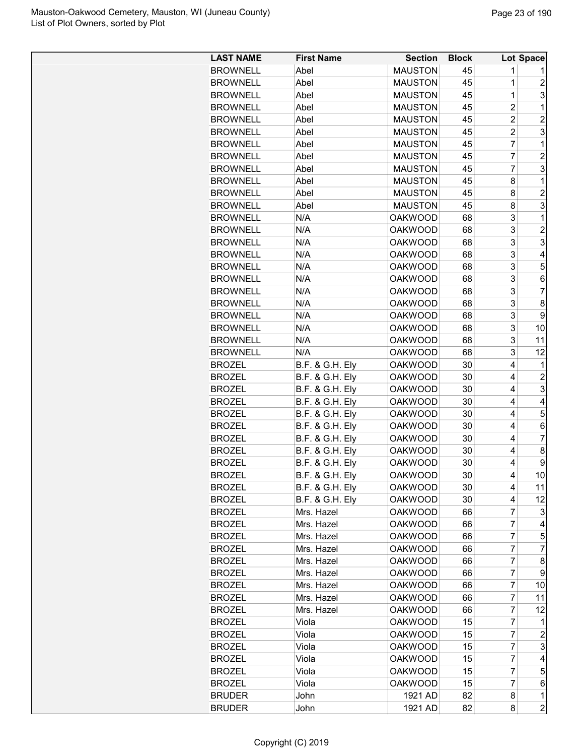| LAST NAME | First Name | Section | Block | Lot | Space |
|---|---|---|---|---|---|
| BROWNELL | Abel | MAUSTON | 45 | 1 | 1 |
| BROWNELL | Abel | MAUSTON | 45 | 1 | 2 |
| BROWNELL | Abel | MAUSTON | 45 | 1 | 3 |
| BROWNELL | Abel | MAUSTON | 45 | 2 | 1 |
| BROWNELL | Abel | MAUSTON | 45 | 2 | 2 |
| BROWNELL | Abel | MAUSTON | 45 | 2 | 3 |
| BROWNELL | Abel | MAUSTON | 45 | 7 | 1 |
| BROWNELL | Abel | MAUSTON | 45 | 7 | 2 |
| BROWNELL | Abel | MAUSTON | 45 | 7 | 3 |
| BROWNELL | Abel | MAUSTON | 45 | 8 | 1 |
| BROWNELL | Abel | MAUSTON | 45 | 8 | 2 |
| BROWNELL | Abel | MAUSTON | 45 | 8 | 3 |
| BROWNELL | N/A | OAKWOOD | 68 | 3 | 1 |
| BROWNELL | N/A | OAKWOOD | 68 | 3 | 2 |
| BROWNELL | N/A | OAKWOOD | 68 | 3 | 3 |
| BROWNELL | N/A | OAKWOOD | 68 | 3 | 4 |
| BROWNELL | N/A | OAKWOOD | 68 | 3 | 5 |
| BROWNELL | N/A | OAKWOOD | 68 | 3 | 6 |
| BROWNELL | N/A | OAKWOOD | 68 | 3 | 7 |
| BROWNELL | N/A | OAKWOOD | 68 | 3 | 8 |
| BROWNELL | N/A | OAKWOOD | 68 | 3 | 9 |
| BROWNELL | N/A | OAKWOOD | 68 | 3 | 10 |
| BROWNELL | N/A | OAKWOOD | 68 | 3 | 11 |
| BROWNELL | N/A | OAKWOOD | 68 | 3 | 12 |
| BROZEL | B.F. & G.H. Ely | OAKWOOD | 30 | 4 | 1 |
| BROZEL | B.F. & G.H. Ely | OAKWOOD | 30 | 4 | 2 |
| BROZEL | B.F. & G.H. Ely | OAKWOOD | 30 | 4 | 3 |
| BROZEL | B.F. & G.H. Ely | OAKWOOD | 30 | 4 | 4 |
| BROZEL | B.F. & G.H. Ely | OAKWOOD | 30 | 4 | 5 |
| BROZEL | B.F. & G.H. Ely | OAKWOOD | 30 | 4 | 6 |
| BROZEL | B.F. & G.H. Ely | OAKWOOD | 30 | 4 | 7 |
| BROZEL | B.F. & G.H. Ely | OAKWOOD | 30 | 4 | 8 |
| BROZEL | B.F. & G.H. Ely | OAKWOOD | 30 | 4 | 9 |
| BROZEL | B.F. & G.H. Ely | OAKWOOD | 30 | 4 | 10 |
| BROZEL | B.F. & G.H. Ely | OAKWOOD | 30 | 4 | 11 |
| BROZEL | B.F. & G.H. Ely | OAKWOOD | 30 | 4 | 12 |
| BROZEL | Mrs. Hazel | OAKWOOD | 66 | 7 | 3 |
| BROZEL | Mrs. Hazel | OAKWOOD | 66 | 7 | 4 |
| BROZEL | Mrs. Hazel | OAKWOOD | 66 | 7 | 5 |
| BROZEL | Mrs. Hazel | OAKWOOD | 66 | 7 | 7 |
| BROZEL | Mrs. Hazel | OAKWOOD | 66 | 7 | 8 |
| BROZEL | Mrs. Hazel | OAKWOOD | 66 | 7 | 9 |
| BROZEL | Mrs. Hazel | OAKWOOD | 66 | 7 | 10 |
| BROZEL | Mrs. Hazel | OAKWOOD | 66 | 7 | 11 |
| BROZEL | Mrs. Hazel | OAKWOOD | 66 | 7 | 12 |
| BROZEL | Viola | OAKWOOD | 15 | 7 | 1 |
| BROZEL | Viola | OAKWOOD | 15 | 7 | 2 |
| BROZEL | Viola | OAKWOOD | 15 | 7 | 3 |
| BROZEL | Viola | OAKWOOD | 15 | 7 | 4 |
| BROZEL | Viola | OAKWOOD | 15 | 7 | 5 |
| BROZEL | Viola | OAKWOOD | 15 | 7 | 6 |
| BRUDER | John | 1921 AD | 82 | 8 | 1 |
| BRUDER | John | 1921 AD | 82 | 8 | 2 |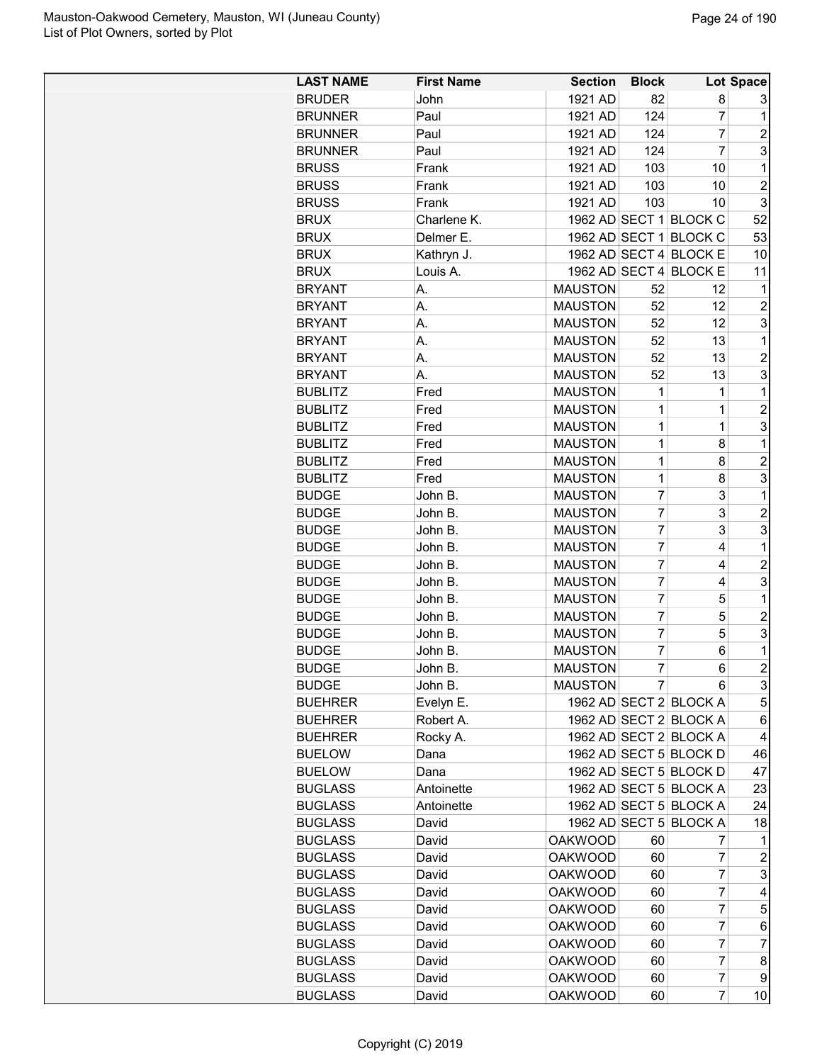| LAST NAME | First Name | Section | Block | Lot | Space |
|---|---|---|---|---|---|
| BRUDER | John | 1921 AD | 82 | 8 | 3 |
| BRUNNER | Paul | 1921 AD | 124 | 7 | 1 |
| BRUNNER | Paul | 1921 AD | 124 | 7 | 2 |
| BRUNNER | Paul | 1921 AD | 124 | 7 | 3 |
| BRUSS | Frank | 1921 AD | 103 | 10 | 1 |
| BRUSS | Frank | 1921 AD | 103 | 10 | 2 |
| BRUSS | Frank | 1921 AD | 103 | 10 | 3 |
| BRUX | Charlene K. | 1962 AD | SECT 1 | BLOCK C | 52 |
| BRUX | Delmer E. | 1962 AD | SECT 1 | BLOCK C | 53 |
| BRUX | Kathryn J. | 1962 AD | SECT 4 | BLOCK E | 10 |
| BRUX | Louis A. | 1962 AD | SECT 4 | BLOCK E | 11 |
| BRYANT | A. | MAUSTON | 52 | 12 | 1 |
| BRYANT | A. | MAUSTON | 52 | 12 | 2 |
| BRYANT | A. | MAUSTON | 52 | 12 | 3 |
| BRYANT | A. | MAUSTON | 52 | 13 | 1 |
| BRYANT | A. | MAUSTON | 52 | 13 | 2 |
| BRYANT | A. | MAUSTON | 52 | 13 | 3 |
| BUBLITZ | Fred | MAUSTON | 1 | 1 | 1 |
| BUBLITZ | Fred | MAUSTON | 1 | 1 | 2 |
| BUBLITZ | Fred | MAUSTON | 1 | 1 | 3 |
| BUBLITZ | Fred | MAUSTON | 1 | 8 | 1 |
| BUBLITZ | Fred | MAUSTON | 1 | 8 | 2 |
| BUBLITZ | Fred | MAUSTON | 1 | 8 | 3 |
| BUDGE | John B. | MAUSTON | 7 | 3 | 1 |
| BUDGE | John B. | MAUSTON | 7 | 3 | 2 |
| BUDGE | John B. | MAUSTON | 7 | 3 | 3 |
| BUDGE | John B. | MAUSTON | 7 | 4 | 1 |
| BUDGE | John B. | MAUSTON | 7 | 4 | 2 |
| BUDGE | John B. | MAUSTON | 7 | 4 | 3 |
| BUDGE | John B. | MAUSTON | 7 | 5 | 1 |
| BUDGE | John B. | MAUSTON | 7 | 5 | 2 |
| BUDGE | John B. | MAUSTON | 7 | 5 | 3 |
| BUDGE | John B. | MAUSTON | 7 | 6 | 1 |
| BUDGE | John B. | MAUSTON | 7 | 6 | 2 |
| BUDGE | John B. | MAUSTON | 7 | 6 | 3 |
| BUEHRER | Evelyn E. | 1962 AD | SECT 2 | BLOCK A | 5 |
| BUEHRER | Robert A. | 1962 AD | SECT 2 | BLOCK A | 6 |
| BUEHRER | Rocky A. | 1962 AD | SECT 2 | BLOCK A | 4 |
| BUELOW | Dana | 1962 AD | SECT 5 | BLOCK D | 46 |
| BUELOW | Dana | 1962 AD | SECT 5 | BLOCK D | 47 |
| BUGLASS | Antoinette | 1962 AD | SECT 5 | BLOCK A | 23 |
| BUGLASS | Antoinette | 1962 AD | SECT 5 | BLOCK A | 24 |
| BUGLASS | David | 1962 AD | SECT 5 | BLOCK A | 18 |
| BUGLASS | David | OAKWOOD | 60 | 7 | 1 |
| BUGLASS | David | OAKWOOD | 60 | 7 | 2 |
| BUGLASS | David | OAKWOOD | 60 | 7 | 3 |
| BUGLASS | David | OAKWOOD | 60 | 7 | 4 |
| BUGLASS | David | OAKWOOD | 60 | 7 | 5 |
| BUGLASS | David | OAKWOOD | 60 | 7 | 6 |
| BUGLASS | David | OAKWOOD | 60 | 7 | 7 |
| BUGLASS | David | OAKWOOD | 60 | 7 | 8 |
| BUGLASS | David | OAKWOOD | 60 | 7 | 9 |
| BUGLASS | David | OAKWOOD | 60 | 7 | 10 |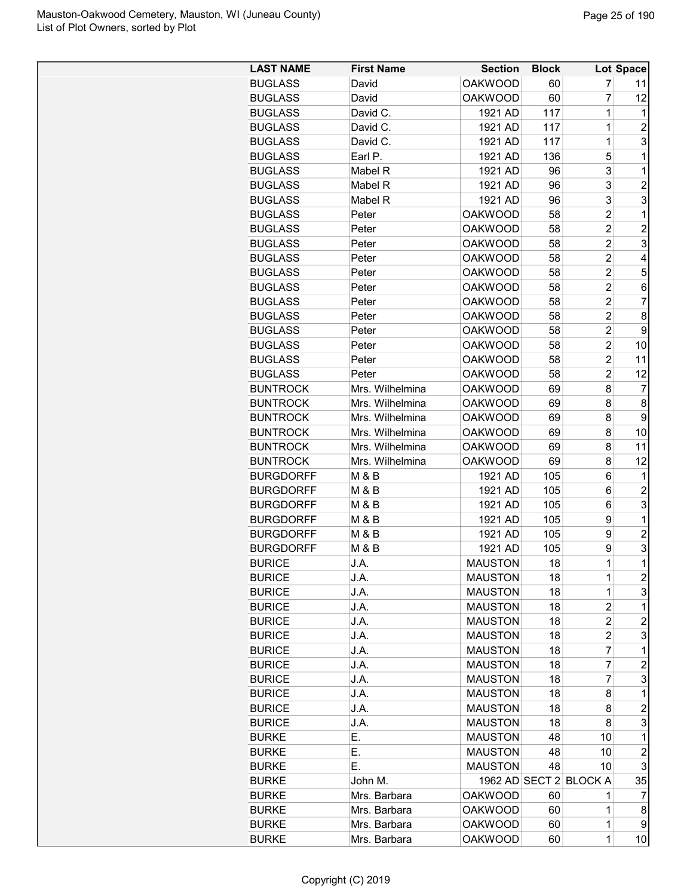| LAST NAME | First Name | Section | Block | Lot | Space |
|---|---|---|---|---|---|
| BUGLASS | David | OAKWOOD | 60 | 7 | 11 |
| BUGLASS | David | OAKWOOD | 60 | 7 | 12 |
| BUGLASS | David C. | 1921 AD | 117 | 1 | 1 |
| BUGLASS | David C. | 1921 AD | 117 | 1 | 2 |
| BUGLASS | David C. | 1921 AD | 117 | 1 | 3 |
| BUGLASS | Earl P. | 1921 AD | 136 | 5 | 1 |
| BUGLASS | Mabel R | 1921 AD | 96 | 3 | 1 |
| BUGLASS | Mabel R | 1921 AD | 96 | 3 | 2 |
| BUGLASS | Mabel R | 1921 AD | 96 | 3 | 3 |
| BUGLASS | Peter | OAKWOOD | 58 | 2 | 1 |
| BUGLASS | Peter | OAKWOOD | 58 | 2 | 2 |
| BUGLASS | Peter | OAKWOOD | 58 | 2 | 3 |
| BUGLASS | Peter | OAKWOOD | 58 | 2 | 4 |
| BUGLASS | Peter | OAKWOOD | 58 | 2 | 5 |
| BUGLASS | Peter | OAKWOOD | 58 | 2 | 6 |
| BUGLASS | Peter | OAKWOOD | 58 | 2 | 7 |
| BUGLASS | Peter | OAKWOOD | 58 | 2 | 8 |
| BUGLASS | Peter | OAKWOOD | 58 | 2 | 9 |
| BUGLASS | Peter | OAKWOOD | 58 | 2 | 10 |
| BUGLASS | Peter | OAKWOOD | 58 | 2 | 11 |
| BUGLASS | Peter | OAKWOOD | 58 | 2 | 12 |
| BUNTROCK | Mrs. Wilhelmina | OAKWOOD | 69 | 8 | 7 |
| BUNTROCK | Mrs. Wilhelmina | OAKWOOD | 69 | 8 | 8 |
| BUNTROCK | Mrs. Wilhelmina | OAKWOOD | 69 | 8 | 9 |
| BUNTROCK | Mrs. Wilhelmina | OAKWOOD | 69 | 8 | 10 |
| BUNTROCK | Mrs. Wilhelmina | OAKWOOD | 69 | 8 | 11 |
| BUNTROCK | Mrs. Wilhelmina | OAKWOOD | 69 | 8 | 12 |
| BURGDORFF | M & B | 1921 AD | 105 | 6 | 1 |
| BURGDORFF | M & B | 1921 AD | 105 | 6 | 2 |
| BURGDORFF | M & B | 1921 AD | 105 | 6 | 3 |
| BURGDORFF | M & B | 1921 AD | 105 | 9 | 1 |
| BURGDORFF | M & B | 1921 AD | 105 | 9 | 2 |
| BURGDORFF | M & B | 1921 AD | 105 | 9 | 3 |
| BURICE | J.A. | MAUSTON | 18 | 1 | 1 |
| BURICE | J.A. | MAUSTON | 18 | 1 | 2 |
| BURICE | J.A. | MAUSTON | 18 | 1 | 3 |
| BURICE | J.A. | MAUSTON | 18 | 2 | 1 |
| BURICE | J.A. | MAUSTON | 18 | 2 | 2 |
| BURICE | J.A. | MAUSTON | 18 | 2 | 3 |
| BURICE | J.A. | MAUSTON | 18 | 7 | 1 |
| BURICE | J.A. | MAUSTON | 18 | 7 | 2 |
| BURICE | J.A. | MAUSTON | 18 | 7 | 3 |
| BURICE | J.A. | MAUSTON | 18 | 8 | 1 |
| BURICE | J.A. | MAUSTON | 18 | 8 | 2 |
| BURICE | J.A. | MAUSTON | 18 | 8 | 3 |
| BURKE | E. | MAUSTON | 48 | 10 | 1 |
| BURKE | E. | MAUSTON | 48 | 10 | 2 |
| BURKE | E. | MAUSTON | 48 | 10 | 3 |
| BURKE | John M. | 1962 AD | SECT 2 | BLOCK A | 35 |
| BURKE | Mrs. Barbara | OAKWOOD | 60 | 1 | 7 |
| BURKE | Mrs. Barbara | OAKWOOD | 60 | 1 | 8 |
| BURKE | Mrs. Barbara | OAKWOOD | 60 | 1 | 9 |
| BURKE | Mrs. Barbara | OAKWOOD | 60 | 1 | 10 |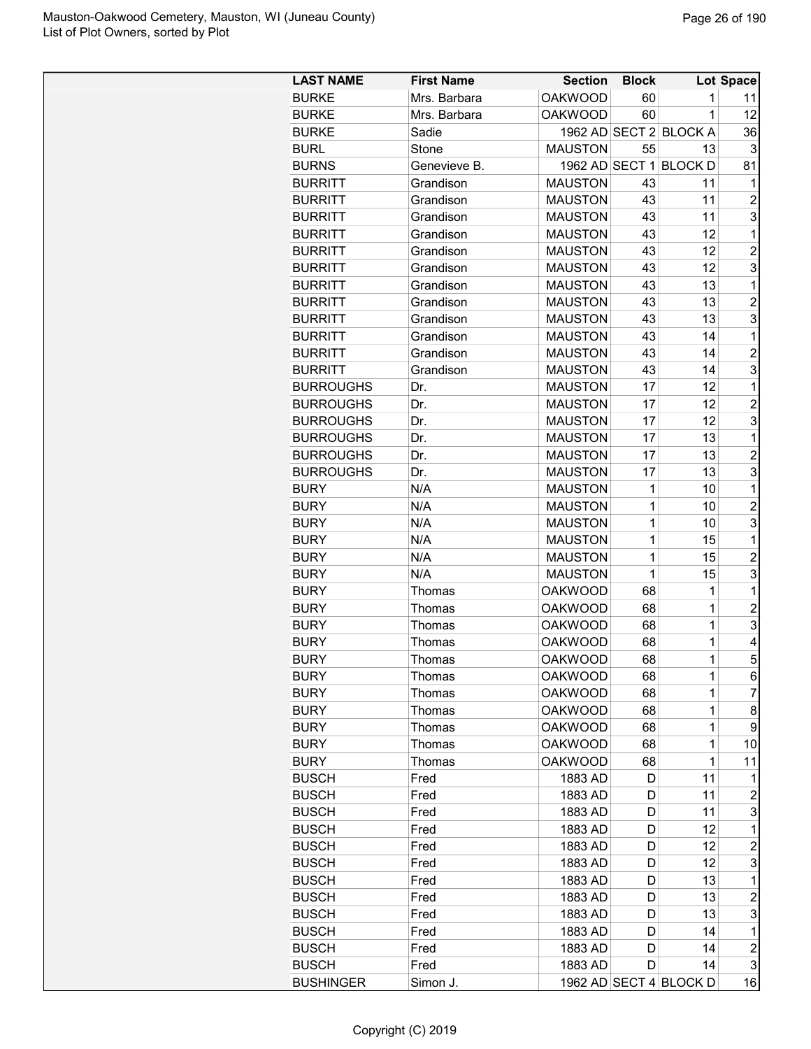| LAST NAME | First Name | Section | Block | Lot | Space |
|---|---|---|---|---|---|
| BURKE | Mrs. Barbara | OAKWOOD | 60 | 1 | 11 |
| BURKE | Mrs. Barbara | OAKWOOD | 60 | 1 | 12 |
| BURKE | Sadie | 1962 AD | SECT 2 | BLOCK A | 36 |
| BURL | Stone | MAUSTON | 55 | 13 | 3 |
| BURNS | Genevieve B. | 1962 AD | SECT 1 | BLOCK D | 81 |
| BURRITT | Grandison | MAUSTON | 43 | 11 | 1 |
| BURRITT | Grandison | MAUSTON | 43 | 11 | 2 |
| BURRITT | Grandison | MAUSTON | 43 | 11 | 3 |
| BURRITT | Grandison | MAUSTON | 43 | 12 | 1 |
| BURRITT | Grandison | MAUSTON | 43 | 12 | 2 |
| BURRITT | Grandison | MAUSTON | 43 | 12 | 3 |
| BURRITT | Grandison | MAUSTON | 43 | 13 | 1 |
| BURRITT | Grandison | MAUSTON | 43 | 13 | 2 |
| BURRITT | Grandison | MAUSTON | 43 | 13 | 3 |
| BURRITT | Grandison | MAUSTON | 43 | 14 | 1 |
| BURRITT | Grandison | MAUSTON | 43 | 14 | 2 |
| BURRITT | Grandison | MAUSTON | 43 | 14 | 3 |
| BURROUGHS | Dr. | MAUSTON | 17 | 12 | 1 |
| BURROUGHS | Dr. | MAUSTON | 17 | 12 | 2 |
| BURROUGHS | Dr. | MAUSTON | 17 | 12 | 3 |
| BURROUGHS | Dr. | MAUSTON | 17 | 13 | 1 |
| BURROUGHS | Dr. | MAUSTON | 17 | 13 | 2 |
| BURROUGHS | Dr. | MAUSTON | 17 | 13 | 3 |
| BURY | N/A | MAUSTON | 1 | 10 | 1 |
| BURY | N/A | MAUSTON | 1 | 10 | 2 |
| BURY | N/A | MAUSTON | 1 | 10 | 3 |
| BURY | N/A | MAUSTON | 1 | 15 | 1 |
| BURY | N/A | MAUSTON | 1 | 15 | 2 |
| BURY | N/A | MAUSTON | 1 | 15 | 3 |
| BURY | Thomas | OAKWOOD | 68 | 1 | 1 |
| BURY | Thomas | OAKWOOD | 68 | 1 | 2 |
| BURY | Thomas | OAKWOOD | 68 | 1 | 3 |
| BURY | Thomas | OAKWOOD | 68 | 1 | 4 |
| BURY | Thomas | OAKWOOD | 68 | 1 | 5 |
| BURY | Thomas | OAKWOOD | 68 | 1 | 6 |
| BURY | Thomas | OAKWOOD | 68 | 1 | 7 |
| BURY | Thomas | OAKWOOD | 68 | 1 | 8 |
| BURY | Thomas | OAKWOOD | 68 | 1 | 9 |
| BURY | Thomas | OAKWOOD | 68 | 1 | 10 |
| BURY | Thomas | OAKWOOD | 68 | 1 | 11 |
| BUSCH | Fred | 1883 AD | D | 11 | 1 |
| BUSCH | Fred | 1883 AD | D | 11 | 2 |
| BUSCH | Fred | 1883 AD | D | 11 | 3 |
| BUSCH | Fred | 1883 AD | D | 12 | 1 |
| BUSCH | Fred | 1883 AD | D | 12 | 2 |
| BUSCH | Fred | 1883 AD | D | 12 | 3 |
| BUSCH | Fred | 1883 AD | D | 13 | 1 |
| BUSCH | Fred | 1883 AD | D | 13 | 2 |
| BUSCH | Fred | 1883 AD | D | 13 | 3 |
| BUSCH | Fred | 1883 AD | D | 14 | 1 |
| BUSCH | Fred | 1883 AD | D | 14 | 2 |
| BUSCH | Fred | 1883 AD | D | 14 | 3 |
| BUSHINGER | Simon J. | 1962 AD | SECT 4 | BLOCK D | 16 |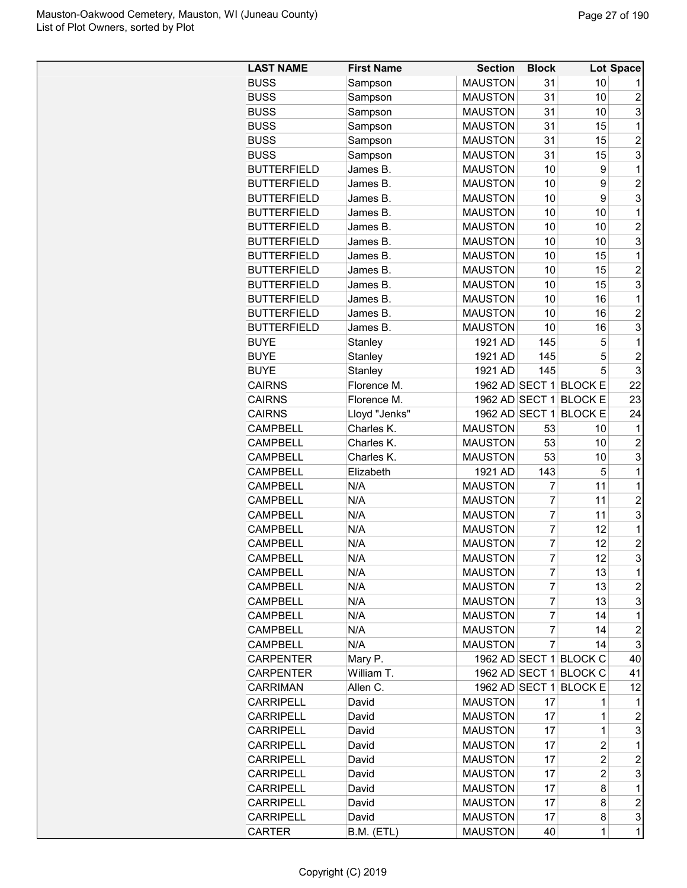| LAST NAME | First Name | Section | Block | Lot | Space |
|---|---|---|---|---|---|
| BUSS | Sampson | MAUSTON | 31 | 10 | 1 |
| BUSS | Sampson | MAUSTON | 31 | 10 | 2 |
| BUSS | Sampson | MAUSTON | 31 | 10 | 3 |
| BUSS | Sampson | MAUSTON | 31 | 15 | 1 |
| BUSS | Sampson | MAUSTON | 31 | 15 | 2 |
| BUSS | Sampson | MAUSTON | 31 | 15 | 3 |
| BUTTERFIELD | James B. | MAUSTON | 10 | 9 | 1 |
| BUTTERFIELD | James B. | MAUSTON | 10 | 9 | 2 |
| BUTTERFIELD | James B. | MAUSTON | 10 | 9 | 3 |
| BUTTERFIELD | James B. | MAUSTON | 10 | 10 | 1 |
| BUTTERFIELD | James B. | MAUSTON | 10 | 10 | 2 |
| BUTTERFIELD | James B. | MAUSTON | 10 | 10 | 3 |
| BUTTERFIELD | James B. | MAUSTON | 10 | 15 | 1 |
| BUTTERFIELD | James B. | MAUSTON | 10 | 15 | 2 |
| BUTTERFIELD | James B. | MAUSTON | 10 | 15 | 3 |
| BUTTERFIELD | James B. | MAUSTON | 10 | 16 | 1 |
| BUTTERFIELD | James B. | MAUSTON | 10 | 16 | 2 |
| BUTTERFIELD | James B. | MAUSTON | 10 | 16 | 3 |
| BUYE | Stanley | 1921 AD | 145 | 5 | 1 |
| BUYE | Stanley | 1921 AD | 145 | 5 | 2 |
| BUYE | Stanley | 1921 AD | 145 | 5 | 3 |
| CAIRNS | Florence M. | 1962 AD | SECT 1 | BLOCK E | 22 |
| CAIRNS | Florence M. | 1962 AD | SECT 1 | BLOCK E | 23 |
| CAIRNS | Lloyd "Jenks" | 1962 AD | SECT 1 | BLOCK E | 24 |
| CAMPBELL | Charles K. | MAUSTON | 53 | 10 | 1 |
| CAMPBELL | Charles K. | MAUSTON | 53 | 10 | 2 |
| CAMPBELL | Charles K. | MAUSTON | 53 | 10 | 3 |
| CAMPBELL | Elizabeth | 1921 AD | 143 | 5 | 1 |
| CAMPBELL | N/A | MAUSTON | 7 | 11 | 1 |
| CAMPBELL | N/A | MAUSTON | 7 | 11 | 2 |
| CAMPBELL | N/A | MAUSTON | 7 | 11 | 3 |
| CAMPBELL | N/A | MAUSTON | 7 | 12 | 1 |
| CAMPBELL | N/A | MAUSTON | 7 | 12 | 2 |
| CAMPBELL | N/A | MAUSTON | 7 | 12 | 3 |
| CAMPBELL | N/A | MAUSTON | 7 | 13 | 1 |
| CAMPBELL | N/A | MAUSTON | 7 | 13 | 2 |
| CAMPBELL | N/A | MAUSTON | 7 | 13 | 3 |
| CAMPBELL | N/A | MAUSTON | 7 | 14 | 1 |
| CAMPBELL | N/A | MAUSTON | 7 | 14 | 2 |
| CAMPBELL | N/A | MAUSTON | 7 | 14 | 3 |
| CARPENTER | Mary P. | 1962 AD | SECT 1 | BLOCK C | 40 |
| CARPENTER | William T. | 1962 AD | SECT 1 | BLOCK C | 41 |
| CARRIMAN | Allen C. | 1962 AD | SECT 1 | BLOCK E | 12 |
| CARRIPELL | David | MAUSTON | 17 | 1 | 1 |
| CARRIPELL | David | MAUSTON | 17 | 1 | 2 |
| CARRIPELL | David | MAUSTON | 17 | 1 | 3 |
| CARRIPELL | David | MAUSTON | 17 | 2 | 1 |
| CARRIPELL | David | MAUSTON | 17 | 2 | 2 |
| CARRIPELL | David | MAUSTON | 17 | 2 | 3 |
| CARRIPELL | David | MAUSTON | 17 | 8 | 1 |
| CARRIPELL | David | MAUSTON | 17 | 8 | 2 |
| CARRIPELL | David | MAUSTON | 17 | 8 | 3 |
| CARTER | B.M. (ETL) | MAUSTON | 40 | 1 | 1 |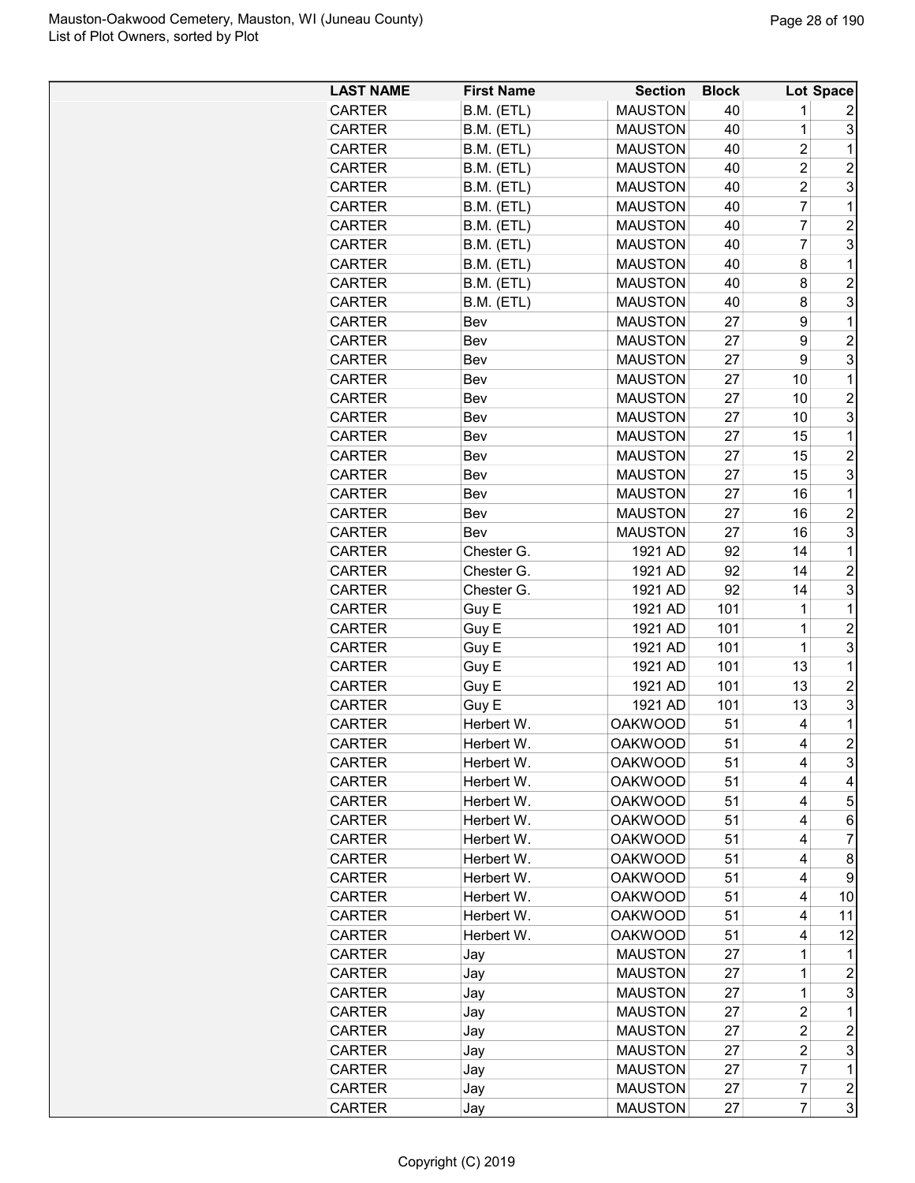| LAST NAME | First Name | Section | Block | Lot | Space |
|---|---|---|---|---|---|
| CARTER | B.M. (ETL) | MAUSTON | 40 | 1 | 2 |
| CARTER | B.M. (ETL) | MAUSTON | 40 | 1 | 3 |
| CARTER | B.M. (ETL) | MAUSTON | 40 | 2 | 1 |
| CARTER | B.M. (ETL) | MAUSTON | 40 | 2 | 2 |
| CARTER | B.M. (ETL) | MAUSTON | 40 | 2 | 3 |
| CARTER | B.M. (ETL) | MAUSTON | 40 | 7 | 1 |
| CARTER | B.M. (ETL) | MAUSTON | 40 | 7 | 2 |
| CARTER | B.M. (ETL) | MAUSTON | 40 | 7 | 3 |
| CARTER | B.M. (ETL) | MAUSTON | 40 | 8 | 1 |
| CARTER | B.M. (ETL) | MAUSTON | 40 | 8 | 2 |
| CARTER | B.M. (ETL) | MAUSTON | 40 | 8 | 3 |
| CARTER | Bev | MAUSTON | 27 | 9 | 1 |
| CARTER | Bev | MAUSTON | 27 | 9 | 2 |
| CARTER | Bev | MAUSTON | 27 | 9 | 3 |
| CARTER | Bev | MAUSTON | 27 | 10 | 1 |
| CARTER | Bev | MAUSTON | 27 | 10 | 2 |
| CARTER | Bev | MAUSTON | 27 | 10 | 3 |
| CARTER | Bev | MAUSTON | 27 | 15 | 1 |
| CARTER | Bev | MAUSTON | 27 | 15 | 2 |
| CARTER | Bev | MAUSTON | 27 | 15 | 3 |
| CARTER | Bev | MAUSTON | 27 | 16 | 1 |
| CARTER | Bev | MAUSTON | 27 | 16 | 2 |
| CARTER | Bev | MAUSTON | 27 | 16 | 3 |
| CARTER | Chester G. | 1921 AD | 92 | 14 | 1 |
| CARTER | Chester G. | 1921 AD | 92 | 14 | 2 |
| CARTER | Chester G. | 1921 AD | 92 | 14 | 3 |
| CARTER | Guy E | 1921 AD | 101 | 1 | 1 |
| CARTER | Guy E | 1921 AD | 101 | 1 | 2 |
| CARTER | Guy E | 1921 AD | 101 | 1 | 3 |
| CARTER | Guy E | 1921 AD | 101 | 13 | 1 |
| CARTER | Guy E | 1921 AD | 101 | 13 | 2 |
| CARTER | Guy E | 1921 AD | 101 | 13 | 3 |
| CARTER | Herbert W. | OAKWOOD | 51 | 4 | 1 |
| CARTER | Herbert W. | OAKWOOD | 51 | 4 | 2 |
| CARTER | Herbert W. | OAKWOOD | 51 | 4 | 3 |
| CARTER | Herbert W. | OAKWOOD | 51 | 4 | 4 |
| CARTER | Herbert W. | OAKWOOD | 51 | 4 | 5 |
| CARTER | Herbert W. | OAKWOOD | 51 | 4 | 6 |
| CARTER | Herbert W. | OAKWOOD | 51 | 4 | 7 |
| CARTER | Herbert W. | OAKWOOD | 51 | 4 | 8 |
| CARTER | Herbert W. | OAKWOOD | 51 | 4 | 9 |
| CARTER | Herbert W. | OAKWOOD | 51 | 4 | 10 |
| CARTER | Herbert W. | OAKWOOD | 51 | 4 | 11 |
| CARTER | Herbert W. | OAKWOOD | 51 | 4 | 12 |
| CARTER | Jay | MAUSTON | 27 | 1 | 1 |
| CARTER | Jay | MAUSTON | 27 | 1 | 2 |
| CARTER | Jay | MAUSTON | 27 | 1 | 3 |
| CARTER | Jay | MAUSTON | 27 | 2 | 1 |
| CARTER | Jay | MAUSTON | 27 | 2 | 2 |
| CARTER | Jay | MAUSTON | 27 | 2 | 3 |
| CARTER | Jay | MAUSTON | 27 | 7 | 1 |
| CARTER | Jay | MAUSTON | 27 | 7 | 2 |
| CARTER | Jay | MAUSTON | 27 | 7 | 3 |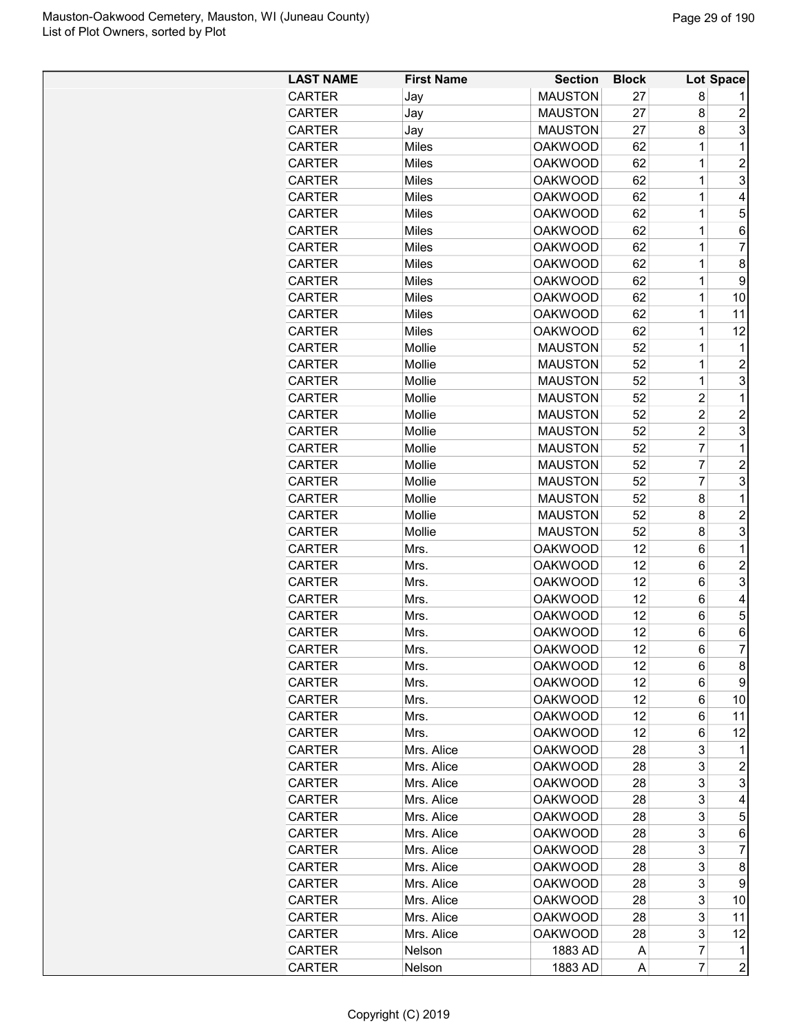| LAST NAME | First Name | Section | Block | Lot | Space |
|---|---|---|---|---|---|
| CARTER | Jay | MAUSTON | 27 | 8 | 1 |
| CARTER | Jay | MAUSTON | 27 | 8 | 2 |
| CARTER | Jay | MAUSTON | 27 | 8 | 3 |
| CARTER | Miles | OAKWOOD | 62 | 1 | 1 |
| CARTER | Miles | OAKWOOD | 62 | 1 | 2 |
| CARTER | Miles | OAKWOOD | 62 | 1 | 3 |
| CARTER | Miles | OAKWOOD | 62 | 1 | 4 |
| CARTER | Miles | OAKWOOD | 62 | 1 | 5 |
| CARTER | Miles | OAKWOOD | 62 | 1 | 6 |
| CARTER | Miles | OAKWOOD | 62 | 1 | 7 |
| CARTER | Miles | OAKWOOD | 62 | 1 | 8 |
| CARTER | Miles | OAKWOOD | 62 | 1 | 9 |
| CARTER | Miles | OAKWOOD | 62 | 1 | 10 |
| CARTER | Miles | OAKWOOD | 62 | 1 | 11 |
| CARTER | Miles | OAKWOOD | 62 | 1 | 12 |
| CARTER | Mollie | MAUSTON | 52 | 1 | 1 |
| CARTER | Mollie | MAUSTON | 52 | 1 | 2 |
| CARTER | Mollie | MAUSTON | 52 | 1 | 3 |
| CARTER | Mollie | MAUSTON | 52 | 2 | 1 |
| CARTER | Mollie | MAUSTON | 52 | 2 | 2 |
| CARTER | Mollie | MAUSTON | 52 | 2 | 3 |
| CARTER | Mollie | MAUSTON | 52 | 7 | 1 |
| CARTER | Mollie | MAUSTON | 52 | 7 | 2 |
| CARTER | Mollie | MAUSTON | 52 | 7 | 3 |
| CARTER | Mollie | MAUSTON | 52 | 8 | 1 |
| CARTER | Mollie | MAUSTON | 52 | 8 | 2 |
| CARTER | Mollie | MAUSTON | 52 | 8 | 3 |
| CARTER | Mrs. | OAKWOOD | 12 | 6 | 1 |
| CARTER | Mrs. | OAKWOOD | 12 | 6 | 2 |
| CARTER | Mrs. | OAKWOOD | 12 | 6 | 3 |
| CARTER | Mrs. | OAKWOOD | 12 | 6 | 4 |
| CARTER | Mrs. | OAKWOOD | 12 | 6 | 5 |
| CARTER | Mrs. | OAKWOOD | 12 | 6 | 6 |
| CARTER | Mrs. | OAKWOOD | 12 | 6 | 7 |
| CARTER | Mrs. | OAKWOOD | 12 | 6 | 8 |
| CARTER | Mrs. | OAKWOOD | 12 | 6 | 9 |
| CARTER | Mrs. | OAKWOOD | 12 | 6 | 10 |
| CARTER | Mrs. | OAKWOOD | 12 | 6 | 11 |
| CARTER | Mrs. | OAKWOOD | 12 | 6 | 12 |
| CARTER | Mrs. Alice | OAKWOOD | 28 | 3 | 1 |
| CARTER | Mrs. Alice | OAKWOOD | 28 | 3 | 2 |
| CARTER | Mrs. Alice | OAKWOOD | 28 | 3 | 3 |
| CARTER | Mrs. Alice | OAKWOOD | 28 | 3 | 4 |
| CARTER | Mrs. Alice | OAKWOOD | 28 | 3 | 5 |
| CARTER | Mrs. Alice | OAKWOOD | 28 | 3 | 6 |
| CARTER | Mrs. Alice | OAKWOOD | 28 | 3 | 7 |
| CARTER | Mrs. Alice | OAKWOOD | 28 | 3 | 8 |
| CARTER | Mrs. Alice | OAKWOOD | 28 | 3 | 9 |
| CARTER | Mrs. Alice | OAKWOOD | 28 | 3 | 10 |
| CARTER | Mrs. Alice | OAKWOOD | 28 | 3 | 11 |
| CARTER | Mrs. Alice | OAKWOOD | 28 | 3 | 12 |
| CARTER | Nelson | 1883 AD | A | 7 | 1 |
| CARTER | Nelson | 1883 AD | A | 7 | 2 |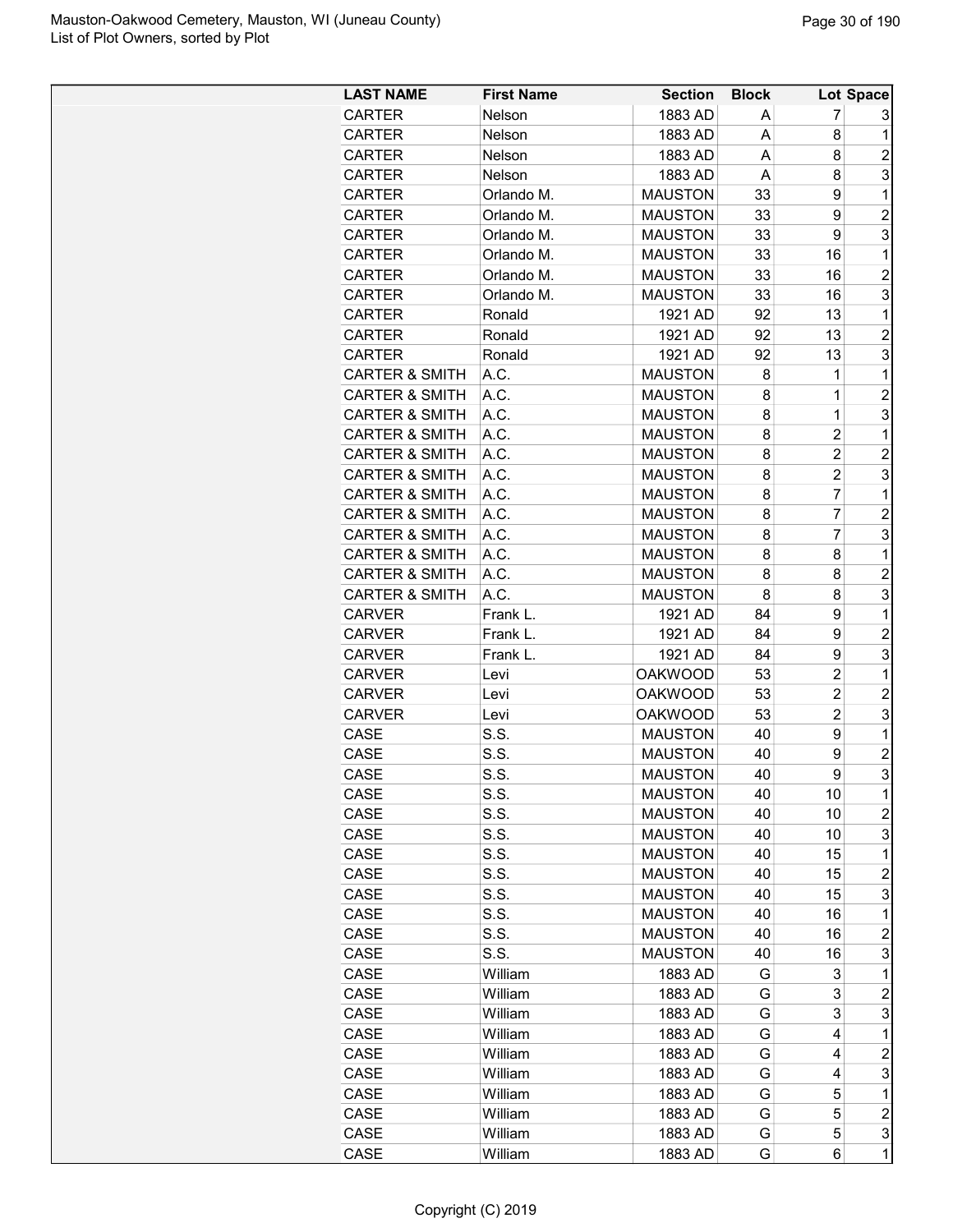| LAST NAME | First Name | Section | Block | Lot | Space |
|---|---|---|---|---|---|
| CARTER | Nelson | 1883 AD | A | 7 | 3 |
| CARTER | Nelson | 1883 AD | A | 8 | 1 |
| CARTER | Nelson | 1883 AD | A | 8 | 2 |
| CARTER | Nelson | 1883 AD | A | 8 | 3 |
| CARTER | Orlando M. | MAUSTON | 33 | 9 | 1 |
| CARTER | Orlando M. | MAUSTON | 33 | 9 | 2 |
| CARTER | Orlando M. | MAUSTON | 33 | 9 | 3 |
| CARTER | Orlando M. | MAUSTON | 33 | 16 | 1 |
| CARTER | Orlando M. | MAUSTON | 33 | 16 | 2 |
| CARTER | Orlando M. | MAUSTON | 33 | 16 | 3 |
| CARTER | Ronald | 1921 AD | 92 | 13 | 1 |
| CARTER | Ronald | 1921 AD | 92 | 13 | 2 |
| CARTER | Ronald | 1921 AD | 92 | 13 | 3 |
| CARTER & SMITH | A.C. | MAUSTON | 8 | 1 | 1 |
| CARTER & SMITH | A.C. | MAUSTON | 8 | 1 | 2 |
| CARTER & SMITH | A.C. | MAUSTON | 8 | 1 | 3 |
| CARTER & SMITH | A.C. | MAUSTON | 8 | 2 | 1 |
| CARTER & SMITH | A.C. | MAUSTON | 8 | 2 | 2 |
| CARTER & SMITH | A.C. | MAUSTON | 8 | 2 | 3 |
| CARTER & SMITH | A.C. | MAUSTON | 8 | 7 | 1 |
| CARTER & SMITH | A.C. | MAUSTON | 8 | 7 | 2 |
| CARTER & SMITH | A.C. | MAUSTON | 8 | 7 | 3 |
| CARTER & SMITH | A.C. | MAUSTON | 8 | 8 | 1 |
| CARTER & SMITH | A.C. | MAUSTON | 8 | 8 | 2 |
| CARTER & SMITH | A.C. | MAUSTON | 8 | 8 | 3 |
| CARVER | Frank L. | 1921 AD | 84 | 9 | 1 |
| CARVER | Frank L. | 1921 AD | 84 | 9 | 2 |
| CARVER | Frank L. | 1921 AD | 84 | 9 | 3 |
| CARVER | Levi | OAKWOOD | 53 | 2 | 1 |
| CARVER | Levi | OAKWOOD | 53 | 2 | 2 |
| CARVER | Levi | OAKWOOD | 53 | 2 | 3 |
| CASE | S.S. | MAUSTON | 40 | 9 | 1 |
| CASE | S.S. | MAUSTON | 40 | 9 | 2 |
| CASE | S.S. | MAUSTON | 40 | 9 | 3 |
| CASE | S.S. | MAUSTON | 40 | 10 | 1 |
| CASE | S.S. | MAUSTON | 40 | 10 | 2 |
| CASE | S.S. | MAUSTON | 40 | 10 | 3 |
| CASE | S.S. | MAUSTON | 40 | 15 | 1 |
| CASE | S.S. | MAUSTON | 40 | 15 | 2 |
| CASE | S.S. | MAUSTON | 40 | 15 | 3 |
| CASE | S.S. | MAUSTON | 40 | 16 | 1 |
| CASE | S.S. | MAUSTON | 40 | 16 | 2 |
| CASE | S.S. | MAUSTON | 40 | 16 | 3 |
| CASE | William | 1883 AD | G | 3 | 1 |
| CASE | William | 1883 AD | G | 3 | 2 |
| CASE | William | 1883 AD | G | 3 | 3 |
| CASE | William | 1883 AD | G | 4 | 1 |
| CASE | William | 1883 AD | G | 4 | 2 |
| CASE | William | 1883 AD | G | 4 | 3 |
| CASE | William | 1883 AD | G | 5 | 1 |
| CASE | William | 1883 AD | G | 5 | 2 |
| CASE | William | 1883 AD | G | 5 | 3 |
| CASE | William | 1883 AD | G | 6 | 1 |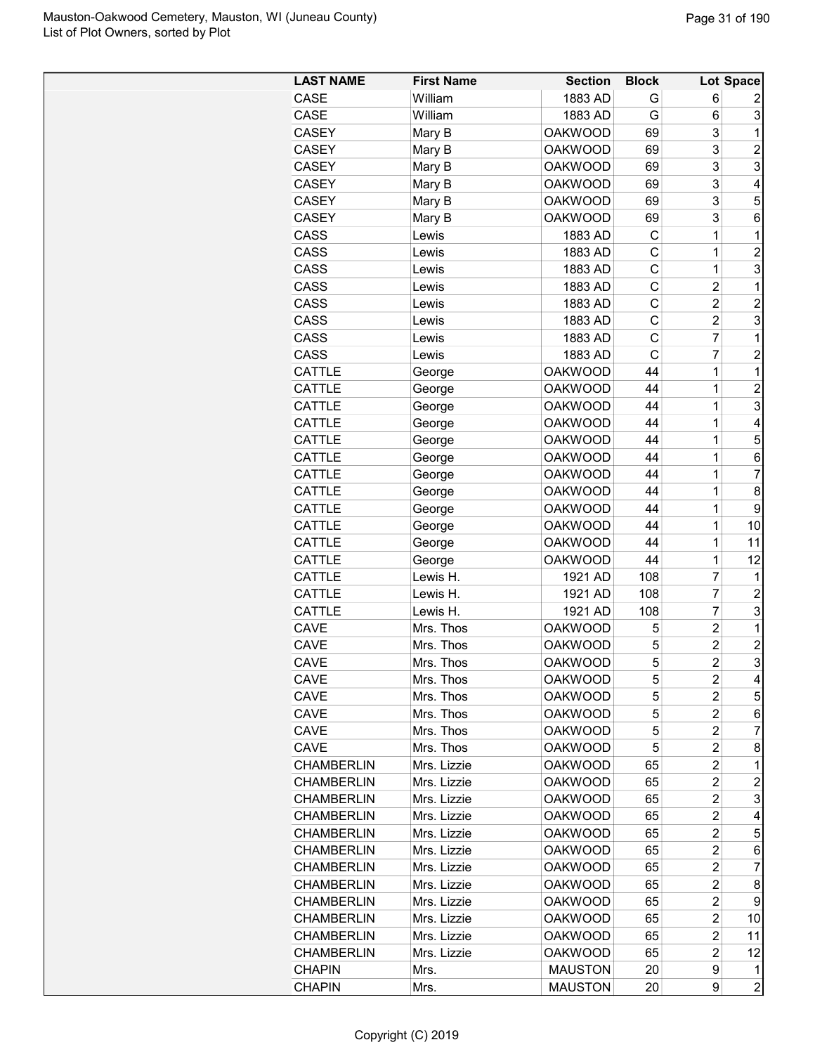| LAST NAME | First Name | Section | Block | Lot | Space |
|---|---|---|---|---|---|
| CASE | William | 1883 AD | G | 6 | 2 |
| CASE | William | 1883 AD | G | 6 | 3 |
| CASEY | Mary B | OAKWOOD | 69 | 3 | 1 |
| CASEY | Mary B | OAKWOOD | 69 | 3 | 2 |
| CASEY | Mary B | OAKWOOD | 69 | 3 | 3 |
| CASEY | Mary B | OAKWOOD | 69 | 3 | 4 |
| CASEY | Mary B | OAKWOOD | 69 | 3 | 5 |
| CASEY | Mary B | OAKWOOD | 69 | 3 | 6 |
| CASS | Lewis | 1883 AD | C | 1 | 1 |
| CASS | Lewis | 1883 AD | C | 1 | 2 |
| CASS | Lewis | 1883 AD | C | 1 | 3 |
| CASS | Lewis | 1883 AD | C | 2 | 1 |
| CASS | Lewis | 1883 AD | C | 2 | 2 |
| CASS | Lewis | 1883 AD | C | 2 | 3 |
| CASS | Lewis | 1883 AD | C | 7 | 1 |
| CASS | Lewis | 1883 AD | C | 7 | 2 |
| CATTLE | George | OAKWOOD | 44 | 1 | 1 |
| CATTLE | George | OAKWOOD | 44 | 1 | 2 |
| CATTLE | George | OAKWOOD | 44 | 1 | 3 |
| CATTLE | George | OAKWOOD | 44 | 1 | 4 |
| CATTLE | George | OAKWOOD | 44 | 1 | 5 |
| CATTLE | George | OAKWOOD | 44 | 1 | 6 |
| CATTLE | George | OAKWOOD | 44 | 1 | 7 |
| CATTLE | George | OAKWOOD | 44 | 1 | 8 |
| CATTLE | George | OAKWOOD | 44 | 1 | 9 |
| CATTLE | George | OAKWOOD | 44 | 1 | 10 |
| CATTLE | George | OAKWOOD | 44 | 1 | 11 |
| CATTLE | George | OAKWOOD | 44 | 1 | 12 |
| CATTLE | Lewis H. | 1921 AD | 108 | 7 | 1 |
| CATTLE | Lewis H. | 1921 AD | 108 | 7 | 2 |
| CATTLE | Lewis H. | 1921 AD | 108 | 7 | 3 |
| CAVE | Mrs. Thos | OAKWOOD | 5 | 2 | 1 |
| CAVE | Mrs. Thos | OAKWOOD | 5 | 2 | 2 |
| CAVE | Mrs. Thos | OAKWOOD | 5 | 2 | 3 |
| CAVE | Mrs. Thos | OAKWOOD | 5 | 2 | 4 |
| CAVE | Mrs. Thos | OAKWOOD | 5 | 2 | 5 |
| CAVE | Mrs. Thos | OAKWOOD | 5 | 2 | 6 |
| CAVE | Mrs. Thos | OAKWOOD | 5 | 2 | 7 |
| CAVE | Mrs. Thos | OAKWOOD | 5 | 2 | 8 |
| CHAMBERLIN | Mrs. Lizzie | OAKWOOD | 65 | 2 | 1 |
| CHAMBERLIN | Mrs. Lizzie | OAKWOOD | 65 | 2 | 2 |
| CHAMBERLIN | Mrs. Lizzie | OAKWOOD | 65 | 2 | 3 |
| CHAMBERLIN | Mrs. Lizzie | OAKWOOD | 65 | 2 | 4 |
| CHAMBERLIN | Mrs. Lizzie | OAKWOOD | 65 | 2 | 5 |
| CHAMBERLIN | Mrs. Lizzie | OAKWOOD | 65 | 2 | 6 |
| CHAMBERLIN | Mrs. Lizzie | OAKWOOD | 65 | 2 | 7 |
| CHAMBERLIN | Mrs. Lizzie | OAKWOOD | 65 | 2 | 8 |
| CHAMBERLIN | Mrs. Lizzie | OAKWOOD | 65 | 2 | 9 |
| CHAMBERLIN | Mrs. Lizzie | OAKWOOD | 65 | 2 | 10 |
| CHAMBERLIN | Mrs. Lizzie | OAKWOOD | 65 | 2 | 11 |
| CHAMBERLIN | Mrs. Lizzie | OAKWOOD | 65 | 2 | 12 |
| CHAPIN | Mrs. | MAUSTON | 20 | 9 | 1 |
| CHAPIN | Mrs. | MAUSTON | 20 | 9 | 2 |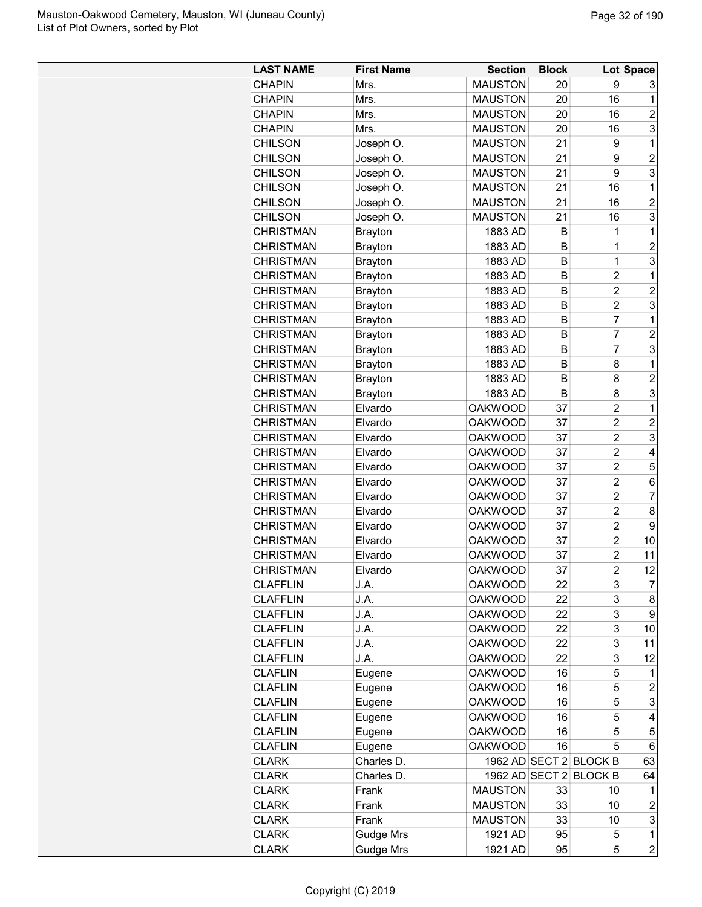Mauston-Oakwood Cemetery, Mauston, WI (Juneau County)
List of Plot Owners, sorted by Plot

| LAST NAME | First Name | Section | Block | Lot | Space |
|---|---|---|---|---|---|
| CHAPIN | Mrs. | MAUSTON | 20 | 9 | 3 |
| CHAPIN | Mrs. | MAUSTON | 20 | 16 | 1 |
| CHAPIN | Mrs. | MAUSTON | 20 | 16 | 2 |
| CHAPIN | Mrs. | MAUSTON | 20 | 16 | 3 |
| CHILSON | Joseph O. | MAUSTON | 21 | 9 | 1 |
| CHILSON | Joseph O. | MAUSTON | 21 | 9 | 2 |
| CHILSON | Joseph O. | MAUSTON | 21 | 9 | 3 |
| CHILSON | Joseph O. | MAUSTON | 21 | 16 | 1 |
| CHILSON | Joseph O. | MAUSTON | 21 | 16 | 2 |
| CHILSON | Joseph O. | MAUSTON | 21 | 16 | 3 |
| CHRISTMAN | Brayton | 1883 AD | B | 1 | 1 |
| CHRISTMAN | Brayton | 1883 AD | B | 1 | 2 |
| CHRISTMAN | Brayton | 1883 AD | B | 1 | 3 |
| CHRISTMAN | Brayton | 1883 AD | B | 2 | 1 |
| CHRISTMAN | Brayton | 1883 AD | B | 2 | 2 |
| CHRISTMAN | Brayton | 1883 AD | B | 2 | 3 |
| CHRISTMAN | Brayton | 1883 AD | B | 7 | 1 |
| CHRISTMAN | Brayton | 1883 AD | B | 7 | 2 |
| CHRISTMAN | Brayton | 1883 AD | B | 7 | 3 |
| CHRISTMAN | Brayton | 1883 AD | B | 8 | 1 |
| CHRISTMAN | Brayton | 1883 AD | B | 8 | 2 |
| CHRISTMAN | Brayton | 1883 AD | B | 8 | 3 |
| CHRISTMAN | Elvardo | OAKWOOD | 37 | 2 | 1 |
| CHRISTMAN | Elvardo | OAKWOOD | 37 | 2 | 2 |
| CHRISTMAN | Elvardo | OAKWOOD | 37 | 2 | 3 |
| CHRISTMAN | Elvardo | OAKWOOD | 37 | 2 | 4 |
| CHRISTMAN | Elvardo | OAKWOOD | 37 | 2 | 5 |
| CHRISTMAN | Elvardo | OAKWOOD | 37 | 2 | 6 |
| CHRISTMAN | Elvardo | OAKWOOD | 37 | 2 | 7 |
| CHRISTMAN | Elvardo | OAKWOOD | 37 | 2 | 8 |
| CHRISTMAN | Elvardo | OAKWOOD | 37 | 2 | 9 |
| CHRISTMAN | Elvardo | OAKWOOD | 37 | 2 | 10 |
| CHRISTMAN | Elvardo | OAKWOOD | 37 | 2 | 11 |
| CHRISTMAN | Elvardo | OAKWOOD | 37 | 2 | 12 |
| CLAFFLIN | J.A. | OAKWOOD | 22 | 3 | 7 |
| CLAFFLIN | J.A. | OAKWOOD | 22 | 3 | 8 |
| CLAFFLIN | J.A. | OAKWOOD | 22 | 3 | 9 |
| CLAFFLIN | J.A. | OAKWOOD | 22 | 3 | 10 |
| CLAFFLIN | J.A. | OAKWOOD | 22 | 3 | 11 |
| CLAFFLIN | J.A. | OAKWOOD | 22 | 3 | 12 |
| CLAFLIN | Eugene | OAKWOOD | 16 | 5 | 1 |
| CLAFLIN | Eugene | OAKWOOD | 16 | 5 | 2 |
| CLAFLIN | Eugene | OAKWOOD | 16 | 5 | 3 |
| CLAFLIN | Eugene | OAKWOOD | 16 | 5 | 4 |
| CLAFLIN | Eugene | OAKWOOD | 16 | 5 | 5 |
| CLAFLIN | Eugene | OAKWOOD | 16 | 5 | 6 |
| CLARK | Charles D. | 1962 AD | SECT 2 | BLOCK B | 63 |
| CLARK | Charles D. | 1962 AD | SECT 2 | BLOCK B | 64 |
| CLARK | Frank | MAUSTON | 33 | 10 | 1 |
| CLARK | Frank | MAUSTON | 33 | 10 | 2 |
| CLARK | Frank | MAUSTON | 33 | 10 | 3 |
| CLARK | Gudge Mrs | 1921 AD | 95 | 5 | 1 |
| CLARK | Gudge Mrs | 1921 AD | 95 | 5 | 2 |

Copyright (C) 2019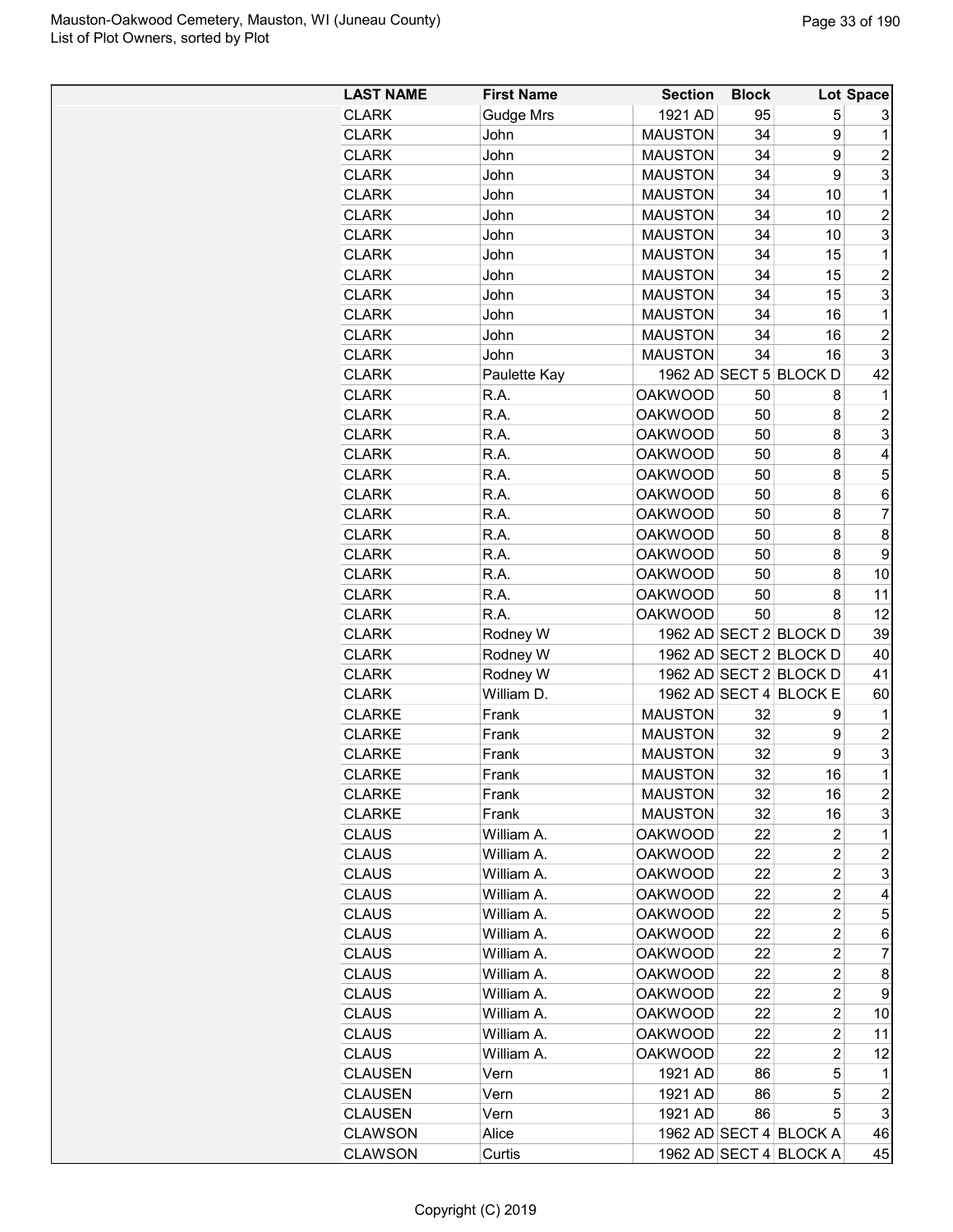| LAST NAME | First Name | Section | Block | Lot | Space |
|---|---|---|---|---|---|
| CLARK | Gudge Mrs | 1921 AD | 95 | 5 | 3 |
| CLARK | John | MAUSTON | 34 | 9 | 1 |
| CLARK | John | MAUSTON | 34 | 9 | 2 |
| CLARK | John | MAUSTON | 34 | 9 | 3 |
| CLARK | John | MAUSTON | 34 | 10 | 1 |
| CLARK | John | MAUSTON | 34 | 10 | 2 |
| CLARK | John | MAUSTON | 34 | 10 | 3 |
| CLARK | John | MAUSTON | 34 | 15 | 1 |
| CLARK | John | MAUSTON | 34 | 15 | 2 |
| CLARK | John | MAUSTON | 34 | 15 | 3 |
| CLARK | John | MAUSTON | 34 | 16 | 1 |
| CLARK | John | MAUSTON | 34 | 16 | 2 |
| CLARK | John | MAUSTON | 34 | 16 | 3 |
| CLARK | Paulette Kay | 1962 AD | SECT 5 | BLOCK D | 42 |
| CLARK | R.A. | OAKWOOD | 50 | 8 | 1 |
| CLARK | R.A. | OAKWOOD | 50 | 8 | 2 |
| CLARK | R.A. | OAKWOOD | 50 | 8 | 3 |
| CLARK | R.A. | OAKWOOD | 50 | 8 | 4 |
| CLARK | R.A. | OAKWOOD | 50 | 8 | 5 |
| CLARK | R.A. | OAKWOOD | 50 | 8 | 6 |
| CLARK | R.A. | OAKWOOD | 50 | 8 | 7 |
| CLARK | R.A. | OAKWOOD | 50 | 8 | 8 |
| CLARK | R.A. | OAKWOOD | 50 | 8 | 9 |
| CLARK | R.A. | OAKWOOD | 50 | 8 | 10 |
| CLARK | R.A. | OAKWOOD | 50 | 8 | 11 |
| CLARK | R.A. | OAKWOOD | 50 | 8 | 12 |
| CLARK | Rodney W | 1962 AD | SECT 2 | BLOCK D | 39 |
| CLARK | Rodney W | 1962 AD | SECT 2 | BLOCK D | 40 |
| CLARK | Rodney W | 1962 AD | SECT 2 | BLOCK D | 41 |
| CLARK | William D. | 1962 AD | SECT 4 | BLOCK E | 60 |
| CLARKE | Frank | MAUSTON | 32 | 9 | 1 |
| CLARKE | Frank | MAUSTON | 32 | 9 | 2 |
| CLARKE | Frank | MAUSTON | 32 | 9 | 3 |
| CLARKE | Frank | MAUSTON | 32 | 16 | 1 |
| CLARKE | Frank | MAUSTON | 32 | 16 | 2 |
| CLARKE | Frank | MAUSTON | 32 | 16 | 3 |
| CLAUS | William A. | OAKWOOD | 22 | 2 | 1 |
| CLAUS | William A. | OAKWOOD | 22 | 2 | 2 |
| CLAUS | William A. | OAKWOOD | 22 | 2 | 3 |
| CLAUS | William A. | OAKWOOD | 22 | 2 | 4 |
| CLAUS | William A. | OAKWOOD | 22 | 2 | 5 |
| CLAUS | William A. | OAKWOOD | 22 | 2 | 6 |
| CLAUS | William A. | OAKWOOD | 22 | 2 | 7 |
| CLAUS | William A. | OAKWOOD | 22 | 2 | 8 |
| CLAUS | William A. | OAKWOOD | 22 | 2 | 9 |
| CLAUS | William A. | OAKWOOD | 22 | 2 | 10 |
| CLAUS | William A. | OAKWOOD | 22 | 2 | 11 |
| CLAUS | William A. | OAKWOOD | 22 | 2 | 12 |
| CLAUSEN | Vern | 1921 AD | 86 | 5 | 1 |
| CLAUSEN | Vern | 1921 AD | 86 | 5 | 2 |
| CLAUSEN | Vern | 1921 AD | 86 | 5 | 3 |
| CLAWSON | Alice | 1962 AD | SECT 4 | BLOCK A | 46 |
| CLAWSON | Curtis | 1962 AD | SECT 4 | BLOCK A | 45 |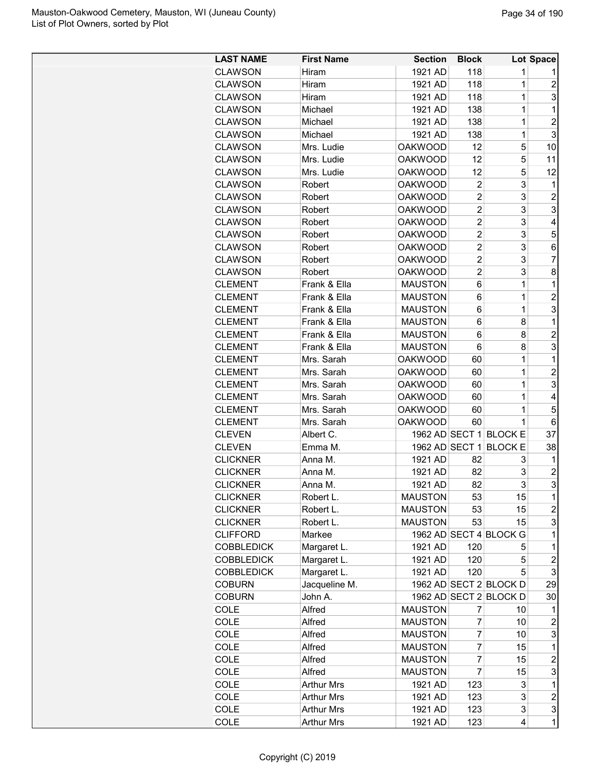| LAST NAME | First Name | Section | Block | Lot | Space |
|---|---|---|---|---|---|
| CLAWSON | Hiram | 1921 AD | 118 | 1 | 1 |
| CLAWSON | Hiram | 1921 AD | 118 | 1 | 2 |
| CLAWSON | Hiram | 1921 AD | 118 | 1 | 3 |
| CLAWSON | Michael | 1921 AD | 138 | 1 | 1 |
| CLAWSON | Michael | 1921 AD | 138 | 1 | 2 |
| CLAWSON | Michael | 1921 AD | 138 | 1 | 3 |
| CLAWSON | Mrs. Ludie | OAKWOOD | 12 | 5 | 10 |
| CLAWSON | Mrs. Ludie | OAKWOOD | 12 | 5 | 11 |
| CLAWSON | Mrs. Ludie | OAKWOOD | 12 | 5 | 12 |
| CLAWSON | Robert | OAKWOOD | 2 | 3 | 1 |
| CLAWSON | Robert | OAKWOOD | 2 | 3 | 2 |
| CLAWSON | Robert | OAKWOOD | 2 | 3 | 3 |
| CLAWSON | Robert | OAKWOOD | 2 | 3 | 4 |
| CLAWSON | Robert | OAKWOOD | 2 | 3 | 5 |
| CLAWSON | Robert | OAKWOOD | 2 | 3 | 6 |
| CLAWSON | Robert | OAKWOOD | 2 | 3 | 7 |
| CLAWSON | Robert | OAKWOOD | 2 | 3 | 8 |
| CLEMENT | Frank & Ella | MAUSTON | 6 | 1 | 1 |
| CLEMENT | Frank & Ella | MAUSTON | 6 | 1 | 2 |
| CLEMENT | Frank & Ella | MAUSTON | 6 | 1 | 3 |
| CLEMENT | Frank & Ella | MAUSTON | 6 | 8 | 1 |
| CLEMENT | Frank & Ella | MAUSTON | 6 | 8 | 2 |
| CLEMENT | Frank & Ella | MAUSTON | 6 | 8 | 3 |
| CLEMENT | Mrs. Sarah | OAKWOOD | 60 | 1 | 1 |
| CLEMENT | Mrs. Sarah | OAKWOOD | 60 | 1 | 2 |
| CLEMENT | Mrs. Sarah | OAKWOOD | 60 | 1 | 3 |
| CLEMENT | Mrs. Sarah | OAKWOOD | 60 | 1 | 4 |
| CLEMENT | Mrs. Sarah | OAKWOOD | 60 | 1 | 5 |
| CLEMENT | Mrs. Sarah | OAKWOOD | 60 | 1 | 6 |
| CLEVEN | Albert C. | 1962 AD | SECT 1 | BLOCK E | 37 |
| CLEVEN | Emma M. | 1962 AD | SECT 1 | BLOCK E | 38 |
| CLICKNER | Anna M. | 1921 AD | 82 | 3 | 1 |
| CLICKNER | Anna M. | 1921 AD | 82 | 3 | 2 |
| CLICKNER | Anna M. | 1921 AD | 82 | 3 | 3 |
| CLICKNER | Robert L. | MAUSTON | 53 | 15 | 1 |
| CLICKNER | Robert L. | MAUSTON | 53 | 15 | 2 |
| CLICKNER | Robert L. | MAUSTON | 53 | 15 | 3 |
| CLIFFORD | Markee | 1962 AD | SECT 4 | BLOCK G | 1 |
| COBBLEDICK | Margaret L. | 1921 AD | 120 | 5 | 1 |
| COBBLEDICK | Margaret L. | 1921 AD | 120 | 5 | 2 |
| COBBLEDICK | Margaret L. | 1921 AD | 120 | 5 | 3 |
| COBURN | Jacqueline M. | 1962 AD | SECT 2 | BLOCK D | 29 |
| COBURN | John A. | 1962 AD | SECT 2 | BLOCK D | 30 |
| COLE | Alfred | MAUSTON | 7 | 10 | 1 |
| COLE | Alfred | MAUSTON | 7 | 10 | 2 |
| COLE | Alfred | MAUSTON | 7 | 10 | 3 |
| COLE | Alfred | MAUSTON | 7 | 15 | 1 |
| COLE | Alfred | MAUSTON | 7 | 15 | 2 |
| COLE | Alfred | MAUSTON | 7 | 15 | 3 |
| COLE | Arthur Mrs | 1921 AD | 123 | 3 | 1 |
| COLE | Arthur Mrs | 1921 AD | 123 | 3 | 2 |
| COLE | Arthur Mrs | 1921 AD | 123 | 3 | 3 |
| COLE | Arthur Mrs | 1921 AD | 123 | 4 | 1 |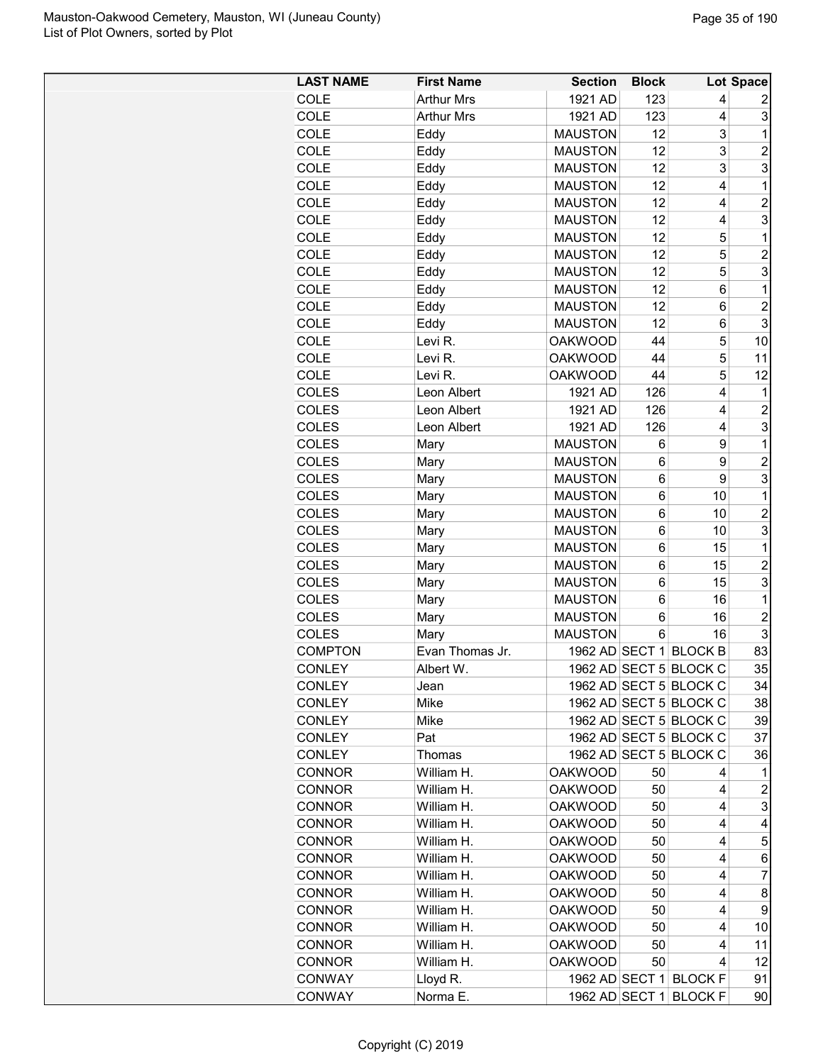| LAST NAME | First Name | Section | Block | Lot | Space |
|---|---|---|---|---|---|
| COLE | Arthur Mrs | 1921 AD | 123 | 4 | 2 |
| COLE | Arthur Mrs | 1921 AD | 123 | 4 | 3 |
| COLE | Eddy | MAUSTON | 12 | 3 | 1 |
| COLE | Eddy | MAUSTON | 12 | 3 | 2 |
| COLE | Eddy | MAUSTON | 12 | 3 | 3 |
| COLE | Eddy | MAUSTON | 12 | 4 | 1 |
| COLE | Eddy | MAUSTON | 12 | 4 | 2 |
| COLE | Eddy | MAUSTON | 12 | 4 | 3 |
| COLE | Eddy | MAUSTON | 12 | 5 | 1 |
| COLE | Eddy | MAUSTON | 12 | 5 | 2 |
| COLE | Eddy | MAUSTON | 12 | 5 | 3 |
| COLE | Eddy | MAUSTON | 12 | 6 | 1 |
| COLE | Eddy | MAUSTON | 12 | 6 | 2 |
| COLE | Eddy | MAUSTON | 12 | 6 | 3 |
| COLE | Levi R. | OAKWOOD | 44 | 5 | 10 |
| COLE | Levi R. | OAKWOOD | 44 | 5 | 11 |
| COLE | Levi R. | OAKWOOD | 44 | 5 | 12 |
| COLES | Leon Albert | 1921 AD | 126 | 4 | 1 |
| COLES | Leon Albert | 1921 AD | 126 | 4 | 2 |
| COLES | Leon Albert | 1921 AD | 126 | 4 | 3 |
| COLES | Mary | MAUSTON | 6 | 9 | 1 |
| COLES | Mary | MAUSTON | 6 | 9 | 2 |
| COLES | Mary | MAUSTON | 6 | 9 | 3 |
| COLES | Mary | MAUSTON | 6 | 10 | 1 |
| COLES | Mary | MAUSTON | 6 | 10 | 2 |
| COLES | Mary | MAUSTON | 6 | 10 | 3 |
| COLES | Mary | MAUSTON | 6 | 15 | 1 |
| COLES | Mary | MAUSTON | 6 | 15 | 2 |
| COLES | Mary | MAUSTON | 6 | 15 | 3 |
| COLES | Mary | MAUSTON | 6 | 16 | 1 |
| COLES | Mary | MAUSTON | 6 | 16 | 2 |
| COLES | Mary | MAUSTON | 6 | 16 | 3 |
| COMPTON | Evan Thomas Jr. | 1962 AD | SECT 1 | BLOCK B | 83 |
| CONLEY | Albert W. | 1962 AD | SECT 5 | BLOCK C | 35 |
| CONLEY | Jean | 1962 AD | SECT 5 | BLOCK C | 34 |
| CONLEY | Mike | 1962 AD | SECT 5 | BLOCK C | 38 |
| CONLEY | Mike | 1962 AD | SECT 5 | BLOCK C | 39 |
| CONLEY | Pat | 1962 AD | SECT 5 | BLOCK C | 37 |
| CONLEY | Thomas | 1962 AD | SECT 5 | BLOCK C | 36 |
| CONNOR | William H. | OAKWOOD | 50 | 4 | 1 |
| CONNOR | William H. | OAKWOOD | 50 | 4 | 2 |
| CONNOR | William H. | OAKWOOD | 50 | 4 | 3 |
| CONNOR | William H. | OAKWOOD | 50 | 4 | 4 |
| CONNOR | William H. | OAKWOOD | 50 | 4 | 5 |
| CONNOR | William H. | OAKWOOD | 50 | 4 | 6 |
| CONNOR | William H. | OAKWOOD | 50 | 4 | 7 |
| CONNOR | William H. | OAKWOOD | 50 | 4 | 8 |
| CONNOR | William H. | OAKWOOD | 50 | 4 | 9 |
| CONNOR | William H. | OAKWOOD | 50 | 4 | 10 |
| CONNOR | William H. | OAKWOOD | 50 | 4 | 11 |
| CONNOR | William H. | OAKWOOD | 50 | 4 | 12 |
| CONWAY | Lloyd R. | 1962 AD | SECT 1 | BLOCK F | 91 |
| CONWAY | Norma E. | 1962 AD | SECT 1 | BLOCK F | 90 |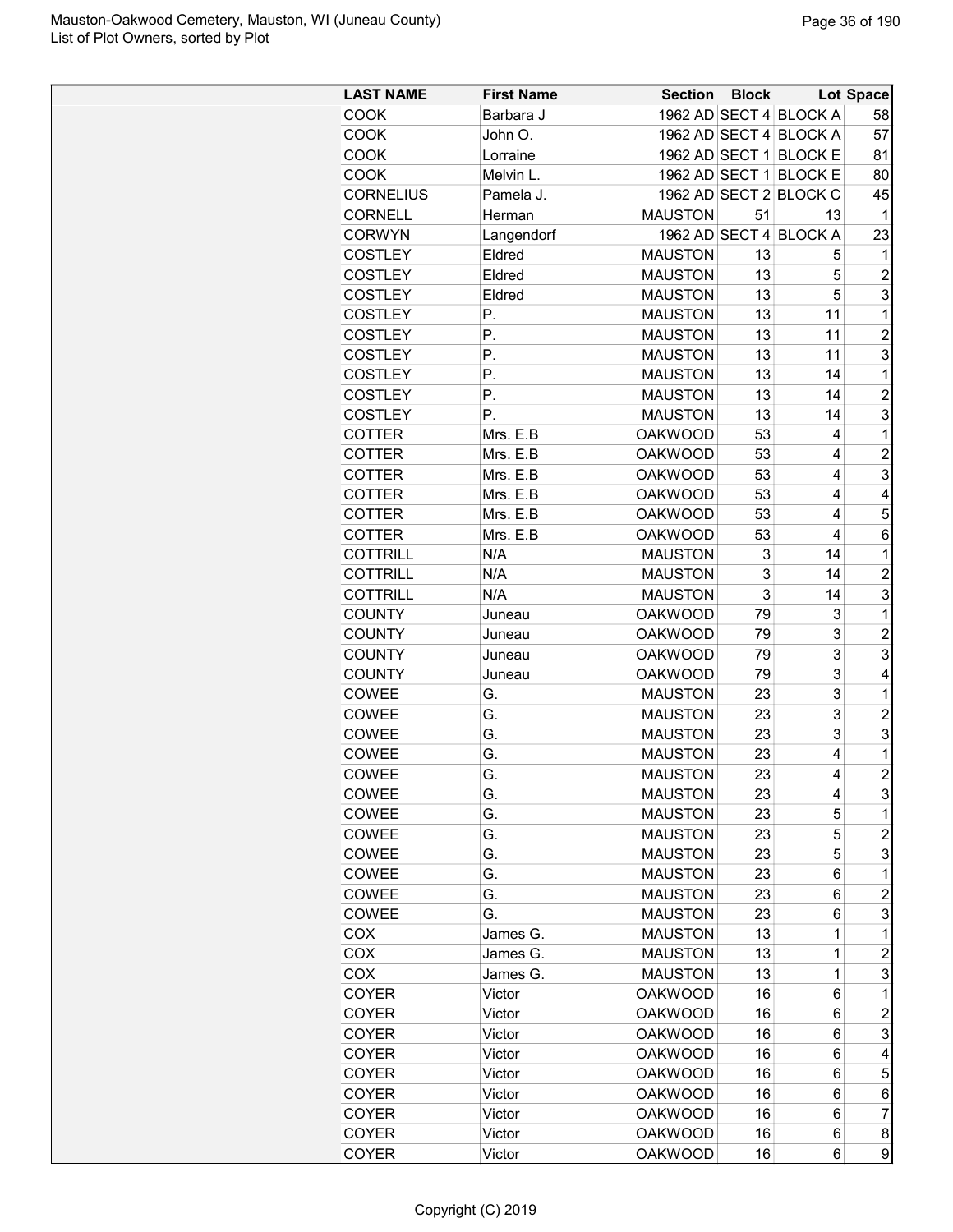| LAST NAME | First Name | Section | Block | Lot | Space |
|---|---|---|---|---|---|
| COOK | Barbara J | 1962 AD | SECT 4 | BLOCK A | 58 |
| COOK | John O. | 1962 AD | SECT 4 | BLOCK A | 57 |
| COOK | Lorraine | 1962 AD | SECT 1 | BLOCK E | 81 |
| COOK | Melvin L. | 1962 AD | SECT 1 | BLOCK E | 80 |
| CORNELIUS | Pamela J. | 1962 AD | SECT 2 | BLOCK C | 45 |
| CORNELL | Herman | MAUSTON | 51 | 13 | 1 |
| CORWYN | Langendorf | 1962 AD | SECT 4 | BLOCK A | 23 |
| COSTLEY | Eldred | MAUSTON | 13 | 5 | 1 |
| COSTLEY | Eldred | MAUSTON | 13 | 5 | 2 |
| COSTLEY | Eldred | MAUSTON | 13 | 5 | 3 |
| COSTLEY | P. | MAUSTON | 13 | 11 | 1 |
| COSTLEY | P. | MAUSTON | 13 | 11 | 2 |
| COSTLEY | P. | MAUSTON | 13 | 11 | 3 |
| COSTLEY | P. | MAUSTON | 13 | 14 | 1 |
| COSTLEY | P. | MAUSTON | 13 | 14 | 2 |
| COSTLEY | P. | MAUSTON | 13 | 14 | 3 |
| COTTER | Mrs. E.B | OAKWOOD | 53 | 4 | 1 |
| COTTER | Mrs. E.B | OAKWOOD | 53 | 4 | 2 |
| COTTER | Mrs. E.B | OAKWOOD | 53 | 4 | 3 |
| COTTER | Mrs. E.B | OAKWOOD | 53 | 4 | 4 |
| COTTER | Mrs. E.B | OAKWOOD | 53 | 4 | 5 |
| COTTER | Mrs. E.B | OAKWOOD | 53 | 4 | 6 |
| COTTRILL | N/A | MAUSTON | 3 | 14 | 1 |
| COTTRILL | N/A | MAUSTON | 3 | 14 | 2 |
| COTTRILL | N/A | MAUSTON | 3 | 14 | 3 |
| COUNTY | Juneau | OAKWOOD | 79 | 3 | 1 |
| COUNTY | Juneau | OAKWOOD | 79 | 3 | 2 |
| COUNTY | Juneau | OAKWOOD | 79 | 3 | 3 |
| COUNTY | Juneau | OAKWOOD | 79 | 3 | 4 |
| COWEE | G. | MAUSTON | 23 | 3 | 1 |
| COWEE | G. | MAUSTON | 23 | 3 | 2 |
| COWEE | G. | MAUSTON | 23 | 3 | 3 |
| COWEE | G. | MAUSTON | 23 | 4 | 1 |
| COWEE | G. | MAUSTON | 23 | 4 | 2 |
| COWEE | G. | MAUSTON | 23 | 4 | 3 |
| COWEE | G. | MAUSTON | 23 | 5 | 1 |
| COWEE | G. | MAUSTON | 23 | 5 | 2 |
| COWEE | G. | MAUSTON | 23 | 5 | 3 |
| COWEE | G. | MAUSTON | 23 | 6 | 1 |
| COWEE | G. | MAUSTON | 23 | 6 | 2 |
| COWEE | G. | MAUSTON | 23 | 6 | 3 |
| COX | James G. | MAUSTON | 13 | 1 | 1 |
| COX | James G. | MAUSTON | 13 | 1 | 2 |
| COX | James G. | MAUSTON | 13 | 1 | 3 |
| COYER | Victor | OAKWOOD | 16 | 6 | 1 |
| COYER | Victor | OAKWOOD | 16 | 6 | 2 |
| COYER | Victor | OAKWOOD | 16 | 6 | 3 |
| COYER | Victor | OAKWOOD | 16 | 6 | 4 |
| COYER | Victor | OAKWOOD | 16 | 6 | 5 |
| COYER | Victor | OAKWOOD | 16 | 6 | 6 |
| COYER | Victor | OAKWOOD | 16 | 6 | 7 |
| COYER | Victor | OAKWOOD | 16 | 6 | 8 |
| COYER | Victor | OAKWOOD | 16 | 6 | 9 |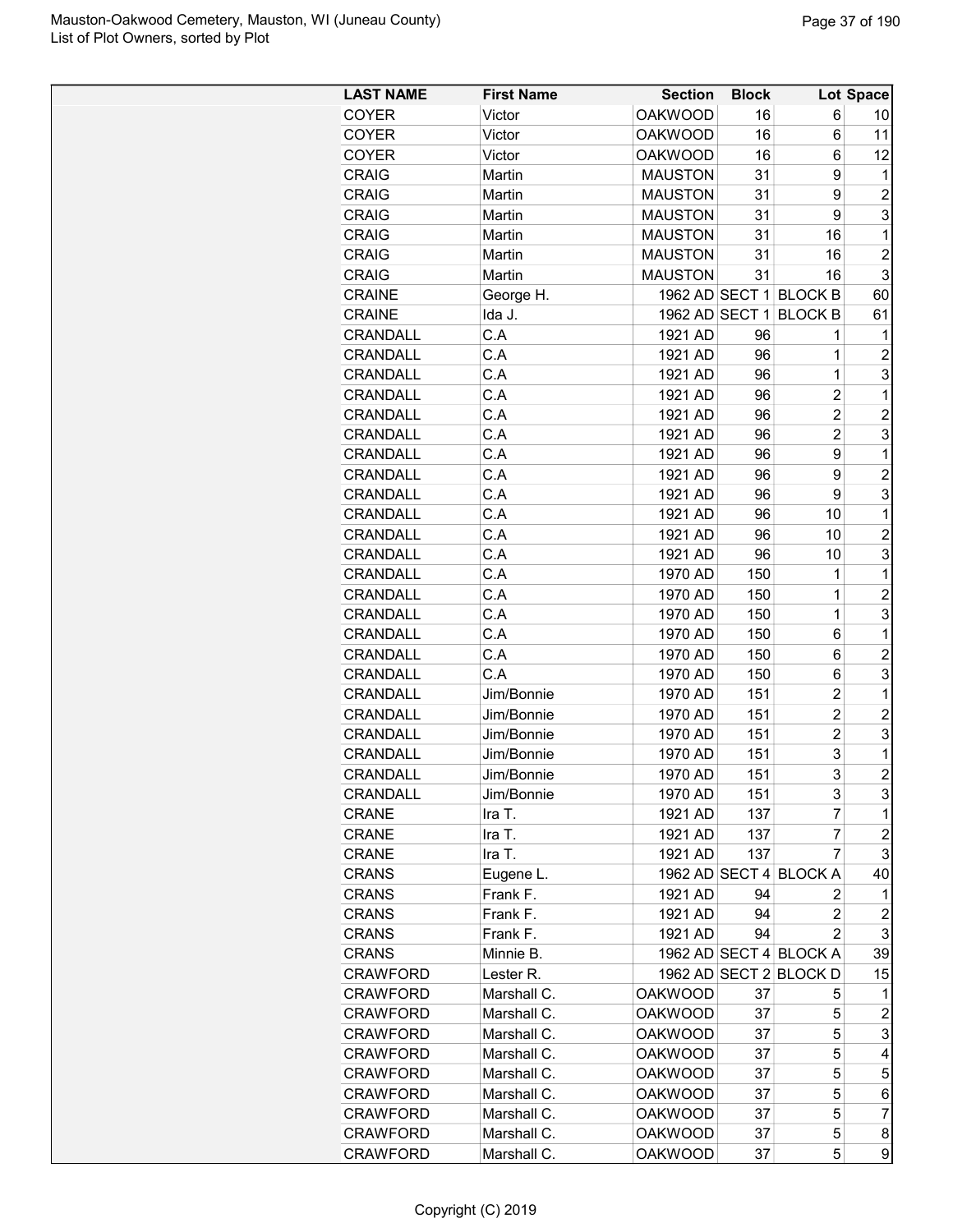| LAST NAME | First Name | Section | Block | Lot | Space |
|---|---|---|---|---|---|
| COYER | Victor | OAKWOOD | 16 | 6 | 10 |
| COYER | Victor | OAKWOOD | 16 | 6 | 11 |
| COYER | Victor | OAKWOOD | 16 | 6 | 12 |
| CRAIG | Martin | MAUSTON | 31 | 9 | 1 |
| CRAIG | Martin | MAUSTON | 31 | 9 | 2 |
| CRAIG | Martin | MAUSTON | 31 | 9 | 3 |
| CRAIG | Martin | MAUSTON | 31 | 16 | 1 |
| CRAIG | Martin | MAUSTON | 31 | 16 | 2 |
| CRAIG | Martin | MAUSTON | 31 | 16 | 3 |
| CRAINE | George H. | 1962 AD | SECT 1 | BLOCK B | 60 |
| CRAINE | Ida J. | 1962 AD | SECT 1 | BLOCK B | 61 |
| CRANDALL | C.A | 1921 AD | 96 | 1 | 1 |
| CRANDALL | C.A | 1921 AD | 96 | 1 | 2 |
| CRANDALL | C.A | 1921 AD | 96 | 1 | 3 |
| CRANDALL | C.A | 1921 AD | 96 | 2 | 1 |
| CRANDALL | C.A | 1921 AD | 96 | 2 | 2 |
| CRANDALL | C.A | 1921 AD | 96 | 2 | 3 |
| CRANDALL | C.A | 1921 AD | 96 | 9 | 1 |
| CRANDALL | C.A | 1921 AD | 96 | 9 | 2 |
| CRANDALL | C.A | 1921 AD | 96 | 9 | 3 |
| CRANDALL | C.A | 1921 AD | 96 | 10 | 1 |
| CRANDALL | C.A | 1921 AD | 96 | 10 | 2 |
| CRANDALL | C.A | 1921 AD | 96 | 10 | 3 |
| CRANDALL | C.A | 1970 AD | 150 | 1 | 1 |
| CRANDALL | C.A | 1970 AD | 150 | 1 | 2 |
| CRANDALL | C.A | 1970 AD | 150 | 1 | 3 |
| CRANDALL | C.A | 1970 AD | 150 | 6 | 1 |
| CRANDALL | C.A | 1970 AD | 150 | 6 | 2 |
| CRANDALL | C.A | 1970 AD | 150 | 6 | 3 |
| CRANDALL | Jim/Bonnie | 1970 AD | 151 | 2 | 1 |
| CRANDALL | Jim/Bonnie | 1970 AD | 151 | 2 | 2 |
| CRANDALL | Jim/Bonnie | 1970 AD | 151 | 2 | 3 |
| CRANDALL | Jim/Bonnie | 1970 AD | 151 | 3 | 1 |
| CRANDALL | Jim/Bonnie | 1970 AD | 151 | 3 | 2 |
| CRANDALL | Jim/Bonnie | 1970 AD | 151 | 3 | 3 |
| CRANE | Ira T. | 1921 AD | 137 | 7 | 1 |
| CRANE | Ira T. | 1921 AD | 137 | 7 | 2 |
| CRANE | Ira T. | 1921 AD | 137 | 7 | 3 |
| CRANS | Eugene L. | 1962 AD | SECT 4 | BLOCK A | 40 |
| CRANS | Frank F. | 1921 AD | 94 | 2 | 1 |
| CRANS | Frank F. | 1921 AD | 94 | 2 | 2 |
| CRANS | Frank F. | 1921 AD | 94 | 2 | 3 |
| CRANS | Minnie B. | 1962 AD | SECT 4 | BLOCK A | 39 |
| CRAWFORD | Lester R. | 1962 AD | SECT 2 | BLOCK D | 15 |
| CRAWFORD | Marshall C. | OAKWOOD | 37 | 5 | 1 |
| CRAWFORD | Marshall C. | OAKWOOD | 37 | 5 | 2 |
| CRAWFORD | Marshall C. | OAKWOOD | 37 | 5 | 3 |
| CRAWFORD | Marshall C. | OAKWOOD | 37 | 5 | 4 |
| CRAWFORD | Marshall C. | OAKWOOD | 37 | 5 | 5 |
| CRAWFORD | Marshall C. | OAKWOOD | 37 | 5 | 6 |
| CRAWFORD | Marshall C. | OAKWOOD | 37 | 5 | 7 |
| CRAWFORD | Marshall C. | OAKWOOD | 37 | 5 | 8 |
| CRAWFORD | Marshall C. | OAKWOOD | 37 | 5 | 9 |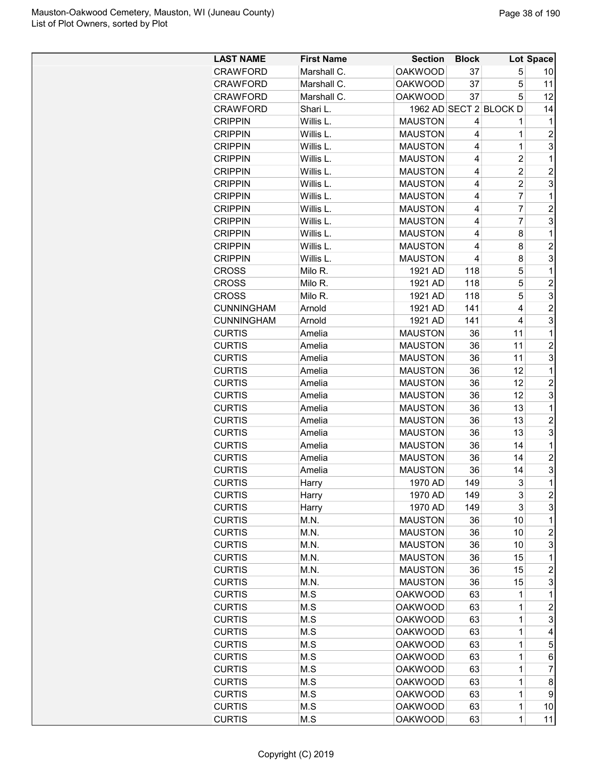| LAST NAME | First Name | Section | Block | Lot | Space |
|---|---|---|---|---|---|
| CRAWFORD | Marshall C. | OAKWOOD | 37 | 5 | 10 |
| CRAWFORD | Marshall C. | OAKWOOD | 37 | 5 | 11 |
| CRAWFORD | Marshall C. | OAKWOOD | 37 | 5 | 12 |
| CRAWFORD | Shari L. | 1962 AD | SECT 2 | BLOCK D | 14 |
| CRIPPIN | Willis L. | MAUSTON | 4 | 1 | 1 |
| CRIPPIN | Willis L. | MAUSTON | 4 | 1 | 2 |
| CRIPPIN | Willis L. | MAUSTON | 4 | 1 | 3 |
| CRIPPIN | Willis L. | MAUSTON | 4 | 2 | 1 |
| CRIPPIN | Willis L. | MAUSTON | 4 | 2 | 2 |
| CRIPPIN | Willis L. | MAUSTON | 4 | 2 | 3 |
| CRIPPIN | Willis L. | MAUSTON | 4 | 7 | 1 |
| CRIPPIN | Willis L. | MAUSTON | 4 | 7 | 2 |
| CRIPPIN | Willis L. | MAUSTON | 4 | 7 | 3 |
| CRIPPIN | Willis L. | MAUSTON | 4 | 8 | 1 |
| CRIPPIN | Willis L. | MAUSTON | 4 | 8 | 2 |
| CRIPPIN | Willis L. | MAUSTON | 4 | 8 | 3 |
| CROSS | Milo R. | 1921 AD | 118 | 5 | 1 |
| CROSS | Milo R. | 1921 AD | 118 | 5 | 2 |
| CROSS | Milo R. | 1921 AD | 118 | 5 | 3 |
| CUNNINGHAM | Arnold | 1921 AD | 141 | 4 | 2 |
| CUNNINGHAM | Arnold | 1921 AD | 141 | 4 | 3 |
| CURTIS | Amelia | MAUSTON | 36 | 11 | 1 |
| CURTIS | Amelia | MAUSTON | 36 | 11 | 2 |
| CURTIS | Amelia | MAUSTON | 36 | 11 | 3 |
| CURTIS | Amelia | MAUSTON | 36 | 12 | 1 |
| CURTIS | Amelia | MAUSTON | 36 | 12 | 2 |
| CURTIS | Amelia | MAUSTON | 36 | 12 | 3 |
| CURTIS | Amelia | MAUSTON | 36 | 13 | 1 |
| CURTIS | Amelia | MAUSTON | 36 | 13 | 2 |
| CURTIS | Amelia | MAUSTON | 36 | 13 | 3 |
| CURTIS | Amelia | MAUSTON | 36 | 14 | 1 |
| CURTIS | Amelia | MAUSTON | 36 | 14 | 2 |
| CURTIS | Amelia | MAUSTON | 36 | 14 | 3 |
| CURTIS | Harry | 1970 AD | 149 | 3 | 1 |
| CURTIS | Harry | 1970 AD | 149 | 3 | 2 |
| CURTIS | Harry | 1970 AD | 149 | 3 | 3 |
| CURTIS | M.N. | MAUSTON | 36 | 10 | 1 |
| CURTIS | M.N. | MAUSTON | 36 | 10 | 2 |
| CURTIS | M.N. | MAUSTON | 36 | 10 | 3 |
| CURTIS | M.N. | MAUSTON | 36 | 15 | 1 |
| CURTIS | M.N. | MAUSTON | 36 | 15 | 2 |
| CURTIS | M.N. | MAUSTON | 36 | 15 | 3 |
| CURTIS | M.S | OAKWOOD | 63 | 1 | 1 |
| CURTIS | M.S | OAKWOOD | 63 | 1 | 2 |
| CURTIS | M.S | OAKWOOD | 63 | 1 | 3 |
| CURTIS | M.S | OAKWOOD | 63 | 1 | 4 |
| CURTIS | M.S | OAKWOOD | 63 | 1 | 5 |
| CURTIS | M.S | OAKWOOD | 63 | 1 | 6 |
| CURTIS | M.S | OAKWOOD | 63 | 1 | 7 |
| CURTIS | M.S | OAKWOOD | 63 | 1 | 8 |
| CURTIS | M.S | OAKWOOD | 63 | 1 | 9 |
| CURTIS | M.S | OAKWOOD | 63 | 1 | 10 |
| CURTIS | M.S | OAKWOOD | 63 | 1 | 11 |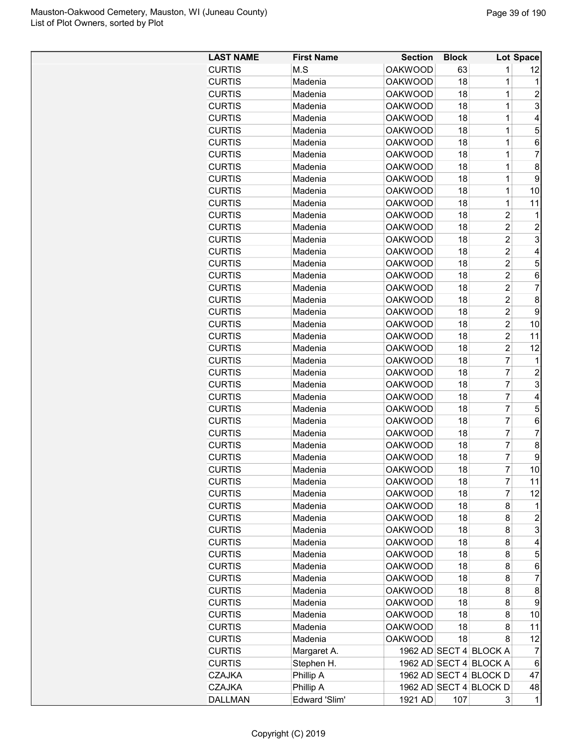| LAST NAME | First Name | Section | Block | Lot | Space |
|---|---|---|---|---|---|
| CURTIS | M.S | OAKWOOD | 63 | 1 | 12 |
| CURTIS | Madenia | OAKWOOD | 18 | 1 | 1 |
| CURTIS | Madenia | OAKWOOD | 18 | 1 | 2 |
| CURTIS | Madenia | OAKWOOD | 18 | 1 | 3 |
| CURTIS | Madenia | OAKWOOD | 18 | 1 | 4 |
| CURTIS | Madenia | OAKWOOD | 18 | 1 | 5 |
| CURTIS | Madenia | OAKWOOD | 18 | 1 | 6 |
| CURTIS | Madenia | OAKWOOD | 18 | 1 | 7 |
| CURTIS | Madenia | OAKWOOD | 18 | 1 | 8 |
| CURTIS | Madenia | OAKWOOD | 18 | 1 | 9 |
| CURTIS | Madenia | OAKWOOD | 18 | 1 | 10 |
| CURTIS | Madenia | OAKWOOD | 18 | 1 | 11 |
| CURTIS | Madenia | OAKWOOD | 18 | 2 | 1 |
| CURTIS | Madenia | OAKWOOD | 18 | 2 | 2 |
| CURTIS | Madenia | OAKWOOD | 18 | 2 | 3 |
| CURTIS | Madenia | OAKWOOD | 18 | 2 | 4 |
| CURTIS | Madenia | OAKWOOD | 18 | 2 | 5 |
| CURTIS | Madenia | OAKWOOD | 18 | 2 | 6 |
| CURTIS | Madenia | OAKWOOD | 18 | 2 | 7 |
| CURTIS | Madenia | OAKWOOD | 18 | 2 | 8 |
| CURTIS | Madenia | OAKWOOD | 18 | 2 | 9 |
| CURTIS | Madenia | OAKWOOD | 18 | 2 | 10 |
| CURTIS | Madenia | OAKWOOD | 18 | 2 | 11 |
| CURTIS | Madenia | OAKWOOD | 18 | 2 | 12 |
| CURTIS | Madenia | OAKWOOD | 18 | 7 | 1 |
| CURTIS | Madenia | OAKWOOD | 18 | 7 | 2 |
| CURTIS | Madenia | OAKWOOD | 18 | 7 | 3 |
| CURTIS | Madenia | OAKWOOD | 18 | 7 | 4 |
| CURTIS | Madenia | OAKWOOD | 18 | 7 | 5 |
| CURTIS | Madenia | OAKWOOD | 18 | 7 | 6 |
| CURTIS | Madenia | OAKWOOD | 18 | 7 | 7 |
| CURTIS | Madenia | OAKWOOD | 18 | 7 | 8 |
| CURTIS | Madenia | OAKWOOD | 18 | 7 | 9 |
| CURTIS | Madenia | OAKWOOD | 18 | 7 | 10 |
| CURTIS | Madenia | OAKWOOD | 18 | 7 | 11 |
| CURTIS | Madenia | OAKWOOD | 18 | 7 | 12 |
| CURTIS | Madenia | OAKWOOD | 18 | 8 | 1 |
| CURTIS | Madenia | OAKWOOD | 18 | 8 | 2 |
| CURTIS | Madenia | OAKWOOD | 18 | 8 | 3 |
| CURTIS | Madenia | OAKWOOD | 18 | 8 | 4 |
| CURTIS | Madenia | OAKWOOD | 18 | 8 | 5 |
| CURTIS | Madenia | OAKWOOD | 18 | 8 | 6 |
| CURTIS | Madenia | OAKWOOD | 18 | 8 | 7 |
| CURTIS | Madenia | OAKWOOD | 18 | 8 | 8 |
| CURTIS | Madenia | OAKWOOD | 18 | 8 | 9 |
| CURTIS | Madenia | OAKWOOD | 18 | 8 | 10 |
| CURTIS | Madenia | OAKWOOD | 18 | 8 | 11 |
| CURTIS | Madenia | OAKWOOD | 18 | 8 | 12 |
| CURTIS | Margaret A. | 1962 AD | SECT 4 | BLOCK A | 7 |
| CURTIS | Stephen H. | 1962 AD | SECT 4 | BLOCK A | 6 |
| CZAJKA | Phillip A | 1962 AD | SECT 4 | BLOCK D | 47 |
| CZAJKA | Phillip A | 1962 AD | SECT 4 | BLOCK D | 48 |
| DALLMAN | Edward 'Slim' | 1921 AD | 107 | 3 | 1 |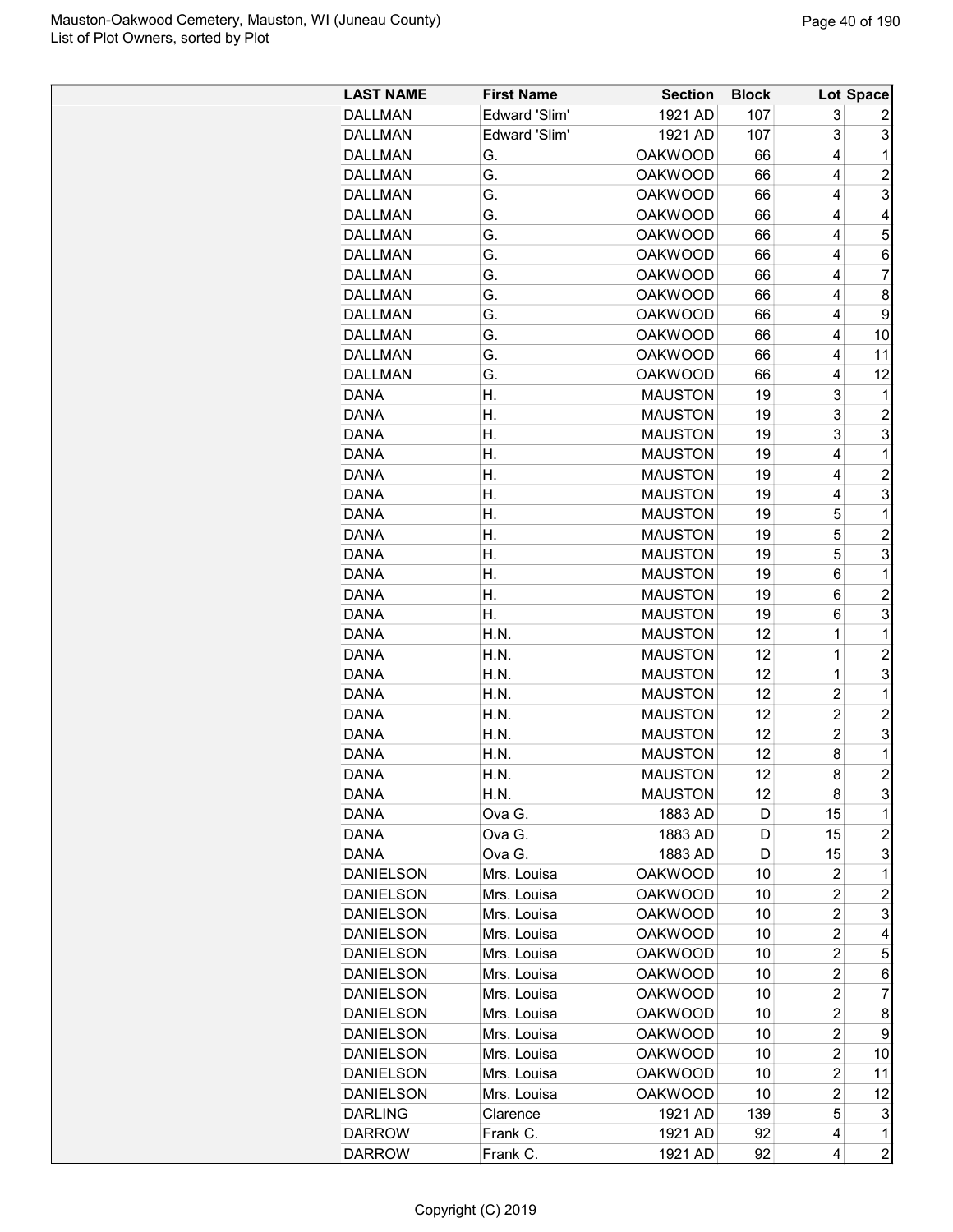| LAST NAME | First Name | Section | Block | Lot | Space |
|---|---|---|---|---|---|
| DALLMAN | Edward 'Slim' | 1921 AD | 107 | 3 | 2 |
| DALLMAN | Edward 'Slim' | 1921 AD | 107 | 3 | 3 |
| DALLMAN | G. | OAKWOOD | 66 | 4 | 1 |
| DALLMAN | G. | OAKWOOD | 66 | 4 | 2 |
| DALLMAN | G. | OAKWOOD | 66 | 4 | 3 |
| DALLMAN | G. | OAKWOOD | 66 | 4 | 4 |
| DALLMAN | G. | OAKWOOD | 66 | 4 | 5 |
| DALLMAN | G. | OAKWOOD | 66 | 4 | 6 |
| DALLMAN | G. | OAKWOOD | 66 | 4 | 7 |
| DALLMAN | G. | OAKWOOD | 66 | 4 | 8 |
| DALLMAN | G. | OAKWOOD | 66 | 4 | 9 |
| DALLMAN | G. | OAKWOOD | 66 | 4 | 10 |
| DALLMAN | G. | OAKWOOD | 66 | 4 | 11 |
| DALLMAN | G. | OAKWOOD | 66 | 4 | 12 |
| DANA | H. | MAUSTON | 19 | 3 | 1 |
| DANA | H. | MAUSTON | 19 | 3 | 2 |
| DANA | H. | MAUSTON | 19 | 3 | 3 |
| DANA | H. | MAUSTON | 19 | 4 | 1 |
| DANA | H. | MAUSTON | 19 | 4 | 2 |
| DANA | H. | MAUSTON | 19 | 4 | 3 |
| DANA | H. | MAUSTON | 19 | 5 | 1 |
| DANA | H. | MAUSTON | 19 | 5 | 2 |
| DANA | H. | MAUSTON | 19 | 5 | 3 |
| DANA | H. | MAUSTON | 19 | 6 | 1 |
| DANA | H. | MAUSTON | 19 | 6 | 2 |
| DANA | H. | MAUSTON | 19 | 6 | 3 |
| DANA | H.N. | MAUSTON | 12 | 1 | 1 |
| DANA | H.N. | MAUSTON | 12 | 1 | 2 |
| DANA | H.N. | MAUSTON | 12 | 1 | 3 |
| DANA | H.N. | MAUSTON | 12 | 2 | 1 |
| DANA | H.N. | MAUSTON | 12 | 2 | 2 |
| DANA | H.N. | MAUSTON | 12 | 2 | 3 |
| DANA | H.N. | MAUSTON | 12 | 8 | 1 |
| DANA | H.N. | MAUSTON | 12 | 8 | 2 |
| DANA | H.N. | MAUSTON | 12 | 8 | 3 |
| DANA | Ova G. | 1883 AD | D | 15 | 1 |
| DANA | Ova G. | 1883 AD | D | 15 | 2 |
| DANA | Ova G. | 1883 AD | D | 15 | 3 |
| DANIELSON | Mrs. Louisa | OAKWOOD | 10 | 2 | 1 |
| DANIELSON | Mrs. Louisa | OAKWOOD | 10 | 2 | 2 |
| DANIELSON | Mrs. Louisa | OAKWOOD | 10 | 2 | 3 |
| DANIELSON | Mrs. Louisa | OAKWOOD | 10 | 2 | 4 |
| DANIELSON | Mrs. Louisa | OAKWOOD | 10 | 2 | 5 |
| DANIELSON | Mrs. Louisa | OAKWOOD | 10 | 2 | 6 |
| DANIELSON | Mrs. Louisa | OAKWOOD | 10 | 2 | 7 |
| DANIELSON | Mrs. Louisa | OAKWOOD | 10 | 2 | 8 |
| DANIELSON | Mrs. Louisa | OAKWOOD | 10 | 2 | 9 |
| DANIELSON | Mrs. Louisa | OAKWOOD | 10 | 2 | 10 |
| DANIELSON | Mrs. Louisa | OAKWOOD | 10 | 2 | 11 |
| DANIELSON | Mrs. Louisa | OAKWOOD | 10 | 2 | 12 |
| DARLING | Clarence | 1921 AD | 139 | 5 | 3 |
| DARROW | Frank C. | 1921 AD | 92 | 4 | 1 |
| DARROW | Frank C. | 1921 AD | 92 | 4 | 2 |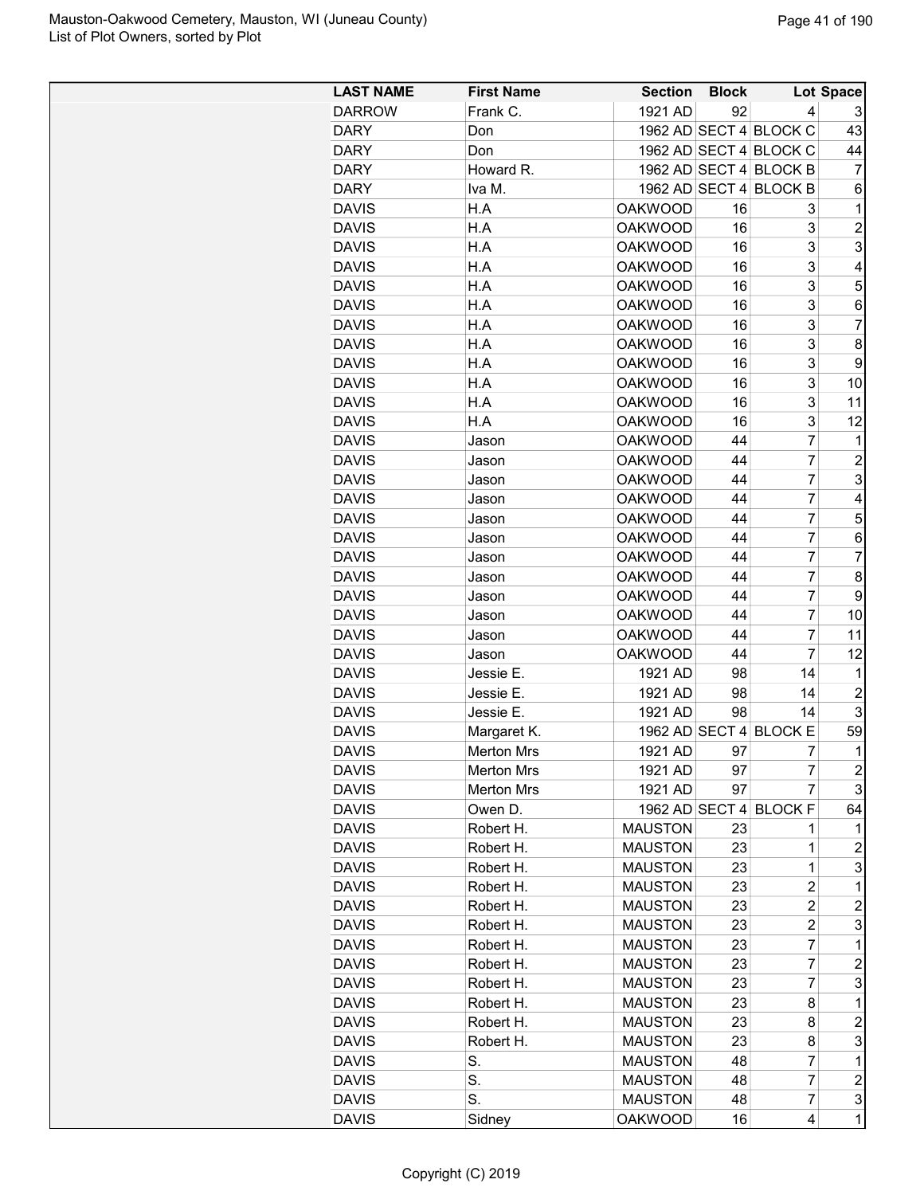| LAST NAME | First Name | Section | Block | Lot | Space |
|---|---|---|---|---|---|
| DARROW | Frank C. | 1921 AD | 92 | 4 | 3 |
| DARY | Don | 1962 AD | SECT 4 | BLOCK C | 43 |
| DARY | Don | 1962 AD | SECT 4 | BLOCK C | 44 |
| DARY | Howard R. | 1962 AD | SECT 4 | BLOCK B | 7 |
| DARY | Iva M. | 1962 AD | SECT 4 | BLOCK B | 6 |
| DAVIS | H.A | OAKWOOD | 16 | 3 | 1 |
| DAVIS | H.A | OAKWOOD | 16 | 3 | 2 |
| DAVIS | H.A | OAKWOOD | 16 | 3 | 3 |
| DAVIS | H.A | OAKWOOD | 16 | 3 | 4 |
| DAVIS | H.A | OAKWOOD | 16 | 3 | 5 |
| DAVIS | H.A | OAKWOOD | 16 | 3 | 6 |
| DAVIS | H.A | OAKWOOD | 16 | 3 | 7 |
| DAVIS | H.A | OAKWOOD | 16 | 3 | 8 |
| DAVIS | H.A | OAKWOOD | 16 | 3 | 9 |
| DAVIS | H.A | OAKWOOD | 16 | 3 | 10 |
| DAVIS | H.A | OAKWOOD | 16 | 3 | 11 |
| DAVIS | H.A | OAKWOOD | 16 | 3 | 12 |
| DAVIS | Jason | OAKWOOD | 44 | 7 | 1 |
| DAVIS | Jason | OAKWOOD | 44 | 7 | 2 |
| DAVIS | Jason | OAKWOOD | 44 | 7 | 3 |
| DAVIS | Jason | OAKWOOD | 44 | 7 | 4 |
| DAVIS | Jason | OAKWOOD | 44 | 7 | 5 |
| DAVIS | Jason | OAKWOOD | 44 | 7 | 6 |
| DAVIS | Jason | OAKWOOD | 44 | 7 | 7 |
| DAVIS | Jason | OAKWOOD | 44 | 7 | 8 |
| DAVIS | Jason | OAKWOOD | 44 | 7 | 9 |
| DAVIS | Jason | OAKWOOD | 44 | 7 | 10 |
| DAVIS | Jason | OAKWOOD | 44 | 7 | 11 |
| DAVIS | Jason | OAKWOOD | 44 | 7 | 12 |
| DAVIS | Jessie E. | 1921 AD | 98 | 14 | 1 |
| DAVIS | Jessie E. | 1921 AD | 98 | 14 | 2 |
| DAVIS | Jessie E. | 1921 AD | 98 | 14 | 3 |
| DAVIS | Margaret K. | 1962 AD | SECT 4 | BLOCK E | 59 |
| DAVIS | Merton Mrs | 1921 AD | 97 | 7 | 1 |
| DAVIS | Merton Mrs | 1921 AD | 97 | 7 | 2 |
| DAVIS | Merton Mrs | 1921 AD | 97 | 7 | 3 |
| DAVIS | Owen D. | 1962 AD | SECT 4 | BLOCK F | 64 |
| DAVIS | Robert H. | MAUSTON | 23 | 1 | 1 |
| DAVIS | Robert H. | MAUSTON | 23 | 1 | 2 |
| DAVIS | Robert H. | MAUSTON | 23 | 1 | 3 |
| DAVIS | Robert H. | MAUSTON | 23 | 2 | 1 |
| DAVIS | Robert H. | MAUSTON | 23 | 2 | 2 |
| DAVIS | Robert H. | MAUSTON | 23 | 2 | 3 |
| DAVIS | Robert H. | MAUSTON | 23 | 7 | 1 |
| DAVIS | Robert H. | MAUSTON | 23 | 7 | 2 |
| DAVIS | Robert H. | MAUSTON | 23 | 7 | 3 |
| DAVIS | Robert H. | MAUSTON | 23 | 8 | 1 |
| DAVIS | Robert H. | MAUSTON | 23 | 8 | 2 |
| DAVIS | Robert H. | MAUSTON | 23 | 8 | 3 |
| DAVIS | S. | MAUSTON | 48 | 7 | 1 |
| DAVIS | S. | MAUSTON | 48 | 7 | 2 |
| DAVIS | S. | MAUSTON | 48 | 7 | 3 |
| DAVIS | Sidney | OAKWOOD | 16 | 4 | 1 |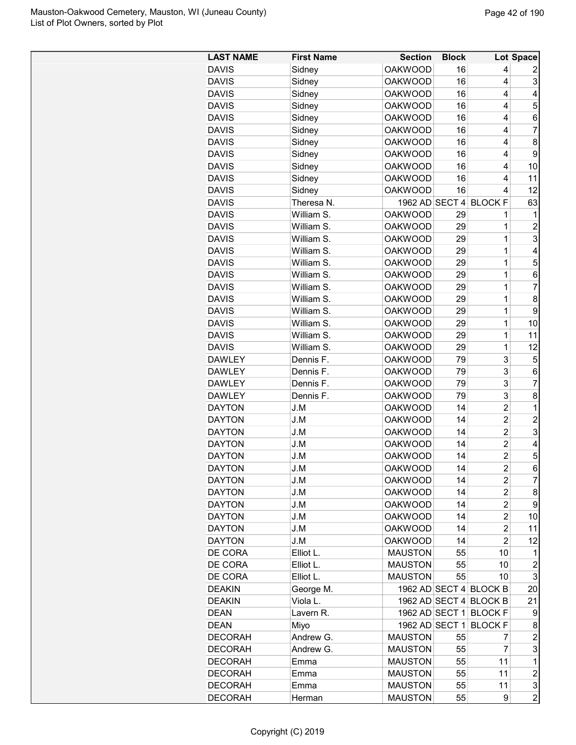| LAST NAME | First Name | Section | Block | Lot | Space |
|---|---|---|---|---|---|
| DAVIS | Sidney | OAKWOOD | 16 | 4 | 2 |
| DAVIS | Sidney | OAKWOOD | 16 | 4 | 3 |
| DAVIS | Sidney | OAKWOOD | 16 | 4 | 4 |
| DAVIS | Sidney | OAKWOOD | 16 | 4 | 5 |
| DAVIS | Sidney | OAKWOOD | 16 | 4 | 6 |
| DAVIS | Sidney | OAKWOOD | 16 | 4 | 7 |
| DAVIS | Sidney | OAKWOOD | 16 | 4 | 8 |
| DAVIS | Sidney | OAKWOOD | 16 | 4 | 9 |
| DAVIS | Sidney | OAKWOOD | 16 | 4 | 10 |
| DAVIS | Sidney | OAKWOOD | 16 | 4 | 11 |
| DAVIS | Sidney | OAKWOOD | 16 | 4 | 12 |
| DAVIS | Theresa N. | 1962 AD | SECT 4 | BLOCK F | 63 |
| DAVIS | William S. | OAKWOOD | 29 | 1 | 1 |
| DAVIS | William S. | OAKWOOD | 29 | 1 | 2 |
| DAVIS | William S. | OAKWOOD | 29 | 1 | 3 |
| DAVIS | William S. | OAKWOOD | 29 | 1 | 4 |
| DAVIS | William S. | OAKWOOD | 29 | 1 | 5 |
| DAVIS | William S. | OAKWOOD | 29 | 1 | 6 |
| DAVIS | William S. | OAKWOOD | 29 | 1 | 7 |
| DAVIS | William S. | OAKWOOD | 29 | 1 | 8 |
| DAVIS | William S. | OAKWOOD | 29 | 1 | 9 |
| DAVIS | William S. | OAKWOOD | 29 | 1 | 10 |
| DAVIS | William S. | OAKWOOD | 29 | 1 | 11 |
| DAVIS | William S. | OAKWOOD | 29 | 1 | 12 |
| DAWLEY | Dennis F. | OAKWOOD | 79 | 3 | 5 |
| DAWLEY | Dennis F. | OAKWOOD | 79 | 3 | 6 |
| DAWLEY | Dennis F. | OAKWOOD | 79 | 3 | 7 |
| DAWLEY | Dennis F. | OAKWOOD | 79 | 3 | 8 |
| DAYTON | J.M | OAKWOOD | 14 | 2 | 1 |
| DAYTON | J.M | OAKWOOD | 14 | 2 | 2 |
| DAYTON | J.M | OAKWOOD | 14 | 2 | 3 |
| DAYTON | J.M | OAKWOOD | 14 | 2 | 4 |
| DAYTON | J.M | OAKWOOD | 14 | 2 | 5 |
| DAYTON | J.M | OAKWOOD | 14 | 2 | 6 |
| DAYTON | J.M | OAKWOOD | 14 | 2 | 7 |
| DAYTON | J.M | OAKWOOD | 14 | 2 | 8 |
| DAYTON | J.M | OAKWOOD | 14 | 2 | 9 |
| DAYTON | J.M | OAKWOOD | 14 | 2 | 10 |
| DAYTON | J.M | OAKWOOD | 14 | 2 | 11 |
| DAYTON | J.M | OAKWOOD | 14 | 2 | 12 |
| DE CORA | Elliot L. | MAUSTON | 55 | 10 | 1 |
| DE CORA | Elliot L. | MAUSTON | 55 | 10 | 2 |
| DE CORA | Elliot L. | MAUSTON | 55 | 10 | 3 |
| DEAKIN | George M. | 1962 AD | SECT 4 | BLOCK B | 20 |
| DEAKIN | Viola L. | 1962 AD | SECT 4 | BLOCK B | 21 |
| DEAN | Lavern R. | 1962 AD | SECT 1 | BLOCK F | 9 |
| DEAN | Miyo | 1962 AD | SECT 1 | BLOCK F | 8 |
| DECORAH | Andrew G. | MAUSTON | 55 | 7 | 2 |
| DECORAH | Andrew G. | MAUSTON | 55 | 7 | 3 |
| DECORAH | Emma | MAUSTON | 55 | 11 | 1 |
| DECORAH | Emma | MAUSTON | 55 | 11 | 2 |
| DECORAH | Emma | MAUSTON | 55 | 11 | 3 |
| DECORAH | Herman | MAUSTON | 55 | 9 | 2 |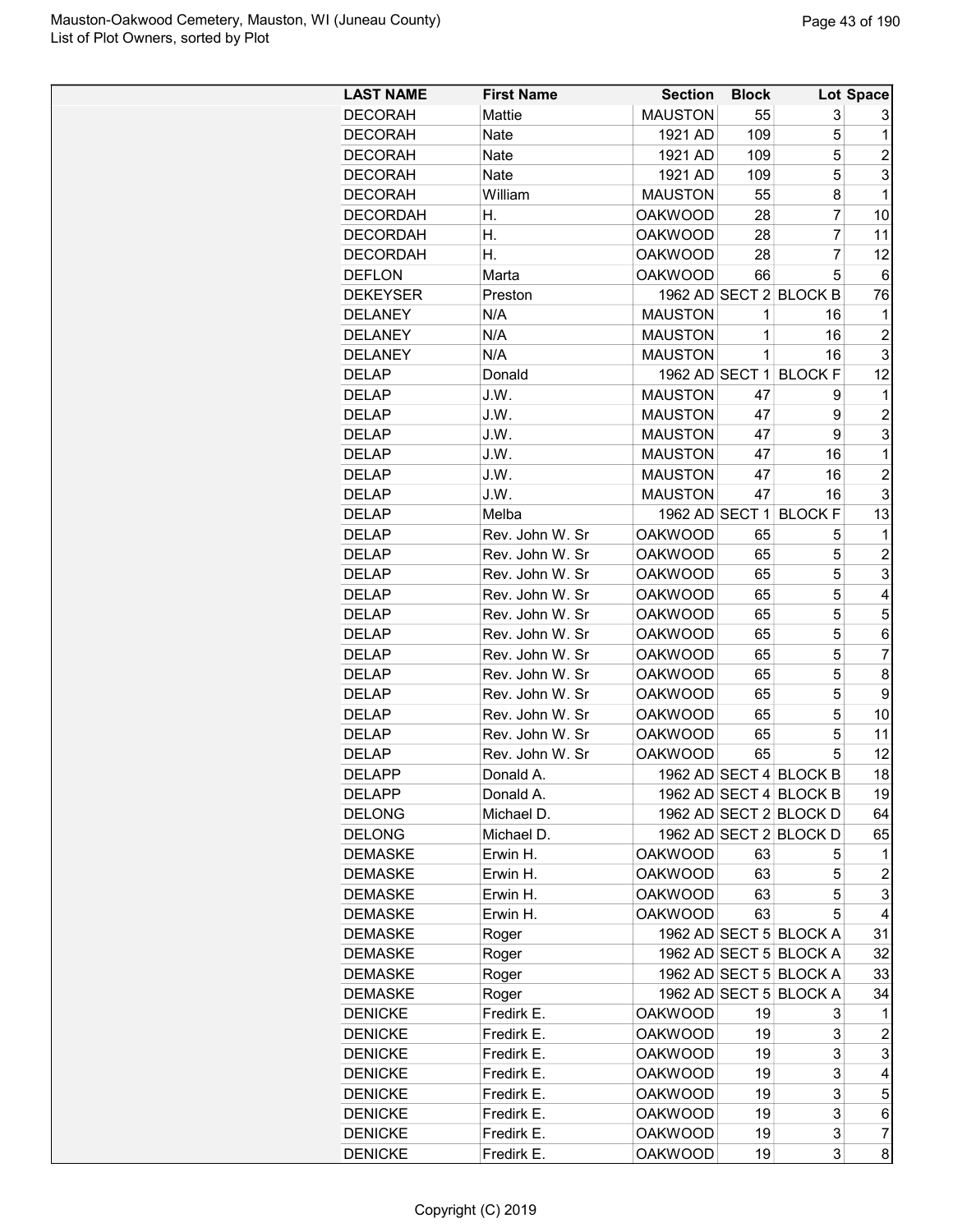| LAST NAME | First Name | Section | Block | Lot | Space |
|---|---|---|---|---|---|
| DECORAH | Mattie | MAUSTON | 55 | 3 | 3 |
| DECORAH | Nate | 1921 AD | 109 | 5 | 1 |
| DECORAH | Nate | 1921 AD | 109 | 5 | 2 |
| DECORAH | Nate | 1921 AD | 109 | 5 | 3 |
| DECORAH | William | MAUSTON | 55 | 8 | 1 |
| DECORDAH | H. | OAKWOOD | 28 | 7 | 10 |
| DECORDAH | H. | OAKWOOD | 28 | 7 | 11 |
| DECORDAH | H. | OAKWOOD | 28 | 7 | 12 |
| DEFLON | Marta | OAKWOOD | 66 | 5 | 6 |
| DEKEYSER | Preston | 1962 AD | SECT 2 | BLOCK B | 76 |
| DELANEY | N/A | MAUSTON | 1 | 16 | 1 |
| DELANEY | N/A | MAUSTON | 1 | 16 | 2 |
| DELANEY | N/A | MAUSTON | 1 | 16 | 3 |
| DELAP | Donald | 1962 AD | SECT 1 | BLOCK F | 12 |
| DELAP | J.W. | MAUSTON | 47 | 9 | 1 |
| DELAP | J.W. | MAUSTON | 47 | 9 | 2 |
| DELAP | J.W. | MAUSTON | 47 | 9 | 3 |
| DELAP | J.W. | MAUSTON | 47 | 16 | 1 |
| DELAP | J.W. | MAUSTON | 47 | 16 | 2 |
| DELAP | J.W. | MAUSTON | 47 | 16 | 3 |
| DELAP | Melba | 1962 AD | SECT 1 | BLOCK F | 13 |
| DELAP | Rev. John W. Sr | OAKWOOD | 65 | 5 | 1 |
| DELAP | Rev. John W. Sr | OAKWOOD | 65 | 5 | 2 |
| DELAP | Rev. John W. Sr | OAKWOOD | 65 | 5 | 3 |
| DELAP | Rev. John W. Sr | OAKWOOD | 65 | 5 | 4 |
| DELAP | Rev. John W. Sr | OAKWOOD | 65 | 5 | 5 |
| DELAP | Rev. John W. Sr | OAKWOOD | 65 | 5 | 6 |
| DELAP | Rev. John W. Sr | OAKWOOD | 65 | 5 | 7 |
| DELAP | Rev. John W. Sr | OAKWOOD | 65 | 5 | 8 |
| DELAP | Rev. John W. Sr | OAKWOOD | 65 | 5 | 9 |
| DELAP | Rev. John W. Sr | OAKWOOD | 65 | 5 | 10 |
| DELAP | Rev. John W. Sr | OAKWOOD | 65 | 5 | 11 |
| DELAP | Rev. John W. Sr | OAKWOOD | 65 | 5 | 12 |
| DELAPP | Donald A. | 1962 AD | SECT 4 | BLOCK B | 18 |
| DELAPP | Donald A. | 1962 AD | SECT 4 | BLOCK B | 19 |
| DELONG | Michael D. | 1962 AD | SECT 2 | BLOCK D | 64 |
| DELONG | Michael D. | 1962 AD | SECT 2 | BLOCK D | 65 |
| DEMASKE | Erwin H. | OAKWOOD | 63 | 5 | 1 |
| DEMASKE | Erwin H. | OAKWOOD | 63 | 5 | 2 |
| DEMASKE | Erwin H. | OAKWOOD | 63 | 5 | 3 |
| DEMASKE | Erwin H. | OAKWOOD | 63 | 5 | 4 |
| DEMASKE | Roger | 1962 AD | SECT 5 | BLOCK A | 31 |
| DEMASKE | Roger | 1962 AD | SECT 5 | BLOCK A | 32 |
| DEMASKE | Roger | 1962 AD | SECT 5 | BLOCK A | 33 |
| DEMASKE | Roger | 1962 AD | SECT 5 | BLOCK A | 34 |
| DENICKE | Fredirk E. | OAKWOOD | 19 | 3 | 1 |
| DENICKE | Fredirk E. | OAKWOOD | 19 | 3 | 2 |
| DENICKE | Fredirk E. | OAKWOOD | 19 | 3 | 3 |
| DENICKE | Fredirk E. | OAKWOOD | 19 | 3 | 4 |
| DENICKE | Fredirk E. | OAKWOOD | 19 | 3 | 5 |
| DENICKE | Fredirk E. | OAKWOOD | 19 | 3 | 6 |
| DENICKE | Fredirk E. | OAKWOOD | 19 | 3 | 7 |
| DENICKE | Fredirk E. | OAKWOOD | 19 | 3 | 8 |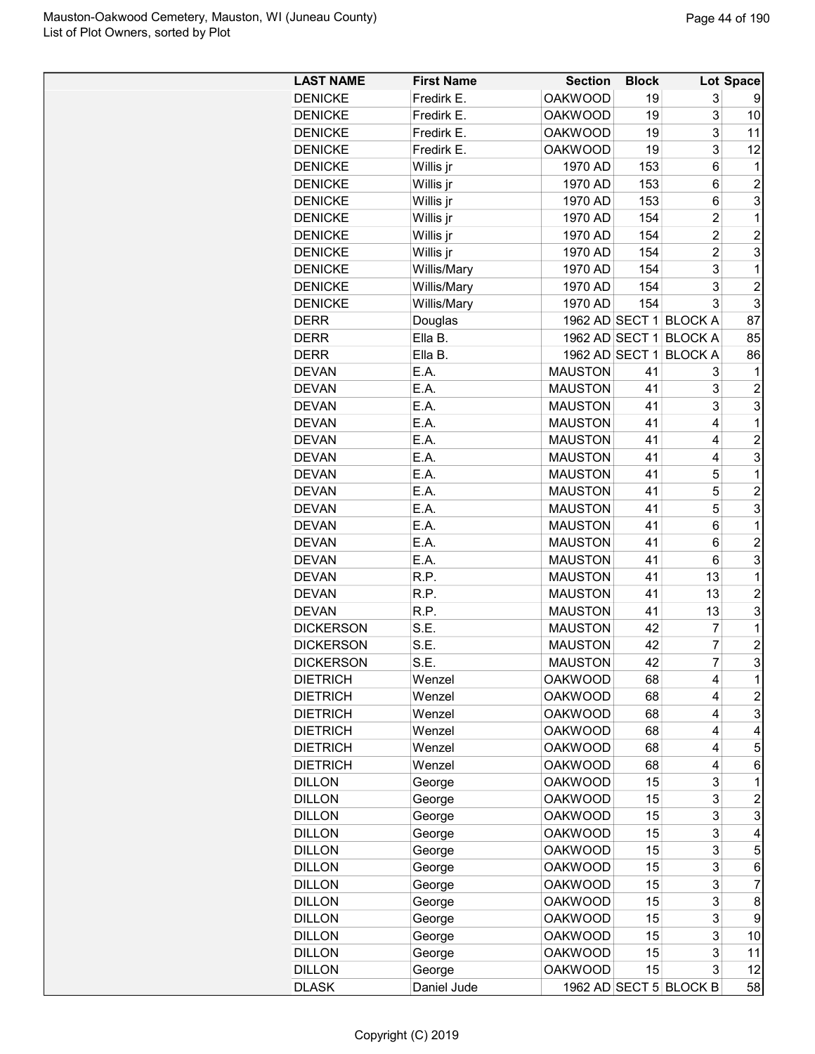| LAST NAME | First Name | Section | Block | Lot | Space |
|---|---|---|---|---|---|
| DENICKE | Fredirk E. | OAKWOOD | 19 | 3 | 9 |
| DENICKE | Fredirk E. | OAKWOOD | 19 | 3 | 10 |
| DENICKE | Fredirk E. | OAKWOOD | 19 | 3 | 11 |
| DENICKE | Fredirk E. | OAKWOOD | 19 | 3 | 12 |
| DENICKE | Willis jr | 1970 AD | 153 | 6 | 1 |
| DENICKE | Willis jr | 1970 AD | 153 | 6 | 2 |
| DENICKE | Willis jr | 1970 AD | 153 | 6 | 3 |
| DENICKE | Willis jr | 1970 AD | 154 | 2 | 1 |
| DENICKE | Willis jr | 1970 AD | 154 | 2 | 2 |
| DENICKE | Willis jr | 1970 AD | 154 | 2 | 3 |
| DENICKE | Willis/Mary | 1970 AD | 154 | 3 | 1 |
| DENICKE | Willis/Mary | 1970 AD | 154 | 3 | 2 |
| DENICKE | Willis/Mary | 1970 AD | 154 | 3 | 3 |
| DERR | Douglas | 1962 AD | SECT 1 | BLOCK A | 87 |
| DERR | Ella B. | 1962 AD | SECT 1 | BLOCK A | 85 |
| DERR | Ella B. | 1962 AD | SECT 1 | BLOCK A | 86 |
| DEVAN | E.A. | MAUSTON | 41 | 3 | 1 |
| DEVAN | E.A. | MAUSTON | 41 | 3 | 2 |
| DEVAN | E.A. | MAUSTON | 41 | 3 | 3 |
| DEVAN | E.A. | MAUSTON | 41 | 4 | 1 |
| DEVAN | E.A. | MAUSTON | 41 | 4 | 2 |
| DEVAN | E.A. | MAUSTON | 41 | 4 | 3 |
| DEVAN | E.A. | MAUSTON | 41 | 5 | 1 |
| DEVAN | E.A. | MAUSTON | 41 | 5 | 2 |
| DEVAN | E.A. | MAUSTON | 41 | 5 | 3 |
| DEVAN | E.A. | MAUSTON | 41 | 6 | 1 |
| DEVAN | E.A. | MAUSTON | 41 | 6 | 2 |
| DEVAN | E.A. | MAUSTON | 41 | 6 | 3 |
| DEVAN | R.P. | MAUSTON | 41 | 13 | 1 |
| DEVAN | R.P. | MAUSTON | 41 | 13 | 2 |
| DEVAN | R.P. | MAUSTON | 41 | 13 | 3 |
| DICKERSON | S.E. | MAUSTON | 42 | 7 | 1 |
| DICKERSON | S.E. | MAUSTON | 42 | 7 | 2 |
| DICKERSON | S.E. | MAUSTON | 42 | 7 | 3 |
| DIETRICH | Wenzel | OAKWOOD | 68 | 4 | 1 |
| DIETRICH | Wenzel | OAKWOOD | 68 | 4 | 2 |
| DIETRICH | Wenzel | OAKWOOD | 68 | 4 | 3 |
| DIETRICH | Wenzel | OAKWOOD | 68 | 4 | 4 |
| DIETRICH | Wenzel | OAKWOOD | 68 | 4 | 5 |
| DIETRICH | Wenzel | OAKWOOD | 68 | 4 | 6 |
| DILLON | George | OAKWOOD | 15 | 3 | 1 |
| DILLON | George | OAKWOOD | 15 | 3 | 2 |
| DILLON | George | OAKWOOD | 15 | 3 | 3 |
| DILLON | George | OAKWOOD | 15 | 3 | 4 |
| DILLON | George | OAKWOOD | 15 | 3 | 5 |
| DILLON | George | OAKWOOD | 15 | 3 | 6 |
| DILLON | George | OAKWOOD | 15 | 3 | 7 |
| DILLON | George | OAKWOOD | 15 | 3 | 8 |
| DILLON | George | OAKWOOD | 15 | 3 | 9 |
| DILLON | George | OAKWOOD | 15 | 3 | 10 |
| DILLON | George | OAKWOOD | 15 | 3 | 11 |
| DILLON | George | OAKWOOD | 15 | 3 | 12 |
| DLASK | Daniel Jude | 1962 AD | SECT 5 | BLOCK B | 58 |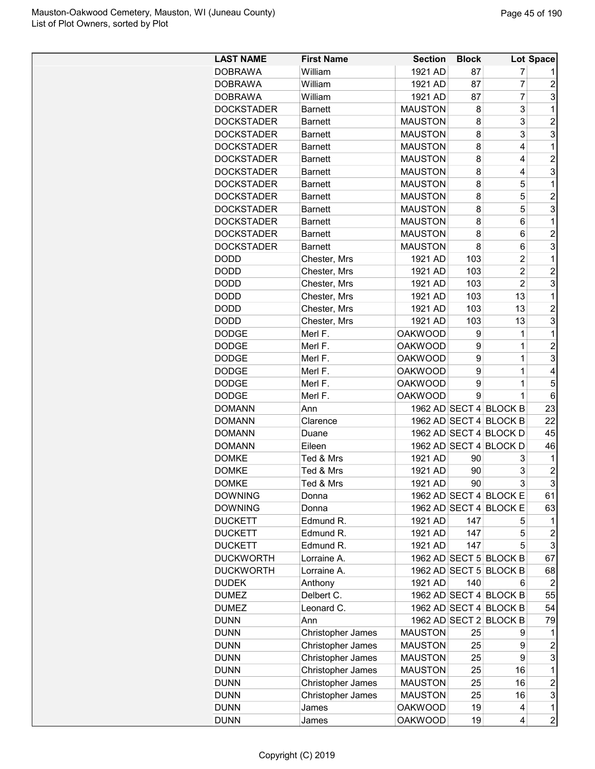| LAST NAME | First Name | Section | Block | Lot | Space |
|---|---|---|---|---|---|
| DOBRAWA | William | 1921 AD | 87 | 7 | 1 |
| DOBRAWA | William | 1921 AD | 87 | 7 | 2 |
| DOBRAWA | William | 1921 AD | 87 | 7 | 3 |
| DOCKSTADER | Barnett | MAUSTON | 8 | 3 | 1 |
| DOCKSTADER | Barnett | MAUSTON | 8 | 3 | 2 |
| DOCKSTADER | Barnett | MAUSTON | 8 | 3 | 3 |
| DOCKSTADER | Barnett | MAUSTON | 8 | 4 | 1 |
| DOCKSTADER | Barnett | MAUSTON | 8 | 4 | 2 |
| DOCKSTADER | Barnett | MAUSTON | 8 | 4 | 3 |
| DOCKSTADER | Barnett | MAUSTON | 8 | 5 | 1 |
| DOCKSTADER | Barnett | MAUSTON | 8 | 5 | 2 |
| DOCKSTADER | Barnett | MAUSTON | 8 | 5 | 3 |
| DOCKSTADER | Barnett | MAUSTON | 8 | 6 | 1 |
| DOCKSTADER | Barnett | MAUSTON | 8 | 6 | 2 |
| DOCKSTADER | Barnett | MAUSTON | 8 | 6 | 3 |
| DODD | Chester, Mrs | 1921 AD | 103 | 2 | 1 |
| DODD | Chester, Mrs | 1921 AD | 103 | 2 | 2 |
| DODD | Chester, Mrs | 1921 AD | 103 | 2 | 3 |
| DODD | Chester, Mrs | 1921 AD | 103 | 13 | 1 |
| DODD | Chester, Mrs | 1921 AD | 103 | 13 | 2 |
| DODD | Chester, Mrs | 1921 AD | 103 | 13 | 3 |
| DODGE | Merl F. | OAKWOOD | 9 | 1 | 1 |
| DODGE | Merl F. | OAKWOOD | 9 | 1 | 2 |
| DODGE | Merl F. | OAKWOOD | 9 | 1 | 3 |
| DODGE | Merl F. | OAKWOOD | 9 | 1 | 4 |
| DODGE | Merl F. | OAKWOOD | 9 | 1 | 5 |
| DODGE | Merl F. | OAKWOOD | 9 | 1 | 6 |
| DOMANN | Ann | 1962 AD | SECT 4 | BLOCK B | 23 |
| DOMANN | Clarence | 1962 AD | SECT 4 | BLOCK B | 22 |
| DOMANN | Duane | 1962 AD | SECT 4 | BLOCK D | 45 |
| DOMANN | Eileen | 1962 AD | SECT 4 | BLOCK D | 46 |
| DOMKE | Ted & Mrs | 1921 AD | 90 | 3 | 1 |
| DOMKE | Ted & Mrs | 1921 AD | 90 | 3 | 2 |
| DOMKE | Ted & Mrs | 1921 AD | 90 | 3 | 3 |
| DOWNING | Donna | 1962 AD | SECT 4 | BLOCK E | 61 |
| DOWNING | Donna | 1962 AD | SECT 4 | BLOCK E | 63 |
| DUCKETT | Edmund R. | 1921 AD | 147 | 5 | 1 |
| DUCKETT | Edmund R. | 1921 AD | 147 | 5 | 2 |
| DUCKETT | Edmund R. | 1921 AD | 147 | 5 | 3 |
| DUCKWORTH | Lorraine A. | 1962 AD | SECT 5 | BLOCK B | 67 |
| DUCKWORTH | Lorraine A. | 1962 AD | SECT 5 | BLOCK B | 68 |
| DUDEK | Anthony | 1921 AD | 140 | 6 | 2 |
| DUMEZ | Delbert C. | 1962 AD | SECT 4 | BLOCK B | 55 |
| DUMEZ | Leonard C. | 1962 AD | SECT 4 | BLOCK B | 54 |
| DUNN | Ann | 1962 AD | SECT 2 | BLOCK B | 79 |
| DUNN | Christopher James | MAUSTON | 25 | 9 | 1 |
| DUNN | Christopher James | MAUSTON | 25 | 9 | 2 |
| DUNN | Christopher James | MAUSTON | 25 | 9 | 3 |
| DUNN | Christopher James | MAUSTON | 25 | 16 | 1 |
| DUNN | Christopher James | MAUSTON | 25 | 16 | 2 |
| DUNN | Christopher James | MAUSTON | 25 | 16 | 3 |
| DUNN | James | OAKWOOD | 19 | 4 | 1 |
| DUNN | James | OAKWOOD | 19 | 4 | 2 |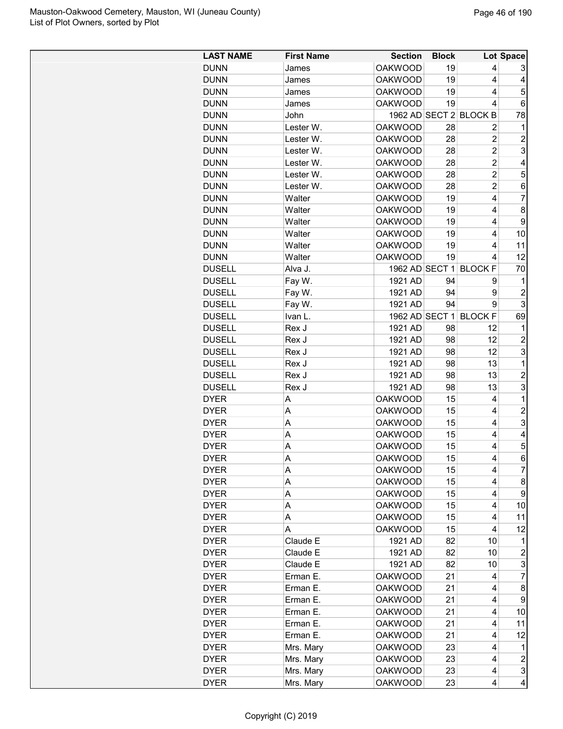| LAST NAME | First Name | Section | Block | Lot | Space |
|---|---|---|---|---|---|
| DUNN | James | OAKWOOD | 19 | 4 | 3 |
| DUNN | James | OAKWOOD | 19 | 4 | 4 |
| DUNN | James | OAKWOOD | 19 | 4 | 5 |
| DUNN | James | OAKWOOD | 19 | 4 | 6 |
| DUNN | John | 1962 AD | SECT 2 | BLOCK B | 78 |
| DUNN | Lester W. | OAKWOOD | 28 | 2 | 1 |
| DUNN | Lester W. | OAKWOOD | 28 | 2 | 2 |
| DUNN | Lester W. | OAKWOOD | 28 | 2 | 3 |
| DUNN | Lester W. | OAKWOOD | 28 | 2 | 4 |
| DUNN | Lester W. | OAKWOOD | 28 | 2 | 5 |
| DUNN | Lester W. | OAKWOOD | 28 | 2 | 6 |
| DUNN | Walter | OAKWOOD | 19 | 4 | 7 |
| DUNN | Walter | OAKWOOD | 19 | 4 | 8 |
| DUNN | Walter | OAKWOOD | 19 | 4 | 9 |
| DUNN | Walter | OAKWOOD | 19 | 4 | 10 |
| DUNN | Walter | OAKWOOD | 19 | 4 | 11 |
| DUNN | Walter | OAKWOOD | 19 | 4 | 12 |
| DUSELL | Alva J. | 1962 AD | SECT 1 | BLOCK F | 70 |
| DUSELL | Fay W. | 1921 AD | 94 | 9 | 1 |
| DUSELL | Fay W. | 1921 AD | 94 | 9 | 2 |
| DUSELL | Fay W. | 1921 AD | 94 | 9 | 3 |
| DUSELL | Ivan L. | 1962 AD | SECT 1 | BLOCK F | 69 |
| DUSELL | Rex J | 1921 AD | 98 | 12 | 1 |
| DUSELL | Rex J | 1921 AD | 98 | 12 | 2 |
| DUSELL | Rex J | 1921 AD | 98 | 12 | 3 |
| DUSELL | Rex J | 1921 AD | 98 | 13 | 1 |
| DUSELL | Rex J | 1921 AD | 98 | 13 | 2 |
| DUSELL | Rex J | 1921 AD | 98 | 13 | 3 |
| DYER | A | OAKWOOD | 15 | 4 | 1 |
| DYER | A | OAKWOOD | 15 | 4 | 2 |
| DYER | A | OAKWOOD | 15 | 4 | 3 |
| DYER | A | OAKWOOD | 15 | 4 | 4 |
| DYER | A | OAKWOOD | 15 | 4 | 5 |
| DYER | A | OAKWOOD | 15 | 4 | 6 |
| DYER | A | OAKWOOD | 15 | 4 | 7 |
| DYER | A | OAKWOOD | 15 | 4 | 8 |
| DYER | A | OAKWOOD | 15 | 4 | 9 |
| DYER | A | OAKWOOD | 15 | 4 | 10 |
| DYER | A | OAKWOOD | 15 | 4 | 11 |
| DYER | A | OAKWOOD | 15 | 4 | 12 |
| DYER | Claude E | 1921 AD | 82 | 10 | 1 |
| DYER | Claude E | 1921 AD | 82 | 10 | 2 |
| DYER | Claude E | 1921 AD | 82 | 10 | 3 |
| DYER | Erman E. | OAKWOOD | 21 | 4 | 7 |
| DYER | Erman E. | OAKWOOD | 21 | 4 | 8 |
| DYER | Erman E. | OAKWOOD | 21 | 4 | 9 |
| DYER | Erman E. | OAKWOOD | 21 | 4 | 10 |
| DYER | Erman E. | OAKWOOD | 21 | 4 | 11 |
| DYER | Erman E. | OAKWOOD | 21 | 4 | 12 |
| DYER | Mrs. Mary | OAKWOOD | 23 | 4 | 1 |
| DYER | Mrs. Mary | OAKWOOD | 23 | 4 | 2 |
| DYER | Mrs. Mary | OAKWOOD | 23 | 4 | 3 |
| DYER | Mrs. Mary | OAKWOOD | 23 | 4 | 4 |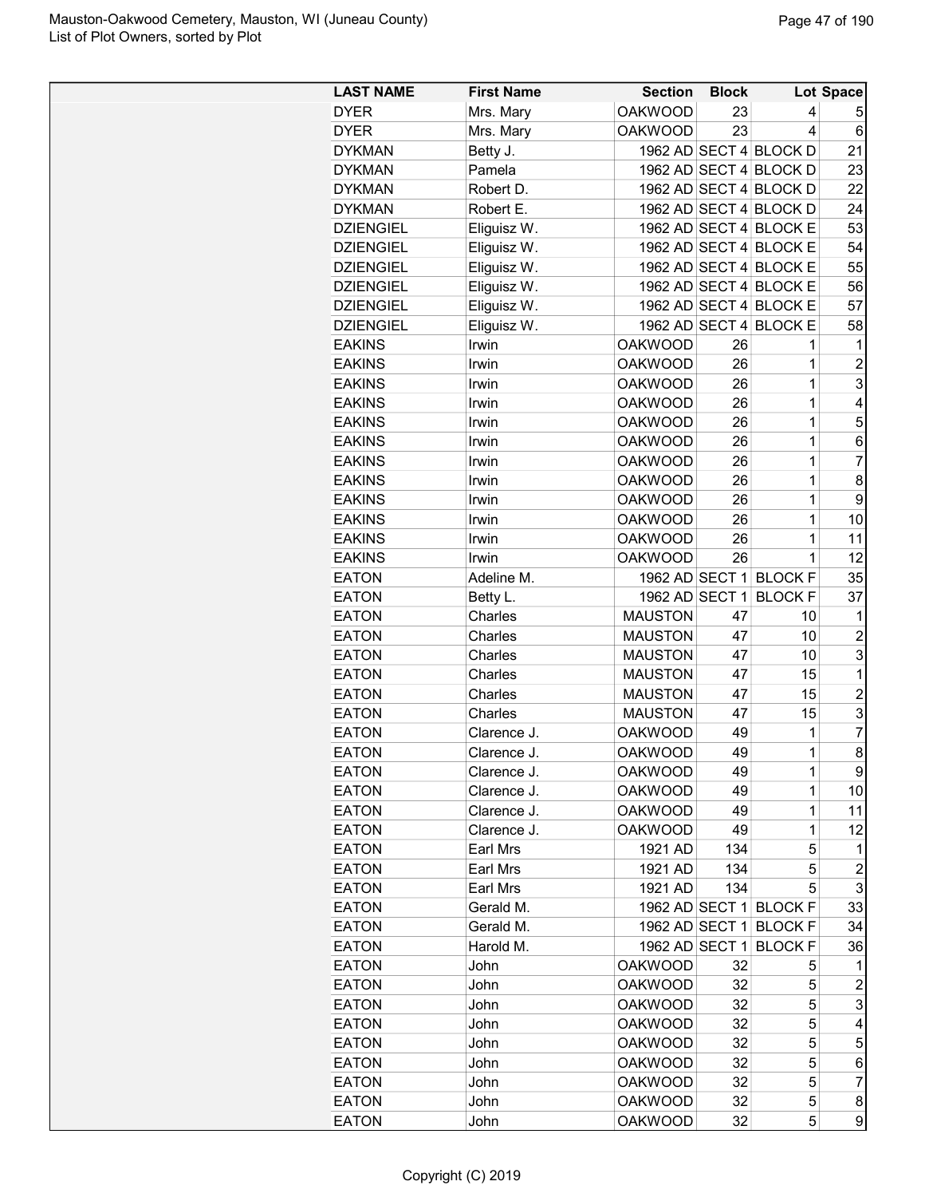| LAST NAME | First Name | Section | Block | Lot | Space |
|---|---|---|---|---|---|
| DYER | Mrs. Mary | OAKWOOD | 23 | 4 | 5 |
| DYER | Mrs. Mary | OAKWOOD | 23 | 4 | 6 |
| DYKMAN | Betty J. | 1962 AD | SECT 4 | BLOCK D | 21 |
| DYKMAN | Pamela | 1962 AD | SECT 4 | BLOCK D | 23 |
| DYKMAN | Robert D. | 1962 AD | SECT 4 | BLOCK D | 22 |
| DYKMAN | Robert E. | 1962 AD | SECT 4 | BLOCK D | 24 |
| DZIENGIEL | Eliguisz W. | 1962 AD | SECT 4 | BLOCK E | 53 |
| DZIENGIEL | Eliguisz W. | 1962 AD | SECT 4 | BLOCK E | 54 |
| DZIENGIEL | Eliguisz W. | 1962 AD | SECT 4 | BLOCK E | 55 |
| DZIENGIEL | Eliguisz W. | 1962 AD | SECT 4 | BLOCK E | 56 |
| DZIENGIEL | Eliguisz W. | 1962 AD | SECT 4 | BLOCK E | 57 |
| DZIENGIEL | Eliguisz W. | 1962 AD | SECT 4 | BLOCK E | 58 |
| EAKINS | Irwin | OAKWOOD | 26 | 1 | 1 |
| EAKINS | Irwin | OAKWOOD | 26 | 1 | 2 |
| EAKINS | Irwin | OAKWOOD | 26 | 1 | 3 |
| EAKINS | Irwin | OAKWOOD | 26 | 1 | 4 |
| EAKINS | Irwin | OAKWOOD | 26 | 1 | 5 |
| EAKINS | Irwin | OAKWOOD | 26 | 1 | 6 |
| EAKINS | Irwin | OAKWOOD | 26 | 1 | 7 |
| EAKINS | Irwin | OAKWOOD | 26 | 1 | 8 |
| EAKINS | Irwin | OAKWOOD | 26 | 1 | 9 |
| EAKINS | Irwin | OAKWOOD | 26 | 1 | 10 |
| EAKINS | Irwin | OAKWOOD | 26 | 1 | 11 |
| EAKINS | Irwin | OAKWOOD | 26 | 1 | 12 |
| EATON | Adeline M. | 1962 AD | SECT 1 | BLOCK F | 35 |
| EATON | Betty L. | 1962 AD | SECT 1 | BLOCK F | 37 |
| EATON | Charles | MAUSTON | 47 | 10 | 1 |
| EATON | Charles | MAUSTON | 47 | 10 | 2 |
| EATON | Charles | MAUSTON | 47 | 10 | 3 |
| EATON | Charles | MAUSTON | 47 | 15 | 1 |
| EATON | Charles | MAUSTON | 47 | 15 | 2 |
| EATON | Charles | MAUSTON | 47 | 15 | 3 |
| EATON | Clarence J. | OAKWOOD | 49 | 1 | 7 |
| EATON | Clarence J. | OAKWOOD | 49 | 1 | 8 |
| EATON | Clarence J. | OAKWOOD | 49 | 1 | 9 |
| EATON | Clarence J. | OAKWOOD | 49 | 1 | 10 |
| EATON | Clarence J. | OAKWOOD | 49 | 1 | 11 |
| EATON | Clarence J. | OAKWOOD | 49 | 1 | 12 |
| EATON | Earl Mrs | 1921 AD | 134 | 5 | 1 |
| EATON | Earl Mrs | 1921 AD | 134 | 5 | 2 |
| EATON | Earl Mrs | 1921 AD | 134 | 5 | 3 |
| EATON | Gerald M. | 1962 AD | SECT 1 | BLOCK F | 33 |
| EATON | Gerald M. | 1962 AD | SECT 1 | BLOCK F | 34 |
| EATON | Harold M. | 1962 AD | SECT 1 | BLOCK F | 36 |
| EATON | John | OAKWOOD | 32 | 5 | 1 |
| EATON | John | OAKWOOD | 32 | 5 | 2 |
| EATON | John | OAKWOOD | 32 | 5 | 3 |
| EATON | John | OAKWOOD | 32 | 5 | 4 |
| EATON | John | OAKWOOD | 32 | 5 | 5 |
| EATON | John | OAKWOOD | 32 | 5 | 6 |
| EATON | John | OAKWOOD | 32 | 5 | 7 |
| EATON | John | OAKWOOD | 32 | 5 | 8 |
| EATON | John | OAKWOOD | 32 | 5 | 9 |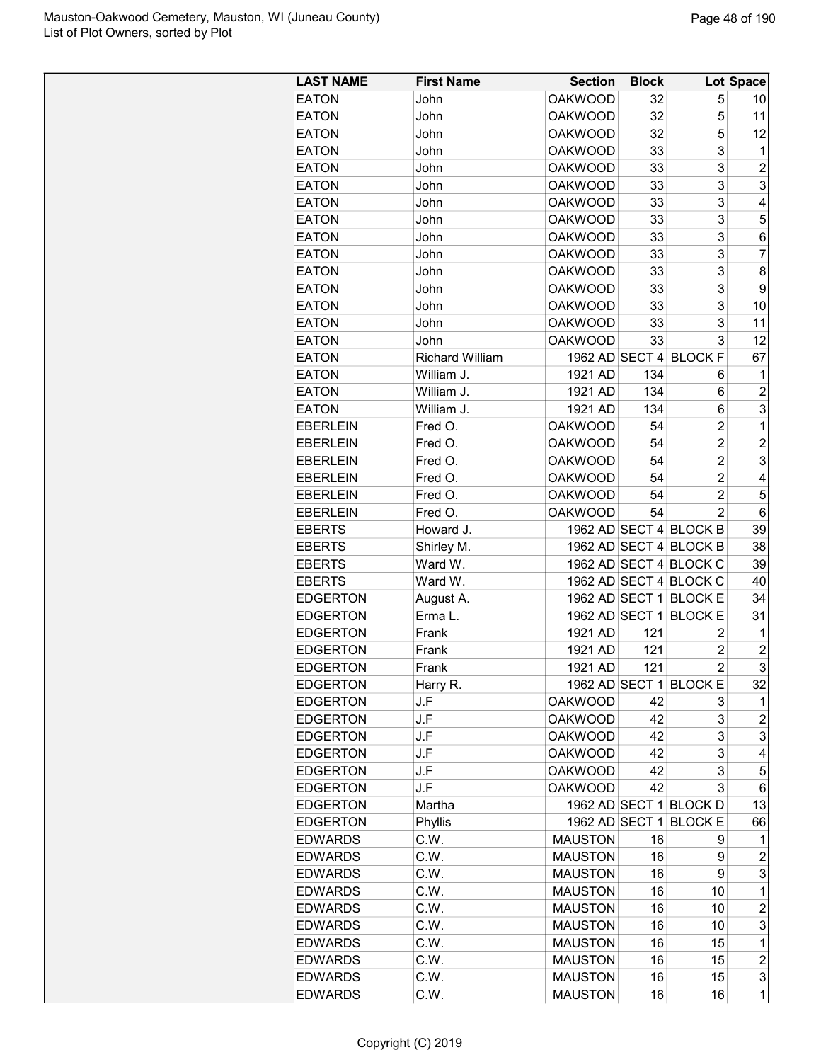| LAST NAME | First Name | Section | Block | Lot | Space |
|---|---|---|---|---|---|
| EATON | John | OAKWOOD | 32 | 5 | 10 |
| EATON | John | OAKWOOD | 32 | 5 | 11 |
| EATON | John | OAKWOOD | 32 | 5 | 12 |
| EATON | John | OAKWOOD | 33 | 3 | 1 |
| EATON | John | OAKWOOD | 33 | 3 | 2 |
| EATON | John | OAKWOOD | 33 | 3 | 3 |
| EATON | John | OAKWOOD | 33 | 3 | 4 |
| EATON | John | OAKWOOD | 33 | 3 | 5 |
| EATON | John | OAKWOOD | 33 | 3 | 6 |
| EATON | John | OAKWOOD | 33 | 3 | 7 |
| EATON | John | OAKWOOD | 33 | 3 | 8 |
| EATON | John | OAKWOOD | 33 | 3 | 9 |
| EATON | John | OAKWOOD | 33 | 3 | 10 |
| EATON | John | OAKWOOD | 33 | 3 | 11 |
| EATON | John | OAKWOOD | 33 | 3 | 12 |
| EATON | Richard William | 1962 AD | SECT 4 | BLOCK F | 67 |
| EATON | William J. | 1921 AD | 134 | 6 | 1 |
| EATON | William J. | 1921 AD | 134 | 6 | 2 |
| EATON | William J. | 1921 AD | 134 | 6 | 3 |
| EBERLEIN | Fred O. | OAKWOOD | 54 | 2 | 1 |
| EBERLEIN | Fred O. | OAKWOOD | 54 | 2 | 2 |
| EBERLEIN | Fred O. | OAKWOOD | 54 | 2 | 3 |
| EBERLEIN | Fred O. | OAKWOOD | 54 | 2 | 4 |
| EBERLEIN | Fred O. | OAKWOOD | 54 | 2 | 5 |
| EBERLEIN | Fred O. | OAKWOOD | 54 | 2 | 6 |
| EBERTS | Howard J. | 1962 AD | SECT 4 | BLOCK B | 39 |
| EBERTS | Shirley M. | 1962 AD | SECT 4 | BLOCK B | 38 |
| EBERTS | Ward W. | 1962 AD | SECT 4 | BLOCK C | 39 |
| EBERTS | Ward W. | 1962 AD | SECT 4 | BLOCK C | 40 |
| EDGERTON | August A. | 1962 AD | SECT 1 | BLOCK E | 34 |
| EDGERTON | Erma L. | 1962 AD | SECT 1 | BLOCK E | 31 |
| EDGERTON | Frank | 1921 AD | 121 | 2 | 1 |
| EDGERTON | Frank | 1921 AD | 121 | 2 | 2 |
| EDGERTON | Frank | 1921 AD | 121 | 2 | 3 |
| EDGERTON | Harry R. | 1962 AD | SECT 1 | BLOCK E | 32 |
| EDGERTON | J.F | OAKWOOD | 42 | 3 | 1 |
| EDGERTON | J.F | OAKWOOD | 42 | 3 | 2 |
| EDGERTON | J.F | OAKWOOD | 42 | 3 | 3 |
| EDGERTON | J.F | OAKWOOD | 42 | 3 | 4 |
| EDGERTON | J.F | OAKWOOD | 42 | 3 | 5 |
| EDGERTON | J.F | OAKWOOD | 42 | 3 | 6 |
| EDGERTON | Martha | 1962 AD | SECT 1 | BLOCK D | 13 |
| EDGERTON | Phyllis | 1962 AD | SECT 1 | BLOCK E | 66 |
| EDWARDS | C.W. | MAUSTON | 16 | 9 | 1 |
| EDWARDS | C.W. | MAUSTON | 16 | 9 | 2 |
| EDWARDS | C.W. | MAUSTON | 16 | 9 | 3 |
| EDWARDS | C.W. | MAUSTON | 16 | 10 | 1 |
| EDWARDS | C.W. | MAUSTON | 16 | 10 | 2 |
| EDWARDS | C.W. | MAUSTON | 16 | 10 | 3 |
| EDWARDS | C.W. | MAUSTON | 16 | 15 | 1 |
| EDWARDS | C.W. | MAUSTON | 16 | 15 | 2 |
| EDWARDS | C.W. | MAUSTON | 16 | 15 | 3 |
| EDWARDS | C.W. | MAUSTON | 16 | 16 | 1 |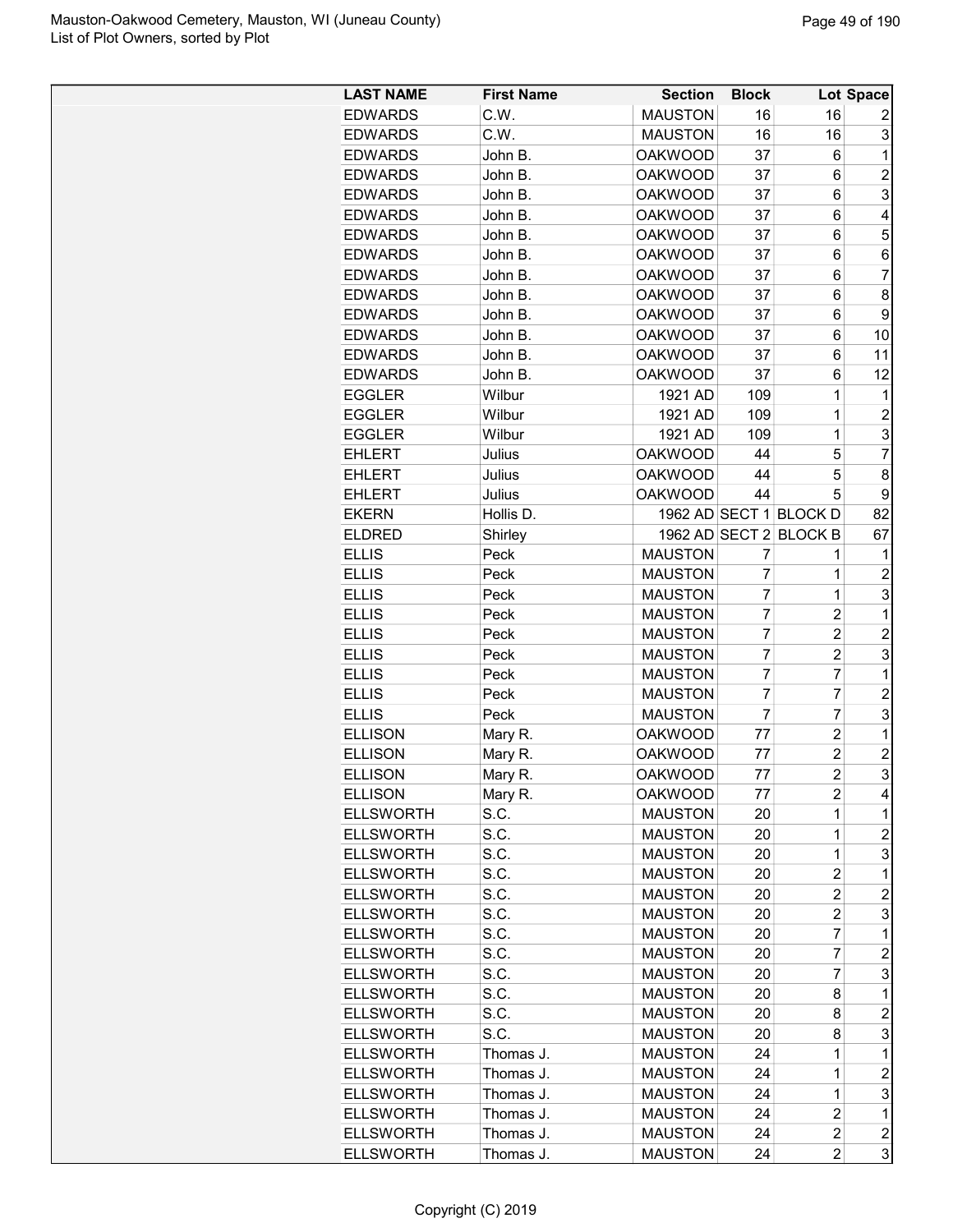| LAST NAME | First Name | Section | Block | Lot | Space |
|---|---|---|---|---|---|
| EDWARDS | C.W. | MAUSTON | 16 | 16 | 2 |
| EDWARDS | C.W. | MAUSTON | 16 | 16 | 3 |
| EDWARDS | John B. | OAKWOOD | 37 | 6 | 1 |
| EDWARDS | John B. | OAKWOOD | 37 | 6 | 2 |
| EDWARDS | John B. | OAKWOOD | 37 | 6 | 3 |
| EDWARDS | John B. | OAKWOOD | 37 | 6 | 4 |
| EDWARDS | John B. | OAKWOOD | 37 | 6 | 5 |
| EDWARDS | John B. | OAKWOOD | 37 | 6 | 6 |
| EDWARDS | John B. | OAKWOOD | 37 | 6 | 7 |
| EDWARDS | John B. | OAKWOOD | 37 | 6 | 8 |
| EDWARDS | John B. | OAKWOOD | 37 | 6 | 9 |
| EDWARDS | John B. | OAKWOOD | 37 | 6 | 10 |
| EDWARDS | John B. | OAKWOOD | 37 | 6 | 11 |
| EDWARDS | John B. | OAKWOOD | 37 | 6 | 12 |
| EGGLER | Wilbur | 1921 AD | 109 | 1 | 1 |
| EGGLER | Wilbur | 1921 AD | 109 | 1 | 2 |
| EGGLER | Wilbur | 1921 AD | 109 | 1 | 3 |
| EHLERT | Julius | OAKWOOD | 44 | 5 | 7 |
| EHLERT | Julius | OAKWOOD | 44 | 5 | 8 |
| EHLERT | Julius | OAKWOOD | 44 | 5 | 9 |
| EKERN | Hollis D. | 1962 AD | SECT 1 | BLOCK D | 82 |
| ELDRED | Shirley | 1962 AD | SECT 2 | BLOCK B | 67 |
| ELLIS | Peck | MAUSTON | 7 | 1 | 1 |
| ELLIS | Peck | MAUSTON | 7 | 1 | 2 |
| ELLIS | Peck | MAUSTON | 7 | 1 | 3 |
| ELLIS | Peck | MAUSTON | 7 | 2 | 1 |
| ELLIS | Peck | MAUSTON | 7 | 2 | 2 |
| ELLIS | Peck | MAUSTON | 7 | 2 | 3 |
| ELLIS | Peck | MAUSTON | 7 | 7 | 1 |
| ELLIS | Peck | MAUSTON | 7 | 7 | 2 |
| ELLIS | Peck | MAUSTON | 7 | 7 | 3 |
| ELLISON | Mary R. | OAKWOOD | 77 | 2 | 1 |
| ELLISON | Mary R. | OAKWOOD | 77 | 2 | 2 |
| ELLISON | Mary R. | OAKWOOD | 77 | 2 | 3 |
| ELLISON | Mary R. | OAKWOOD | 77 | 2 | 4 |
| ELLSWORTH | S.C. | MAUSTON | 20 | 1 | 1 |
| ELLSWORTH | S.C. | MAUSTON | 20 | 1 | 2 |
| ELLSWORTH | S.C. | MAUSTON | 20 | 1 | 3 |
| ELLSWORTH | S.C. | MAUSTON | 20 | 2 | 1 |
| ELLSWORTH | S.C. | MAUSTON | 20 | 2 | 2 |
| ELLSWORTH | S.C. | MAUSTON | 20 | 2 | 3 |
| ELLSWORTH | S.C. | MAUSTON | 20 | 7 | 1 |
| ELLSWORTH | S.C. | MAUSTON | 20 | 7 | 2 |
| ELLSWORTH | S.C. | MAUSTON | 20 | 7 | 3 |
| ELLSWORTH | S.C. | MAUSTON | 20 | 8 | 1 |
| ELLSWORTH | S.C. | MAUSTON | 20 | 8 | 2 |
| ELLSWORTH | S.C. | MAUSTON | 20 | 8 | 3 |
| ELLSWORTH | Thomas J. | MAUSTON | 24 | 1 | 1 |
| ELLSWORTH | Thomas J. | MAUSTON | 24 | 1 | 2 |
| ELLSWORTH | Thomas J. | MAUSTON | 24 | 1 | 3 |
| ELLSWORTH | Thomas J. | MAUSTON | 24 | 2 | 1 |
| ELLSWORTH | Thomas J. | MAUSTON | 24 | 2 | 2 |
| ELLSWORTH | Thomas J. | MAUSTON | 24 | 2 | 3 |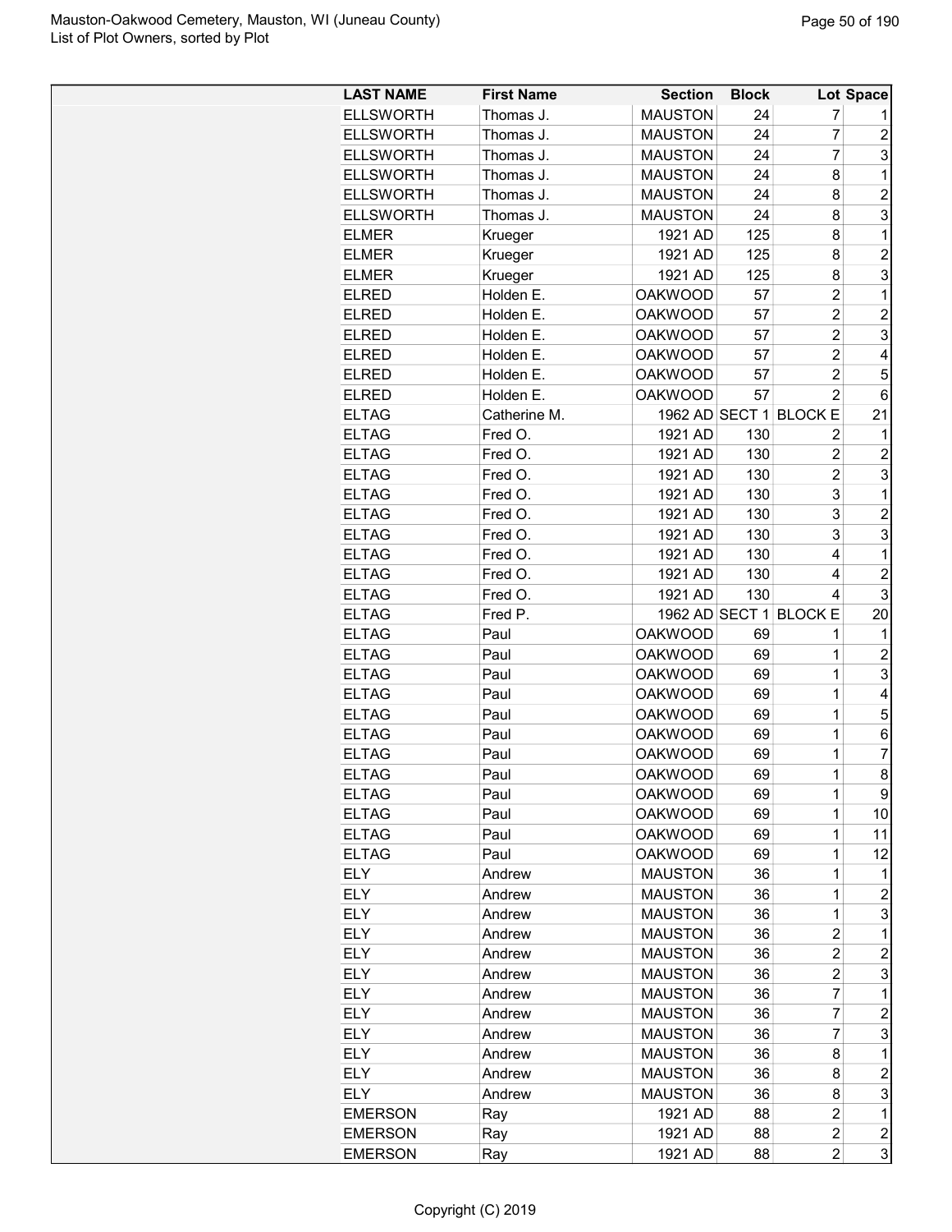| LAST NAME | First Name | Section | Block | Lot | Space |
|---|---|---|---|---|---|
| ELLSWORTH | Thomas J. | MAUSTON | 24 | 7 | 1 |
| ELLSWORTH | Thomas J. | MAUSTON | 24 | 7 | 2 |
| ELLSWORTH | Thomas J. | MAUSTON | 24 | 7 | 3 |
| ELLSWORTH | Thomas J. | MAUSTON | 24 | 8 | 1 |
| ELLSWORTH | Thomas J. | MAUSTON | 24 | 8 | 2 |
| ELLSWORTH | Thomas J. | MAUSTON | 24 | 8 | 3 |
| ELMER | Krueger | 1921 AD | 125 | 8 | 1 |
| ELMER | Krueger | 1921 AD | 125 | 8 | 2 |
| ELMER | Krueger | 1921 AD | 125 | 8 | 3 |
| ELRED | Holden E. | OAKWOOD | 57 | 2 | 1 |
| ELRED | Holden E. | OAKWOOD | 57 | 2 | 2 |
| ELRED | Holden E. | OAKWOOD | 57 | 2 | 3 |
| ELRED | Holden E. | OAKWOOD | 57 | 2 | 4 |
| ELRED | Holden E. | OAKWOOD | 57 | 2 | 5 |
| ELRED | Holden E. | OAKWOOD | 57 | 2 | 6 |
| ELTAG | Catherine M. | 1962 AD | SECT 1 | BLOCK E | 21 |
| ELTAG | Fred O. | 1921 AD | 130 | 2 | 1 |
| ELTAG | Fred O. | 1921 AD | 130 | 2 | 2 |
| ELTAG | Fred O. | 1921 AD | 130 | 2 | 3 |
| ELTAG | Fred O. | 1921 AD | 130 | 3 | 1 |
| ELTAG | Fred O. | 1921 AD | 130 | 3 | 2 |
| ELTAG | Fred O. | 1921 AD | 130 | 3 | 3 |
| ELTAG | Fred O. | 1921 AD | 130 | 4 | 1 |
| ELTAG | Fred O. | 1921 AD | 130 | 4 | 2 |
| ELTAG | Fred O. | 1921 AD | 130 | 4 | 3 |
| ELTAG | Fred P. | 1962 AD | SECT 1 | BLOCK E | 20 |
| ELTAG | Paul | OAKWOOD | 69 | 1 | 1 |
| ELTAG | Paul | OAKWOOD | 69 | 1 | 2 |
| ELTAG | Paul | OAKWOOD | 69 | 1 | 3 |
| ELTAG | Paul | OAKWOOD | 69 | 1 | 4 |
| ELTAG | Paul | OAKWOOD | 69 | 1 | 5 |
| ELTAG | Paul | OAKWOOD | 69 | 1 | 6 |
| ELTAG | Paul | OAKWOOD | 69 | 1 | 7 |
| ELTAG | Paul | OAKWOOD | 69 | 1 | 8 |
| ELTAG | Paul | OAKWOOD | 69 | 1 | 9 |
| ELTAG | Paul | OAKWOOD | 69 | 1 | 10 |
| ELTAG | Paul | OAKWOOD | 69 | 1 | 11 |
| ELTAG | Paul | OAKWOOD | 69 | 1 | 12 |
| ELY | Andrew | MAUSTON | 36 | 1 | 1 |
| ELY | Andrew | MAUSTON | 36 | 1 | 2 |
| ELY | Andrew | MAUSTON | 36 | 1 | 3 |
| ELY | Andrew | MAUSTON | 36 | 2 | 1 |
| ELY | Andrew | MAUSTON | 36 | 2 | 2 |
| ELY | Andrew | MAUSTON | 36 | 2 | 3 |
| ELY | Andrew | MAUSTON | 36 | 7 | 1 |
| ELY | Andrew | MAUSTON | 36 | 7 | 2 |
| ELY | Andrew | MAUSTON | 36 | 7 | 3 |
| ELY | Andrew | MAUSTON | 36 | 8 | 1 |
| ELY | Andrew | MAUSTON | 36 | 8 | 2 |
| ELY | Andrew | MAUSTON | 36 | 8 | 3 |
| EMERSON | Ray | 1921 AD | 88 | 2 | 1 |
| EMERSON | Ray | 1921 AD | 88 | 2 | 2 |
| EMERSON | Ray | 1921 AD | 88 | 2 | 3 |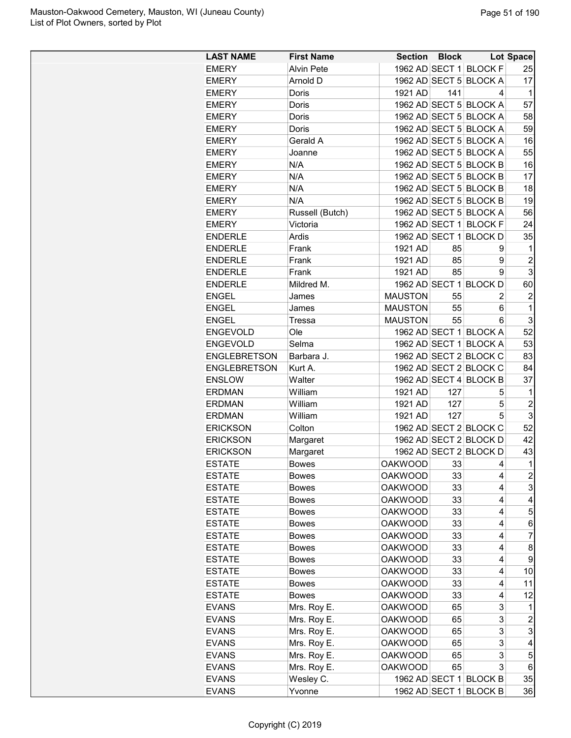| LAST NAME | First Name | Section | Block | Lot | Space |
|---|---|---|---|---|---|
| EMERY | Alvin Pete | 1962 AD | SECT 1 | BLOCK F | 25 |
| EMERY | Arnold D | 1962 AD | SECT 5 | BLOCK A | 17 |
| EMERY | Doris | 1921 AD | 141 | 4 | 1 |
| EMERY | Doris | 1962 AD | SECT 5 | BLOCK A | 57 |
| EMERY | Doris | 1962 AD | SECT 5 | BLOCK A | 58 |
| EMERY | Doris | 1962 AD | SECT 5 | BLOCK A | 59 |
| EMERY | Gerald A | 1962 AD | SECT 5 | BLOCK A | 16 |
| EMERY | Joanne | 1962 AD | SECT 5 | BLOCK A | 55 |
| EMERY | N/A | 1962 AD | SECT 5 | BLOCK B | 16 |
| EMERY | N/A | 1962 AD | SECT 5 | BLOCK B | 17 |
| EMERY | N/A | 1962 AD | SECT 5 | BLOCK B | 18 |
| EMERY | N/A | 1962 AD | SECT 5 | BLOCK B | 19 |
| EMERY | Russell (Butch) | 1962 AD | SECT 5 | BLOCK A | 56 |
| EMERY | Victoria | 1962 AD | SECT 1 | BLOCK F | 24 |
| ENDERLE | Ardis | 1962 AD | SECT 1 | BLOCK D | 35 |
| ENDERLE | Frank | 1921 AD | 85 | 9 | 1 |
| ENDERLE | Frank | 1921 AD | 85 | 9 | 2 |
| ENDERLE | Frank | 1921 AD | 85 | 9 | 3 |
| ENDERLE | Mildred M. | 1962 AD | SECT 1 | BLOCK D | 60 |
| ENGEL | James | MAUSTON | 55 | 2 | 2 |
| ENGEL | James | MAUSTON | 55 | 6 | 1 |
| ENGEL | Tressa | MAUSTON | 55 | 6 | 3 |
| ENGEVOLD | Ole | 1962 AD | SECT 1 | BLOCK A | 52 |
| ENGEVOLD | Selma | 1962 AD | SECT 1 | BLOCK A | 53 |
| ENGLEBRETSON | Barbara J. | 1962 AD | SECT 2 | BLOCK C | 83 |
| ENGLEBRETSON | Kurt A. | 1962 AD | SECT 2 | BLOCK C | 84 |
| ENSLOW | Walter | 1962 AD | SECT 4 | BLOCK B | 37 |
| ERDMAN | William | 1921 AD | 127 | 5 | 1 |
| ERDMAN | William | 1921 AD | 127 | 5 | 2 |
| ERDMAN | William | 1921 AD | 127 | 5 | 3 |
| ERICKSON | Colton | 1962 AD | SECT 2 | BLOCK C | 52 |
| ERICKSON | Margaret | 1962 AD | SECT 2 | BLOCK D | 42 |
| ERICKSON | Margaret | 1962 AD | SECT 2 | BLOCK D | 43 |
| ESTATE | Bowes | OAKWOOD | 33 | 4 | 1 |
| ESTATE | Bowes | OAKWOOD | 33 | 4 | 2 |
| ESTATE | Bowes | OAKWOOD | 33 | 4 | 3 |
| ESTATE | Bowes | OAKWOOD | 33 | 4 | 4 |
| ESTATE | Bowes | OAKWOOD | 33 | 4 | 5 |
| ESTATE | Bowes | OAKWOOD | 33 | 4 | 6 |
| ESTATE | Bowes | OAKWOOD | 33 | 4 | 7 |
| ESTATE | Bowes | OAKWOOD | 33 | 4 | 8 |
| ESTATE | Bowes | OAKWOOD | 33 | 4 | 9 |
| ESTATE | Bowes | OAKWOOD | 33 | 4 | 10 |
| ESTATE | Bowes | OAKWOOD | 33 | 4 | 11 |
| ESTATE | Bowes | OAKWOOD | 33 | 4 | 12 |
| EVANS | Mrs. Roy E. | OAKWOOD | 65 | 3 | 1 |
| EVANS | Mrs. Roy E. | OAKWOOD | 65 | 3 | 2 |
| EVANS | Mrs. Roy E. | OAKWOOD | 65 | 3 | 3 |
| EVANS | Mrs. Roy E. | OAKWOOD | 65 | 3 | 4 |
| EVANS | Mrs. Roy E. | OAKWOOD | 65 | 3 | 5 |
| EVANS | Mrs. Roy E. | OAKWOOD | 65 | 3 | 6 |
| EVANS | Wesley C. | 1962 AD | SECT 1 | BLOCK B | 35 |
| EVANS | Yvonne | 1962 AD | SECT 1 | BLOCK B | 36 |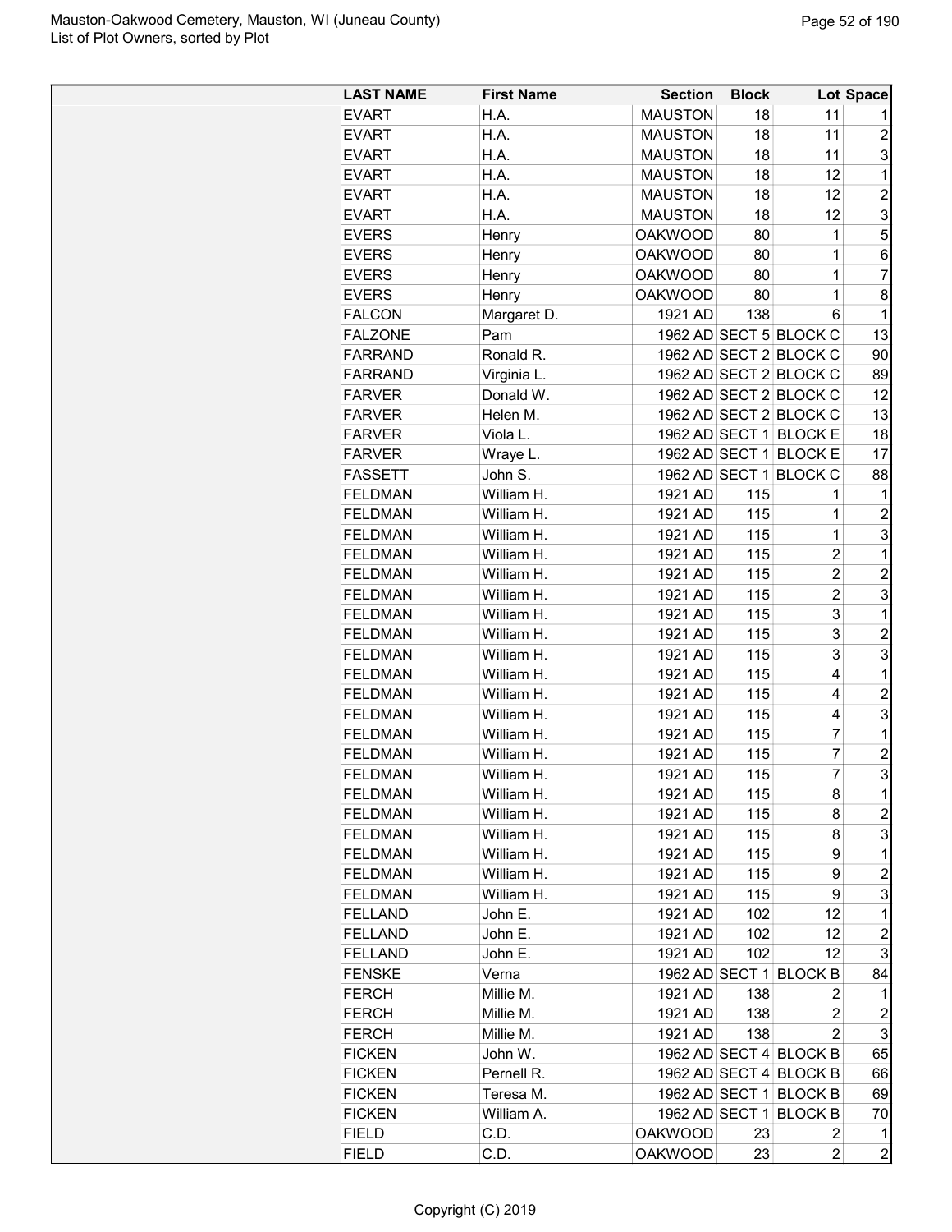| LAST NAME | First Name | Section | Block | Lot | Space |
|---|---|---|---|---|---|
| EVART | H.A. | MAUSTON | 18 | 11 | 1 |
| EVART | H.A. | MAUSTON | 18 | 11 | 2 |
| EVART | H.A. | MAUSTON | 18 | 11 | 3 |
| EVART | H.A. | MAUSTON | 18 | 12 | 1 |
| EVART | H.A. | MAUSTON | 18 | 12 | 2 |
| EVART | H.A. | MAUSTON | 18 | 12 | 3 |
| EVERS | Henry | OAKWOOD | 80 | 1 | 5 |
| EVERS | Henry | OAKWOOD | 80 | 1 | 6 |
| EVERS | Henry | OAKWOOD | 80 | 1 | 7 |
| EVERS | Henry | OAKWOOD | 80 | 1 | 8 |
| FALCON | Margaret D. | 1921 AD | 138 | 6 | 1 |
| FALZONE | Pam | 1962 AD | SECT 5 | BLOCK C | 13 |
| FARRAND | Ronald R. | 1962 AD | SECT 2 | BLOCK C | 90 |
| FARRAND | Virginia L. | 1962 AD | SECT 2 | BLOCK C | 89 |
| FARVER | Donald W. | 1962 AD | SECT 2 | BLOCK C | 12 |
| FARVER | Helen M. | 1962 AD | SECT 2 | BLOCK C | 13 |
| FARVER | Viola L. | 1962 AD | SECT 1 | BLOCK E | 18 |
| FARVER | Wraye L. | 1962 AD | SECT 1 | BLOCK E | 17 |
| FASSETT | John S. | 1962 AD | SECT 1 | BLOCK C | 88 |
| FELDMAN | William H. | 1921 AD | 115 | 1 | 1 |
| FELDMAN | William H. | 1921 AD | 115 | 1 | 2 |
| FELDMAN | William H. | 1921 AD | 115 | 1 | 3 |
| FELDMAN | William H. | 1921 AD | 115 | 2 | 1 |
| FELDMAN | William H. | 1921 AD | 115 | 2 | 2 |
| FELDMAN | William H. | 1921 AD | 115 | 2 | 3 |
| FELDMAN | William H. | 1921 AD | 115 | 3 | 1 |
| FELDMAN | William H. | 1921 AD | 115 | 3 | 2 |
| FELDMAN | William H. | 1921 AD | 115 | 3 | 3 |
| FELDMAN | William H. | 1921 AD | 115 | 4 | 1 |
| FELDMAN | William H. | 1921 AD | 115 | 4 | 2 |
| FELDMAN | William H. | 1921 AD | 115 | 4 | 3 |
| FELDMAN | William H. | 1921 AD | 115 | 7 | 1 |
| FELDMAN | William H. | 1921 AD | 115 | 7 | 2 |
| FELDMAN | William H. | 1921 AD | 115 | 7 | 3 |
| FELDMAN | William H. | 1921 AD | 115 | 8 | 1 |
| FELDMAN | William H. | 1921 AD | 115 | 8 | 2 |
| FELDMAN | William H. | 1921 AD | 115 | 8 | 3 |
| FELDMAN | William H. | 1921 AD | 115 | 9 | 1 |
| FELDMAN | William H. | 1921 AD | 115 | 9 | 2 |
| FELDMAN | William H. | 1921 AD | 115 | 9 | 3 |
| FELLAND | John E. | 1921 AD | 102 | 12 | 1 |
| FELLAND | John E. | 1921 AD | 102 | 12 | 2 |
| FELLAND | John E. | 1921 AD | 102 | 12 | 3 |
| FENSKE | Verna | 1962 AD | SECT 1 | BLOCK B | 84 |
| FERCH | Millie M. | 1921 AD | 138 | 2 | 1 |
| FERCH | Millie M. | 1921 AD | 138 | 2 | 2 |
| FERCH | Millie M. | 1921 AD | 138 | 2 | 3 |
| FICKEN | John W. | 1962 AD | SECT 4 | BLOCK B | 65 |
| FICKEN | Pernell R. | 1962 AD | SECT 4 | BLOCK B | 66 |
| FICKEN | Teresa M. | 1962 AD | SECT 1 | BLOCK B | 69 |
| FICKEN | William A. | 1962 AD | SECT 1 | BLOCK B | 70 |
| FIELD | C.D. | OAKWOOD | 23 | 2 | 1 |
| FIELD | C.D. | OAKWOOD | 23 | 2 | 2 |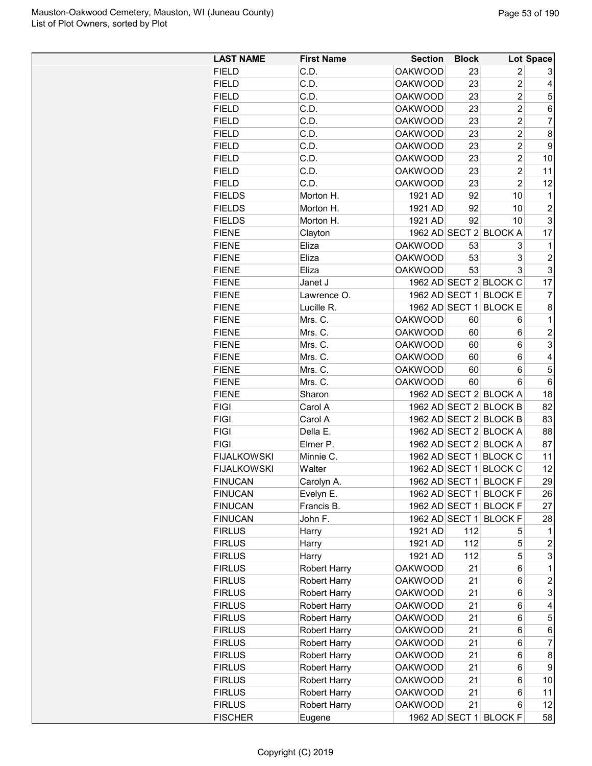| LAST NAME | First Name | Section | Block | Lot | Space |
|---|---|---|---|---|---|
| FIELD | C.D. | OAKWOOD | 23 | 2 | 3 |
| FIELD | C.D. | OAKWOOD | 23 | 2 | 4 |
| FIELD | C.D. | OAKWOOD | 23 | 2 | 5 |
| FIELD | C.D. | OAKWOOD | 23 | 2 | 6 |
| FIELD | C.D. | OAKWOOD | 23 | 2 | 7 |
| FIELD | C.D. | OAKWOOD | 23 | 2 | 8 |
| FIELD | C.D. | OAKWOOD | 23 | 2 | 9 |
| FIELD | C.D. | OAKWOOD | 23 | 2 | 10 |
| FIELD | C.D. | OAKWOOD | 23 | 2 | 11 |
| FIELD | C.D. | OAKWOOD | 23 | 2 | 12 |
| FIELDS | Morton H. | 1921 AD | 92 | 10 | 1 |
| FIELDS | Morton H. | 1921 AD | 92 | 10 | 2 |
| FIELDS | Morton H. | 1921 AD | 92 | 10 | 3 |
| FIENE | Clayton | 1962 AD | SECT 2 | BLOCK A | 17 |
| FIENE | Eliza | OAKWOOD | 53 | 3 | 1 |
| FIENE | Eliza | OAKWOOD | 53 | 3 | 2 |
| FIENE | Eliza | OAKWOOD | 53 | 3 | 3 |
| FIENE | Janet J | 1962 AD | SECT 2 | BLOCK C | 17 |
| FIENE | Lawrence O. | 1962 AD | SECT 1 | BLOCK E | 7 |
| FIENE | Lucille R. | 1962 AD | SECT 1 | BLOCK E | 8 |
| FIENE | Mrs. C. | OAKWOOD | 60 | 6 | 1 |
| FIENE | Mrs. C. | OAKWOOD | 60 | 6 | 2 |
| FIENE | Mrs. C. | OAKWOOD | 60 | 6 | 3 |
| FIENE | Mrs. C. | OAKWOOD | 60 | 6 | 4 |
| FIENE | Mrs. C. | OAKWOOD | 60 | 6 | 5 |
| FIENE | Mrs. C. | OAKWOOD | 60 | 6 | 6 |
| FIENE | Sharon | 1962 AD | SECT 2 | BLOCK A | 18 |
| FIGI | Carol A | 1962 AD | SECT 2 | BLOCK B | 82 |
| FIGI | Carol A | 1962 AD | SECT 2 | BLOCK B | 83 |
| FIGI | Della E. | 1962 AD | SECT 2 | BLOCK A | 88 |
| FIGI | Elmer P. | 1962 AD | SECT 2 | BLOCK A | 87 |
| FIJALKOWSKI | Minnie C. | 1962 AD | SECT 1 | BLOCK C | 11 |
| FIJALKOWSKI | Walter | 1962 AD | SECT 1 | BLOCK C | 12 |
| FINUCAN | Carolyn A. | 1962 AD | SECT 1 | BLOCK F | 29 |
| FINUCAN | Evelyn E. | 1962 AD | SECT 1 | BLOCK F | 26 |
| FINUCAN | Francis B. | 1962 AD | SECT 1 | BLOCK F | 27 |
| FINUCAN | John F. | 1962 AD | SECT 1 | BLOCK F | 28 |
| FIRLUS | Harry | 1921 AD | 112 | 5 | 1 |
| FIRLUS | Harry | 1921 AD | 112 | 5 | 2 |
| FIRLUS | Harry | 1921 AD | 112 | 5 | 3 |
| FIRLUS | Robert Harry | OAKWOOD | 21 | 6 | 1 |
| FIRLUS | Robert Harry | OAKWOOD | 21 | 6 | 2 |
| FIRLUS | Robert Harry | OAKWOOD | 21 | 6 | 3 |
| FIRLUS | Robert Harry | OAKWOOD | 21 | 6 | 4 |
| FIRLUS | Robert Harry | OAKWOOD | 21 | 6 | 5 |
| FIRLUS | Robert Harry | OAKWOOD | 21 | 6 | 6 |
| FIRLUS | Robert Harry | OAKWOOD | 21 | 6 | 7 |
| FIRLUS | Robert Harry | OAKWOOD | 21 | 6 | 8 |
| FIRLUS | Robert Harry | OAKWOOD | 21 | 6 | 9 |
| FIRLUS | Robert Harry | OAKWOOD | 21 | 6 | 10 |
| FIRLUS | Robert Harry | OAKWOOD | 21 | 6 | 11 |
| FIRLUS | Robert Harry | OAKWOOD | 21 | 6 | 12 |
| FISCHER | Eugene | 1962 AD | SECT 1 | BLOCK F | 58 |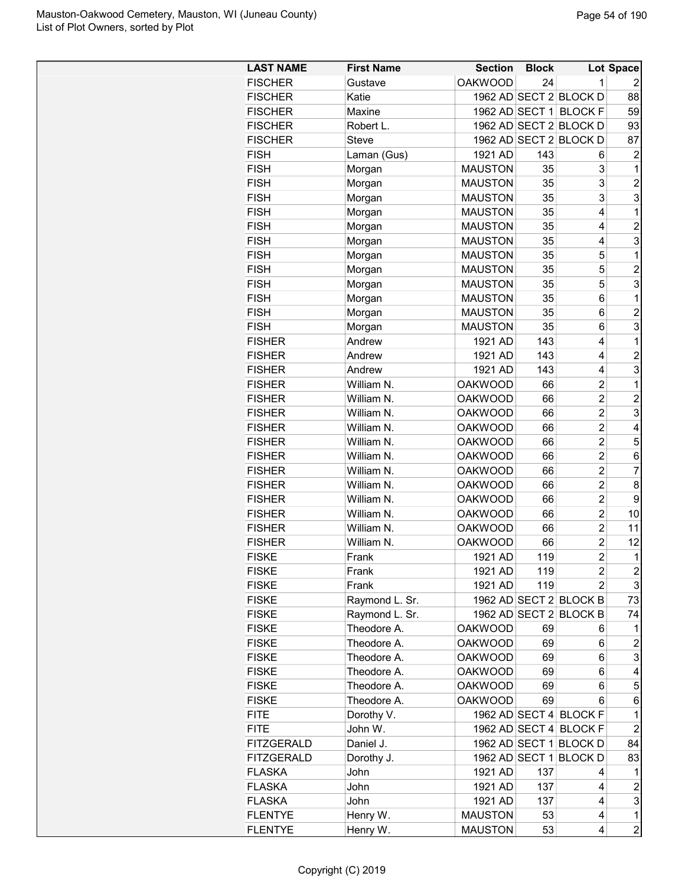| LAST NAME | First Name | Section | Block | Lot | Space |
|---|---|---|---|---|---|
| FISCHER | Gustave | OAKWOOD | 24 | 1 | 2 |
| FISCHER | Katie | 1962 AD | SECT 2 | BLOCK D | 88 |
| FISCHER | Maxine | 1962 AD | SECT 1 | BLOCK F | 59 |
| FISCHER | Robert L. | 1962 AD | SECT 2 | BLOCK D | 93 |
| FISCHER | Steve | 1962 AD | SECT 2 | BLOCK D | 87 |
| FISH | Laman (Gus) | 1921 AD | 143 | 6 | 2 |
| FISH | Morgan | MAUSTON | 35 | 3 | 1 |
| FISH | Morgan | MAUSTON | 35 | 3 | 2 |
| FISH | Morgan | MAUSTON | 35 | 3 | 3 |
| FISH | Morgan | MAUSTON | 35 | 4 | 1 |
| FISH | Morgan | MAUSTON | 35 | 4 | 2 |
| FISH | Morgan | MAUSTON | 35 | 4 | 3 |
| FISH | Morgan | MAUSTON | 35 | 5 | 1 |
| FISH | Morgan | MAUSTON | 35 | 5 | 2 |
| FISH | Morgan | MAUSTON | 35 | 5 | 3 |
| FISH | Morgan | MAUSTON | 35 | 6 | 1 |
| FISH | Morgan | MAUSTON | 35 | 6 | 2 |
| FISH | Morgan | MAUSTON | 35 | 6 | 3 |
| FISHER | Andrew | 1921 AD | 143 | 4 | 1 |
| FISHER | Andrew | 1921 AD | 143 | 4 | 2 |
| FISHER | Andrew | 1921 AD | 143 | 4 | 3 |
| FISHER | William N. | OAKWOOD | 66 | 2 | 1 |
| FISHER | William N. | OAKWOOD | 66 | 2 | 2 |
| FISHER | William N. | OAKWOOD | 66 | 2 | 3 |
| FISHER | William N. | OAKWOOD | 66 | 2 | 4 |
| FISHER | William N. | OAKWOOD | 66 | 2 | 5 |
| FISHER | William N. | OAKWOOD | 66 | 2 | 6 |
| FISHER | William N. | OAKWOOD | 66 | 2 | 7 |
| FISHER | William N. | OAKWOOD | 66 | 2 | 8 |
| FISHER | William N. | OAKWOOD | 66 | 2 | 9 |
| FISHER | William N. | OAKWOOD | 66 | 2 | 10 |
| FISHER | William N. | OAKWOOD | 66 | 2 | 11 |
| FISHER | William N. | OAKWOOD | 66 | 2 | 12 |
| FISKE | Frank | 1921 AD | 119 | 2 | 1 |
| FISKE | Frank | 1921 AD | 119 | 2 | 2 |
| FISKE | Frank | 1921 AD | 119 | 2 | 3 |
| FISKE | Raymond L. Sr. | 1962 AD | SECT 2 | BLOCK B | 73 |
| FISKE | Raymond L. Sr. | 1962 AD | SECT 2 | BLOCK B | 74 |
| FISKE | Theodore A. | OAKWOOD | 69 | 6 | 1 |
| FISKE | Theodore A. | OAKWOOD | 69 | 6 | 2 |
| FISKE | Theodore A. | OAKWOOD | 69 | 6 | 3 |
| FISKE | Theodore A. | OAKWOOD | 69 | 6 | 4 |
| FISKE | Theodore A. | OAKWOOD | 69 | 6 | 5 |
| FISKE | Theodore A. | OAKWOOD | 69 | 6 | 6 |
| FITE | Dorothy V. | 1962 AD | SECT 4 | BLOCK F | 1 |
| FITE | John W. | 1962 AD | SECT 4 | BLOCK F | 2 |
| FITZGERALD | Daniel J. | 1962 AD | SECT 1 | BLOCK D | 84 |
| FITZGERALD | Dorothy J. | 1962 AD | SECT 1 | BLOCK D | 83 |
| FLASKA | John | 1921 AD | 137 | 4 | 1 |
| FLASKA | John | 1921 AD | 137 | 4 | 2 |
| FLASKA | John | 1921 AD | 137 | 4 | 3 |
| FLENTYE | Henry W. | MAUSTON | 53 | 4 | 1 |
| FLENTYE | Henry W. | MAUSTON | 53 | 4 | 2 |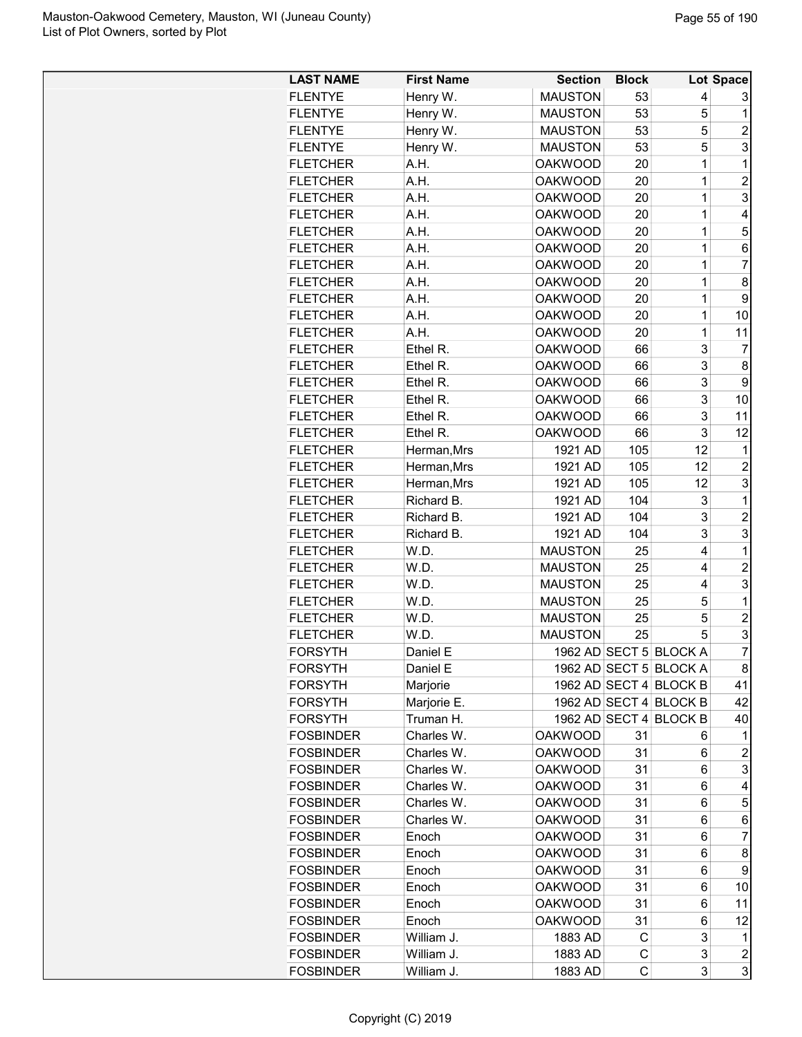| LAST NAME | First Name | Section | Block | Lot | Space |
|---|---|---|---|---|---|
| FLENTYE | Henry W. | MAUSTON | 53 | 4 | 3 |
| FLENTYE | Henry W. | MAUSTON | 53 | 5 | 1 |
| FLENTYE | Henry W. | MAUSTON | 53 | 5 | 2 |
| FLENTYE | Henry W. | MAUSTON | 53 | 5 | 3 |
| FLETCHER | A.H. | OAKWOOD | 20 | 1 | 1 |
| FLETCHER | A.H. | OAKWOOD | 20 | 1 | 2 |
| FLETCHER | A.H. | OAKWOOD | 20 | 1 | 3 |
| FLETCHER | A.H. | OAKWOOD | 20 | 1 | 4 |
| FLETCHER | A.H. | OAKWOOD | 20 | 1 | 5 |
| FLETCHER | A.H. | OAKWOOD | 20 | 1 | 6 |
| FLETCHER | A.H. | OAKWOOD | 20 | 1 | 7 |
| FLETCHER | A.H. | OAKWOOD | 20 | 1 | 8 |
| FLETCHER | A.H. | OAKWOOD | 20 | 1 | 9 |
| FLETCHER | A.H. | OAKWOOD | 20 | 1 | 10 |
| FLETCHER | A.H. | OAKWOOD | 20 | 1 | 11 |
| FLETCHER | Ethel R. | OAKWOOD | 66 | 3 | 7 |
| FLETCHER | Ethel R. | OAKWOOD | 66 | 3 | 8 |
| FLETCHER | Ethel R. | OAKWOOD | 66 | 3 | 9 |
| FLETCHER | Ethel R. | OAKWOOD | 66 | 3 | 10 |
| FLETCHER | Ethel R. | OAKWOOD | 66 | 3 | 11 |
| FLETCHER | Ethel R. | OAKWOOD | 66 | 3 | 12 |
| FLETCHER | Herman,Mrs | 1921 AD | 105 | 12 | 1 |
| FLETCHER | Herman,Mrs | 1921 AD | 105 | 12 | 2 |
| FLETCHER | Herman,Mrs | 1921 AD | 105 | 12 | 3 |
| FLETCHER | Richard B. | 1921 AD | 104 | 3 | 1 |
| FLETCHER | Richard B. | 1921 AD | 104 | 3 | 2 |
| FLETCHER | Richard B. | 1921 AD | 104 | 3 | 3 |
| FLETCHER | W.D. | MAUSTON | 25 | 4 | 1 |
| FLETCHER | W.D. | MAUSTON | 25 | 4 | 2 |
| FLETCHER | W.D. | MAUSTON | 25 | 4 | 3 |
| FLETCHER | W.D. | MAUSTON | 25 | 5 | 1 |
| FLETCHER | W.D. | MAUSTON | 25 | 5 | 2 |
| FLETCHER | W.D. | MAUSTON | 25 | 5 | 3 |
| FORSYTH | Daniel E | 1962 AD | SECT 5 | BLOCK A | 7 |
| FORSYTH | Daniel E | 1962 AD | SECT 5 | BLOCK A | 8 |
| FORSYTH | Marjorie | 1962 AD | SECT 4 | BLOCK B | 41 |
| FORSYTH | Marjorie E. | 1962 AD | SECT 4 | BLOCK B | 42 |
| FORSYTH | Truman H. | 1962 AD | SECT 4 | BLOCK B | 40 |
| FOSBINDER | Charles W. | OAKWOOD | 31 | 6 | 1 |
| FOSBINDER | Charles W. | OAKWOOD | 31 | 6 | 2 |
| FOSBINDER | Charles W. | OAKWOOD | 31 | 6 | 3 |
| FOSBINDER | Charles W. | OAKWOOD | 31 | 6 | 4 |
| FOSBINDER | Charles W. | OAKWOOD | 31 | 6 | 5 |
| FOSBINDER | Charles W. | OAKWOOD | 31 | 6 | 6 |
| FOSBINDER | Enoch | OAKWOOD | 31 | 6 | 7 |
| FOSBINDER | Enoch | OAKWOOD | 31 | 6 | 8 |
| FOSBINDER | Enoch | OAKWOOD | 31 | 6 | 9 |
| FOSBINDER | Enoch | OAKWOOD | 31 | 6 | 10 |
| FOSBINDER | Enoch | OAKWOOD | 31 | 6 | 11 |
| FOSBINDER | Enoch | OAKWOOD | 31 | 6 | 12 |
| FOSBINDER | William J. | 1883 AD | C | 3 | 1 |
| FOSBINDER | William J. | 1883 AD | C | 3 | 2 |
| FOSBINDER | William J. | 1883 AD | C | 3 | 3 |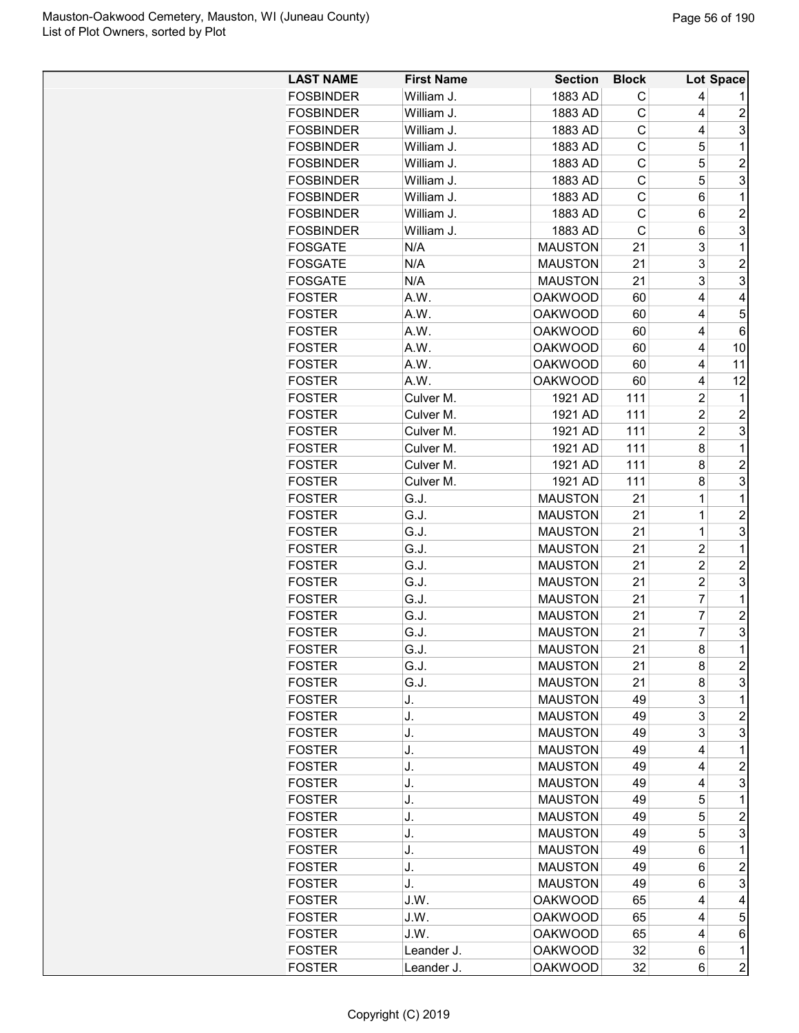| LAST NAME | First Name | Section | Block | Lot | Space |
|---|---|---|---|---|---|
| FOSBINDER | William J. | 1883 AD | C | 4 | 1 |
| FOSBINDER | William J. | 1883 AD | C | 4 | 2 |
| FOSBINDER | William J. | 1883 AD | C | 4 | 3 |
| FOSBINDER | William J. | 1883 AD | C | 5 | 1 |
| FOSBINDER | William J. | 1883 AD | C | 5 | 2 |
| FOSBINDER | William J. | 1883 AD | C | 5 | 3 |
| FOSBINDER | William J. | 1883 AD | C | 6 | 1 |
| FOSBINDER | William J. | 1883 AD | C | 6 | 2 |
| FOSBINDER | William J. | 1883 AD | C | 6 | 3 |
| FOSGATE | N/A | MAUSTON | 21 | 3 | 1 |
| FOSGATE | N/A | MAUSTON | 21 | 3 | 2 |
| FOSGATE | N/A | MAUSTON | 21 | 3 | 3 |
| FOSTER | A.W. | OAKWOOD | 60 | 4 | 4 |
| FOSTER | A.W. | OAKWOOD | 60 | 4 | 5 |
| FOSTER | A.W. | OAKWOOD | 60 | 4 | 6 |
| FOSTER | A.W. | OAKWOOD | 60 | 4 | 10 |
| FOSTER | A.W. | OAKWOOD | 60 | 4 | 11 |
| FOSTER | A.W. | OAKWOOD | 60 | 4 | 12 |
| FOSTER | Culver M. | 1921 AD | 111 | 2 | 1 |
| FOSTER | Culver M. | 1921 AD | 111 | 2 | 2 |
| FOSTER | Culver M. | 1921 AD | 111 | 2 | 3 |
| FOSTER | Culver M. | 1921 AD | 111 | 8 | 1 |
| FOSTER | Culver M. | 1921 AD | 111 | 8 | 2 |
| FOSTER | Culver M. | 1921 AD | 111 | 8 | 3 |
| FOSTER | G.J. | MAUSTON | 21 | 1 | 1 |
| FOSTER | G.J. | MAUSTON | 21 | 1 | 2 |
| FOSTER | G.J. | MAUSTON | 21 | 1 | 3 |
| FOSTER | G.J. | MAUSTON | 21 | 2 | 1 |
| FOSTER | G.J. | MAUSTON | 21 | 2 | 2 |
| FOSTER | G.J. | MAUSTON | 21 | 2 | 3 |
| FOSTER | G.J. | MAUSTON | 21 | 7 | 1 |
| FOSTER | G.J. | MAUSTON | 21 | 7 | 2 |
| FOSTER | G.J. | MAUSTON | 21 | 7 | 3 |
| FOSTER | G.J. | MAUSTON | 21 | 8 | 1 |
| FOSTER | G.J. | MAUSTON | 21 | 8 | 2 |
| FOSTER | G.J. | MAUSTON | 21 | 8 | 3 |
| FOSTER | J. | MAUSTON | 49 | 3 | 1 |
| FOSTER | J. | MAUSTON | 49 | 3 | 2 |
| FOSTER | J. | MAUSTON | 49 | 3 | 3 |
| FOSTER | J. | MAUSTON | 49 | 4 | 1 |
| FOSTER | J. | MAUSTON | 49 | 4 | 2 |
| FOSTER | J. | MAUSTON | 49 | 4 | 3 |
| FOSTER | J. | MAUSTON | 49 | 5 | 1 |
| FOSTER | J. | MAUSTON | 49 | 5 | 2 |
| FOSTER | J. | MAUSTON | 49 | 5 | 3 |
| FOSTER | J. | MAUSTON | 49 | 6 | 1 |
| FOSTER | J. | MAUSTON | 49 | 6 | 2 |
| FOSTER | J. | MAUSTON | 49 | 6 | 3 |
| FOSTER | J.W. | OAKWOOD | 65 | 4 | 4 |
| FOSTER | J.W. | OAKWOOD | 65 | 4 | 5 |
| FOSTER | J.W. | OAKWOOD | 65 | 4 | 6 |
| FOSTER | Leander J. | OAKWOOD | 32 | 6 | 1 |
| FOSTER | Leander J. | OAKWOOD | 32 | 6 | 2 |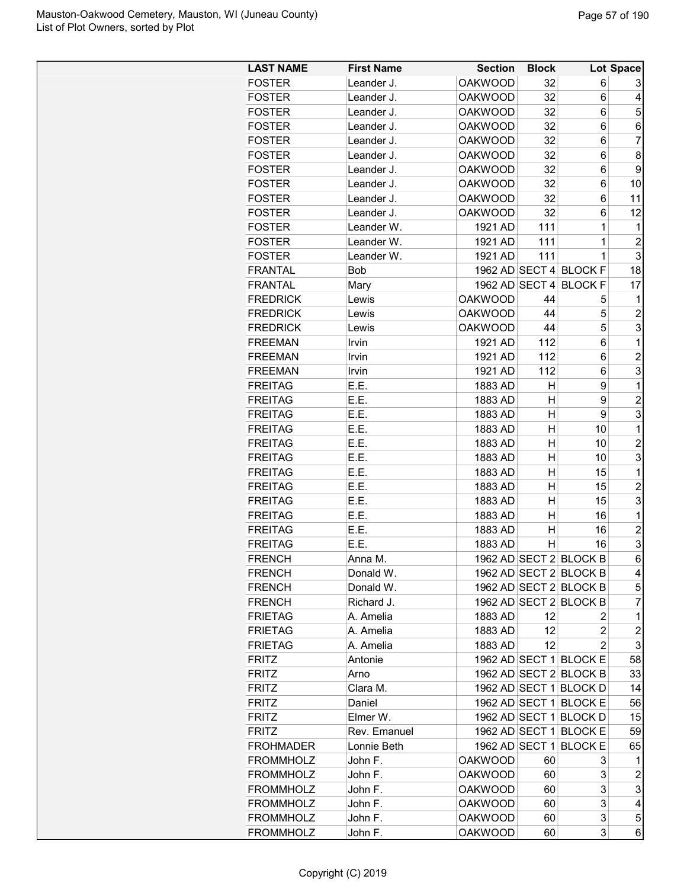| LAST NAME | First Name | Section | Block | Lot | Space |
|---|---|---|---|---|---|
| FOSTER | Leander J. | OAKWOOD | 32 | 6 | 3 |
| FOSTER | Leander J. | OAKWOOD | 32 | 6 | 4 |
| FOSTER | Leander J. | OAKWOOD | 32 | 6 | 5 |
| FOSTER | Leander J. | OAKWOOD | 32 | 6 | 6 |
| FOSTER | Leander J. | OAKWOOD | 32 | 6 | 7 |
| FOSTER | Leander J. | OAKWOOD | 32 | 6 | 8 |
| FOSTER | Leander J. | OAKWOOD | 32 | 6 | 9 |
| FOSTER | Leander J. | OAKWOOD | 32 | 6 | 10 |
| FOSTER | Leander J. | OAKWOOD | 32 | 6 | 11 |
| FOSTER | Leander J. | OAKWOOD | 32 | 6 | 12 |
| FOSTER | Leander W. | 1921 AD | 111 | 1 | 1 |
| FOSTER | Leander W. | 1921 AD | 111 | 1 | 2 |
| FOSTER | Leander W. | 1921 AD | 111 | 1 | 3 |
| FRANTAL | Bob | 1962 AD | SECT 4 | BLOCK F | 18 |
| FRANTAL | Mary | 1962 AD | SECT 4 | BLOCK F | 17 |
| FREDRICK | Lewis | OAKWOOD | 44 | 5 | 1 |
| FREDRICK | Lewis | OAKWOOD | 44 | 5 | 2 |
| FREDRICK | Lewis | OAKWOOD | 44 | 5 | 3 |
| FREEMAN | Irvin | 1921 AD | 112 | 6 | 1 |
| FREEMAN | Irvin | 1921 AD | 112 | 6 | 2 |
| FREEMAN | Irvin | 1921 AD | 112 | 6 | 3 |
| FREITAG | E.E. | 1883 AD | H | 9 | 1 |
| FREITAG | E.E. | 1883 AD | H | 9 | 2 |
| FREITAG | E.E. | 1883 AD | H | 9 | 3 |
| FREITAG | E.E. | 1883 AD | H | 10 | 1 |
| FREITAG | E.E. | 1883 AD | H | 10 | 2 |
| FREITAG | E.E. | 1883 AD | H | 10 | 3 |
| FREITAG | E.E. | 1883 AD | H | 15 | 1 |
| FREITAG | E.E. | 1883 AD | H | 15 | 2 |
| FREITAG | E.E. | 1883 AD | H | 15 | 3 |
| FREITAG | E.E. | 1883 AD | H | 16 | 1 |
| FREITAG | E.E. | 1883 AD | H | 16 | 2 |
| FREITAG | E.E. | 1883 AD | H | 16 | 3 |
| FRENCH | Anna M. | 1962 AD | SECT 2 | BLOCK B | 6 |
| FRENCH | Donald W. | 1962 AD | SECT 2 | BLOCK B | 4 |
| FRENCH | Donald W. | 1962 AD | SECT 2 | BLOCK B | 5 |
| FRENCH | Richard J. | 1962 AD | SECT 2 | BLOCK B | 7 |
| FRIETAG | A. Amelia | 1883 AD | 12 | 2 | 1 |
| FRIETAG | A. Amelia | 1883 AD | 12 | 2 | 2 |
| FRIETAG | A. Amelia | 1883 AD | 12 | 2 | 3 |
| FRITZ | Antonie | 1962 AD | SECT 1 | BLOCK E | 58 |
| FRITZ | Arno | 1962 AD | SECT 2 | BLOCK B | 33 |
| FRITZ | Clara M. | 1962 AD | SECT 1 | BLOCK D | 14 |
| FRITZ | Daniel | 1962 AD | SECT 1 | BLOCK E | 56 |
| FRITZ | Elmer W. | 1962 AD | SECT 1 | BLOCK D | 15 |
| FRITZ | Rev. Emanuel | 1962 AD | SECT 1 | BLOCK E | 59 |
| FROHMADER | Lonnie Beth | 1962 AD | SECT 1 | BLOCK E | 65 |
| FROMMHOLZ | John F. | OAKWOOD | 60 | 3 | 1 |
| FROMMHOLZ | John F. | OAKWOOD | 60 | 3 | 2 |
| FROMMHOLZ | John F. | OAKWOOD | 60 | 3 | 3 |
| FROMMHOLZ | John F. | OAKWOOD | 60 | 3 | 4 |
| FROMMHOLZ | John F. | OAKWOOD | 60 | 3 | 5 |
| FROMMHOLZ | John F. | OAKWOOD | 60 | 3 | 6 |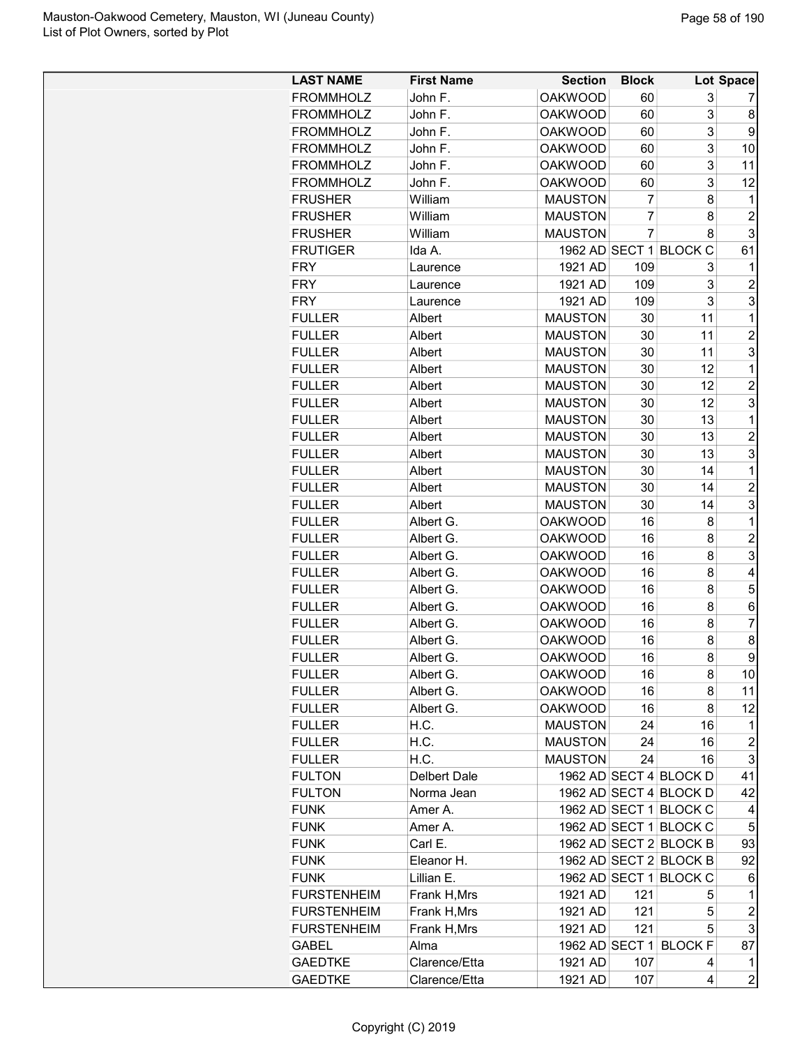| LAST NAME | First Name | Section | Block | Lot | Space |
|---|---|---|---|---|---|
| FROMMHOLZ | John F. | OAKWOOD | 60 | 3 | 7 |
| FROMMHOLZ | John F. | OAKWOOD | 60 | 3 | 8 |
| FROMMHOLZ | John F. | OAKWOOD | 60 | 3 | 9 |
| FROMMHOLZ | John F. | OAKWOOD | 60 | 3 | 10 |
| FROMMHOLZ | John F. | OAKWOOD | 60 | 3 | 11 |
| FROMMHOLZ | John F. | OAKWOOD | 60 | 3 | 12 |
| FRUSHER | William | MAUSTON | 7 | 8 | 1 |
| FRUSHER | William | MAUSTON | 7 | 8 | 2 |
| FRUSHER | William | MAUSTON | 7 | 8 | 3 |
| FRUTIGER | Ida A. | 1962 AD | SECT 1 | BLOCK C | 61 |
| FRY | Laurence | 1921 AD | 109 | 3 | 1 |
| FRY | Laurence | 1921 AD | 109 | 3 | 2 |
| FRY | Laurence | 1921 AD | 109 | 3 | 3 |
| FULLER | Albert | MAUSTON | 30 | 11 | 1 |
| FULLER | Albert | MAUSTON | 30 | 11 | 2 |
| FULLER | Albert | MAUSTON | 30 | 11 | 3 |
| FULLER | Albert | MAUSTON | 30 | 12 | 1 |
| FULLER | Albert | MAUSTON | 30 | 12 | 2 |
| FULLER | Albert | MAUSTON | 30 | 12 | 3 |
| FULLER | Albert | MAUSTON | 30 | 13 | 1 |
| FULLER | Albert | MAUSTON | 30 | 13 | 2 |
| FULLER | Albert | MAUSTON | 30 | 13 | 3 |
| FULLER | Albert | MAUSTON | 30 | 14 | 1 |
| FULLER | Albert | MAUSTON | 30 | 14 | 2 |
| FULLER | Albert | MAUSTON | 30 | 14 | 3 |
| FULLER | Albert G. | OAKWOOD | 16 | 8 | 1 |
| FULLER | Albert G. | OAKWOOD | 16 | 8 | 2 |
| FULLER | Albert G. | OAKWOOD | 16 | 8 | 3 |
| FULLER | Albert G. | OAKWOOD | 16 | 8 | 4 |
| FULLER | Albert G. | OAKWOOD | 16 | 8 | 5 |
| FULLER | Albert G. | OAKWOOD | 16 | 8 | 6 |
| FULLER | Albert G. | OAKWOOD | 16 | 8 | 7 |
| FULLER | Albert G. | OAKWOOD | 16 | 8 | 8 |
| FULLER | Albert G. | OAKWOOD | 16 | 8 | 9 |
| FULLER | Albert G. | OAKWOOD | 16 | 8 | 10 |
| FULLER | Albert G. | OAKWOOD | 16 | 8 | 11 |
| FULLER | Albert G. | OAKWOOD | 16 | 8 | 12 |
| FULLER | H.C. | MAUSTON | 24 | 16 | 1 |
| FULLER | H.C. | MAUSTON | 24 | 16 | 2 |
| FULLER | H.C. | MAUSTON | 24 | 16 | 3 |
| FULTON | Delbert Dale | 1962 AD | SECT 4 | BLOCK D | 41 |
| FULTON | Norma Jean | 1962 AD | SECT 4 | BLOCK D | 42 |
| FUNK | Amer A. | 1962 AD | SECT 1 | BLOCK C | 4 |
| FUNK | Amer A. | 1962 AD | SECT 1 | BLOCK C | 5 |
| FUNK | Carl E. | 1962 AD | SECT 2 | BLOCK B | 93 |
| FUNK | Eleanor H. | 1962 AD | SECT 2 | BLOCK B | 92 |
| FUNK | Lillian E. | 1962 AD | SECT 1 | BLOCK C | 6 |
| FURSTENHEIM | Frank H,Mrs | 1921 AD | 121 | 5 | 1 |
| FURSTENHEIM | Frank H,Mrs | 1921 AD | 121 | 5 | 2 |
| FURSTENHEIM | Frank H,Mrs | 1921 AD | 121 | 5 | 3 |
| GABEL | Alma | 1962 AD | SECT 1 | BLOCK F | 87 |
| GAEDTKE | Clarence/Etta | 1921 AD | 107 | 4 | 1 |
| GAEDTKE | Clarence/Etta | 1921 AD | 107 | 4 | 2 |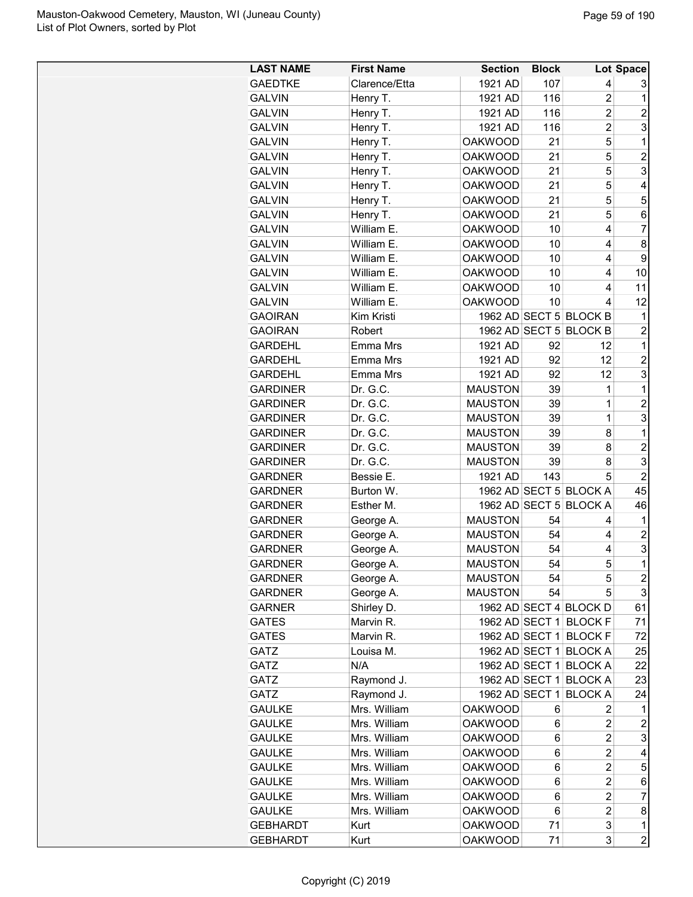| LAST NAME | First Name | Section | Block | Lot | Space |
|---|---|---|---|---|---|
| GAEDTKE | Clarence/Etta | 1921 AD | 107 | 4 | 3 |
| GALVIN | Henry T. | 1921 AD | 116 | 2 | 1 |
| GALVIN | Henry T. | 1921 AD | 116 | 2 | 2 |
| GALVIN | Henry T. | 1921 AD | 116 | 2 | 3 |
| GALVIN | Henry T. | OAKWOOD | 21 | 5 | 1 |
| GALVIN | Henry T. | OAKWOOD | 21 | 5 | 2 |
| GALVIN | Henry T. | OAKWOOD | 21 | 5 | 3 |
| GALVIN | Henry T. | OAKWOOD | 21 | 5 | 4 |
| GALVIN | Henry T. | OAKWOOD | 21 | 5 | 5 |
| GALVIN | Henry T. | OAKWOOD | 21 | 5 | 6 |
| GALVIN | William E. | OAKWOOD | 10 | 4 | 7 |
| GALVIN | William E. | OAKWOOD | 10 | 4 | 8 |
| GALVIN | William E. | OAKWOOD | 10 | 4 | 9 |
| GALVIN | William E. | OAKWOOD | 10 | 4 | 10 |
| GALVIN | William E. | OAKWOOD | 10 | 4 | 11 |
| GALVIN | William E. | OAKWOOD | 10 | 4 | 12 |
| GAOIRAN | Kim Kristi | 1962 AD | SECT 5 | BLOCK B | 1 |
| GAOIRAN | Robert | 1962 AD | SECT 5 | BLOCK B | 2 |
| GARDEHL | Emma Mrs | 1921 AD | 92 | 12 | 1 |
| GARDEHL | Emma Mrs | 1921 AD | 92 | 12 | 2 |
| GARDEHL | Emma Mrs | 1921 AD | 92 | 12 | 3 |
| GARDINER | Dr. G.C. | MAUSTON | 39 | 1 | 1 |
| GARDINER | Dr. G.C. | MAUSTON | 39 | 1 | 2 |
| GARDINER | Dr. G.C. | MAUSTON | 39 | 1 | 3 |
| GARDINER | Dr. G.C. | MAUSTON | 39 | 8 | 1 |
| GARDINER | Dr. G.C. | MAUSTON | 39 | 8 | 2 |
| GARDINER | Dr. G.C. | MAUSTON | 39 | 8 | 3 |
| GARDNER | Bessie E. | 1921 AD | 143 | 5 | 2 |
| GARDNER | Burton W. | 1962 AD | SECT 5 | BLOCK A | 45 |
| GARDNER | Esther M. | 1962 AD | SECT 5 | BLOCK A | 46 |
| GARDNER | George A. | MAUSTON | 54 | 4 | 1 |
| GARDNER | George A. | MAUSTON | 54 | 4 | 2 |
| GARDNER | George A. | MAUSTON | 54 | 4 | 3 |
| GARDNER | George A. | MAUSTON | 54 | 5 | 1 |
| GARDNER | George A. | MAUSTON | 54 | 5 | 2 |
| GARDNER | George A. | MAUSTON | 54 | 5 | 3 |
| GARNER | Shirley D. | 1962 AD | SECT 4 | BLOCK D | 61 |
| GATES | Marvin R. | 1962 AD | SECT 1 | BLOCK F | 71 |
| GATES | Marvin R. | 1962 AD | SECT 1 | BLOCK F | 72 |
| GATZ | Louisa M. | 1962 AD | SECT 1 | BLOCK A | 25 |
| GATZ | N/A | 1962 AD | SECT 1 | BLOCK A | 22 |
| GATZ | Raymond J. | 1962 AD | SECT 1 | BLOCK A | 23 |
| GATZ | Raymond J. | 1962 AD | SECT 1 | BLOCK A | 24 |
| GAULKE | Mrs. William | OAKWOOD | 6 | 2 | 1 |
| GAULKE | Mrs. William | OAKWOOD | 6 | 2 | 2 |
| GAULKE | Mrs. William | OAKWOOD | 6 | 2 | 3 |
| GAULKE | Mrs. William | OAKWOOD | 6 | 2 | 4 |
| GAULKE | Mrs. William | OAKWOOD | 6 | 2 | 5 |
| GAULKE | Mrs. William | OAKWOOD | 6 | 2 | 6 |
| GAULKE | Mrs. William | OAKWOOD | 6 | 2 | 7 |
| GAULKE | Mrs. William | OAKWOOD | 6 | 2 | 8 |
| GEBHARDT | Kurt | OAKWOOD | 71 | 3 | 1 |
| GEBHARDT | Kurt | OAKWOOD | 71 | 3 | 2 |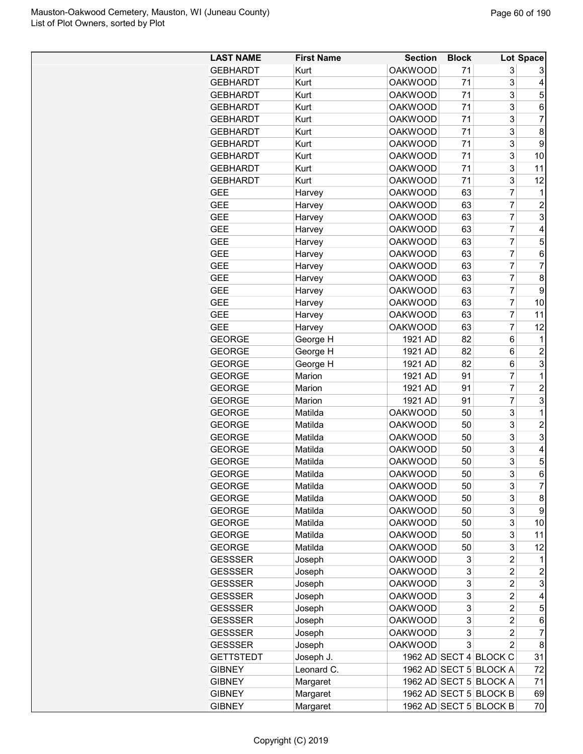| LAST NAME | First Name | Section | Block | Lot | Space |
|---|---|---|---|---|---|
| GEBHARDT | Kurt | OAKWOOD | 71 | 3 | 3 |
| GEBHARDT | Kurt | OAKWOOD | 71 | 3 | 4 |
| GEBHARDT | Kurt | OAKWOOD | 71 | 3 | 5 |
| GEBHARDT | Kurt | OAKWOOD | 71 | 3 | 6 |
| GEBHARDT | Kurt | OAKWOOD | 71 | 3 | 7 |
| GEBHARDT | Kurt | OAKWOOD | 71 | 3 | 8 |
| GEBHARDT | Kurt | OAKWOOD | 71 | 3 | 9 |
| GEBHARDT | Kurt | OAKWOOD | 71 | 3 | 10 |
| GEBHARDT | Kurt | OAKWOOD | 71 | 3 | 11 |
| GEBHARDT | Kurt | OAKWOOD | 71 | 3 | 12 |
| GEE | Harvey | OAKWOOD | 63 | 7 | 1 |
| GEE | Harvey | OAKWOOD | 63 | 7 | 2 |
| GEE | Harvey | OAKWOOD | 63 | 7 | 3 |
| GEE | Harvey | OAKWOOD | 63 | 7 | 4 |
| GEE | Harvey | OAKWOOD | 63 | 7 | 5 |
| GEE | Harvey | OAKWOOD | 63 | 7 | 6 |
| GEE | Harvey | OAKWOOD | 63 | 7 | 7 |
| GEE | Harvey | OAKWOOD | 63 | 7 | 8 |
| GEE | Harvey | OAKWOOD | 63 | 7 | 9 |
| GEE | Harvey | OAKWOOD | 63 | 7 | 10 |
| GEE | Harvey | OAKWOOD | 63 | 7 | 11 |
| GEE | Harvey | OAKWOOD | 63 | 7 | 12 |
| GEORGE | George H | 1921 AD | 82 | 6 | 1 |
| GEORGE | George H | 1921 AD | 82 | 6 | 2 |
| GEORGE | George H | 1921 AD | 82 | 6 | 3 |
| GEORGE | Marion | 1921 AD | 91 | 7 | 1 |
| GEORGE | Marion | 1921 AD | 91 | 7 | 2 |
| GEORGE | Marion | 1921 AD | 91 | 7 | 3 |
| GEORGE | Matilda | OAKWOOD | 50 | 3 | 1 |
| GEORGE | Matilda | OAKWOOD | 50 | 3 | 2 |
| GEORGE | Matilda | OAKWOOD | 50 | 3 | 3 |
| GEORGE | Matilda | OAKWOOD | 50 | 3 | 4 |
| GEORGE | Matilda | OAKWOOD | 50 | 3 | 5 |
| GEORGE | Matilda | OAKWOOD | 50 | 3 | 6 |
| GEORGE | Matilda | OAKWOOD | 50 | 3 | 7 |
| GEORGE | Matilda | OAKWOOD | 50 | 3 | 8 |
| GEORGE | Matilda | OAKWOOD | 50 | 3 | 9 |
| GEORGE | Matilda | OAKWOOD | 50 | 3 | 10 |
| GEORGE | Matilda | OAKWOOD | 50 | 3 | 11 |
| GEORGE | Matilda | OAKWOOD | 50 | 3 | 12 |
| GESSSER | Joseph | OAKWOOD | 3 | 2 | 1 |
| GESSSER | Joseph | OAKWOOD | 3 | 2 | 2 |
| GESSSER | Joseph | OAKWOOD | 3 | 2 | 3 |
| GESSSER | Joseph | OAKWOOD | 3 | 2 | 4 |
| GESSSER | Joseph | OAKWOOD | 3 | 2 | 5 |
| GESSSER | Joseph | OAKWOOD | 3 | 2 | 6 |
| GESSSER | Joseph | OAKWOOD | 3 | 2 | 7 |
| GESSSER | Joseph | OAKWOOD | 3 | 2 | 8 |
| GETTSTEDT | Joseph J. | 1962 AD | SECT 4 | BLOCK C | 31 |
| GIBNEY | Leonard C. | 1962 AD | SECT 5 | BLOCK A | 72 |
| GIBNEY | Margaret | 1962 AD | SECT 5 | BLOCK A | 71 |
| GIBNEY | Margaret | 1962 AD | SECT 5 | BLOCK B | 69 |
| GIBNEY | Margaret | 1962 AD | SECT 5 | BLOCK B | 70 |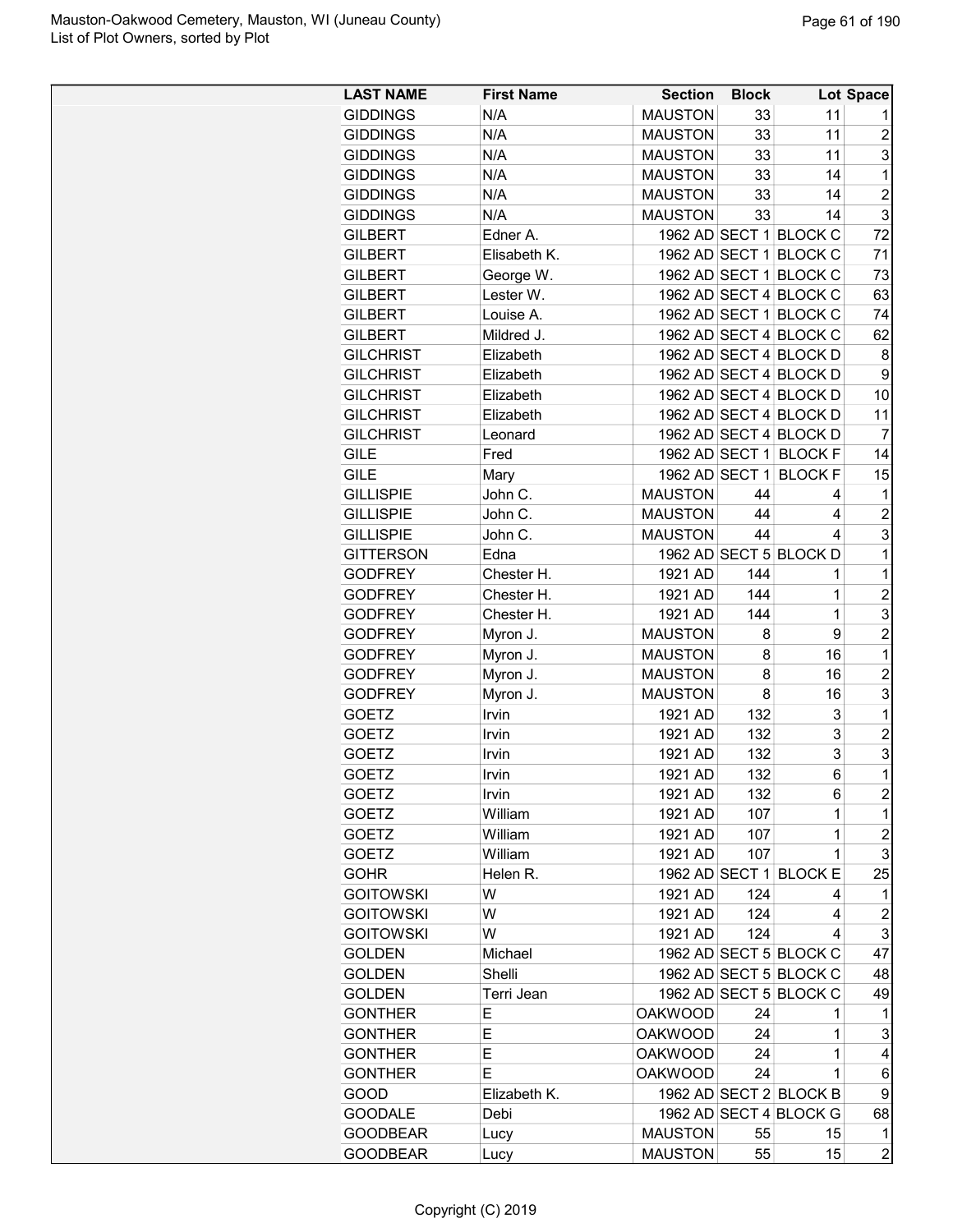| LAST NAME | First Name | Section | Block | Lot | Space |
|---|---|---|---|---|---|
| GIDDINGS | N/A | MAUSTON | 33 | 11 | 1 |
| GIDDINGS | N/A | MAUSTON | 33 | 11 | 2 |
| GIDDINGS | N/A | MAUSTON | 33 | 11 | 3 |
| GIDDINGS | N/A | MAUSTON | 33 | 14 | 1 |
| GIDDINGS | N/A | MAUSTON | 33 | 14 | 2 |
| GIDDINGS | N/A | MAUSTON | 33 | 14 | 3 |
| GILBERT | Edner A. | 1962 AD | SECT 1 | BLOCK C | 72 |
| GILBERT | Elisabeth K. | 1962 AD | SECT 1 | BLOCK C | 71 |
| GILBERT | George W. | 1962 AD | SECT 1 | BLOCK C | 73 |
| GILBERT | Lester W. | 1962 AD | SECT 4 | BLOCK C | 63 |
| GILBERT | Louise A. | 1962 AD | SECT 1 | BLOCK C | 74 |
| GILBERT | Mildred J. | 1962 AD | SECT 4 | BLOCK C | 62 |
| GILCHRIST | Elizabeth | 1962 AD | SECT 4 | BLOCK D | 8 |
| GILCHRIST | Elizabeth | 1962 AD | SECT 4 | BLOCK D | 9 |
| GILCHRIST | Elizabeth | 1962 AD | SECT 4 | BLOCK D | 10 |
| GILCHRIST | Elizabeth | 1962 AD | SECT 4 | BLOCK D | 11 |
| GILCHRIST | Leonard | 1962 AD | SECT 4 | BLOCK D | 7 |
| GILE | Fred | 1962 AD | SECT 1 | BLOCK F | 14 |
| GILE | Mary | 1962 AD | SECT 1 | BLOCK F | 15 |
| GILLISPIE | John C. | MAUSTON | 44 | 4 | 1 |
| GILLISPIE | John C. | MAUSTON | 44 | 4 | 2 |
| GILLISPIE | John C. | MAUSTON | 44 | 4 | 3 |
| GITTERSON | Edna | 1962 AD | SECT 5 | BLOCK D | 1 |
| GODFREY | Chester H. | 1921 AD | 144 | 1 | 1 |
| GODFREY | Chester H. | 1921 AD | 144 | 1 | 2 |
| GODFREY | Chester H. | 1921 AD | 144 | 1 | 3 |
| GODFREY | Myron J. | MAUSTON | 8 | 9 | 2 |
| GODFREY | Myron J. | MAUSTON | 8 | 16 | 1 |
| GODFREY | Myron J. | MAUSTON | 8 | 16 | 2 |
| GODFREY | Myron J. | MAUSTON | 8 | 16 | 3 |
| GOETZ | Irvin | 1921 AD | 132 | 3 | 1 |
| GOETZ | Irvin | 1921 AD | 132 | 3 | 2 |
| GOETZ | Irvin | 1921 AD | 132 | 3 | 3 |
| GOETZ | Irvin | 1921 AD | 132 | 6 | 1 |
| GOETZ | Irvin | 1921 AD | 132 | 6 | 2 |
| GOETZ | William | 1921 AD | 107 | 1 | 1 |
| GOETZ | William | 1921 AD | 107 | 1 | 2 |
| GOETZ | William | 1921 AD | 107 | 1 | 3 |
| GOHR | Helen R. | 1962 AD | SECT 1 | BLOCK E | 25 |
| GOITOWSKI | W | 1921 AD | 124 | 4 | 1 |
| GOITOWSKI | W | 1921 AD | 124 | 4 | 2 |
| GOITOWSKI | W | 1921 AD | 124 | 4 | 3 |
| GOLDEN | Michael | 1962 AD | SECT 5 | BLOCK C | 47 |
| GOLDEN | Shelli | 1962 AD | SECT 5 | BLOCK C | 48 |
| GOLDEN | Terri Jean | 1962 AD | SECT 5 | BLOCK C | 49 |
| GONTHER | E | OAKWOOD | 24 | 1 | 1 |
| GONTHER | E | OAKWOOD | 24 | 1 | 3 |
| GONTHER | E | OAKWOOD | 24 | 1 | 4 |
| GONTHER | E | OAKWOOD | 24 | 1 | 6 |
| GOOD | Elizabeth K. | 1962 AD | SECT 2 | BLOCK B | 9 |
| GOODALE | Debi | 1962 AD | SECT 4 | BLOCK G | 68 |
| GOODBEAR | Lucy | MAUSTON | 55 | 15 | 1 |
| GOODBEAR | Lucy | MAUSTON | 55 | 15 | 2 |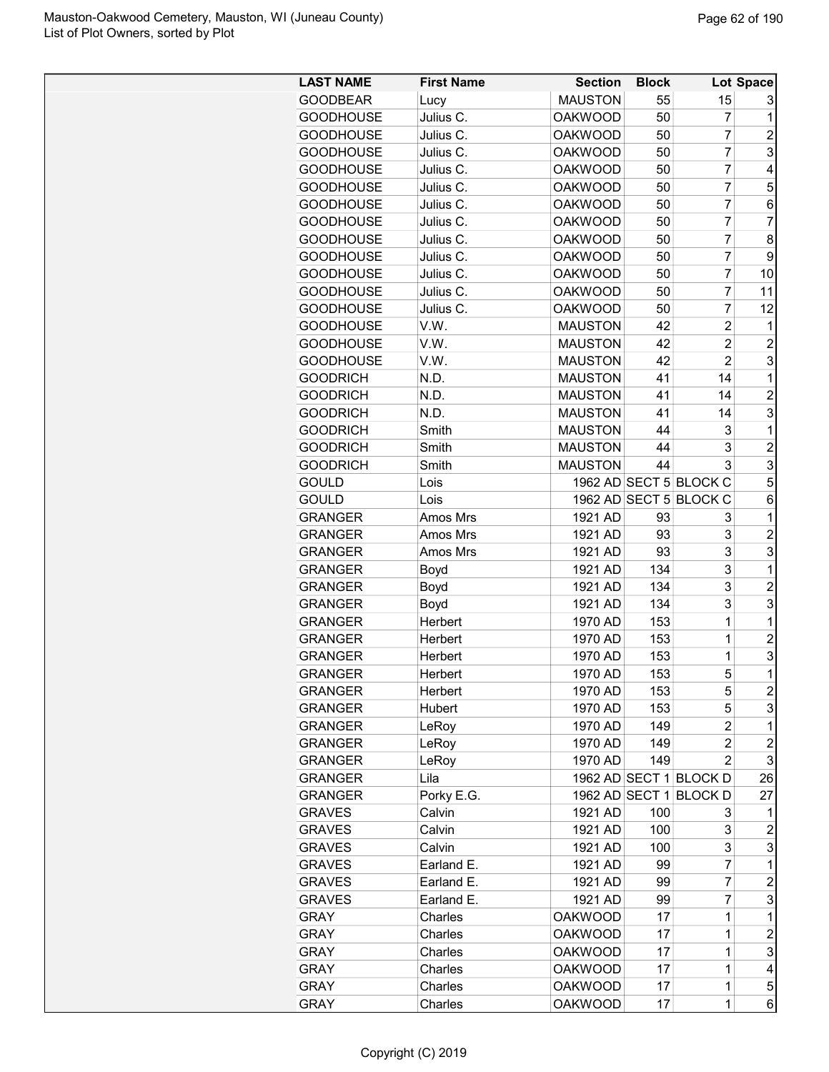| LAST NAME | First Name | Section | Block | Lot | Space |
|---|---|---|---|---|---|
| GOODBEAR | Lucy | MAUSTON | 55 | 15 | 3 |
| GOODHOUSE | Julius C. | OAKWOOD | 50 | 7 | 1 |
| GOODHOUSE | Julius C. | OAKWOOD | 50 | 7 | 2 |
| GOODHOUSE | Julius C. | OAKWOOD | 50 | 7 | 3 |
| GOODHOUSE | Julius C. | OAKWOOD | 50 | 7 | 4 |
| GOODHOUSE | Julius C. | OAKWOOD | 50 | 7 | 5 |
| GOODHOUSE | Julius C. | OAKWOOD | 50 | 7 | 6 |
| GOODHOUSE | Julius C. | OAKWOOD | 50 | 7 | 7 |
| GOODHOUSE | Julius C. | OAKWOOD | 50 | 7 | 8 |
| GOODHOUSE | Julius C. | OAKWOOD | 50 | 7 | 9 |
| GOODHOUSE | Julius C. | OAKWOOD | 50 | 7 | 10 |
| GOODHOUSE | Julius C. | OAKWOOD | 50 | 7 | 11 |
| GOODHOUSE | Julius C. | OAKWOOD | 50 | 7 | 12 |
| GOODHOUSE | V.W. | MAUSTON | 42 | 2 | 1 |
| GOODHOUSE | V.W. | MAUSTON | 42 | 2 | 2 |
| GOODHOUSE | V.W. | MAUSTON | 42 | 2 | 3 |
| GOODRICH | N.D. | MAUSTON | 41 | 14 | 1 |
| GOODRICH | N.D. | MAUSTON | 41 | 14 | 2 |
| GOODRICH | N.D. | MAUSTON | 41 | 14 | 3 |
| GOODRICH | Smith | MAUSTON | 44 | 3 | 1 |
| GOODRICH | Smith | MAUSTON | 44 | 3 | 2 |
| GOODRICH | Smith | MAUSTON | 44 | 3 | 3 |
| GOULD | Lois | 1962 AD | SECT 5 | BLOCK C | 5 |
| GOULD | Lois | 1962 AD | SECT 5 | BLOCK C | 6 |
| GRANGER | Amos Mrs | 1921 AD | 93 | 3 | 1 |
| GRANGER | Amos Mrs | 1921 AD | 93 | 3 | 2 |
| GRANGER | Amos Mrs | 1921 AD | 93 | 3 | 3 |
| GRANGER | Boyd | 1921 AD | 134 | 3 | 1 |
| GRANGER | Boyd | 1921 AD | 134 | 3 | 2 |
| GRANGER | Boyd | 1921 AD | 134 | 3 | 3 |
| GRANGER | Herbert | 1970 AD | 153 | 1 | 1 |
| GRANGER | Herbert | 1970 AD | 153 | 1 | 2 |
| GRANGER | Herbert | 1970 AD | 153 | 1 | 3 |
| GRANGER | Herbert | 1970 AD | 153 | 5 | 1 |
| GRANGER | Herbert | 1970 AD | 153 | 5 | 2 |
| GRANGER | Hubert | 1970 AD | 153 | 5 | 3 |
| GRANGER | LeRoy | 1970 AD | 149 | 2 | 1 |
| GRANGER | LeRoy | 1970 AD | 149 | 2 | 2 |
| GRANGER | LeRoy | 1970 AD | 149 | 2 | 3 |
| GRANGER | Lila | 1962 AD | SECT 1 | BLOCK D | 26 |
| GRANGER | Porky E.G. | 1962 AD | SECT 1 | BLOCK D | 27 |
| GRAVES | Calvin | 1921 AD | 100 | 3 | 1 |
| GRAVES | Calvin | 1921 AD | 100 | 3 | 2 |
| GRAVES | Calvin | 1921 AD | 100 | 3 | 3 |
| GRAVES | Earland E. | 1921 AD | 99 | 7 | 1 |
| GRAVES | Earland E. | 1921 AD | 99 | 7 | 2 |
| GRAVES | Earland E. | 1921 AD | 99 | 7 | 3 |
| GRAY | Charles | OAKWOOD | 17 | 1 | 1 |
| GRAY | Charles | OAKWOOD | 17 | 1 | 2 |
| GRAY | Charles | OAKWOOD | 17 | 1 | 3 |
| GRAY | Charles | OAKWOOD | 17 | 1 | 4 |
| GRAY | Charles | OAKWOOD | 17 | 1 | 5 |
| GRAY | Charles | OAKWOOD | 17 | 1 | 6 |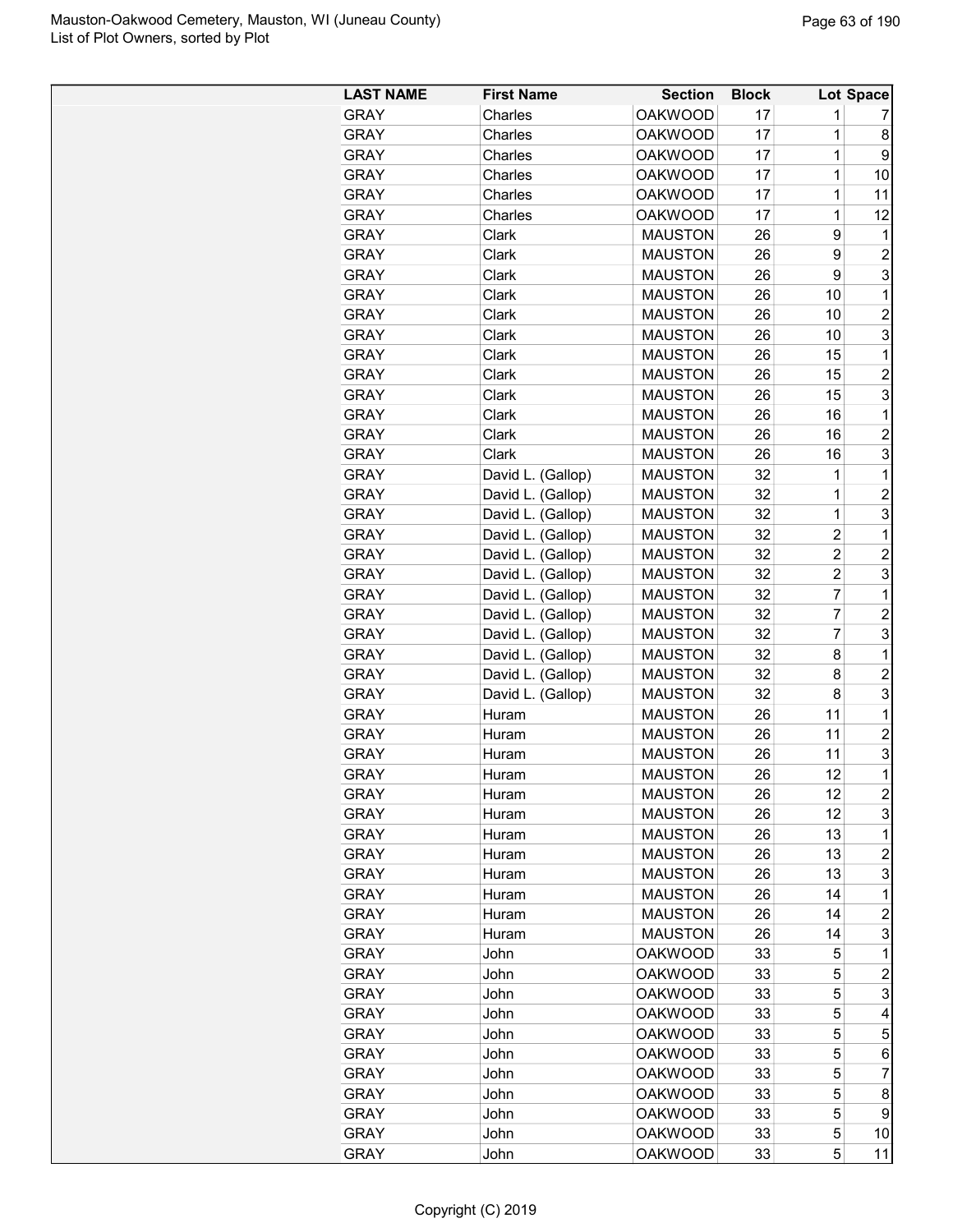| LAST NAME | First Name | Section | Block | Lot | Space |
|---|---|---|---|---|---|
| GRAY | Charles | OAKWOOD | 17 | 1 | 7 |
| GRAY | Charles | OAKWOOD | 17 | 1 | 8 |
| GRAY | Charles | OAKWOOD | 17 | 1 | 9 |
| GRAY | Charles | OAKWOOD | 17 | 1 | 10 |
| GRAY | Charles | OAKWOOD | 17 | 1 | 11 |
| GRAY | Charles | OAKWOOD | 17 | 1 | 12 |
| GRAY | Clark | MAUSTON | 26 | 9 | 1 |
| GRAY | Clark | MAUSTON | 26 | 9 | 2 |
| GRAY | Clark | MAUSTON | 26 | 9 | 3 |
| GRAY | Clark | MAUSTON | 26 | 10 | 1 |
| GRAY | Clark | MAUSTON | 26 | 10 | 2 |
| GRAY | Clark | MAUSTON | 26 | 10 | 3 |
| GRAY | Clark | MAUSTON | 26 | 15 | 1 |
| GRAY | Clark | MAUSTON | 26 | 15 | 2 |
| GRAY | Clark | MAUSTON | 26 | 15 | 3 |
| GRAY | Clark | MAUSTON | 26 | 16 | 1 |
| GRAY | Clark | MAUSTON | 26 | 16 | 2 |
| GRAY | Clark | MAUSTON | 26 | 16 | 3 |
| GRAY | David L. (Gallop) | MAUSTON | 32 | 1 | 1 |
| GRAY | David L. (Gallop) | MAUSTON | 32 | 1 | 2 |
| GRAY | David L. (Gallop) | MAUSTON | 32 | 1 | 3 |
| GRAY | David L. (Gallop) | MAUSTON | 32 | 2 | 1 |
| GRAY | David L. (Gallop) | MAUSTON | 32 | 2 | 2 |
| GRAY | David L. (Gallop) | MAUSTON | 32 | 2 | 3 |
| GRAY | David L. (Gallop) | MAUSTON | 32 | 7 | 1 |
| GRAY | David L. (Gallop) | MAUSTON | 32 | 7 | 2 |
| GRAY | David L. (Gallop) | MAUSTON | 32 | 7 | 3 |
| GRAY | David L. (Gallop) | MAUSTON | 32 | 8 | 1 |
| GRAY | David L. (Gallop) | MAUSTON | 32 | 8 | 2 |
| GRAY | David L. (Gallop) | MAUSTON | 32 | 8 | 3 |
| GRAY | Huram | MAUSTON | 26 | 11 | 1 |
| GRAY | Huram | MAUSTON | 26 | 11 | 2 |
| GRAY | Huram | MAUSTON | 26 | 11 | 3 |
| GRAY | Huram | MAUSTON | 26 | 12 | 1 |
| GRAY | Huram | MAUSTON | 26 | 12 | 2 |
| GRAY | Huram | MAUSTON | 26 | 12 | 3 |
| GRAY | Huram | MAUSTON | 26 | 13 | 1 |
| GRAY | Huram | MAUSTON | 26 | 13 | 2 |
| GRAY | Huram | MAUSTON | 26 | 13 | 3 |
| GRAY | Huram | MAUSTON | 26 | 14 | 1 |
| GRAY | Huram | MAUSTON | 26 | 14 | 2 |
| GRAY | Huram | MAUSTON | 26 | 14 | 3 |
| GRAY | John | OAKWOOD | 33 | 5 | 1 |
| GRAY | John | OAKWOOD | 33 | 5 | 2 |
| GRAY | John | OAKWOOD | 33 | 5 | 3 |
| GRAY | John | OAKWOOD | 33 | 5 | 4 |
| GRAY | John | OAKWOOD | 33 | 5 | 5 |
| GRAY | John | OAKWOOD | 33 | 5 | 6 |
| GRAY | John | OAKWOOD | 33 | 5 | 7 |
| GRAY | John | OAKWOOD | 33 | 5 | 8 |
| GRAY | John | OAKWOOD | 33 | 5 | 9 |
| GRAY | John | OAKWOOD | 33 | 5 | 10 |
| GRAY | John | OAKWOOD | 33 | 5 | 11 |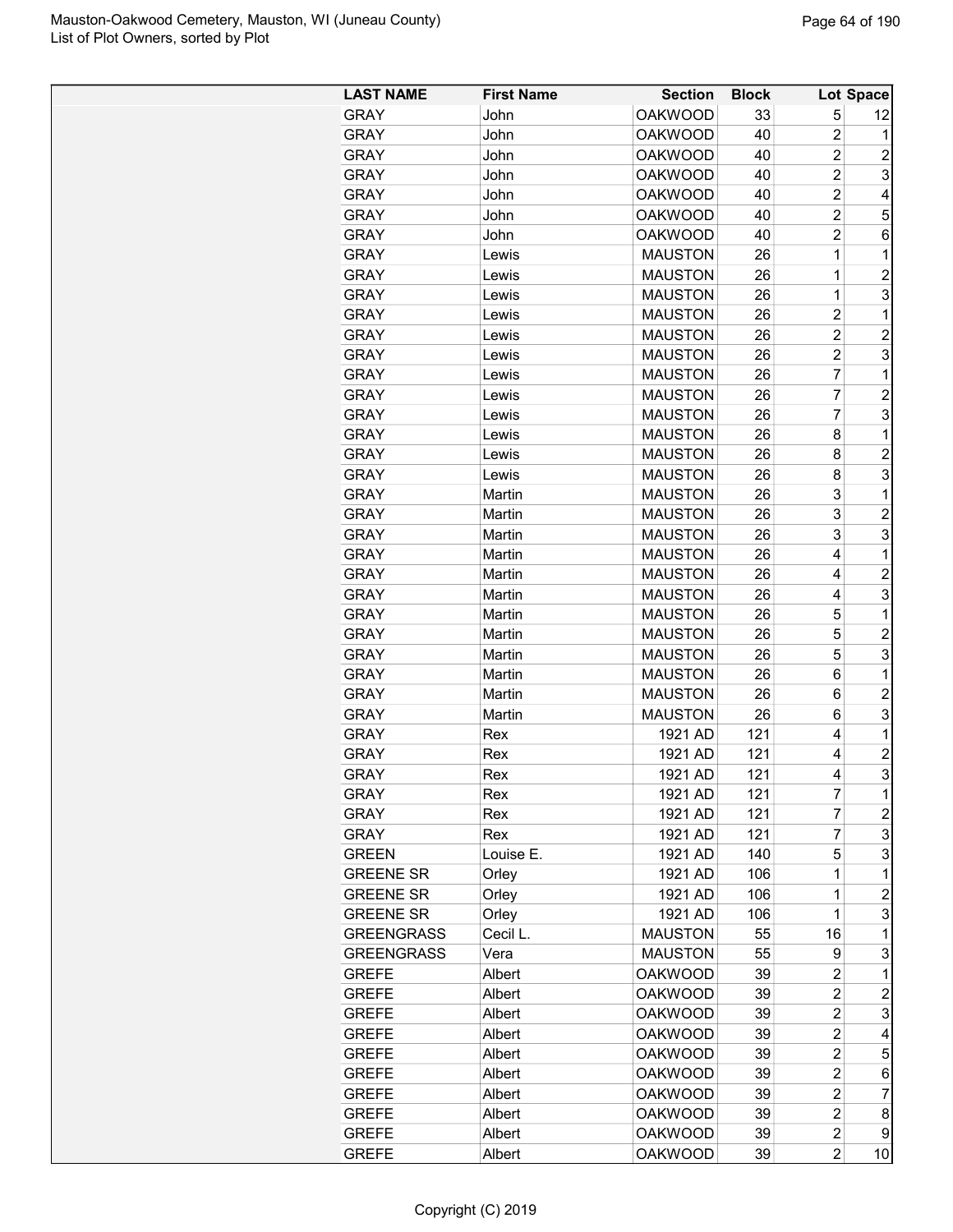Mauston-Oakwood Cemetery, Mauston, WI (Juneau County)
List of Plot Owners, sorted by Plot

| LAST NAME | First Name | Section | Block | Lot | Space |
|---|---|---|---|---|---|
| GRAY | John | OAKWOOD | 33 | 5 | 12 |
| GRAY | John | OAKWOOD | 40 | 2 | 1 |
| GRAY | John | OAKWOOD | 40 | 2 | 2 |
| GRAY | John | OAKWOOD | 40 | 2 | 3 |
| GRAY | John | OAKWOOD | 40 | 2 | 4 |
| GRAY | John | OAKWOOD | 40 | 2 | 5 |
| GRAY | John | OAKWOOD | 40 | 2 | 6 |
| GRAY | Lewis | MAUSTON | 26 | 1 | 1 |
| GRAY | Lewis | MAUSTON | 26 | 1 | 2 |
| GRAY | Lewis | MAUSTON | 26 | 1 | 3 |
| GRAY | Lewis | MAUSTON | 26 | 2 | 1 |
| GRAY | Lewis | MAUSTON | 26 | 2 | 2 |
| GRAY | Lewis | MAUSTON | 26 | 2 | 3 |
| GRAY | Lewis | MAUSTON | 26 | 7 | 1 |
| GRAY | Lewis | MAUSTON | 26 | 7 | 2 |
| GRAY | Lewis | MAUSTON | 26 | 7 | 3 |
| GRAY | Lewis | MAUSTON | 26 | 8 | 1 |
| GRAY | Lewis | MAUSTON | 26 | 8 | 2 |
| GRAY | Lewis | MAUSTON | 26 | 8 | 3 |
| GRAY | Martin | MAUSTON | 26 | 3 | 1 |
| GRAY | Martin | MAUSTON | 26 | 3 | 2 |
| GRAY | Martin | MAUSTON | 26 | 3 | 3 |
| GRAY | Martin | MAUSTON | 26 | 4 | 1 |
| GRAY | Martin | MAUSTON | 26 | 4 | 2 |
| GRAY | Martin | MAUSTON | 26 | 4 | 3 |
| GRAY | Martin | MAUSTON | 26 | 5 | 1 |
| GRAY | Martin | MAUSTON | 26 | 5 | 2 |
| GRAY | Martin | MAUSTON | 26 | 5 | 3 |
| GRAY | Martin | MAUSTON | 26 | 6 | 1 |
| GRAY | Martin | MAUSTON | 26 | 6 | 2 |
| GRAY | Martin | MAUSTON | 26 | 6 | 3 |
| GRAY | Rex | 1921 AD | 121 | 4 | 1 |
| GRAY | Rex | 1921 AD | 121 | 4 | 2 |
| GRAY | Rex | 1921 AD | 121 | 4 | 3 |
| GRAY | Rex | 1921 AD | 121 | 7 | 1 |
| GRAY | Rex | 1921 AD | 121 | 7 | 2 |
| GRAY | Rex | 1921 AD | 121 | 7 | 3 |
| GREEN | Louise E. | 1921 AD | 140 | 5 | 3 |
| GREENE SR | Orley | 1921 AD | 106 | 1 | 1 |
| GREENE SR | Orley | 1921 AD | 106 | 1 | 2 |
| GREENE SR | Orley | 1921 AD | 106 | 1 | 3 |
| GREENGRASS | Cecil L. | MAUSTON | 55 | 16 | 1 |
| GREENGRASS | Vera | MAUSTON | 55 | 9 | 3 |
| GREFE | Albert | OAKWOOD | 39 | 2 | 1 |
| GREFE | Albert | OAKWOOD | 39 | 2 | 2 |
| GREFE | Albert | OAKWOOD | 39 | 2 | 3 |
| GREFE | Albert | OAKWOOD | 39 | 2 | 4 |
| GREFE | Albert | OAKWOOD | 39 | 2 | 5 |
| GREFE | Albert | OAKWOOD | 39 | 2 | 6 |
| GREFE | Albert | OAKWOOD | 39 | 2 | 7 |
| GREFE | Albert | OAKWOOD | 39 | 2 | 8 |
| GREFE | Albert | OAKWOOD | 39 | 2 | 9 |
| GREFE | Albert | OAKWOOD | 39 | 2 | 10 |

Copyright (C) 2019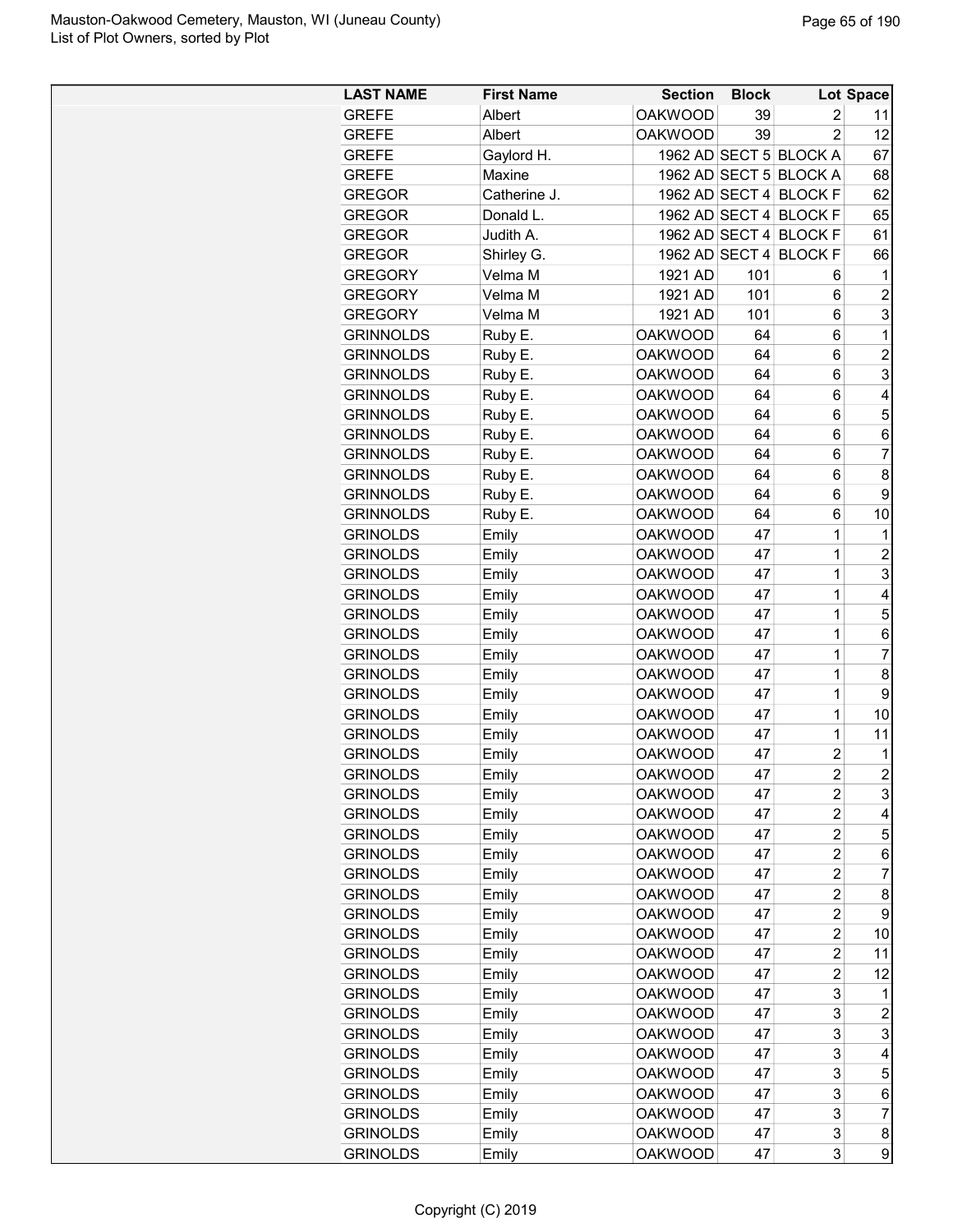| LAST NAME | First Name | Section | Block | Lot | Space |
|---|---|---|---|---|---|
| GREFE | Albert | OAKWOOD | 39 | 2 | 11 |
| GREFE | Albert | OAKWOOD | 39 | 2 | 12 |
| GREFE | Gaylord H. | 1962 AD | SECT 5 | BLOCK A | 67 |
| GREFE | Maxine | 1962 AD | SECT 5 | BLOCK A | 68 |
| GREGOR | Catherine J. | 1962 AD | SECT 4 | BLOCK F | 62 |
| GREGOR | Donald L. | 1962 AD | SECT 4 | BLOCK F | 65 |
| GREGOR | Judith A. | 1962 AD | SECT 4 | BLOCK F | 61 |
| GREGOR | Shirley G. | 1962 AD | SECT 4 | BLOCK F | 66 |
| GREGORY | Velma M | 1921 AD | 101 | 6 | 1 |
| GREGORY | Velma M | 1921 AD | 101 | 6 | 2 |
| GREGORY | Velma M | 1921 AD | 101 | 6 | 3 |
| GRINNOLDS | Ruby E. | OAKWOOD | 64 | 6 | 1 |
| GRINNOLDS | Ruby E. | OAKWOOD | 64 | 6 | 2 |
| GRINNOLDS | Ruby E. | OAKWOOD | 64 | 6 | 3 |
| GRINNOLDS | Ruby E. | OAKWOOD | 64 | 6 | 4 |
| GRINNOLDS | Ruby E. | OAKWOOD | 64 | 6 | 5 |
| GRINNOLDS | Ruby E. | OAKWOOD | 64 | 6 | 6 |
| GRINNOLDS | Ruby E. | OAKWOOD | 64 | 6 | 7 |
| GRINNOLDS | Ruby E. | OAKWOOD | 64 | 6 | 8 |
| GRINNOLDS | Ruby E. | OAKWOOD | 64 | 6 | 9 |
| GRINNOLDS | Ruby E. | OAKWOOD | 64 | 6 | 10 |
| GRINOLDS | Emily | OAKWOOD | 47 | 1 | 1 |
| GRINOLDS | Emily | OAKWOOD | 47 | 1 | 2 |
| GRINOLDS | Emily | OAKWOOD | 47 | 1 | 3 |
| GRINOLDS | Emily | OAKWOOD | 47 | 1 | 4 |
| GRINOLDS | Emily | OAKWOOD | 47 | 1 | 5 |
| GRINOLDS | Emily | OAKWOOD | 47 | 1 | 6 |
| GRINOLDS | Emily | OAKWOOD | 47 | 1 | 7 |
| GRINOLDS | Emily | OAKWOOD | 47 | 1 | 8 |
| GRINOLDS | Emily | OAKWOOD | 47 | 1 | 9 |
| GRINOLDS | Emily | OAKWOOD | 47 | 1 | 10 |
| GRINOLDS | Emily | OAKWOOD | 47 | 1 | 11 |
| GRINOLDS | Emily | OAKWOOD | 47 | 2 | 1 |
| GRINOLDS | Emily | OAKWOOD | 47 | 2 | 2 |
| GRINOLDS | Emily | OAKWOOD | 47 | 2 | 3 |
| GRINOLDS | Emily | OAKWOOD | 47 | 2 | 4 |
| GRINOLDS | Emily | OAKWOOD | 47 | 2 | 5 |
| GRINOLDS | Emily | OAKWOOD | 47 | 2 | 6 |
| GRINOLDS | Emily | OAKWOOD | 47 | 2 | 7 |
| GRINOLDS | Emily | OAKWOOD | 47 | 2 | 8 |
| GRINOLDS | Emily | OAKWOOD | 47 | 2 | 9 |
| GRINOLDS | Emily | OAKWOOD | 47 | 2 | 10 |
| GRINOLDS | Emily | OAKWOOD | 47 | 2 | 11 |
| GRINOLDS | Emily | OAKWOOD | 47 | 2 | 12 |
| GRINOLDS | Emily | OAKWOOD | 47 | 3 | 1 |
| GRINOLDS | Emily | OAKWOOD | 47 | 3 | 2 |
| GRINOLDS | Emily | OAKWOOD | 47 | 3 | 3 |
| GRINOLDS | Emily | OAKWOOD | 47 | 3 | 4 |
| GRINOLDS | Emily | OAKWOOD | 47 | 3 | 5 |
| GRINOLDS | Emily | OAKWOOD | 47 | 3 | 6 |
| GRINOLDS | Emily | OAKWOOD | 47 | 3 | 7 |
| GRINOLDS | Emily | OAKWOOD | 47 | 3 | 8 |
| GRINOLDS | Emily | OAKWOOD | 47 | 3 | 9 |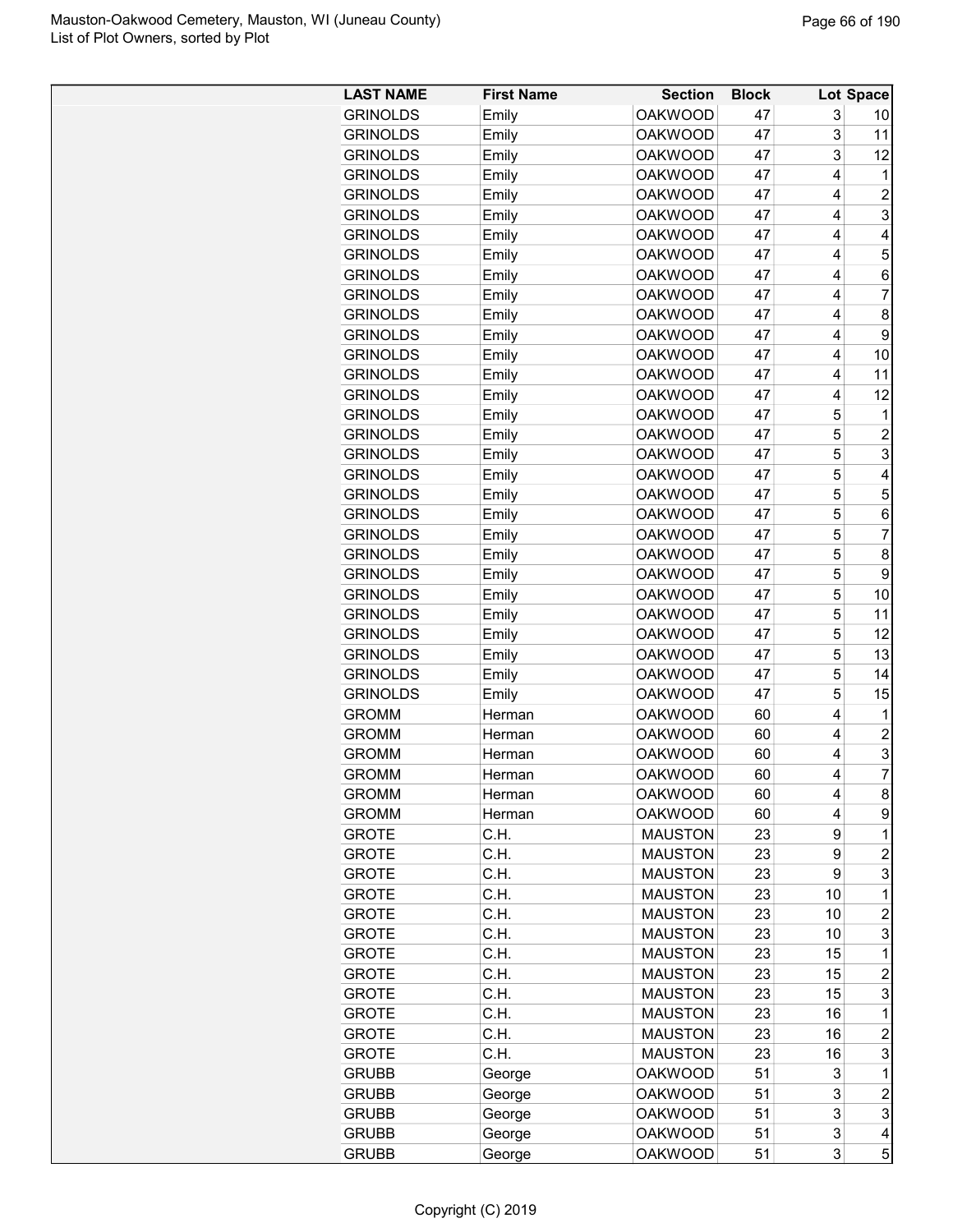| LAST NAME | First Name | Section | Block | Lot | Space |
|---|---|---|---|---|---|
| GRINOLDS | Emily | OAKWOOD | 47 | 3 | 10 |
| GRINOLDS | Emily | OAKWOOD | 47 | 3 | 11 |
| GRINOLDS | Emily | OAKWOOD | 47 | 3 | 12 |
| GRINOLDS | Emily | OAKWOOD | 47 | 4 | 1 |
| GRINOLDS | Emily | OAKWOOD | 47 | 4 | 2 |
| GRINOLDS | Emily | OAKWOOD | 47 | 4 | 3 |
| GRINOLDS | Emily | OAKWOOD | 47 | 4 | 4 |
| GRINOLDS | Emily | OAKWOOD | 47 | 4 | 5 |
| GRINOLDS | Emily | OAKWOOD | 47 | 4 | 6 |
| GRINOLDS | Emily | OAKWOOD | 47 | 4 | 7 |
| GRINOLDS | Emily | OAKWOOD | 47 | 4 | 8 |
| GRINOLDS | Emily | OAKWOOD | 47 | 4 | 9 |
| GRINOLDS | Emily | OAKWOOD | 47 | 4 | 10 |
| GRINOLDS | Emily | OAKWOOD | 47 | 4 | 11 |
| GRINOLDS | Emily | OAKWOOD | 47 | 4 | 12 |
| GRINOLDS | Emily | OAKWOOD | 47 | 5 | 1 |
| GRINOLDS | Emily | OAKWOOD | 47 | 5 | 2 |
| GRINOLDS | Emily | OAKWOOD | 47 | 5 | 3 |
| GRINOLDS | Emily | OAKWOOD | 47 | 5 | 4 |
| GRINOLDS | Emily | OAKWOOD | 47 | 5 | 5 |
| GRINOLDS | Emily | OAKWOOD | 47 | 5 | 6 |
| GRINOLDS | Emily | OAKWOOD | 47 | 5 | 7 |
| GRINOLDS | Emily | OAKWOOD | 47 | 5 | 8 |
| GRINOLDS | Emily | OAKWOOD | 47 | 5 | 9 |
| GRINOLDS | Emily | OAKWOOD | 47 | 5 | 10 |
| GRINOLDS | Emily | OAKWOOD | 47 | 5 | 11 |
| GRINOLDS | Emily | OAKWOOD | 47 | 5 | 12 |
| GRINOLDS | Emily | OAKWOOD | 47 | 5 | 13 |
| GRINOLDS | Emily | OAKWOOD | 47 | 5 | 14 |
| GRINOLDS | Emily | OAKWOOD | 47 | 5 | 15 |
| GROMM | Herman | OAKWOOD | 60 | 4 | 1 |
| GROMM | Herman | OAKWOOD | 60 | 4 | 2 |
| GROMM | Herman | OAKWOOD | 60 | 4 | 3 |
| GROMM | Herman | OAKWOOD | 60 | 4 | 7 |
| GROMM | Herman | OAKWOOD | 60 | 4 | 8 |
| GROMM | Herman | OAKWOOD | 60 | 4 | 9 |
| GROTE | C.H. | MAUSTON | 23 | 9 | 1 |
| GROTE | C.H. | MAUSTON | 23 | 9 | 2 |
| GROTE | C.H. | MAUSTON | 23 | 9 | 3 |
| GROTE | C.H. | MAUSTON | 23 | 10 | 1 |
| GROTE | C.H. | MAUSTON | 23 | 10 | 2 |
| GROTE | C.H. | MAUSTON | 23 | 10 | 3 |
| GROTE | C.H. | MAUSTON | 23 | 15 | 1 |
| GROTE | C.H. | MAUSTON | 23 | 15 | 2 |
| GROTE | C.H. | MAUSTON | 23 | 15 | 3 |
| GROTE | C.H. | MAUSTON | 23 | 16 | 1 |
| GROTE | C.H. | MAUSTON | 23 | 16 | 2 |
| GROTE | C.H. | MAUSTON | 23 | 16 | 3 |
| GRUBB | George | OAKWOOD | 51 | 3 | 1 |
| GRUBB | George | OAKWOOD | 51 | 3 | 2 |
| GRUBB | George | OAKWOOD | 51 | 3 | 3 |
| GRUBB | George | OAKWOOD | 51 | 3 | 4 |
| GRUBB | George | OAKWOOD | 51 | 3 | 5 |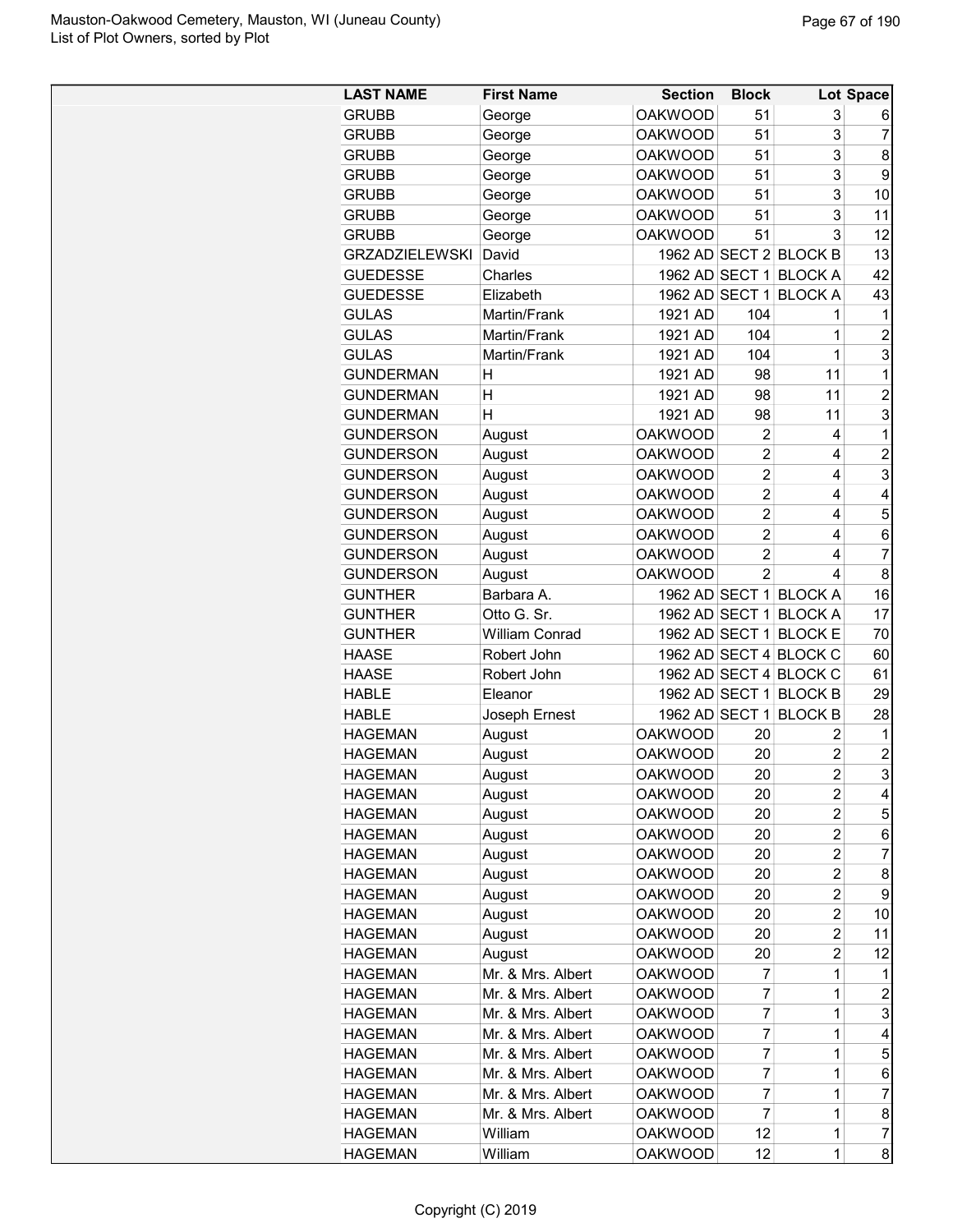| LAST NAME | First Name | Section | Block | Lot | Space |
|---|---|---|---|---|---|
| GRUBB | George | OAKWOOD | 51 | 3 | 6 |
| GRUBB | George | OAKWOOD | 51 | 3 | 7 |
| GRUBB | George | OAKWOOD | 51 | 3 | 8 |
| GRUBB | George | OAKWOOD | 51 | 3 | 9 |
| GRUBB | George | OAKWOOD | 51 | 3 | 10 |
| GRUBB | George | OAKWOOD | 51 | 3 | 11 |
| GRUBB | George | OAKWOOD | 51 | 3 | 12 |
| GRZADZIELEWSKI | David | 1962 AD | SECT 2 | BLOCK B | 13 |
| GUEDESSE | Charles | 1962 AD | SECT 1 | BLOCK A | 42 |
| GUEDESSE | Elizabeth | 1962 AD | SECT 1 | BLOCK A | 43 |
| GULAS | Martin/Frank | 1921 AD | 104 | 1 | 1 |
| GULAS | Martin/Frank | 1921 AD | 104 | 1 | 2 |
| GULAS | Martin/Frank | 1921 AD | 104 | 1 | 3 |
| GUNDERMAN | H | 1921 AD | 98 | 11 | 1 |
| GUNDERMAN | H | 1921 AD | 98 | 11 | 2 |
| GUNDERMAN | H | 1921 AD | 98 | 11 | 3 |
| GUNDERSON | August | OAKWOOD | 2 | 4 | 1 |
| GUNDERSON | August | OAKWOOD | 2 | 4 | 2 |
| GUNDERSON | August | OAKWOOD | 2 | 4 | 3 |
| GUNDERSON | August | OAKWOOD | 2 | 4 | 4 |
| GUNDERSON | August | OAKWOOD | 2 | 4 | 5 |
| GUNDERSON | August | OAKWOOD | 2 | 4 | 6 |
| GUNDERSON | August | OAKWOOD | 2 | 4 | 7 |
| GUNDERSON | August | OAKWOOD | 2 | 4 | 8 |
| GUNTHER | Barbara A. | 1962 AD | SECT 1 | BLOCK A | 16 |
| GUNTHER | Otto G. Sr. | 1962 AD | SECT 1 | BLOCK A | 17 |
| GUNTHER | William Conrad | 1962 AD | SECT 1 | BLOCK E | 70 |
| HAASE | Robert John | 1962 AD | SECT 4 | BLOCK C | 60 |
| HAASE | Robert John | 1962 AD | SECT 4 | BLOCK C | 61 |
| HABLE | Eleanor | 1962 AD | SECT 1 | BLOCK B | 29 |
| HABLE | Joseph Ernest | 1962 AD | SECT 1 | BLOCK B | 28 |
| HAGEMAN | August | OAKWOOD | 20 | 2 | 1 |
| HAGEMAN | August | OAKWOOD | 20 | 2 | 2 |
| HAGEMAN | August | OAKWOOD | 20 | 2 | 3 |
| HAGEMAN | August | OAKWOOD | 20 | 2 | 4 |
| HAGEMAN | August | OAKWOOD | 20 | 2 | 5 |
| HAGEMAN | August | OAKWOOD | 20 | 2 | 6 |
| HAGEMAN | August | OAKWOOD | 20 | 2 | 7 |
| HAGEMAN | August | OAKWOOD | 20 | 2 | 8 |
| HAGEMAN | August | OAKWOOD | 20 | 2 | 9 |
| HAGEMAN | August | OAKWOOD | 20 | 2 | 10 |
| HAGEMAN | August | OAKWOOD | 20 | 2 | 11 |
| HAGEMAN | August | OAKWOOD | 20 | 2 | 12 |
| HAGEMAN | Mr. & Mrs. Albert | OAKWOOD | 7 | 1 | 1 |
| HAGEMAN | Mr. & Mrs. Albert | OAKWOOD | 7 | 1 | 2 |
| HAGEMAN | Mr. & Mrs. Albert | OAKWOOD | 7 | 1 | 3 |
| HAGEMAN | Mr. & Mrs. Albert | OAKWOOD | 7 | 1 | 4 |
| HAGEMAN | Mr. & Mrs. Albert | OAKWOOD | 7 | 1 | 5 |
| HAGEMAN | Mr. & Mrs. Albert | OAKWOOD | 7 | 1 | 6 |
| HAGEMAN | Mr. & Mrs. Albert | OAKWOOD | 7 | 1 | 7 |
| HAGEMAN | Mr. & Mrs. Albert | OAKWOOD | 7 | 1 | 8 |
| HAGEMAN | William | OAKWOOD | 12 | 1 | 7 |
| HAGEMAN | William | OAKWOOD | 12 | 1 | 8 |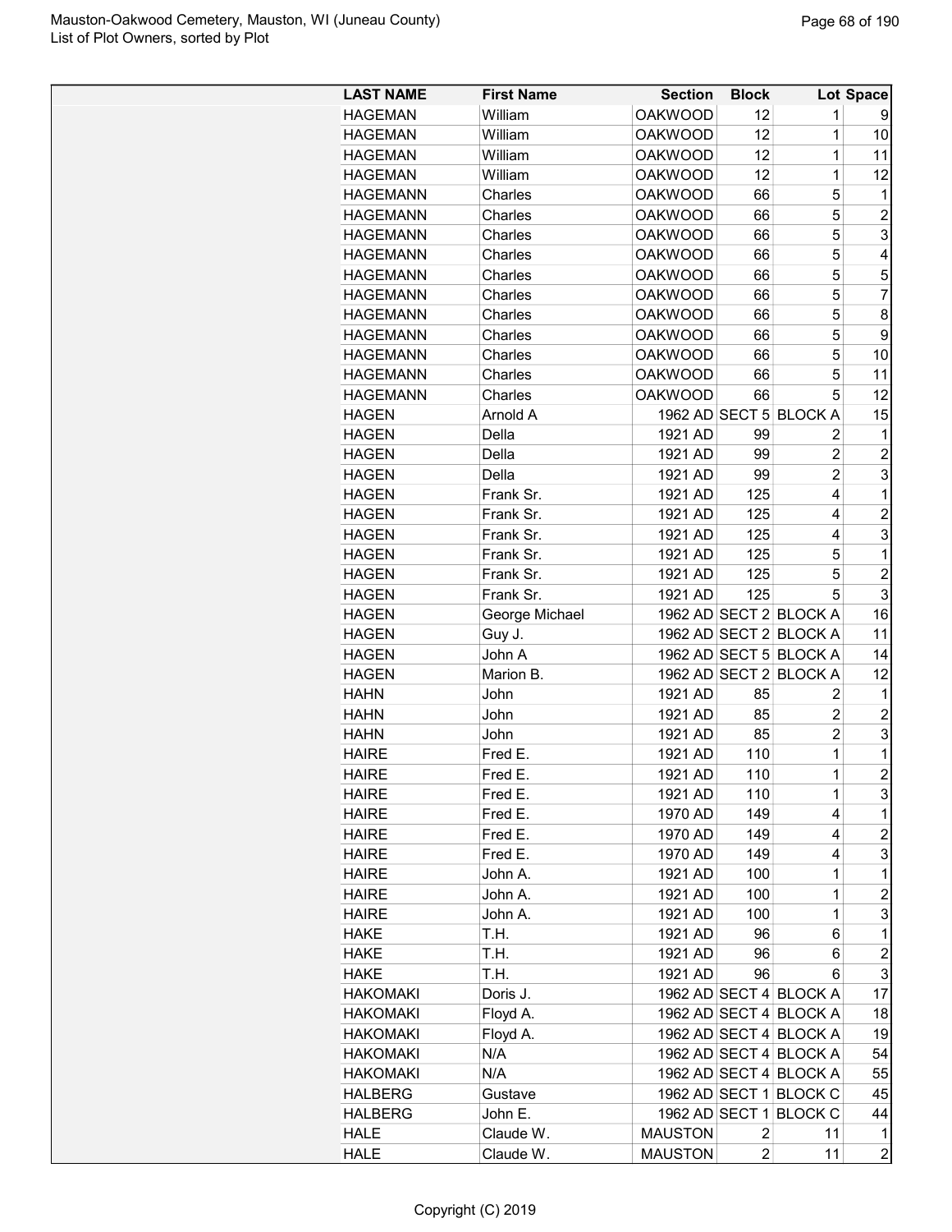| LAST NAME | First Name | Section | Block | Lot | Space |
|---|---|---|---|---|---|
| HAGEMAN | William | OAKWOOD | 12 | 1 | 9 |
| HAGEMAN | William | OAKWOOD | 12 | 1 | 10 |
| HAGEMAN | William | OAKWOOD | 12 | 1 | 11 |
| HAGEMAN | William | OAKWOOD | 12 | 1 | 12 |
| HAGEMANN | Charles | OAKWOOD | 66 | 5 | 1 |
| HAGEMANN | Charles | OAKWOOD | 66 | 5 | 2 |
| HAGEMANN | Charles | OAKWOOD | 66 | 5 | 3 |
| HAGEMANN | Charles | OAKWOOD | 66 | 5 | 4 |
| HAGEMANN | Charles | OAKWOOD | 66 | 5 | 5 |
| HAGEMANN | Charles | OAKWOOD | 66 | 5 | 7 |
| HAGEMANN | Charles | OAKWOOD | 66 | 5 | 8 |
| HAGEMANN | Charles | OAKWOOD | 66 | 5 | 9 |
| HAGEMANN | Charles | OAKWOOD | 66 | 5 | 10 |
| HAGEMANN | Charles | OAKWOOD | 66 | 5 | 11 |
| HAGEMANN | Charles | OAKWOOD | 66 | 5 | 12 |
| HAGEN | Arnold A | 1962 AD | SECT 5 | BLOCK A | 15 |
| HAGEN | Della | 1921 AD | 99 | 2 | 1 |
| HAGEN | Della | 1921 AD | 99 | 2 | 2 |
| HAGEN | Della | 1921 AD | 99 | 2 | 3 |
| HAGEN | Frank Sr. | 1921 AD | 125 | 4 | 1 |
| HAGEN | Frank Sr. | 1921 AD | 125 | 4 | 2 |
| HAGEN | Frank Sr. | 1921 AD | 125 | 4 | 3 |
| HAGEN | Frank Sr. | 1921 AD | 125 | 5 | 1 |
| HAGEN | Frank Sr. | 1921 AD | 125 | 5 | 2 |
| HAGEN | Frank Sr. | 1921 AD | 125 | 5 | 3 |
| HAGEN | George Michael | 1962 AD | SECT 2 | BLOCK A | 16 |
| HAGEN | Guy J. | 1962 AD | SECT 2 | BLOCK A | 11 |
| HAGEN | John A | 1962 AD | SECT 5 | BLOCK A | 14 |
| HAGEN | Marion B. | 1962 AD | SECT 2 | BLOCK A | 12 |
| HAHN | John | 1921 AD | 85 | 2 | 1 |
| HAHN | John | 1921 AD | 85 | 2 | 2 |
| HAHN | John | 1921 AD | 85 | 2 | 3 |
| HAIRE | Fred E. | 1921 AD | 110 | 1 | 1 |
| HAIRE | Fred E. | 1921 AD | 110 | 1 | 2 |
| HAIRE | Fred E. | 1921 AD | 110 | 1 | 3 |
| HAIRE | Fred E. | 1970 AD | 149 | 4 | 1 |
| HAIRE | Fred E. | 1970 AD | 149 | 4 | 2 |
| HAIRE | Fred E. | 1970 AD | 149 | 4 | 3 |
| HAIRE | John A. | 1921 AD | 100 | 1 | 1 |
| HAIRE | John A. | 1921 AD | 100 | 1 | 2 |
| HAIRE | John A. | 1921 AD | 100 | 1 | 3 |
| HAKE | T.H. | 1921 AD | 96 | 6 | 1 |
| HAKE | T.H. | 1921 AD | 96 | 6 | 2 |
| HAKE | T.H. | 1921 AD | 96 | 6 | 3 |
| HAKOMAKI | Doris J. | 1962 AD | SECT 4 | BLOCK A | 17 |
| HAKOMAKI | Floyd A. | 1962 AD | SECT 4 | BLOCK A | 18 |
| HAKOMAKI | Floyd A. | 1962 AD | SECT 4 | BLOCK A | 19 |
| HAKOMAKI | N/A | 1962 AD | SECT 4 | BLOCK A | 54 |
| HAKOMAKI | N/A | 1962 AD | SECT 4 | BLOCK A | 55 |
| HALBERG | Gustave | 1962 AD | SECT 1 | BLOCK C | 45 |
| HALBERG | John E. | 1962 AD | SECT 1 | BLOCK C | 44 |
| HALE | Claude W. | MAUSTON | 2 | 11 | 1 |
| HALE | Claude W. | MAUSTON | 2 | 11 | 2 |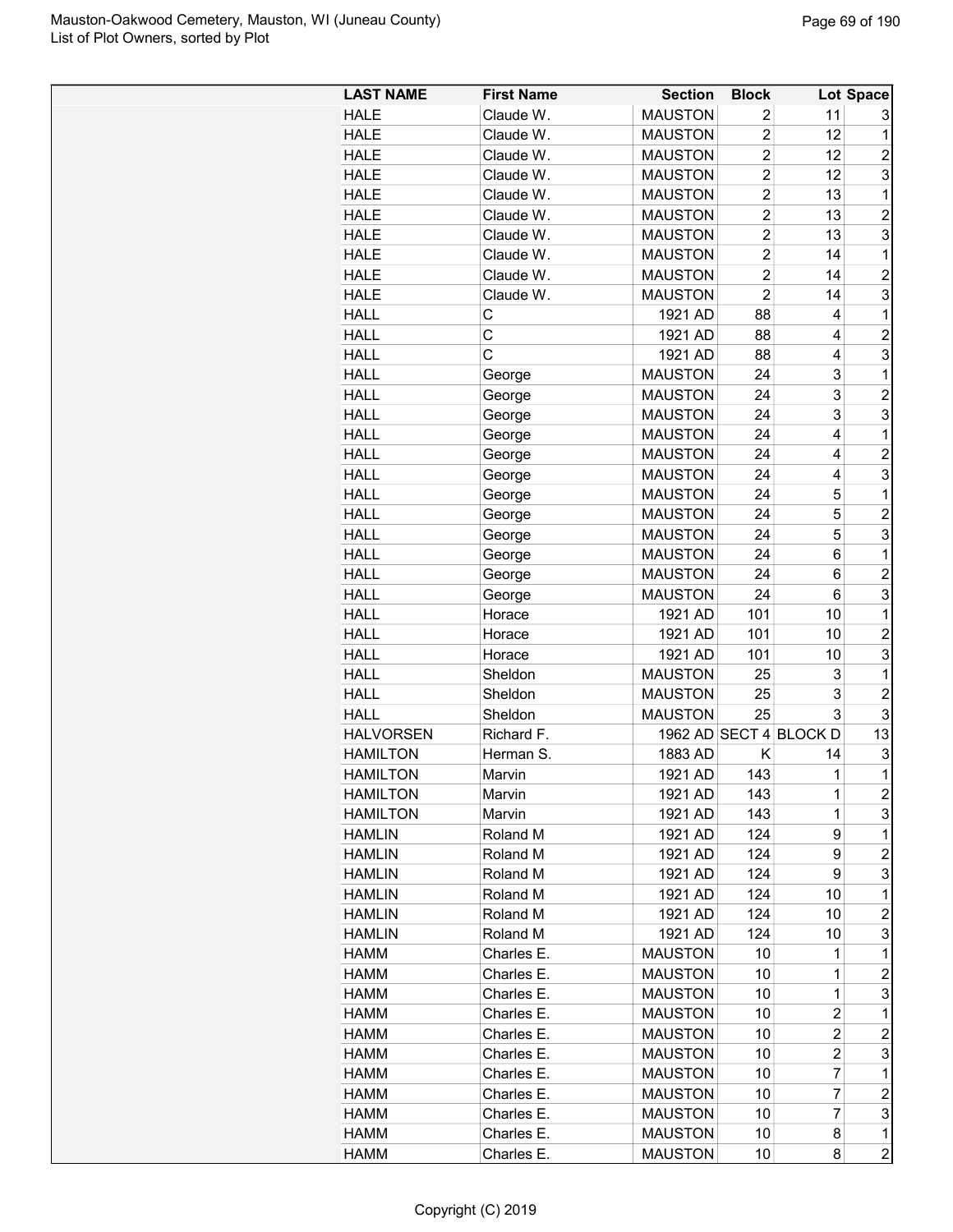| LAST NAME | First Name | Section | Block | Lot | Space |
|---|---|---|---|---|---|
| HALE | Claude W. | MAUSTON | 2 | 11 | 3 |
| HALE | Claude W. | MAUSTON | 2 | 12 | 1 |
| HALE | Claude W. | MAUSTON | 2 | 12 | 2 |
| HALE | Claude W. | MAUSTON | 2 | 12 | 3 |
| HALE | Claude W. | MAUSTON | 2 | 13 | 1 |
| HALE | Claude W. | MAUSTON | 2 | 13 | 2 |
| HALE | Claude W. | MAUSTON | 2 | 13 | 3 |
| HALE | Claude W. | MAUSTON | 2 | 14 | 1 |
| HALE | Claude W. | MAUSTON | 2 | 14 | 2 |
| HALE | Claude W. | MAUSTON | 2 | 14 | 3 |
| HALL | C | 1921 AD | 88 | 4 | 1 |
| HALL | C | 1921 AD | 88 | 4 | 2 |
| HALL | C | 1921 AD | 88 | 4 | 3 |
| HALL | George | MAUSTON | 24 | 3 | 1 |
| HALL | George | MAUSTON | 24 | 3 | 2 |
| HALL | George | MAUSTON | 24 | 3 | 3 |
| HALL | George | MAUSTON | 24 | 4 | 1 |
| HALL | George | MAUSTON | 24 | 4 | 2 |
| HALL | George | MAUSTON | 24 | 4 | 3 |
| HALL | George | MAUSTON | 24 | 5 | 1 |
| HALL | George | MAUSTON | 24 | 5 | 2 |
| HALL | George | MAUSTON | 24 | 5 | 3 |
| HALL | George | MAUSTON | 24 | 6 | 1 |
| HALL | George | MAUSTON | 24 | 6 | 2 |
| HALL | George | MAUSTON | 24 | 6 | 3 |
| HALL | Horace | 1921 AD | 101 | 10 | 1 |
| HALL | Horace | 1921 AD | 101 | 10 | 2 |
| HALL | Horace | 1921 AD | 101 | 10 | 3 |
| HALL | Sheldon | MAUSTON | 25 | 3 | 1 |
| HALL | Sheldon | MAUSTON | 25 | 3 | 2 |
| HALL | Sheldon | MAUSTON | 25 | 3 | 3 |
| HALVORSEN | Richard F. | 1962 AD | SECT 4 | BLOCK D | 13 |
| HAMILTON | Herman S. | 1883 AD | K | 14 | 3 |
| HAMILTON | Marvin | 1921 AD | 143 | 1 | 1 |
| HAMILTON | Marvin | 1921 AD | 143 | 1 | 2 |
| HAMILTON | Marvin | 1921 AD | 143 | 1 | 3 |
| HAMLIN | Roland M | 1921 AD | 124 | 9 | 1 |
| HAMLIN | Roland M | 1921 AD | 124 | 9 | 2 |
| HAMLIN | Roland M | 1921 AD | 124 | 9 | 3 |
| HAMLIN | Roland M | 1921 AD | 124 | 10 | 1 |
| HAMLIN | Roland M | 1921 AD | 124 | 10 | 2 |
| HAMLIN | Roland M | 1921 AD | 124 | 10 | 3 |
| HAMM | Charles E. | MAUSTON | 10 | 1 | 1 |
| HAMM | Charles E. | MAUSTON | 10 | 1 | 2 |
| HAMM | Charles E. | MAUSTON | 10 | 1 | 3 |
| HAMM | Charles E. | MAUSTON | 10 | 2 | 1 |
| HAMM | Charles E. | MAUSTON | 10 | 2 | 2 |
| HAMM | Charles E. | MAUSTON | 10 | 2 | 3 |
| HAMM | Charles E. | MAUSTON | 10 | 7 | 1 |
| HAMM | Charles E. | MAUSTON | 10 | 7 | 2 |
| HAMM | Charles E. | MAUSTON | 10 | 7 | 3 |
| HAMM | Charles E. | MAUSTON | 10 | 8 | 1 |
| HAMM | Charles E. | MAUSTON | 10 | 8 | 2 |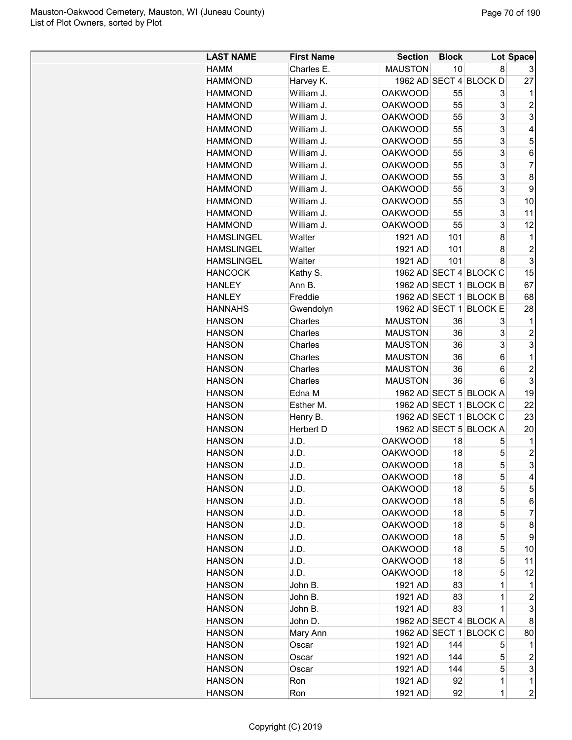| LAST NAME | First Name | Section | Block | Lot | Space |
|---|---|---|---|---|---|
| HAMM | Charles E. | MAUSTON | 10 | 8 | 3 |
| HAMMOND | Harvey K. | 1962 AD | SECT 4 | BLOCK D | 27 |
| HAMMOND | William J. | OAKWOOD | 55 | 3 | 1 |
| HAMMOND | William J. | OAKWOOD | 55 | 3 | 2 |
| HAMMOND | William J. | OAKWOOD | 55 | 3 | 3 |
| HAMMOND | William J. | OAKWOOD | 55 | 3 | 4 |
| HAMMOND | William J. | OAKWOOD | 55 | 3 | 5 |
| HAMMOND | William J. | OAKWOOD | 55 | 3 | 6 |
| HAMMOND | William J. | OAKWOOD | 55 | 3 | 7 |
| HAMMOND | William J. | OAKWOOD | 55 | 3 | 8 |
| HAMMOND | William J. | OAKWOOD | 55 | 3 | 9 |
| HAMMOND | William J. | OAKWOOD | 55 | 3 | 10 |
| HAMMOND | William J. | OAKWOOD | 55 | 3 | 11 |
| HAMMOND | William J. | OAKWOOD | 55 | 3 | 12 |
| HAMSLINGEL | Walter | 1921 AD | 101 | 8 | 1 |
| HAMSLINGEL | Walter | 1921 AD | 101 | 8 | 2 |
| HAMSLINGEL | Walter | 1921 AD | 101 | 8 | 3 |
| HANCOCK | Kathy S. | 1962 AD | SECT 4 | BLOCK C | 15 |
| HANLEY | Ann B. | 1962 AD | SECT 1 | BLOCK B | 67 |
| HANLEY | Freddie | 1962 AD | SECT 1 | BLOCK B | 68 |
| HANNAHS | Gwendolyn | 1962 AD | SECT 1 | BLOCK E | 28 |
| HANSON | Charles | MAUSTON | 36 | 3 | 1 |
| HANSON | Charles | MAUSTON | 36 | 3 | 2 |
| HANSON | Charles | MAUSTON | 36 | 3 | 3 |
| HANSON | Charles | MAUSTON | 36 | 6 | 1 |
| HANSON | Charles | MAUSTON | 36 | 6 | 2 |
| HANSON | Charles | MAUSTON | 36 | 6 | 3 |
| HANSON | Edna M | 1962 AD | SECT 5 | BLOCK A | 19 |
| HANSON | Esther M. | 1962 AD | SECT 1 | BLOCK C | 22 |
| HANSON | Henry B. | 1962 AD | SECT 1 | BLOCK C | 23 |
| HANSON | Herbert D | 1962 AD | SECT 5 | BLOCK A | 20 |
| HANSON | J.D. | OAKWOOD | 18 | 5 | 1 |
| HANSON | J.D. | OAKWOOD | 18 | 5 | 2 |
| HANSON | J.D. | OAKWOOD | 18 | 5 | 3 |
| HANSON | J.D. | OAKWOOD | 18 | 5 | 4 |
| HANSON | J.D. | OAKWOOD | 18 | 5 | 5 |
| HANSON | J.D. | OAKWOOD | 18 | 5 | 6 |
| HANSON | J.D. | OAKWOOD | 18 | 5 | 7 |
| HANSON | J.D. | OAKWOOD | 18 | 5 | 8 |
| HANSON | J.D. | OAKWOOD | 18 | 5 | 9 |
| HANSON | J.D. | OAKWOOD | 18 | 5 | 10 |
| HANSON | J.D. | OAKWOOD | 18 | 5 | 11 |
| HANSON | J.D. | OAKWOOD | 18 | 5 | 12 |
| HANSON | John B. | 1921 AD | 83 | 1 | 1 |
| HANSON | John B. | 1921 AD | 83 | 1 | 2 |
| HANSON | John B. | 1921 AD | 83 | 1 | 3 |
| HANSON | John D. | 1962 AD | SECT 4 | BLOCK A | 8 |
| HANSON | Mary Ann | 1962 AD | SECT 1 | BLOCK C | 80 |
| HANSON | Oscar | 1921 AD | 144 | 5 | 1 |
| HANSON | Oscar | 1921 AD | 144 | 5 | 2 |
| HANSON | Oscar | 1921 AD | 144 | 5 | 3 |
| HANSON | Ron | 1921 AD | 92 | 1 | 1 |
| HANSON | Ron | 1921 AD | 92 | 1 | 2 |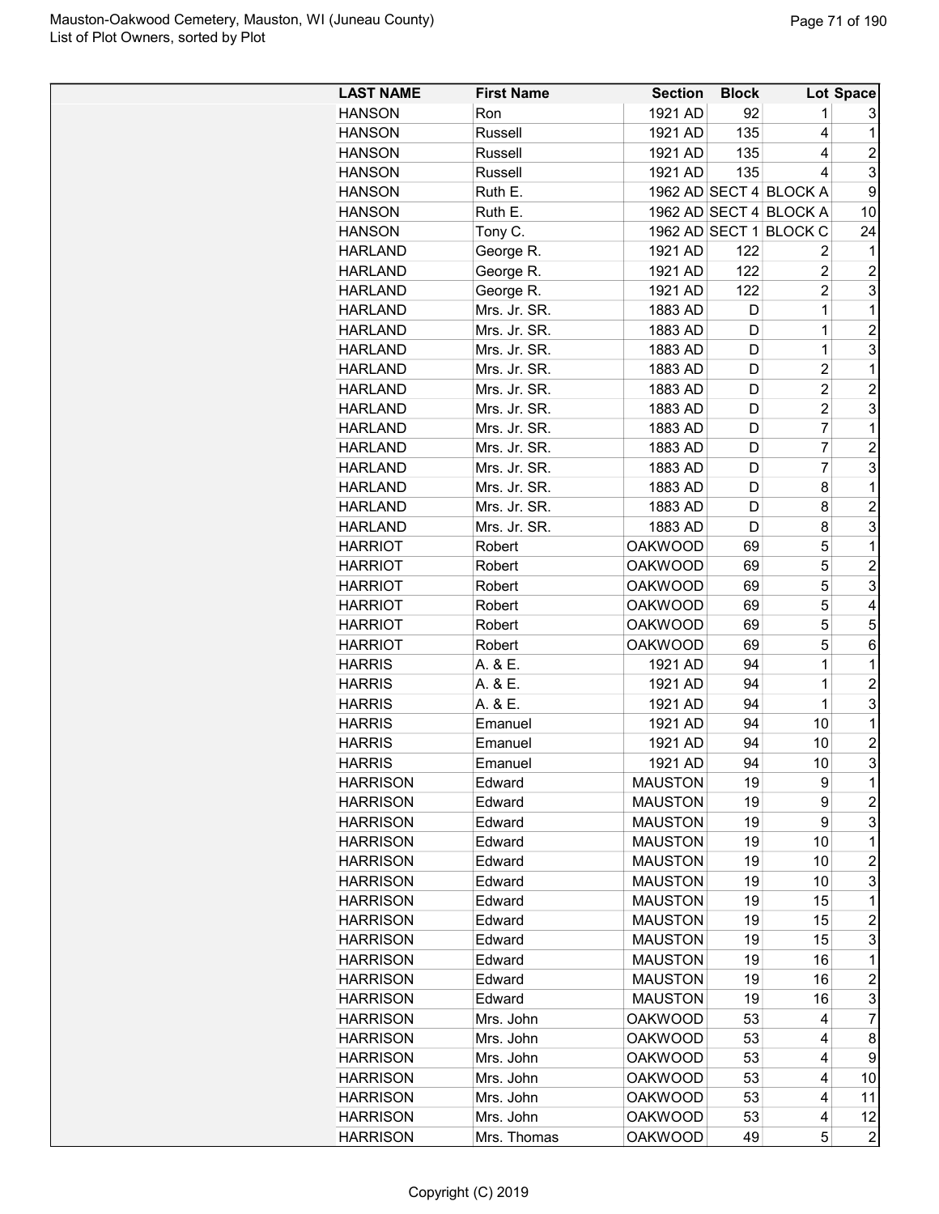| LAST NAME | First Name | Section | Block | Lot | Space |
|---|---|---|---|---|---|
| HANSON | Ron | 1921 AD | 92 | 1 | 3 |
| HANSON | Russell | 1921 AD | 135 | 4 | 1 |
| HANSON | Russell | 1921 AD | 135 | 4 | 2 |
| HANSON | Russell | 1921 AD | 135 | 4 | 3 |
| HANSON | Ruth E. | 1962 AD | SECT 4 | BLOCK A | 9 |
| HANSON | Ruth E. | 1962 AD | SECT 4 | BLOCK A | 10 |
| HANSON | Tony C. | 1962 AD | SECT 1 | BLOCK C | 24 |
| HARLAND | George R. | 1921 AD | 122 | 2 | 1 |
| HARLAND | George R. | 1921 AD | 122 | 2 | 2 |
| HARLAND | George R. | 1921 AD | 122 | 2 | 3 |
| HARLAND | Mrs. Jr. SR. | 1883 AD | D | 1 | 1 |
| HARLAND | Mrs. Jr. SR. | 1883 AD | D | 1 | 2 |
| HARLAND | Mrs. Jr. SR. | 1883 AD | D | 1 | 3 |
| HARLAND | Mrs. Jr. SR. | 1883 AD | D | 2 | 1 |
| HARLAND | Mrs. Jr. SR. | 1883 AD | D | 2 | 2 |
| HARLAND | Mrs. Jr. SR. | 1883 AD | D | 2 | 3 |
| HARLAND | Mrs. Jr. SR. | 1883 AD | D | 7 | 1 |
| HARLAND | Mrs. Jr. SR. | 1883 AD | D | 7 | 2 |
| HARLAND | Mrs. Jr. SR. | 1883 AD | D | 7 | 3 |
| HARLAND | Mrs. Jr. SR. | 1883 AD | D | 8 | 1 |
| HARLAND | Mrs. Jr. SR. | 1883 AD | D | 8 | 2 |
| HARLAND | Mrs. Jr. SR. | 1883 AD | D | 8 | 3 |
| HARRIOT | Robert | OAKWOOD | 69 | 5 | 1 |
| HARRIOT | Robert | OAKWOOD | 69 | 5 | 2 |
| HARRIOT | Robert | OAKWOOD | 69 | 5 | 3 |
| HARRIOT | Robert | OAKWOOD | 69 | 5 | 4 |
| HARRIOT | Robert | OAKWOOD | 69 | 5 | 5 |
| HARRIOT | Robert | OAKWOOD | 69 | 5 | 6 |
| HARRIS | A. & E. | 1921 AD | 94 | 1 | 1 |
| HARRIS | A. & E. | 1921 AD | 94 | 1 | 2 |
| HARRIS | A. & E. | 1921 AD | 94 | 1 | 3 |
| HARRIS | Emanuel | 1921 AD | 94 | 10 | 1 |
| HARRIS | Emanuel | 1921 AD | 94 | 10 | 2 |
| HARRIS | Emanuel | 1921 AD | 94 | 10 | 3 |
| HARRISON | Edward | MAUSTON | 19 | 9 | 1 |
| HARRISON | Edward | MAUSTON | 19 | 9 | 2 |
| HARRISON | Edward | MAUSTON | 19 | 9 | 3 |
| HARRISON | Edward | MAUSTON | 19 | 10 | 1 |
| HARRISON | Edward | MAUSTON | 19 | 10 | 2 |
| HARRISON | Edward | MAUSTON | 19 | 10 | 3 |
| HARRISON | Edward | MAUSTON | 19 | 15 | 1 |
| HARRISON | Edward | MAUSTON | 19 | 15 | 2 |
| HARRISON | Edward | MAUSTON | 19 | 15 | 3 |
| HARRISON | Edward | MAUSTON | 19 | 16 | 1 |
| HARRISON | Edward | MAUSTON | 19 | 16 | 2 |
| HARRISON | Edward | MAUSTON | 19 | 16 | 3 |
| HARRISON | Mrs. John | OAKWOOD | 53 | 4 | 7 |
| HARRISON | Mrs. John | OAKWOOD | 53 | 4 | 8 |
| HARRISON | Mrs. John | OAKWOOD | 53 | 4 | 9 |
| HARRISON | Mrs. John | OAKWOOD | 53 | 4 | 10 |
| HARRISON | Mrs. John | OAKWOOD | 53 | 4 | 11 |
| HARRISON | Mrs. John | OAKWOOD | 53 | 4 | 12 |
| HARRISON | Mrs. Thomas | OAKWOOD | 49 | 5 | 2 |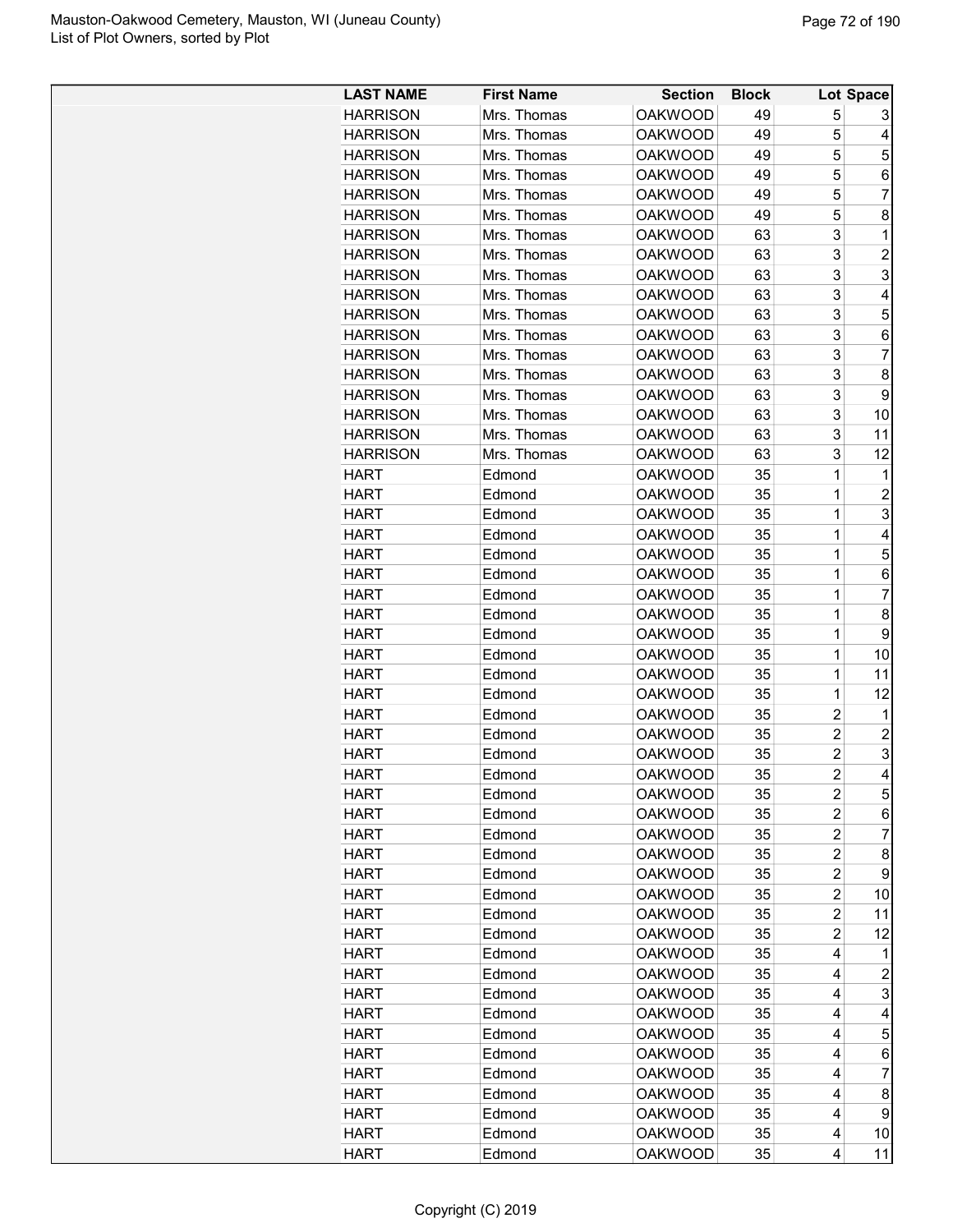| LAST NAME | First Name | Section | Block | Lot | Space |
|---|---|---|---|---|---|
| HARRISON | Mrs. Thomas | OAKWOOD | 49 | 5 | 3 |
| HARRISON | Mrs. Thomas | OAKWOOD | 49 | 5 | 4 |
| HARRISON | Mrs. Thomas | OAKWOOD | 49 | 5 | 5 |
| HARRISON | Mrs. Thomas | OAKWOOD | 49 | 5 | 6 |
| HARRISON | Mrs. Thomas | OAKWOOD | 49 | 5 | 7 |
| HARRISON | Mrs. Thomas | OAKWOOD | 49 | 5 | 8 |
| HARRISON | Mrs. Thomas | OAKWOOD | 63 | 3 | 1 |
| HARRISON | Mrs. Thomas | OAKWOOD | 63 | 3 | 2 |
| HARRISON | Mrs. Thomas | OAKWOOD | 63 | 3 | 3 |
| HARRISON | Mrs. Thomas | OAKWOOD | 63 | 3 | 4 |
| HARRISON | Mrs. Thomas | OAKWOOD | 63 | 3 | 5 |
| HARRISON | Mrs. Thomas | OAKWOOD | 63 | 3 | 6 |
| HARRISON | Mrs. Thomas | OAKWOOD | 63 | 3 | 7 |
| HARRISON | Mrs. Thomas | OAKWOOD | 63 | 3 | 8 |
| HARRISON | Mrs. Thomas | OAKWOOD | 63 | 3 | 9 |
| HARRISON | Mrs. Thomas | OAKWOOD | 63 | 3 | 10 |
| HARRISON | Mrs. Thomas | OAKWOOD | 63 | 3 | 11 |
| HARRISON | Mrs. Thomas | OAKWOOD | 63 | 3 | 12 |
| HART | Edmond | OAKWOOD | 35 | 1 | 1 |
| HART | Edmond | OAKWOOD | 35 | 1 | 2 |
| HART | Edmond | OAKWOOD | 35 | 1 | 3 |
| HART | Edmond | OAKWOOD | 35 | 1 | 4 |
| HART | Edmond | OAKWOOD | 35 | 1 | 5 |
| HART | Edmond | OAKWOOD | 35 | 1 | 6 |
| HART | Edmond | OAKWOOD | 35 | 1 | 7 |
| HART | Edmond | OAKWOOD | 35 | 1 | 8 |
| HART | Edmond | OAKWOOD | 35 | 1 | 9 |
| HART | Edmond | OAKWOOD | 35 | 1 | 10 |
| HART | Edmond | OAKWOOD | 35 | 1 | 11 |
| HART | Edmond | OAKWOOD | 35 | 1 | 12 |
| HART | Edmond | OAKWOOD | 35 | 2 | 1 |
| HART | Edmond | OAKWOOD | 35 | 2 | 2 |
| HART | Edmond | OAKWOOD | 35 | 2 | 3 |
| HART | Edmond | OAKWOOD | 35 | 2 | 4 |
| HART | Edmond | OAKWOOD | 35 | 2 | 5 |
| HART | Edmond | OAKWOOD | 35 | 2 | 6 |
| HART | Edmond | OAKWOOD | 35 | 2 | 7 |
| HART | Edmond | OAKWOOD | 35 | 2 | 8 |
| HART | Edmond | OAKWOOD | 35 | 2 | 9 |
| HART | Edmond | OAKWOOD | 35 | 2 | 10 |
| HART | Edmond | OAKWOOD | 35 | 2 | 11 |
| HART | Edmond | OAKWOOD | 35 | 2 | 12 |
| HART | Edmond | OAKWOOD | 35 | 4 | 1 |
| HART | Edmond | OAKWOOD | 35 | 4 | 2 |
| HART | Edmond | OAKWOOD | 35 | 4 | 3 |
| HART | Edmond | OAKWOOD | 35 | 4 | 4 |
| HART | Edmond | OAKWOOD | 35 | 4 | 5 |
| HART | Edmond | OAKWOOD | 35 | 4 | 6 |
| HART | Edmond | OAKWOOD | 35 | 4 | 7 |
| HART | Edmond | OAKWOOD | 35 | 4 | 8 |
| HART | Edmond | OAKWOOD | 35 | 4 | 9 |
| HART | Edmond | OAKWOOD | 35 | 4 | 10 |
| HART | Edmond | OAKWOOD | 35 | 4 | 11 |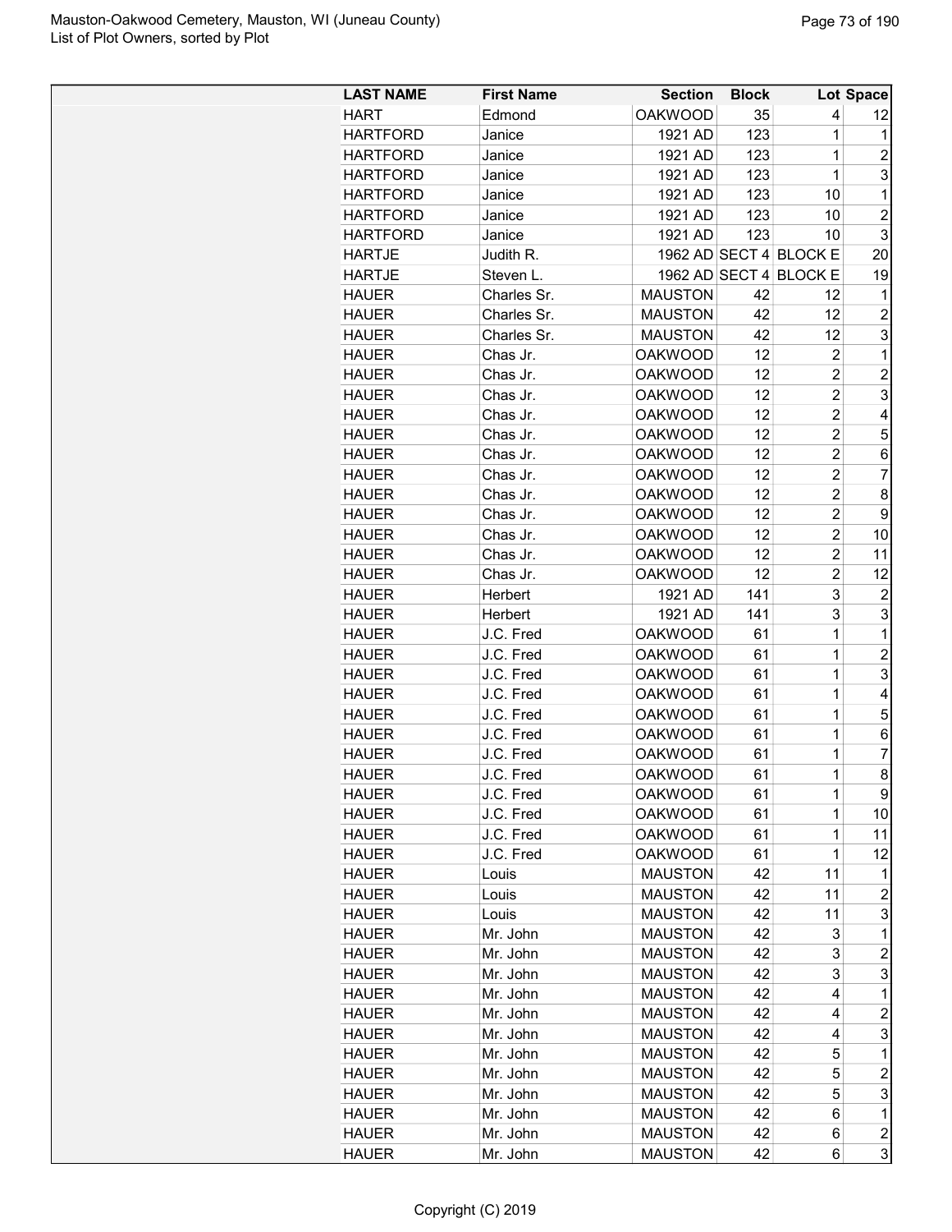| LAST NAME | First Name | Section | Block | Lot | Space |
|---|---|---|---|---|---|
| HART | Edmond | OAKWOOD | 35 | 4 | 12 |
| HARTFORD | Janice | 1921 AD | 123 | 1 | 1 |
| HARTFORD | Janice | 1921 AD | 123 | 1 | 2 |
| HARTFORD | Janice | 1921 AD | 123 | 1 | 3 |
| HARTFORD | Janice | 1921 AD | 123 | 10 | 1 |
| HARTFORD | Janice | 1921 AD | 123 | 10 | 2 |
| HARTFORD | Janice | 1921 AD | 123 | 10 | 3 |
| HARTJE | Judith R. | 1962 AD | SECT 4 | BLOCK E | 20 |
| HARTJE | Steven L. | 1962 AD | SECT 4 | BLOCK E | 19 |
| HAUER | Charles Sr. | MAUSTON | 42 | 12 | 1 |
| HAUER | Charles Sr. | MAUSTON | 42 | 12 | 2 |
| HAUER | Charles Sr. | MAUSTON | 42 | 12 | 3 |
| HAUER | Chas Jr. | OAKWOOD | 12 | 2 | 1 |
| HAUER | Chas Jr. | OAKWOOD | 12 | 2 | 2 |
| HAUER | Chas Jr. | OAKWOOD | 12 | 2 | 3 |
| HAUER | Chas Jr. | OAKWOOD | 12 | 2 | 4 |
| HAUER | Chas Jr. | OAKWOOD | 12 | 2 | 5 |
| HAUER | Chas Jr. | OAKWOOD | 12 | 2 | 6 |
| HAUER | Chas Jr. | OAKWOOD | 12 | 2 | 7 |
| HAUER | Chas Jr. | OAKWOOD | 12 | 2 | 8 |
| HAUER | Chas Jr. | OAKWOOD | 12 | 2 | 9 |
| HAUER | Chas Jr. | OAKWOOD | 12 | 2 | 10 |
| HAUER | Chas Jr. | OAKWOOD | 12 | 2 | 11 |
| HAUER | Chas Jr. | OAKWOOD | 12 | 2 | 12 |
| HAUER | Herbert | 1921 AD | 141 | 3 | 2 |
| HAUER | Herbert | 1921 AD | 141 | 3 | 3 |
| HAUER | J.C. Fred | OAKWOOD | 61 | 1 | 1 |
| HAUER | J.C. Fred | OAKWOOD | 61 | 1 | 2 |
| HAUER | J.C. Fred | OAKWOOD | 61 | 1 | 3 |
| HAUER | J.C. Fred | OAKWOOD | 61 | 1 | 4 |
| HAUER | J.C. Fred | OAKWOOD | 61 | 1 | 5 |
| HAUER | J.C. Fred | OAKWOOD | 61 | 1 | 6 |
| HAUER | J.C. Fred | OAKWOOD | 61 | 1 | 7 |
| HAUER | J.C. Fred | OAKWOOD | 61 | 1 | 8 |
| HAUER | J.C. Fred | OAKWOOD | 61 | 1 | 9 |
| HAUER | J.C. Fred | OAKWOOD | 61 | 1 | 10 |
| HAUER | J.C. Fred | OAKWOOD | 61 | 1 | 11 |
| HAUER | J.C. Fred | OAKWOOD | 61 | 1 | 12 |
| HAUER | Louis | MAUSTON | 42 | 11 | 1 |
| HAUER | Louis | MAUSTON | 42 | 11 | 2 |
| HAUER | Louis | MAUSTON | 42 | 11 | 3 |
| HAUER | Mr. John | MAUSTON | 42 | 3 | 1 |
| HAUER | Mr. John | MAUSTON | 42 | 3 | 2 |
| HAUER | Mr. John | MAUSTON | 42 | 3 | 3 |
| HAUER | Mr. John | MAUSTON | 42 | 4 | 1 |
| HAUER | Mr. John | MAUSTON | 42 | 4 | 2 |
| HAUER | Mr. John | MAUSTON | 42 | 4 | 3 |
| HAUER | Mr. John | MAUSTON | 42 | 5 | 1 |
| HAUER | Mr. John | MAUSTON | 42 | 5 | 2 |
| HAUER | Mr. John | MAUSTON | 42 | 5 | 3 |
| HAUER | Mr. John | MAUSTON | 42 | 6 | 1 |
| HAUER | Mr. John | MAUSTON | 42 | 6 | 2 |
| HAUER | Mr. John | MAUSTON | 42 | 6 | 3 |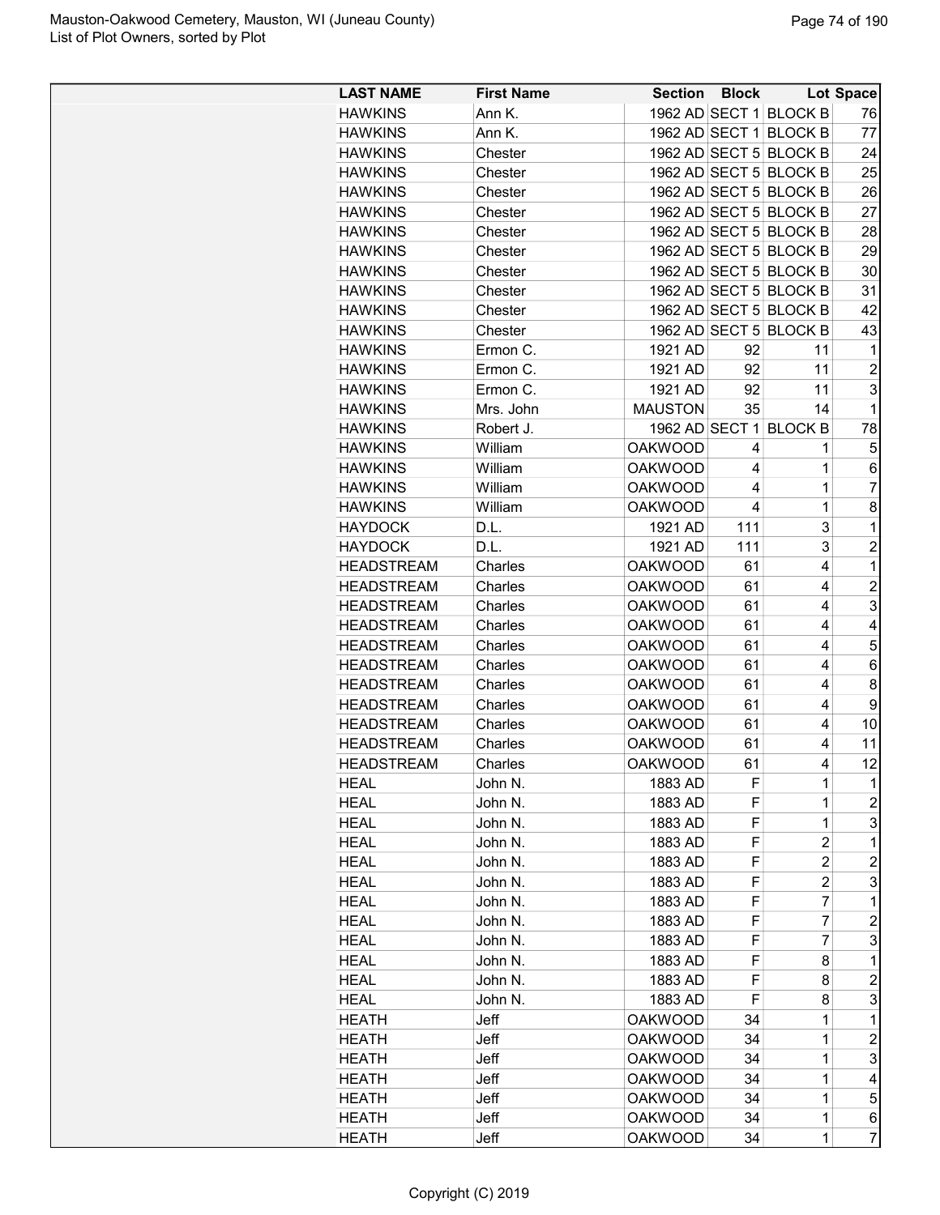| LAST NAME | First Name | Section | Block | Lot | Space |
|---|---|---|---|---|---|
| HAWKINS | Ann K. | 1962 AD | SECT 1 | BLOCK B | 76 |
| HAWKINS | Ann K. | 1962 AD | SECT 1 | BLOCK B | 77 |
| HAWKINS | Chester | 1962 AD | SECT 5 | BLOCK B | 24 |
| HAWKINS | Chester | 1962 AD | SECT 5 | BLOCK B | 25 |
| HAWKINS | Chester | 1962 AD | SECT 5 | BLOCK B | 26 |
| HAWKINS | Chester | 1962 AD | SECT 5 | BLOCK B | 27 |
| HAWKINS | Chester | 1962 AD | SECT 5 | BLOCK B | 28 |
| HAWKINS | Chester | 1962 AD | SECT 5 | BLOCK B | 29 |
| HAWKINS | Chester | 1962 AD | SECT 5 | BLOCK B | 30 |
| HAWKINS | Chester | 1962 AD | SECT 5 | BLOCK B | 31 |
| HAWKINS | Chester | 1962 AD | SECT 5 | BLOCK B | 42 |
| HAWKINS | Chester | 1962 AD | SECT 5 | BLOCK B | 43 |
| HAWKINS | Ermon C. | 1921 AD | 92 | 11 | 1 |
| HAWKINS | Ermon C. | 1921 AD | 92 | 11 | 2 |
| HAWKINS | Ermon C. | 1921 AD | 92 | 11 | 3 |
| HAWKINS | Mrs. John | MAUSTON | 35 | 14 | 1 |
| HAWKINS | Robert J. | 1962 AD | SECT 1 | BLOCK B | 78 |
| HAWKINS | William | OAKWOOD | 4 | 1 | 5 |
| HAWKINS | William | OAKWOOD | 4 | 1 | 6 |
| HAWKINS | William | OAKWOOD | 4 | 1 | 7 |
| HAWKINS | William | OAKWOOD | 4 | 1 | 8 |
| HAYDOCK | D.L. | 1921 AD | 111 | 3 | 1 |
| HAYDOCK | D.L. | 1921 AD | 111 | 3 | 2 |
| HEADSTREAM | Charles | OAKWOOD | 61 | 4 | 1 |
| HEADSTREAM | Charles | OAKWOOD | 61 | 4 | 2 |
| HEADSTREAM | Charles | OAKWOOD | 61 | 4 | 3 |
| HEADSTREAM | Charles | OAKWOOD | 61 | 4 | 4 |
| HEADSTREAM | Charles | OAKWOOD | 61 | 4 | 5 |
| HEADSTREAM | Charles | OAKWOOD | 61 | 4 | 6 |
| HEADSTREAM | Charles | OAKWOOD | 61 | 4 | 8 |
| HEADSTREAM | Charles | OAKWOOD | 61 | 4 | 9 |
| HEADSTREAM | Charles | OAKWOOD | 61 | 4 | 10 |
| HEADSTREAM | Charles | OAKWOOD | 61 | 4 | 11 |
| HEADSTREAM | Charles | OAKWOOD | 61 | 4 | 12 |
| HEAL | John N. | 1883 AD | F | 1 | 1 |
| HEAL | John N. | 1883 AD | F | 1 | 2 |
| HEAL | John N. | 1883 AD | F | 1 | 3 |
| HEAL | John N. | 1883 AD | F | 2 | 1 |
| HEAL | John N. | 1883 AD | F | 2 | 2 |
| HEAL | John N. | 1883 AD | F | 2 | 3 |
| HEAL | John N. | 1883 AD | F | 7 | 1 |
| HEAL | John N. | 1883 AD | F | 7 | 2 |
| HEAL | John N. | 1883 AD | F | 7 | 3 |
| HEAL | John N. | 1883 AD | F | 8 | 1 |
| HEAL | John N. | 1883 AD | F | 8 | 2 |
| HEAL | John N. | 1883 AD | F | 8 | 3 |
| HEATH | Jeff | OAKWOOD | 34 | 1 | 1 |
| HEATH | Jeff | OAKWOOD | 34 | 1 | 2 |
| HEATH | Jeff | OAKWOOD | 34 | 1 | 3 |
| HEATH | Jeff | OAKWOOD | 34 | 1 | 4 |
| HEATH | Jeff | OAKWOOD | 34 | 1 | 5 |
| HEATH | Jeff | OAKWOOD | 34 | 1 | 6 |
| HEATH | Jeff | OAKWOOD | 34 | 1 | 7 |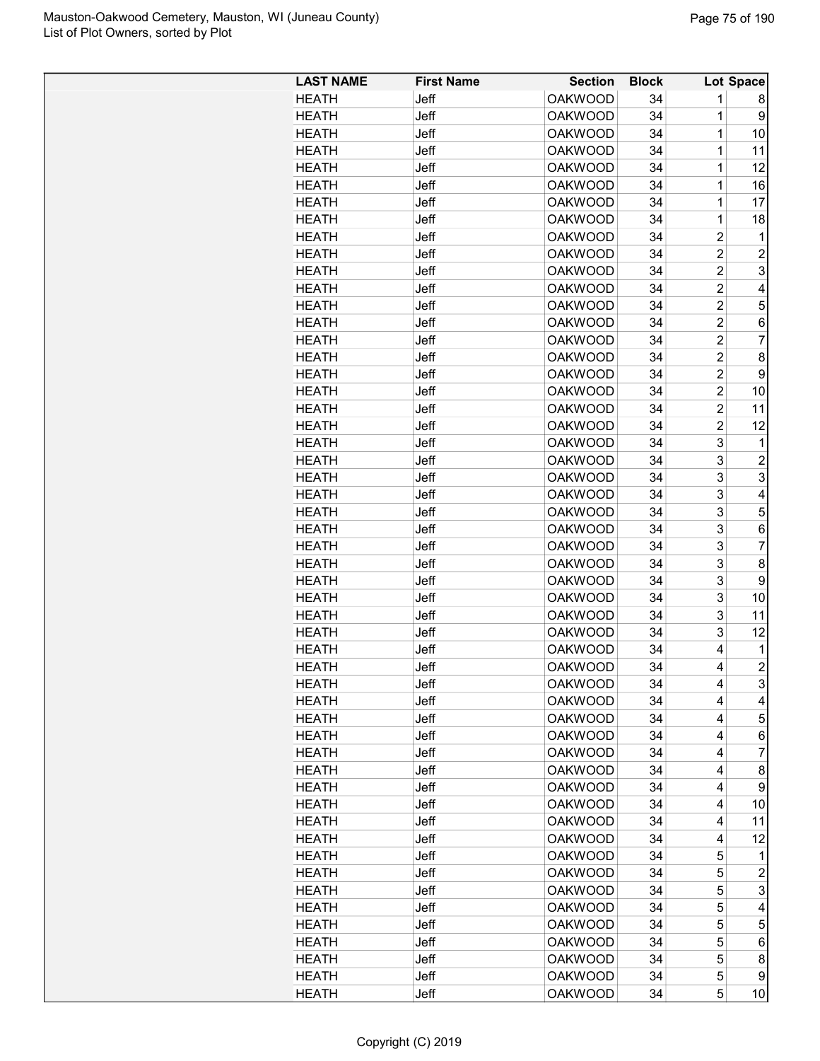| LAST NAME | First Name | Section | Block | Lot | Space |
|---|---|---|---|---|---|
| HEATH | Jeff | OAKWOOD | 34 | 1 | 8 |
| HEATH | Jeff | OAKWOOD | 34 | 1 | 9 |
| HEATH | Jeff | OAKWOOD | 34 | 1 | 10 |
| HEATH | Jeff | OAKWOOD | 34 | 1 | 11 |
| HEATH | Jeff | OAKWOOD | 34 | 1 | 12 |
| HEATH | Jeff | OAKWOOD | 34 | 1 | 16 |
| HEATH | Jeff | OAKWOOD | 34 | 1 | 17 |
| HEATH | Jeff | OAKWOOD | 34 | 1 | 18 |
| HEATH | Jeff | OAKWOOD | 34 | 2 | 1 |
| HEATH | Jeff | OAKWOOD | 34 | 2 | 2 |
| HEATH | Jeff | OAKWOOD | 34 | 2 | 3 |
| HEATH | Jeff | OAKWOOD | 34 | 2 | 4 |
| HEATH | Jeff | OAKWOOD | 34 | 2 | 5 |
| HEATH | Jeff | OAKWOOD | 34 | 2 | 6 |
| HEATH | Jeff | OAKWOOD | 34 | 2 | 7 |
| HEATH | Jeff | OAKWOOD | 34 | 2 | 8 |
| HEATH | Jeff | OAKWOOD | 34 | 2 | 9 |
| HEATH | Jeff | OAKWOOD | 34 | 2 | 10 |
| HEATH | Jeff | OAKWOOD | 34 | 2 | 11 |
| HEATH | Jeff | OAKWOOD | 34 | 2 | 12 |
| HEATH | Jeff | OAKWOOD | 34 | 3 | 1 |
| HEATH | Jeff | OAKWOOD | 34 | 3 | 2 |
| HEATH | Jeff | OAKWOOD | 34 | 3 | 3 |
| HEATH | Jeff | OAKWOOD | 34 | 3 | 4 |
| HEATH | Jeff | OAKWOOD | 34 | 3 | 5 |
| HEATH | Jeff | OAKWOOD | 34 | 3 | 6 |
| HEATH | Jeff | OAKWOOD | 34 | 3 | 7 |
| HEATH | Jeff | OAKWOOD | 34 | 3 | 8 |
| HEATH | Jeff | OAKWOOD | 34 | 3 | 9 |
| HEATH | Jeff | OAKWOOD | 34 | 3 | 10 |
| HEATH | Jeff | OAKWOOD | 34 | 3 | 11 |
| HEATH | Jeff | OAKWOOD | 34 | 3 | 12 |
| HEATH | Jeff | OAKWOOD | 34 | 4 | 1 |
| HEATH | Jeff | OAKWOOD | 34 | 4 | 2 |
| HEATH | Jeff | OAKWOOD | 34 | 4 | 3 |
| HEATH | Jeff | OAKWOOD | 34 | 4 | 4 |
| HEATH | Jeff | OAKWOOD | 34 | 4 | 5 |
| HEATH | Jeff | OAKWOOD | 34 | 4 | 6 |
| HEATH | Jeff | OAKWOOD | 34 | 4 | 7 |
| HEATH | Jeff | OAKWOOD | 34 | 4 | 8 |
| HEATH | Jeff | OAKWOOD | 34 | 4 | 9 |
| HEATH | Jeff | OAKWOOD | 34 | 4 | 10 |
| HEATH | Jeff | OAKWOOD | 34 | 4 | 11 |
| HEATH | Jeff | OAKWOOD | 34 | 4 | 12 |
| HEATH | Jeff | OAKWOOD | 34 | 5 | 1 |
| HEATH | Jeff | OAKWOOD | 34 | 5 | 2 |
| HEATH | Jeff | OAKWOOD | 34 | 5 | 3 |
| HEATH | Jeff | OAKWOOD | 34 | 5 | 4 |
| HEATH | Jeff | OAKWOOD | 34 | 5 | 5 |
| HEATH | Jeff | OAKWOOD | 34 | 5 | 6 |
| HEATH | Jeff | OAKWOOD | 34 | 5 | 8 |
| HEATH | Jeff | OAKWOOD | 34 | 5 | 9 |
| HEATH | Jeff | OAKWOOD | 34 | 5 | 10 |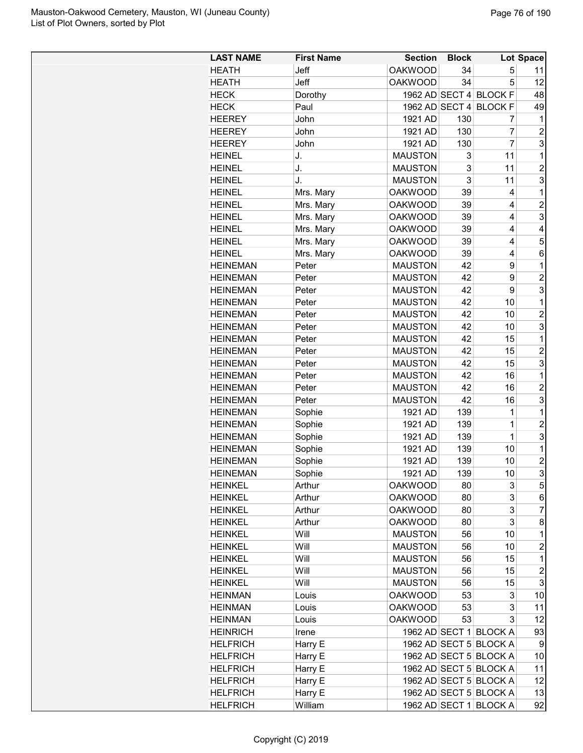| LAST NAME | First Name | Section | Block | Lot | Space |
|---|---|---|---|---|---|
| HEATH | Jeff | OAKWOOD | 34 | 5 | 11 |
| HEATH | Jeff | OAKWOOD | 34 | 5 | 12 |
| HECK | Dorothy | 1962 AD | SECT 4 | BLOCK F | 48 |
| HECK | Paul | 1962 AD | SECT 4 | BLOCK F | 49 |
| HEEREY | John | 1921 AD | 130 | 7 | 1 |
| HEEREY | John | 1921 AD | 130 | 7 | 2 |
| HEEREY | John | 1921 AD | 130 | 7 | 3 |
| HEINEL | J. | MAUSTON | 3 | 11 | 1 |
| HEINEL | J. | MAUSTON | 3 | 11 | 2 |
| HEINEL | J. | MAUSTON | 3 | 11 | 3 |
| HEINEL | Mrs. Mary | OAKWOOD | 39 | 4 | 1 |
| HEINEL | Mrs. Mary | OAKWOOD | 39 | 4 | 2 |
| HEINEL | Mrs. Mary | OAKWOOD | 39 | 4 | 3 |
| HEINEL | Mrs. Mary | OAKWOOD | 39 | 4 | 4 |
| HEINEL | Mrs. Mary | OAKWOOD | 39 | 4 | 5 |
| HEINEL | Mrs. Mary | OAKWOOD | 39 | 4 | 6 |
| HEINEMAN | Peter | MAUSTON | 42 | 9 | 1 |
| HEINEMAN | Peter | MAUSTON | 42 | 9 | 2 |
| HEINEMAN | Peter | MAUSTON | 42 | 9 | 3 |
| HEINEMAN | Peter | MAUSTON | 42 | 10 | 1 |
| HEINEMAN | Peter | MAUSTON | 42 | 10 | 2 |
| HEINEMAN | Peter | MAUSTON | 42 | 10 | 3 |
| HEINEMAN | Peter | MAUSTON | 42 | 15 | 1 |
| HEINEMAN | Peter | MAUSTON | 42 | 15 | 2 |
| HEINEMAN | Peter | MAUSTON | 42 | 15 | 3 |
| HEINEMAN | Peter | MAUSTON | 42 | 16 | 1 |
| HEINEMAN | Peter | MAUSTON | 42 | 16 | 2 |
| HEINEMAN | Peter | MAUSTON | 42 | 16 | 3 |
| HEINEMAN | Sophie | 1921 AD | 139 | 1 | 1 |
| HEINEMAN | Sophie | 1921 AD | 139 | 1 | 2 |
| HEINEMAN | Sophie | 1921 AD | 139 | 1 | 3 |
| HEINEMAN | Sophie | 1921 AD | 139 | 10 | 1 |
| HEINEMAN | Sophie | 1921 AD | 139 | 10 | 2 |
| HEINEMAN | Sophie | 1921 AD | 139 | 10 | 3 |
| HEINKEL | Arthur | OAKWOOD | 80 | 3 | 5 |
| HEINKEL | Arthur | OAKWOOD | 80 | 3 | 6 |
| HEINKEL | Arthur | OAKWOOD | 80 | 3 | 7 |
| HEINKEL | Arthur | OAKWOOD | 80 | 3 | 8 |
| HEINKEL | Will | MAUSTON | 56 | 10 | 1 |
| HEINKEL | Will | MAUSTON | 56 | 10 | 2 |
| HEINKEL | Will | MAUSTON | 56 | 15 | 1 |
| HEINKEL | Will | MAUSTON | 56 | 15 | 2 |
| HEINKEL | Will | MAUSTON | 56 | 15 | 3 |
| HEINMAN | Louis | OAKWOOD | 53 | 3 | 10 |
| HEINMAN | Louis | OAKWOOD | 53 | 3 | 11 |
| HEINMAN | Louis | OAKWOOD | 53 | 3 | 12 |
| HEINRICH | Irene | 1962 AD | SECT 1 | BLOCK A | 93 |
| HELFRICH | Harry E | 1962 AD | SECT 5 | BLOCK A | 9 |
| HELFRICH | Harry E | 1962 AD | SECT 5 | BLOCK A | 10 |
| HELFRICH | Harry E | 1962 AD | SECT 5 | BLOCK A | 11 |
| HELFRICH | Harry E | 1962 AD | SECT 5 | BLOCK A | 12 |
| HELFRICH | Harry E | 1962 AD | SECT 5 | BLOCK A | 13 |
| HELFRICH | William | 1962 AD | SECT 1 | BLOCK A | 92 |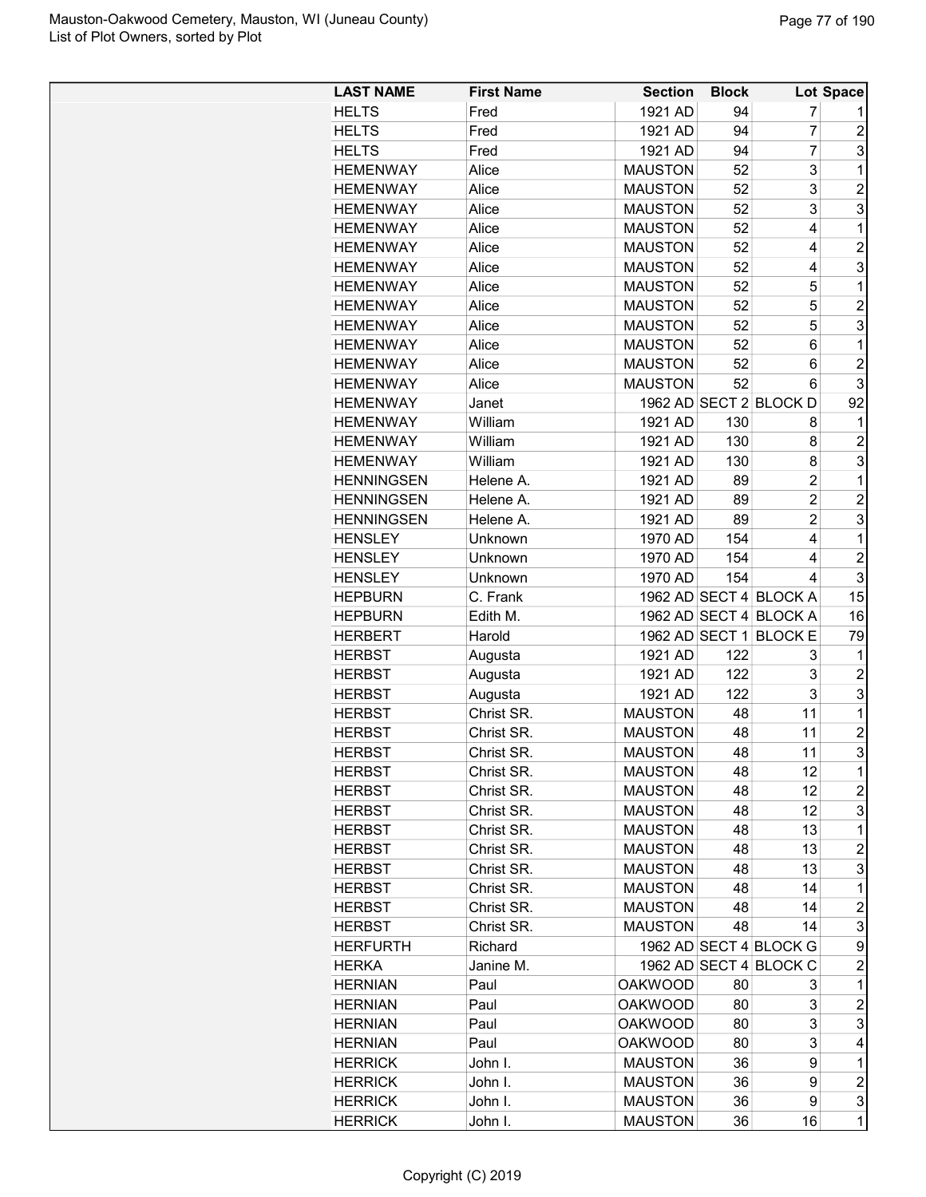| LAST NAME | First Name | Section | Block | Lot | Space |
|---|---|---|---|---|---|
| HELTS | Fred | 1921 AD | 94 | 7 | 1 |
| HELTS | Fred | 1921 AD | 94 | 7 | 2 |
| HELTS | Fred | 1921 AD | 94 | 7 | 3 |
| HEMENWAY | Alice | MAUSTON | 52 | 3 | 1 |
| HEMENWAY | Alice | MAUSTON | 52 | 3 | 2 |
| HEMENWAY | Alice | MAUSTON | 52 | 3 | 3 |
| HEMENWAY | Alice | MAUSTON | 52 | 4 | 1 |
| HEMENWAY | Alice | MAUSTON | 52 | 4 | 2 |
| HEMENWAY | Alice | MAUSTON | 52 | 4 | 3 |
| HEMENWAY | Alice | MAUSTON | 52 | 5 | 1 |
| HEMENWAY | Alice | MAUSTON | 52 | 5 | 2 |
| HEMENWAY | Alice | MAUSTON | 52 | 5 | 3 |
| HEMENWAY | Alice | MAUSTON | 52 | 6 | 1 |
| HEMENWAY | Alice | MAUSTON | 52 | 6 | 2 |
| HEMENWAY | Alice | MAUSTON | 52 | 6 | 3 |
| HEMENWAY | Janet | 1962 AD | SECT 2 | BLOCK D | 92 |
| HEMENWAY | William | 1921 AD | 130 | 8 | 1 |
| HEMENWAY | William | 1921 AD | 130 | 8 | 2 |
| HEMENWAY | William | 1921 AD | 130 | 8 | 3 |
| HENNINGSEN | Helene A. | 1921 AD | 89 | 2 | 1 |
| HENNINGSEN | Helene A. | 1921 AD | 89 | 2 | 2 |
| HENNINGSEN | Helene A. | 1921 AD | 89 | 2 | 3 |
| HENSLEY | Unknown | 1970 AD | 154 | 4 | 1 |
| HENSLEY | Unknown | 1970 AD | 154 | 4 | 2 |
| HENSLEY | Unknown | 1970 AD | 154 | 4 | 3 |
| HEPBURN | C. Frank | 1962 AD | SECT 4 | BLOCK A | 15 |
| HEPBURN | Edith M. | 1962 AD | SECT 4 | BLOCK A | 16 |
| HERBERT | Harold | 1962 AD | SECT 1 | BLOCK E | 79 |
| HERBST | Augusta | 1921 AD | 122 | 3 | 1 |
| HERBST | Augusta | 1921 AD | 122 | 3 | 2 |
| HERBST | Augusta | 1921 AD | 122 | 3 | 3 |
| HERBST | Christ SR. | MAUSTON | 48 | 11 | 1 |
| HERBST | Christ SR. | MAUSTON | 48 | 11 | 2 |
| HERBST | Christ SR. | MAUSTON | 48 | 11 | 3 |
| HERBST | Christ SR. | MAUSTON | 48 | 12 | 1 |
| HERBST | Christ SR. | MAUSTON | 48 | 12 | 2 |
| HERBST | Christ SR. | MAUSTON | 48 | 12 | 3 |
| HERBST | Christ SR. | MAUSTON | 48 | 13 | 1 |
| HERBST | Christ SR. | MAUSTON | 48 | 13 | 2 |
| HERBST | Christ SR. | MAUSTON | 48 | 13 | 3 |
| HERBST | Christ SR. | MAUSTON | 48 | 14 | 1 |
| HERBST | Christ SR. | MAUSTON | 48 | 14 | 2 |
| HERBST | Christ SR. | MAUSTON | 48 | 14 | 3 |
| HERFURTH | Richard | 1962 AD | SECT 4 | BLOCK G | 9 |
| HERKA | Janine M. | 1962 AD | SECT 4 | BLOCK C | 2 |
| HERNIAN | Paul | OAKWOOD | 80 | 3 | 1 |
| HERNIAN | Paul | OAKWOOD | 80 | 3 | 2 |
| HERNIAN | Paul | OAKWOOD | 80 | 3 | 3 |
| HERNIAN | Paul | OAKWOOD | 80 | 3 | 4 |
| HERRICK | John I. | MAUSTON | 36 | 9 | 1 |
| HERRICK | John I. | MAUSTON | 36 | 9 | 2 |
| HERRICK | John I. | MAUSTON | 36 | 9 | 3 |
| HERRICK | John I. | MAUSTON | 36 | 16 | 1 |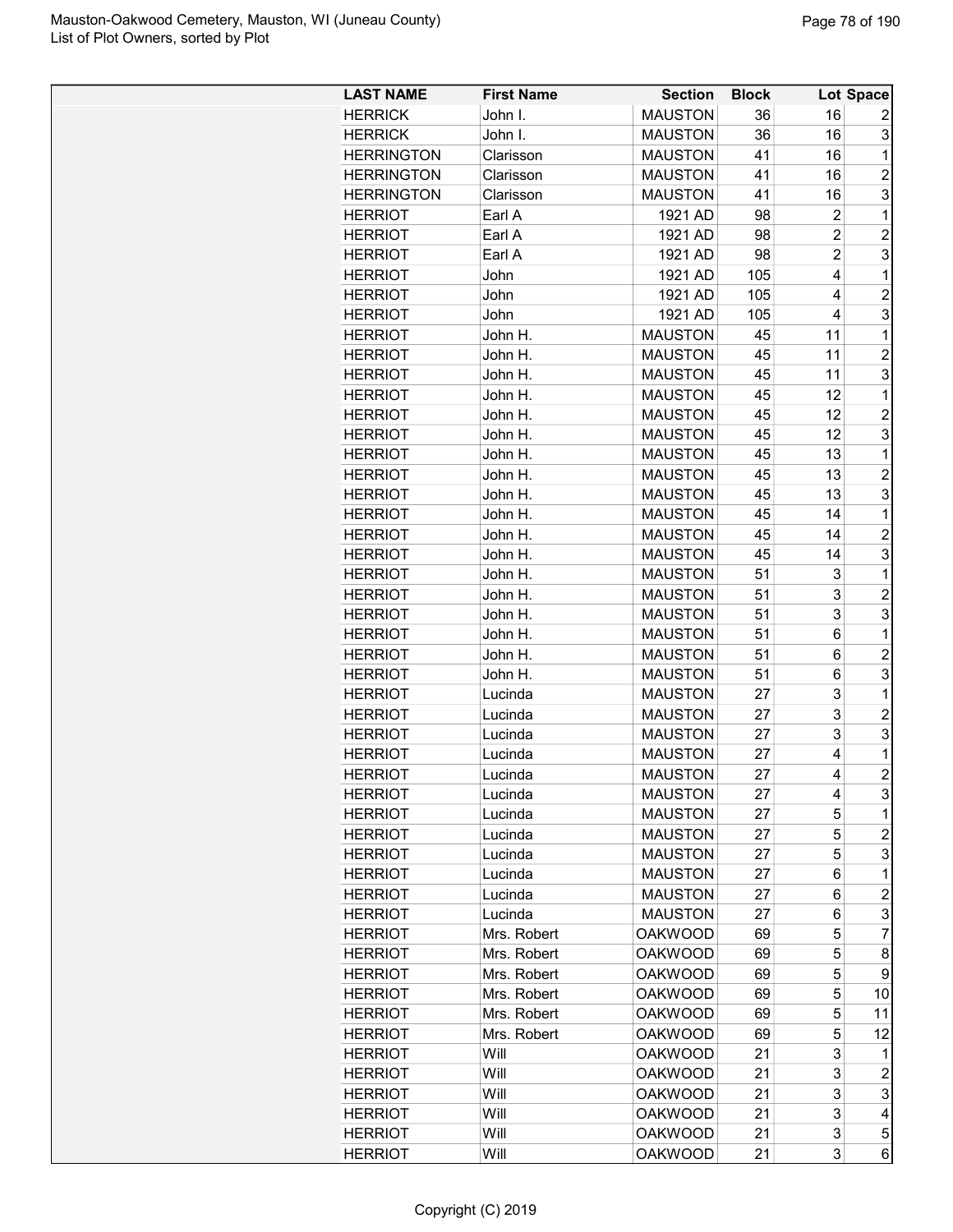| LAST NAME | First Name | Section | Block | Lot | Space |
| --- | --- | --- | --- | --- | --- |
| HERRICK | John I. | MAUSTON | 36 | 16 | 2 |
| HERRICK | John I. | MAUSTON | 36 | 16 | 3 |
| HERRINGTON | Clarisson | MAUSTON | 41 | 16 | 1 |
| HERRINGTON | Clarisson | MAUSTON | 41 | 16 | 2 |
| HERRINGTON | Clarisson | MAUSTON | 41 | 16 | 3 |
| HERRIOT | Earl A | 1921 AD | 98 | 2 | 1 |
| HERRIOT | Earl A | 1921 AD | 98 | 2 | 2 |
| HERRIOT | Earl A | 1921 AD | 98 | 2 | 3 |
| HERRIOT | John | 1921 AD | 105 | 4 | 1 |
| HERRIOT | John | 1921 AD | 105 | 4 | 2 |
| HERRIOT | John | 1921 AD | 105 | 4 | 3 |
| HERRIOT | John H. | MAUSTON | 45 | 11 | 1 |
| HERRIOT | John H. | MAUSTON | 45 | 11 | 2 |
| HERRIOT | John H. | MAUSTON | 45 | 11 | 3 |
| HERRIOT | John H. | MAUSTON | 45 | 12 | 1 |
| HERRIOT | John H. | MAUSTON | 45 | 12 | 2 |
| HERRIOT | John H. | MAUSTON | 45 | 12 | 3 |
| HERRIOT | John H. | MAUSTON | 45 | 13 | 1 |
| HERRIOT | John H. | MAUSTON | 45 | 13 | 2 |
| HERRIOT | John H. | MAUSTON | 45 | 13 | 3 |
| HERRIOT | John H. | MAUSTON | 45 | 14 | 1 |
| HERRIOT | John H. | MAUSTON | 45 | 14 | 2 |
| HERRIOT | John H. | MAUSTON | 45 | 14 | 3 |
| HERRIOT | John H. | MAUSTON | 51 | 3 | 1 |
| HERRIOT | John H. | MAUSTON | 51 | 3 | 2 |
| HERRIOT | John H. | MAUSTON | 51 | 3 | 3 |
| HERRIOT | John H. | MAUSTON | 51 | 6 | 1 |
| HERRIOT | John H. | MAUSTON | 51 | 6 | 2 |
| HERRIOT | John H. | MAUSTON | 51 | 6 | 3 |
| HERRIOT | Lucinda | MAUSTON | 27 | 3 | 1 |
| HERRIOT | Lucinda | MAUSTON | 27 | 3 | 2 |
| HERRIOT | Lucinda | MAUSTON | 27 | 3 | 3 |
| HERRIOT | Lucinda | MAUSTON | 27 | 4 | 1 |
| HERRIOT | Lucinda | MAUSTON | 27 | 4 | 2 |
| HERRIOT | Lucinda | MAUSTON | 27 | 4 | 3 |
| HERRIOT | Lucinda | MAUSTON | 27 | 5 | 1 |
| HERRIOT | Lucinda | MAUSTON | 27 | 5 | 2 |
| HERRIOT | Lucinda | MAUSTON | 27 | 5 | 3 |
| HERRIOT | Lucinda | MAUSTON | 27 | 6 | 1 |
| HERRIOT | Lucinda | MAUSTON | 27 | 6 | 2 |
| HERRIOT | Lucinda | MAUSTON | 27 | 6 | 3 |
| HERRIOT | Mrs. Robert | OAKWOOD | 69 | 5 | 7 |
| HERRIOT | Mrs. Robert | OAKWOOD | 69 | 5 | 8 |
| HERRIOT | Mrs. Robert | OAKWOOD | 69 | 5 | 9 |
| HERRIOT | Mrs. Robert | OAKWOOD | 69 | 5 | 10 |
| HERRIOT | Mrs. Robert | OAKWOOD | 69 | 5 | 11 |
| HERRIOT | Mrs. Robert | OAKWOOD | 69 | 5 | 12 |
| HERRIOT | Will | OAKWOOD | 21 | 3 | 1 |
| HERRIOT | Will | OAKWOOD | 21 | 3 | 2 |
| HERRIOT | Will | OAKWOOD | 21 | 3 | 3 |
| HERRIOT | Will | OAKWOOD | 21 | 3 | 4 |
| HERRIOT | Will | OAKWOOD | 21 | 3 | 5 |
| HERRIOT | Will | OAKWOOD | 21 | 3 | 6 |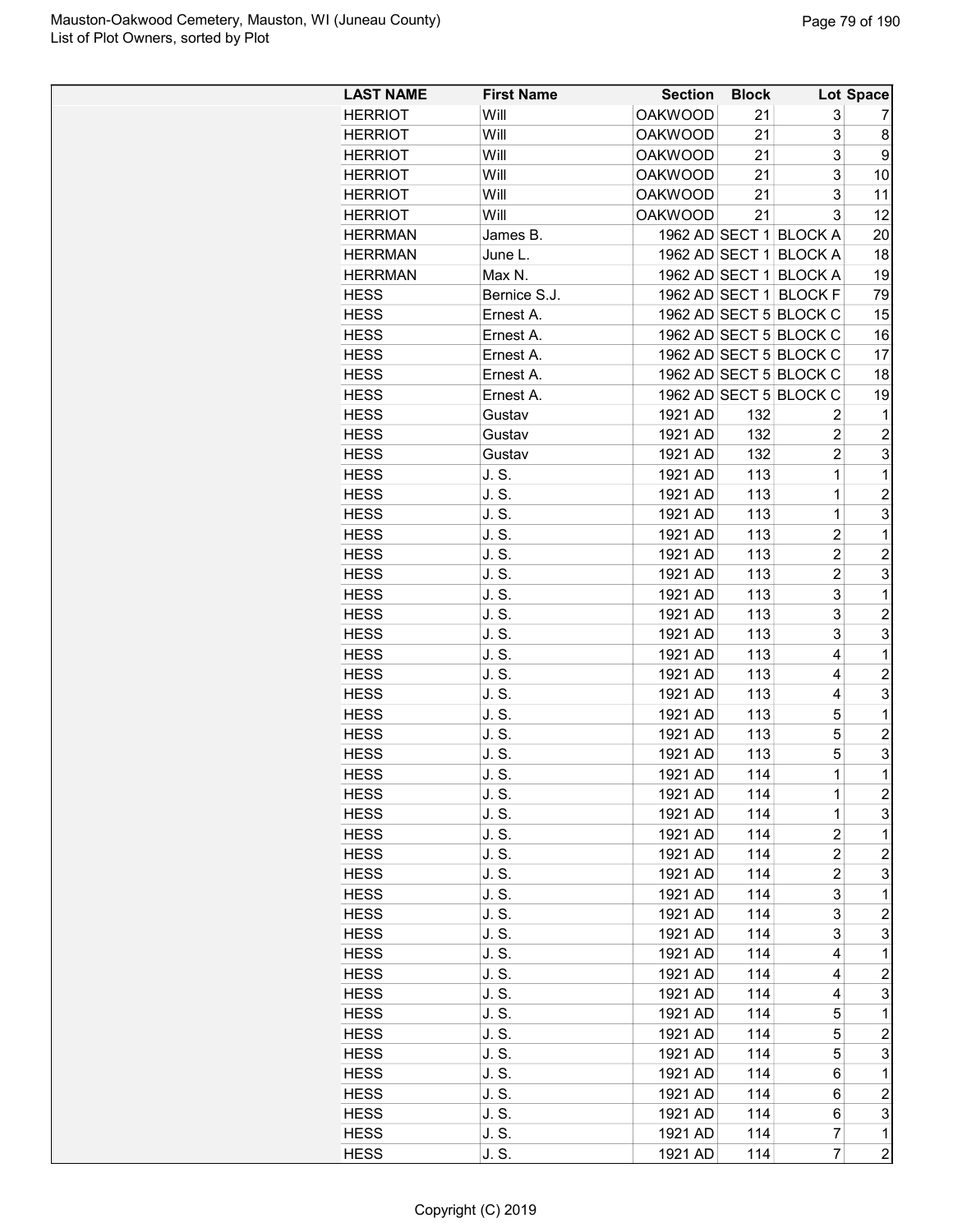| LAST NAME | First Name | Section | Block | Lot | Space |
|---|---|---|---|---|---|
| HERRIOT | Will | OAKWOOD | 21 | 3 | 7 |
| HERRIOT | Will | OAKWOOD | 21 | 3 | 8 |
| HERRIOT | Will | OAKWOOD | 21 | 3 | 9 |
| HERRIOT | Will | OAKWOOD | 21 | 3 | 10 |
| HERRIOT | Will | OAKWOOD | 21 | 3 | 11 |
| HERRIOT | Will | OAKWOOD | 21 | 3 | 12 |
| HERRMAN | James B. | 1962 AD | SECT 1 | BLOCK A | 20 |
| HERRMAN | June L. | 1962 AD | SECT 1 | BLOCK A | 18 |
| HERRMAN | Max N. | 1962 AD | SECT 1 | BLOCK A | 19 |
| HESS | Bernice S.J. | 1962 AD | SECT 1 | BLOCK F | 79 |
| HESS | Ernest A. | 1962 AD | SECT 5 | BLOCK C | 15 |
| HESS | Ernest A. | 1962 AD | SECT 5 | BLOCK C | 16 |
| HESS | Ernest A. | 1962 AD | SECT 5 | BLOCK C | 17 |
| HESS | Ernest A. | 1962 AD | SECT 5 | BLOCK C | 18 |
| HESS | Ernest A. | 1962 AD | SECT 5 | BLOCK C | 19 |
| HESS | Gustav | 1921 AD | 132 | 2 | 1 |
| HESS | Gustav | 1921 AD | 132 | 2 | 2 |
| HESS | Gustav | 1921 AD | 132 | 2 | 3 |
| HESS | J. S. | 1921 AD | 113 | 1 | 1 |
| HESS | J. S. | 1921 AD | 113 | 1 | 2 |
| HESS | J. S. | 1921 AD | 113 | 1 | 3 |
| HESS | J. S. | 1921 AD | 113 | 2 | 1 |
| HESS | J. S. | 1921 AD | 113 | 2 | 2 |
| HESS | J. S. | 1921 AD | 113 | 2 | 3 |
| HESS | J. S. | 1921 AD | 113 | 3 | 1 |
| HESS | J. S. | 1921 AD | 113 | 3 | 2 |
| HESS | J. S. | 1921 AD | 113 | 3 | 3 |
| HESS | J. S. | 1921 AD | 113 | 4 | 1 |
| HESS | J. S. | 1921 AD | 113 | 4 | 2 |
| HESS | J. S. | 1921 AD | 113 | 4 | 3 |
| HESS | J. S. | 1921 AD | 113 | 5 | 1 |
| HESS | J. S. | 1921 AD | 113 | 5 | 2 |
| HESS | J. S. | 1921 AD | 113 | 5 | 3 |
| HESS | J. S. | 1921 AD | 114 | 1 | 1 |
| HESS | J. S. | 1921 AD | 114 | 1 | 2 |
| HESS | J. S. | 1921 AD | 114 | 1 | 3 |
| HESS | J. S. | 1921 AD | 114 | 2 | 1 |
| HESS | J. S. | 1921 AD | 114 | 2 | 2 |
| HESS | J. S. | 1921 AD | 114 | 2 | 3 |
| HESS | J. S. | 1921 AD | 114 | 3 | 1 |
| HESS | J. S. | 1921 AD | 114 | 3 | 2 |
| HESS | J. S. | 1921 AD | 114 | 3 | 3 |
| HESS | J. S. | 1921 AD | 114 | 4 | 1 |
| HESS | J. S. | 1921 AD | 114 | 4 | 2 |
| HESS | J. S. | 1921 AD | 114 | 4 | 3 |
| HESS | J. S. | 1921 AD | 114 | 5 | 1 |
| HESS | J. S. | 1921 AD | 114 | 5 | 2 |
| HESS | J. S. | 1921 AD | 114 | 5 | 3 |
| HESS | J. S. | 1921 AD | 114 | 6 | 1 |
| HESS | J. S. | 1921 AD | 114 | 6 | 2 |
| HESS | J. S. | 1921 AD | 114 | 6 | 3 |
| HESS | J. S. | 1921 AD | 114 | 7 | 1 |
| HESS | J. S. | 1921 AD | 114 | 7 | 2 |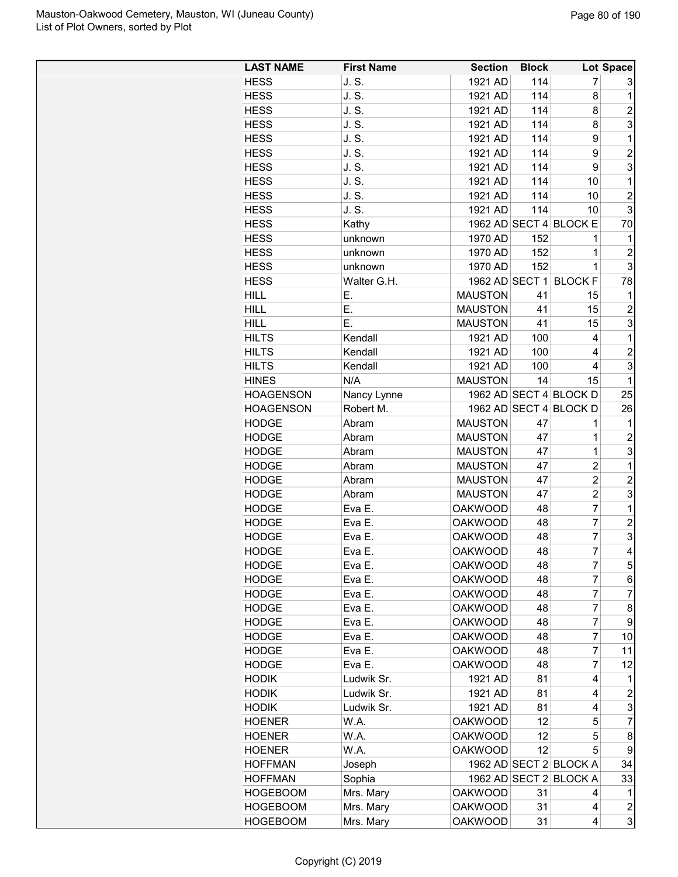| LAST NAME | First Name | Section | Block | Lot | Space |
|---|---|---|---|---|---|
| HESS | J. S. | 1921 AD | 114 | 7 | 3 |
| HESS | J. S. | 1921 AD | 114 | 8 | 1 |
| HESS | J. S. | 1921 AD | 114 | 8 | 2 |
| HESS | J. S. | 1921 AD | 114 | 8 | 3 |
| HESS | J. S. | 1921 AD | 114 | 9 | 1 |
| HESS | J. S. | 1921 AD | 114 | 9 | 2 |
| HESS | J. S. | 1921 AD | 114 | 9 | 3 |
| HESS | J. S. | 1921 AD | 114 | 10 | 1 |
| HESS | J. S. | 1921 AD | 114 | 10 | 2 |
| HESS | J. S. | 1921 AD | 114 | 10 | 3 |
| HESS | Kathy | 1962 AD | SECT 4 | BLOCK E | 70 |
| HESS | unknown | 1970 AD | 152 | 1 | 1 |
| HESS | unknown | 1970 AD | 152 | 1 | 2 |
| HESS | unknown | 1970 AD | 152 | 1 | 3 |
| HESS | Walter G.H. | 1962 AD | SECT 1 | BLOCK F | 78 |
| HILL | E. | MAUSTON | 41 | 15 | 1 |
| HILL | E. | MAUSTON | 41 | 15 | 2 |
| HILL | E. | MAUSTON | 41 | 15 | 3 |
| HILTS | Kendall | 1921 AD | 100 | 4 | 1 |
| HILTS | Kendall | 1921 AD | 100 | 4 | 2 |
| HILTS | Kendall | 1921 AD | 100 | 4 | 3 |
| HINES | N/A | MAUSTON | 14 | 15 | 1 |
| HOAGENSON | Nancy Lynne | 1962 AD | SECT 4 | BLOCK D | 25 |
| HOAGENSON | Robert M. | 1962 AD | SECT 4 | BLOCK D | 26 |
| HODGE | Abram | MAUSTON | 47 | 1 | 1 |
| HODGE | Abram | MAUSTON | 47 | 1 | 2 |
| HODGE | Abram | MAUSTON | 47 | 1 | 3 |
| HODGE | Abram | MAUSTON | 47 | 2 | 1 |
| HODGE | Abram | MAUSTON | 47 | 2 | 2 |
| HODGE | Abram | MAUSTON | 47 | 2 | 3 |
| HODGE | Eva E. | OAKWOOD | 48 | 7 | 1 |
| HODGE | Eva E. | OAKWOOD | 48 | 7 | 2 |
| HODGE | Eva E. | OAKWOOD | 48 | 7 | 3 |
| HODGE | Eva E. | OAKWOOD | 48 | 7 | 4 |
| HODGE | Eva E. | OAKWOOD | 48 | 7 | 5 |
| HODGE | Eva E. | OAKWOOD | 48 | 7 | 6 |
| HODGE | Eva E. | OAKWOOD | 48 | 7 | 7 |
| HODGE | Eva E. | OAKWOOD | 48 | 7 | 8 |
| HODGE | Eva E. | OAKWOOD | 48 | 7 | 9 |
| HODGE | Eva E. | OAKWOOD | 48 | 7 | 10 |
| HODGE | Eva E. | OAKWOOD | 48 | 7 | 11 |
| HODGE | Eva E. | OAKWOOD | 48 | 7 | 12 |
| HODIK | Ludwik Sr. | 1921 AD | 81 | 4 | 1 |
| HODIK | Ludwik Sr. | 1921 AD | 81 | 4 | 2 |
| HODIK | Ludwik Sr. | 1921 AD | 81 | 4 | 3 |
| HOENER | W.A. | OAKWOOD | 12 | 5 | 7 |
| HOENER | W.A. | OAKWOOD | 12 | 5 | 8 |
| HOENER | W.A. | OAKWOOD | 12 | 5 | 9 |
| HOFFMAN | Joseph | 1962 AD | SECT 2 | BLOCK A | 34 |
| HOFFMAN | Sophia | 1962 AD | SECT 2 | BLOCK A | 33 |
| HOGEBOOM | Mrs. Mary | OAKWOOD | 31 | 4 | 1 |
| HOGEBOOM | Mrs. Mary | OAKWOOD | 31 | 4 | 2 |
| HOGEBOOM | Mrs. Mary | OAKWOOD | 31 | 4 | 3 |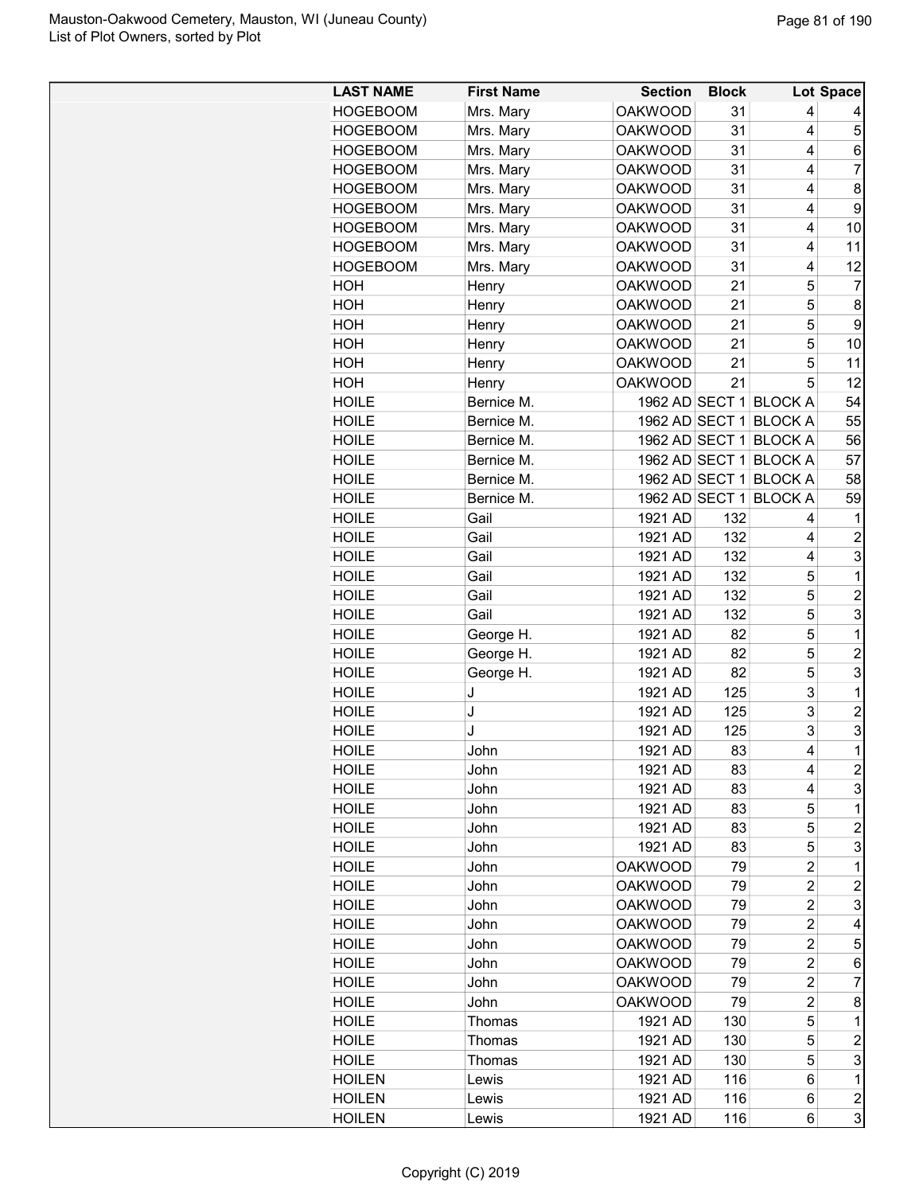| LAST NAME | First Name | Section | Block | Lot | Space |
|---|---|---|---|---|---|
| HOGEBOOM | Mrs. Mary | OAKWOOD | 31 | 4 | 4 |
| HOGEBOOM | Mrs. Mary | OAKWOOD | 31 | 4 | 5 |
| HOGEBOOM | Mrs. Mary | OAKWOOD | 31 | 4 | 6 |
| HOGEBOOM | Mrs. Mary | OAKWOOD | 31 | 4 | 7 |
| HOGEBOOM | Mrs. Mary | OAKWOOD | 31 | 4 | 8 |
| HOGEBOOM | Mrs. Mary | OAKWOOD | 31 | 4 | 9 |
| HOGEBOOM | Mrs. Mary | OAKWOOD | 31 | 4 | 10 |
| HOGEBOOM | Mrs. Mary | OAKWOOD | 31 | 4 | 11 |
| HOGEBOOM | Mrs. Mary | OAKWOOD | 31 | 4 | 12 |
| HOH | Henry | OAKWOOD | 21 | 5 | 7 |
| HOH | Henry | OAKWOOD | 21 | 5 | 8 |
| HOH | Henry | OAKWOOD | 21 | 5 | 9 |
| HOH | Henry | OAKWOOD | 21 | 5 | 10 |
| HOH | Henry | OAKWOOD | 21 | 5 | 11 |
| HOH | Henry | OAKWOOD | 21 | 5 | 12 |
| HOILE | Bernice M. | 1962 AD | SECT 1 | BLOCK A | 54 |
| HOILE | Bernice M. | 1962 AD | SECT 1 | BLOCK A | 55 |
| HOILE | Bernice M. | 1962 AD | SECT 1 | BLOCK A | 56 |
| HOILE | Bernice M. | 1962 AD | SECT 1 | BLOCK A | 57 |
| HOILE | Bernice M. | 1962 AD | SECT 1 | BLOCK A | 58 |
| HOILE | Bernice M. | 1962 AD | SECT 1 | BLOCK A | 59 |
| HOILE | Gail | 1921 AD | 132 | 4 | 1 |
| HOILE | Gail | 1921 AD | 132 | 4 | 2 |
| HOILE | Gail | 1921 AD | 132 | 4 | 3 |
| HOILE | Gail | 1921 AD | 132 | 5 | 1 |
| HOILE | Gail | 1921 AD | 132 | 5 | 2 |
| HOILE | Gail | 1921 AD | 132 | 5 | 3 |
| HOILE | George H. | 1921 AD | 82 | 5 | 1 |
| HOILE | George H. | 1921 AD | 82 | 5 | 2 |
| HOILE | George H. | 1921 AD | 82 | 5 | 3 |
| HOILE | J | 1921 AD | 125 | 3 | 1 |
| HOILE | J | 1921 AD | 125 | 3 | 2 |
| HOILE | J | 1921 AD | 125 | 3 | 3 |
| HOILE | John | 1921 AD | 83 | 4 | 1 |
| HOILE | John | 1921 AD | 83 | 4 | 2 |
| HOILE | John | 1921 AD | 83 | 4 | 3 |
| HOILE | John | 1921 AD | 83 | 5 | 1 |
| HOILE | John | 1921 AD | 83 | 5 | 2 |
| HOILE | John | 1921 AD | 83 | 5 | 3 |
| HOILE | John | OAKWOOD | 79 | 2 | 1 |
| HOILE | John | OAKWOOD | 79 | 2 | 2 |
| HOILE | John | OAKWOOD | 79 | 2 | 3 |
| HOILE | John | OAKWOOD | 79 | 2 | 4 |
| HOILE | John | OAKWOOD | 79 | 2 | 5 |
| HOILE | John | OAKWOOD | 79 | 2 | 6 |
| HOILE | John | OAKWOOD | 79 | 2 | 7 |
| HOILE | John | OAKWOOD | 79 | 2 | 8 |
| HOILE | Thomas | 1921 AD | 130 | 5 | 1 |
| HOILE | Thomas | 1921 AD | 130 | 5 | 2 |
| HOILE | Thomas | 1921 AD | 130 | 5 | 3 |
| HOILEN | Lewis | 1921 AD | 116 | 6 | 1 |
| HOILEN | Lewis | 1921 AD | 116 | 6 | 2 |
| HOILEN | Lewis | 1921 AD | 116 | 6 | 3 |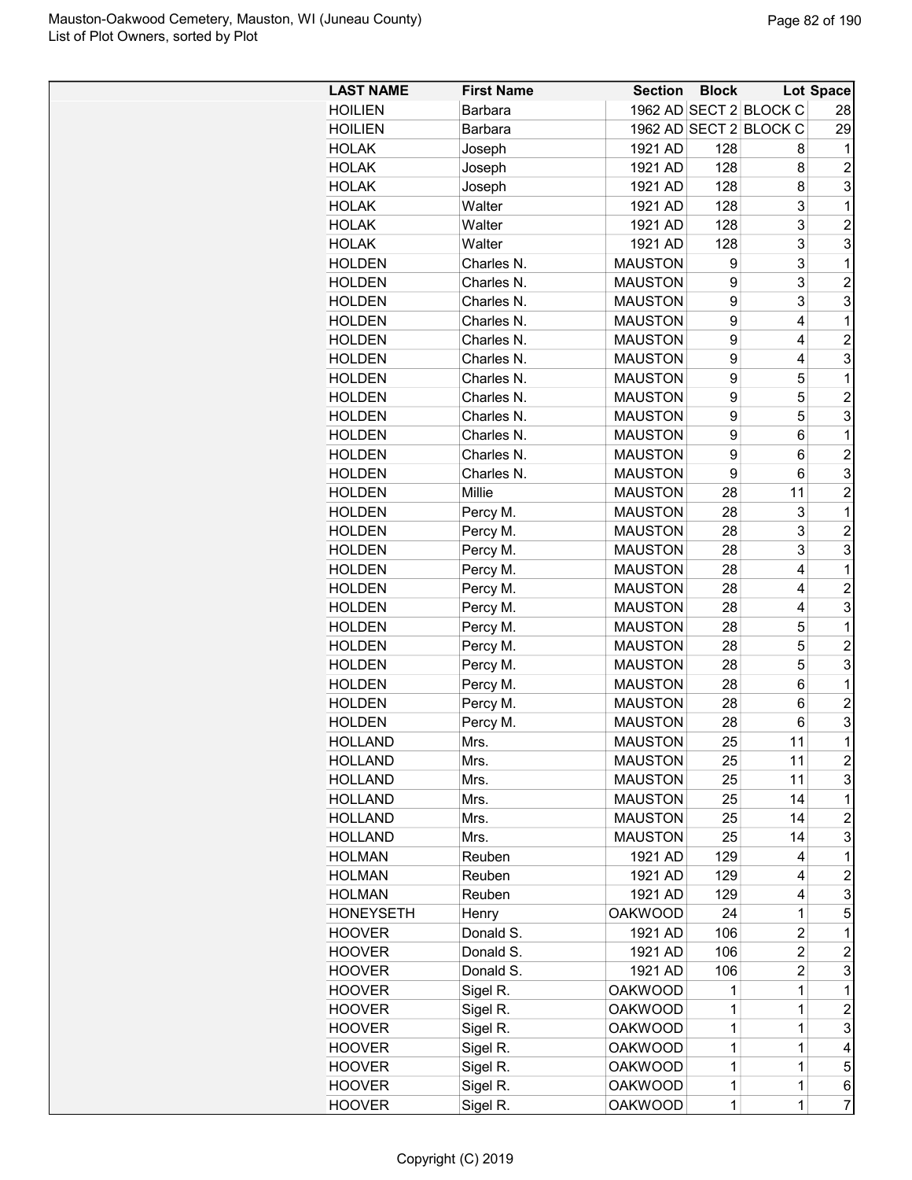| LAST NAME | First Name | Section | Block | Lot | Space |
|---|---|---|---|---|---|
| HOILIEN | Barbara | 1962 AD | SECT 2 | BLOCK C | 28 |
| HOILIEN | Barbara | 1962 AD | SECT 2 | BLOCK C | 29 |
| HOLAK | Joseph | 1921 AD | 128 | 8 | 1 |
| HOLAK | Joseph | 1921 AD | 128 | 8 | 2 |
| HOLAK | Joseph | 1921 AD | 128 | 8 | 3 |
| HOLAK | Walter | 1921 AD | 128 | 3 | 1 |
| HOLAK | Walter | 1921 AD | 128 | 3 | 2 |
| HOLAK | Walter | 1921 AD | 128 | 3 | 3 |
| HOLDEN | Charles N. | MAUSTON | 9 | 3 | 1 |
| HOLDEN | Charles N. | MAUSTON | 9 | 3 | 2 |
| HOLDEN | Charles N. | MAUSTON | 9 | 3 | 3 |
| HOLDEN | Charles N. | MAUSTON | 9 | 4 | 1 |
| HOLDEN | Charles N. | MAUSTON | 9 | 4 | 2 |
| HOLDEN | Charles N. | MAUSTON | 9 | 4 | 3 |
| HOLDEN | Charles N. | MAUSTON | 9 | 5 | 1 |
| HOLDEN | Charles N. | MAUSTON | 9 | 5 | 2 |
| HOLDEN | Charles N. | MAUSTON | 9 | 5 | 3 |
| HOLDEN | Charles N. | MAUSTON | 9 | 6 | 1 |
| HOLDEN | Charles N. | MAUSTON | 9 | 6 | 2 |
| HOLDEN | Charles N. | MAUSTON | 9 | 6 | 3 |
| HOLDEN | Millie | MAUSTON | 28 | 11 | 2 |
| HOLDEN | Percy M. | MAUSTON | 28 | 3 | 1 |
| HOLDEN | Percy M. | MAUSTON | 28 | 3 | 2 |
| HOLDEN | Percy M. | MAUSTON | 28 | 3 | 3 |
| HOLDEN | Percy M. | MAUSTON | 28 | 4 | 1 |
| HOLDEN | Percy M. | MAUSTON | 28 | 4 | 2 |
| HOLDEN | Percy M. | MAUSTON | 28 | 4 | 3 |
| HOLDEN | Percy M. | MAUSTON | 28 | 5 | 1 |
| HOLDEN | Percy M. | MAUSTON | 28 | 5 | 2 |
| HOLDEN | Percy M. | MAUSTON | 28 | 5 | 3 |
| HOLDEN | Percy M. | MAUSTON | 28 | 6 | 1 |
| HOLDEN | Percy M. | MAUSTON | 28 | 6 | 2 |
| HOLDEN | Percy M. | MAUSTON | 28 | 6 | 3 |
| HOLLAND | Mrs. | MAUSTON | 25 | 11 | 1 |
| HOLLAND | Mrs. | MAUSTON | 25 | 11 | 2 |
| HOLLAND | Mrs. | MAUSTON | 25 | 11 | 3 |
| HOLLAND | Mrs. | MAUSTON | 25 | 14 | 1 |
| HOLLAND | Mrs. | MAUSTON | 25 | 14 | 2 |
| HOLLAND | Mrs. | MAUSTON | 25 | 14 | 3 |
| HOLMAN | Reuben | 1921 AD | 129 | 4 | 1 |
| HOLMAN | Reuben | 1921 AD | 129 | 4 | 2 |
| HOLMAN | Reuben | 1921 AD | 129 | 4 | 3 |
| HONEYSETH | Henry | OAKWOOD | 24 | 1 | 5 |
| HOOVER | Donald S. | 1921 AD | 106 | 2 | 1 |
| HOOVER | Donald S. | 1921 AD | 106 | 2 | 2 |
| HOOVER | Donald S. | 1921 AD | 106 | 2 | 3 |
| HOOVER | Sigel R. | OAKWOOD | 1 | 1 | 1 |
| HOOVER | Sigel R. | OAKWOOD | 1 | 1 | 2 |
| HOOVER | Sigel R. | OAKWOOD | 1 | 1 | 3 |
| HOOVER | Sigel R. | OAKWOOD | 1 | 1 | 4 |
| HOOVER | Sigel R. | OAKWOOD | 1 | 1 | 5 |
| HOOVER | Sigel R. | OAKWOOD | 1 | 1 | 6 |
| HOOVER | Sigel R. | OAKWOOD | 1 | 1 | 7 |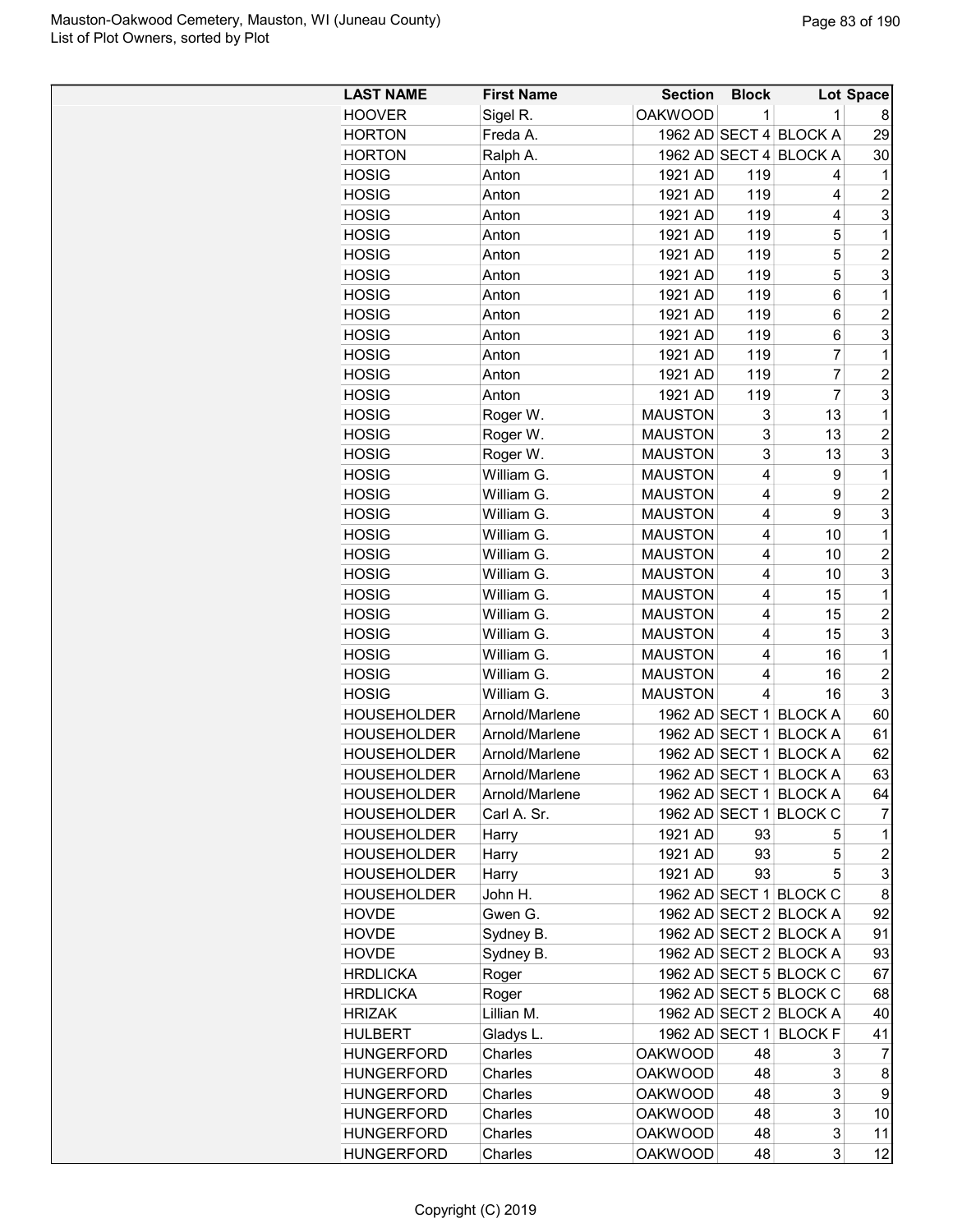| LAST NAME | First Name | Section | Block | Lot | Space |
|---|---|---|---|---|---|
| HOOVER | Sigel R. | OAKWOOD | 1 | 1 | 8 |
| HORTON | Freda A. | 1962 AD | SECT 4 | BLOCK A | 29 |
| HORTON | Ralph A. | 1962 AD | SECT 4 | BLOCK A | 30 |
| HOSIG | Anton | 1921 AD | 119 | 4 | 1 |
| HOSIG | Anton | 1921 AD | 119 | 4 | 2 |
| HOSIG | Anton | 1921 AD | 119 | 4 | 3 |
| HOSIG | Anton | 1921 AD | 119 | 5 | 1 |
| HOSIG | Anton | 1921 AD | 119 | 5 | 2 |
| HOSIG | Anton | 1921 AD | 119 | 5 | 3 |
| HOSIG | Anton | 1921 AD | 119 | 6 | 1 |
| HOSIG | Anton | 1921 AD | 119 | 6 | 2 |
| HOSIG | Anton | 1921 AD | 119 | 6 | 3 |
| HOSIG | Anton | 1921 AD | 119 | 7 | 1 |
| HOSIG | Anton | 1921 AD | 119 | 7 | 2 |
| HOSIG | Anton | 1921 AD | 119 | 7 | 3 |
| HOSIG | Roger W. | MAUSTON | 3 | 13 | 1 |
| HOSIG | Roger W. | MAUSTON | 3 | 13 | 2 |
| HOSIG | Roger W. | MAUSTON | 3 | 13 | 3 |
| HOSIG | William G. | MAUSTON | 4 | 9 | 1 |
| HOSIG | William G. | MAUSTON | 4 | 9 | 2 |
| HOSIG | William G. | MAUSTON | 4 | 9 | 3 |
| HOSIG | William G. | MAUSTON | 4 | 10 | 1 |
| HOSIG | William G. | MAUSTON | 4 | 10 | 2 |
| HOSIG | William G. | MAUSTON | 4 | 10 | 3 |
| HOSIG | William G. | MAUSTON | 4 | 15 | 1 |
| HOSIG | William G. | MAUSTON | 4 | 15 | 2 |
| HOSIG | William G. | MAUSTON | 4 | 15 | 3 |
| HOSIG | William G. | MAUSTON | 4 | 16 | 1 |
| HOSIG | William G. | MAUSTON | 4 | 16 | 2 |
| HOSIG | William G. | MAUSTON | 4 | 16 | 3 |
| HOUSEHOLDER | Arnold/Marlene | 1962 AD | SECT 1 | BLOCK A | 60 |
| HOUSEHOLDER | Arnold/Marlene | 1962 AD | SECT 1 | BLOCK A | 61 |
| HOUSEHOLDER | Arnold/Marlene | 1962 AD | SECT 1 | BLOCK A | 62 |
| HOUSEHOLDER | Arnold/Marlene | 1962 AD | SECT 1 | BLOCK A | 63 |
| HOUSEHOLDER | Arnold/Marlene | 1962 AD | SECT 1 | BLOCK A | 64 |
| HOUSEHOLDER | Carl A. Sr. | 1962 AD | SECT 1 | BLOCK C | 7 |
| HOUSEHOLDER | Harry | 1921 AD | 93 | 5 | 1 |
| HOUSEHOLDER | Harry | 1921 AD | 93 | 5 | 2 |
| HOUSEHOLDER | Harry | 1921 AD | 93 | 5 | 3 |
| HOUSEHOLDER | John H. | 1962 AD | SECT 1 | BLOCK C | 8 |
| HOVDE | Gwen G. | 1962 AD | SECT 2 | BLOCK A | 92 |
| HOVDE | Sydney B. | 1962 AD | SECT 2 | BLOCK A | 91 |
| HOVDE | Sydney B. | 1962 AD | SECT 2 | BLOCK A | 93 |
| HRDLICKA | Roger | 1962 AD | SECT 5 | BLOCK C | 67 |
| HRDLICKA | Roger | 1962 AD | SECT 5 | BLOCK C | 68 |
| HRIZAK | Lillian M. | 1962 AD | SECT 2 | BLOCK A | 40 |
| HULBERT | Gladys L. | 1962 AD | SECT 1 | BLOCK F | 41 |
| HUNGERFORD | Charles | OAKWOOD | 48 | 3 | 7 |
| HUNGERFORD | Charles | OAKWOOD | 48 | 3 | 8 |
| HUNGERFORD | Charles | OAKWOOD | 48 | 3 | 9 |
| HUNGERFORD | Charles | OAKWOOD | 48 | 3 | 10 |
| HUNGERFORD | Charles | OAKWOOD | 48 | 3 | 11 |
| HUNGERFORD | Charles | OAKWOOD | 48 | 3 | 12 |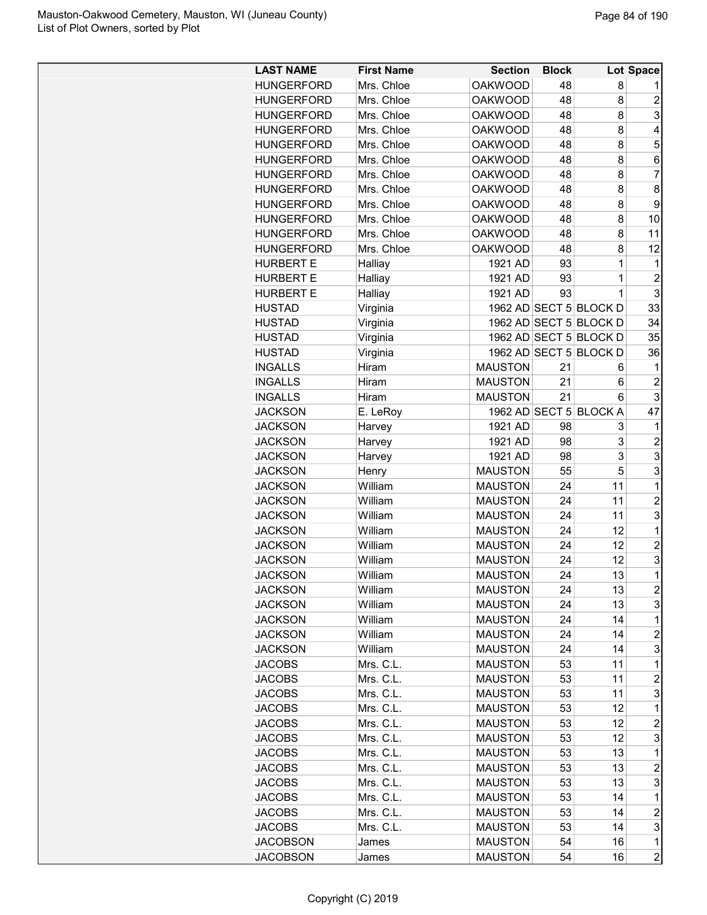| LAST NAME | First Name | Section | Block | Lot | Space |
|---|---|---|---|---|---|
| HUNGERFORD | Mrs. Chloe | OAKWOOD | 48 | 8 | 1 |
| HUNGERFORD | Mrs. Chloe | OAKWOOD | 48 | 8 | 2 |
| HUNGERFORD | Mrs. Chloe | OAKWOOD | 48 | 8 | 3 |
| HUNGERFORD | Mrs. Chloe | OAKWOOD | 48 | 8 | 4 |
| HUNGERFORD | Mrs. Chloe | OAKWOOD | 48 | 8 | 5 |
| HUNGERFORD | Mrs. Chloe | OAKWOOD | 48 | 8 | 6 |
| HUNGERFORD | Mrs. Chloe | OAKWOOD | 48 | 8 | 7 |
| HUNGERFORD | Mrs. Chloe | OAKWOOD | 48 | 8 | 8 |
| HUNGERFORD | Mrs. Chloe | OAKWOOD | 48 | 8 | 9 |
| HUNGERFORD | Mrs. Chloe | OAKWOOD | 48 | 8 | 10 |
| HUNGERFORD | Mrs. Chloe | OAKWOOD | 48 | 8 | 11 |
| HUNGERFORD | Mrs. Chloe | OAKWOOD | 48 | 8 | 12 |
| HURBERT E | Halliay | 1921 AD | 93 | 1 | 1 |
| HURBERT E | Halliay | 1921 AD | 93 | 1 | 2 |
| HURBERT E | Halliay | 1921 AD | 93 | 1 | 3 |
| HUSTAD | Virginia | 1962 AD | SECT 5 | BLOCK D | 33 |
| HUSTAD | Virginia | 1962 AD | SECT 5 | BLOCK D | 34 |
| HUSTAD | Virginia | 1962 AD | SECT 5 | BLOCK D | 35 |
| HUSTAD | Virginia | 1962 AD | SECT 5 | BLOCK D | 36 |
| INGALLS | Hiram | MAUSTON | 21 | 6 | 1 |
| INGALLS | Hiram | MAUSTON | 21 | 6 | 2 |
| INGALLS | Hiram | MAUSTON | 21 | 6 | 3 |
| JACKSON | E. LeRoy | 1962 AD | SECT 5 | BLOCK A | 47 |
| JACKSON | Harvey | 1921 AD | 98 | 3 | 1 |
| JACKSON | Harvey | 1921 AD | 98 | 3 | 2 |
| JACKSON | Harvey | 1921 AD | 98 | 3 | 3 |
| JACKSON | Henry | MAUSTON | 55 | 5 | 3 |
| JACKSON | William | MAUSTON | 24 | 11 | 1 |
| JACKSON | William | MAUSTON | 24 | 11 | 2 |
| JACKSON | William | MAUSTON | 24 | 11 | 3 |
| JACKSON | William | MAUSTON | 24 | 12 | 1 |
| JACKSON | William | MAUSTON | 24 | 12 | 2 |
| JACKSON | William | MAUSTON | 24 | 12 | 3 |
| JACKSON | William | MAUSTON | 24 | 13 | 1 |
| JACKSON | William | MAUSTON | 24 | 13 | 2 |
| JACKSON | William | MAUSTON | 24 | 13 | 3 |
| JACKSON | William | MAUSTON | 24 | 14 | 1 |
| JACKSON | William | MAUSTON | 24 | 14 | 2 |
| JACKSON | William | MAUSTON | 24 | 14 | 3 |
| JACOBS | Mrs. C.L. | MAUSTON | 53 | 11 | 1 |
| JACOBS | Mrs. C.L. | MAUSTON | 53 | 11 | 2 |
| JACOBS | Mrs. C.L. | MAUSTON | 53 | 11 | 3 |
| JACOBS | Mrs. C.L. | MAUSTON | 53 | 12 | 1 |
| JACOBS | Mrs. C.L. | MAUSTON | 53 | 12 | 2 |
| JACOBS | Mrs. C.L. | MAUSTON | 53 | 12 | 3 |
| JACOBS | Mrs. C.L. | MAUSTON | 53 | 13 | 1 |
| JACOBS | Mrs. C.L. | MAUSTON | 53 | 13 | 2 |
| JACOBS | Mrs. C.L. | MAUSTON | 53 | 13 | 3 |
| JACOBS | Mrs. C.L. | MAUSTON | 53 | 14 | 1 |
| JACOBS | Mrs. C.L. | MAUSTON | 53 | 14 | 2 |
| JACOBS | Mrs. C.L. | MAUSTON | 53 | 14 | 3 |
| JACOBSON | James | MAUSTON | 54 | 16 | 1 |
| JACOBSON | James | MAUSTON | 54 | 16 | 2 |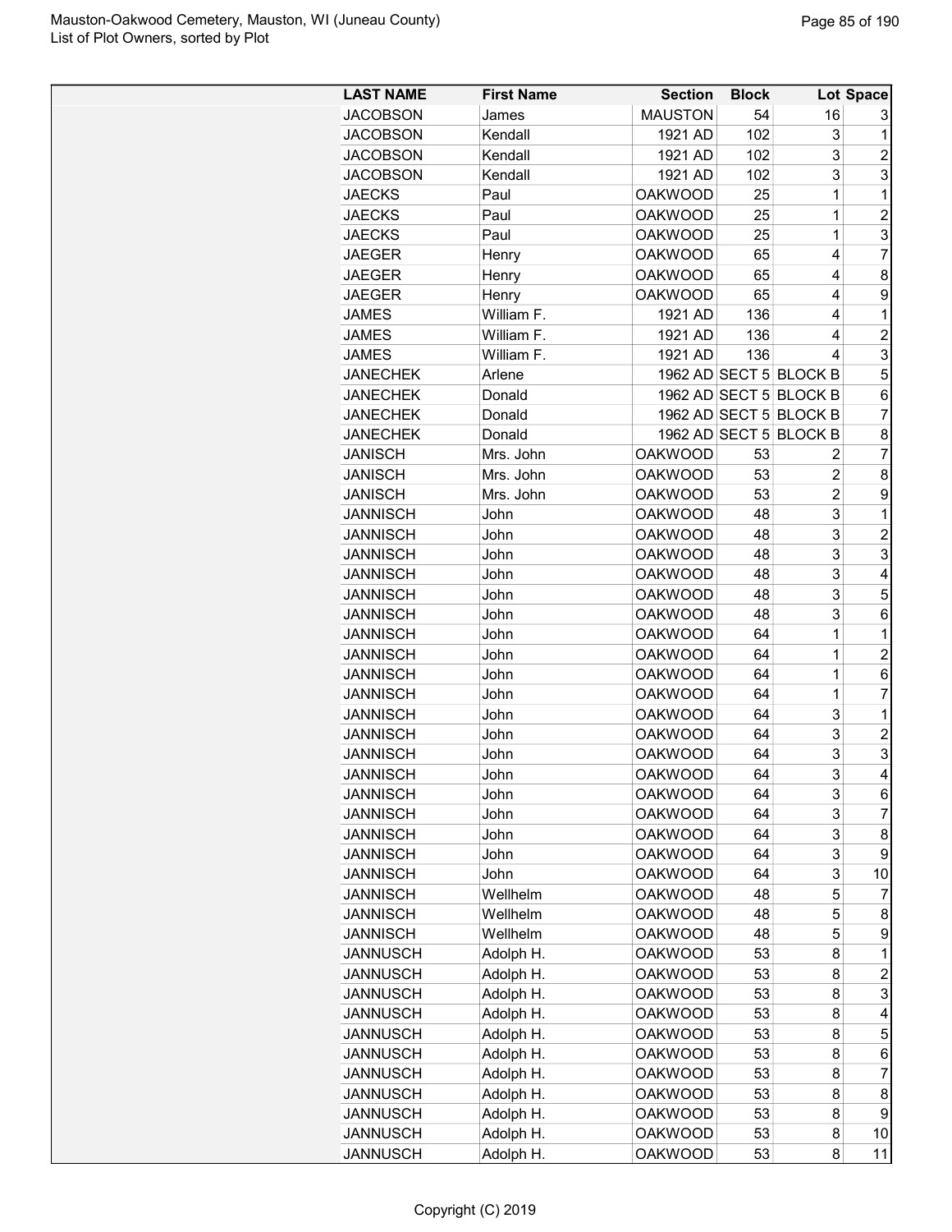| LAST NAME | First Name | Section | Block | Lot | Space |
|---|---|---|---|---|---|
| JACOBSON | James | MAUSTON | 54 | 16 | 3 |
| JACOBSON | Kendall | 1921 AD | 102 | 3 | 1 |
| JACOBSON | Kendall | 1921 AD | 102 | 3 | 2 |
| JACOBSON | Kendall | 1921 AD | 102 | 3 | 3 |
| JAECKS | Paul | OAKWOOD | 25 | 1 | 1 |
| JAECKS | Paul | OAKWOOD | 25 | 1 | 2 |
| JAECKS | Paul | OAKWOOD | 25 | 1 | 3 |
| JAEGER | Henry | OAKWOOD | 65 | 4 | 7 |
| JAEGER | Henry | OAKWOOD | 65 | 4 | 8 |
| JAEGER | Henry | OAKWOOD | 65 | 4 | 9 |
| JAMES | William F. | 1921 AD | 136 | 4 | 1 |
| JAMES | William F. | 1921 AD | 136 | 4 | 2 |
| JAMES | William F. | 1921 AD | 136 | 4 | 3 |
| JANECHEK | Arlene | 1962 AD | SECT 5 | BLOCK B | 5 |
| JANECHEK | Donald | 1962 AD | SECT 5 | BLOCK B | 6 |
| JANECHEK | Donald | 1962 AD | SECT 5 | BLOCK B | 7 |
| JANECHEK | Donald | 1962 AD | SECT 5 | BLOCK B | 8 |
| JANISCH | Mrs. John | OAKWOOD | 53 | 2 | 7 |
| JANISCH | Mrs. John | OAKWOOD | 53 | 2 | 8 |
| JANISCH | Mrs. John | OAKWOOD | 53 | 2 | 9 |
| JANNISCH | John | OAKWOOD | 48 | 3 | 1 |
| JANNISCH | John | OAKWOOD | 48 | 3 | 2 |
| JANNISCH | John | OAKWOOD | 48 | 3 | 3 |
| JANNISCH | John | OAKWOOD | 48 | 3 | 4 |
| JANNISCH | John | OAKWOOD | 48 | 3 | 5 |
| JANNISCH | John | OAKWOOD | 48 | 3 | 6 |
| JANNISCH | John | OAKWOOD | 64 | 1 | 1 |
| JANNISCH | John | OAKWOOD | 64 | 1 | 2 |
| JANNISCH | John | OAKWOOD | 64 | 1 | 6 |
| JANNISCH | John | OAKWOOD | 64 | 1 | 7 |
| JANNISCH | John | OAKWOOD | 64 | 3 | 1 |
| JANNISCH | John | OAKWOOD | 64 | 3 | 2 |
| JANNISCH | John | OAKWOOD | 64 | 3 | 3 |
| JANNISCH | John | OAKWOOD | 64 | 3 | 4 |
| JANNISCH | John | OAKWOOD | 64 | 3 | 6 |
| JANNISCH | John | OAKWOOD | 64 | 3 | 7 |
| JANNISCH | John | OAKWOOD | 64 | 3 | 8 |
| JANNISCH | John | OAKWOOD | 64 | 3 | 9 |
| JANNISCH | John | OAKWOOD | 64 | 3 | 10 |
| JANNISCH | Wellhelm | OAKWOOD | 48 | 5 | 7 |
| JANNISCH | Wellhelm | OAKWOOD | 48 | 5 | 8 |
| JANNISCH | Wellhelm | OAKWOOD | 48 | 5 | 9 |
| JANNUSCH | Adolph H. | OAKWOOD | 53 | 8 | 1 |
| JANNUSCH | Adolph H. | OAKWOOD | 53 | 8 | 2 |
| JANNUSCH | Adolph H. | OAKWOOD | 53 | 8 | 3 |
| JANNUSCH | Adolph H. | OAKWOOD | 53 | 8 | 4 |
| JANNUSCH | Adolph H. | OAKWOOD | 53 | 8 | 5 |
| JANNUSCH | Adolph H. | OAKWOOD | 53 | 8 | 6 |
| JANNUSCH | Adolph H. | OAKWOOD | 53 | 8 | 7 |
| JANNUSCH | Adolph H. | OAKWOOD | 53 | 8 | 8 |
| JANNUSCH | Adolph H. | OAKWOOD | 53 | 8 | 9 |
| JANNUSCH | Adolph H. | OAKWOOD | 53 | 8 | 10 |
| JANNUSCH | Adolph H. | OAKWOOD | 53 | 8 | 11 |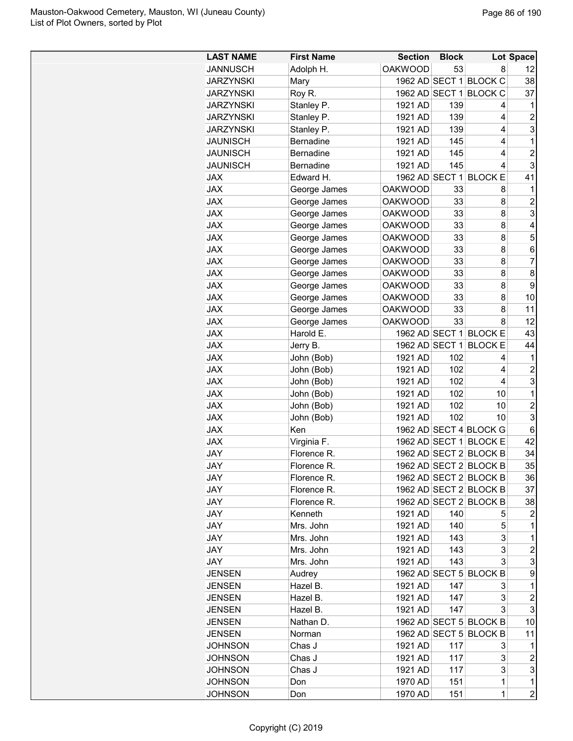| LAST NAME | First Name | Section | Block | Lot | Space |
|---|---|---|---|---|---|
| JANNUSCH | Adolph H. | OAKWOOD | 53 | 8 | 12 |
| JARZYNSKI | Mary | 1962 AD | SECT 1 | BLOCK C | 38 |
| JARZYNSKI | Roy R. | 1962 AD | SECT 1 | BLOCK C | 37 |
| JARZYNSKI | Stanley P. | 1921 AD | 139 | 4 | 1 |
| JARZYNSKI | Stanley P. | 1921 AD | 139 | 4 | 2 |
| JARZYNSKI | Stanley P. | 1921 AD | 139 | 4 | 3 |
| JAUNISCH | Bernadine | 1921 AD | 145 | 4 | 1 |
| JAUNISCH | Bernadine | 1921 AD | 145 | 4 | 2 |
| JAUNISCH | Bernadine | 1921 AD | 145 | 4 | 3 |
| JAX | Edward H. | 1962 AD | SECT 1 | BLOCK E | 41 |
| JAX | George James | OAKWOOD | 33 | 8 | 1 |
| JAX | George James | OAKWOOD | 33 | 8 | 2 |
| JAX | George James | OAKWOOD | 33 | 8 | 3 |
| JAX | George James | OAKWOOD | 33 | 8 | 4 |
| JAX | George James | OAKWOOD | 33 | 8 | 5 |
| JAX | George James | OAKWOOD | 33 | 8 | 6 |
| JAX | George James | OAKWOOD | 33 | 8 | 7 |
| JAX | George James | OAKWOOD | 33 | 8 | 8 |
| JAX | George James | OAKWOOD | 33 | 8 | 9 |
| JAX | George James | OAKWOOD | 33 | 8 | 10 |
| JAX | George James | OAKWOOD | 33 | 8 | 11 |
| JAX | George James | OAKWOOD | 33 | 8 | 12 |
| JAX | Harold E. | 1962 AD | SECT 1 | BLOCK E | 43 |
| JAX | Jerry B. | 1962 AD | SECT 1 | BLOCK E | 44 |
| JAX | John (Bob) | 1921 AD | 102 | 4 | 1 |
| JAX | John (Bob) | 1921 AD | 102 | 4 | 2 |
| JAX | John (Bob) | 1921 AD | 102 | 4 | 3 |
| JAX | John (Bob) | 1921 AD | 102 | 10 | 1 |
| JAX | John (Bob) | 1921 AD | 102 | 10 | 2 |
| JAX | John (Bob) | 1921 AD | 102 | 10 | 3 |
| JAX | Ken | 1962 AD | SECT 4 | BLOCK G | 6 |
| JAX | Virginia F. | 1962 AD | SECT 1 | BLOCK E | 42 |
| JAY | Florence R. | 1962 AD | SECT 2 | BLOCK B | 34 |
| JAY | Florence R. | 1962 AD | SECT 2 | BLOCK B | 35 |
| JAY | Florence R. | 1962 AD | SECT 2 | BLOCK B | 36 |
| JAY | Florence R. | 1962 AD | SECT 2 | BLOCK B | 37 |
| JAY | Florence R. | 1962 AD | SECT 2 | BLOCK B | 38 |
| JAY | Kenneth | 1921 AD | 140 | 5 | 2 |
| JAY | Mrs. John | 1921 AD | 140 | 5 | 1 |
| JAY | Mrs. John | 1921 AD | 143 | 3 | 1 |
| JAY | Mrs. John | 1921 AD | 143 | 3 | 2 |
| JAY | Mrs. John | 1921 AD | 143 | 3 | 3 |
| JENSEN | Audrey | 1962 AD | SECT 5 | BLOCK B | 9 |
| JENSEN | Hazel B. | 1921 AD | 147 | 3 | 1 |
| JENSEN | Hazel B. | 1921 AD | 147 | 3 | 2 |
| JENSEN | Hazel B. | 1921 AD | 147 | 3 | 3 |
| JENSEN | Nathan D. | 1962 AD | SECT 5 | BLOCK B | 10 |
| JENSEN | Norman | 1962 AD | SECT 5 | BLOCK B | 11 |
| JOHNSON | Chas J | 1921 AD | 117 | 3 | 1 |
| JOHNSON | Chas J | 1921 AD | 117 | 3 | 2 |
| JOHNSON | Chas J | 1921 AD | 117 | 3 | 3 |
| JOHNSON | Don | 1970 AD | 151 | 1 | 1 |
| JOHNSON | Don | 1970 AD | 151 | 1 | 2 |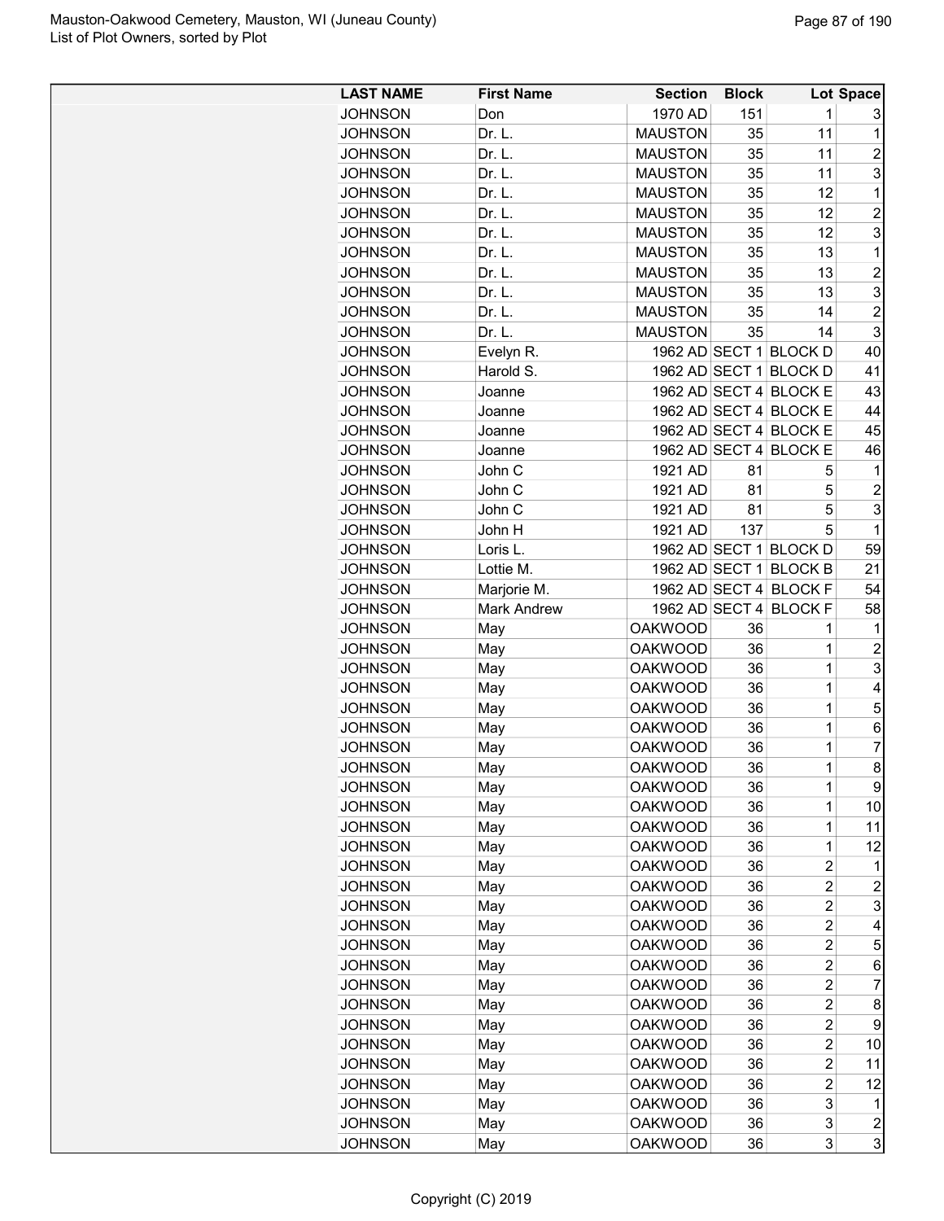| LAST NAME | First Name | Section | Block | Lot | Space |
|---|---|---|---|---|---|
| JOHNSON | Don | 1970 AD | 151 | 1 | 3 |
| JOHNSON | Dr. L. | MAUSTON | 35 | 11 | 1 |
| JOHNSON | Dr. L. | MAUSTON | 35 | 11 | 2 |
| JOHNSON | Dr. L. | MAUSTON | 35 | 11 | 3 |
| JOHNSON | Dr. L. | MAUSTON | 35 | 12 | 1 |
| JOHNSON | Dr. L. | MAUSTON | 35 | 12 | 2 |
| JOHNSON | Dr. L. | MAUSTON | 35 | 12 | 3 |
| JOHNSON | Dr. L. | MAUSTON | 35 | 13 | 1 |
| JOHNSON | Dr. L. | MAUSTON | 35 | 13 | 2 |
| JOHNSON | Dr. L. | MAUSTON | 35 | 13 | 3 |
| JOHNSON | Dr. L. | MAUSTON | 35 | 14 | 2 |
| JOHNSON | Dr. L. | MAUSTON | 35 | 14 | 3 |
| JOHNSON | Evelyn R. | 1962 AD | SECT 1 | BLOCK D | 40 |
| JOHNSON | Harold S. | 1962 AD | SECT 1 | BLOCK D | 41 |
| JOHNSON | Joanne | 1962 AD | SECT 4 | BLOCK E | 43 |
| JOHNSON | Joanne | 1962 AD | SECT 4 | BLOCK E | 44 |
| JOHNSON | Joanne | 1962 AD | SECT 4 | BLOCK E | 45 |
| JOHNSON | Joanne | 1962 AD | SECT 4 | BLOCK E | 46 |
| JOHNSON | John C | 1921 AD | 81 | 5 | 1 |
| JOHNSON | John C | 1921 AD | 81 | 5 | 2 |
| JOHNSON | John C | 1921 AD | 81 | 5 | 3 |
| JOHNSON | John H | 1921 AD | 137 | 5 | 1 |
| JOHNSON | Loris L. | 1962 AD | SECT 1 | BLOCK D | 59 |
| JOHNSON | Lottie M. | 1962 AD | SECT 1 | BLOCK B | 21 |
| JOHNSON | Marjorie M. | 1962 AD | SECT 4 | BLOCK F | 54 |
| JOHNSON | Mark Andrew | 1962 AD | SECT 4 | BLOCK F | 58 |
| JOHNSON | May | OAKWOOD | 36 | 1 | 1 |
| JOHNSON | May | OAKWOOD | 36 | 1 | 2 |
| JOHNSON | May | OAKWOOD | 36 | 1 | 3 |
| JOHNSON | May | OAKWOOD | 36 | 1 | 4 |
| JOHNSON | May | OAKWOOD | 36 | 1 | 5 |
| JOHNSON | May | OAKWOOD | 36 | 1 | 6 |
| JOHNSON | May | OAKWOOD | 36 | 1 | 7 |
| JOHNSON | May | OAKWOOD | 36 | 1 | 8 |
| JOHNSON | May | OAKWOOD | 36 | 1 | 9 |
| JOHNSON | May | OAKWOOD | 36 | 1 | 10 |
| JOHNSON | May | OAKWOOD | 36 | 1 | 11 |
| JOHNSON | May | OAKWOOD | 36 | 1 | 12 |
| JOHNSON | May | OAKWOOD | 36 | 2 | 1 |
| JOHNSON | May | OAKWOOD | 36 | 2 | 2 |
| JOHNSON | May | OAKWOOD | 36 | 2 | 3 |
| JOHNSON | May | OAKWOOD | 36 | 2 | 4 |
| JOHNSON | May | OAKWOOD | 36 | 2 | 5 |
| JOHNSON | May | OAKWOOD | 36 | 2 | 6 |
| JOHNSON | May | OAKWOOD | 36 | 2 | 7 |
| JOHNSON | May | OAKWOOD | 36 | 2 | 8 |
| JOHNSON | May | OAKWOOD | 36 | 2 | 9 |
| JOHNSON | May | OAKWOOD | 36 | 2 | 10 |
| JOHNSON | May | OAKWOOD | 36 | 2 | 11 |
| JOHNSON | May | OAKWOOD | 36 | 2 | 12 |
| JOHNSON | May | OAKWOOD | 36 | 3 | 1 |
| JOHNSON | May | OAKWOOD | 36 | 3 | 2 |
| JOHNSON | May | OAKWOOD | 36 | 3 | 3 |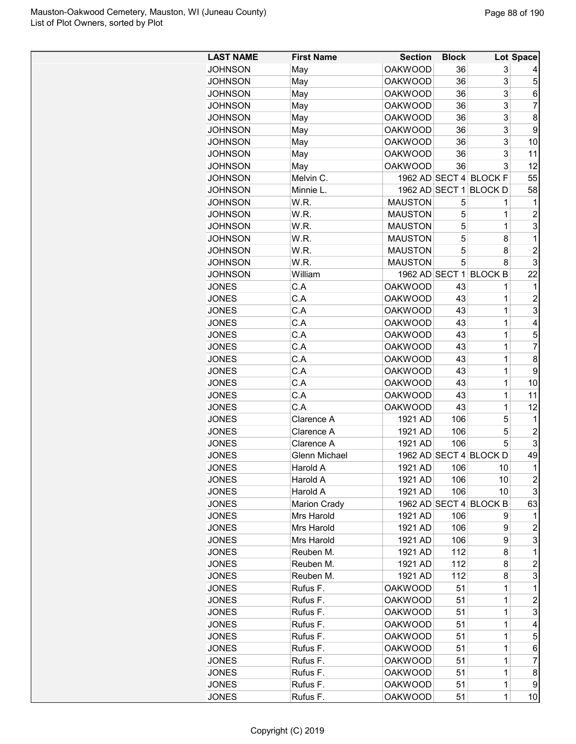| LAST NAME | First Name | Section | Block | Lot | Space |
|---|---|---|---|---|---|
| JOHNSON | May | OAKWOOD | 36 | 3 | 4 |
| JOHNSON | May | OAKWOOD | 36 | 3 | 5 |
| JOHNSON | May | OAKWOOD | 36 | 3 | 6 |
| JOHNSON | May | OAKWOOD | 36 | 3 | 7 |
| JOHNSON | May | OAKWOOD | 36 | 3 | 8 |
| JOHNSON | May | OAKWOOD | 36 | 3 | 9 |
| JOHNSON | May | OAKWOOD | 36 | 3 | 10 |
| JOHNSON | May | OAKWOOD | 36 | 3 | 11 |
| JOHNSON | May | OAKWOOD | 36 | 3 | 12 |
| JOHNSON | Melvin C. | 1962 AD | SECT 4 | BLOCK F | 55 |
| JOHNSON | Minnie L. | 1962 AD | SECT 1 | BLOCK D | 58 |
| JOHNSON | W.R. | MAUSTON | 5 | 1 | 1 |
| JOHNSON | W.R. | MAUSTON | 5 | 1 | 2 |
| JOHNSON | W.R. | MAUSTON | 5 | 1 | 3 |
| JOHNSON | W.R. | MAUSTON | 5 | 8 | 1 |
| JOHNSON | W.R. | MAUSTON | 5 | 8 | 2 |
| JOHNSON | W.R. | MAUSTON | 5 | 8 | 3 |
| JOHNSON | William | 1962 AD | SECT 1 | BLOCK B | 22 |
| JONES | C.A | OAKWOOD | 43 | 1 | 1 |
| JONES | C.A | OAKWOOD | 43 | 1 | 2 |
| JONES | C.A | OAKWOOD | 43 | 1 | 3 |
| JONES | C.A | OAKWOOD | 43 | 1 | 4 |
| JONES | C.A | OAKWOOD | 43 | 1 | 5 |
| JONES | C.A | OAKWOOD | 43 | 1 | 7 |
| JONES | C.A | OAKWOOD | 43 | 1 | 8 |
| JONES | C.A | OAKWOOD | 43 | 1 | 9 |
| JONES | C.A | OAKWOOD | 43 | 1 | 10 |
| JONES | C.A | OAKWOOD | 43 | 1 | 11 |
| JONES | C.A | OAKWOOD | 43 | 1 | 12 |
| JONES | Clarence A | 1921 AD | 106 | 5 | 1 |
| JONES | Clarence A | 1921 AD | 106 | 5 | 2 |
| JONES | Clarence A | 1921 AD | 106 | 5 | 3 |
| JONES | Glenn Michael | 1962 AD | SECT 4 | BLOCK D | 49 |
| JONES | Harold A | 1921 AD | 106 | 10 | 1 |
| JONES | Harold A | 1921 AD | 106 | 10 | 2 |
| JONES | Harold A | 1921 AD | 106 | 10 | 3 |
| JONES | Marion Crady | 1962 AD | SECT 4 | BLOCK B | 63 |
| JONES | Mrs Harold | 1921 AD | 106 | 9 | 1 |
| JONES | Mrs Harold | 1921 AD | 106 | 9 | 2 |
| JONES | Mrs Harold | 1921 AD | 106 | 9 | 3 |
| JONES | Reuben M. | 1921 AD | 112 | 8 | 1 |
| JONES | Reuben M. | 1921 AD | 112 | 8 | 2 |
| JONES | Reuben M. | 1921 AD | 112 | 8 | 3 |
| JONES | Rufus F. | OAKWOOD | 51 | 1 | 1 |
| JONES | Rufus F. | OAKWOOD | 51 | 1 | 2 |
| JONES | Rufus F. | OAKWOOD | 51 | 1 | 3 |
| JONES | Rufus F. | OAKWOOD | 51 | 1 | 4 |
| JONES | Rufus F. | OAKWOOD | 51 | 1 | 5 |
| JONES | Rufus F. | OAKWOOD | 51 | 1 | 6 |
| JONES | Rufus F. | OAKWOOD | 51 | 1 | 7 |
| JONES | Rufus F. | OAKWOOD | 51 | 1 | 8 |
| JONES | Rufus F. | OAKWOOD | 51 | 1 | 9 |
| JONES | Rufus F. | OAKWOOD | 51 | 1 | 10 |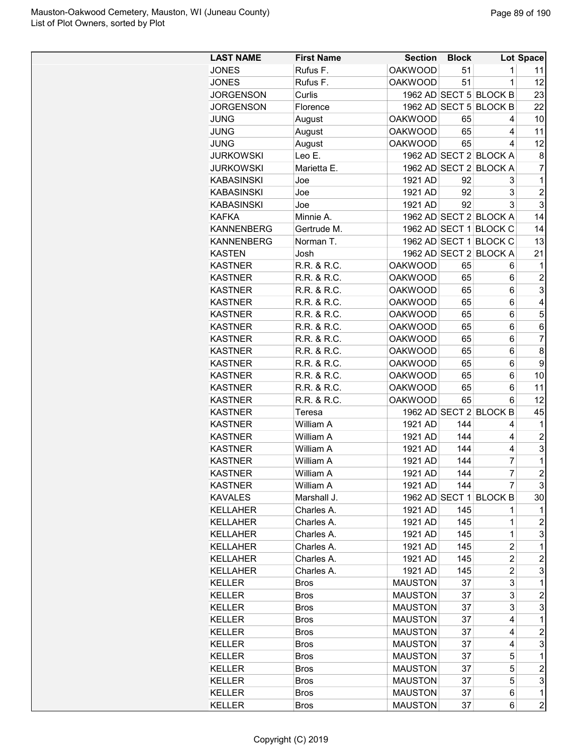| LAST NAME | First Name | Section | Block | Lot | Space |
|---|---|---|---|---|---|
| JONES | Rufus F. | OAKWOOD | 51 | 1 | 11 |
| JONES | Rufus F. | OAKWOOD | 51 | 1 | 12 |
| JORGENSON | Curlis | 1962 AD | SECT 5 | BLOCK B | 23 |
| JORGENSON | Florence | 1962 AD | SECT 5 | BLOCK B | 22 |
| JUNG | August | OAKWOOD | 65 | 4 | 10 |
| JUNG | August | OAKWOOD | 65 | 4 | 11 |
| JUNG | August | OAKWOOD | 65 | 4 | 12 |
| JURKOWSKI | Leo E. | 1962 AD | SECT 2 | BLOCK A | 8 |
| JURKOWSKI | Marietta E. | 1962 AD | SECT 2 | BLOCK A | 7 |
| KABASINSKI | Joe | 1921 AD | 92 | 3 | 1 |
| KABASINSKI | Joe | 1921 AD | 92 | 3 | 2 |
| KABASINSKI | Joe | 1921 AD | 92 | 3 | 3 |
| KAFKA | Minnie A. | 1962 AD | SECT 2 | BLOCK A | 14 |
| KANNENBERG | Gertrude M. | 1962 AD | SECT 1 | BLOCK C | 14 |
| KANNENBERG | Norman T. | 1962 AD | SECT 1 | BLOCK C | 13 |
| KASTEN | Josh | 1962 AD | SECT 2 | BLOCK A | 21 |
| KASTNER | R.R. & R.C. | OAKWOOD | 65 | 6 | 1 |
| KASTNER | R.R. & R.C. | OAKWOOD | 65 | 6 | 2 |
| KASTNER | R.R. & R.C. | OAKWOOD | 65 | 6 | 3 |
| KASTNER | R.R. & R.C. | OAKWOOD | 65 | 6 | 4 |
| KASTNER | R.R. & R.C. | OAKWOOD | 65 | 6 | 5 |
| KASTNER | R.R. & R.C. | OAKWOOD | 65 | 6 | 6 |
| KASTNER | R.R. & R.C. | OAKWOOD | 65 | 6 | 7 |
| KASTNER | R.R. & R.C. | OAKWOOD | 65 | 6 | 8 |
| KASTNER | R.R. & R.C. | OAKWOOD | 65 | 6 | 9 |
| KASTNER | R.R. & R.C. | OAKWOOD | 65 | 6 | 10 |
| KASTNER | R.R. & R.C. | OAKWOOD | 65 | 6 | 11 |
| KASTNER | R.R. & R.C. | OAKWOOD | 65 | 6 | 12 |
| KASTNER | Teresa | 1962 AD | SECT 2 | BLOCK B | 45 |
| KASTNER | William A | 1921 AD | 144 | 4 | 1 |
| KASTNER | William A | 1921 AD | 144 | 4 | 2 |
| KASTNER | William A | 1921 AD | 144 | 4 | 3 |
| KASTNER | William A | 1921 AD | 144 | 7 | 1 |
| KASTNER | William A | 1921 AD | 144 | 7 | 2 |
| KASTNER | William A | 1921 AD | 144 | 7 | 3 |
| KAVALES | Marshall J. | 1962 AD | SECT 1 | BLOCK B | 30 |
| KELLAHER | Charles A. | 1921 AD | 145 | 1 | 1 |
| KELLAHER | Charles A. | 1921 AD | 145 | 1 | 2 |
| KELLAHER | Charles A. | 1921 AD | 145 | 1 | 3 |
| KELLAHER | Charles A. | 1921 AD | 145 | 2 | 1 |
| KELLAHER | Charles A. | 1921 AD | 145 | 2 | 2 |
| KELLAHER | Charles A. | 1921 AD | 145 | 2 | 3 |
| KELLER | Bros | MAUSTON | 37 | 3 | 1 |
| KELLER | Bros | MAUSTON | 37 | 3 | 2 |
| KELLER | Bros | MAUSTON | 37 | 3 | 3 |
| KELLER | Bros | MAUSTON | 37 | 4 | 1 |
| KELLER | Bros | MAUSTON | 37 | 4 | 2 |
| KELLER | Bros | MAUSTON | 37 | 4 | 3 |
| KELLER | Bros | MAUSTON | 37 | 5 | 1 |
| KELLER | Bros | MAUSTON | 37 | 5 | 2 |
| KELLER | Bros | MAUSTON | 37 | 5 | 3 |
| KELLER | Bros | MAUSTON | 37 | 6 | 1 |
| KELLER | Bros | MAUSTON | 37 | 6 | 2 |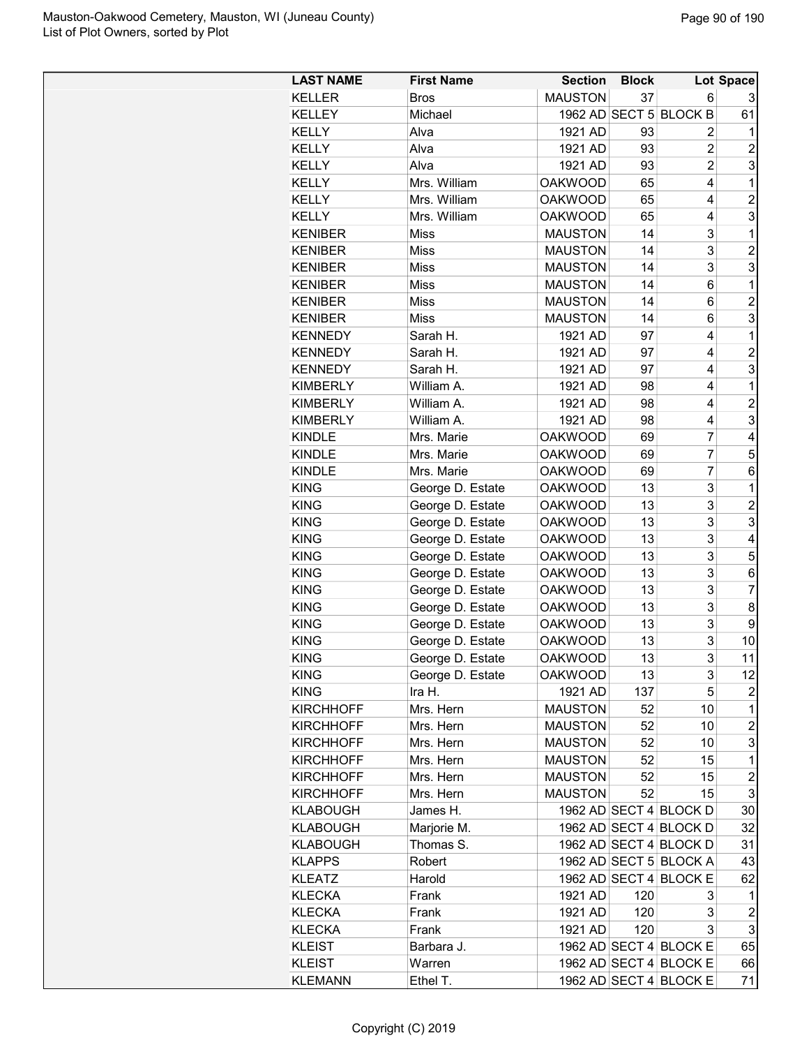| LAST NAME | First Name | Section | Block | Lot | Space |
|---|---|---|---|---|---|
| KELLER | Bros | MAUSTON | 37 | 6 | 3 |
| KELLEY | Michael | 1962 AD | SECT 5 | BLOCK B | 61 |
| KELLY | Alva | 1921 AD | 93 | 2 | 1 |
| KELLY | Alva | 1921 AD | 93 | 2 | 2 |
| KELLY | Alva | 1921 AD | 93 | 2 | 3 |
| KELLY | Mrs. William | OAKWOOD | 65 | 4 | 1 |
| KELLY | Mrs. William | OAKWOOD | 65 | 4 | 2 |
| KELLY | Mrs. William | OAKWOOD | 65 | 4 | 3 |
| KENIBER | Miss | MAUSTON | 14 | 3 | 1 |
| KENIBER | Miss | MAUSTON | 14 | 3 | 2 |
| KENIBER | Miss | MAUSTON | 14 | 3 | 3 |
| KENIBER | Miss | MAUSTON | 14 | 6 | 1 |
| KENIBER | Miss | MAUSTON | 14 | 6 | 2 |
| KENIBER | Miss | MAUSTON | 14 | 6 | 3 |
| KENNEDY | Sarah H. | 1921 AD | 97 | 4 | 1 |
| KENNEDY | Sarah H. | 1921 AD | 97 | 4 | 2 |
| KENNEDY | Sarah H. | 1921 AD | 97 | 4 | 3 |
| KIMBERLY | William A. | 1921 AD | 98 | 4 | 1 |
| KIMBERLY | William A. | 1921 AD | 98 | 4 | 2 |
| KIMBERLY | William A. | 1921 AD | 98 | 4 | 3 |
| KINDLE | Mrs. Marie | OAKWOOD | 69 | 7 | 4 |
| KINDLE | Mrs. Marie | OAKWOOD | 69 | 7 | 5 |
| KINDLE | Mrs. Marie | OAKWOOD | 69 | 7 | 6 |
| KING | George D. Estate | OAKWOOD | 13 | 3 | 1 |
| KING | George D. Estate | OAKWOOD | 13 | 3 | 2 |
| KING | George D. Estate | OAKWOOD | 13 | 3 | 3 |
| KING | George D. Estate | OAKWOOD | 13 | 3 | 4 |
| KING | George D. Estate | OAKWOOD | 13 | 3 | 5 |
| KING | George D. Estate | OAKWOOD | 13 | 3 | 6 |
| KING | George D. Estate | OAKWOOD | 13 | 3 | 7 |
| KING | George D. Estate | OAKWOOD | 13 | 3 | 8 |
| KING | George D. Estate | OAKWOOD | 13 | 3 | 9 |
| KING | George D. Estate | OAKWOOD | 13 | 3 | 10 |
| KING | George D. Estate | OAKWOOD | 13 | 3 | 11 |
| KING | George D. Estate | OAKWOOD | 13 | 3 | 12 |
| KING | Ira H. | 1921 AD | 137 | 5 | 2 |
| KIRCHHOFF | Mrs. Hern | MAUSTON | 52 | 10 | 1 |
| KIRCHHOFF | Mrs. Hern | MAUSTON | 52 | 10 | 2 |
| KIRCHHOFF | Mrs. Hern | MAUSTON | 52 | 10 | 3 |
| KIRCHHOFF | Mrs. Hern | MAUSTON | 52 | 15 | 1 |
| KIRCHHOFF | Mrs. Hern | MAUSTON | 52 | 15 | 2 |
| KIRCHHOFF | Mrs. Hern | MAUSTON | 52 | 15 | 3 |
| KLABOUGH | James H. | 1962 AD | SECT 4 | BLOCK D | 30 |
| KLABOUGH | Marjorie M. | 1962 AD | SECT 4 | BLOCK D | 32 |
| KLABOUGH | Thomas S. | 1962 AD | SECT 4 | BLOCK D | 31 |
| KLAPPS | Robert | 1962 AD | SECT 5 | BLOCK A | 43 |
| KLEATZ | Harold | 1962 AD | SECT 4 | BLOCK E | 62 |
| KLECKA | Frank | 1921 AD | 120 | 3 | 1 |
| KLECKA | Frank | 1921 AD | 120 | 3 | 2 |
| KLECKA | Frank | 1921 AD | 120 | 3 | 3 |
| KLEIST | Barbara J. | 1962 AD | SECT 4 | BLOCK E | 65 |
| KLEIST | Warren | 1962 AD | SECT 4 | BLOCK E | 66 |
| KLEMANN | Ethel T. | 1962 AD | SECT 4 | BLOCK E | 71 |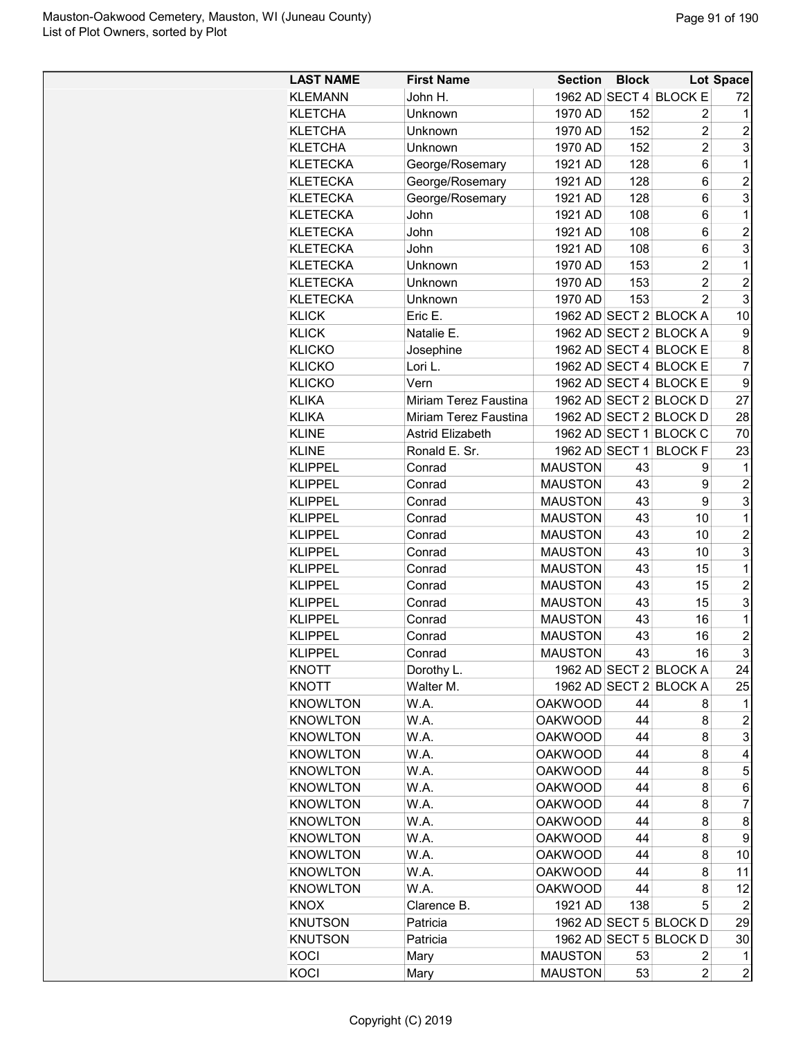| LAST NAME | First Name | Section | Block | Lot | Space |
| --- | --- | --- | --- | --- | --- |
| KLEMANN | John H. | 1962 AD | SECT 4 | BLOCK E | 72 |
| KLETCHA | Unknown | 1970 AD | 152 | 2 | 1 |
| KLETCHA | Unknown | 1970 AD | 152 | 2 | 2 |
| KLETCHA | Unknown | 1970 AD | 152 | 2 | 3 |
| KLETECKA | George/Rosemary | 1921 AD | 128 | 6 | 1 |
| KLETECKA | George/Rosemary | 1921 AD | 128 | 6 | 2 |
| KLETECKA | George/Rosemary | 1921 AD | 128 | 6 | 3 |
| KLETECKA | John | 1921 AD | 108 | 6 | 1 |
| KLETECKA | John | 1921 AD | 108 | 6 | 2 |
| KLETECKA | John | 1921 AD | 108 | 6 | 3 |
| KLETECKA | Unknown | 1970 AD | 153 | 2 | 1 |
| KLETECKA | Unknown | 1970 AD | 153 | 2 | 2 |
| KLETECKA | Unknown | 1970 AD | 153 | 2 | 3 |
| KLICK | Eric E. | 1962 AD | SECT 2 | BLOCK A | 10 |
| KLICK | Natalie E. | 1962 AD | SECT 2 | BLOCK A | 9 |
| KLICKO | Josephine | 1962 AD | SECT 4 | BLOCK E | 8 |
| KLICKO | Lori L. | 1962 AD | SECT 4 | BLOCK E | 7 |
| KLICKO | Vern | 1962 AD | SECT 4 | BLOCK E | 9 |
| KLIKA | Miriam Terez Faustina | 1962 AD | SECT 2 | BLOCK D | 27 |
| KLIKA | Miriam Terez Faustina | 1962 AD | SECT 2 | BLOCK D | 28 |
| KLINE | Astrid Elizabeth | 1962 AD | SECT 1 | BLOCK C | 70 |
| KLINE | Ronald E. Sr. | 1962 AD | SECT 1 | BLOCK F | 23 |
| KLIPPEL | Conrad | MAUSTON | 43 | 9 | 1 |
| KLIPPEL | Conrad | MAUSTON | 43 | 9 | 2 |
| KLIPPEL | Conrad | MAUSTON | 43 | 9 | 3 |
| KLIPPEL | Conrad | MAUSTON | 43 | 10 | 1 |
| KLIPPEL | Conrad | MAUSTON | 43 | 10 | 2 |
| KLIPPEL | Conrad | MAUSTON | 43 | 10 | 3 |
| KLIPPEL | Conrad | MAUSTON | 43 | 15 | 1 |
| KLIPPEL | Conrad | MAUSTON | 43 | 15 | 2 |
| KLIPPEL | Conrad | MAUSTON | 43 | 15 | 3 |
| KLIPPEL | Conrad | MAUSTON | 43 | 16 | 1 |
| KLIPPEL | Conrad | MAUSTON | 43 | 16 | 2 |
| KLIPPEL | Conrad | MAUSTON | 43 | 16 | 3 |
| KNOTT | Dorothy L. | 1962 AD | SECT 2 | BLOCK A | 24 |
| KNOTT | Walter M. | 1962 AD | SECT 2 | BLOCK A | 25 |
| KNOWLTON | W.A. | OAKWOOD | 44 | 8 | 1 |
| KNOWLTON | W.A. | OAKWOOD | 44 | 8 | 2 |
| KNOWLTON | W.A. | OAKWOOD | 44 | 8 | 3 |
| KNOWLTON | W.A. | OAKWOOD | 44 | 8 | 4 |
| KNOWLTON | W.A. | OAKWOOD | 44 | 8 | 5 |
| KNOWLTON | W.A. | OAKWOOD | 44 | 8 | 6 |
| KNOWLTON | W.A. | OAKWOOD | 44 | 8 | 7 |
| KNOWLTON | W.A. | OAKWOOD | 44 | 8 | 8 |
| KNOWLTON | W.A. | OAKWOOD | 44 | 8 | 9 |
| KNOWLTON | W.A. | OAKWOOD | 44 | 8 | 10 |
| KNOWLTON | W.A. | OAKWOOD | 44 | 8 | 11 |
| KNOWLTON | W.A. | OAKWOOD | 44 | 8 | 12 |
| KNOX | Clarence B. | 1921 AD | 138 | 5 | 2 |
| KNUTSON | Patricia | 1962 AD | SECT 5 | BLOCK D | 29 |
| KNUTSON | Patricia | 1962 AD | SECT 5 | BLOCK D | 30 |
| KOCI | Mary | MAUSTON | 53 | 2 | 1 |
| KOCI | Mary | MAUSTON | 53 | 2 | 2 |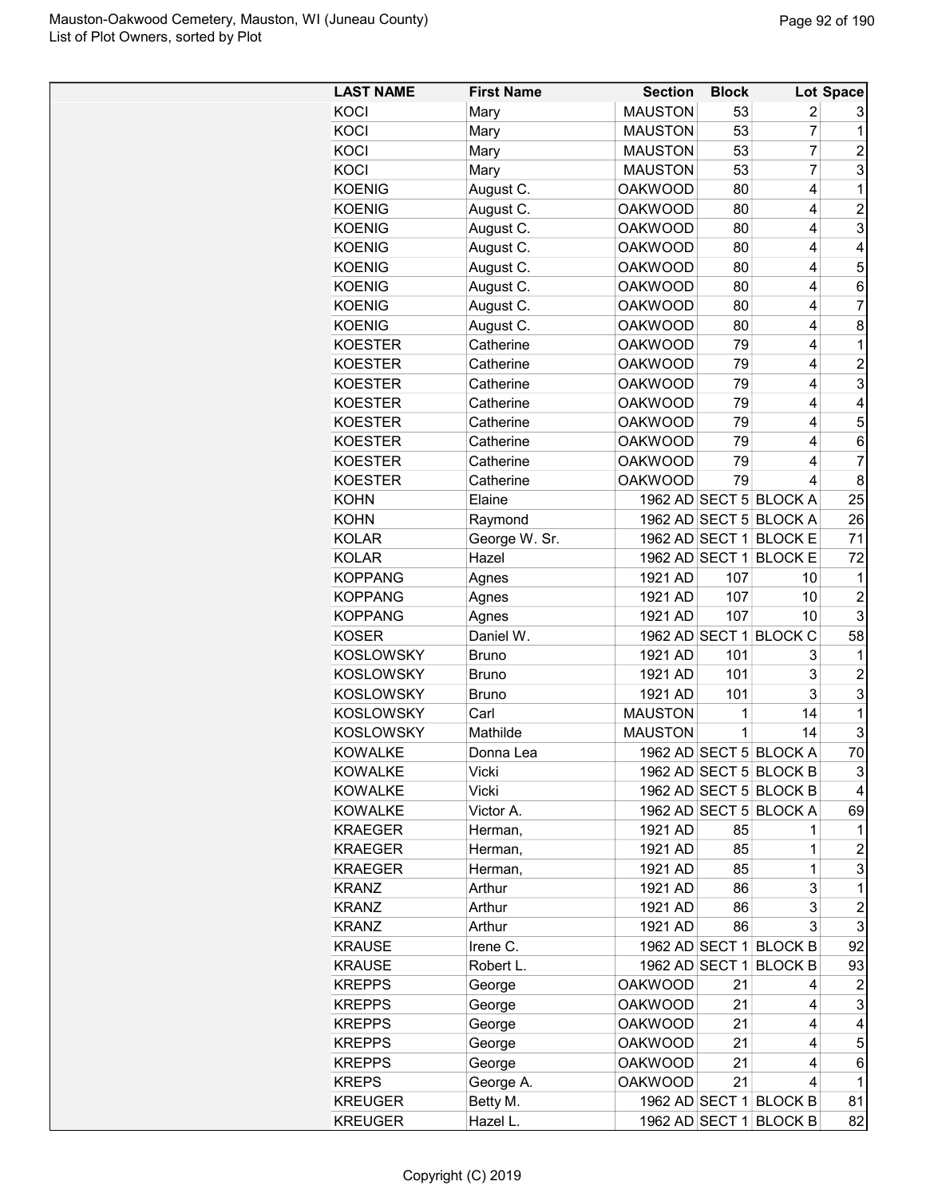| LAST NAME | First Name | Section | Block | Lot | Space |
|---|---|---|---|---|---|
| KOCI | Mary | MAUSTON | 53 | 2 | 3 |
| KOCI | Mary | MAUSTON | 53 | 7 | 1 |
| KOCI | Mary | MAUSTON | 53 | 7 | 2 |
| KOCI | Mary | MAUSTON | 53 | 7 | 3 |
| KOENIG | August C. | OAKWOOD | 80 | 4 | 1 |
| KOENIG | August C. | OAKWOOD | 80 | 4 | 2 |
| KOENIG | August C. | OAKWOOD | 80 | 4 | 3 |
| KOENIG | August C. | OAKWOOD | 80 | 4 | 4 |
| KOENIG | August C. | OAKWOOD | 80 | 4 | 5 |
| KOENIG | August C. | OAKWOOD | 80 | 4 | 6 |
| KOENIG | August C. | OAKWOOD | 80 | 4 | 7 |
| KOENIG | August C. | OAKWOOD | 80 | 4 | 8 |
| KOESTER | Catherine | OAKWOOD | 79 | 4 | 1 |
| KOESTER | Catherine | OAKWOOD | 79 | 4 | 2 |
| KOESTER | Catherine | OAKWOOD | 79 | 4 | 3 |
| KOESTER | Catherine | OAKWOOD | 79 | 4 | 4 |
| KOESTER | Catherine | OAKWOOD | 79 | 4 | 5 |
| KOESTER | Catherine | OAKWOOD | 79 | 4 | 6 |
| KOESTER | Catherine | OAKWOOD | 79 | 4 | 7 |
| KOESTER | Catherine | OAKWOOD | 79 | 4 | 8 |
| KOHN | Elaine | 1962 AD | SECT 5 | BLOCK A | 25 |
| KOHN | Raymond | 1962 AD | SECT 5 | BLOCK A | 26 |
| KOLAR | George W. Sr. | 1962 AD | SECT 1 | BLOCK E | 71 |
| KOLAR | Hazel | 1962 AD | SECT 1 | BLOCK E | 72 |
| KOPPANG | Agnes | 1921 AD | 107 | 10 | 1 |
| KOPPANG | Agnes | 1921 AD | 107 | 10 | 2 |
| KOPPANG | Agnes | 1921 AD | 107 | 10 | 3 |
| KOSER | Daniel W. | 1962 AD | SECT 1 | BLOCK C | 58 |
| KOSLOWSKY | Bruno | 1921 AD | 101 | 3 | 1 |
| KOSLOWSKY | Bruno | 1921 AD | 101 | 3 | 2 |
| KOSLOWSKY | Bruno | 1921 AD | 101 | 3 | 3 |
| KOSLOWSKY | Carl | MAUSTON | 1 | 14 | 1 |
| KOSLOWSKY | Mathilde | MAUSTON | 1 | 14 | 3 |
| KOWALKE | Donna Lea | 1962 AD | SECT 5 | BLOCK A | 70 |
| KOWALKE | Vicki | 1962 AD | SECT 5 | BLOCK B | 3 |
| KOWALKE | Vicki | 1962 AD | SECT 5 | BLOCK B | 4 |
| KOWALKE | Victor A. | 1962 AD | SECT 5 | BLOCK A | 69 |
| KRAEGER | Herman, | 1921 AD | 85 | 1 | 1 |
| KRAEGER | Herman, | 1921 AD | 85 | 1 | 2 |
| KRAEGER | Herman, | 1921 AD | 85 | 1 | 3 |
| KRANZ | Arthur | 1921 AD | 86 | 3 | 1 |
| KRANZ | Arthur | 1921 AD | 86 | 3 | 2 |
| KRANZ | Arthur | 1921 AD | 86 | 3 | 3 |
| KRAUSE | Irene C. | 1962 AD | SECT 1 | BLOCK B | 92 |
| KRAUSE | Robert L. | 1962 AD | SECT 1 | BLOCK B | 93 |
| KREPPS | George | OAKWOOD | 21 | 4 | 2 |
| KREPPS | George | OAKWOOD | 21 | 4 | 3 |
| KREPPS | George | OAKWOOD | 21 | 4 | 4 |
| KREPPS | George | OAKWOOD | 21 | 4 | 5 |
| KREPPS | George | OAKWOOD | 21 | 4 | 6 |
| KREPS | George A. | OAKWOOD | 21 | 4 | 1 |
| KREUGER | Betty M. | 1962 AD | SECT 1 | BLOCK B | 81 |
| KREUGER | Hazel L. | 1962 AD | SECT 1 | BLOCK B | 82 |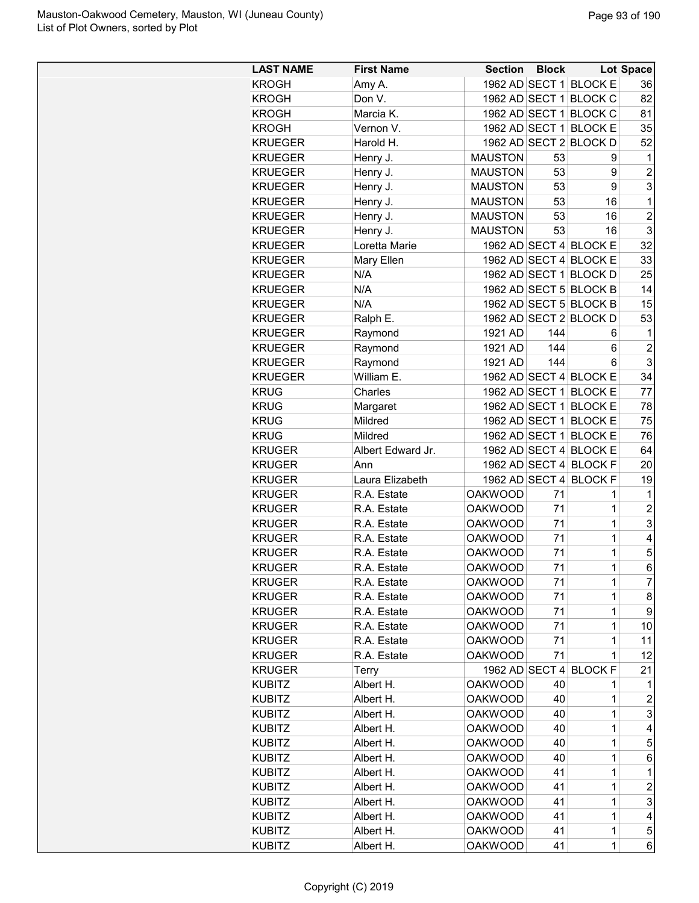| LAST NAME | First Name | Section | Block | Lot | Space |
|---|---|---|---|---|---|
| KROGH | Amy A. | 1962 AD | SECT 1 | BLOCK E | 36 |
| KROGH | Don V. | 1962 AD | SECT 1 | BLOCK C | 82 |
| KROGH | Marcia K. | 1962 AD | SECT 1 | BLOCK C | 81 |
| KROGH | Vernon V. | 1962 AD | SECT 1 | BLOCK E | 35 |
| KRUEGER | Harold H. | 1962 AD | SECT 2 | BLOCK D | 52 |
| KRUEGER | Henry J. | MAUSTON | 53 | 9 | 1 |
| KRUEGER | Henry J. | MAUSTON | 53 | 9 | 2 |
| KRUEGER | Henry J. | MAUSTON | 53 | 9 | 3 |
| KRUEGER | Henry J. | MAUSTON | 53 | 16 | 1 |
| KRUEGER | Henry J. | MAUSTON | 53 | 16 | 2 |
| KRUEGER | Henry J. | MAUSTON | 53 | 16 | 3 |
| KRUEGER | Loretta Marie | 1962 AD | SECT 4 | BLOCK E | 32 |
| KRUEGER | Mary Ellen | 1962 AD | SECT 4 | BLOCK E | 33 |
| KRUEGER | N/A | 1962 AD | SECT 1 | BLOCK D | 25 |
| KRUEGER | N/A | 1962 AD | SECT 5 | BLOCK B | 14 |
| KRUEGER | N/A | 1962 AD | SECT 5 | BLOCK B | 15 |
| KRUEGER | Ralph E. | 1962 AD | SECT 2 | BLOCK D | 53 |
| KRUEGER | Raymond | 1921 AD | 144 | 6 | 1 |
| KRUEGER | Raymond | 1921 AD | 144 | 6 | 2 |
| KRUEGER | Raymond | 1921 AD | 144 | 6 | 3 |
| KRUEGER | William E. | 1962 AD | SECT 4 | BLOCK E | 34 |
| KRUG | Charles | 1962 AD | SECT 1 | BLOCK E | 77 |
| KRUG | Margaret | 1962 AD | SECT 1 | BLOCK E | 78 |
| KRUG | Mildred | 1962 AD | SECT 1 | BLOCK E | 75 |
| KRUG | Mildred | 1962 AD | SECT 1 | BLOCK E | 76 |
| KRUGER | Albert Edward Jr. | 1962 AD | SECT 4 | BLOCK E | 64 |
| KRUGER | Ann | 1962 AD | SECT 4 | BLOCK F | 20 |
| KRUGER | Laura Elizabeth | 1962 AD | SECT 4 | BLOCK F | 19 |
| KRUGER | R.A. Estate | OAKWOOD | 71 | 1 | 1 |
| KRUGER | R.A. Estate | OAKWOOD | 71 | 1 | 2 |
| KRUGER | R.A. Estate | OAKWOOD | 71 | 1 | 3 |
| KRUGER | R.A. Estate | OAKWOOD | 71 | 1 | 4 |
| KRUGER | R.A. Estate | OAKWOOD | 71 | 1 | 5 |
| KRUGER | R.A. Estate | OAKWOOD | 71 | 1 | 6 |
| KRUGER | R.A. Estate | OAKWOOD | 71 | 1 | 7 |
| KRUGER | R.A. Estate | OAKWOOD | 71 | 1 | 8 |
| KRUGER | R.A. Estate | OAKWOOD | 71 | 1 | 9 |
| KRUGER | R.A. Estate | OAKWOOD | 71 | 1 | 10 |
| KRUGER | R.A. Estate | OAKWOOD | 71 | 1 | 11 |
| KRUGER | R.A. Estate | OAKWOOD | 71 | 1 | 12 |
| KRUGER | Terry | 1962 AD | SECT 4 | BLOCK F | 21 |
| KUBITZ | Albert H. | OAKWOOD | 40 | 1 | 1 |
| KUBITZ | Albert H. | OAKWOOD | 40 | 1 | 2 |
| KUBITZ | Albert H. | OAKWOOD | 40 | 1 | 3 |
| KUBITZ | Albert H. | OAKWOOD | 40 | 1 | 4 |
| KUBITZ | Albert H. | OAKWOOD | 40 | 1 | 5 |
| KUBITZ | Albert H. | OAKWOOD | 40 | 1 | 6 |
| KUBITZ | Albert H. | OAKWOOD | 41 | 1 | 1 |
| KUBITZ | Albert H. | OAKWOOD | 41 | 1 | 2 |
| KUBITZ | Albert H. | OAKWOOD | 41 | 1 | 3 |
| KUBITZ | Albert H. | OAKWOOD | 41 | 1 | 4 |
| KUBITZ | Albert H. | OAKWOOD | 41 | 1 | 5 |
| KUBITZ | Albert H. | OAKWOOD | 41 | 1 | 6 |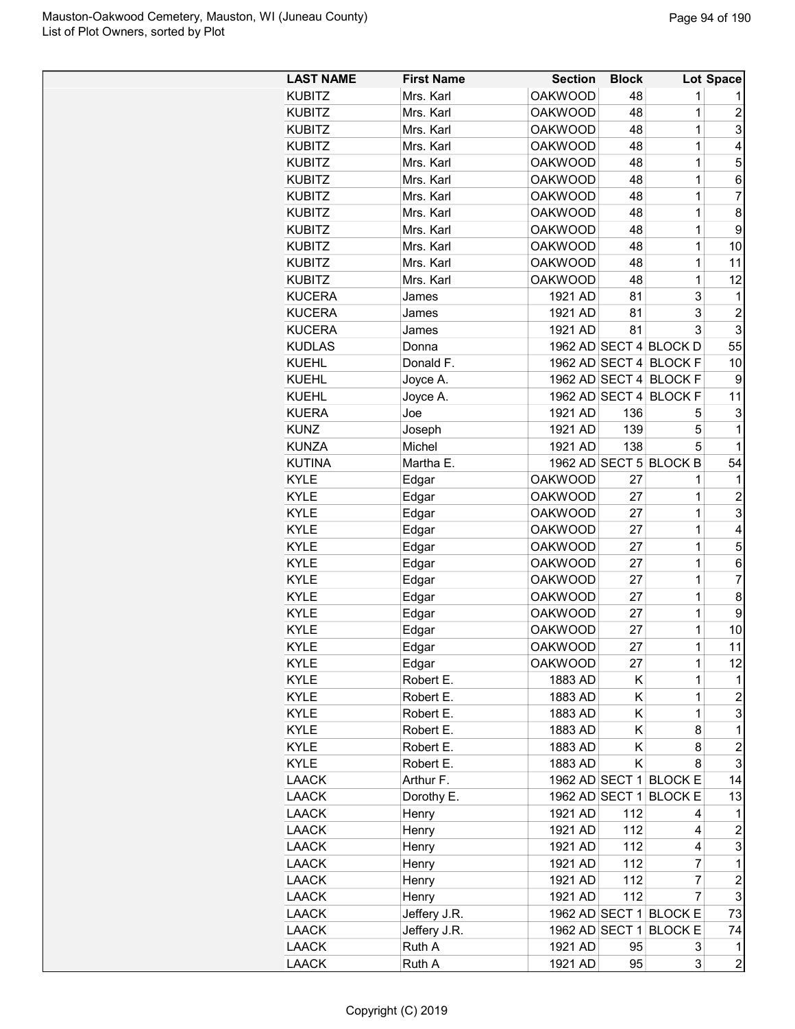| LAST NAME | First Name | Section | Block | Lot | Space |
|---|---|---|---|---|---|
| KUBITZ | Mrs. Karl | OAKWOOD | 48 | 1 | 1 |
| KUBITZ | Mrs. Karl | OAKWOOD | 48 | 1 | 2 |
| KUBITZ | Mrs. Karl | OAKWOOD | 48 | 1 | 3 |
| KUBITZ | Mrs. Karl | OAKWOOD | 48 | 1 | 4 |
| KUBITZ | Mrs. Karl | OAKWOOD | 48 | 1 | 5 |
| KUBITZ | Mrs. Karl | OAKWOOD | 48 | 1 | 6 |
| KUBITZ | Mrs. Karl | OAKWOOD | 48 | 1 | 7 |
| KUBITZ | Mrs. Karl | OAKWOOD | 48 | 1 | 8 |
| KUBITZ | Mrs. Karl | OAKWOOD | 48 | 1 | 9 |
| KUBITZ | Mrs. Karl | OAKWOOD | 48 | 1 | 10 |
| KUBITZ | Mrs. Karl | OAKWOOD | 48 | 1 | 11 |
| KUBITZ | Mrs. Karl | OAKWOOD | 48 | 1 | 12 |
| KUCERA | James | 1921 AD | 81 | 3 | 1 |
| KUCERA | James | 1921 AD | 81 | 3 | 2 |
| KUCERA | James | 1921 AD | 81 | 3 | 3 |
| KUDLAS | Donna | 1962 AD | SECT 4 | BLOCK D | 55 |
| KUEHL | Donald F. | 1962 AD | SECT 4 | BLOCK F | 10 |
| KUEHL | Joyce A. | 1962 AD | SECT 4 | BLOCK F | 9 |
| KUEHL | Joyce A. | 1962 AD | SECT 4 | BLOCK F | 11 |
| KUERA | Joe | 1921 AD | 136 | 5 | 3 |
| KUNZ | Joseph | 1921 AD | 139 | 5 | 1 |
| KUNZA | Michel | 1921 AD | 138 | 5 | 1 |
| KUTINA | Martha E. | 1962 AD | SECT 5 | BLOCK B | 54 |
| KYLE | Edgar | OAKWOOD | 27 | 1 | 1 |
| KYLE | Edgar | OAKWOOD | 27 | 1 | 2 |
| KYLE | Edgar | OAKWOOD | 27 | 1 | 3 |
| KYLE | Edgar | OAKWOOD | 27 | 1 | 4 |
| KYLE | Edgar | OAKWOOD | 27 | 1 | 5 |
| KYLE | Edgar | OAKWOOD | 27 | 1 | 6 |
| KYLE | Edgar | OAKWOOD | 27 | 1 | 7 |
| KYLE | Edgar | OAKWOOD | 27 | 1 | 8 |
| KYLE | Edgar | OAKWOOD | 27 | 1 | 9 |
| KYLE | Edgar | OAKWOOD | 27 | 1 | 10 |
| KYLE | Edgar | OAKWOOD | 27 | 1 | 11 |
| KYLE | Edgar | OAKWOOD | 27 | 1 | 12 |
| KYLE | Robert E. | 1883 AD | K | 1 | 1 |
| KYLE | Robert E. | 1883 AD | K | 1 | 2 |
| KYLE | Robert E. | 1883 AD | K | 1 | 3 |
| KYLE | Robert E. | 1883 AD | K | 8 | 1 |
| KYLE | Robert E. | 1883 AD | K | 8 | 2 |
| KYLE | Robert E. | 1883 AD | K | 8 | 3 |
| LAACK | Arthur F. | 1962 AD | SECT 1 | BLOCK E | 14 |
| LAACK | Dorothy E. | 1962 AD | SECT 1 | BLOCK E | 13 |
| LAACK | Henry | 1921 AD | 112 | 4 | 1 |
| LAACK | Henry | 1921 AD | 112 | 4 | 2 |
| LAACK | Henry | 1921 AD | 112 | 4 | 3 |
| LAACK | Henry | 1921 AD | 112 | 7 | 1 |
| LAACK | Henry | 1921 AD | 112 | 7 | 2 |
| LAACK | Henry | 1921 AD | 112 | 7 | 3 |
| LAACK | Jeffery J.R. | 1962 AD | SECT 1 | BLOCK E | 73 |
| LAACK | Jeffery J.R. | 1962 AD | SECT 1 | BLOCK E | 74 |
| LAACK | Ruth A | 1921 AD | 95 | 3 | 1 |
| LAACK | Ruth A | 1921 AD | 95 | 3 | 2 |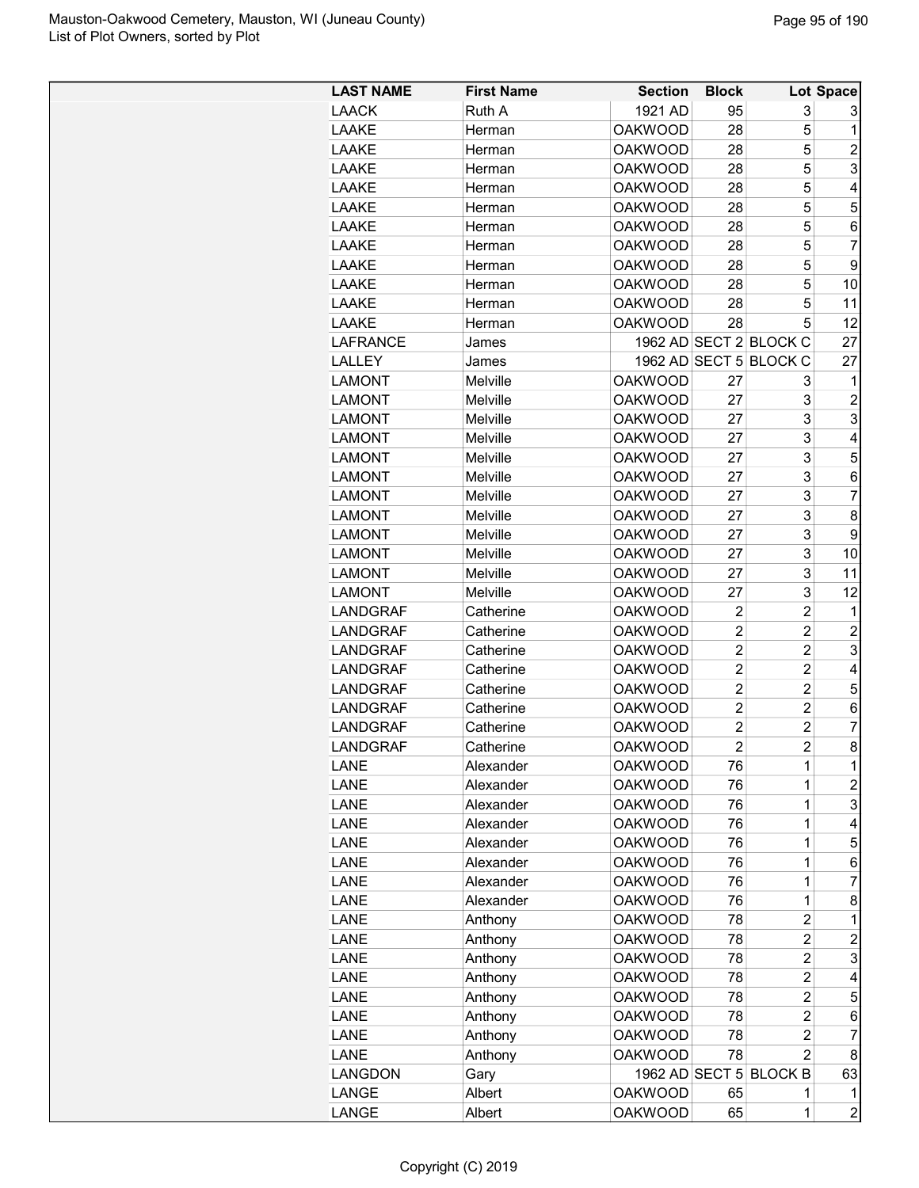| LAST NAME | First Name | Section | Block | Lot | Space |
|---|---|---|---|---|---|
| LAACK | Ruth A | 1921 AD | 95 | 3 | 3 |
| LAAKE | Herman | OAKWOOD | 28 | 5 | 1 |
| LAAKE | Herman | OAKWOOD | 28 | 5 | 2 |
| LAAKE | Herman | OAKWOOD | 28 | 5 | 3 |
| LAAKE | Herman | OAKWOOD | 28 | 5 | 4 |
| LAAKE | Herman | OAKWOOD | 28 | 5 | 5 |
| LAAKE | Herman | OAKWOOD | 28 | 5 | 6 |
| LAAKE | Herman | OAKWOOD | 28 | 5 | 7 |
| LAAKE | Herman | OAKWOOD | 28 | 5 | 9 |
| LAAKE | Herman | OAKWOOD | 28 | 5 | 10 |
| LAAKE | Herman | OAKWOOD | 28 | 5 | 11 |
| LAAKE | Herman | OAKWOOD | 28 | 5 | 12 |
| LAFRANCE | James | 1962 AD | SECT 2 | BLOCK C | 27 |
| LALLEY | James | 1962 AD | SECT 5 | BLOCK C | 27 |
| LAMONT | Melville | OAKWOOD | 27 | 3 | 1 |
| LAMONT | Melville | OAKWOOD | 27 | 3 | 2 |
| LAMONT | Melville | OAKWOOD | 27 | 3 | 3 |
| LAMONT | Melville | OAKWOOD | 27 | 3 | 4 |
| LAMONT | Melville | OAKWOOD | 27 | 3 | 5 |
| LAMONT | Melville | OAKWOOD | 27 | 3 | 6 |
| LAMONT | Melville | OAKWOOD | 27 | 3 | 7 |
| LAMONT | Melville | OAKWOOD | 27 | 3 | 8 |
| LAMONT | Melville | OAKWOOD | 27 | 3 | 9 |
| LAMONT | Melville | OAKWOOD | 27 | 3 | 10 |
| LAMONT | Melville | OAKWOOD | 27 | 3 | 11 |
| LAMONT | Melville | OAKWOOD | 27 | 3 | 12 |
| LANDGRAF | Catherine | OAKWOOD | 2 | 2 | 1 |
| LANDGRAF | Catherine | OAKWOOD | 2 | 2 | 2 |
| LANDGRAF | Catherine | OAKWOOD | 2 | 2 | 3 |
| LANDGRAF | Catherine | OAKWOOD | 2 | 2 | 4 |
| LANDGRAF | Catherine | OAKWOOD | 2 | 2 | 5 |
| LANDGRAF | Catherine | OAKWOOD | 2 | 2 | 6 |
| LANDGRAF | Catherine | OAKWOOD | 2 | 2 | 7 |
| LANDGRAF | Catherine | OAKWOOD | 2 | 2 | 8 |
| LANE | Alexander | OAKWOOD | 76 | 1 | 1 |
| LANE | Alexander | OAKWOOD | 76 | 1 | 2 |
| LANE | Alexander | OAKWOOD | 76 | 1 | 3 |
| LANE | Alexander | OAKWOOD | 76 | 1 | 4 |
| LANE | Alexander | OAKWOOD | 76 | 1 | 5 |
| LANE | Alexander | OAKWOOD | 76 | 1 | 6 |
| LANE | Alexander | OAKWOOD | 76 | 1 | 7 |
| LANE | Alexander | OAKWOOD | 76 | 1 | 8 |
| LANE | Anthony | OAKWOOD | 78 | 2 | 1 |
| LANE | Anthony | OAKWOOD | 78 | 2 | 2 |
| LANE | Anthony | OAKWOOD | 78 | 2 | 3 |
| LANE | Anthony | OAKWOOD | 78 | 2 | 4 |
| LANE | Anthony | OAKWOOD | 78 | 2 | 5 |
| LANE | Anthony | OAKWOOD | 78 | 2 | 6 |
| LANE | Anthony | OAKWOOD | 78 | 2 | 7 |
| LANE | Anthony | OAKWOOD | 78 | 2 | 8 |
| LANGDON | Gary | 1962 AD | SECT 5 | BLOCK B | 63 |
| LANGE | Albert | OAKWOOD | 65 | 1 | 1 |
| LANGE | Albert | OAKWOOD | 65 | 1 | 2 |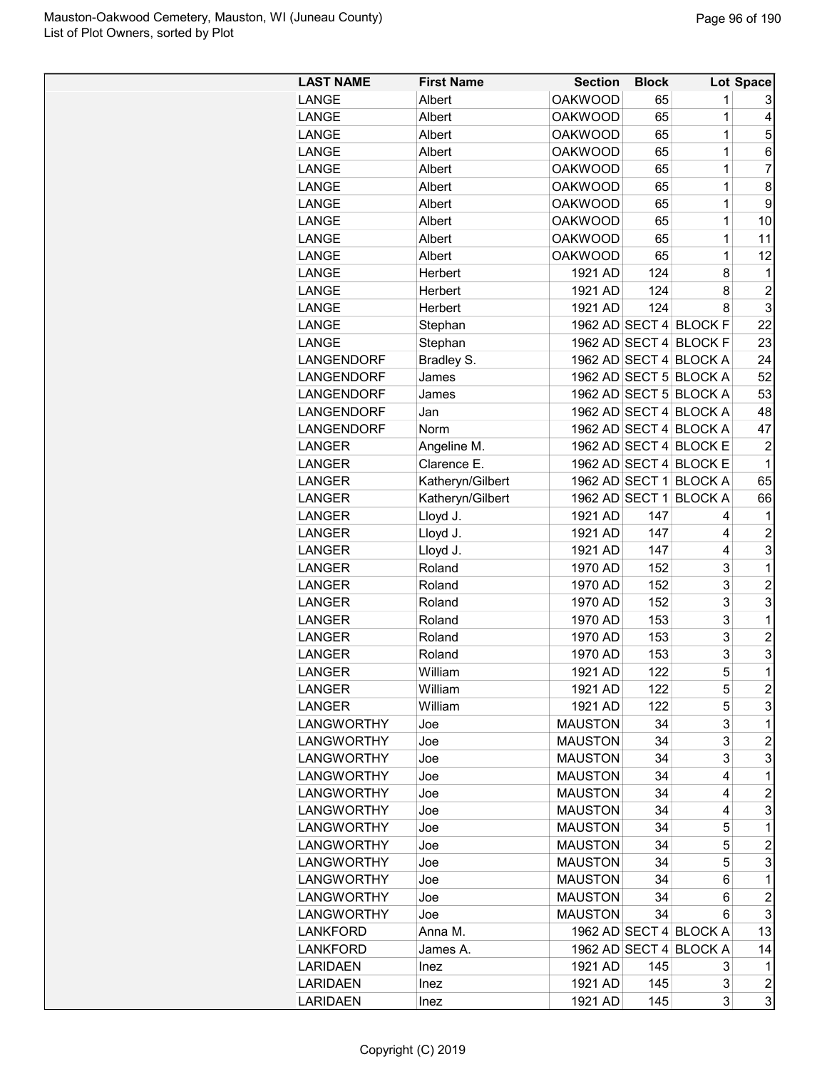Mauston-Oakwood Cemetery, Mauston, WI (Juneau County)
List of Plot Owners, sorted by Plot

| LAST NAME | First Name | Section | Block | Lot | Space |
|---|---|---|---|---|---|
| LANGE | Albert | OAKWOOD | 65 | 1 | 3 |
| LANGE | Albert | OAKWOOD | 65 | 1 | 4 |
| LANGE | Albert | OAKWOOD | 65 | 1 | 5 |
| LANGE | Albert | OAKWOOD | 65 | 1 | 6 |
| LANGE | Albert | OAKWOOD | 65 | 1 | 7 |
| LANGE | Albert | OAKWOOD | 65 | 1 | 8 |
| LANGE | Albert | OAKWOOD | 65 | 1 | 9 |
| LANGE | Albert | OAKWOOD | 65 | 1 | 10 |
| LANGE | Albert | OAKWOOD | 65 | 1 | 11 |
| LANGE | Albert | OAKWOOD | 65 | 1 | 12 |
| LANGE | Herbert | 1921 AD | 124 | 8 | 1 |
| LANGE | Herbert | 1921 AD | 124 | 8 | 2 |
| LANGE | Herbert | 1921 AD | 124 | 8 | 3 |
| LANGE | Stephan | 1962 AD | SECT 4 | BLOCK F | 22 |
| LANGE | Stephan | 1962 AD | SECT 4 | BLOCK F | 23 |
| LANGENDORF | Bradley S. | 1962 AD | SECT 4 | BLOCK A | 24 |
| LANGENDORF | James | 1962 AD | SECT 5 | BLOCK A | 52 |
| LANGENDORF | James | 1962 AD | SECT 5 | BLOCK A | 53 |
| LANGENDORF | Jan | 1962 AD | SECT 4 | BLOCK A | 48 |
| LANGENDORF | Norm | 1962 AD | SECT 4 | BLOCK A | 47 |
| LANGER | Angeline M. | 1962 AD | SECT 4 | BLOCK E | 2 |
| LANGER | Clarence E. | 1962 AD | SECT 4 | BLOCK E | 1 |
| LANGER | Katheryn/Gilbert | 1962 AD | SECT 1 | BLOCK A | 65 |
| LANGER | Katheryn/Gilbert | 1962 AD | SECT 1 | BLOCK A | 66 |
| LANGER | Lloyd J. | 1921 AD | 147 | 4 | 1 |
| LANGER | Lloyd J. | 1921 AD | 147 | 4 | 2 |
| LANGER | Lloyd J. | 1921 AD | 147 | 4 | 3 |
| LANGER | Roland | 1970 AD | 152 | 3 | 1 |
| LANGER | Roland | 1970 AD | 152 | 3 | 2 |
| LANGER | Roland | 1970 AD | 152 | 3 | 3 |
| LANGER | Roland | 1970 AD | 153 | 3 | 1 |
| LANGER | Roland | 1970 AD | 153 | 3 | 2 |
| LANGER | Roland | 1970 AD | 153 | 3 | 3 |
| LANGER | William | 1921 AD | 122 | 5 | 1 |
| LANGER | William | 1921 AD | 122 | 5 | 2 |
| LANGER | William | 1921 AD | 122 | 5 | 3 |
| LANGWORTHY | Joe | MAUSTON | 34 | 3 | 1 |
| LANGWORTHY | Joe | MAUSTON | 34 | 3 | 2 |
| LANGWORTHY | Joe | MAUSTON | 34 | 3 | 3 |
| LANGWORTHY | Joe | MAUSTON | 34 | 4 | 1 |
| LANGWORTHY | Joe | MAUSTON | 34 | 4 | 2 |
| LANGWORTHY | Joe | MAUSTON | 34 | 4 | 3 |
| LANGWORTHY | Joe | MAUSTON | 34 | 5 | 1 |
| LANGWORTHY | Joe | MAUSTON | 34 | 5 | 2 |
| LANGWORTHY | Joe | MAUSTON | 34 | 5 | 3 |
| LANGWORTHY | Joe | MAUSTON | 34 | 6 | 1 |
| LANGWORTHY | Joe | MAUSTON | 34 | 6 | 2 |
| LANGWORTHY | Joe | MAUSTON | 34 | 6 | 3 |
| LANKFORD | Anna M. | 1962 AD | SECT 4 | BLOCK A | 13 |
| LANKFORD | James A. | 1962 AD | SECT 4 | BLOCK A | 14 |
| LARIDAEN | Inez | 1921 AD | 145 | 3 | 1 |
| LARIDAEN | Inez | 1921 AD | 145 | 3 | 2 |
| LARIDAEN | Inez | 1921 AD | 145 | 3 | 3 |

Copyright (C) 2019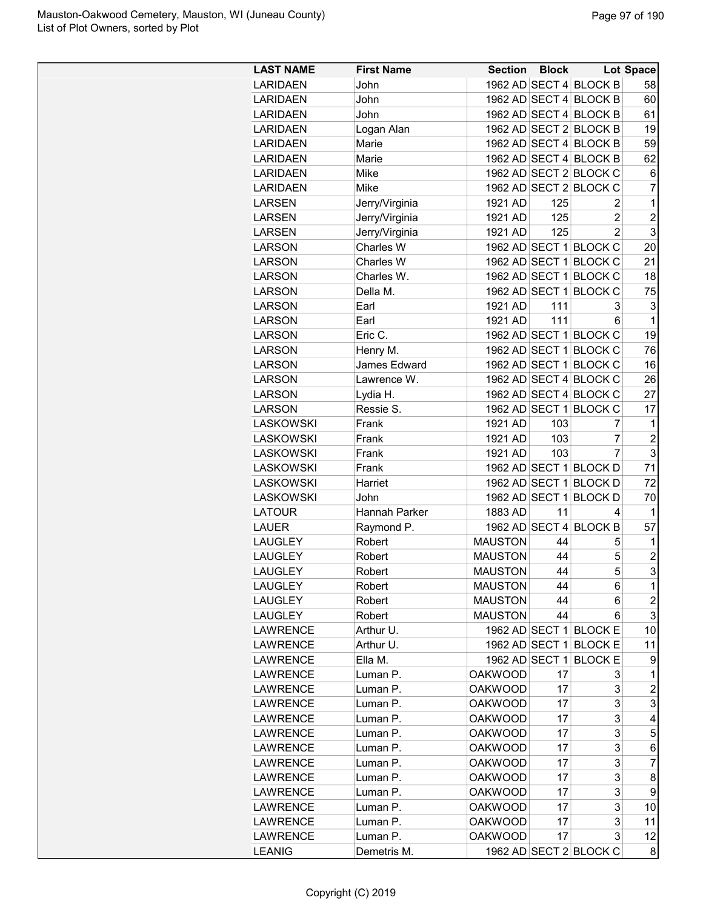| LAST NAME | First Name | Section | Block | Lot | Space |
|---|---|---|---|---|---|
| LARIDAEN | John | 1962 AD | SECT 4 | BLOCK B | 58 |
| LARIDAEN | John | 1962 AD | SECT 4 | BLOCK B | 60 |
| LARIDAEN | John | 1962 AD | SECT 4 | BLOCK B | 61 |
| LARIDAEN | Logan Alan | 1962 AD | SECT 2 | BLOCK B | 19 |
| LARIDAEN | Marie | 1962 AD | SECT 4 | BLOCK B | 59 |
| LARIDAEN | Marie | 1962 AD | SECT 4 | BLOCK B | 62 |
| LARIDAEN | Mike | 1962 AD | SECT 2 | BLOCK C | 6 |
| LARIDAEN | Mike | 1962 AD | SECT 2 | BLOCK C | 7 |
| LARSEN | Jerry/Virginia | 1921 AD | 125 | 2 | 1 |
| LARSEN | Jerry/Virginia | 1921 AD | 125 | 2 | 2 |
| LARSEN | Jerry/Virginia | 1921 AD | 125 | 2 | 3 |
| LARSON | Charles W | 1962 AD | SECT 1 | BLOCK C | 20 |
| LARSON | Charles W | 1962 AD | SECT 1 | BLOCK C | 21 |
| LARSON | Charles W. | 1962 AD | SECT 1 | BLOCK C | 18 |
| LARSON | Della M. | 1962 AD | SECT 1 | BLOCK C | 75 |
| LARSON | Earl | 1921 AD | 111 | 3 | 3 |
| LARSON | Earl | 1921 AD | 111 | 6 | 1 |
| LARSON | Eric C. | 1962 AD | SECT 1 | BLOCK C | 19 |
| LARSON | Henry M. | 1962 AD | SECT 1 | BLOCK C | 76 |
| LARSON | James Edward | 1962 AD | SECT 1 | BLOCK C | 16 |
| LARSON | Lawrence W. | 1962 AD | SECT 4 | BLOCK C | 26 |
| LARSON | Lydia H. | 1962 AD | SECT 4 | BLOCK C | 27 |
| LARSON | Ressie S. | 1962 AD | SECT 1 | BLOCK C | 17 |
| LASKOWSKI | Frank | 1921 AD | 103 | 7 | 1 |
| LASKOWSKI | Frank | 1921 AD | 103 | 7 | 2 |
| LASKOWSKI | Frank | 1921 AD | 103 | 7 | 3 |
| LASKOWSKI | Frank | 1962 AD | SECT 1 | BLOCK D | 71 |
| LASKOWSKI | Harriet | 1962 AD | SECT 1 | BLOCK D | 72 |
| LASKOWSKI | John | 1962 AD | SECT 1 | BLOCK D | 70 |
| LATOUR | Hannah Parker | 1883 AD | 11 | 4 | 1 |
| LAUER | Raymond P. | 1962 AD | SECT 4 | BLOCK B | 57 |
| LAUGLEY | Robert | MAUSTON | 44 | 5 | 1 |
| LAUGLEY | Robert | MAUSTON | 44 | 5 | 2 |
| LAUGLEY | Robert | MAUSTON | 44 | 5 | 3 |
| LAUGLEY | Robert | MAUSTON | 44 | 6 | 1 |
| LAUGLEY | Robert | MAUSTON | 44 | 6 | 2 |
| LAUGLEY | Robert | MAUSTON | 44 | 6 | 3 |
| LAWRENCE | Arthur U. | 1962 AD | SECT 1 | BLOCK E | 10 |
| LAWRENCE | Arthur U. | 1962 AD | SECT 1 | BLOCK E | 11 |
| LAWRENCE | Ella M. | 1962 AD | SECT 1 | BLOCK E | 9 |
| LAWRENCE | Luman P. | OAKWOOD | 17 | 3 | 1 |
| LAWRENCE | Luman P. | OAKWOOD | 17 | 3 | 2 |
| LAWRENCE | Luman P. | OAKWOOD | 17 | 3 | 3 |
| LAWRENCE | Luman P. | OAKWOOD | 17 | 3 | 4 |
| LAWRENCE | Luman P. | OAKWOOD | 17 | 3 | 5 |
| LAWRENCE | Luman P. | OAKWOOD | 17 | 3 | 6 |
| LAWRENCE | Luman P. | OAKWOOD | 17 | 3 | 7 |
| LAWRENCE | Luman P. | OAKWOOD | 17 | 3 | 8 |
| LAWRENCE | Luman P. | OAKWOOD | 17 | 3 | 9 |
| LAWRENCE | Luman P. | OAKWOOD | 17 | 3 | 10 |
| LAWRENCE | Luman P. | OAKWOOD | 17 | 3 | 11 |
| LAWRENCE | Luman P. | OAKWOOD | 17 | 3 | 12 |
| LEANIG | Demetris M. | 1962 AD | SECT 2 | BLOCK C | 8 |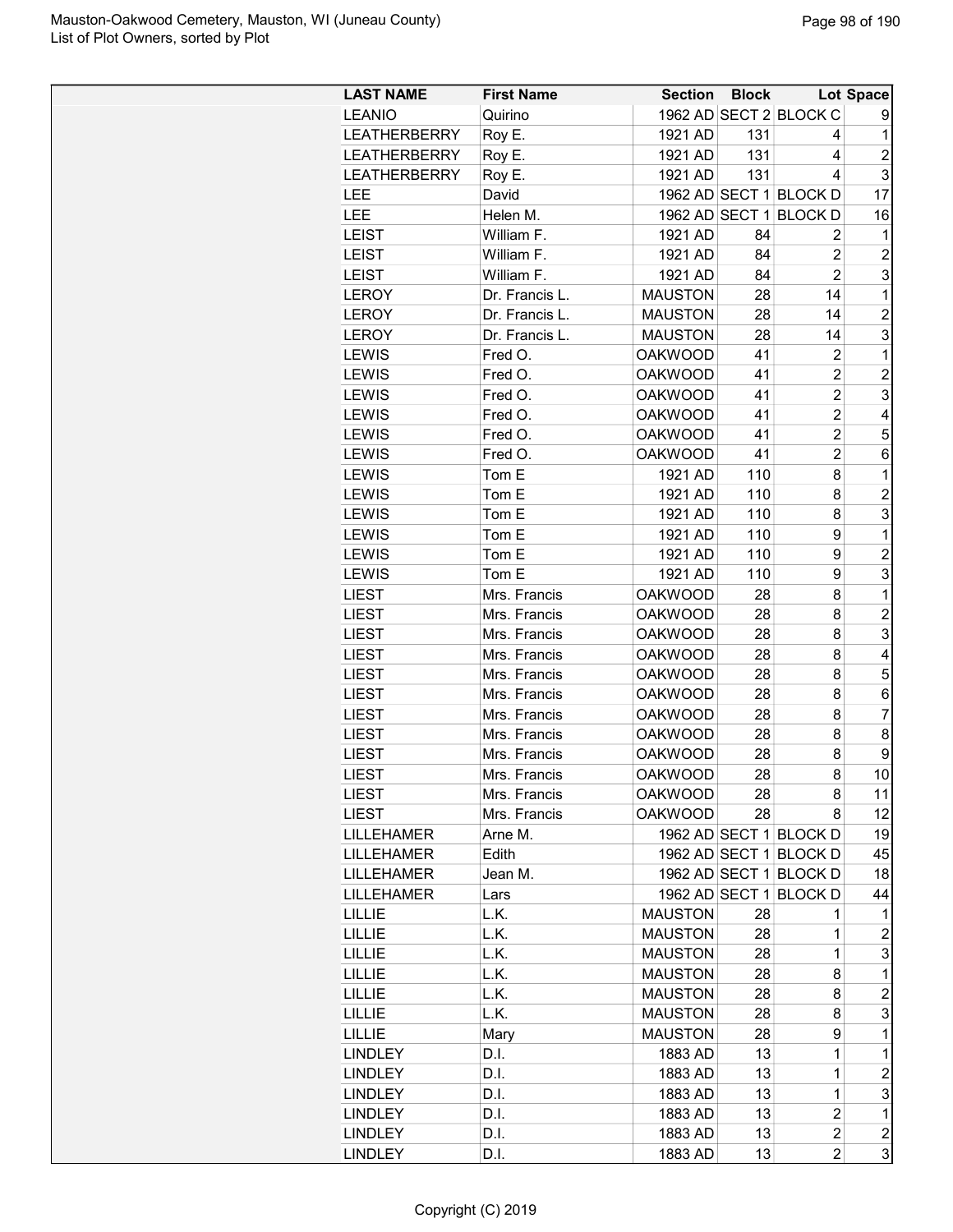| LAST NAME | First Name | Section | Block | Lot | Space |
|---|---|---|---|---|---|
| LEANIO | Quirino | 1962 AD | SECT 2 | BLOCK C | 9 |
| LEATHERBERRY | Roy E. | 1921 AD | 131 | 4 | 1 |
| LEATHERBERRY | Roy E. | 1921 AD | 131 | 4 | 2 |
| LEATHERBERRY | Roy E. | 1921 AD | 131 | 4 | 3 |
| LEE | David | 1962 AD | SECT 1 | BLOCK D | 17 |
| LEE | Helen M. | 1962 AD | SECT 1 | BLOCK D | 16 |
| LEIST | William F. | 1921 AD | 84 | 2 | 1 |
| LEIST | William F. | 1921 AD | 84 | 2 | 2 |
| LEIST | William F. | 1921 AD | 84 | 2 | 3 |
| LEROY | Dr. Francis L. | MAUSTON | 28 | 14 | 1 |
| LEROY | Dr. Francis L. | MAUSTON | 28 | 14 | 2 |
| LEROY | Dr. Francis L. | MAUSTON | 28 | 14 | 3 |
| LEWIS | Fred O. | OAKWOOD | 41 | 2 | 1 |
| LEWIS | Fred O. | OAKWOOD | 41 | 2 | 2 |
| LEWIS | Fred O. | OAKWOOD | 41 | 2 | 3 |
| LEWIS | Fred O. | OAKWOOD | 41 | 2 | 4 |
| LEWIS | Fred O. | OAKWOOD | 41 | 2 | 5 |
| LEWIS | Fred O. | OAKWOOD | 41 | 2 | 6 |
| LEWIS | Tom E | 1921 AD | 110 | 8 | 1 |
| LEWIS | Tom E | 1921 AD | 110 | 8 | 2 |
| LEWIS | Tom E | 1921 AD | 110 | 8 | 3 |
| LEWIS | Tom E | 1921 AD | 110 | 9 | 1 |
| LEWIS | Tom E | 1921 AD | 110 | 9 | 2 |
| LEWIS | Tom E | 1921 AD | 110 | 9 | 3 |
| LIEST | Mrs. Francis | OAKWOOD | 28 | 8 | 1 |
| LIEST | Mrs. Francis | OAKWOOD | 28 | 8 | 2 |
| LIEST | Mrs. Francis | OAKWOOD | 28 | 8 | 3 |
| LIEST | Mrs. Francis | OAKWOOD | 28 | 8 | 4 |
| LIEST | Mrs. Francis | OAKWOOD | 28 | 8 | 5 |
| LIEST | Mrs. Francis | OAKWOOD | 28 | 8 | 6 |
| LIEST | Mrs. Francis | OAKWOOD | 28 | 8 | 7 |
| LIEST | Mrs. Francis | OAKWOOD | 28 | 8 | 8 |
| LIEST | Mrs. Francis | OAKWOOD | 28 | 8 | 9 |
| LIEST | Mrs. Francis | OAKWOOD | 28 | 8 | 10 |
| LIEST | Mrs. Francis | OAKWOOD | 28 | 8 | 11 |
| LIEST | Mrs. Francis | OAKWOOD | 28 | 8 | 12 |
| LILLEHAMER | Arne M. | 1962 AD | SECT 1 | BLOCK D | 19 |
| LILLEHAMER | Edith | 1962 AD | SECT 1 | BLOCK D | 45 |
| LILLEHAMER | Jean M. | 1962 AD | SECT 1 | BLOCK D | 18 |
| LILLEHAMER | Lars | 1962 AD | SECT 1 | BLOCK D | 44 |
| LILLIE | L.K. | MAUSTON | 28 | 1 | 1 |
| LILLIE | L.K. | MAUSTON | 28 | 1 | 2 |
| LILLIE | L.K. | MAUSTON | 28 | 1 | 3 |
| LILLIE | L.K. | MAUSTON | 28 | 8 | 1 |
| LILLIE | L.K. | MAUSTON | 28 | 8 | 2 |
| LILLIE | L.K. | MAUSTON | 28 | 8 | 3 |
| LILLIE | Mary | MAUSTON | 28 | 9 | 1 |
| LINDLEY | D.I. | 1883 AD | 13 | 1 | 1 |
| LINDLEY | D.I. | 1883 AD | 13 | 1 | 2 |
| LINDLEY | D.I. | 1883 AD | 13 | 1 | 3 |
| LINDLEY | D.I. | 1883 AD | 13 | 2 | 1 |
| LINDLEY | D.I. | 1883 AD | 13 | 2 | 2 |
| LINDLEY | D.I. | 1883 AD | 13 | 2 | 3 |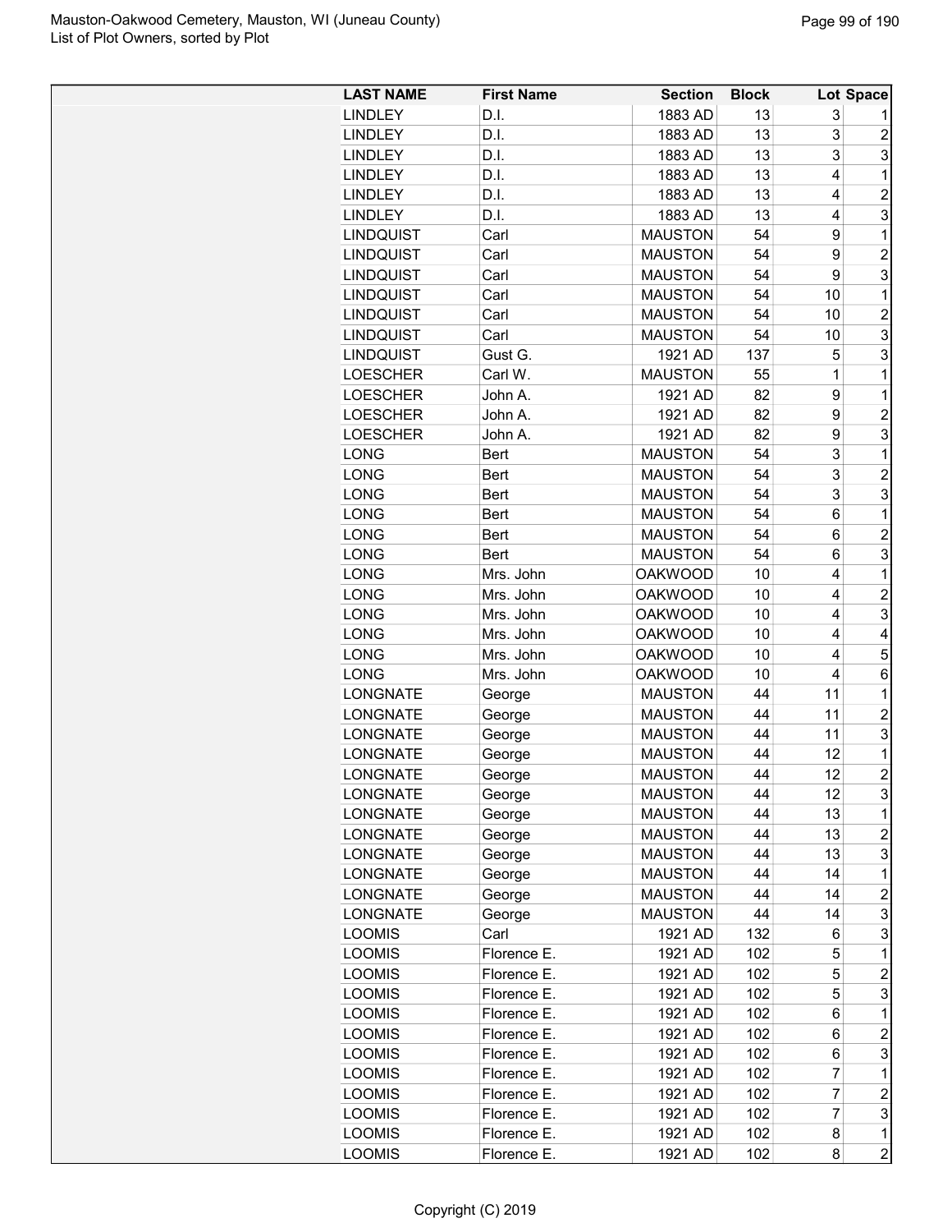| LAST NAME | First Name | Section | Block | Lot | Space |
|---|---|---|---|---|---|
| LINDLEY | D.I. | 1883 AD | 13 | 3 | 1 |
| LINDLEY | D.I. | 1883 AD | 13 | 3 | 2 |
| LINDLEY | D.I. | 1883 AD | 13 | 3 | 3 |
| LINDLEY | D.I. | 1883 AD | 13 | 4 | 1 |
| LINDLEY | D.I. | 1883 AD | 13 | 4 | 2 |
| LINDLEY | D.I. | 1883 AD | 13 | 4 | 3 |
| LINDQUIST | Carl | MAUSTON | 54 | 9 | 1 |
| LINDQUIST | Carl | MAUSTON | 54 | 9 | 2 |
| LINDQUIST | Carl | MAUSTON | 54 | 9 | 3 |
| LINDQUIST | Carl | MAUSTON | 54 | 10 | 1 |
| LINDQUIST | Carl | MAUSTON | 54 | 10 | 2 |
| LINDQUIST | Carl | MAUSTON | 54 | 10 | 3 |
| LINDQUIST | Gust G. | 1921 AD | 137 | 5 | 3 |
| LOESCHER | Carl W. | MAUSTON | 55 | 1 | 1 |
| LOESCHER | John A. | 1921 AD | 82 | 9 | 1 |
| LOESCHER | John A. | 1921 AD | 82 | 9 | 2 |
| LOESCHER | John A. | 1921 AD | 82 | 9 | 3 |
| LONG | Bert | MAUSTON | 54 | 3 | 1 |
| LONG | Bert | MAUSTON | 54 | 3 | 2 |
| LONG | Bert | MAUSTON | 54 | 3 | 3 |
| LONG | Bert | MAUSTON | 54 | 6 | 1 |
| LONG | Bert | MAUSTON | 54 | 6 | 2 |
| LONG | Bert | MAUSTON | 54 | 6 | 3 |
| LONG | Mrs. John | OAKWOOD | 10 | 4 | 1 |
| LONG | Mrs. John | OAKWOOD | 10 | 4 | 2 |
| LONG | Mrs. John | OAKWOOD | 10 | 4 | 3 |
| LONG | Mrs. John | OAKWOOD | 10 | 4 | 4 |
| LONG | Mrs. John | OAKWOOD | 10 | 4 | 5 |
| LONG | Mrs. John | OAKWOOD | 10 | 4 | 6 |
| LONGNATE | George | MAUSTON | 44 | 11 | 1 |
| LONGNATE | George | MAUSTON | 44 | 11 | 2 |
| LONGNATE | George | MAUSTON | 44 | 11 | 3 |
| LONGNATE | George | MAUSTON | 44 | 12 | 1 |
| LONGNATE | George | MAUSTON | 44 | 12 | 2 |
| LONGNATE | George | MAUSTON | 44 | 12 | 3 |
| LONGNATE | George | MAUSTON | 44 | 13 | 1 |
| LONGNATE | George | MAUSTON | 44 | 13 | 2 |
| LONGNATE | George | MAUSTON | 44 | 13 | 3 |
| LONGNATE | George | MAUSTON | 44 | 14 | 1 |
| LONGNATE | George | MAUSTON | 44 | 14 | 2 |
| LONGNATE | George | MAUSTON | 44 | 14 | 3 |
| LOOMIS | Carl | 1921 AD | 132 | 6 | 3 |
| LOOMIS | Florence E. | 1921 AD | 102 | 5 | 1 |
| LOOMIS | Florence E. | 1921 AD | 102 | 5 | 2 |
| LOOMIS | Florence E. | 1921 AD | 102 | 5 | 3 |
| LOOMIS | Florence E. | 1921 AD | 102 | 6 | 1 |
| LOOMIS | Florence E. | 1921 AD | 102 | 6 | 2 |
| LOOMIS | Florence E. | 1921 AD | 102 | 6 | 3 |
| LOOMIS | Florence E. | 1921 AD | 102 | 7 | 1 |
| LOOMIS | Florence E. | 1921 AD | 102 | 7 | 2 |
| LOOMIS | Florence E. | 1921 AD | 102 | 7 | 3 |
| LOOMIS | Florence E. | 1921 AD | 102 | 8 | 1 |
| LOOMIS | Florence E. | 1921 AD | 102 | 8 | 2 |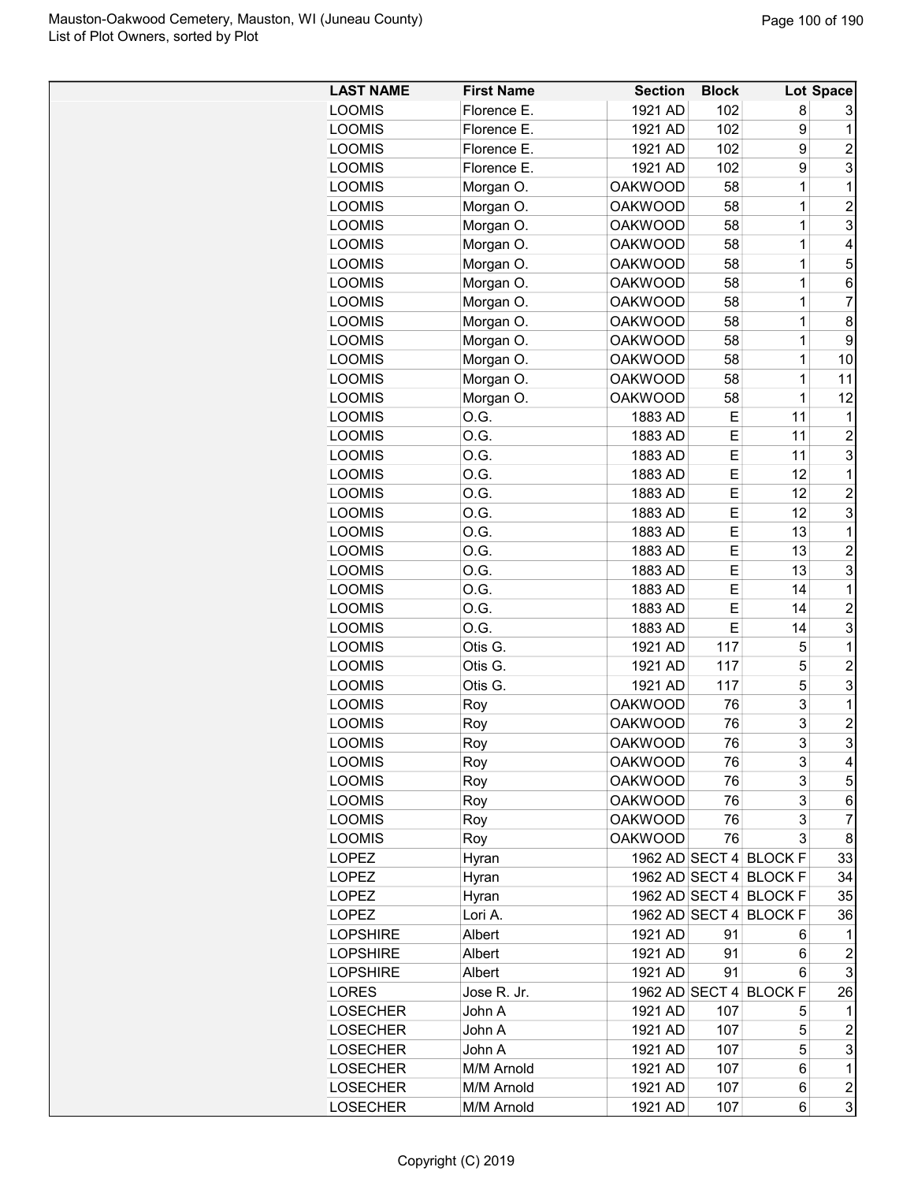| LAST NAME | First Name | Section | Block | Lot | Space |
|---|---|---|---|---|---|
| LOOMIS | Florence E. | 1921 AD | 102 | 8 | 3 |
| LOOMIS | Florence E. | 1921 AD | 102 | 9 | 1 |
| LOOMIS | Florence E. | 1921 AD | 102 | 9 | 2 |
| LOOMIS | Florence E. | 1921 AD | 102 | 9 | 3 |
| LOOMIS | Morgan O. | OAKWOOD | 58 | 1 | 1 |
| LOOMIS | Morgan O. | OAKWOOD | 58 | 1 | 2 |
| LOOMIS | Morgan O. | OAKWOOD | 58 | 1 | 3 |
| LOOMIS | Morgan O. | OAKWOOD | 58 | 1 | 4 |
| LOOMIS | Morgan O. | OAKWOOD | 58 | 1 | 5 |
| LOOMIS | Morgan O. | OAKWOOD | 58 | 1 | 6 |
| LOOMIS | Morgan O. | OAKWOOD | 58 | 1 | 7 |
| LOOMIS | Morgan O. | OAKWOOD | 58 | 1 | 8 |
| LOOMIS | Morgan O. | OAKWOOD | 58 | 1 | 9 |
| LOOMIS | Morgan O. | OAKWOOD | 58 | 1 | 10 |
| LOOMIS | Morgan O. | OAKWOOD | 58 | 1 | 11 |
| LOOMIS | Morgan O. | OAKWOOD | 58 | 1 | 12 |
| LOOMIS | O.G. | 1883 AD | E | 11 | 1 |
| LOOMIS | O.G. | 1883 AD | E | 11 | 2 |
| LOOMIS | O.G. | 1883 AD | E | 11 | 3 |
| LOOMIS | O.G. | 1883 AD | E | 12 | 1 |
| LOOMIS | O.G. | 1883 AD | E | 12 | 2 |
| LOOMIS | O.G. | 1883 AD | E | 12 | 3 |
| LOOMIS | O.G. | 1883 AD | E | 13 | 1 |
| LOOMIS | O.G. | 1883 AD | E | 13 | 2 |
| LOOMIS | O.G. | 1883 AD | E | 13 | 3 |
| LOOMIS | O.G. | 1883 AD | E | 14 | 1 |
| LOOMIS | O.G. | 1883 AD | E | 14 | 2 |
| LOOMIS | O.G. | 1883 AD | E | 14 | 3 |
| LOOMIS | Otis G. | 1921 AD | 117 | 5 | 1 |
| LOOMIS | Otis G. | 1921 AD | 117 | 5 | 2 |
| LOOMIS | Otis G. | 1921 AD | 117 | 5 | 3 |
| LOOMIS | Roy | OAKWOOD | 76 | 3 | 1 |
| LOOMIS | Roy | OAKWOOD | 76 | 3 | 2 |
| LOOMIS | Roy | OAKWOOD | 76 | 3 | 3 |
| LOOMIS | Roy | OAKWOOD | 76 | 3 | 4 |
| LOOMIS | Roy | OAKWOOD | 76 | 3 | 5 |
| LOOMIS | Roy | OAKWOOD | 76 | 3 | 6 |
| LOOMIS | Roy | OAKWOOD | 76 | 3 | 7 |
| LOOMIS | Roy | OAKWOOD | 76 | 3 | 8 |
| LOPEZ | Hyran | 1962 AD | SECT 4 | BLOCK F | 33 |
| LOPEZ | Hyran | 1962 AD | SECT 4 | BLOCK F | 34 |
| LOPEZ | Hyran | 1962 AD | SECT 4 | BLOCK F | 35 |
| LOPEZ | Lori A. | 1962 AD | SECT 4 | BLOCK F | 36 |
| LOPSHIRE | Albert | 1921 AD | 91 | 6 | 1 |
| LOPSHIRE | Albert | 1921 AD | 91 | 6 | 2 |
| LOPSHIRE | Albert | 1921 AD | 91 | 6 | 3 |
| LORES | Jose R. Jr. | 1962 AD | SECT 4 | BLOCK F | 26 |
| LOSECHER | John A | 1921 AD | 107 | 5 | 1 |
| LOSECHER | John A | 1921 AD | 107 | 5 | 2 |
| LOSECHER | John A | 1921 AD | 107 | 5 | 3 |
| LOSECHER | M/M Arnold | 1921 AD | 107 | 6 | 1 |
| LOSECHER | M/M Arnold | 1921 AD | 107 | 6 | 2 |
| LOSECHER | M/M Arnold | 1921 AD | 107 | 6 | 3 |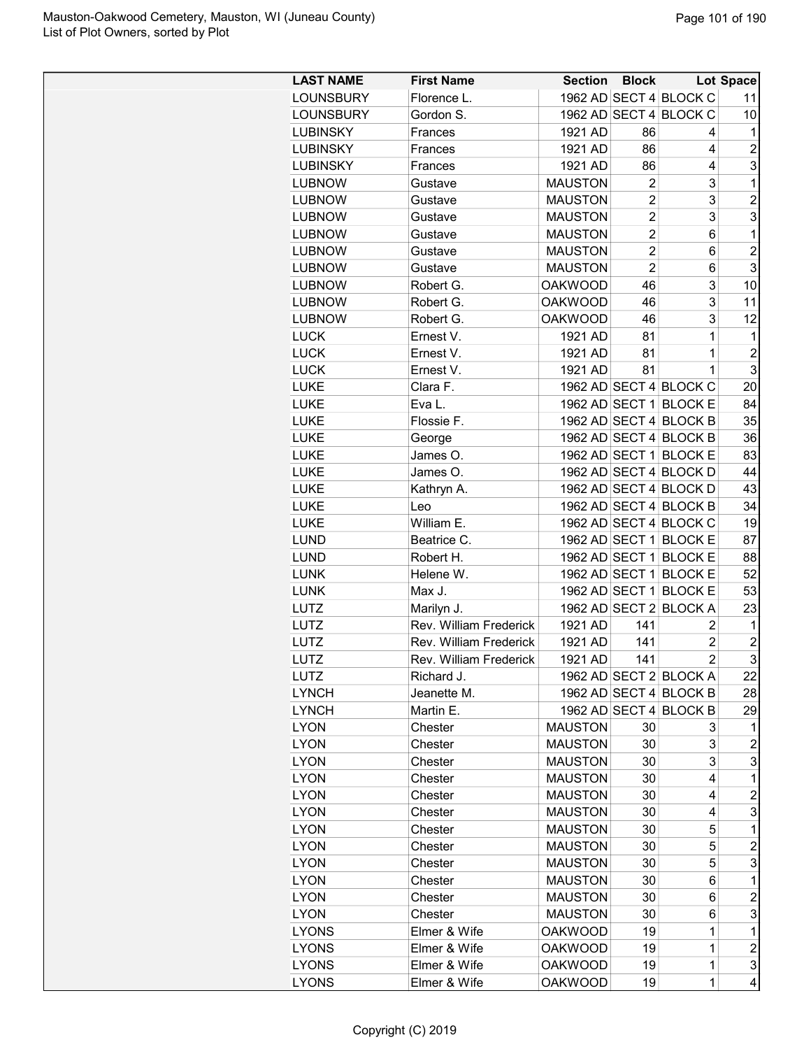| LAST NAME | First Name | Section | Block | Lot | Space |
|---|---|---|---|---|---|
| LOUNSBURY | Florence L. | 1962 AD | SECT 4 | BLOCK C | 11 |
| LOUNSBURY | Gordon S. | 1962 AD | SECT 4 | BLOCK C | 10 |
| LUBINSKY | Frances | 1921 AD | 86 | 4 | 1 |
| LUBINSKY | Frances | 1921 AD | 86 | 4 | 2 |
| LUBINSKY | Frances | 1921 AD | 86 | 4 | 3 |
| LUBNOW | Gustave | MAUSTON | 2 | 3 | 1 |
| LUBNOW | Gustave | MAUSTON | 2 | 3 | 2 |
| LUBNOW | Gustave | MAUSTON | 2 | 3 | 3 |
| LUBNOW | Gustave | MAUSTON | 2 | 6 | 1 |
| LUBNOW | Gustave | MAUSTON | 2 | 6 | 2 |
| LUBNOW | Gustave | MAUSTON | 2 | 6 | 3 |
| LUBNOW | Robert G. | OAKWOOD | 46 | 3 | 10 |
| LUBNOW | Robert G. | OAKWOOD | 46 | 3 | 11 |
| LUBNOW | Robert G. | OAKWOOD | 46 | 3 | 12 |
| LUCK | Ernest V. | 1921 AD | 81 | 1 | 1 |
| LUCK | Ernest V. | 1921 AD | 81 | 1 | 2 |
| LUCK | Ernest V. | 1921 AD | 81 | 1 | 3 |
| LUKE | Clara F. | 1962 AD | SECT 4 | BLOCK C | 20 |
| LUKE | Eva L. | 1962 AD | SECT 1 | BLOCK E | 84 |
| LUKE | Flossie F. | 1962 AD | SECT 4 | BLOCK B | 35 |
| LUKE | George | 1962 AD | SECT 4 | BLOCK B | 36 |
| LUKE | James O. | 1962 AD | SECT 1 | BLOCK E | 83 |
| LUKE | James O. | 1962 AD | SECT 4 | BLOCK D | 44 |
| LUKE | Kathryn A. | 1962 AD | SECT 4 | BLOCK D | 43 |
| LUKE | Leo | 1962 AD | SECT 4 | BLOCK B | 34 |
| LUKE | William E. | 1962 AD | SECT 4 | BLOCK C | 19 |
| LUND | Beatrice C. | 1962 AD | SECT 1 | BLOCK E | 87 |
| LUND | Robert H. | 1962 AD | SECT 1 | BLOCK E | 88 |
| LUNK | Helene W. | 1962 AD | SECT 1 | BLOCK E | 52 |
| LUNK | Max J. | 1962 AD | SECT 1 | BLOCK E | 53 |
| LUTZ | Marilyn J. | 1962 AD | SECT 2 | BLOCK A | 23 |
| LUTZ | Rev. William Frederick | 1921 AD | 141 | 2 | 1 |
| LUTZ | Rev. William Frederick | 1921 AD | 141 | 2 | 2 |
| LUTZ | Rev. William Frederick | 1921 AD | 141 | 2 | 3 |
| LUTZ | Richard J. | 1962 AD | SECT 2 | BLOCK A | 22 |
| LYNCH | Jeanette M. | 1962 AD | SECT 4 | BLOCK B | 28 |
| LYNCH | Martin E. | 1962 AD | SECT 4 | BLOCK B | 29 |
| LYON | Chester | MAUSTON | 30 | 3 | 1 |
| LYON | Chester | MAUSTON | 30 | 3 | 2 |
| LYON | Chester | MAUSTON | 30 | 3 | 3 |
| LYON | Chester | MAUSTON | 30 | 4 | 1 |
| LYON | Chester | MAUSTON | 30 | 4 | 2 |
| LYON | Chester | MAUSTON | 30 | 4 | 3 |
| LYON | Chester | MAUSTON | 30 | 5 | 1 |
| LYON | Chester | MAUSTON | 30 | 5 | 2 |
| LYON | Chester | MAUSTON | 30 | 5 | 3 |
| LYON | Chester | MAUSTON | 30 | 6 | 1 |
| LYON | Chester | MAUSTON | 30 | 6 | 2 |
| LYON | Chester | MAUSTON | 30 | 6 | 3 |
| LYONS | Elmer & Wife | OAKWOOD | 19 | 1 | 1 |
| LYONS | Elmer & Wife | OAKWOOD | 19 | 1 | 2 |
| LYONS | Elmer & Wife | OAKWOOD | 19 | 1 | 3 |
| LYONS | Elmer & Wife | OAKWOOD | 19 | 1 | 4 |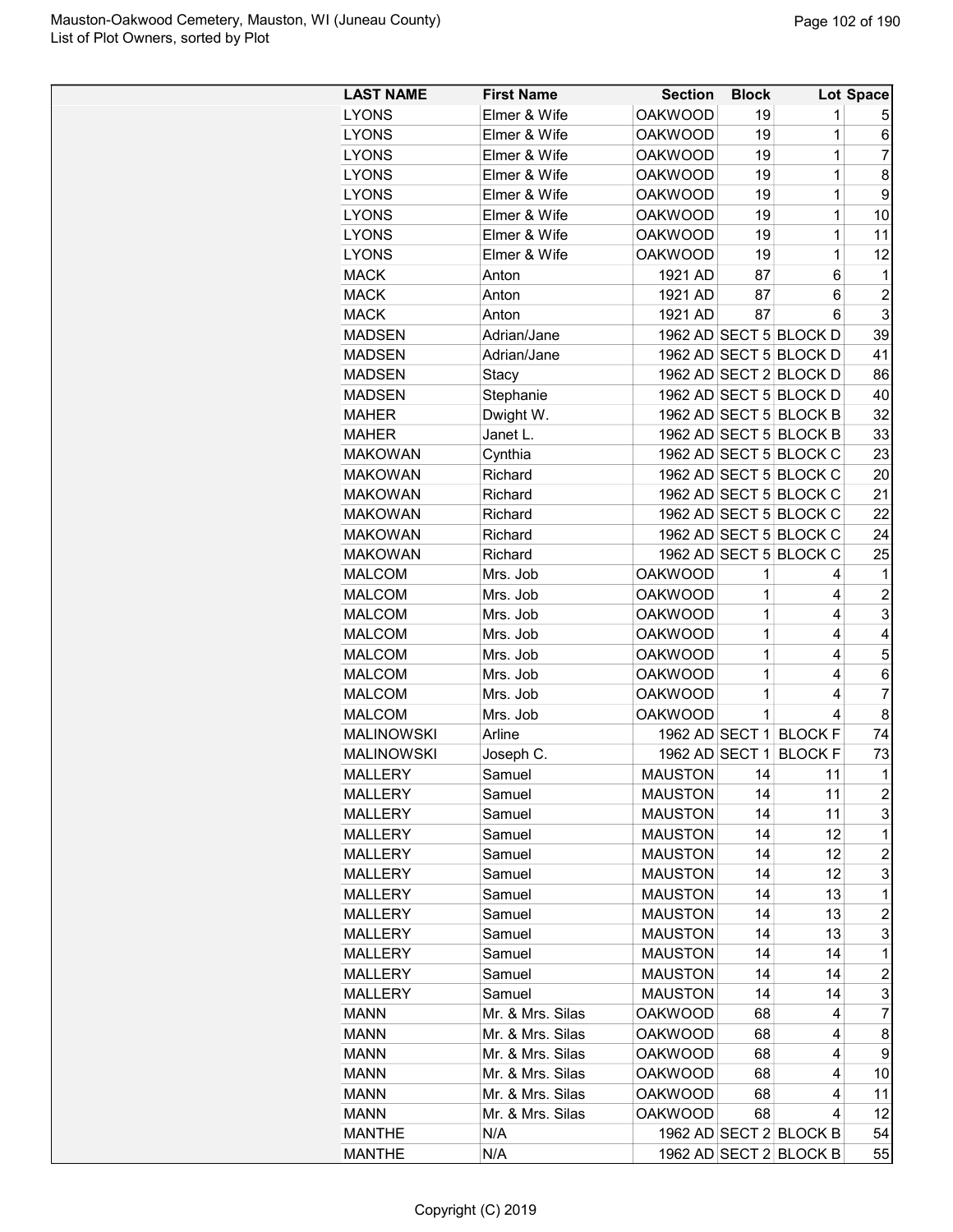| LAST NAME | First Name | Section | Block | Lot | Space |
|---|---|---|---|---|---|
| LYONS | Elmer & Wife | OAKWOOD | 19 | 1 | 5 |
| LYONS | Elmer & Wife | OAKWOOD | 19 | 1 | 6 |
| LYONS | Elmer & Wife | OAKWOOD | 19 | 1 | 7 |
| LYONS | Elmer & Wife | OAKWOOD | 19 | 1 | 8 |
| LYONS | Elmer & Wife | OAKWOOD | 19 | 1 | 9 |
| LYONS | Elmer & Wife | OAKWOOD | 19 | 1 | 10 |
| LYONS | Elmer & Wife | OAKWOOD | 19 | 1 | 11 |
| LYONS | Elmer & Wife | OAKWOOD | 19 | 1 | 12 |
| MACK | Anton | 1921 AD | 87 | 6 | 1 |
| MACK | Anton | 1921 AD | 87 | 6 | 2 |
| MACK | Anton | 1921 AD | 87 | 6 | 3 |
| MADSEN | Adrian/Jane | 1962 AD | SECT 5 | BLOCK D | 39 |
| MADSEN | Adrian/Jane | 1962 AD | SECT 5 | BLOCK D | 41 |
| MADSEN | Stacy | 1962 AD | SECT 2 | BLOCK D | 86 |
| MADSEN | Stephanie | 1962 AD | SECT 5 | BLOCK D | 40 |
| MAHER | Dwight W. | 1962 AD | SECT 5 | BLOCK B | 32 |
| MAHER | Janet L. | 1962 AD | SECT 5 | BLOCK B | 33 |
| MAKOWAN | Cynthia | 1962 AD | SECT 5 | BLOCK C | 23 |
| MAKOWAN | Richard | 1962 AD | SECT 5 | BLOCK C | 20 |
| MAKOWAN | Richard | 1962 AD | SECT 5 | BLOCK C | 21 |
| MAKOWAN | Richard | 1962 AD | SECT 5 | BLOCK C | 22 |
| MAKOWAN | Richard | 1962 AD | SECT 5 | BLOCK C | 24 |
| MAKOWAN | Richard | 1962 AD | SECT 5 | BLOCK C | 25 |
| MALCOM | Mrs. Job | OAKWOOD | 1 | 4 | 1 |
| MALCOM | Mrs. Job | OAKWOOD | 1 | 4 | 2 |
| MALCOM | Mrs. Job | OAKWOOD | 1 | 4 | 3 |
| MALCOM | Mrs. Job | OAKWOOD | 1 | 4 | 4 |
| MALCOM | Mrs. Job | OAKWOOD | 1 | 4 | 5 |
| MALCOM | Mrs. Job | OAKWOOD | 1 | 4 | 6 |
| MALCOM | Mrs. Job | OAKWOOD | 1 | 4 | 7 |
| MALCOM | Mrs. Job | OAKWOOD | 1 | 4 | 8 |
| MALINOWSKI | Arline | 1962 AD | SECT 1 | BLOCK F | 74 |
| MALINOWSKI | Joseph C. | 1962 AD | SECT 1 | BLOCK F | 73 |
| MALLERY | Samuel | MAUSTON | 14 | 11 | 1 |
| MALLERY | Samuel | MAUSTON | 14 | 11 | 2 |
| MALLERY | Samuel | MAUSTON | 14 | 11 | 3 |
| MALLERY | Samuel | MAUSTON | 14 | 12 | 1 |
| MALLERY | Samuel | MAUSTON | 14 | 12 | 2 |
| MALLERY | Samuel | MAUSTON | 14 | 12 | 3 |
| MALLERY | Samuel | MAUSTON | 14 | 13 | 1 |
| MALLERY | Samuel | MAUSTON | 14 | 13 | 2 |
| MALLERY | Samuel | MAUSTON | 14 | 13 | 3 |
| MALLERY | Samuel | MAUSTON | 14 | 14 | 1 |
| MALLERY | Samuel | MAUSTON | 14 | 14 | 2 |
| MALLERY | Samuel | MAUSTON | 14 | 14 | 3 |
| MANN | Mr. & Mrs. Silas | OAKWOOD | 68 | 4 | 7 |
| MANN | Mr. & Mrs. Silas | OAKWOOD | 68 | 4 | 8 |
| MANN | Mr. & Mrs. Silas | OAKWOOD | 68 | 4 | 9 |
| MANN | Mr. & Mrs. Silas | OAKWOOD | 68 | 4 | 10 |
| MANN | Mr. & Mrs. Silas | OAKWOOD | 68 | 4 | 11 |
| MANN | Mr. & Mrs. Silas | OAKWOOD | 68 | 4 | 12 |
| MANTHE | N/A | 1962 AD | SECT 2 | BLOCK B | 54 |
| MANTHE | N/A | 1962 AD | SECT 2 | BLOCK B | 55 |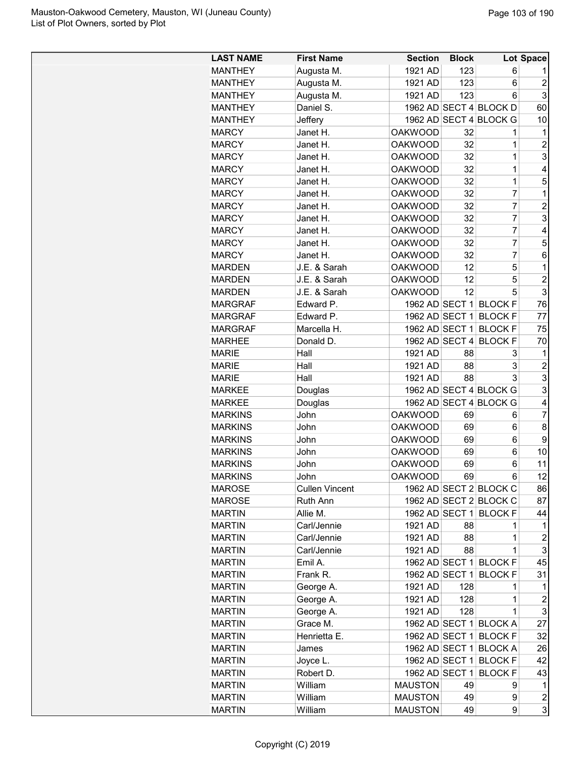| LAST NAME | First Name | Section | Block | Lot | Space |
|---|---|---|---|---|---|
| MANTHEY | Augusta M. | 1921 AD | 123 | 6 | 1 |
| MANTHEY | Augusta M. | 1921 AD | 123 | 6 | 2 |
| MANTHEY | Augusta M. | 1921 AD | 123 | 6 | 3 |
| MANTHEY | Daniel S. | 1962 AD | SECT 4 | BLOCK D | 60 |
| MANTHEY | Jeffery | 1962 AD | SECT 4 | BLOCK G | 10 |
| MARCY | Janet H. | OAKWOOD | 32 | 1 | 1 |
| MARCY | Janet H. | OAKWOOD | 32 | 1 | 2 |
| MARCY | Janet H. | OAKWOOD | 32 | 1 | 3 |
| MARCY | Janet H. | OAKWOOD | 32 | 1 | 4 |
| MARCY | Janet H. | OAKWOOD | 32 | 1 | 5 |
| MARCY | Janet H. | OAKWOOD | 32 | 7 | 1 |
| MARCY | Janet H. | OAKWOOD | 32 | 7 | 2 |
| MARCY | Janet H. | OAKWOOD | 32 | 7 | 3 |
| MARCY | Janet H. | OAKWOOD | 32 | 7 | 4 |
| MARCY | Janet H. | OAKWOOD | 32 | 7 | 5 |
| MARCY | Janet H. | OAKWOOD | 32 | 7 | 6 |
| MARDEN | J.E. & Sarah | OAKWOOD | 12 | 5 | 1 |
| MARDEN | J.E. & Sarah | OAKWOOD | 12 | 5 | 2 |
| MARDEN | J.E. & Sarah | OAKWOOD | 12 | 5 | 3 |
| MARGRAF | Edward P. | 1962 AD | SECT 1 | BLOCK F | 76 |
| MARGRAF | Edward P. | 1962 AD | SECT 1 | BLOCK F | 77 |
| MARGRAF | Marcella H. | 1962 AD | SECT 1 | BLOCK F | 75 |
| MARHEE | Donald D. | 1962 AD | SECT 4 | BLOCK F | 70 |
| MARIE | Hall | 1921 AD | 88 | 3 | 1 |
| MARIE | Hall | 1921 AD | 88 | 3 | 2 |
| MARIE | Hall | 1921 AD | 88 | 3 | 3 |
| MARKEE | Douglas | 1962 AD | SECT 4 | BLOCK G | 3 |
| MARKEE | Douglas | 1962 AD | SECT 4 | BLOCK G | 4 |
| MARKINS | John | OAKWOOD | 69 | 6 | 7 |
| MARKINS | John | OAKWOOD | 69 | 6 | 8 |
| MARKINS | John | OAKWOOD | 69 | 6 | 9 |
| MARKINS | John | OAKWOOD | 69 | 6 | 10 |
| MARKINS | John | OAKWOOD | 69 | 6 | 11 |
| MARKINS | John | OAKWOOD | 69 | 6 | 12 |
| MAROSE | Cullen Vincent | 1962 AD | SECT 2 | BLOCK C | 86 |
| MAROSE | Ruth Ann | 1962 AD | SECT 2 | BLOCK C | 87 |
| MARTIN | Allie M. | 1962 AD | SECT 1 | BLOCK F | 44 |
| MARTIN | Carl/Jennie | 1921 AD | 88 | 1 | 1 |
| MARTIN | Carl/Jennie | 1921 AD | 88 | 1 | 2 |
| MARTIN | Carl/Jennie | 1921 AD | 88 | 1 | 3 |
| MARTIN | Emil A. | 1962 AD | SECT 1 | BLOCK F | 45 |
| MARTIN | Frank R. | 1962 AD | SECT 1 | BLOCK F | 31 |
| MARTIN | George A. | 1921 AD | 128 | 1 | 1 |
| MARTIN | George A. | 1921 AD | 128 | 1 | 2 |
| MARTIN | George A. | 1921 AD | 128 | 1 | 3 |
| MARTIN | Grace M. | 1962 AD | SECT 1 | BLOCK A | 27 |
| MARTIN | Henrietta E. | 1962 AD | SECT 1 | BLOCK F | 32 |
| MARTIN | James | 1962 AD | SECT 1 | BLOCK A | 26 |
| MARTIN | Joyce L. | 1962 AD | SECT 1 | BLOCK F | 42 |
| MARTIN | Robert D. | 1962 AD | SECT 1 | BLOCK F | 43 |
| MARTIN | William | MAUSTON | 49 | 9 | 1 |
| MARTIN | William | MAUSTON | 49 | 9 | 2 |
| MARTIN | William | MAUSTON | 49 | 9 | 3 |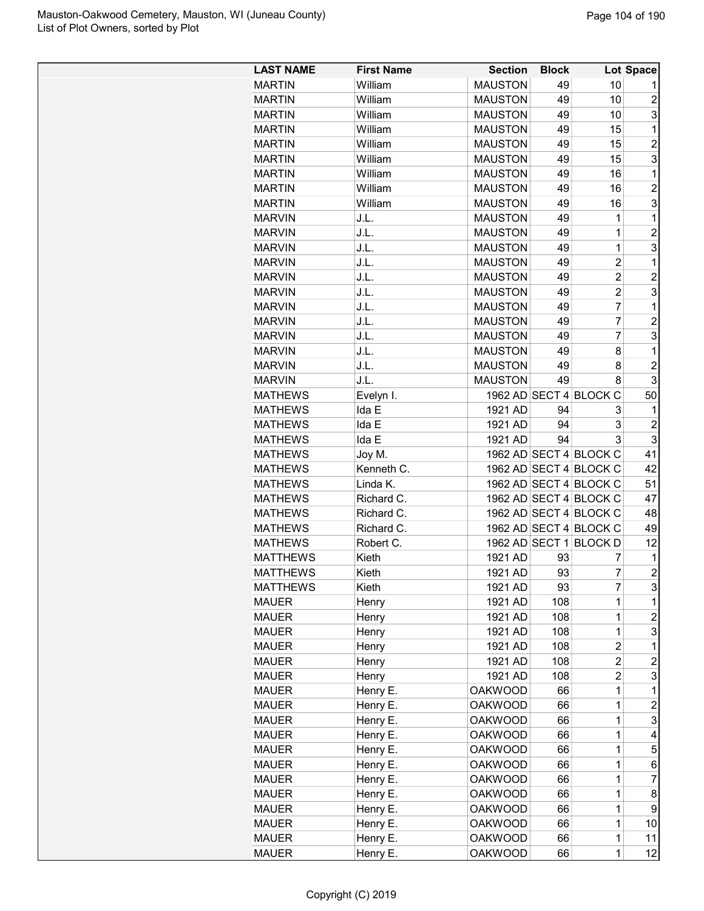| LAST NAME | First Name | Section | Block | Lot | Space |
|---|---|---|---|---|---|
| MARTIN | William | MAUSTON | 49 | 10 | 1 |
| MARTIN | William | MAUSTON | 49 | 10 | 2 |
| MARTIN | William | MAUSTON | 49 | 10 | 3 |
| MARTIN | William | MAUSTON | 49 | 15 | 1 |
| MARTIN | William | MAUSTON | 49 | 15 | 2 |
| MARTIN | William | MAUSTON | 49 | 15 | 3 |
| MARTIN | William | MAUSTON | 49 | 16 | 1 |
| MARTIN | William | MAUSTON | 49 | 16 | 2 |
| MARTIN | William | MAUSTON | 49 | 16 | 3 |
| MARVIN | J.L. | MAUSTON | 49 | 1 | 1 |
| MARVIN | J.L. | MAUSTON | 49 | 1 | 2 |
| MARVIN | J.L. | MAUSTON | 49 | 1 | 3 |
| MARVIN | J.L. | MAUSTON | 49 | 2 | 1 |
| MARVIN | J.L. | MAUSTON | 49 | 2 | 2 |
| MARVIN | J.L. | MAUSTON | 49 | 2 | 3 |
| MARVIN | J.L. | MAUSTON | 49 | 7 | 1 |
| MARVIN | J.L. | MAUSTON | 49 | 7 | 2 |
| MARVIN | J.L. | MAUSTON | 49 | 7 | 3 |
| MARVIN | J.L. | MAUSTON | 49 | 8 | 1 |
| MARVIN | J.L. | MAUSTON | 49 | 8 | 2 |
| MARVIN | J.L. | MAUSTON | 49 | 8 | 3 |
| MATHEWS | Evelyn I. | 1962 AD | SECT 4 | BLOCK C | 50 |
| MATHEWS | Ida E | 1921 AD | 94 | 3 | 1 |
| MATHEWS | Ida E | 1921 AD | 94 | 3 | 2 |
| MATHEWS | Ida E | 1921 AD | 94 | 3 | 3 |
| MATHEWS | Joy M. | 1962 AD | SECT 4 | BLOCK C | 41 |
| MATHEWS | Kenneth C. | 1962 AD | SECT 4 | BLOCK C | 42 |
| MATHEWS | Linda K. | 1962 AD | SECT 4 | BLOCK C | 51 |
| MATHEWS | Richard C. | 1962 AD | SECT 4 | BLOCK C | 47 |
| MATHEWS | Richard C. | 1962 AD | SECT 4 | BLOCK C | 48 |
| MATHEWS | Richard C. | 1962 AD | SECT 4 | BLOCK C | 49 |
| MATHEWS | Robert C. | 1962 AD | SECT 1 | BLOCK D | 12 |
| MATTHEWS | Kieth | 1921 AD | 93 | 7 | 1 |
| MATTHEWS | Kieth | 1921 AD | 93 | 7 | 2 |
| MATTHEWS | Kieth | 1921 AD | 93 | 7 | 3 |
| MAUER | Henry | 1921 AD | 108 | 1 | 1 |
| MAUER | Henry | 1921 AD | 108 | 1 | 2 |
| MAUER | Henry | 1921 AD | 108 | 1 | 3 |
| MAUER | Henry | 1921 AD | 108 | 2 | 1 |
| MAUER | Henry | 1921 AD | 108 | 2 | 2 |
| MAUER | Henry | 1921 AD | 108 | 2 | 3 |
| MAUER | Henry E. | OAKWOOD | 66 | 1 | 1 |
| MAUER | Henry E. | OAKWOOD | 66 | 1 | 2 |
| MAUER | Henry E. | OAKWOOD | 66 | 1 | 3 |
| MAUER | Henry E. | OAKWOOD | 66 | 1 | 4 |
| MAUER | Henry E. | OAKWOOD | 66 | 1 | 5 |
| MAUER | Henry E. | OAKWOOD | 66 | 1 | 6 |
| MAUER | Henry E. | OAKWOOD | 66 | 1 | 7 |
| MAUER | Henry E. | OAKWOOD | 66 | 1 | 8 |
| MAUER | Henry E. | OAKWOOD | 66 | 1 | 9 |
| MAUER | Henry E. | OAKWOOD | 66 | 1 | 10 |
| MAUER | Henry E. | OAKWOOD | 66 | 1 | 11 |
| MAUER | Henry E. | OAKWOOD | 66 | 1 | 12 |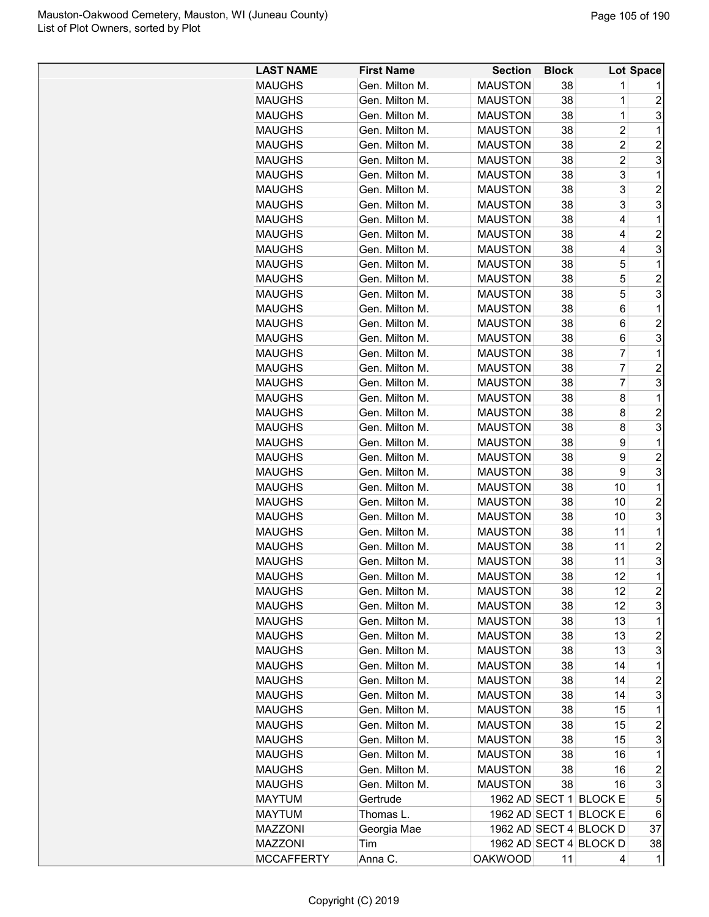| LAST NAME | First Name | Section | Block | Lot | Space |
|---|---|---|---|---|---|
| MAUGHS | Gen. Milton M. | MAUSTON | 38 | 1 | 1 |
| MAUGHS | Gen. Milton M. | MAUSTON | 38 | 1 | 2 |
| MAUGHS | Gen. Milton M. | MAUSTON | 38 | 1 | 3 |
| MAUGHS | Gen. Milton M. | MAUSTON | 38 | 2 | 1 |
| MAUGHS | Gen. Milton M. | MAUSTON | 38 | 2 | 2 |
| MAUGHS | Gen. Milton M. | MAUSTON | 38 | 2 | 3 |
| MAUGHS | Gen. Milton M. | MAUSTON | 38 | 3 | 1 |
| MAUGHS | Gen. Milton M. | MAUSTON | 38 | 3 | 2 |
| MAUGHS | Gen. Milton M. | MAUSTON | 38 | 3 | 3 |
| MAUGHS | Gen. Milton M. | MAUSTON | 38 | 4 | 1 |
| MAUGHS | Gen. Milton M. | MAUSTON | 38 | 4 | 2 |
| MAUGHS | Gen. Milton M. | MAUSTON | 38 | 4 | 3 |
| MAUGHS | Gen. Milton M. | MAUSTON | 38 | 5 | 1 |
| MAUGHS | Gen. Milton M. | MAUSTON | 38 | 5 | 2 |
| MAUGHS | Gen. Milton M. | MAUSTON | 38 | 5 | 3 |
| MAUGHS | Gen. Milton M. | MAUSTON | 38 | 6 | 1 |
| MAUGHS | Gen. Milton M. | MAUSTON | 38 | 6 | 2 |
| MAUGHS | Gen. Milton M. | MAUSTON | 38 | 6 | 3 |
| MAUGHS | Gen. Milton M. | MAUSTON | 38 | 7 | 1 |
| MAUGHS | Gen. Milton M. | MAUSTON | 38 | 7 | 2 |
| MAUGHS | Gen. Milton M. | MAUSTON | 38 | 7 | 3 |
| MAUGHS | Gen. Milton M. | MAUSTON | 38 | 8 | 1 |
| MAUGHS | Gen. Milton M. | MAUSTON | 38 | 8 | 2 |
| MAUGHS | Gen. Milton M. | MAUSTON | 38 | 8 | 3 |
| MAUGHS | Gen. Milton M. | MAUSTON | 38 | 9 | 1 |
| MAUGHS | Gen. Milton M. | MAUSTON | 38 | 9 | 2 |
| MAUGHS | Gen. Milton M. | MAUSTON | 38 | 9 | 3 |
| MAUGHS | Gen. Milton M. | MAUSTON | 38 | 10 | 1 |
| MAUGHS | Gen. Milton M. | MAUSTON | 38 | 10 | 2 |
| MAUGHS | Gen. Milton M. | MAUSTON | 38 | 10 | 3 |
| MAUGHS | Gen. Milton M. | MAUSTON | 38 | 11 | 1 |
| MAUGHS | Gen. Milton M. | MAUSTON | 38 | 11 | 2 |
| MAUGHS | Gen. Milton M. | MAUSTON | 38 | 11 | 3 |
| MAUGHS | Gen. Milton M. | MAUSTON | 38 | 12 | 1 |
| MAUGHS | Gen. Milton M. | MAUSTON | 38 | 12 | 2 |
| MAUGHS | Gen. Milton M. | MAUSTON | 38 | 12 | 3 |
| MAUGHS | Gen. Milton M. | MAUSTON | 38 | 13 | 1 |
| MAUGHS | Gen. Milton M. | MAUSTON | 38 | 13 | 2 |
| MAUGHS | Gen. Milton M. | MAUSTON | 38 | 13 | 3 |
| MAUGHS | Gen. Milton M. | MAUSTON | 38 | 14 | 1 |
| MAUGHS | Gen. Milton M. | MAUSTON | 38 | 14 | 2 |
| MAUGHS | Gen. Milton M. | MAUSTON | 38 | 14 | 3 |
| MAUGHS | Gen. Milton M. | MAUSTON | 38 | 15 | 1 |
| MAUGHS | Gen. Milton M. | MAUSTON | 38 | 15 | 2 |
| MAUGHS | Gen. Milton M. | MAUSTON | 38 | 15 | 3 |
| MAUGHS | Gen. Milton M. | MAUSTON | 38 | 16 | 1 |
| MAUGHS | Gen. Milton M. | MAUSTON | 38 | 16 | 2 |
| MAUGHS | Gen. Milton M. | MAUSTON | 38 | 16 | 3 |
| MAYTUM | Gertrude | 1962 AD | SECT 1 | BLOCK E | 5 |
| MAYTUM | Thomas L. | 1962 AD | SECT 1 | BLOCK E | 6 |
| MAZZONI | Georgia Mae | 1962 AD | SECT 4 | BLOCK D | 37 |
| MAZZONI | Tim | 1962 AD | SECT 4 | BLOCK D | 38 |
| MCCAFFERTY | Anna C. | OAKWOOD | 11 | 4 | 1 |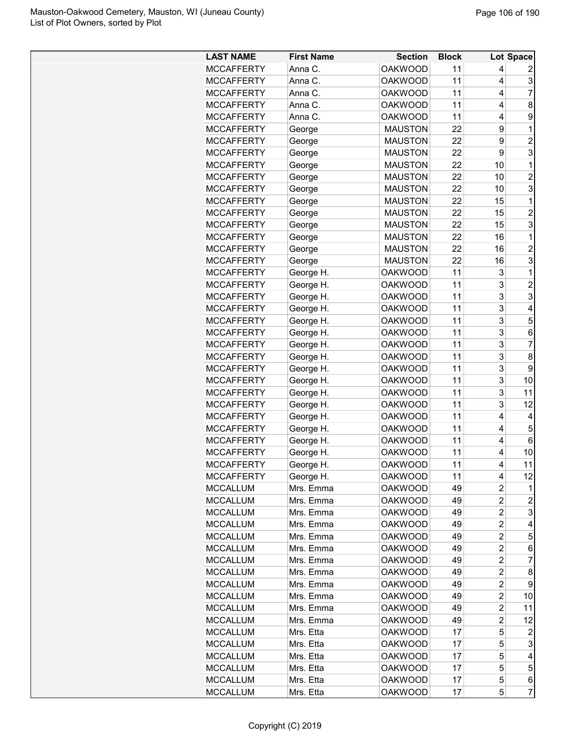| LAST NAME | First Name | Section | Block | Lot | Space |
|---|---|---|---|---|---|
| MCCAFFERTY | Anna C. | OAKWOOD | 11 | 4 | 2 |
| MCCAFFERTY | Anna C. | OAKWOOD | 11 | 4 | 3 |
| MCCAFFERTY | Anna C. | OAKWOOD | 11 | 4 | 7 |
| MCCAFFERTY | Anna C. | OAKWOOD | 11 | 4 | 8 |
| MCCAFFERTY | Anna C. | OAKWOOD | 11 | 4 | 9 |
| MCCAFFERTY | George | MAUSTON | 22 | 9 | 1 |
| MCCAFFERTY | George | MAUSTON | 22 | 9 | 2 |
| MCCAFFERTY | George | MAUSTON | 22 | 9 | 3 |
| MCCAFFERTY | George | MAUSTON | 22 | 10 | 1 |
| MCCAFFERTY | George | MAUSTON | 22 | 10 | 2 |
| MCCAFFERTY | George | MAUSTON | 22 | 10 | 3 |
| MCCAFFERTY | George | MAUSTON | 22 | 15 | 1 |
| MCCAFFERTY | George | MAUSTON | 22 | 15 | 2 |
| MCCAFFERTY | George | MAUSTON | 22 | 15 | 3 |
| MCCAFFERTY | George | MAUSTON | 22 | 16 | 1 |
| MCCAFFERTY | George | MAUSTON | 22 | 16 | 2 |
| MCCAFFERTY | George | MAUSTON | 22 | 16 | 3 |
| MCCAFFERTY | George H. | OAKWOOD | 11 | 3 | 1 |
| MCCAFFERTY | George H. | OAKWOOD | 11 | 3 | 2 |
| MCCAFFERTY | George H. | OAKWOOD | 11 | 3 | 3 |
| MCCAFFERTY | George H. | OAKWOOD | 11 | 3 | 4 |
| MCCAFFERTY | George H. | OAKWOOD | 11 | 3 | 5 |
| MCCAFFERTY | George H. | OAKWOOD | 11 | 3 | 6 |
| MCCAFFERTY | George H. | OAKWOOD | 11 | 3 | 7 |
| MCCAFFERTY | George H. | OAKWOOD | 11 | 3 | 8 |
| MCCAFFERTY | George H. | OAKWOOD | 11 | 3 | 9 |
| MCCAFFERTY | George H. | OAKWOOD | 11 | 3 | 10 |
| MCCAFFERTY | George H. | OAKWOOD | 11 | 3 | 11 |
| MCCAFFERTY | George H. | OAKWOOD | 11 | 3 | 12 |
| MCCAFFERTY | George H. | OAKWOOD | 11 | 4 | 4 |
| MCCAFFERTY | George H. | OAKWOOD | 11 | 4 | 5 |
| MCCAFFERTY | George H. | OAKWOOD | 11 | 4 | 6 |
| MCCAFFERTY | George H. | OAKWOOD | 11 | 4 | 10 |
| MCCAFFERTY | George H. | OAKWOOD | 11 | 4 | 11 |
| MCCAFFERTY | George H. | OAKWOOD | 11 | 4 | 12 |
| MCCALLUM | Mrs. Emma | OAKWOOD | 49 | 2 | 1 |
| MCCALLUM | Mrs. Emma | OAKWOOD | 49 | 2 | 2 |
| MCCALLUM | Mrs. Emma | OAKWOOD | 49 | 2 | 3 |
| MCCALLUM | Mrs. Emma | OAKWOOD | 49 | 2 | 4 |
| MCCALLUM | Mrs. Emma | OAKWOOD | 49 | 2 | 5 |
| MCCALLUM | Mrs. Emma | OAKWOOD | 49 | 2 | 6 |
| MCCALLUM | Mrs. Emma | OAKWOOD | 49 | 2 | 7 |
| MCCALLUM | Mrs. Emma | OAKWOOD | 49 | 2 | 8 |
| MCCALLUM | Mrs. Emma | OAKWOOD | 49 | 2 | 9 |
| MCCALLUM | Mrs. Emma | OAKWOOD | 49 | 2 | 10 |
| MCCALLUM | Mrs. Emma | OAKWOOD | 49 | 2 | 11 |
| MCCALLUM | Mrs. Emma | OAKWOOD | 49 | 2 | 12 |
| MCCALLUM | Mrs. Etta | OAKWOOD | 17 | 5 | 2 |
| MCCALLUM | Mrs. Etta | OAKWOOD | 17 | 5 | 3 |
| MCCALLUM | Mrs. Etta | OAKWOOD | 17 | 5 | 4 |
| MCCALLUM | Mrs. Etta | OAKWOOD | 17 | 5 | 5 |
| MCCALLUM | Mrs. Etta | OAKWOOD | 17 | 5 | 6 |
| MCCALLUM | Mrs. Etta | OAKWOOD | 17 | 5 | 7 |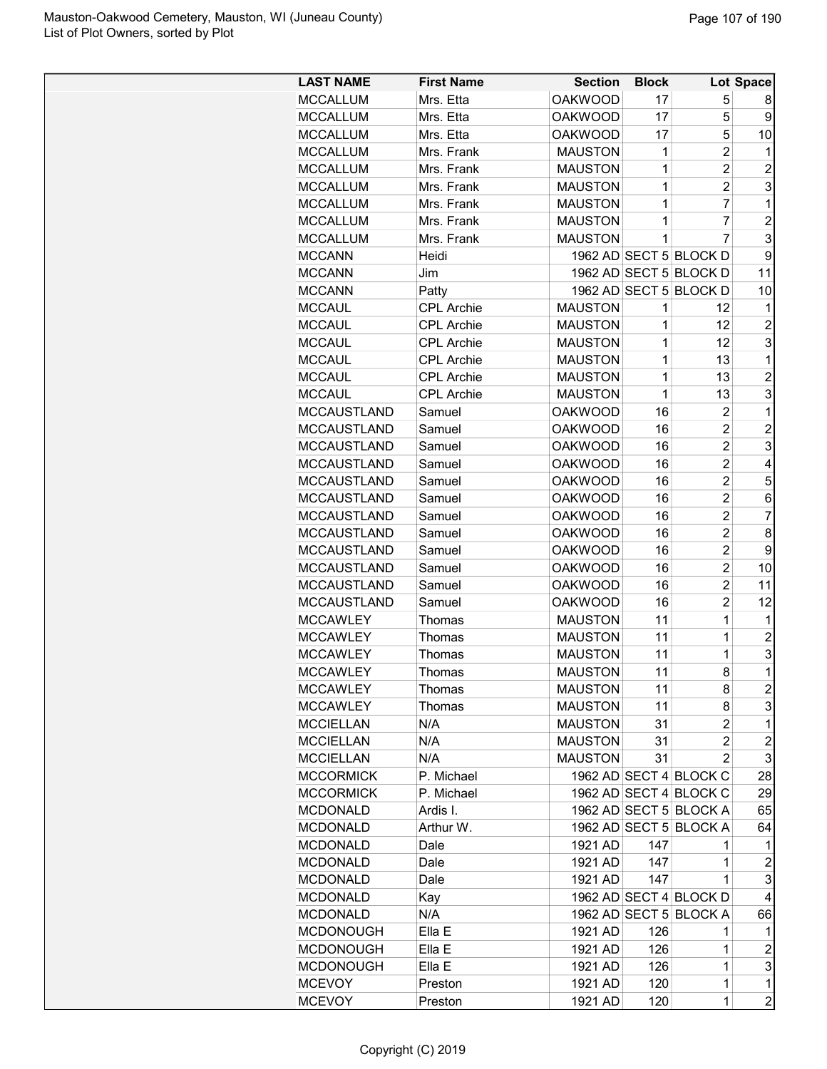| LAST NAME | First Name | Section | Block | Lot | Space |
|---|---|---|---|---|---|
| MCCALLUM | Mrs. Etta | OAKWOOD | 17 | 5 | 8 |
| MCCALLUM | Mrs. Etta | OAKWOOD | 17 | 5 | 9 |
| MCCALLUM | Mrs. Etta | OAKWOOD | 17 | 5 | 10 |
| MCCALLUM | Mrs. Frank | MAUSTON | 1 | 2 | 1 |
| MCCALLUM | Mrs. Frank | MAUSTON | 1 | 2 | 2 |
| MCCALLUM | Mrs. Frank | MAUSTON | 1 | 2 | 3 |
| MCCALLUM | Mrs. Frank | MAUSTON | 1 | 7 | 1 |
| MCCALLUM | Mrs. Frank | MAUSTON | 1 | 7 | 2 |
| MCCALLUM | Mrs. Frank | MAUSTON | 1 | 7 | 3 |
| MCCANN | Heidi | 1962 AD | SECT 5 | BLOCK D | 9 |
| MCCANN | Jim | 1962 AD | SECT 5 | BLOCK D | 11 |
| MCCANN | Patty | 1962 AD | SECT 5 | BLOCK D | 10 |
| MCCAUL | CPL Archie | MAUSTON | 1 | 12 | 1 |
| MCCAUL | CPL Archie | MAUSTON | 1 | 12 | 2 |
| MCCAUL | CPL Archie | MAUSTON | 1 | 12 | 3 |
| MCCAUL | CPL Archie | MAUSTON | 1 | 13 | 1 |
| MCCAUL | CPL Archie | MAUSTON | 1 | 13 | 2 |
| MCCAUL | CPL Archie | MAUSTON | 1 | 13 | 3 |
| MCCAUSTLAND | Samuel | OAKWOOD | 16 | 2 | 1 |
| MCCAUSTLAND | Samuel | OAKWOOD | 16 | 2 | 2 |
| MCCAUSTLAND | Samuel | OAKWOOD | 16 | 2 | 3 |
| MCCAUSTLAND | Samuel | OAKWOOD | 16 | 2 | 4 |
| MCCAUSTLAND | Samuel | OAKWOOD | 16 | 2 | 5 |
| MCCAUSTLAND | Samuel | OAKWOOD | 16 | 2 | 6 |
| MCCAUSTLAND | Samuel | OAKWOOD | 16 | 2 | 7 |
| MCCAUSTLAND | Samuel | OAKWOOD | 16 | 2 | 8 |
| MCCAUSTLAND | Samuel | OAKWOOD | 16 | 2 | 9 |
| MCCAUSTLAND | Samuel | OAKWOOD | 16 | 2 | 10 |
| MCCAUSTLAND | Samuel | OAKWOOD | 16 | 2 | 11 |
| MCCAUSTLAND | Samuel | OAKWOOD | 16 | 2 | 12 |
| MCCAWLEY | Thomas | MAUSTON | 11 | 1 | 1 |
| MCCAWLEY | Thomas | MAUSTON | 11 | 1 | 2 |
| MCCAWLEY | Thomas | MAUSTON | 11 | 1 | 3 |
| MCCAWLEY | Thomas | MAUSTON | 11 | 8 | 1 |
| MCCAWLEY | Thomas | MAUSTON | 11 | 8 | 2 |
| MCCAWLEY | Thomas | MAUSTON | 11 | 8 | 3 |
| MCCIELLAN | N/A | MAUSTON | 31 | 2 | 1 |
| MCCIELLAN | N/A | MAUSTON | 31 | 2 | 2 |
| MCCIELLAN | N/A | MAUSTON | 31 | 2 | 3 |
| MCCORMICK | P. Michael | 1962 AD | SECT 4 | BLOCK C | 28 |
| MCCORMICK | P. Michael | 1962 AD | SECT 4 | BLOCK C | 29 |
| MCDONALD | Ardis I. | 1962 AD | SECT 5 | BLOCK A | 65 |
| MCDONALD | Arthur W. | 1962 AD | SECT 5 | BLOCK A | 64 |
| MCDONALD | Dale | 1921 AD | 147 | 1 | 1 |
| MCDONALD | Dale | 1921 AD | 147 | 1 | 2 |
| MCDONALD | Dale | 1921 AD | 147 | 1 | 3 |
| MCDONALD | Kay | 1962 AD | SECT 4 | BLOCK D | 4 |
| MCDONALD | N/A | 1962 AD | SECT 5 | BLOCK A | 66 |
| MCDONOUGH | Ella E | 1921 AD | 126 | 1 | 1 |
| MCDONOUGH | Ella E | 1921 AD | 126 | 1 | 2 |
| MCDONOUGH | Ella E | 1921 AD | 126 | 1 | 3 |
| MCEVOY | Preston | 1921 AD | 120 | 1 | 1 |
| MCEVOY | Preston | 1921 AD | 120 | 1 | 2 |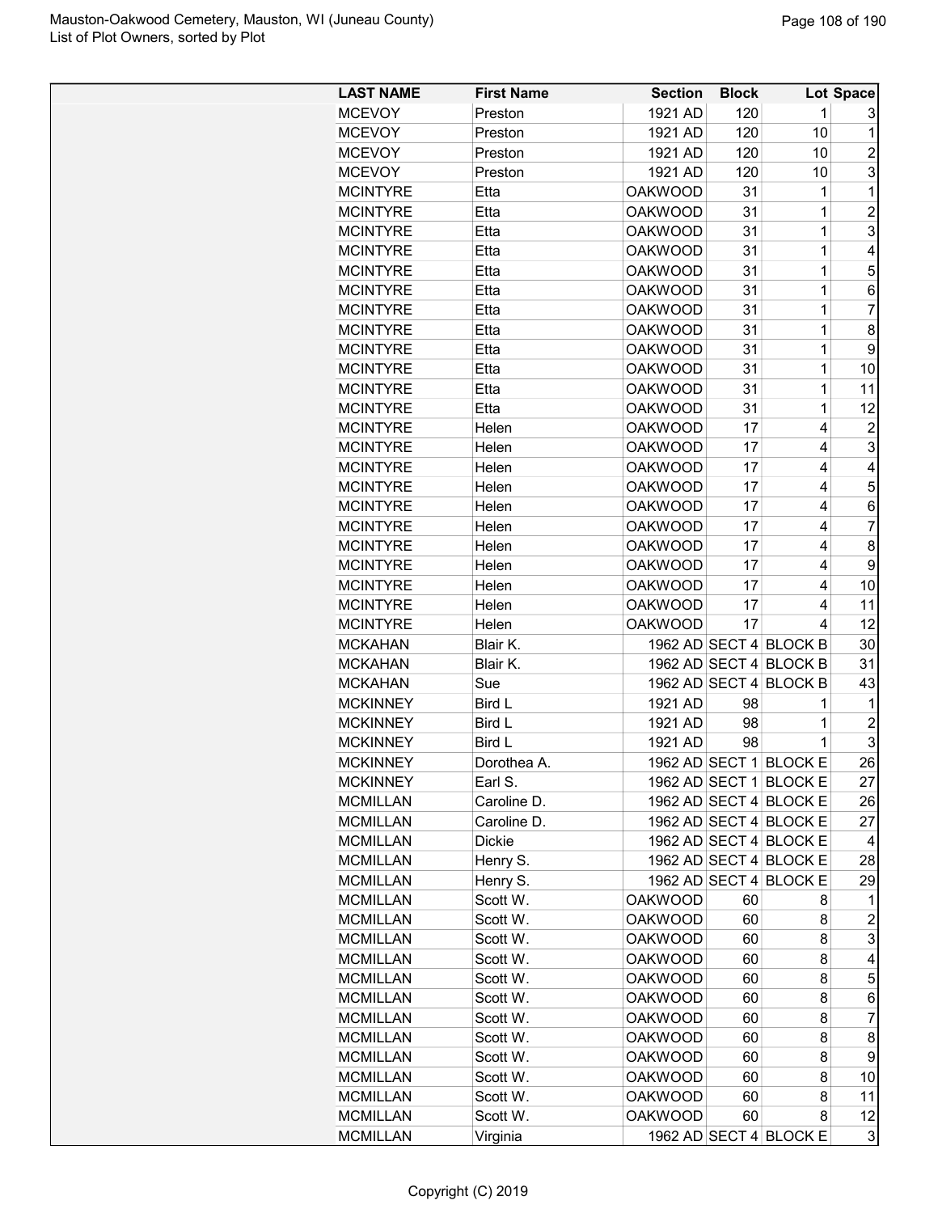| LAST NAME | First Name | Section | Block | Lot | Space |
|---|---|---|---|---|---|
| MCEVOY | Preston | 1921 AD | 120 | 1 | 3 |
| MCEVOY | Preston | 1921 AD | 120 | 10 | 1 |
| MCEVOY | Preston | 1921 AD | 120 | 10 | 2 |
| MCEVOY | Preston | 1921 AD | 120 | 10 | 3 |
| MCINTYRE | Etta | OAKWOOD | 31 | 1 | 1 |
| MCINTYRE | Etta | OAKWOOD | 31 | 1 | 2 |
| MCINTYRE | Etta | OAKWOOD | 31 | 1 | 3 |
| MCINTYRE | Etta | OAKWOOD | 31 | 1 | 4 |
| MCINTYRE | Etta | OAKWOOD | 31 | 1 | 5 |
| MCINTYRE | Etta | OAKWOOD | 31 | 1 | 6 |
| MCINTYRE | Etta | OAKWOOD | 31 | 1 | 7 |
| MCINTYRE | Etta | OAKWOOD | 31 | 1 | 8 |
| MCINTYRE | Etta | OAKWOOD | 31 | 1 | 9 |
| MCINTYRE | Etta | OAKWOOD | 31 | 1 | 10 |
| MCINTYRE | Etta | OAKWOOD | 31 | 1 | 11 |
| MCINTYRE | Etta | OAKWOOD | 31 | 1 | 12 |
| MCINTYRE | Helen | OAKWOOD | 17 | 4 | 2 |
| MCINTYRE | Helen | OAKWOOD | 17 | 4 | 3 |
| MCINTYRE | Helen | OAKWOOD | 17 | 4 | 4 |
| MCINTYRE | Helen | OAKWOOD | 17 | 4 | 5 |
| MCINTYRE | Helen | OAKWOOD | 17 | 4 | 6 |
| MCINTYRE | Helen | OAKWOOD | 17 | 4 | 7 |
| MCINTYRE | Helen | OAKWOOD | 17 | 4 | 8 |
| MCINTYRE | Helen | OAKWOOD | 17 | 4 | 9 |
| MCINTYRE | Helen | OAKWOOD | 17 | 4 | 10 |
| MCINTYRE | Helen | OAKWOOD | 17 | 4 | 11 |
| MCINTYRE | Helen | OAKWOOD | 17 | 4 | 12 |
| MCKAHAN | Blair K. | 1962 AD | SECT 4 | BLOCK B | 30 |
| MCKAHAN | Blair K. | 1962 AD | SECT 4 | BLOCK B | 31 |
| MCKAHAN | Sue | 1962 AD | SECT 4 | BLOCK B | 43 |
| MCKINNEY | Bird L | 1921 AD | 98 | 1 | 1 |
| MCKINNEY | Bird L | 1921 AD | 98 | 1 | 2 |
| MCKINNEY | Bird L | 1921 AD | 98 | 1 | 3 |
| MCKINNEY | Dorothea A. | 1962 AD | SECT 1 | BLOCK E | 26 |
| MCKINNEY | Earl S. | 1962 AD | SECT 1 | BLOCK E | 27 |
| MCMILLAN | Caroline D. | 1962 AD | SECT 4 | BLOCK E | 26 |
| MCMILLAN | Caroline D. | 1962 AD | SECT 4 | BLOCK E | 27 |
| MCMILLAN | Dickie | 1962 AD | SECT 4 | BLOCK E | 4 |
| MCMILLAN | Henry S. | 1962 AD | SECT 4 | BLOCK E | 28 |
| MCMILLAN | Henry S. | 1962 AD | SECT 4 | BLOCK E | 29 |
| MCMILLAN | Scott W. | OAKWOOD | 60 | 8 | 1 |
| MCMILLAN | Scott W. | OAKWOOD | 60 | 8 | 2 |
| MCMILLAN | Scott W. | OAKWOOD | 60 | 8 | 3 |
| MCMILLAN | Scott W. | OAKWOOD | 60 | 8 | 4 |
| MCMILLAN | Scott W. | OAKWOOD | 60 | 8 | 5 |
| MCMILLAN | Scott W. | OAKWOOD | 60 | 8 | 6 |
| MCMILLAN | Scott W. | OAKWOOD | 60 | 8 | 7 |
| MCMILLAN | Scott W. | OAKWOOD | 60 | 8 | 8 |
| MCMILLAN | Scott W. | OAKWOOD | 60 | 8 | 9 |
| MCMILLAN | Scott W. | OAKWOOD | 60 | 8 | 10 |
| MCMILLAN | Scott W. | OAKWOOD | 60 | 8 | 11 |
| MCMILLAN | Scott W. | OAKWOOD | 60 | 8 | 12 |
| MCMILLAN | Virginia | 1962 AD | SECT 4 | BLOCK E | 3 |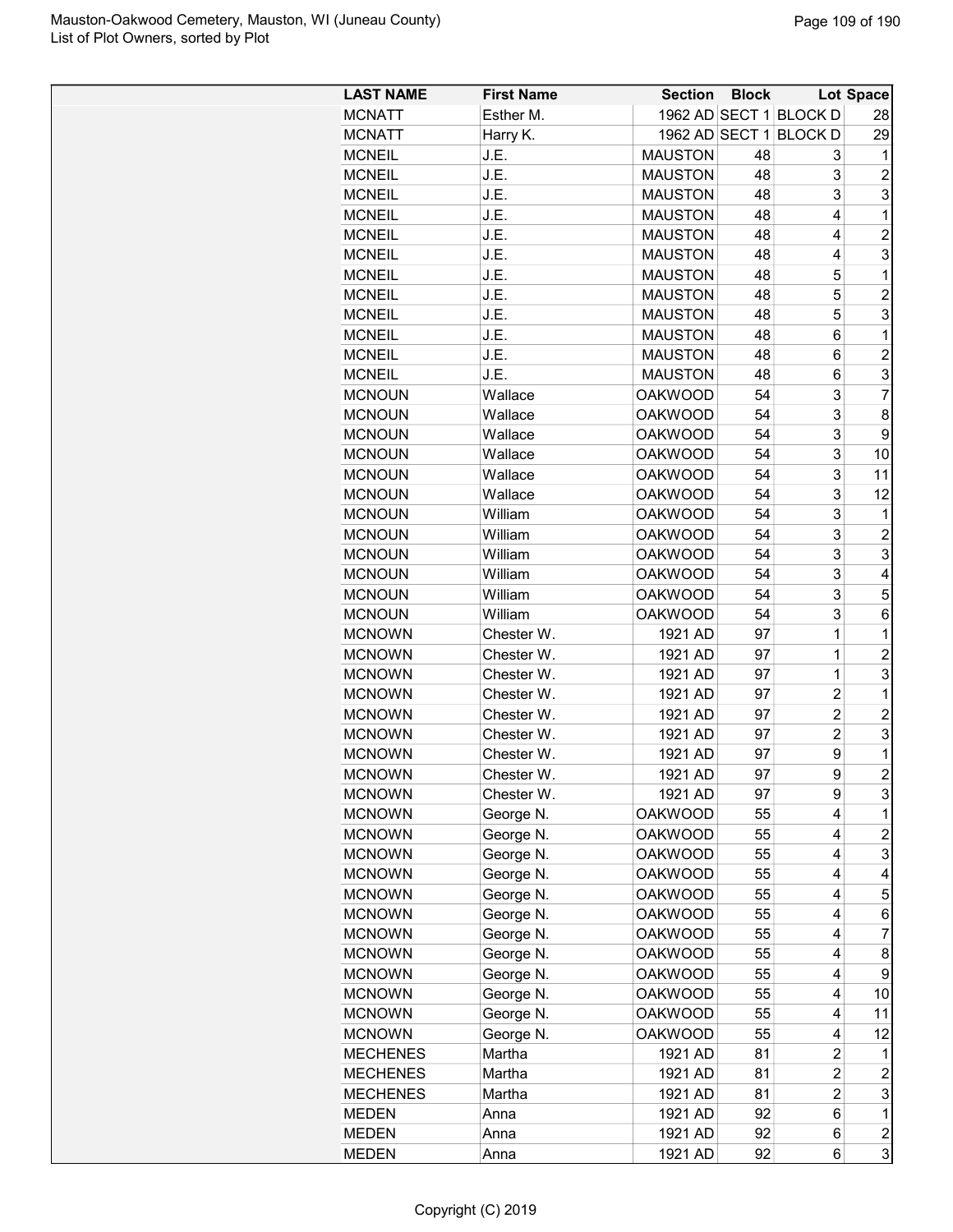| LAST NAME | First Name | Section | Block | Lot | Space |
|---|---|---|---|---|---|
| MCNATT | Esther M. | 1962 AD | SECT 1 | BLOCK D | 28 |
| MCNATT | Harry K. | 1962 AD | SECT 1 | BLOCK D | 29 |
| MCNEIL | J.E. | MAUSTON | 48 | 3 | 1 |
| MCNEIL | J.E. | MAUSTON | 48 | 3 | 2 |
| MCNEIL | J.E. | MAUSTON | 48 | 3 | 3 |
| MCNEIL | J.E. | MAUSTON | 48 | 4 | 1 |
| MCNEIL | J.E. | MAUSTON | 48 | 4 | 2 |
| MCNEIL | J.E. | MAUSTON | 48 | 4 | 3 |
| MCNEIL | J.E. | MAUSTON | 48 | 5 | 1 |
| MCNEIL | J.E. | MAUSTON | 48 | 5 | 2 |
| MCNEIL | J.E. | MAUSTON | 48 | 5 | 3 |
| MCNEIL | J.E. | MAUSTON | 48 | 6 | 1 |
| MCNEIL | J.E. | MAUSTON | 48 | 6 | 2 |
| MCNEIL | J.E. | MAUSTON | 48 | 6 | 3 |
| MCNOUN | Wallace | OAKWOOD | 54 | 3 | 7 |
| MCNOUN | Wallace | OAKWOOD | 54 | 3 | 8 |
| MCNOUN | Wallace | OAKWOOD | 54 | 3 | 9 |
| MCNOUN | Wallace | OAKWOOD | 54 | 3 | 10 |
| MCNOUN | Wallace | OAKWOOD | 54 | 3 | 11 |
| MCNOUN | Wallace | OAKWOOD | 54 | 3 | 12 |
| MCNOUN | William | OAKWOOD | 54 | 3 | 1 |
| MCNOUN | William | OAKWOOD | 54 | 3 | 2 |
| MCNOUN | William | OAKWOOD | 54 | 3 | 3 |
| MCNOUN | William | OAKWOOD | 54 | 3 | 4 |
| MCNOUN | William | OAKWOOD | 54 | 3 | 5 |
| MCNOUN | William | OAKWOOD | 54 | 3 | 6 |
| MCNOWN | Chester W. | 1921 AD | 97 | 1 | 1 |
| MCNOWN | Chester W. | 1921 AD | 97 | 1 | 2 |
| MCNOWN | Chester W. | 1921 AD | 97 | 1 | 3 |
| MCNOWN | Chester W. | 1921 AD | 97 | 2 | 1 |
| MCNOWN | Chester W. | 1921 AD | 97 | 2 | 2 |
| MCNOWN | Chester W. | 1921 AD | 97 | 2 | 3 |
| MCNOWN | Chester W. | 1921 AD | 97 | 9 | 1 |
| MCNOWN | Chester W. | 1921 AD | 97 | 9 | 2 |
| MCNOWN | Chester W. | 1921 AD | 97 | 9 | 3 |
| MCNOWN | George N. | OAKWOOD | 55 | 4 | 1 |
| MCNOWN | George N. | OAKWOOD | 55 | 4 | 2 |
| MCNOWN | George N. | OAKWOOD | 55 | 4 | 3 |
| MCNOWN | George N. | OAKWOOD | 55 | 4 | 4 |
| MCNOWN | George N. | OAKWOOD | 55 | 4 | 5 |
| MCNOWN | George N. | OAKWOOD | 55 | 4 | 6 |
| MCNOWN | George N. | OAKWOOD | 55 | 4 | 7 |
| MCNOWN | George N. | OAKWOOD | 55 | 4 | 8 |
| MCNOWN | George N. | OAKWOOD | 55 | 4 | 9 |
| MCNOWN | George N. | OAKWOOD | 55 | 4 | 10 |
| MCNOWN | George N. | OAKWOOD | 55 | 4 | 11 |
| MCNOWN | George N. | OAKWOOD | 55 | 4 | 12 |
| MECHENES | Martha | 1921 AD | 81 | 2 | 1 |
| MECHENES | Martha | 1921 AD | 81 | 2 | 2 |
| MECHENES | Martha | 1921 AD | 81 | 2 | 3 |
| MEDEN | Anna | 1921 AD | 92 | 6 | 1 |
| MEDEN | Anna | 1921 AD | 92 | 6 | 2 |
| MEDEN | Anna | 1921 AD | 92 | 6 | 3 |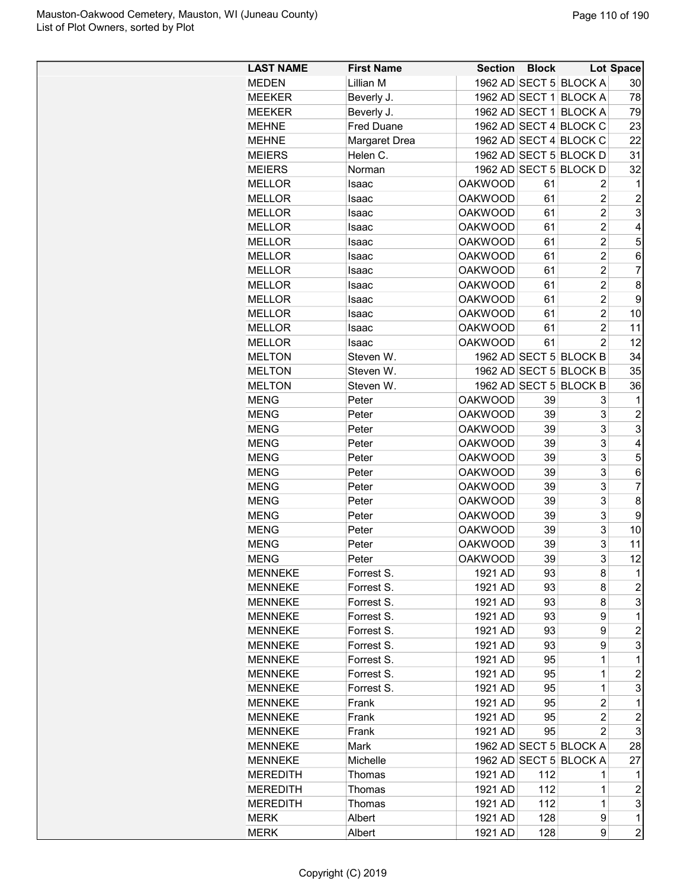| LAST NAME | First Name | Section | Block | Lot | Space |
|---|---|---|---|---|---|
| MEDEN | Lillian M | 1962 AD | SECT 5 | BLOCK A | 30 |
| MEEKER | Beverly J. | 1962 AD | SECT 1 | BLOCK A | 78 |
| MEEKER | Beverly J. | 1962 AD | SECT 1 | BLOCK A | 79 |
| MEHNE | Fred Duane | 1962 AD | SECT 4 | BLOCK C | 23 |
| MEHNE | Margaret Drea | 1962 AD | SECT 4 | BLOCK C | 22 |
| MEIERS | Helen C. | 1962 AD | SECT 5 | BLOCK D | 31 |
| MEIERS | Norman | 1962 AD | SECT 5 | BLOCK D | 32 |
| MELLOR | Isaac | OAKWOOD | 61 | 2 | 1 |
| MELLOR | Isaac | OAKWOOD | 61 | 2 | 2 |
| MELLOR | Isaac | OAKWOOD | 61 | 2 | 3 |
| MELLOR | Isaac | OAKWOOD | 61 | 2 | 4 |
| MELLOR | Isaac | OAKWOOD | 61 | 2 | 5 |
| MELLOR | Isaac | OAKWOOD | 61 | 2 | 6 |
| MELLOR | Isaac | OAKWOOD | 61 | 2 | 7 |
| MELLOR | Isaac | OAKWOOD | 61 | 2 | 8 |
| MELLOR | Isaac | OAKWOOD | 61 | 2 | 9 |
| MELLOR | Isaac | OAKWOOD | 61 | 2 | 10 |
| MELLOR | Isaac | OAKWOOD | 61 | 2 | 11 |
| MELLOR | Isaac | OAKWOOD | 61 | 2 | 12 |
| MELTON | Steven W. | 1962 AD | SECT 5 | BLOCK B | 34 |
| MELTON | Steven W. | 1962 AD | SECT 5 | BLOCK B | 35 |
| MELTON | Steven W. | 1962 AD | SECT 5 | BLOCK B | 36 |
| MENG | Peter | OAKWOOD | 39 | 3 | 1 |
| MENG | Peter | OAKWOOD | 39 | 3 | 2 |
| MENG | Peter | OAKWOOD | 39 | 3 | 3 |
| MENG | Peter | OAKWOOD | 39 | 3 | 4 |
| MENG | Peter | OAKWOOD | 39 | 3 | 5 |
| MENG | Peter | OAKWOOD | 39 | 3 | 6 |
| MENG | Peter | OAKWOOD | 39 | 3 | 7 |
| MENG | Peter | OAKWOOD | 39 | 3 | 8 |
| MENG | Peter | OAKWOOD | 39 | 3 | 9 |
| MENG | Peter | OAKWOOD | 39 | 3 | 10 |
| MENG | Peter | OAKWOOD | 39 | 3 | 11 |
| MENG | Peter | OAKWOOD | 39 | 3 | 12 |
| MENNEKE | Forrest S. | 1921 AD | 93 | 8 | 1 |
| MENNEKE | Forrest S. | 1921 AD | 93 | 8 | 2 |
| MENNEKE | Forrest S. | 1921 AD | 93 | 8 | 3 |
| MENNEKE | Forrest S. | 1921 AD | 93 | 9 | 1 |
| MENNEKE | Forrest S. | 1921 AD | 93 | 9 | 2 |
| MENNEKE | Forrest S. | 1921 AD | 93 | 9 | 3 |
| MENNEKE | Forrest S. | 1921 AD | 95 | 1 | 1 |
| MENNEKE | Forrest S. | 1921 AD | 95 | 1 | 2 |
| MENNEKE | Forrest S. | 1921 AD | 95 | 1 | 3 |
| MENNEKE | Frank | 1921 AD | 95 | 2 | 1 |
| MENNEKE | Frank | 1921 AD | 95 | 2 | 2 |
| MENNEKE | Frank | 1921 AD | 95 | 2 | 3 |
| MENNEKE | Mark | 1962 AD | SECT 5 | BLOCK A | 28 |
| MENNEKE | Michelle | 1962 AD | SECT 5 | BLOCK A | 27 |
| MEREDITH | Thomas | 1921 AD | 112 | 1 | 1 |
| MEREDITH | Thomas | 1921 AD | 112 | 1 | 2 |
| MEREDITH | Thomas | 1921 AD | 112 | 1 | 3 |
| MERK | Albert | 1921 AD | 128 | 9 | 1 |
| MERK | Albert | 1921 AD | 128 | 9 | 2 |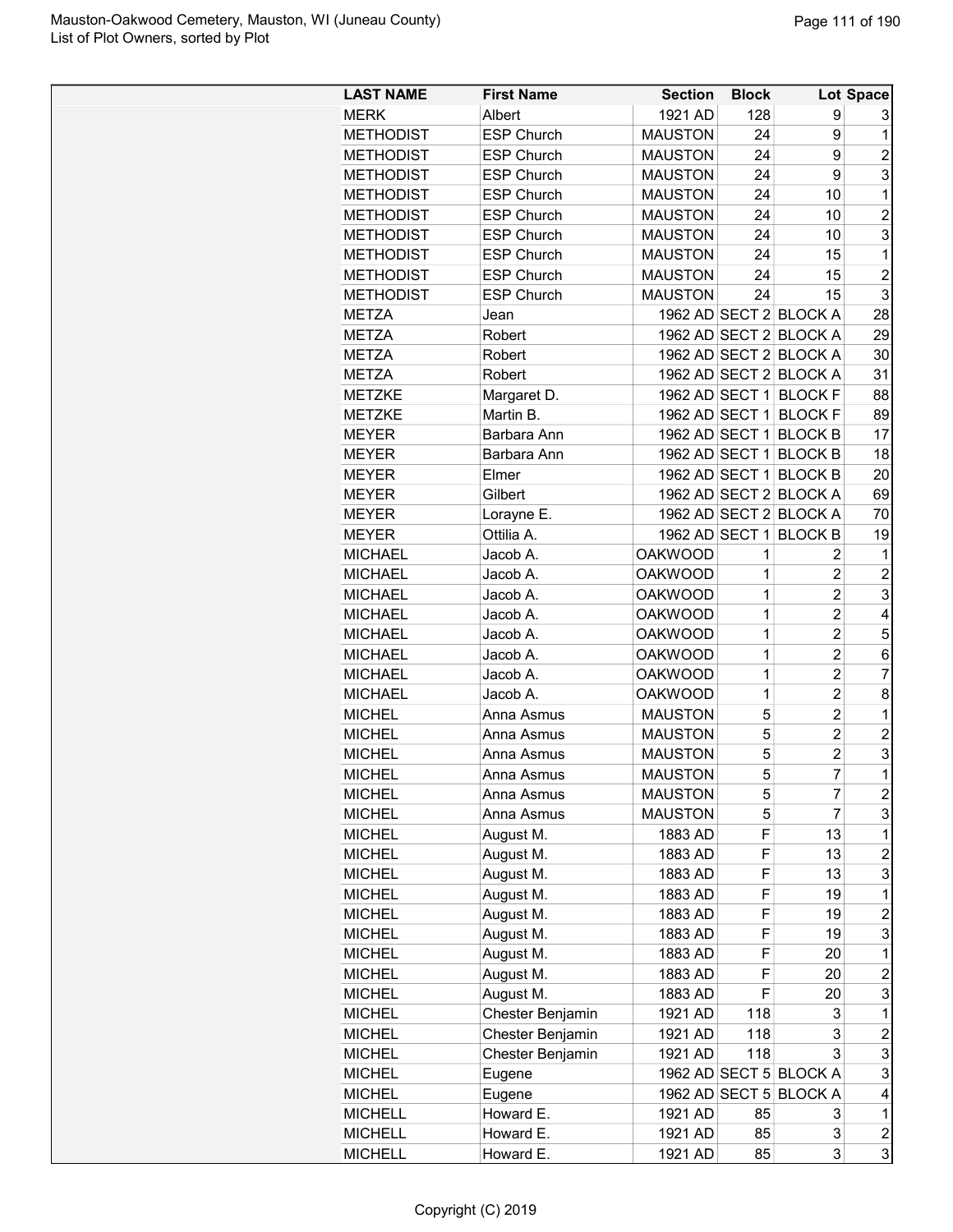| LAST NAME | First Name | Section | Block | Lot | Space |
| --- | --- | --- | --- | --- | --- |
| MERK | Albert | 1921 AD | 128 | 9 | 3 |
| METHODIST | ESP Church | MAUSTON | 24 | 9 | 1 |
| METHODIST | ESP Church | MAUSTON | 24 | 9 | 2 |
| METHODIST | ESP Church | MAUSTON | 24 | 9 | 3 |
| METHODIST | ESP Church | MAUSTON | 24 | 10 | 1 |
| METHODIST | ESP Church | MAUSTON | 24 | 10 | 2 |
| METHODIST | ESP Church | MAUSTON | 24 | 10 | 3 |
| METHODIST | ESP Church | MAUSTON | 24 | 15 | 1 |
| METHODIST | ESP Church | MAUSTON | 24 | 15 | 2 |
| METHODIST | ESP Church | MAUSTON | 24 | 15 | 3 |
| METZA | Jean | 1962 AD | SECT 2 | BLOCK A | 28 |
| METZA | Robert | 1962 AD | SECT 2 | BLOCK A | 29 |
| METZA | Robert | 1962 AD | SECT 2 | BLOCK A | 30 |
| METZA | Robert | 1962 AD | SECT 2 | BLOCK A | 31 |
| METZKE | Margaret D. | 1962 AD | SECT 1 | BLOCK F | 88 |
| METZKE | Martin B. | 1962 AD | SECT 1 | BLOCK F | 89 |
| MEYER | Barbara Ann | 1962 AD | SECT 1 | BLOCK B | 17 |
| MEYER | Barbara Ann | 1962 AD | SECT 1 | BLOCK B | 18 |
| MEYER | Elmer | 1962 AD | SECT 1 | BLOCK B | 20 |
| MEYER | Gilbert | 1962 AD | SECT 2 | BLOCK A | 69 |
| MEYER | Lorayne E. | 1962 AD | SECT 2 | BLOCK A | 70 |
| MEYER | Ottilia A. | 1962 AD | SECT 1 | BLOCK B | 19 |
| MICHAEL | Jacob A. | OAKWOOD | 1 | 2 | 1 |
| MICHAEL | Jacob A. | OAKWOOD | 1 | 2 | 2 |
| MICHAEL | Jacob A. | OAKWOOD | 1 | 2 | 3 |
| MICHAEL | Jacob A. | OAKWOOD | 1 | 2 | 4 |
| MICHAEL | Jacob A. | OAKWOOD | 1 | 2 | 5 |
| MICHAEL | Jacob A. | OAKWOOD | 1 | 2 | 6 |
| MICHAEL | Jacob A. | OAKWOOD | 1 | 2 | 7 |
| MICHAEL | Jacob A. | OAKWOOD | 1 | 2 | 8 |
| MICHEL | Anna Asmus | MAUSTON | 5 | 2 | 1 |
| MICHEL | Anna Asmus | MAUSTON | 5 | 2 | 2 |
| MICHEL | Anna Asmus | MAUSTON | 5 | 2 | 3 |
| MICHEL | Anna Asmus | MAUSTON | 5 | 7 | 1 |
| MICHEL | Anna Asmus | MAUSTON | 5 | 7 | 2 |
| MICHEL | Anna Asmus | MAUSTON | 5 | 7 | 3 |
| MICHEL | August M. | 1883 AD | F | 13 | 1 |
| MICHEL | August M. | 1883 AD | F | 13 | 2 |
| MICHEL | August M. | 1883 AD | F | 13 | 3 |
| MICHEL | August M. | 1883 AD | F | 19 | 1 |
| MICHEL | August M. | 1883 AD | F | 19 | 2 |
| MICHEL | August M. | 1883 AD | F | 19 | 3 |
| MICHEL | August M. | 1883 AD | F | 20 | 1 |
| MICHEL | August M. | 1883 AD | F | 20 | 2 |
| MICHEL | August M. | 1883 AD | F | 20 | 3 |
| MICHEL | Chester Benjamin | 1921 AD | 118 | 3 | 1 |
| MICHEL | Chester Benjamin | 1921 AD | 118 | 3 | 2 |
| MICHEL | Chester Benjamin | 1921 AD | 118 | 3 | 3 |
| MICHEL | Eugene | 1962 AD | SECT 5 | BLOCK A | 3 |
| MICHEL | Eugene | 1962 AD | SECT 5 | BLOCK A | 4 |
| MICHELL | Howard E. | 1921 AD | 85 | 3 | 1 |
| MICHELL | Howard E. | 1921 AD | 85 | 3 | 2 |
| MICHELL | Howard E. | 1921 AD | 85 | 3 | 3 |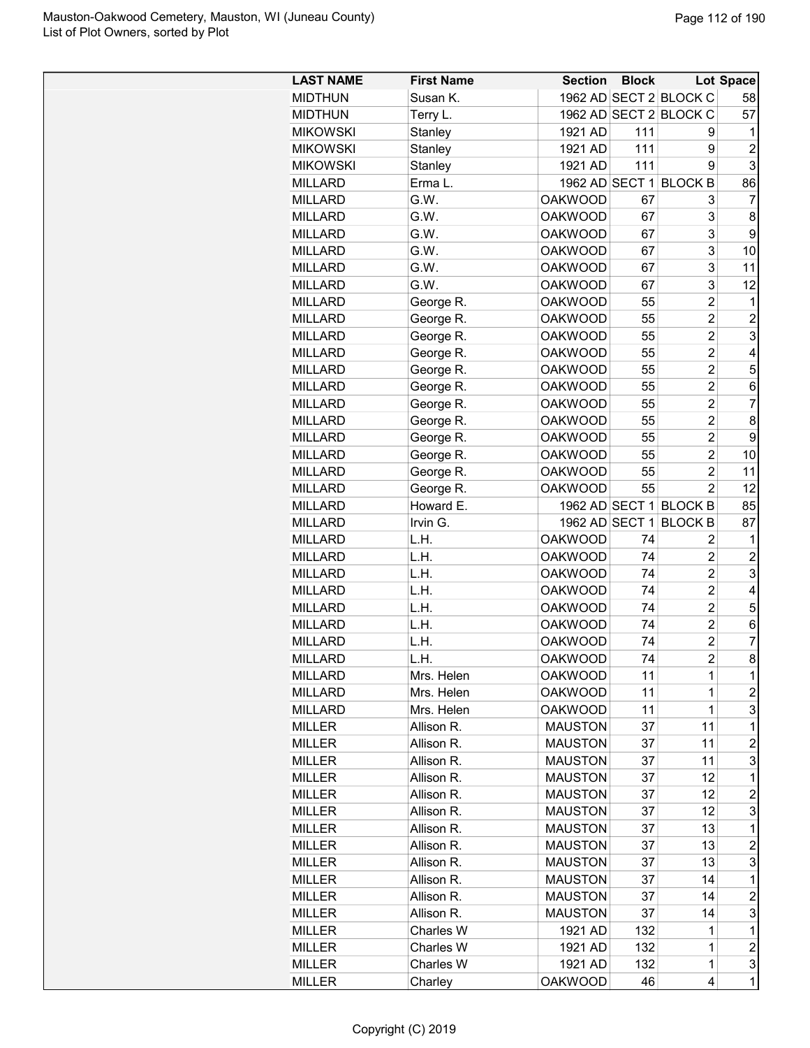| LAST NAME | First Name | Section | Block | Lot | Space |
|---|---|---|---|---|---|
| MIDTHUN | Susan K. | 1962 AD | SECT 2 | BLOCK C | 58 |
| MIDTHUN | Terry L. | 1962 AD | SECT 2 | BLOCK C | 57 |
| MIKOWSKI | Stanley | 1921 AD | 111 | 9 | 1 |
| MIKOWSKI | Stanley | 1921 AD | 111 | 9 | 2 |
| MIKOWSKI | Stanley | 1921 AD | 111 | 9 | 3 |
| MILLARD | Erma L. | 1962 AD | SECT 1 | BLOCK B | 86 |
| MILLARD | G.W. | OAKWOOD | 67 | 3 | 7 |
| MILLARD | G.W. | OAKWOOD | 67 | 3 | 8 |
| MILLARD | G.W. | OAKWOOD | 67 | 3 | 9 |
| MILLARD | G.W. | OAKWOOD | 67 | 3 | 10 |
| MILLARD | G.W. | OAKWOOD | 67 | 3 | 11 |
| MILLARD | G.W. | OAKWOOD | 67 | 3 | 12 |
| MILLARD | George R. | OAKWOOD | 55 | 2 | 1 |
| MILLARD | George R. | OAKWOOD | 55 | 2 | 2 |
| MILLARD | George R. | OAKWOOD | 55 | 2 | 3 |
| MILLARD | George R. | OAKWOOD | 55 | 2 | 4 |
| MILLARD | George R. | OAKWOOD | 55 | 2 | 5 |
| MILLARD | George R. | OAKWOOD | 55 | 2 | 6 |
| MILLARD | George R. | OAKWOOD | 55 | 2 | 7 |
| MILLARD | George R. | OAKWOOD | 55 | 2 | 8 |
| MILLARD | George R. | OAKWOOD | 55 | 2 | 9 |
| MILLARD | George R. | OAKWOOD | 55 | 2 | 10 |
| MILLARD | George R. | OAKWOOD | 55 | 2 | 11 |
| MILLARD | George R. | OAKWOOD | 55 | 2 | 12 |
| MILLARD | Howard E. | 1962 AD | SECT 1 | BLOCK B | 85 |
| MILLARD | Irvin G. | 1962 AD | SECT 1 | BLOCK B | 87 |
| MILLARD | L.H. | OAKWOOD | 74 | 2 | 1 |
| MILLARD | L.H. | OAKWOOD | 74 | 2 | 2 |
| MILLARD | L.H. | OAKWOOD | 74 | 2 | 3 |
| MILLARD | L.H. | OAKWOOD | 74 | 2 | 4 |
| MILLARD | L.H. | OAKWOOD | 74 | 2 | 5 |
| MILLARD | L.H. | OAKWOOD | 74 | 2 | 6 |
| MILLARD | L.H. | OAKWOOD | 74 | 2 | 7 |
| MILLARD | L.H. | OAKWOOD | 74 | 2 | 8 |
| MILLARD | Mrs. Helen | OAKWOOD | 11 | 1 | 1 |
| MILLARD | Mrs. Helen | OAKWOOD | 11 | 1 | 2 |
| MILLARD | Mrs. Helen | OAKWOOD | 11 | 1 | 3 |
| MILLER | Allison R. | MAUSTON | 37 | 11 | 1 |
| MILLER | Allison R. | MAUSTON | 37 | 11 | 2 |
| MILLER | Allison R. | MAUSTON | 37 | 11 | 3 |
| MILLER | Allison R. | MAUSTON | 37 | 12 | 1 |
| MILLER | Allison R. | MAUSTON | 37 | 12 | 2 |
| MILLER | Allison R. | MAUSTON | 37 | 12 | 3 |
| MILLER | Allison R. | MAUSTON | 37 | 13 | 1 |
| MILLER | Allison R. | MAUSTON | 37 | 13 | 2 |
| MILLER | Allison R. | MAUSTON | 37 | 13 | 3 |
| MILLER | Allison R. | MAUSTON | 37 | 14 | 1 |
| MILLER | Allison R. | MAUSTON | 37 | 14 | 2 |
| MILLER | Allison R. | MAUSTON | 37 | 14 | 3 |
| MILLER | Charles W | 1921 AD | 132 | 1 | 1 |
| MILLER | Charles W | 1921 AD | 132 | 1 | 2 |
| MILLER | Charles W | 1921 AD | 132 | 1 | 3 |
| MILLER | Charley | OAKWOOD | 46 | 4 | 1 |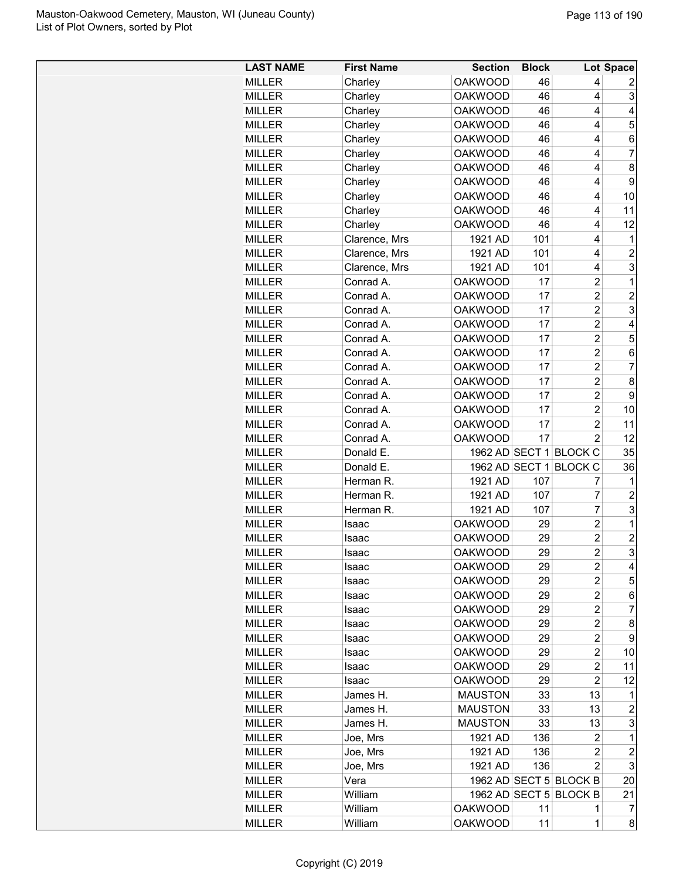| LAST NAME | First Name | Section | Block | Lot | Space |
|---|---|---|---|---|---|
| MILLER | Charley | OAKWOOD | 46 | 4 | 2 |
| MILLER | Charley | OAKWOOD | 46 | 4 | 3 |
| MILLER | Charley | OAKWOOD | 46 | 4 | 4 |
| MILLER | Charley | OAKWOOD | 46 | 4 | 5 |
| MILLER | Charley | OAKWOOD | 46 | 4 | 6 |
| MILLER | Charley | OAKWOOD | 46 | 4 | 7 |
| MILLER | Charley | OAKWOOD | 46 | 4 | 8 |
| MILLER | Charley | OAKWOOD | 46 | 4 | 9 |
| MILLER | Charley | OAKWOOD | 46 | 4 | 10 |
| MILLER | Charley | OAKWOOD | 46 | 4 | 11 |
| MILLER | Charley | OAKWOOD | 46 | 4 | 12 |
| MILLER | Clarence, Mrs | 1921 AD | 101 | 4 | 1 |
| MILLER | Clarence, Mrs | 1921 AD | 101 | 4 | 2 |
| MILLER | Clarence, Mrs | 1921 AD | 101 | 4 | 3 |
| MILLER | Conrad A. | OAKWOOD | 17 | 2 | 1 |
| MILLER | Conrad A. | OAKWOOD | 17 | 2 | 2 |
| MILLER | Conrad A. | OAKWOOD | 17 | 2 | 3 |
| MILLER | Conrad A. | OAKWOOD | 17 | 2 | 4 |
| MILLER | Conrad A. | OAKWOOD | 17 | 2 | 5 |
| MILLER | Conrad A. | OAKWOOD | 17 | 2 | 6 |
| MILLER | Conrad A. | OAKWOOD | 17 | 2 | 7 |
| MILLER | Conrad A. | OAKWOOD | 17 | 2 | 8 |
| MILLER | Conrad A. | OAKWOOD | 17 | 2 | 9 |
| MILLER | Conrad A. | OAKWOOD | 17 | 2 | 10 |
| MILLER | Conrad A. | OAKWOOD | 17 | 2 | 11 |
| MILLER | Conrad A. | OAKWOOD | 17 | 2 | 12 |
| MILLER | Donald E. | 1962 AD | SECT 1 | BLOCK C | 35 |
| MILLER | Donald E. | 1962 AD | SECT 1 | BLOCK C | 36 |
| MILLER | Herman R. | 1921 AD | 107 | 7 | 1 |
| MILLER | Herman R. | 1921 AD | 107 | 7 | 2 |
| MILLER | Herman R. | 1921 AD | 107 | 7 | 3 |
| MILLER | Isaac | OAKWOOD | 29 | 2 | 1 |
| MILLER | Isaac | OAKWOOD | 29 | 2 | 2 |
| MILLER | Isaac | OAKWOOD | 29 | 2 | 3 |
| MILLER | Isaac | OAKWOOD | 29 | 2 | 4 |
| MILLER | Isaac | OAKWOOD | 29 | 2 | 5 |
| MILLER | Isaac | OAKWOOD | 29 | 2 | 6 |
| MILLER | Isaac | OAKWOOD | 29 | 2 | 7 |
| MILLER | Isaac | OAKWOOD | 29 | 2 | 8 |
| MILLER | Isaac | OAKWOOD | 29 | 2 | 9 |
| MILLER | Isaac | OAKWOOD | 29 | 2 | 10 |
| MILLER | Isaac | OAKWOOD | 29 | 2 | 11 |
| MILLER | Isaac | OAKWOOD | 29 | 2 | 12 |
| MILLER | James H. | MAUSTON | 33 | 13 | 1 |
| MILLER | James H. | MAUSTON | 33 | 13 | 2 |
| MILLER | James H. | MAUSTON | 33 | 13 | 3 |
| MILLER | Joe, Mrs | 1921 AD | 136 | 2 | 1 |
| MILLER | Joe, Mrs | 1921 AD | 136 | 2 | 2 |
| MILLER | Joe, Mrs | 1921 AD | 136 | 2 | 3 |
| MILLER | Vera | 1962 AD | SECT 5 | BLOCK B | 20 |
| MILLER | William | 1962 AD | SECT 5 | BLOCK B | 21 |
| MILLER | William | OAKWOOD | 11 | 1 | 7 |
| MILLER | William | OAKWOOD | 11 | 1 | 8 |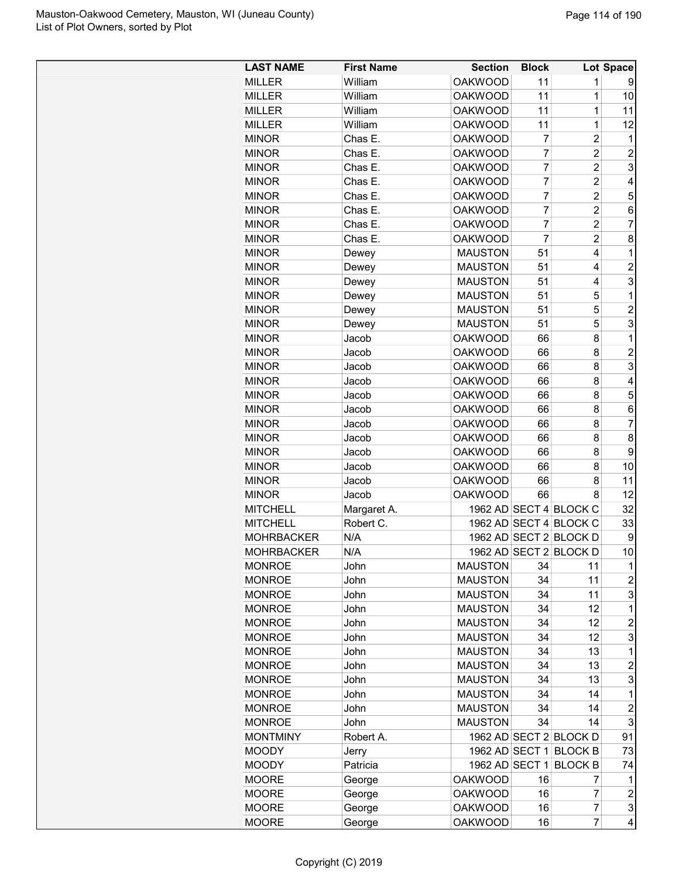Mauston-Oakwood Cemetery, Mauston, WI (Juneau County)
List of Plot Owners, sorted by Plot

| LAST NAME | First Name | Section | Block | Lot | Space |
|---|---|---|---|---|---|
| MILLER | William | OAKWOOD | 11 | 1 | 9 |
| MILLER | William | OAKWOOD | 11 | 1 | 10 |
| MILLER | William | OAKWOOD | 11 | 1 | 11 |
| MILLER | William | OAKWOOD | 11 | 1 | 12 |
| MINOR | Chas E. | OAKWOOD | 7 | 2 | 1 |
| MINOR | Chas E. | OAKWOOD | 7 | 2 | 2 |
| MINOR | Chas E. | OAKWOOD | 7 | 2 | 3 |
| MINOR | Chas E. | OAKWOOD | 7 | 2 | 4 |
| MINOR | Chas E. | OAKWOOD | 7 | 2 | 5 |
| MINOR | Chas E. | OAKWOOD | 7 | 2 | 6 |
| MINOR | Chas E. | OAKWOOD | 7 | 2 | 7 |
| MINOR | Chas E. | OAKWOOD | 7 | 2 | 8 |
| MINOR | Dewey | MAUSTON | 51 | 4 | 1 |
| MINOR | Dewey | MAUSTON | 51 | 4 | 2 |
| MINOR | Dewey | MAUSTON | 51 | 4 | 3 |
| MINOR | Dewey | MAUSTON | 51 | 5 | 1 |
| MINOR | Dewey | MAUSTON | 51 | 5 | 2 |
| MINOR | Dewey | MAUSTON | 51 | 5 | 3 |
| MINOR | Jacob | OAKWOOD | 66 | 8 | 1 |
| MINOR | Jacob | OAKWOOD | 66 | 8 | 2 |
| MINOR | Jacob | OAKWOOD | 66 | 8 | 3 |
| MINOR | Jacob | OAKWOOD | 66 | 8 | 4 |
| MINOR | Jacob | OAKWOOD | 66 | 8 | 5 |
| MINOR | Jacob | OAKWOOD | 66 | 8 | 6 |
| MINOR | Jacob | OAKWOOD | 66 | 8 | 7 |
| MINOR | Jacob | OAKWOOD | 66 | 8 | 8 |
| MINOR | Jacob | OAKWOOD | 66 | 8 | 9 |
| MINOR | Jacob | OAKWOOD | 66 | 8 | 10 |
| MINOR | Jacob | OAKWOOD | 66 | 8 | 11 |
| MINOR | Jacob | OAKWOOD | 66 | 8 | 12 |
| MITCHELL | Margaret A. | 1962 AD | SECT 4 | BLOCK C | 32 |
| MITCHELL | Robert C. | 1962 AD | SECT 4 | BLOCK C | 33 |
| MOHRBACKER | N/A | 1962 AD | SECT 2 | BLOCK D | 9 |
| MOHRBACKER | N/A | 1962 AD | SECT 2 | BLOCK D | 10 |
| MONROE | John | MAUSTON | 34 | 11 | 1 |
| MONROE | John | MAUSTON | 34 | 11 | 2 |
| MONROE | John | MAUSTON | 34 | 11 | 3 |
| MONROE | John | MAUSTON | 34 | 12 | 1 |
| MONROE | John | MAUSTON | 34 | 12 | 2 |
| MONROE | John | MAUSTON | 34 | 12 | 3 |
| MONROE | John | MAUSTON | 34 | 13 | 1 |
| MONROE | John | MAUSTON | 34 | 13 | 2 |
| MONROE | John | MAUSTON | 34 | 13 | 3 |
| MONROE | John | MAUSTON | 34 | 14 | 1 |
| MONROE | John | MAUSTON | 34 | 14 | 2 |
| MONROE | John | MAUSTON | 34 | 14 | 3 |
| MONTMINY | Robert A. | 1962 AD | SECT 2 | BLOCK D | 91 |
| MOODY | Jerry | 1962 AD | SECT 1 | BLOCK B | 73 |
| MOODY | Patricia | 1962 AD | SECT 1 | BLOCK B | 74 |
| MOORE | George | OAKWOOD | 16 | 7 | 1 |
| MOORE | George | OAKWOOD | 16 | 7 | 2 |
| MOORE | George | OAKWOOD | 16 | 7 | 3 |
| MOORE | George | OAKWOOD | 16 | 7 | 4 |

Copyright (C) 2019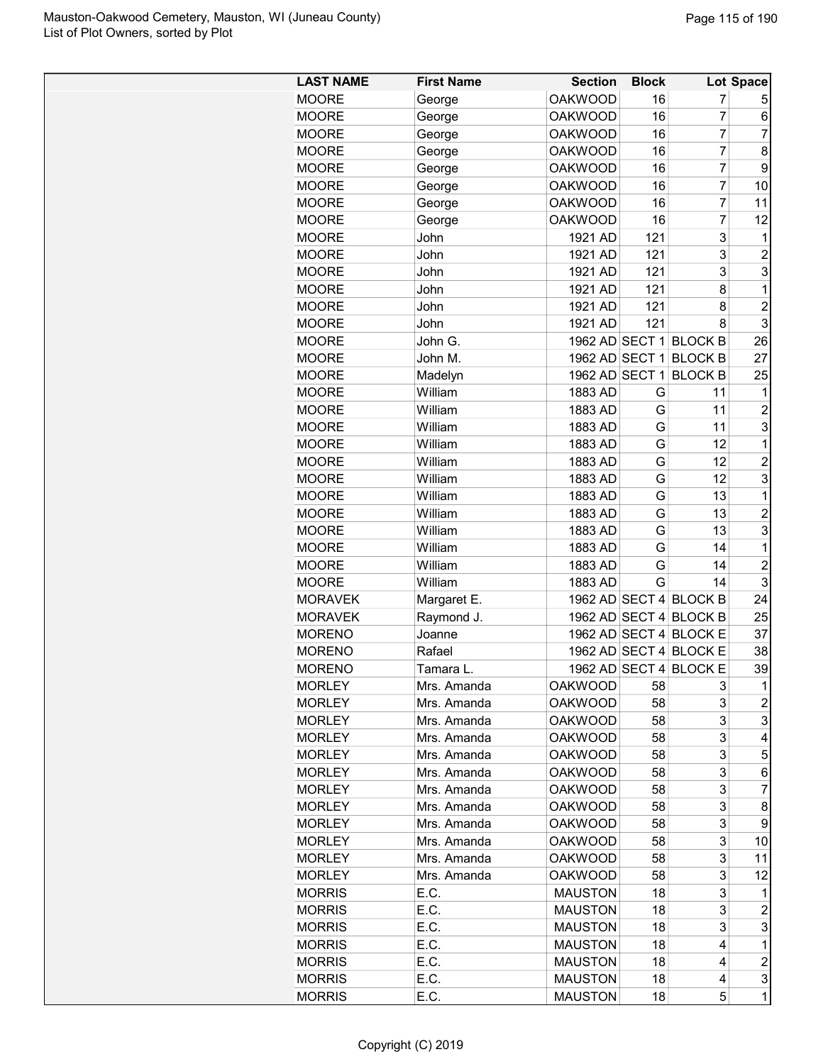| LAST NAME | First Name | Section | Block | Lot | Space |
|---|---|---|---|---|---|
| MOORE | George | OAKWOOD | 16 | 7 | 5 |
| MOORE | George | OAKWOOD | 16 | 7 | 6 |
| MOORE | George | OAKWOOD | 16 | 7 | 7 |
| MOORE | George | OAKWOOD | 16 | 7 | 8 |
| MOORE | George | OAKWOOD | 16 | 7 | 9 |
| MOORE | George | OAKWOOD | 16 | 7 | 10 |
| MOORE | George | OAKWOOD | 16 | 7 | 11 |
| MOORE | George | OAKWOOD | 16 | 7 | 12 |
| MOORE | John | 1921 AD | 121 | 3 | 1 |
| MOORE | John | 1921 AD | 121 | 3 | 2 |
| MOORE | John | 1921 AD | 121 | 3 | 3 |
| MOORE | John | 1921 AD | 121 | 8 | 1 |
| MOORE | John | 1921 AD | 121 | 8 | 2 |
| MOORE | John | 1921 AD | 121 | 8 | 3 |
| MOORE | John G. | 1962 AD | SECT 1 | BLOCK B | 26 |
| MOORE | John M. | 1962 AD | SECT 1 | BLOCK B | 27 |
| MOORE | Madelyn | 1962 AD | SECT 1 | BLOCK B | 25 |
| MOORE | William | 1883 AD | G | 11 | 1 |
| MOORE | William | 1883 AD | G | 11 | 2 |
| MOORE | William | 1883 AD | G | 11 | 3 |
| MOORE | William | 1883 AD | G | 12 | 1 |
| MOORE | William | 1883 AD | G | 12 | 2 |
| MOORE | William | 1883 AD | G | 12 | 3 |
| MOORE | William | 1883 AD | G | 13 | 1 |
| MOORE | William | 1883 AD | G | 13 | 2 |
| MOORE | William | 1883 AD | G | 13 | 3 |
| MOORE | William | 1883 AD | G | 14 | 1 |
| MOORE | William | 1883 AD | G | 14 | 2 |
| MOORE | William | 1883 AD | G | 14 | 3 |
| MORAVEK | Margaret E. | 1962 AD | SECT 4 | BLOCK B | 24 |
| MORAVEK | Raymond J. | 1962 AD | SECT 4 | BLOCK B | 25 |
| MORENO | Joanne | 1962 AD | SECT 4 | BLOCK E | 37 |
| MORENO | Rafael | 1962 AD | SECT 4 | BLOCK E | 38 |
| MORENO | Tamara L. | 1962 AD | SECT 4 | BLOCK E | 39 |
| MORLEY | Mrs. Amanda | OAKWOOD | 58 | 3 | 1 |
| MORLEY | Mrs. Amanda | OAKWOOD | 58 | 3 | 2 |
| MORLEY | Mrs. Amanda | OAKWOOD | 58 | 3 | 3 |
| MORLEY | Mrs. Amanda | OAKWOOD | 58 | 3 | 4 |
| MORLEY | Mrs. Amanda | OAKWOOD | 58 | 3 | 5 |
| MORLEY | Mrs. Amanda | OAKWOOD | 58 | 3 | 6 |
| MORLEY | Mrs. Amanda | OAKWOOD | 58 | 3 | 7 |
| MORLEY | Mrs. Amanda | OAKWOOD | 58 | 3 | 8 |
| MORLEY | Mrs. Amanda | OAKWOOD | 58 | 3 | 9 |
| MORLEY | Mrs. Amanda | OAKWOOD | 58 | 3 | 10 |
| MORLEY | Mrs. Amanda | OAKWOOD | 58 | 3 | 11 |
| MORLEY | Mrs. Amanda | OAKWOOD | 58 | 3 | 12 |
| MORRIS | E.C. | MAUSTON | 18 | 3 | 1 |
| MORRIS | E.C. | MAUSTON | 18 | 3 | 2 |
| MORRIS | E.C. | MAUSTON | 18 | 3 | 3 |
| MORRIS | E.C. | MAUSTON | 18 | 4 | 1 |
| MORRIS | E.C. | MAUSTON | 18 | 4 | 2 |
| MORRIS | E.C. | MAUSTON | 18 | 4 | 3 |
| MORRIS | E.C. | MAUSTON | 18 | 5 | 1 |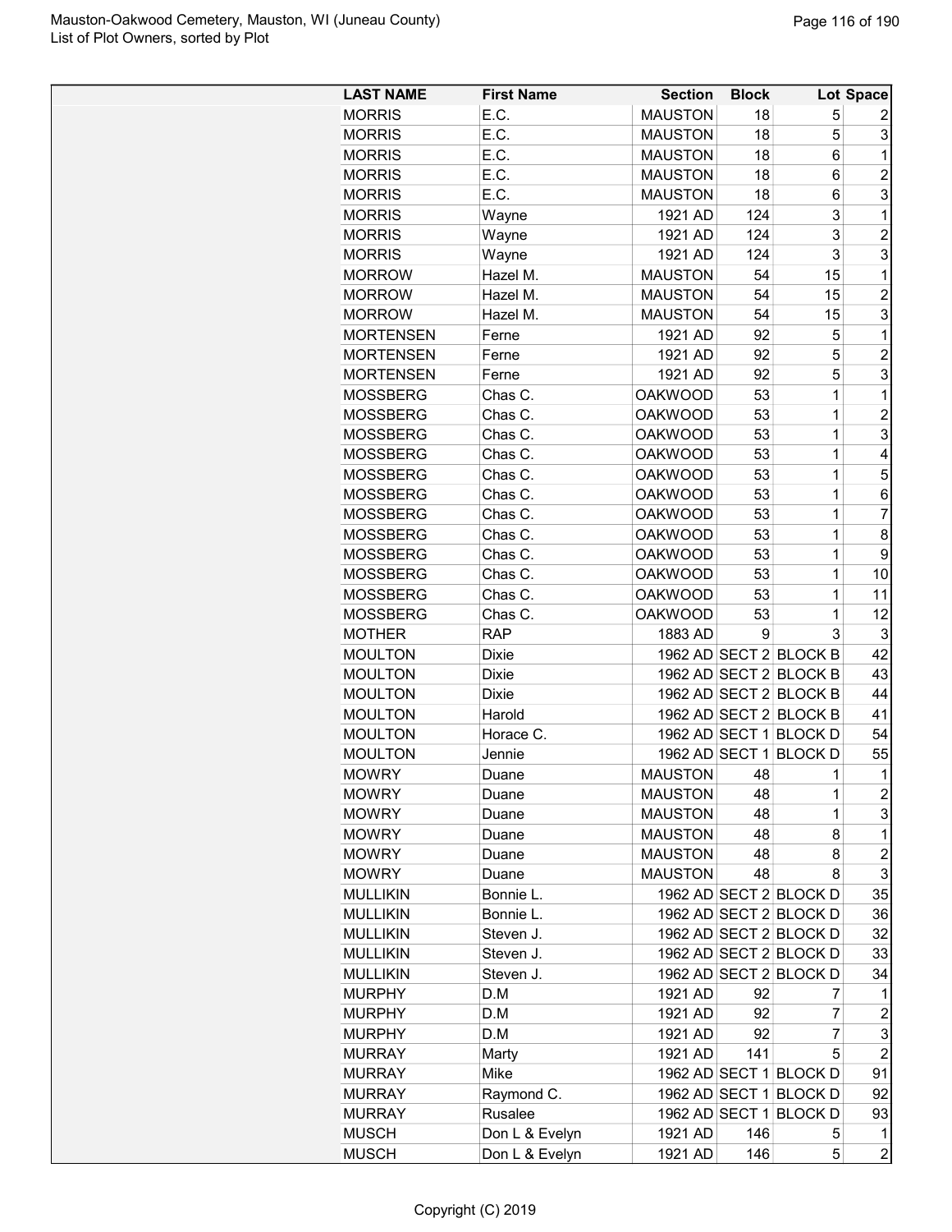| LAST NAME | First Name | Section | Block | Lot | Space |
|---|---|---|---|---|---|
| MORRIS | E.C. | MAUSTON | 18 | 5 | 2 |
| MORRIS | E.C. | MAUSTON | 18 | 5 | 3 |
| MORRIS | E.C. | MAUSTON | 18 | 6 | 1 |
| MORRIS | E.C. | MAUSTON | 18 | 6 | 2 |
| MORRIS | E.C. | MAUSTON | 18 | 6 | 3 |
| MORRIS | Wayne | 1921 AD | 124 | 3 | 1 |
| MORRIS | Wayne | 1921 AD | 124 | 3 | 2 |
| MORRIS | Wayne | 1921 AD | 124 | 3 | 3 |
| MORROW | Hazel M. | MAUSTON | 54 | 15 | 1 |
| MORROW | Hazel M. | MAUSTON | 54 | 15 | 2 |
| MORROW | Hazel M. | MAUSTON | 54 | 15 | 3 |
| MORTENSEN | Ferne | 1921 AD | 92 | 5 | 1 |
| MORTENSEN | Ferne | 1921 AD | 92 | 5 | 2 |
| MORTENSEN | Ferne | 1921 AD | 92 | 5 | 3 |
| MOSSBERG | Chas C. | OAKWOOD | 53 | 1 | 1 |
| MOSSBERG | Chas C. | OAKWOOD | 53 | 1 | 2 |
| MOSSBERG | Chas C. | OAKWOOD | 53 | 1 | 3 |
| MOSSBERG | Chas C. | OAKWOOD | 53 | 1 | 4 |
| MOSSBERG | Chas C. | OAKWOOD | 53 | 1 | 5 |
| MOSSBERG | Chas C. | OAKWOOD | 53 | 1 | 6 |
| MOSSBERG | Chas C. | OAKWOOD | 53 | 1 | 7 |
| MOSSBERG | Chas C. | OAKWOOD | 53 | 1 | 8 |
| MOSSBERG | Chas C. | OAKWOOD | 53 | 1 | 9 |
| MOSSBERG | Chas C. | OAKWOOD | 53 | 1 | 10 |
| MOSSBERG | Chas C. | OAKWOOD | 53 | 1 | 11 |
| MOSSBERG | Chas C. | OAKWOOD | 53 | 1 | 12 |
| MOTHER | RAP | 1883 AD | 9 | 3 | 3 |
| MOULTON | Dixie | 1962 AD | SECT 2 | BLOCK B | 42 |
| MOULTON | Dixie | 1962 AD | SECT 2 | BLOCK B | 43 |
| MOULTON | Dixie | 1962 AD | SECT 2 | BLOCK B | 44 |
| MOULTON | Harold | 1962 AD | SECT 2 | BLOCK B | 41 |
| MOULTON | Horace C. | 1962 AD | SECT 1 | BLOCK D | 54 |
| MOULTON | Jennie | 1962 AD | SECT 1 | BLOCK D | 55 |
| MOWRY | Duane | MAUSTON | 48 | 1 | 1 |
| MOWRY | Duane | MAUSTON | 48 | 1 | 2 |
| MOWRY | Duane | MAUSTON | 48 | 1 | 3 |
| MOWRY | Duane | MAUSTON | 48 | 8 | 1 |
| MOWRY | Duane | MAUSTON | 48 | 8 | 2 |
| MOWRY | Duane | MAUSTON | 48 | 8 | 3 |
| MULLIKIN | Bonnie L. | 1962 AD | SECT 2 | BLOCK D | 35 |
| MULLIKIN | Bonnie L. | 1962 AD | SECT 2 | BLOCK D | 36 |
| MULLIKIN | Steven J. | 1962 AD | SECT 2 | BLOCK D | 32 |
| MULLIKIN | Steven J. | 1962 AD | SECT 2 | BLOCK D | 33 |
| MULLIKIN | Steven J. | 1962 AD | SECT 2 | BLOCK D | 34 |
| MURPHY | D.M | 1921 AD | 92 | 7 | 1 |
| MURPHY | D.M | 1921 AD | 92 | 7 | 2 |
| MURPHY | D.M | 1921 AD | 92 | 7 | 3 |
| MURRAY | Marty | 1921 AD | 141 | 5 | 2 |
| MURRAY | Mike | 1962 AD | SECT 1 | BLOCK D | 91 |
| MURRAY | Raymond C. | 1962 AD | SECT 1 | BLOCK D | 92 |
| MURRAY | Rusalee | 1962 AD | SECT 1 | BLOCK D | 93 |
| MUSCH | Don L & Evelyn | 1921 AD | 146 | 5 | 1 |
| MUSCH | Don L & Evelyn | 1921 AD | 146 | 5 | 2 |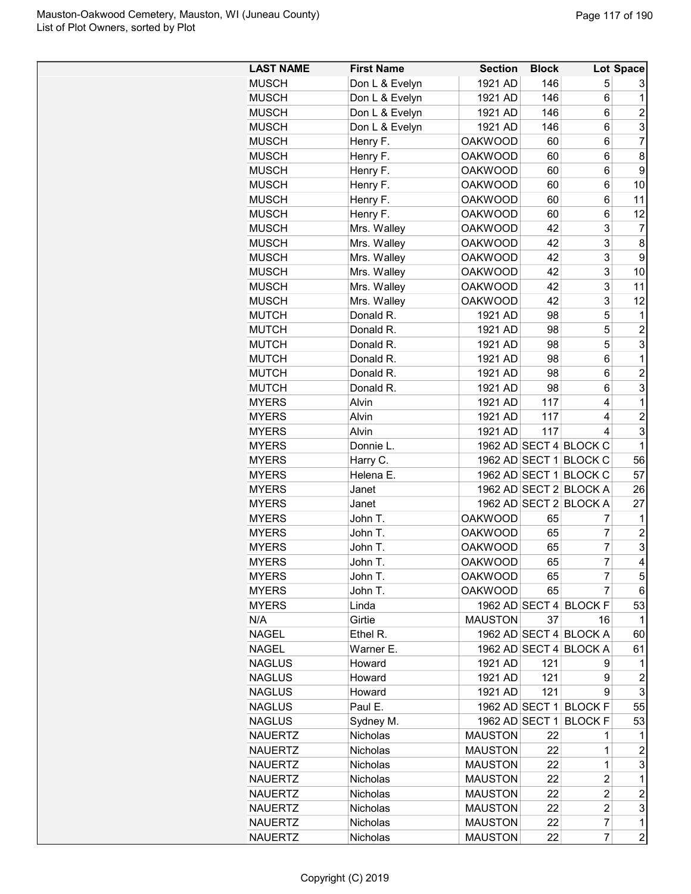| LAST NAME | First Name | Section | Block | Lot | Space |
|---|---|---|---|---|---|
| MUSCH | Don L & Evelyn | 1921 AD | 146 | 5 | 3 |
| MUSCH | Don L & Evelyn | 1921 AD | 146 | 6 | 1 |
| MUSCH | Don L & Evelyn | 1921 AD | 146 | 6 | 2 |
| MUSCH | Don L & Evelyn | 1921 AD | 146 | 6 | 3 |
| MUSCH | Henry F. | OAKWOOD | 60 | 6 | 7 |
| MUSCH | Henry F. | OAKWOOD | 60 | 6 | 8 |
| MUSCH | Henry F. | OAKWOOD | 60 | 6 | 9 |
| MUSCH | Henry F. | OAKWOOD | 60 | 6 | 10 |
| MUSCH | Henry F. | OAKWOOD | 60 | 6 | 11 |
| MUSCH | Henry F. | OAKWOOD | 60 | 6 | 12 |
| MUSCH | Mrs. Walley | OAKWOOD | 42 | 3 | 7 |
| MUSCH | Mrs. Walley | OAKWOOD | 42 | 3 | 8 |
| MUSCH | Mrs. Walley | OAKWOOD | 42 | 3 | 9 |
| MUSCH | Mrs. Walley | OAKWOOD | 42 | 3 | 10 |
| MUSCH | Mrs. Walley | OAKWOOD | 42 | 3 | 11 |
| MUSCH | Mrs. Walley | OAKWOOD | 42 | 3 | 12 |
| MUTCH | Donald R. | 1921 AD | 98 | 5 | 1 |
| MUTCH | Donald R. | 1921 AD | 98 | 5 | 2 |
| MUTCH | Donald R. | 1921 AD | 98 | 5 | 3 |
| MUTCH | Donald R. | 1921 AD | 98 | 6 | 1 |
| MUTCH | Donald R. | 1921 AD | 98 | 6 | 2 |
| MUTCH | Donald R. | 1921 AD | 98 | 6 | 3 |
| MYERS | Alvin | 1921 AD | 117 | 4 | 1 |
| MYERS | Alvin | 1921 AD | 117 | 4 | 2 |
| MYERS | Alvin | 1921 AD | 117 | 4 | 3 |
| MYERS | Donnie L. | 1962 AD | SECT 4 | BLOCK C | 1 |
| MYERS | Harry C. | 1962 AD | SECT 1 | BLOCK C | 56 |
| MYERS | Helena E. | 1962 AD | SECT 1 | BLOCK C | 57 |
| MYERS | Janet | 1962 AD | SECT 2 | BLOCK A | 26 |
| MYERS | Janet | 1962 AD | SECT 2 | BLOCK A | 27 |
| MYERS | John T. | OAKWOOD | 65 | 7 | 1 |
| MYERS | John T. | OAKWOOD | 65 | 7 | 2 |
| MYERS | John T. | OAKWOOD | 65 | 7 | 3 |
| MYERS | John T. | OAKWOOD | 65 | 7 | 4 |
| MYERS | John T. | OAKWOOD | 65 | 7 | 5 |
| MYERS | John T. | OAKWOOD | 65 | 7 | 6 |
| MYERS | Linda | 1962 AD | SECT 4 | BLOCK F | 53 |
| N/A | Girtie | MAUSTON | 37 | 16 | 1 |
| NAGEL | Ethel R. | 1962 AD | SECT 4 | BLOCK A | 60 |
| NAGEL | Warner E. | 1962 AD | SECT 4 | BLOCK A | 61 |
| NAGLUS | Howard | 1921 AD | 121 | 9 | 1 |
| NAGLUS | Howard | 1921 AD | 121 | 9 | 2 |
| NAGLUS | Howard | 1921 AD | 121 | 9 | 3 |
| NAGLUS | Paul E. | 1962 AD | SECT 1 | BLOCK F | 55 |
| NAGLUS | Sydney M. | 1962 AD | SECT 1 | BLOCK F | 53 |
| NAUERTZ | Nicholas | MAUSTON | 22 | 1 | 1 |
| NAUERTZ | Nicholas | MAUSTON | 22 | 1 | 2 |
| NAUERTZ | Nicholas | MAUSTON | 22 | 1 | 3 |
| NAUERTZ | Nicholas | MAUSTON | 22 | 2 | 1 |
| NAUERTZ | Nicholas | MAUSTON | 22 | 2 | 2 |
| NAUERTZ | Nicholas | MAUSTON | 22 | 2 | 3 |
| NAUERTZ | Nicholas | MAUSTON | 22 | 7 | 1 |
| NAUERTZ | Nicholas | MAUSTON | 22 | 7 | 2 |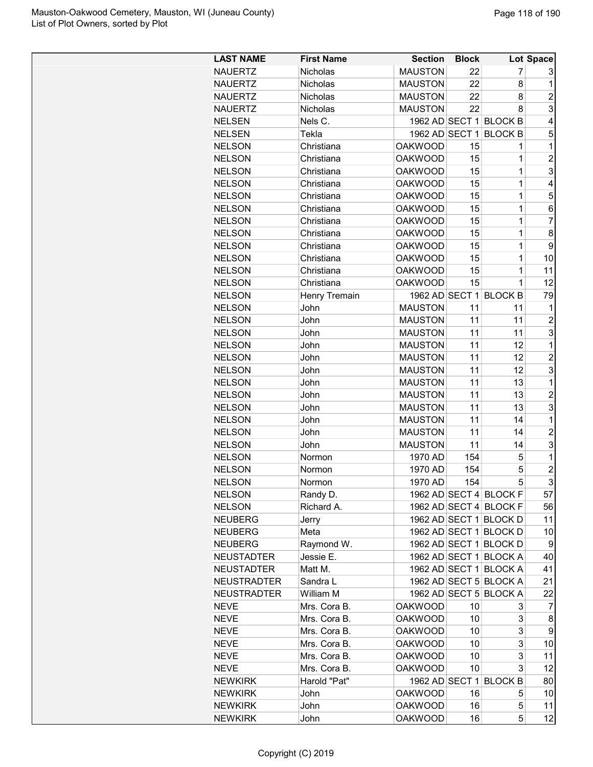Mauston-Oakwood Cemetery, Mauston, WI (Juneau County)
List of Plot Owners, sorted by Plot

| LAST NAME | First Name | Section | Block | Lot | Space |
|---|---|---|---|---|---|
| NAUERTZ | Nicholas | MAUSTON | 22 | 7 | 3 |
| NAUERTZ | Nicholas | MAUSTON | 22 | 8 | 1 |
| NAUERTZ | Nicholas | MAUSTON | 22 | 8 | 2 |
| NAUERTZ | Nicholas | MAUSTON | 22 | 8 | 3 |
| NELSEN | Nels C. | 1962 AD | SECT 1 | BLOCK B | 4 |
| NELSEN | Tekla | 1962 AD | SECT 1 | BLOCK B | 5 |
| NELSON | Christiana | OAKWOOD | 15 | 1 | 1 |
| NELSON | Christiana | OAKWOOD | 15 | 1 | 2 |
| NELSON | Christiana | OAKWOOD | 15 | 1 | 3 |
| NELSON | Christiana | OAKWOOD | 15 | 1 | 4 |
| NELSON | Christiana | OAKWOOD | 15 | 1 | 5 |
| NELSON | Christiana | OAKWOOD | 15 | 1 | 6 |
| NELSON | Christiana | OAKWOOD | 15 | 1 | 7 |
| NELSON | Christiana | OAKWOOD | 15 | 1 | 8 |
| NELSON | Christiana | OAKWOOD | 15 | 1 | 9 |
| NELSON | Christiana | OAKWOOD | 15 | 1 | 10 |
| NELSON | Christiana | OAKWOOD | 15 | 1 | 11 |
| NELSON | Christiana | OAKWOOD | 15 | 1 | 12 |
| NELSON | Henry Tremain | 1962 AD | SECT 1 | BLOCK B | 79 |
| NELSON | John | MAUSTON | 11 | 11 | 1 |
| NELSON | John | MAUSTON | 11 | 11 | 2 |
| NELSON | John | MAUSTON | 11 | 11 | 3 |
| NELSON | John | MAUSTON | 11 | 12 | 1 |
| NELSON | John | MAUSTON | 11 | 12 | 2 |
| NELSON | John | MAUSTON | 11 | 12 | 3 |
| NELSON | John | MAUSTON | 11 | 13 | 1 |
| NELSON | John | MAUSTON | 11 | 13 | 2 |
| NELSON | John | MAUSTON | 11 | 13 | 3 |
| NELSON | John | MAUSTON | 11 | 14 | 1 |
| NELSON | John | MAUSTON | 11 | 14 | 2 |
| NELSON | John | MAUSTON | 11 | 14 | 3 |
| NELSON | Normon | 1970 AD | 154 | 5 | 1 |
| NELSON | Normon | 1970 AD | 154 | 5 | 2 |
| NELSON | Normon | 1970 AD | 154 | 5 | 3 |
| NELSON | Randy D. | 1962 AD | SECT 4 | BLOCK F | 57 |
| NELSON | Richard A. | 1962 AD | SECT 4 | BLOCK F | 56 |
| NEUBERG | Jerry | 1962 AD | SECT 1 | BLOCK D | 11 |
| NEUBERG | Meta | 1962 AD | SECT 1 | BLOCK D | 10 |
| NEUBERG | Raymond W. | 1962 AD | SECT 1 | BLOCK D | 9 |
| NEUSTADTER | Jessie E. | 1962 AD | SECT 1 | BLOCK A | 40 |
| NEUSTADTER | Matt M. | 1962 AD | SECT 1 | BLOCK A | 41 |
| NEUSTRADTER | Sandra L | 1962 AD | SECT 5 | BLOCK A | 21 |
| NEUSTRADTER | William M | 1962 AD | SECT 5 | BLOCK A | 22 |
| NEVE | Mrs. Cora B. | OAKWOOD | 10 | 3 | 7 |
| NEVE | Mrs. Cora B. | OAKWOOD | 10 | 3 | 8 |
| NEVE | Mrs. Cora B. | OAKWOOD | 10 | 3 | 9 |
| NEVE | Mrs. Cora B. | OAKWOOD | 10 | 3 | 10 |
| NEVE | Mrs. Cora B. | OAKWOOD | 10 | 3 | 11 |
| NEVE | Mrs. Cora B. | OAKWOOD | 10 | 3 | 12 |
| NEWKIRK | Harold "Pat" | 1962 AD | SECT 1 | BLOCK B | 80 |
| NEWKIRK | John | OAKWOOD | 16 | 5 | 10 |
| NEWKIRK | John | OAKWOOD | 16 | 5 | 11 |
| NEWKIRK | John | OAKWOOD | 16 | 5 | 12 |

Copyright (C) 2019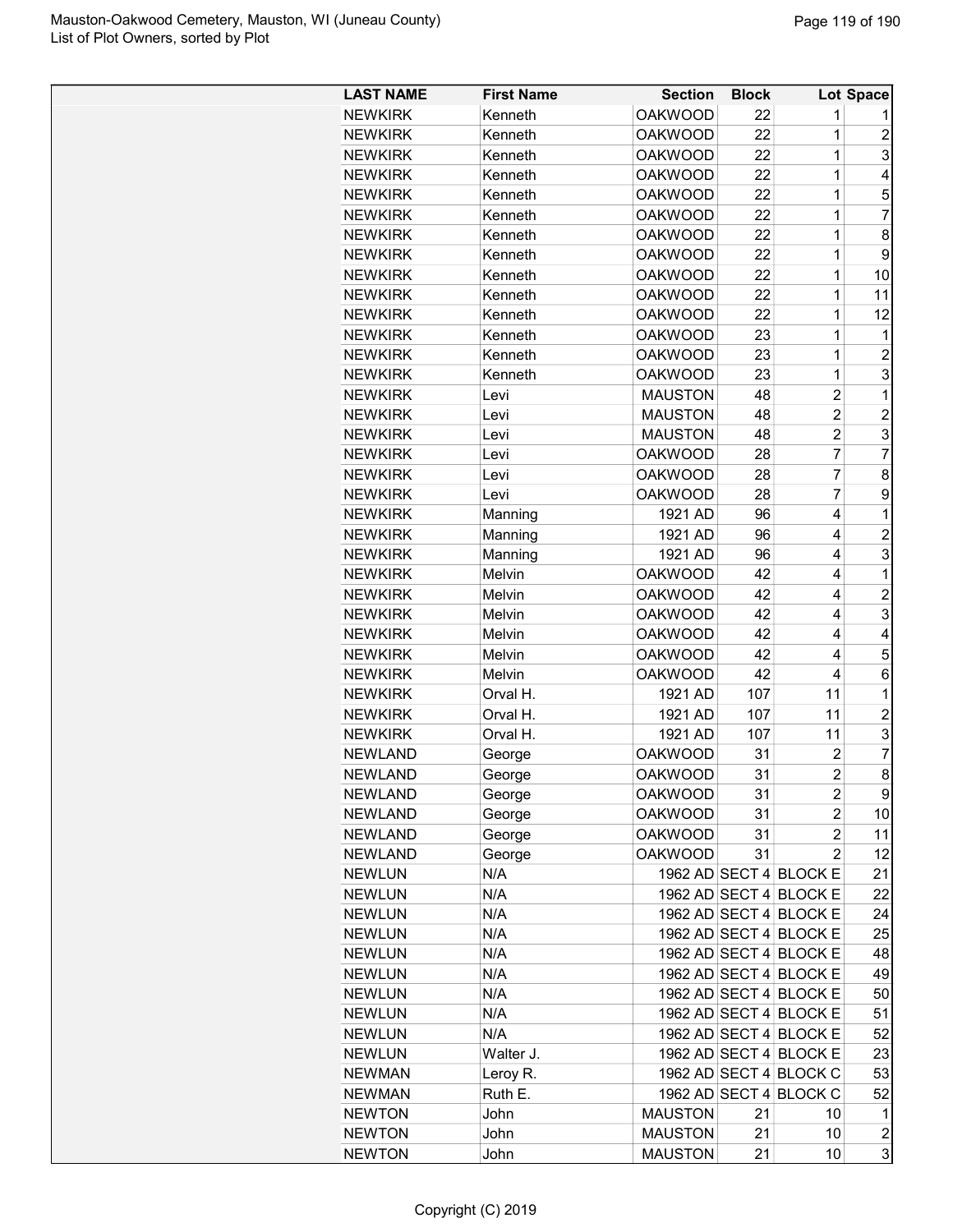| LAST NAME | First Name | Section | Block | Lot | Space |
|---|---|---|---|---|---|
| NEWKIRK | Kenneth | OAKWOOD | 22 | 1 | 1 |
| NEWKIRK | Kenneth | OAKWOOD | 22 | 1 | 2 |
| NEWKIRK | Kenneth | OAKWOOD | 22 | 1 | 3 |
| NEWKIRK | Kenneth | OAKWOOD | 22 | 1 | 4 |
| NEWKIRK | Kenneth | OAKWOOD | 22 | 1 | 5 |
| NEWKIRK | Kenneth | OAKWOOD | 22 | 1 | 7 |
| NEWKIRK | Kenneth | OAKWOOD | 22 | 1 | 8 |
| NEWKIRK | Kenneth | OAKWOOD | 22 | 1 | 9 |
| NEWKIRK | Kenneth | OAKWOOD | 22 | 1 | 10 |
| NEWKIRK | Kenneth | OAKWOOD | 22 | 1 | 11 |
| NEWKIRK | Kenneth | OAKWOOD | 22 | 1 | 12 |
| NEWKIRK | Kenneth | OAKWOOD | 23 | 1 | 1 |
| NEWKIRK | Kenneth | OAKWOOD | 23 | 1 | 2 |
| NEWKIRK | Kenneth | OAKWOOD | 23 | 1 | 3 |
| NEWKIRK | Levi | MAUSTON | 48 | 2 | 1 |
| NEWKIRK | Levi | MAUSTON | 48 | 2 | 2 |
| NEWKIRK | Levi | MAUSTON | 48 | 2 | 3 |
| NEWKIRK | Levi | OAKWOOD | 28 | 7 | 7 |
| NEWKIRK | Levi | OAKWOOD | 28 | 7 | 8 |
| NEWKIRK | Levi | OAKWOOD | 28 | 7 | 9 |
| NEWKIRK | Manning | 1921 AD | 96 | 4 | 1 |
| NEWKIRK | Manning | 1921 AD | 96 | 4 | 2 |
| NEWKIRK | Manning | 1921 AD | 96 | 4 | 3 |
| NEWKIRK | Melvin | OAKWOOD | 42 | 4 | 1 |
| NEWKIRK | Melvin | OAKWOOD | 42 | 4 | 2 |
| NEWKIRK | Melvin | OAKWOOD | 42 | 4 | 3 |
| NEWKIRK | Melvin | OAKWOOD | 42 | 4 | 4 |
| NEWKIRK | Melvin | OAKWOOD | 42 | 4 | 5 |
| NEWKIRK | Melvin | OAKWOOD | 42 | 4 | 6 |
| NEWKIRK | Orval H. | 1921 AD | 107 | 11 | 1 |
| NEWKIRK | Orval H. | 1921 AD | 107 | 11 | 2 |
| NEWKIRK | Orval H. | 1921 AD | 107 | 11 | 3 |
| NEWLAND | George | OAKWOOD | 31 | 2 | 7 |
| NEWLAND | George | OAKWOOD | 31 | 2 | 8 |
| NEWLAND | George | OAKWOOD | 31 | 2 | 9 |
| NEWLAND | George | OAKWOOD | 31 | 2 | 10 |
| NEWLAND | George | OAKWOOD | 31 | 2 | 11 |
| NEWLAND | George | OAKWOOD | 31 | 2 | 12 |
| NEWLUN | N/A | 1962 AD | SECT 4 | BLOCK E | 21 |
| NEWLUN | N/A | 1962 AD | SECT 4 | BLOCK E | 22 |
| NEWLUN | N/A | 1962 AD | SECT 4 | BLOCK E | 24 |
| NEWLUN | N/A | 1962 AD | SECT 4 | BLOCK E | 25 |
| NEWLUN | N/A | 1962 AD | SECT 4 | BLOCK E | 48 |
| NEWLUN | N/A | 1962 AD | SECT 4 | BLOCK E | 49 |
| NEWLUN | N/A | 1962 AD | SECT 4 | BLOCK E | 50 |
| NEWLUN | N/A | 1962 AD | SECT 4 | BLOCK E | 51 |
| NEWLUN | N/A | 1962 AD | SECT 4 | BLOCK E | 52 |
| NEWLUN | Walter J. | 1962 AD | SECT 4 | BLOCK E | 23 |
| NEWMAN | Leroy R. | 1962 AD | SECT 4 | BLOCK C | 53 |
| NEWMAN | Ruth E. | 1962 AD | SECT 4 | BLOCK C | 52 |
| NEWTON | John | MAUSTON | 21 | 10 | 1 |
| NEWTON | John | MAUSTON | 21 | 10 | 2 |
| NEWTON | John | MAUSTON | 21 | 10 | 3 |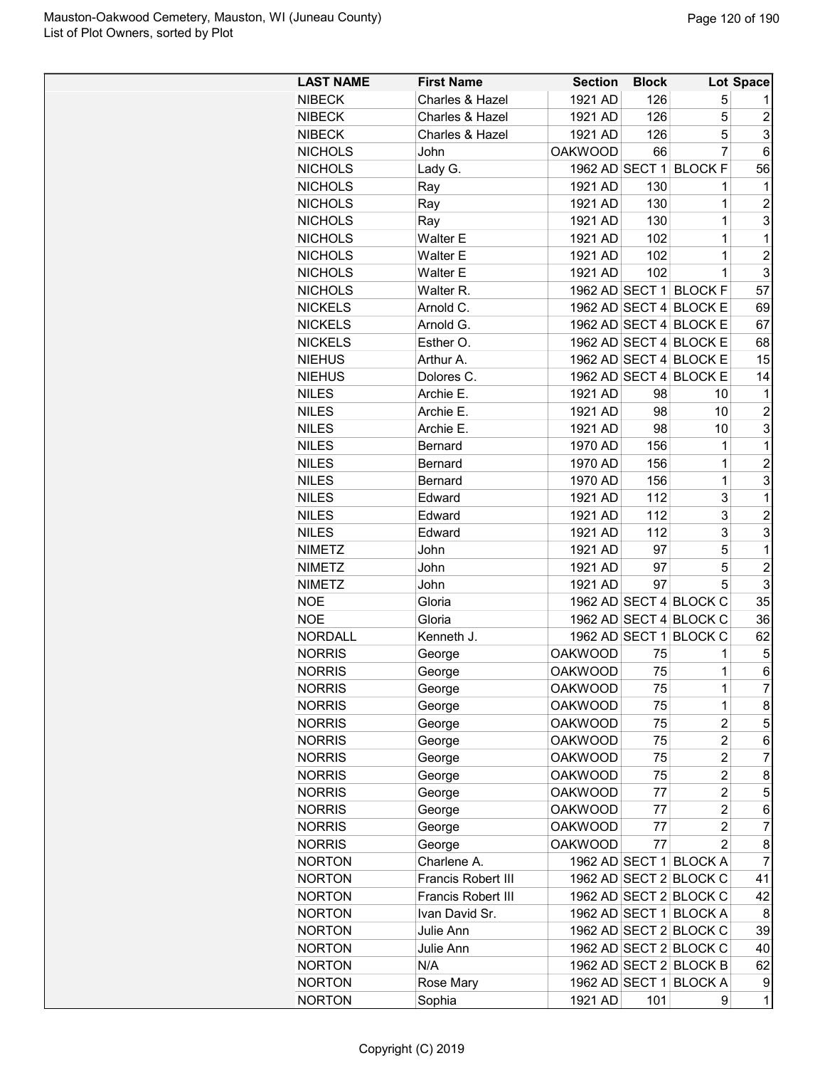| LAST NAME | First Name | Section | Block | Lot | Space |
|---|---|---|---|---|---|
| NIBECK | Charles & Hazel | 1921 AD | 126 | 5 | 1 |
| NIBECK | Charles & Hazel | 1921 AD | 126 | 5 | 2 |
| NIBECK | Charles & Hazel | 1921 AD | 126 | 5 | 3 |
| NICHOLS | John | OAKWOOD | 66 | 7 | 6 |
| NICHOLS | Lady G. | 1962 AD | SECT 1 | BLOCK F | 56 |
| NICHOLS | Ray | 1921 AD | 130 | 1 | 1 |
| NICHOLS | Ray | 1921 AD | 130 | 1 | 2 |
| NICHOLS | Ray | 1921 AD | 130 | 1 | 3 |
| NICHOLS | Walter E | 1921 AD | 102 | 1 | 1 |
| NICHOLS | Walter E | 1921 AD | 102 | 1 | 2 |
| NICHOLS | Walter E | 1921 AD | 102 | 1 | 3 |
| NICHOLS | Walter R. | 1962 AD | SECT 1 | BLOCK F | 57 |
| NICKELS | Arnold C. | 1962 AD | SECT 4 | BLOCK E | 69 |
| NICKELS | Arnold G. | 1962 AD | SECT 4 | BLOCK E | 67 |
| NICKELS | Esther O. | 1962 AD | SECT 4 | BLOCK E | 68 |
| NIEHUS | Arthur A. | 1962 AD | SECT 4 | BLOCK E | 15 |
| NIEHUS | Dolores C. | 1962 AD | SECT 4 | BLOCK E | 14 |
| NILES | Archie E. | 1921 AD | 98 | 10 | 1 |
| NILES | Archie E. | 1921 AD | 98 | 10 | 2 |
| NILES | Archie E. | 1921 AD | 98 | 10 | 3 |
| NILES | Bernard | 1970 AD | 156 | 1 | 1 |
| NILES | Bernard | 1970 AD | 156 | 1 | 2 |
| NILES | Bernard | 1970 AD | 156 | 1 | 3 |
| NILES | Edward | 1921 AD | 112 | 3 | 1 |
| NILES | Edward | 1921 AD | 112 | 3 | 2 |
| NILES | Edward | 1921 AD | 112 | 3 | 3 |
| NIMETZ | John | 1921 AD | 97 | 5 | 1 |
| NIMETZ | John | 1921 AD | 97 | 5 | 2 |
| NIMETZ | John | 1921 AD | 97 | 5 | 3 |
| NOE | Gloria | 1962 AD | SECT 4 | BLOCK C | 35 |
| NOE | Gloria | 1962 AD | SECT 4 | BLOCK C | 36 |
| NORDALL | Kenneth J. | 1962 AD | SECT 1 | BLOCK C | 62 |
| NORRIS | George | OAKWOOD | 75 | 1 | 5 |
| NORRIS | George | OAKWOOD | 75 | 1 | 6 |
| NORRIS | George | OAKWOOD | 75 | 1 | 7 |
| NORRIS | George | OAKWOOD | 75 | 1 | 8 |
| NORRIS | George | OAKWOOD | 75 | 2 | 5 |
| NORRIS | George | OAKWOOD | 75 | 2 | 6 |
| NORRIS | George | OAKWOOD | 75 | 2 | 7 |
| NORRIS | George | OAKWOOD | 75 | 2 | 8 |
| NORRIS | George | OAKWOOD | 77 | 2 | 5 |
| NORRIS | George | OAKWOOD | 77 | 2 | 6 |
| NORRIS | George | OAKWOOD | 77 | 2 | 7 |
| NORRIS | George | OAKWOOD | 77 | 2 | 8 |
| NORTON | Charlene A. | 1962 AD | SECT 1 | BLOCK A | 7 |
| NORTON | Francis Robert III | 1962 AD | SECT 2 | BLOCK C | 41 |
| NORTON | Francis Robert III | 1962 AD | SECT 2 | BLOCK C | 42 |
| NORTON | Ivan David Sr. | 1962 AD | SECT 1 | BLOCK A | 8 |
| NORTON | Julie Ann | 1962 AD | SECT 2 | BLOCK C | 39 |
| NORTON | Julie Ann | 1962 AD | SECT 2 | BLOCK C | 40 |
| NORTON | N/A | 1962 AD | SECT 2 | BLOCK B | 62 |
| NORTON | Rose Mary | 1962 AD | SECT 1 | BLOCK A | 9 |
| NORTON | Sophia | 1921 AD | 101 | 9 | 1 |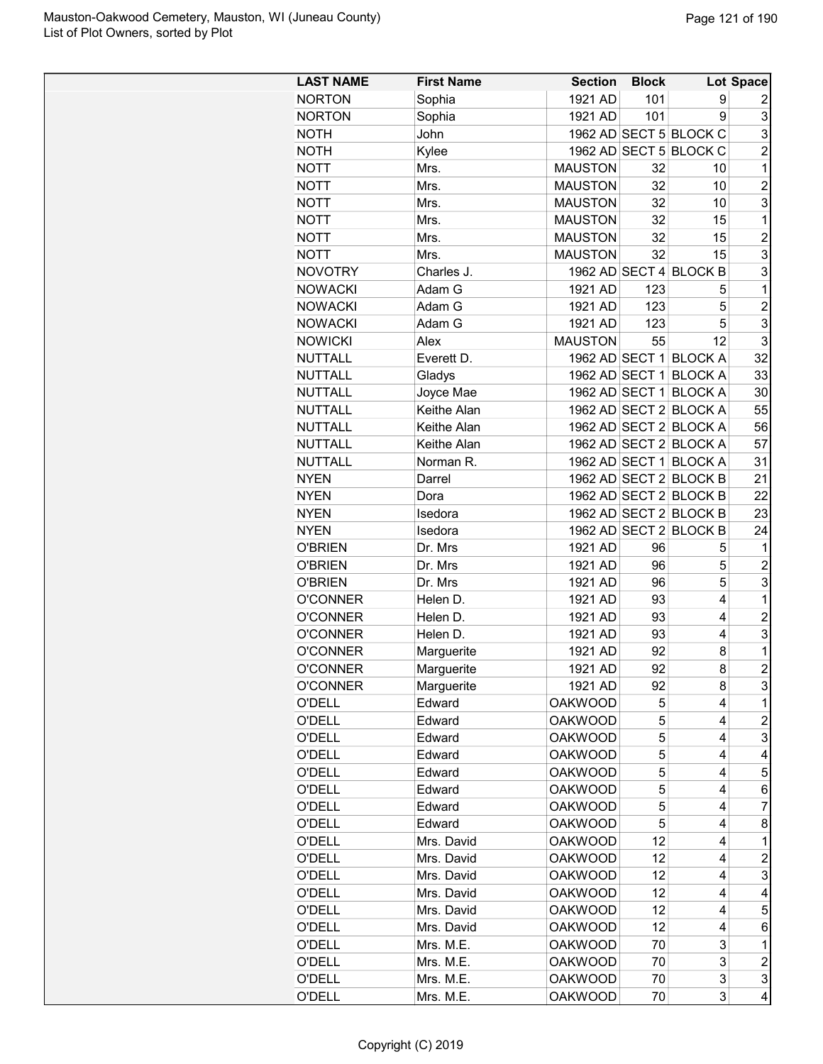Mauston-Oakwood Cemetery, Mauston, WI (Juneau County)
List of Plot Owners, sorted by Plot

| LAST NAME | First Name | Section | Block | Lot | Space |
|---|---|---|---|---|---|
| NORTON | Sophia | 1921 AD | 101 | 9 | 2 |
| NORTON | Sophia | 1921 AD | 101 | 9 | 3 |
| NOTH | John | 1962 AD | SECT 5 | BLOCK C | 3 |
| NOTH | Kylee | 1962 AD | SECT 5 | BLOCK C | 2 |
| NOTT | Mrs. | MAUSTON | 32 | 10 | 1 |
| NOTT | Mrs. | MAUSTON | 32 | 10 | 2 |
| NOTT | Mrs. | MAUSTON | 32 | 10 | 3 |
| NOTT | Mrs. | MAUSTON | 32 | 15 | 1 |
| NOTT | Mrs. | MAUSTON | 32 | 15 | 2 |
| NOTT | Mrs. | MAUSTON | 32 | 15 | 3 |
| NOVOTRY | Charles J. | 1962 AD | SECT 4 | BLOCK B | 3 |
| NOWACKI | Adam G | 1921 AD | 123 | 5 | 1 |
| NOWACKI | Adam G | 1921 AD | 123 | 5 | 2 |
| NOWACKI | Adam G | 1921 AD | 123 | 5 | 3 |
| NOWICKI | Alex | MAUSTON | 55 | 12 | 3 |
| NUTTALL | Everett D. | 1962 AD | SECT 1 | BLOCK A | 32 |
| NUTTALL | Gladys | 1962 AD | SECT 1 | BLOCK A | 33 |
| NUTTALL | Joyce Mae | 1962 AD | SECT 1 | BLOCK A | 30 |
| NUTTALL | Keithe Alan | 1962 AD | SECT 2 | BLOCK A | 55 |
| NUTTALL | Keithe Alan | 1962 AD | SECT 2 | BLOCK A | 56 |
| NUTTALL | Keithe Alan | 1962 AD | SECT 2 | BLOCK A | 57 |
| NUTTALL | Norman R. | 1962 AD | SECT 1 | BLOCK A | 31 |
| NYEN | Darrel | 1962 AD | SECT 2 | BLOCK B | 21 |
| NYEN | Dora | 1962 AD | SECT 2 | BLOCK B | 22 |
| NYEN | Isedora | 1962 AD | SECT 2 | BLOCK B | 23 |
| NYEN | Isedora | 1962 AD | SECT 2 | BLOCK B | 24 |
| O'BRIEN | Dr. Mrs | 1921 AD | 96 | 5 | 1 |
| O'BRIEN | Dr. Mrs | 1921 AD | 96 | 5 | 2 |
| O'BRIEN | Dr. Mrs | 1921 AD | 96 | 5 | 3 |
| O'CONNER | Helen D. | 1921 AD | 93 | 4 | 1 |
| O'CONNER | Helen D. | 1921 AD | 93 | 4 | 2 |
| O'CONNER | Helen D. | 1921 AD | 93 | 4 | 3 |
| O'CONNER | Marguerite | 1921 AD | 92 | 8 | 1 |
| O'CONNER | Marguerite | 1921 AD | 92 | 8 | 2 |
| O'CONNER | Marguerite | 1921 AD | 92 | 8 | 3 |
| O'DELL | Edward | OAKWOOD | 5 | 4 | 1 |
| O'DELL | Edward | OAKWOOD | 5 | 4 | 2 |
| O'DELL | Edward | OAKWOOD | 5 | 4 | 3 |
| O'DELL | Edward | OAKWOOD | 5 | 4 | 4 |
| O'DELL | Edward | OAKWOOD | 5 | 4 | 5 |
| O'DELL | Edward | OAKWOOD | 5 | 4 | 6 |
| O'DELL | Edward | OAKWOOD | 5 | 4 | 7 |
| O'DELL | Edward | OAKWOOD | 5 | 4 | 8 |
| O'DELL | Mrs. David | OAKWOOD | 12 | 4 | 1 |
| O'DELL | Mrs. David | OAKWOOD | 12 | 4 | 2 |
| O'DELL | Mrs. David | OAKWOOD | 12 | 4 | 3 |
| O'DELL | Mrs. David | OAKWOOD | 12 | 4 | 4 |
| O'DELL | Mrs. David | OAKWOOD | 12 | 4 | 5 |
| O'DELL | Mrs. David | OAKWOOD | 12 | 4 | 6 |
| O'DELL | Mrs. M.E. | OAKWOOD | 70 | 3 | 1 |
| O'DELL | Mrs. M.E. | OAKWOOD | 70 | 3 | 2 |
| O'DELL | Mrs. M.E. | OAKWOOD | 70 | 3 | 3 |
| O'DELL | Mrs. M.E. | OAKWOOD | 70 | 3 | 4 |

Copyright (C) 2019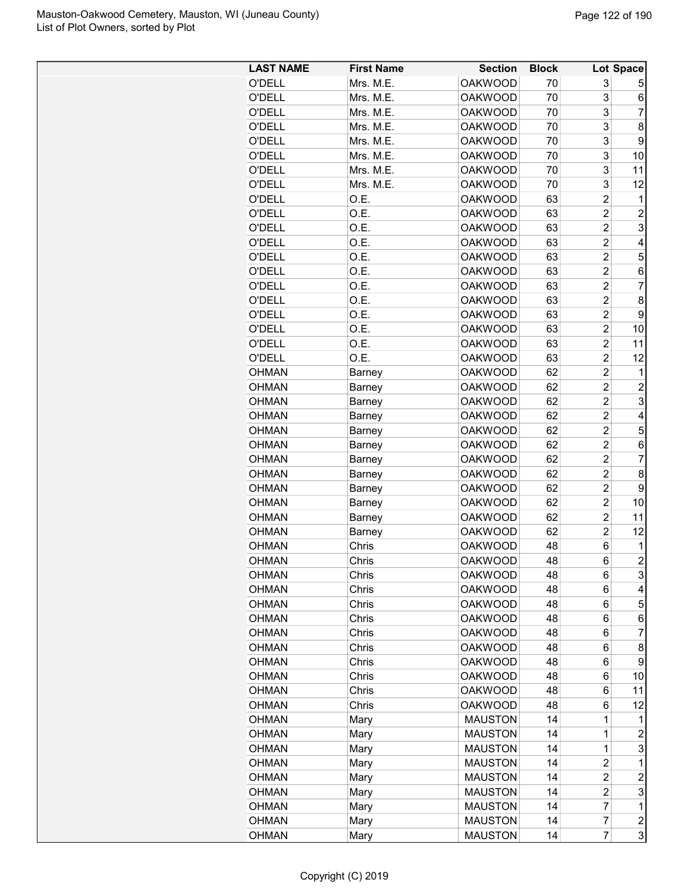| LAST NAME | First Name | Section | Block | Lot | Space |
|---|---|---|---|---|---|
| O'DELL | Mrs. M.E. | OAKWOOD | 70 | 3 | 5 |
| O'DELL | Mrs. M.E. | OAKWOOD | 70 | 3 | 6 |
| O'DELL | Mrs. M.E. | OAKWOOD | 70 | 3 | 7 |
| O'DELL | Mrs. M.E. | OAKWOOD | 70 | 3 | 8 |
| O'DELL | Mrs. M.E. | OAKWOOD | 70 | 3 | 9 |
| O'DELL | Mrs. M.E. | OAKWOOD | 70 | 3 | 10 |
| O'DELL | Mrs. M.E. | OAKWOOD | 70 | 3 | 11 |
| O'DELL | Mrs. M.E. | OAKWOOD | 70 | 3 | 12 |
| O'DELL | O.E. | OAKWOOD | 63 | 2 | 1 |
| O'DELL | O.E. | OAKWOOD | 63 | 2 | 2 |
| O'DELL | O.E. | OAKWOOD | 63 | 2 | 3 |
| O'DELL | O.E. | OAKWOOD | 63 | 2 | 4 |
| O'DELL | O.E. | OAKWOOD | 63 | 2 | 5 |
| O'DELL | O.E. | OAKWOOD | 63 | 2 | 6 |
| O'DELL | O.E. | OAKWOOD | 63 | 2 | 7 |
| O'DELL | O.E. | OAKWOOD | 63 | 2 | 8 |
| O'DELL | O.E. | OAKWOOD | 63 | 2 | 9 |
| O'DELL | O.E. | OAKWOOD | 63 | 2 | 10 |
| O'DELL | O.E. | OAKWOOD | 63 | 2 | 11 |
| O'DELL | O.E. | OAKWOOD | 63 | 2 | 12 |
| OHMAN | Barney | OAKWOOD | 62 | 2 | 1 |
| OHMAN | Barney | OAKWOOD | 62 | 2 | 2 |
| OHMAN | Barney | OAKWOOD | 62 | 2 | 3 |
| OHMAN | Barney | OAKWOOD | 62 | 2 | 4 |
| OHMAN | Barney | OAKWOOD | 62 | 2 | 5 |
| OHMAN | Barney | OAKWOOD | 62 | 2 | 6 |
| OHMAN | Barney | OAKWOOD | 62 | 2 | 7 |
| OHMAN | Barney | OAKWOOD | 62 | 2 | 8 |
| OHMAN | Barney | OAKWOOD | 62 | 2 | 9 |
| OHMAN | Barney | OAKWOOD | 62 | 2 | 10 |
| OHMAN | Barney | OAKWOOD | 62 | 2 | 11 |
| OHMAN | Barney | OAKWOOD | 62 | 2 | 12 |
| OHMAN | Chris | OAKWOOD | 48 | 6 | 1 |
| OHMAN | Chris | OAKWOOD | 48 | 6 | 2 |
| OHMAN | Chris | OAKWOOD | 48 | 6 | 3 |
| OHMAN | Chris | OAKWOOD | 48 | 6 | 4 |
| OHMAN | Chris | OAKWOOD | 48 | 6 | 5 |
| OHMAN | Chris | OAKWOOD | 48 | 6 | 6 |
| OHMAN | Chris | OAKWOOD | 48 | 6 | 7 |
| OHMAN | Chris | OAKWOOD | 48 | 6 | 8 |
| OHMAN | Chris | OAKWOOD | 48 | 6 | 9 |
| OHMAN | Chris | OAKWOOD | 48 | 6 | 10 |
| OHMAN | Chris | OAKWOOD | 48 | 6 | 11 |
| OHMAN | Chris | OAKWOOD | 48 | 6 | 12 |
| OHMAN | Mary | MAUSTON | 14 | 1 | 1 |
| OHMAN | Mary | MAUSTON | 14 | 1 | 2 |
| OHMAN | Mary | MAUSTON | 14 | 1 | 3 |
| OHMAN | Mary | MAUSTON | 14 | 2 | 1 |
| OHMAN | Mary | MAUSTON | 14 | 2 | 2 |
| OHMAN | Mary | MAUSTON | 14 | 2 | 3 |
| OHMAN | Mary | MAUSTON | 14 | 7 | 1 |
| OHMAN | Mary | MAUSTON | 14 | 7 | 2 |
| OHMAN | Mary | MAUSTON | 14 | 7 | 3 |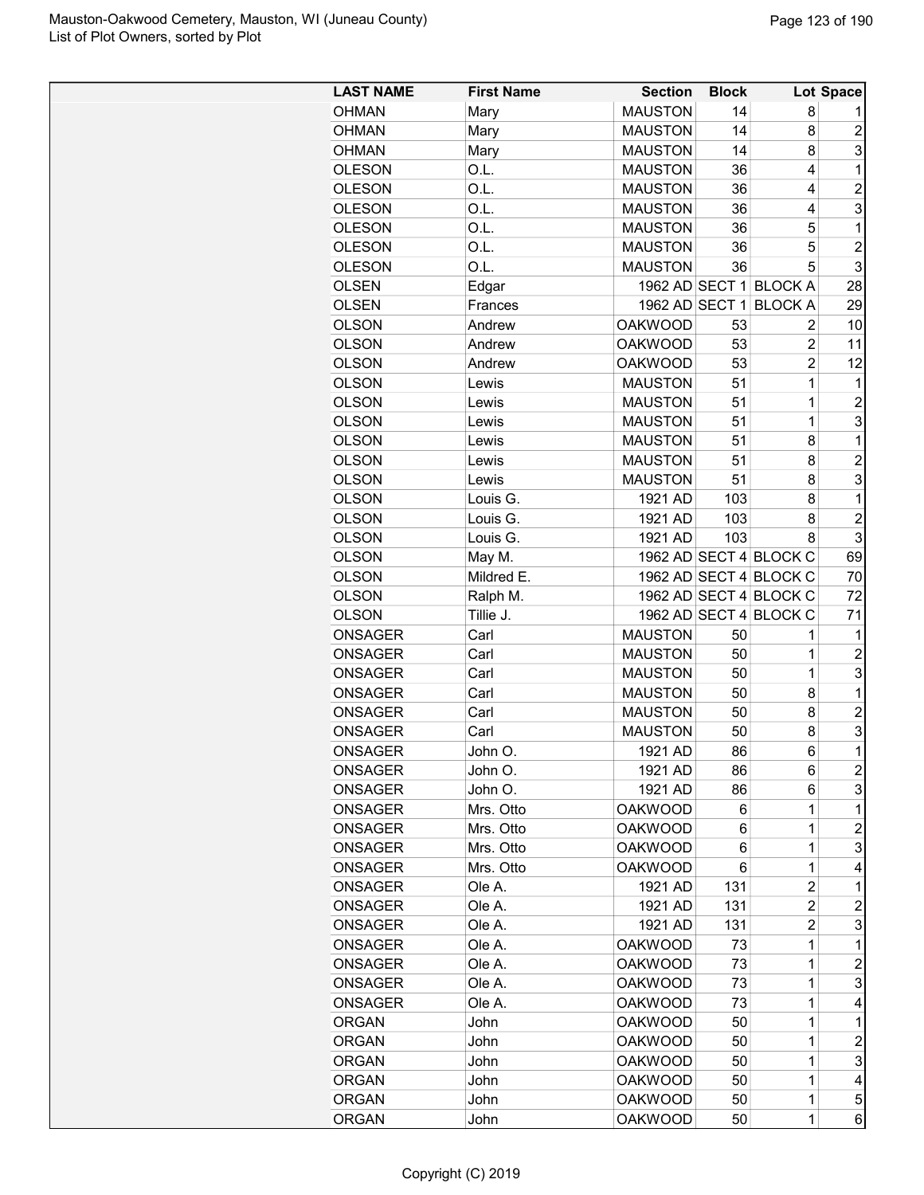| LAST NAME | First Name | Section | Block | Lot | Space |
|---|---|---|---|---|---|
| OHMAN | Mary | MAUSTON | 14 | 8 | 1 |
| OHMAN | Mary | MAUSTON | 14 | 8 | 2 |
| OHMAN | Mary | MAUSTON | 14 | 8 | 3 |
| OLESON | O.L. | MAUSTON | 36 | 4 | 1 |
| OLESON | O.L. | MAUSTON | 36 | 4 | 2 |
| OLESON | O.L. | MAUSTON | 36 | 4 | 3 |
| OLESON | O.L. | MAUSTON | 36 | 5 | 1 |
| OLESON | O.L. | MAUSTON | 36 | 5 | 2 |
| OLESON | O.L. | MAUSTON | 36 | 5 | 3 |
| OLSEN | Edgar | 1962 AD | SECT 1 | BLOCK A | 28 |
| OLSEN | Frances | 1962 AD | SECT 1 | BLOCK A | 29 |
| OLSON | Andrew | OAKWOOD | 53 | 2 | 10 |
| OLSON | Andrew | OAKWOOD | 53 | 2 | 11 |
| OLSON | Andrew | OAKWOOD | 53 | 2 | 12 |
| OLSON | Lewis | MAUSTON | 51 | 1 | 1 |
| OLSON | Lewis | MAUSTON | 51 | 1 | 2 |
| OLSON | Lewis | MAUSTON | 51 | 1 | 3 |
| OLSON | Lewis | MAUSTON | 51 | 8 | 1 |
| OLSON | Lewis | MAUSTON | 51 | 8 | 2 |
| OLSON | Lewis | MAUSTON | 51 | 8 | 3 |
| OLSON | Louis G. | 1921 AD | 103 | 8 | 1 |
| OLSON | Louis G. | 1921 AD | 103 | 8 | 2 |
| OLSON | Louis G. | 1921 AD | 103 | 8 | 3 |
| OLSON | May M. | 1962 AD | SECT 4 | BLOCK C | 69 |
| OLSON | Mildred E. | 1962 AD | SECT 4 | BLOCK C | 70 |
| OLSON | Ralph M. | 1962 AD | SECT 4 | BLOCK C | 72 |
| OLSON | Tillie J. | 1962 AD | SECT 4 | BLOCK C | 71 |
| ONSAGER | Carl | MAUSTON | 50 | 1 | 1 |
| ONSAGER | Carl | MAUSTON | 50 | 1 | 2 |
| ONSAGER | Carl | MAUSTON | 50 | 1 | 3 |
| ONSAGER | Carl | MAUSTON | 50 | 8 | 1 |
| ONSAGER | Carl | MAUSTON | 50 | 8 | 2 |
| ONSAGER | Carl | MAUSTON | 50 | 8 | 3 |
| ONSAGER | John O. | 1921 AD | 86 | 6 | 1 |
| ONSAGER | John O. | 1921 AD | 86 | 6 | 2 |
| ONSAGER | John O. | 1921 AD | 86 | 6 | 3 |
| ONSAGER | Mrs. Otto | OAKWOOD | 6 | 1 | 1 |
| ONSAGER | Mrs. Otto | OAKWOOD | 6 | 1 | 2 |
| ONSAGER | Mrs. Otto | OAKWOOD | 6 | 1 | 3 |
| ONSAGER | Mrs. Otto | OAKWOOD | 6 | 1 | 4 |
| ONSAGER | Ole A. | 1921 AD | 131 | 2 | 1 |
| ONSAGER | Ole A. | 1921 AD | 131 | 2 | 2 |
| ONSAGER | Ole A. | 1921 AD | 131 | 2 | 3 |
| ONSAGER | Ole A. | OAKWOOD | 73 | 1 | 1 |
| ONSAGER | Ole A. | OAKWOOD | 73 | 1 | 2 |
| ONSAGER | Ole A. | OAKWOOD | 73 | 1 | 3 |
| ONSAGER | Ole A. | OAKWOOD | 73 | 1 | 4 |
| ORGAN | John | OAKWOOD | 50 | 1 | 1 |
| ORGAN | John | OAKWOOD | 50 | 1 | 2 |
| ORGAN | John | OAKWOOD | 50 | 1 | 3 |
| ORGAN | John | OAKWOOD | 50 | 1 | 4 |
| ORGAN | John | OAKWOOD | 50 | 1 | 5 |
| ORGAN | John | OAKWOOD | 50 | 1 | 6 |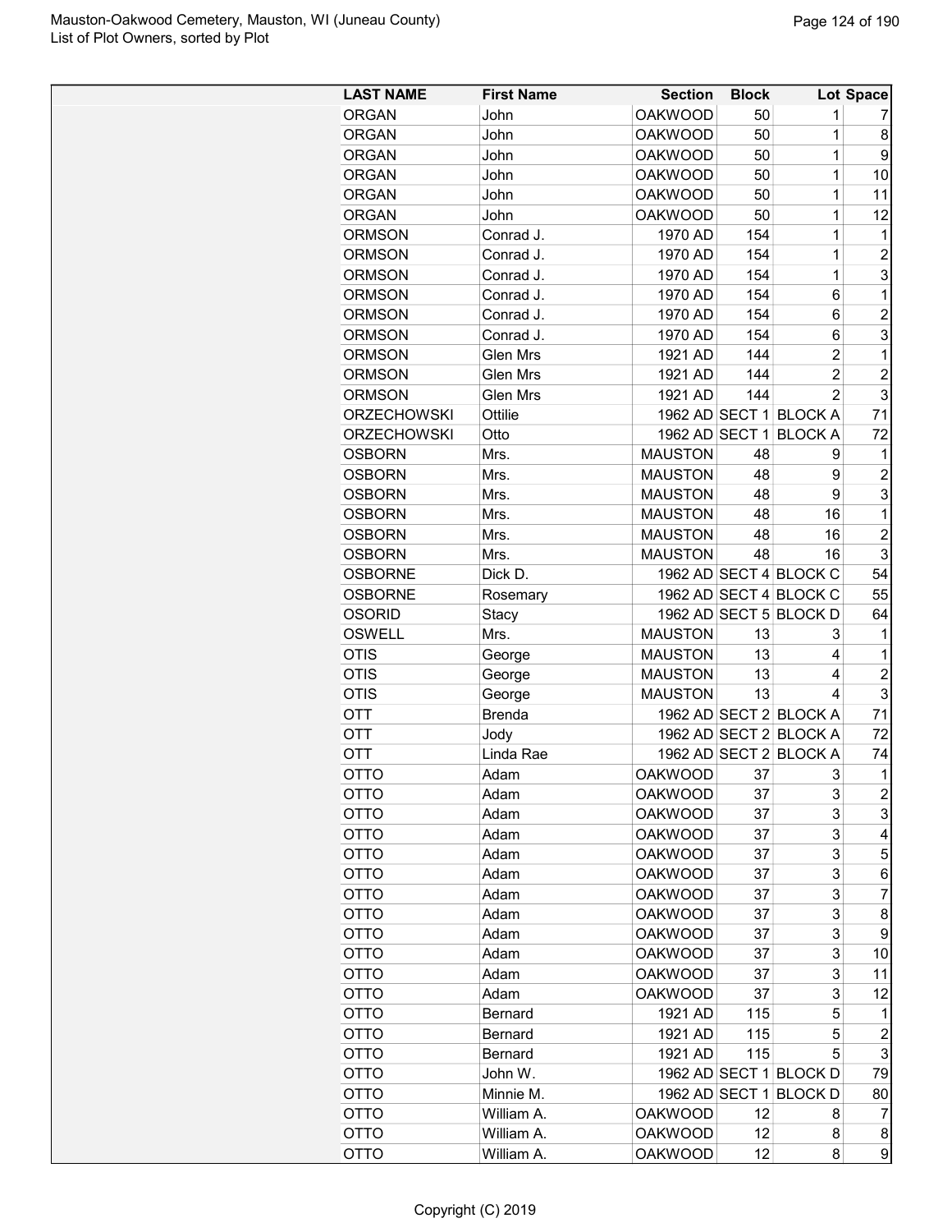| LAST NAME | First Name | Section | Block | Lot | Space |
|---|---|---|---|---|---|
| ORGAN | John | OAKWOOD | 50 | 1 | 7 |
| ORGAN | John | OAKWOOD | 50 | 1 | 8 |
| ORGAN | John | OAKWOOD | 50 | 1 | 9 |
| ORGAN | John | OAKWOOD | 50 | 1 | 10 |
| ORGAN | John | OAKWOOD | 50 | 1 | 11 |
| ORGAN | John | OAKWOOD | 50 | 1 | 12 |
| ORMSON | Conrad J. | 1970 AD | 154 | 1 | 1 |
| ORMSON | Conrad J. | 1970 AD | 154 | 1 | 2 |
| ORMSON | Conrad J. | 1970 AD | 154 | 1 | 3 |
| ORMSON | Conrad J. | 1970 AD | 154 | 6 | 1 |
| ORMSON | Conrad J. | 1970 AD | 154 | 6 | 2 |
| ORMSON | Conrad J. | 1970 AD | 154 | 6 | 3 |
| ORMSON | Glen Mrs | 1921 AD | 144 | 2 | 1 |
| ORMSON | Glen Mrs | 1921 AD | 144 | 2 | 2 |
| ORMSON | Glen Mrs | 1921 AD | 144 | 2 | 3 |
| ORZECHOWSKI | Ottilie | 1962 AD | SECT 1 | BLOCK A | 71 |
| ORZECHOWSKI | Otto | 1962 AD | SECT 1 | BLOCK A | 72 |
| OSBORN | Mrs. | MAUSTON | 48 | 9 | 1 |
| OSBORN | Mrs. | MAUSTON | 48 | 9 | 2 |
| OSBORN | Mrs. | MAUSTON | 48 | 9 | 3 |
| OSBORN | Mrs. | MAUSTON | 48 | 16 | 1 |
| OSBORN | Mrs. | MAUSTON | 48 | 16 | 2 |
| OSBORN | Mrs. | MAUSTON | 48 | 16 | 3 |
| OSBORNE | Dick D. | 1962 AD | SECT 4 | BLOCK C | 54 |
| OSBORNE | Rosemary | 1962 AD | SECT 4 | BLOCK C | 55 |
| OSORID | Stacy | 1962 AD | SECT 5 | BLOCK D | 64 |
| OSWELL | Mrs. | MAUSTON | 13 | 3 | 1 |
| OTIS | George | MAUSTON | 13 | 4 | 1 |
| OTIS | George | MAUSTON | 13 | 4 | 2 |
| OTIS | George | MAUSTON | 13 | 4 | 3 |
| OTT | Brenda | 1962 AD | SECT 2 | BLOCK A | 71 |
| OTT | Jody | 1962 AD | SECT 2 | BLOCK A | 72 |
| OTT | Linda Rae | 1962 AD | SECT 2 | BLOCK A | 74 |
| OTTO | Adam | OAKWOOD | 37 | 3 | 1 |
| OTTO | Adam | OAKWOOD | 37 | 3 | 2 |
| OTTO | Adam | OAKWOOD | 37 | 3 | 3 |
| OTTO | Adam | OAKWOOD | 37 | 3 | 4 |
| OTTO | Adam | OAKWOOD | 37 | 3 | 5 |
| OTTO | Adam | OAKWOOD | 37 | 3 | 6 |
| OTTO | Adam | OAKWOOD | 37 | 3 | 7 |
| OTTO | Adam | OAKWOOD | 37 | 3 | 8 |
| OTTO | Adam | OAKWOOD | 37 | 3 | 9 |
| OTTO | Adam | OAKWOOD | 37 | 3 | 10 |
| OTTO | Adam | OAKWOOD | 37 | 3 | 11 |
| OTTO | Adam | OAKWOOD | 37 | 3 | 12 |
| OTTO | Bernard | 1921 AD | 115 | 5 | 1 |
| OTTO | Bernard | 1921 AD | 115 | 5 | 2 |
| OTTO | Bernard | 1921 AD | 115 | 5 | 3 |
| OTTO | John W. | 1962 AD | SECT 1 | BLOCK D | 79 |
| OTTO | Minnie M. | 1962 AD | SECT 1 | BLOCK D | 80 |
| OTTO | William A. | OAKWOOD | 12 | 8 | 7 |
| OTTO | William A. | OAKWOOD | 12 | 8 | 8 |
| OTTO | William A. | OAKWOOD | 12 | 8 | 9 |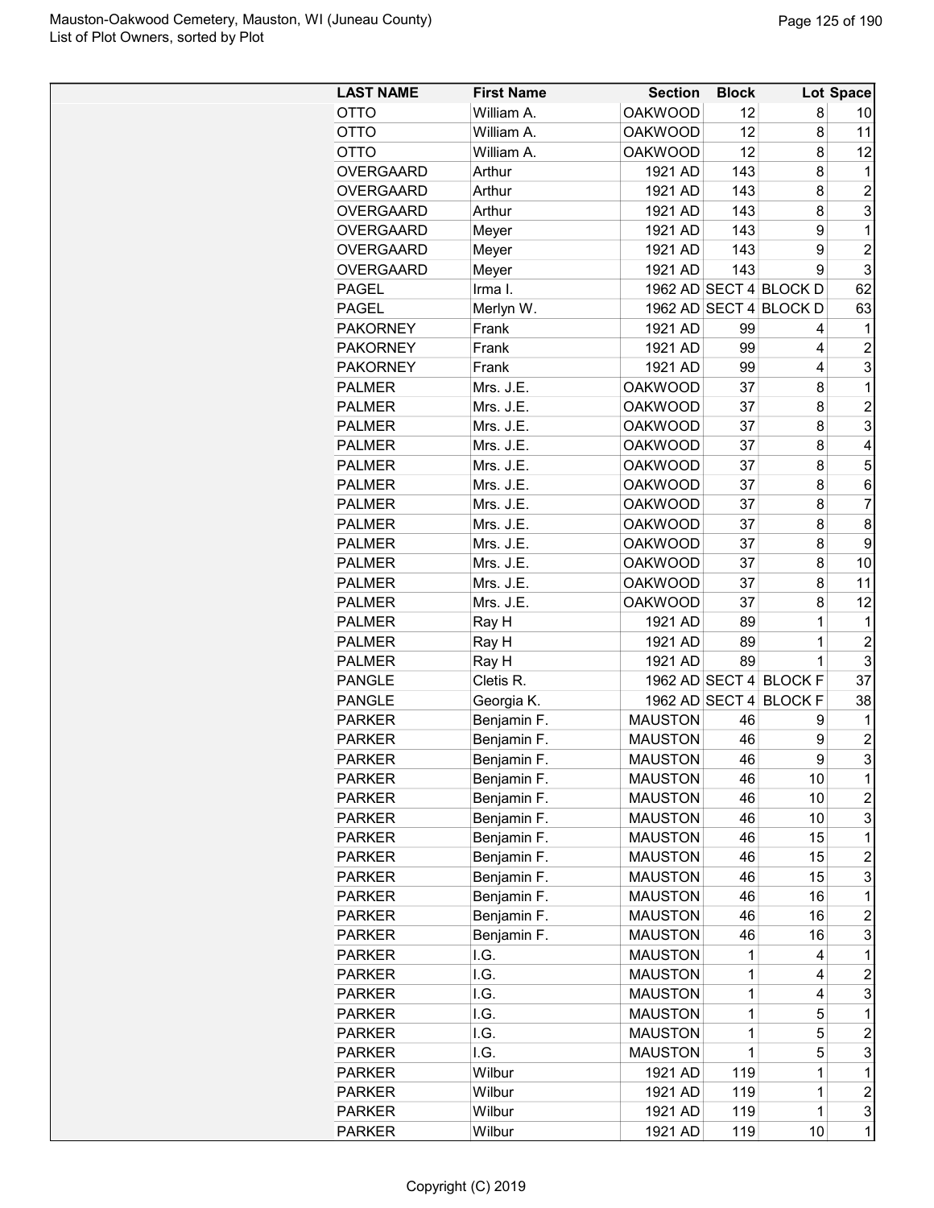| LAST NAME | First Name | Section | Block | Lot | Space |
|---|---|---|---|---|---|
| OTTO | William A. | OAKWOOD | 12 | 8 | 10 |
| OTTO | William A. | OAKWOOD | 12 | 8 | 11 |
| OTTO | William A. | OAKWOOD | 12 | 8 | 12 |
| OVERGAARD | Arthur | 1921 AD | 143 | 8 | 1 |
| OVERGAARD | Arthur | 1921 AD | 143 | 8 | 2 |
| OVERGAARD | Arthur | 1921 AD | 143 | 8 | 3 |
| OVERGAARD | Meyer | 1921 AD | 143 | 9 | 1 |
| OVERGAARD | Meyer | 1921 AD | 143 | 9 | 2 |
| OVERGAARD | Meyer | 1921 AD | 143 | 9 | 3 |
| PAGEL | Irma I. | 1962 AD | SECT 4 | BLOCK D | 62 |
| PAGEL | Merlyn W. | 1962 AD | SECT 4 | BLOCK D | 63 |
| PAKORNEY | Frank | 1921 AD | 99 | 4 | 1 |
| PAKORNEY | Frank | 1921 AD | 99 | 4 | 2 |
| PAKORNEY | Frank | 1921 AD | 99 | 4 | 3 |
| PALMER | Mrs. J.E. | OAKWOOD | 37 | 8 | 1 |
| PALMER | Mrs. J.E. | OAKWOOD | 37 | 8 | 2 |
| PALMER | Mrs. J.E. | OAKWOOD | 37 | 8 | 3 |
| PALMER | Mrs. J.E. | OAKWOOD | 37 | 8 | 4 |
| PALMER | Mrs. J.E. | OAKWOOD | 37 | 8 | 5 |
| PALMER | Mrs. J.E. | OAKWOOD | 37 | 8 | 6 |
| PALMER | Mrs. J.E. | OAKWOOD | 37 | 8 | 7 |
| PALMER | Mrs. J.E. | OAKWOOD | 37 | 8 | 8 |
| PALMER | Mrs. J.E. | OAKWOOD | 37 | 8 | 9 |
| PALMER | Mrs. J.E. | OAKWOOD | 37 | 8 | 10 |
| PALMER | Mrs. J.E. | OAKWOOD | 37 | 8 | 11 |
| PALMER | Mrs. J.E. | OAKWOOD | 37 | 8 | 12 |
| PALMER | Ray H | 1921 AD | 89 | 1 | 1 |
| PALMER | Ray H | 1921 AD | 89 | 1 | 2 |
| PALMER | Ray H | 1921 AD | 89 | 1 | 3 |
| PANGLE | Cletis R. | 1962 AD | SECT 4 | BLOCK F | 37 |
| PANGLE | Georgia K. | 1962 AD | SECT 4 | BLOCK F | 38 |
| PARKER | Benjamin F. | MAUSTON | 46 | 9 | 1 |
| PARKER | Benjamin F. | MAUSTON | 46 | 9 | 2 |
| PARKER | Benjamin F. | MAUSTON | 46 | 9 | 3 |
| PARKER | Benjamin F. | MAUSTON | 46 | 10 | 1 |
| PARKER | Benjamin F. | MAUSTON | 46 | 10 | 2 |
| PARKER | Benjamin F. | MAUSTON | 46 | 10 | 3 |
| PARKER | Benjamin F. | MAUSTON | 46 | 15 | 1 |
| PARKER | Benjamin F. | MAUSTON | 46 | 15 | 2 |
| PARKER | Benjamin F. | MAUSTON | 46 | 15 | 3 |
| PARKER | Benjamin F. | MAUSTON | 46 | 16 | 1 |
| PARKER | Benjamin F. | MAUSTON | 46 | 16 | 2 |
| PARKER | Benjamin F. | MAUSTON | 46 | 16 | 3 |
| PARKER | I.G. | MAUSTON | 1 | 4 | 1 |
| PARKER | I.G. | MAUSTON | 1 | 4 | 2 |
| PARKER | I.G. | MAUSTON | 1 | 4 | 3 |
| PARKER | I.G. | MAUSTON | 1 | 5 | 1 |
| PARKER | I.G. | MAUSTON | 1 | 5 | 2 |
| PARKER | I.G. | MAUSTON | 1 | 5 | 3 |
| PARKER | Wilbur | 1921 AD | 119 | 1 | 1 |
| PARKER | Wilbur | 1921 AD | 119 | 1 | 2 |
| PARKER | Wilbur | 1921 AD | 119 | 1 | 3 |
| PARKER | Wilbur | 1921 AD | 119 | 10 | 1 |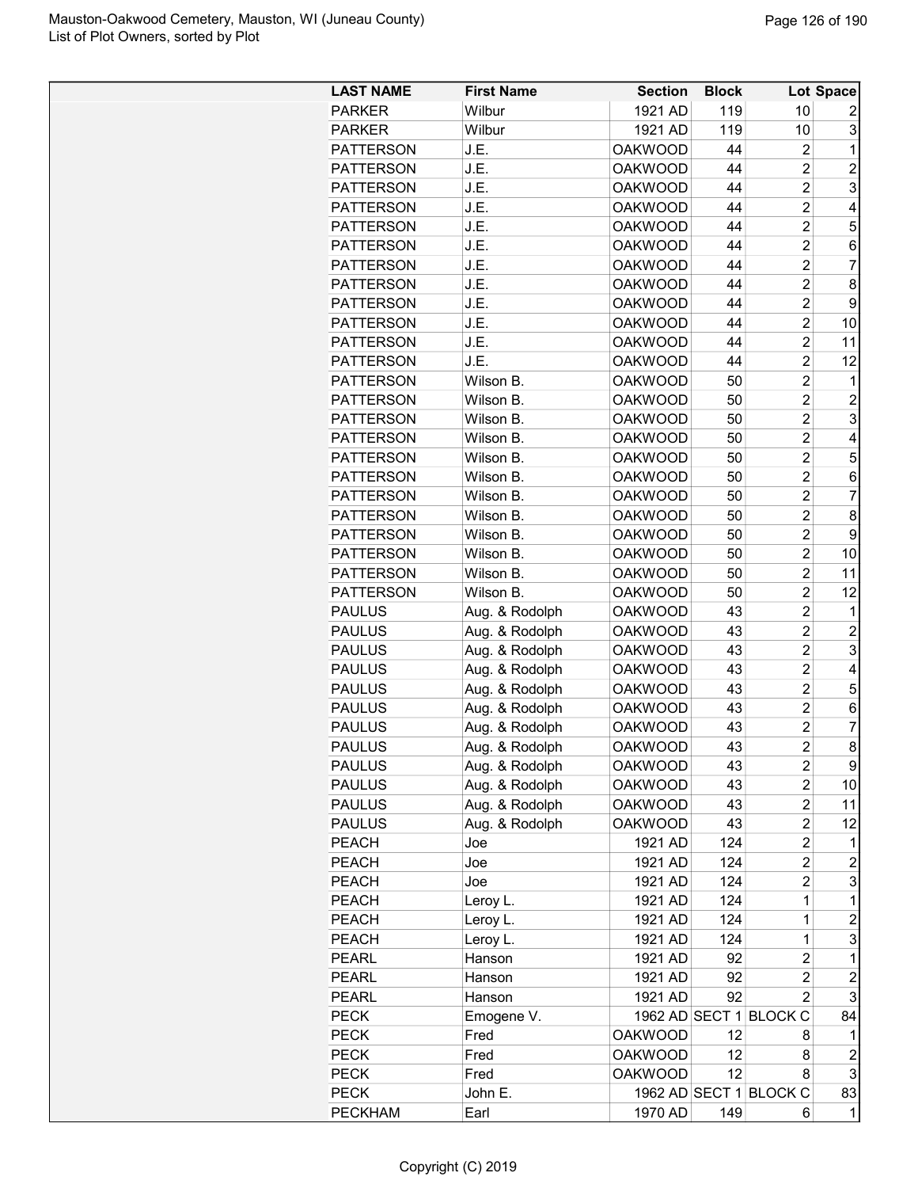| LAST NAME | First Name | Section | Block | Lot | Space |
|---|---|---|---|---|---|
| PARKER | Wilbur | 1921 AD | 119 | 10 | 2 |
| PARKER | Wilbur | 1921 AD | 119 | 10 | 3 |
| PATTERSON | J.E. | OAKWOOD | 44 | 2 | 1 |
| PATTERSON | J.E. | OAKWOOD | 44 | 2 | 2 |
| PATTERSON | J.E. | OAKWOOD | 44 | 2 | 3 |
| PATTERSON | J.E. | OAKWOOD | 44 | 2 | 4 |
| PATTERSON | J.E. | OAKWOOD | 44 | 2 | 5 |
| PATTERSON | J.E. | OAKWOOD | 44 | 2 | 6 |
| PATTERSON | J.E. | OAKWOOD | 44 | 2 | 7 |
| PATTERSON | J.E. | OAKWOOD | 44 | 2 | 8 |
| PATTERSON | J.E. | OAKWOOD | 44 | 2 | 9 |
| PATTERSON | J.E. | OAKWOOD | 44 | 2 | 10 |
| PATTERSON | J.E. | OAKWOOD | 44 | 2 | 11 |
| PATTERSON | J.E. | OAKWOOD | 44 | 2 | 12 |
| PATTERSON | Wilson B. | OAKWOOD | 50 | 2 | 1 |
| PATTERSON | Wilson B. | OAKWOOD | 50 | 2 | 2 |
| PATTERSON | Wilson B. | OAKWOOD | 50 | 2 | 3 |
| PATTERSON | Wilson B. | OAKWOOD | 50 | 2 | 4 |
| PATTERSON | Wilson B. | OAKWOOD | 50 | 2 | 5 |
| PATTERSON | Wilson B. | OAKWOOD | 50 | 2 | 6 |
| PATTERSON | Wilson B. | OAKWOOD | 50 | 2 | 7 |
| PATTERSON | Wilson B. | OAKWOOD | 50 | 2 | 8 |
| PATTERSON | Wilson B. | OAKWOOD | 50 | 2 | 9 |
| PATTERSON | Wilson B. | OAKWOOD | 50 | 2 | 10 |
| PATTERSON | Wilson B. | OAKWOOD | 50 | 2 | 11 |
| PATTERSON | Wilson B. | OAKWOOD | 50 | 2 | 12 |
| PAULUS | Aug. & Rodolph | OAKWOOD | 43 | 2 | 1 |
| PAULUS | Aug. & Rodolph | OAKWOOD | 43 | 2 | 2 |
| PAULUS | Aug. & Rodolph | OAKWOOD | 43 | 2 | 3 |
| PAULUS | Aug. & Rodolph | OAKWOOD | 43 | 2 | 4 |
| PAULUS | Aug. & Rodolph | OAKWOOD | 43 | 2 | 5 |
| PAULUS | Aug. & Rodolph | OAKWOOD | 43 | 2 | 6 |
| PAULUS | Aug. & Rodolph | OAKWOOD | 43 | 2 | 7 |
| PAULUS | Aug. & Rodolph | OAKWOOD | 43 | 2 | 8 |
| PAULUS | Aug. & Rodolph | OAKWOOD | 43 | 2 | 9 |
| PAULUS | Aug. & Rodolph | OAKWOOD | 43 | 2 | 10 |
| PAULUS | Aug. & Rodolph | OAKWOOD | 43 | 2 | 11 |
| PAULUS | Aug. & Rodolph | OAKWOOD | 43 | 2 | 12 |
| PEACH | Joe | 1921 AD | 124 | 2 | 1 |
| PEACH | Joe | 1921 AD | 124 | 2 | 2 |
| PEACH | Joe | 1921 AD | 124 | 2 | 3 |
| PEACH | Leroy L. | 1921 AD | 124 | 1 | 1 |
| PEACH | Leroy L. | 1921 AD | 124 | 1 | 2 |
| PEACH | Leroy L. | 1921 AD | 124 | 1 | 3 |
| PEARL | Hanson | 1921 AD | 92 | 2 | 1 |
| PEARL | Hanson | 1921 AD | 92 | 2 | 2 |
| PEARL | Hanson | 1921 AD | 92 | 2 | 3 |
| PECK | Emogene V. | 1962 AD | SECT 1 | BLOCK C | 84 |
| PECK | Fred | OAKWOOD | 12 | 8 | 1 |
| PECK | Fred | OAKWOOD | 12 | 8 | 2 |
| PECK | Fred | OAKWOOD | 12 | 8 | 3 |
| PECK | John E. | 1962 AD | SECT 1 | BLOCK C | 83 |
| PECKHAM | Earl | 1970 AD | 149 | 6 | 1 |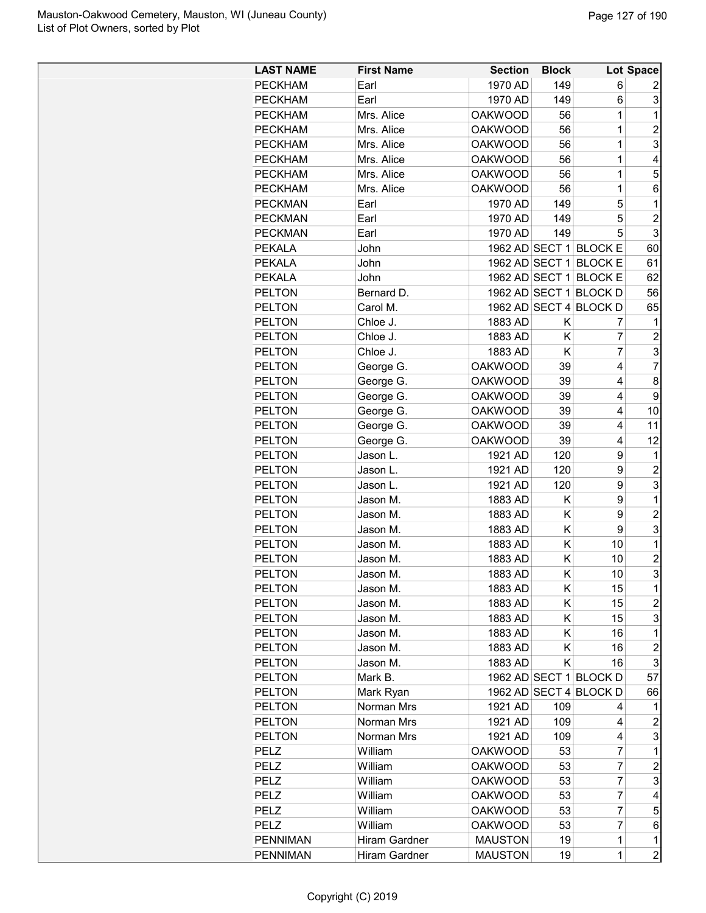| LAST NAME | First Name | Section | Block | Lot | Space |
|---|---|---|---|---|---|
| PECKHAM | Earl | 1970 AD | 149 | 6 | 2 |
| PECKHAM | Earl | 1970 AD | 149 | 6 | 3 |
| PECKHAM | Mrs. Alice | OAKWOOD | 56 | 1 | 1 |
| PECKHAM | Mrs. Alice | OAKWOOD | 56 | 1 | 2 |
| PECKHAM | Mrs. Alice | OAKWOOD | 56 | 1 | 3 |
| PECKHAM | Mrs. Alice | OAKWOOD | 56 | 1 | 4 |
| PECKHAM | Mrs. Alice | OAKWOOD | 56 | 1 | 5 |
| PECKHAM | Mrs. Alice | OAKWOOD | 56 | 1 | 6 |
| PECKMAN | Earl | 1970 AD | 149 | 5 | 1 |
| PECKMAN | Earl | 1970 AD | 149 | 5 | 2 |
| PECKMAN | Earl | 1970 AD | 149 | 5 | 3 |
| PEKALA | John | 1962 AD | SECT 1 | BLOCK E | 60 |
| PEKALA | John | 1962 AD | SECT 1 | BLOCK E | 61 |
| PEKALA | John | 1962 AD | SECT 1 | BLOCK E | 62 |
| PELTON | Bernard D. | 1962 AD | SECT 1 | BLOCK D | 56 |
| PELTON | Carol M. | 1962 AD | SECT 4 | BLOCK D | 65 |
| PELTON | Chloe J. | 1883 AD | K | 7 | 1 |
| PELTON | Chloe J. | 1883 AD | K | 7 | 2 |
| PELTON | Chloe J. | 1883 AD | K | 7 | 3 |
| PELTON | George G. | OAKWOOD | 39 | 4 | 7 |
| PELTON | George G. | OAKWOOD | 39 | 4 | 8 |
| PELTON | George G. | OAKWOOD | 39 | 4 | 9 |
| PELTON | George G. | OAKWOOD | 39 | 4 | 10 |
| PELTON | George G. | OAKWOOD | 39 | 4 | 11 |
| PELTON | George G. | OAKWOOD | 39 | 4 | 12 |
| PELTON | Jason L. | 1921 AD | 120 | 9 | 1 |
| PELTON | Jason L. | 1921 AD | 120 | 9 | 2 |
| PELTON | Jason L. | 1921 AD | 120 | 9 | 3 |
| PELTON | Jason M. | 1883 AD | K | 9 | 1 |
| PELTON | Jason M. | 1883 AD | K | 9 | 2 |
| PELTON | Jason M. | 1883 AD | K | 9 | 3 |
| PELTON | Jason M. | 1883 AD | K | 10 | 1 |
| PELTON | Jason M. | 1883 AD | K | 10 | 2 |
| PELTON | Jason M. | 1883 AD | K | 10 | 3 |
| PELTON | Jason M. | 1883 AD | K | 15 | 1 |
| PELTON | Jason M. | 1883 AD | K | 15 | 2 |
| PELTON | Jason M. | 1883 AD | K | 15 | 3 |
| PELTON | Jason M. | 1883 AD | K | 16 | 1 |
| PELTON | Jason M. | 1883 AD | K | 16 | 2 |
| PELTON | Jason M. | 1883 AD | K | 16 | 3 |
| PELTON | Mark B. | 1962 AD | SECT 1 | BLOCK D | 57 |
| PELTON | Mark Ryan | 1962 AD | SECT 4 | BLOCK D | 66 |
| PELTON | Norman Mrs | 1921 AD | 109 | 4 | 1 |
| PELTON | Norman Mrs | 1921 AD | 109 | 4 | 2 |
| PELTON | Norman Mrs | 1921 AD | 109 | 4 | 3 |
| PELZ | William | OAKWOOD | 53 | 7 | 1 |
| PELZ | William | OAKWOOD | 53 | 7 | 2 |
| PELZ | William | OAKWOOD | 53 | 7 | 3 |
| PELZ | William | OAKWOOD | 53 | 7 | 4 |
| PELZ | William | OAKWOOD | 53 | 7 | 5 |
| PELZ | William | OAKWOOD | 53 | 7 | 6 |
| PENNIMAN | Hiram Gardner | MAUSTON | 19 | 1 | 1 |
| PENNIMAN | Hiram Gardner | MAUSTON | 19 | 1 | 2 |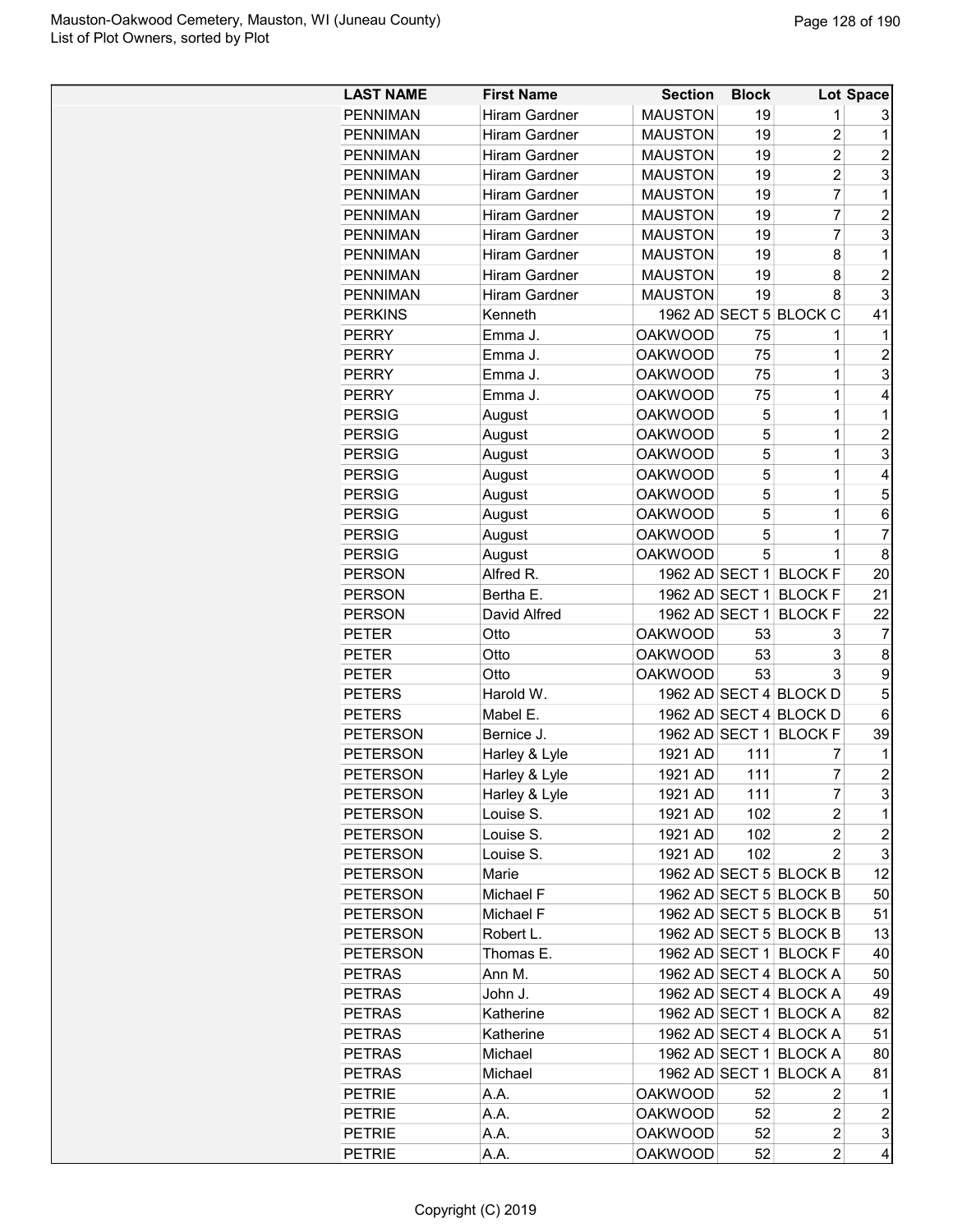| LAST NAME | First Name | Section | Block | Lot | Space |
|---|---|---|---|---|---|
| PENNIMAN | Hiram Gardner | MAUSTON | 19 | 1 | 3 |
| PENNIMAN | Hiram Gardner | MAUSTON | 19 | 2 | 1 |
| PENNIMAN | Hiram Gardner | MAUSTON | 19 | 2 | 2 |
| PENNIMAN | Hiram Gardner | MAUSTON | 19 | 2 | 3 |
| PENNIMAN | Hiram Gardner | MAUSTON | 19 | 7 | 1 |
| PENNIMAN | Hiram Gardner | MAUSTON | 19 | 7 | 2 |
| PENNIMAN | Hiram Gardner | MAUSTON | 19 | 7 | 3 |
| PENNIMAN | Hiram Gardner | MAUSTON | 19 | 8 | 1 |
| PENNIMAN | Hiram Gardner | MAUSTON | 19 | 8 | 2 |
| PENNIMAN | Hiram Gardner | MAUSTON | 19 | 8 | 3 |
| PERKINS | Kenneth | 1962 AD | SECT 5 | BLOCK C | 41 |
| PERRY | Emma J. | OAKWOOD | 75 | 1 | 1 |
| PERRY | Emma J. | OAKWOOD | 75 | 1 | 2 |
| PERRY | Emma J. | OAKWOOD | 75 | 1 | 3 |
| PERRY | Emma J. | OAKWOOD | 75 | 1 | 4 |
| PERSIG | August | OAKWOOD | 5 | 1 | 1 |
| PERSIG | August | OAKWOOD | 5 | 1 | 2 |
| PERSIG | August | OAKWOOD | 5 | 1 | 3 |
| PERSIG | August | OAKWOOD | 5 | 1 | 4 |
| PERSIG | August | OAKWOOD | 5 | 1 | 5 |
| PERSIG | August | OAKWOOD | 5 | 1 | 6 |
| PERSIG | August | OAKWOOD | 5 | 1 | 7 |
| PERSIG | August | OAKWOOD | 5 | 1 | 8 |
| PERSON | Alfred R. | 1962 AD | SECT 1 | BLOCK F | 20 |
| PERSON | Bertha E. | 1962 AD | SECT 1 | BLOCK F | 21 |
| PERSON | David Alfred | 1962 AD | SECT 1 | BLOCK F | 22 |
| PETER | Otto | OAKWOOD | 53 | 3 | 7 |
| PETER | Otto | OAKWOOD | 53 | 3 | 8 |
| PETER | Otto | OAKWOOD | 53 | 3 | 9 |
| PETERS | Harold W. | 1962 AD | SECT 4 | BLOCK D | 5 |
| PETERS | Mabel E. | 1962 AD | SECT 4 | BLOCK D | 6 |
| PETERSON | Bernice J. | 1962 AD | SECT 1 | BLOCK F | 39 |
| PETERSON | Harley & Lyle | 1921 AD | 111 | 7 | 1 |
| PETERSON | Harley & Lyle | 1921 AD | 111 | 7 | 2 |
| PETERSON | Harley & Lyle | 1921 AD | 111 | 7 | 3 |
| PETERSON | Louise S. | 1921 AD | 102 | 2 | 1 |
| PETERSON | Louise S. | 1921 AD | 102 | 2 | 2 |
| PETERSON | Louise S. | 1921 AD | 102 | 2 | 3 |
| PETERSON | Marie | 1962 AD | SECT 5 | BLOCK B | 12 |
| PETERSON | Michael F | 1962 AD | SECT 5 | BLOCK B | 50 |
| PETERSON | Michael F | 1962 AD | SECT 5 | BLOCK B | 51 |
| PETERSON | Robert L. | 1962 AD | SECT 5 | BLOCK B | 13 |
| PETERSON | Thomas E. | 1962 AD | SECT 1 | BLOCK F | 40 |
| PETRAS | Ann M. | 1962 AD | SECT 4 | BLOCK A | 50 |
| PETRAS | John J. | 1962 AD | SECT 4 | BLOCK A | 49 |
| PETRAS | Katherine | 1962 AD | SECT 1 | BLOCK A | 82 |
| PETRAS | Katherine | 1962 AD | SECT 4 | BLOCK A | 51 |
| PETRAS | Michael | 1962 AD | SECT 1 | BLOCK A | 80 |
| PETRAS | Michael | 1962 AD | SECT 1 | BLOCK A | 81 |
| PETRIE | A.A. | OAKWOOD | 52 | 2 | 1 |
| PETRIE | A.A. | OAKWOOD | 52 | 2 | 2 |
| PETRIE | A.A. | OAKWOOD | 52 | 2 | 3 |
| PETRIE | A.A. | OAKWOOD | 52 | 2 | 4 |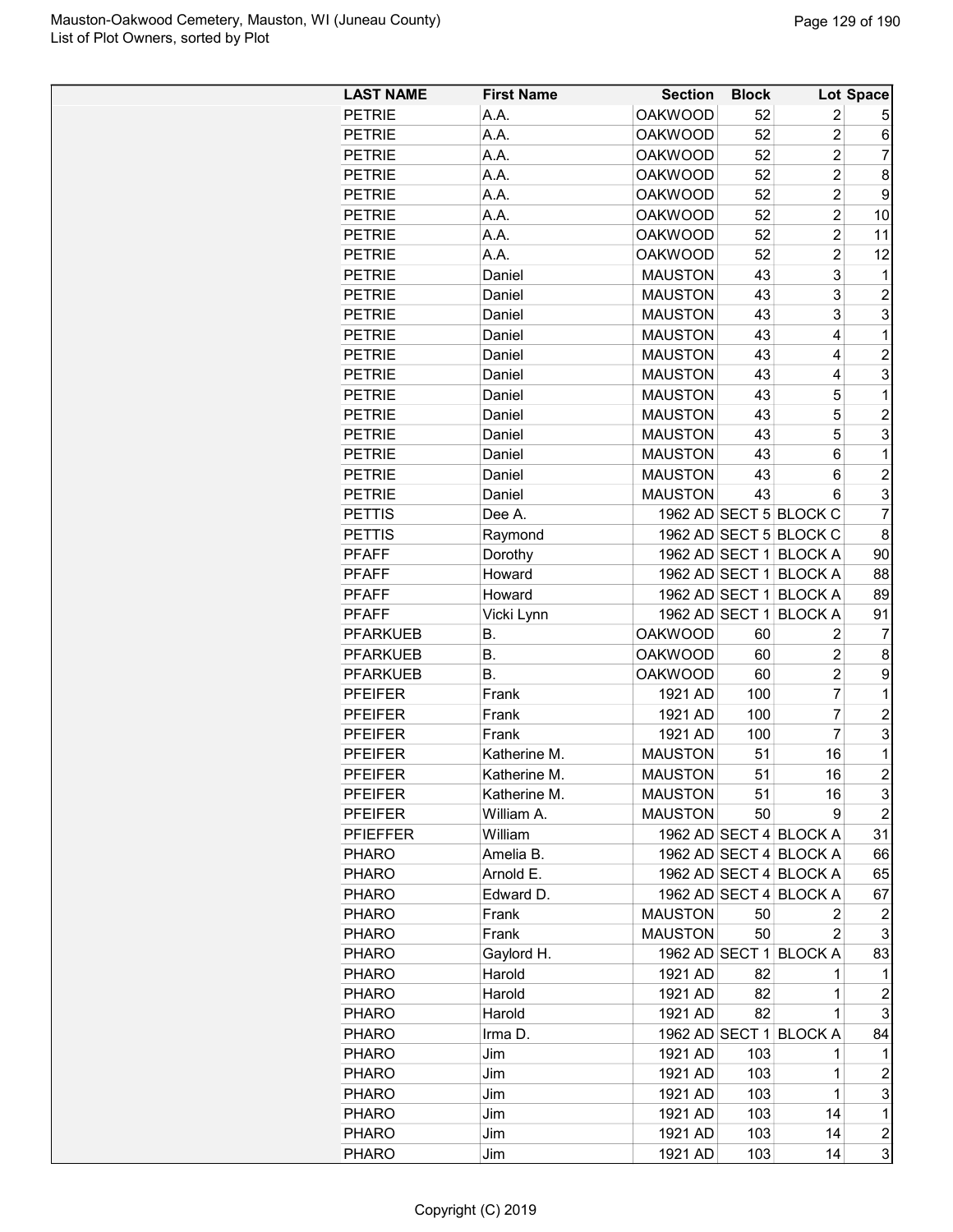| LAST NAME | First Name | Section | Block | Lot | Space |
|---|---|---|---|---|---|
| PETRIE | A.A. | OAKWOOD | 52 | 2 | 5 |
| PETRIE | A.A. | OAKWOOD | 52 | 2 | 6 |
| PETRIE | A.A. | OAKWOOD | 52 | 2 | 7 |
| PETRIE | A.A. | OAKWOOD | 52 | 2 | 8 |
| PETRIE | A.A. | OAKWOOD | 52 | 2 | 9 |
| PETRIE | A.A. | OAKWOOD | 52 | 2 | 10 |
| PETRIE | A.A. | OAKWOOD | 52 | 2 | 11 |
| PETRIE | A.A. | OAKWOOD | 52 | 2 | 12 |
| PETRIE | Daniel | MAUSTON | 43 | 3 | 1 |
| PETRIE | Daniel | MAUSTON | 43 | 3 | 2 |
| PETRIE | Daniel | MAUSTON | 43 | 3 | 3 |
| PETRIE | Daniel | MAUSTON | 43 | 4 | 1 |
| PETRIE | Daniel | MAUSTON | 43 | 4 | 2 |
| PETRIE | Daniel | MAUSTON | 43 | 4 | 3 |
| PETRIE | Daniel | MAUSTON | 43 | 5 | 1 |
| PETRIE | Daniel | MAUSTON | 43 | 5 | 2 |
| PETRIE | Daniel | MAUSTON | 43 | 5 | 3 |
| PETRIE | Daniel | MAUSTON | 43 | 6 | 1 |
| PETRIE | Daniel | MAUSTON | 43 | 6 | 2 |
| PETRIE | Daniel | MAUSTON | 43 | 6 | 3 |
| PETTIS | Dee A. | 1962 AD | SECT 5 | BLOCK C | 7 |
| PETTIS | Raymond | 1962 AD | SECT 5 | BLOCK C | 8 |
| PFAFF | Dorothy | 1962 AD | SECT 1 | BLOCK A | 90 |
| PFAFF | Howard | 1962 AD | SECT 1 | BLOCK A | 88 |
| PFAFF | Howard | 1962 AD | SECT 1 | BLOCK A | 89 |
| PFAFF | Vicki Lynn | 1962 AD | SECT 1 | BLOCK A | 91 |
| PFARKUEB | B. | OAKWOOD | 60 | 2 | 7 |
| PFARKUEB | B. | OAKWOOD | 60 | 2 | 8 |
| PFARKUEB | B. | OAKWOOD | 60 | 2 | 9 |
| PFEIFER | Frank | 1921 AD | 100 | 7 | 1 |
| PFEIFER | Frank | 1921 AD | 100 | 7 | 2 |
| PFEIFER | Frank | 1921 AD | 100 | 7 | 3 |
| PFEIFER | Katherine M. | MAUSTON | 51 | 16 | 1 |
| PFEIFER | Katherine M. | MAUSTON | 51 | 16 | 2 |
| PFEIFER | Katherine M. | MAUSTON | 51 | 16 | 3 |
| PFEIFER | William A. | MAUSTON | 50 | 9 | 2 |
| PFIEFFER | William | 1962 AD | SECT 4 | BLOCK A | 31 |
| PHARO | Amelia B. | 1962 AD | SECT 4 | BLOCK A | 66 |
| PHARO | Arnold E. | 1962 AD | SECT 4 | BLOCK A | 65 |
| PHARO | Edward D. | 1962 AD | SECT 4 | BLOCK A | 67 |
| PHARO | Frank | MAUSTON | 50 | 2 | 2 |
| PHARO | Frank | MAUSTON | 50 | 2 | 3 |
| PHARO | Gaylord H. | 1962 AD | SECT 1 | BLOCK A | 83 |
| PHARO | Harold | 1921 AD | 82 | 1 | 1 |
| PHARO | Harold | 1921 AD | 82 | 1 | 2 |
| PHARO | Harold | 1921 AD | 82 | 1 | 3 |
| PHARO | Irma D. | 1962 AD | SECT 1 | BLOCK A | 84 |
| PHARO | Jim | 1921 AD | 103 | 1 | 1 |
| PHARO | Jim | 1921 AD | 103 | 1 | 2 |
| PHARO | Jim | 1921 AD | 103 | 1 | 3 |
| PHARO | Jim | 1921 AD | 103 | 14 | 1 |
| PHARO | Jim | 1921 AD | 103 | 14 | 2 |
| PHARO | Jim | 1921 AD | 103 | 14 | 3 |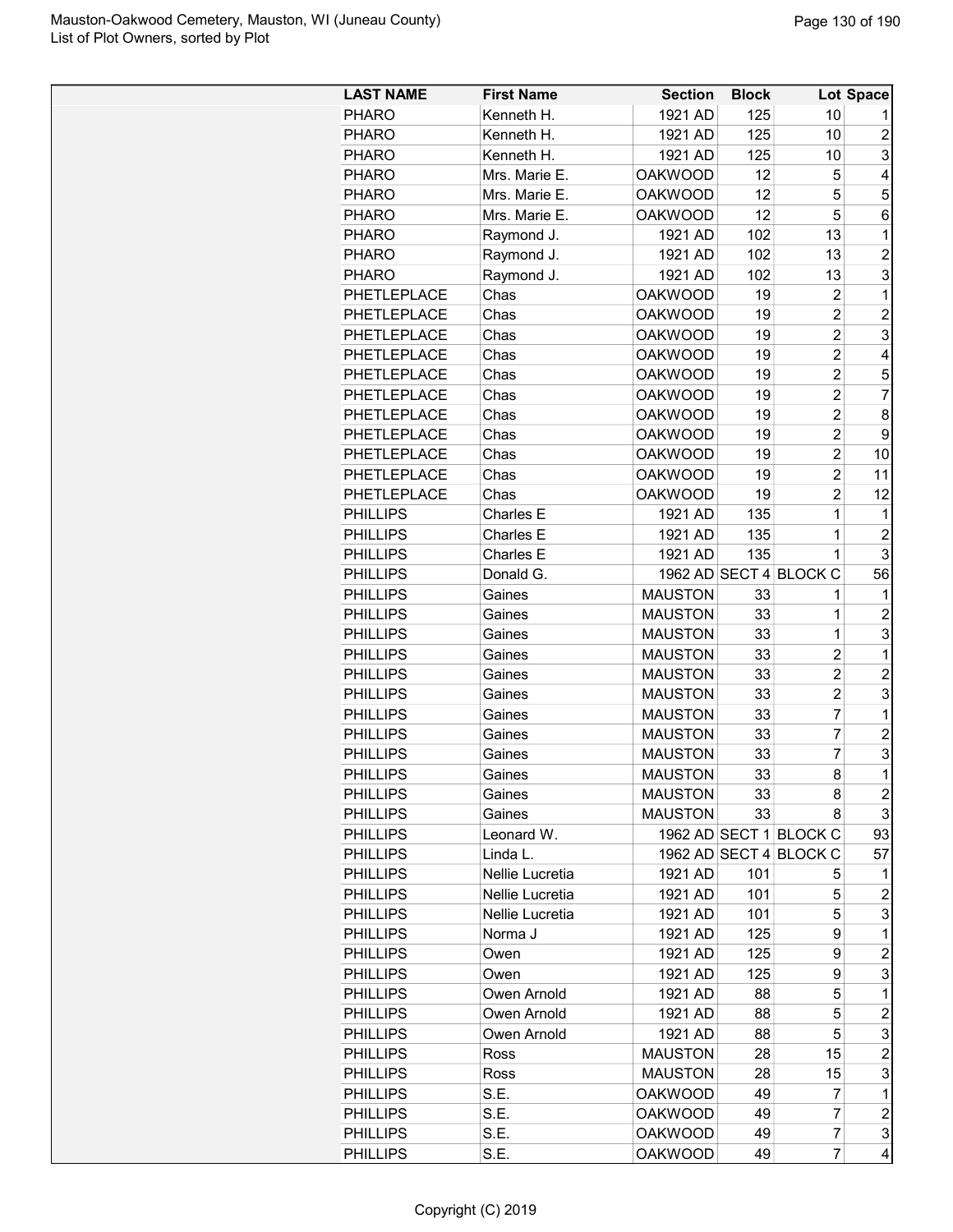| LAST NAME | First Name | Section | Block | Lot | Space |
|---|---|---|---|---|---|
| PHARO | Kenneth H. | 1921 AD | 125 | 10 | 1 |
| PHARO | Kenneth H. | 1921 AD | 125 | 10 | 2 |
| PHARO | Kenneth H. | 1921 AD | 125 | 10 | 3 |
| PHARO | Mrs. Marie E. | OAKWOOD | 12 | 5 | 4 |
| PHARO | Mrs. Marie E. | OAKWOOD | 12 | 5 | 5 |
| PHARO | Mrs. Marie E. | OAKWOOD | 12 | 5 | 6 |
| PHARO | Raymond J. | 1921 AD | 102 | 13 | 1 |
| PHARO | Raymond J. | 1921 AD | 102 | 13 | 2 |
| PHARO | Raymond J. | 1921 AD | 102 | 13 | 3 |
| PHETLEPLACE | Chas | OAKWOOD | 19 | 2 | 1 |
| PHETLEPLACE | Chas | OAKWOOD | 19 | 2 | 2 |
| PHETLEPLACE | Chas | OAKWOOD | 19 | 2 | 3 |
| PHETLEPLACE | Chas | OAKWOOD | 19 | 2 | 4 |
| PHETLEPLACE | Chas | OAKWOOD | 19 | 2 | 5 |
| PHETLEPLACE | Chas | OAKWOOD | 19 | 2 | 7 |
| PHETLEPLACE | Chas | OAKWOOD | 19 | 2 | 8 |
| PHETLEPLACE | Chas | OAKWOOD | 19 | 2 | 9 |
| PHETLEPLACE | Chas | OAKWOOD | 19 | 2 | 10 |
| PHETLEPLACE | Chas | OAKWOOD | 19 | 2 | 11 |
| PHETLEPLACE | Chas | OAKWOOD | 19 | 2 | 12 |
| PHILLIPS | Charles E | 1921 AD | 135 | 1 | 1 |
| PHILLIPS | Charles E | 1921 AD | 135 | 1 | 2 |
| PHILLIPS | Charles E | 1921 AD | 135 | 1 | 3 |
| PHILLIPS | Donald G. | 1962 AD | SECT 4 | BLOCK C | 56 |
| PHILLIPS | Gaines | MAUSTON | 33 | 1 | 1 |
| PHILLIPS | Gaines | MAUSTON | 33 | 1 | 2 |
| PHILLIPS | Gaines | MAUSTON | 33 | 1 | 3 |
| PHILLIPS | Gaines | MAUSTON | 33 | 2 | 1 |
| PHILLIPS | Gaines | MAUSTON | 33 | 2 | 2 |
| PHILLIPS | Gaines | MAUSTON | 33 | 2 | 3 |
| PHILLIPS | Gaines | MAUSTON | 33 | 7 | 1 |
| PHILLIPS | Gaines | MAUSTON | 33 | 7 | 2 |
| PHILLIPS | Gaines | MAUSTON | 33 | 7 | 3 |
| PHILLIPS | Gaines | MAUSTON | 33 | 8 | 1 |
| PHILLIPS | Gaines | MAUSTON | 33 | 8 | 2 |
| PHILLIPS | Gaines | MAUSTON | 33 | 8 | 3 |
| PHILLIPS | Leonard W. | 1962 AD | SECT 1 | BLOCK C | 93 |
| PHILLIPS | Linda L. | 1962 AD | SECT 4 | BLOCK C | 57 |
| PHILLIPS | Nellie Lucretia | 1921 AD | 101 | 5 | 1 |
| PHILLIPS | Nellie Lucretia | 1921 AD | 101 | 5 | 2 |
| PHILLIPS | Nellie Lucretia | 1921 AD | 101 | 5 | 3 |
| PHILLIPS | Norma J | 1921 AD | 125 | 9 | 1 |
| PHILLIPS | Owen | 1921 AD | 125 | 9 | 2 |
| PHILLIPS | Owen | 1921 AD | 125 | 9 | 3 |
| PHILLIPS | Owen Arnold | 1921 AD | 88 | 5 | 1 |
| PHILLIPS | Owen Arnold | 1921 AD | 88 | 5 | 2 |
| PHILLIPS | Owen Arnold | 1921 AD | 88 | 5 | 3 |
| PHILLIPS | Ross | MAUSTON | 28 | 15 | 2 |
| PHILLIPS | Ross | MAUSTON | 28 | 15 | 3 |
| PHILLIPS | S.E. | OAKWOOD | 49 | 7 | 1 |
| PHILLIPS | S.E. | OAKWOOD | 49 | 7 | 2 |
| PHILLIPS | S.E. | OAKWOOD | 49 | 7 | 3 |
| PHILLIPS | S.E. | OAKWOOD | 49 | 7 | 4 |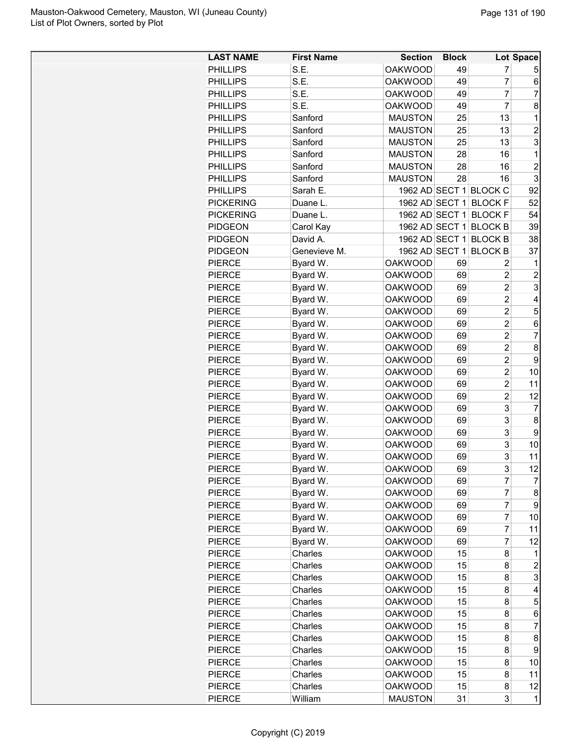| LAST NAME | First Name | Section | Block | Lot | Space |
|---|---|---|---|---|---|
| PHILLIPS | S.E. | OAKWOOD | 49 | 7 | 5 |
| PHILLIPS | S.E. | OAKWOOD | 49 | 7 | 6 |
| PHILLIPS | S.E. | OAKWOOD | 49 | 7 | 7 |
| PHILLIPS | S.E. | OAKWOOD | 49 | 7 | 8 |
| PHILLIPS | Sanford | MAUSTON | 25 | 13 | 1 |
| PHILLIPS | Sanford | MAUSTON | 25 | 13 | 2 |
| PHILLIPS | Sanford | MAUSTON | 25 | 13 | 3 |
| PHILLIPS | Sanford | MAUSTON | 28 | 16 | 1 |
| PHILLIPS | Sanford | MAUSTON | 28 | 16 | 2 |
| PHILLIPS | Sanford | MAUSTON | 28 | 16 | 3 |
| PHILLIPS | Sarah E. | 1962 AD | SECT 1 | BLOCK C | 92 |
| PICKERING | Duane L. | 1962 AD | SECT 1 | BLOCK F | 52 |
| PICKERING | Duane L. | 1962 AD | SECT 1 | BLOCK F | 54 |
| PIDGEON | Carol Kay | 1962 AD | SECT 1 | BLOCK B | 39 |
| PIDGEON | David A. | 1962 AD | SECT 1 | BLOCK B | 38 |
| PIDGEON | Genevieve M. | 1962 AD | SECT 1 | BLOCK B | 37 |
| PIERCE | Byard W. | OAKWOOD | 69 | 2 | 1 |
| PIERCE | Byard W. | OAKWOOD | 69 | 2 | 2 |
| PIERCE | Byard W. | OAKWOOD | 69 | 2 | 3 |
| PIERCE | Byard W. | OAKWOOD | 69 | 2 | 4 |
| PIERCE | Byard W. | OAKWOOD | 69 | 2 | 5 |
| PIERCE | Byard W. | OAKWOOD | 69 | 2 | 6 |
| PIERCE | Byard W. | OAKWOOD | 69 | 2 | 7 |
| PIERCE | Byard W. | OAKWOOD | 69 | 2 | 8 |
| PIERCE | Byard W. | OAKWOOD | 69 | 2 | 9 |
| PIERCE | Byard W. | OAKWOOD | 69 | 2 | 10 |
| PIERCE | Byard W. | OAKWOOD | 69 | 2 | 11 |
| PIERCE | Byard W. | OAKWOOD | 69 | 2 | 12 |
| PIERCE | Byard W. | OAKWOOD | 69 | 3 | 7 |
| PIERCE | Byard W. | OAKWOOD | 69 | 3 | 8 |
| PIERCE | Byard W. | OAKWOOD | 69 | 3 | 9 |
| PIERCE | Byard W. | OAKWOOD | 69 | 3 | 10 |
| PIERCE | Byard W. | OAKWOOD | 69 | 3 | 11 |
| PIERCE | Byard W. | OAKWOOD | 69 | 3 | 12 |
| PIERCE | Byard W. | OAKWOOD | 69 | 7 | 7 |
| PIERCE | Byard W. | OAKWOOD | 69 | 7 | 8 |
| PIERCE | Byard W. | OAKWOOD | 69 | 7 | 9 |
| PIERCE | Byard W. | OAKWOOD | 69 | 7 | 10 |
| PIERCE | Byard W. | OAKWOOD | 69 | 7 | 11 |
| PIERCE | Byard W. | OAKWOOD | 69 | 7 | 12 |
| PIERCE | Charles | OAKWOOD | 15 | 8 | 1 |
| PIERCE | Charles | OAKWOOD | 15 | 8 | 2 |
| PIERCE | Charles | OAKWOOD | 15 | 8 | 3 |
| PIERCE | Charles | OAKWOOD | 15 | 8 | 4 |
| PIERCE | Charles | OAKWOOD | 15 | 8 | 5 |
| PIERCE | Charles | OAKWOOD | 15 | 8 | 6 |
| PIERCE | Charles | OAKWOOD | 15 | 8 | 7 |
| PIERCE | Charles | OAKWOOD | 15 | 8 | 8 |
| PIERCE | Charles | OAKWOOD | 15 | 8 | 9 |
| PIERCE | Charles | OAKWOOD | 15 | 8 | 10 |
| PIERCE | Charles | OAKWOOD | 15 | 8 | 11 |
| PIERCE | Charles | OAKWOOD | 15 | 8 | 12 |
| PIERCE | William | MAUSTON | 31 | 3 | 1 |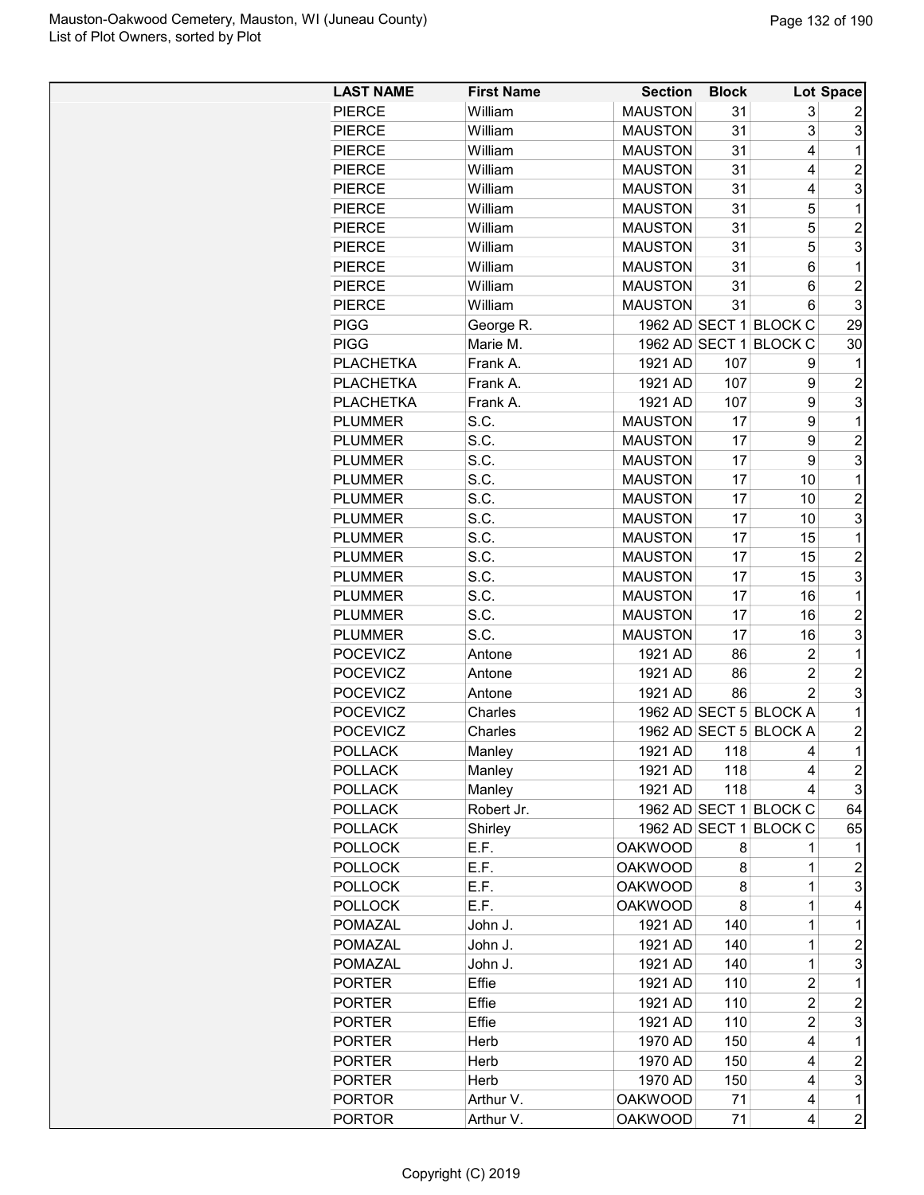| LAST NAME | First Name | Section | Block | Lot | Space |
|---|---|---|---|---|---|
| PIERCE | William | MAUSTON | 31 | 3 | 2 |
| PIERCE | William | MAUSTON | 31 | 3 | 3 |
| PIERCE | William | MAUSTON | 31 | 4 | 1 |
| PIERCE | William | MAUSTON | 31 | 4 | 2 |
| PIERCE | William | MAUSTON | 31 | 4 | 3 |
| PIERCE | William | MAUSTON | 31 | 5 | 1 |
| PIERCE | William | MAUSTON | 31 | 5 | 2 |
| PIERCE | William | MAUSTON | 31 | 5 | 3 |
| PIERCE | William | MAUSTON | 31 | 6 | 1 |
| PIERCE | William | MAUSTON | 31 | 6 | 2 |
| PIERCE | William | MAUSTON | 31 | 6 | 3 |
| PIGG | George R. | 1962 AD | SECT 1 | BLOCK C | 29 |
| PIGG | Marie M. | 1962 AD | SECT 1 | BLOCK C | 30 |
| PLACHETKA | Frank A. | 1921 AD | 107 | 9 | 1 |
| PLACHETKA | Frank A. | 1921 AD | 107 | 9 | 2 |
| PLACHETKA | Frank A. | 1921 AD | 107 | 9 | 3 |
| PLUMMER | S.C. | MAUSTON | 17 | 9 | 1 |
| PLUMMER | S.C. | MAUSTON | 17 | 9 | 2 |
| PLUMMER | S.C. | MAUSTON | 17 | 9 | 3 |
| PLUMMER | S.C. | MAUSTON | 17 | 10 | 1 |
| PLUMMER | S.C. | MAUSTON | 17 | 10 | 2 |
| PLUMMER | S.C. | MAUSTON | 17 | 10 | 3 |
| PLUMMER | S.C. | MAUSTON | 17 | 15 | 1 |
| PLUMMER | S.C. | MAUSTON | 17 | 15 | 2 |
| PLUMMER | S.C. | MAUSTON | 17 | 15 | 3 |
| PLUMMER | S.C. | MAUSTON | 17 | 16 | 1 |
| PLUMMER | S.C. | MAUSTON | 17 | 16 | 2 |
| PLUMMER | S.C. | MAUSTON | 17 | 16 | 3 |
| POCEVICZ | Antone | 1921 AD | 86 | 2 | 1 |
| POCEVICZ | Antone | 1921 AD | 86 | 2 | 2 |
| POCEVICZ | Antone | 1921 AD | 86 | 2 | 3 |
| POCEVICZ | Charles | 1962 AD | SECT 5 | BLOCK A | 1 |
| POCEVICZ | Charles | 1962 AD | SECT 5 | BLOCK A | 2 |
| POLLACK | Manley | 1921 AD | 118 | 4 | 1 |
| POLLACK | Manley | 1921 AD | 118 | 4 | 2 |
| POLLACK | Manley | 1921 AD | 118 | 4 | 3 |
| POLLACK | Robert Jr. | 1962 AD | SECT 1 | BLOCK C | 64 |
| POLLACK | Shirley | 1962 AD | SECT 1 | BLOCK C | 65 |
| POLLOCK | E.F. | OAKWOOD | 8 | 1 | 1 |
| POLLOCK | E.F. | OAKWOOD | 8 | 1 | 2 |
| POLLOCK | E.F. | OAKWOOD | 8 | 1 | 3 |
| POLLOCK | E.F. | OAKWOOD | 8 | 1 | 4 |
| POMAZAL | John J. | 1921 AD | 140 | 1 | 1 |
| POMAZAL | John J. | 1921 AD | 140 | 1 | 2 |
| POMAZAL | John J. | 1921 AD | 140 | 1 | 3 |
| PORTER | Effie | 1921 AD | 110 | 2 | 1 |
| PORTER | Effie | 1921 AD | 110 | 2 | 2 |
| PORTER | Effie | 1921 AD | 110 | 2 | 3 |
| PORTER | Herb | 1970 AD | 150 | 4 | 1 |
| PORTER | Herb | 1970 AD | 150 | 4 | 2 |
| PORTER | Herb | 1970 AD | 150 | 4 | 3 |
| PORTOR | Arthur V. | OAKWOOD | 71 | 4 | 1 |
| PORTOR | Arthur V. | OAKWOOD | 71 | 4 | 2 |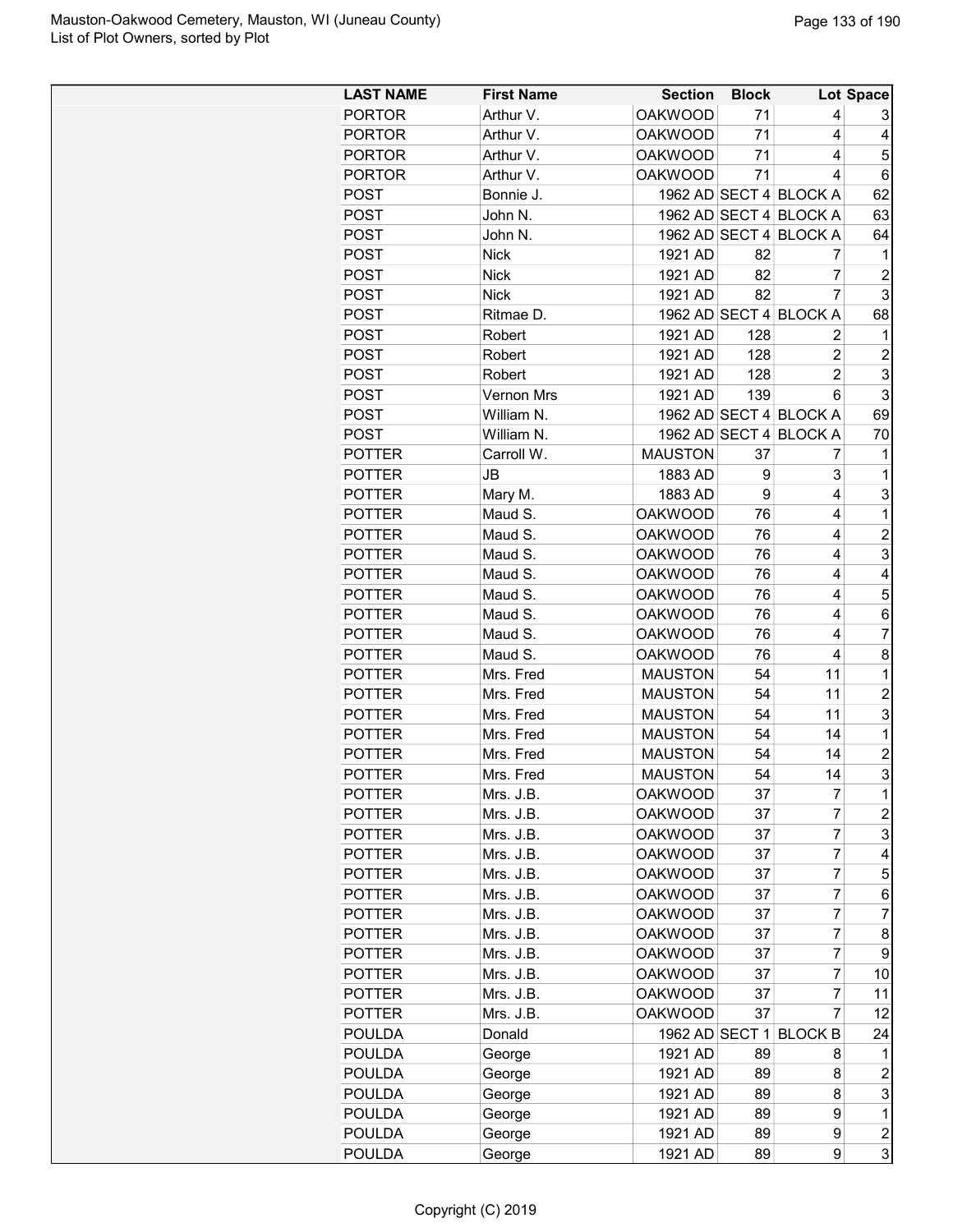| LAST NAME | First Name | Section | Block | Lot | Space |
|---|---|---|---|---|---|
| PORTOR | Arthur V. | OAKWOOD | 71 | 4 | 3 |
| PORTOR | Arthur V. | OAKWOOD | 71 | 4 | 4 |
| PORTOR | Arthur V. | OAKWOOD | 71 | 4 | 5 |
| PORTOR | Arthur V. | OAKWOOD | 71 | 4 | 6 |
| POST | Bonnie J. | 1962 AD | SECT 4 | BLOCK A | 62 |
| POST | John N. | 1962 AD | SECT 4 | BLOCK A | 63 |
| POST | John N. | 1962 AD | SECT 4 | BLOCK A | 64 |
| POST | Nick | 1921 AD | 82 | 7 | 1 |
| POST | Nick | 1921 AD | 82 | 7 | 2 |
| POST | Nick | 1921 AD | 82 | 7 | 3 |
| POST | Ritmae D. | 1962 AD | SECT 4 | BLOCK A | 68 |
| POST | Robert | 1921 AD | 128 | 2 | 1 |
| POST | Robert | 1921 AD | 128 | 2 | 2 |
| POST | Robert | 1921 AD | 128 | 2 | 3 |
| POST | Vernon Mrs | 1921 AD | 139 | 6 | 3 |
| POST | William N. | 1962 AD | SECT 4 | BLOCK A | 69 |
| POST | William N. | 1962 AD | SECT 4 | BLOCK A | 70 |
| POTTER | Carroll W. | MAUSTON | 37 | 7 | 1 |
| POTTER | JB | 1883 AD | 9 | 3 | 1 |
| POTTER | Mary M. | 1883 AD | 9 | 4 | 3 |
| POTTER | Maud S. | OAKWOOD | 76 | 4 | 1 |
| POTTER | Maud S. | OAKWOOD | 76 | 4 | 2 |
| POTTER | Maud S. | OAKWOOD | 76 | 4 | 3 |
| POTTER | Maud S. | OAKWOOD | 76 | 4 | 4 |
| POTTER | Maud S. | OAKWOOD | 76 | 4 | 5 |
| POTTER | Maud S. | OAKWOOD | 76 | 4 | 6 |
| POTTER | Maud S. | OAKWOOD | 76 | 4 | 7 |
| POTTER | Maud S. | OAKWOOD | 76 | 4 | 8 |
| POTTER | Mrs. Fred | MAUSTON | 54 | 11 | 1 |
| POTTER | Mrs. Fred | MAUSTON | 54 | 11 | 2 |
| POTTER | Mrs. Fred | MAUSTON | 54 | 11 | 3 |
| POTTER | Mrs. Fred | MAUSTON | 54 | 14 | 1 |
| POTTER | Mrs. Fred | MAUSTON | 54 | 14 | 2 |
| POTTER | Mrs. Fred | MAUSTON | 54 | 14 | 3 |
| POTTER | Mrs. J.B. | OAKWOOD | 37 | 7 | 1 |
| POTTER | Mrs. J.B. | OAKWOOD | 37 | 7 | 2 |
| POTTER | Mrs. J.B. | OAKWOOD | 37 | 7 | 3 |
| POTTER | Mrs. J.B. | OAKWOOD | 37 | 7 | 4 |
| POTTER | Mrs. J.B. | OAKWOOD | 37 | 7 | 5 |
| POTTER | Mrs. J.B. | OAKWOOD | 37 | 7 | 6 |
| POTTER | Mrs. J.B. | OAKWOOD | 37 | 7 | 7 |
| POTTER | Mrs. J.B. | OAKWOOD | 37 | 7 | 8 |
| POTTER | Mrs. J.B. | OAKWOOD | 37 | 7 | 9 |
| POTTER | Mrs. J.B. | OAKWOOD | 37 | 7 | 10 |
| POTTER | Mrs. J.B. | OAKWOOD | 37 | 7 | 11 |
| POTTER | Mrs. J.B. | OAKWOOD | 37 | 7 | 12 |
| POULDA | Donald | 1962 AD | SECT 1 | BLOCK B | 24 |
| POULDA | George | 1921 AD | 89 | 8 | 1 |
| POULDA | George | 1921 AD | 89 | 8 | 2 |
| POULDA | George | 1921 AD | 89 | 8 | 3 |
| POULDA | George | 1921 AD | 89 | 9 | 1 |
| POULDA | George | 1921 AD | 89 | 9 | 2 |
| POULDA | George | 1921 AD | 89 | 9 | 3 |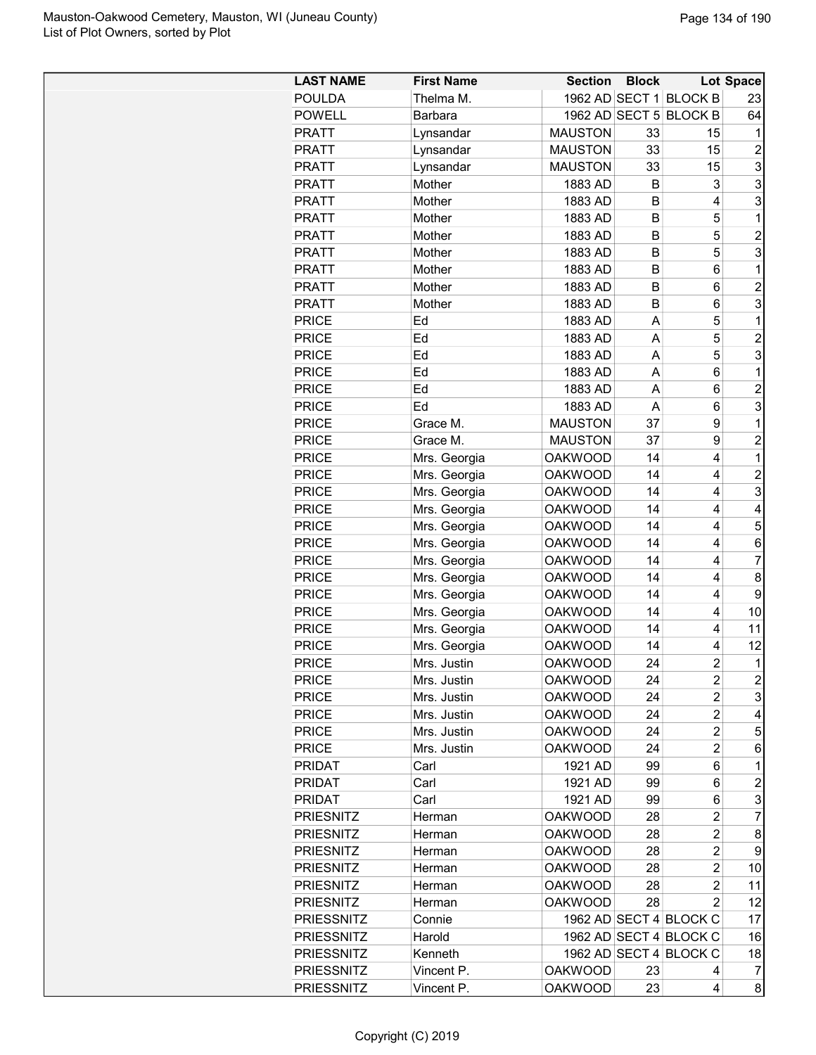Mauston-Oakwood Cemetery, Mauston, WI (Juneau County)
List of Plot Owners, sorted by Plot

| LAST NAME | First Name | Section | Block | Lot | Space |
|---|---|---|---|---|---|
| POULDA | Thelma M. | 1962 AD | SECT 1 | BLOCK B | 23 |
| POWELL | Barbara | 1962 AD | SECT 5 | BLOCK B | 64 |
| PRATT | Lynsandar | MAUSTON | 33 | 15 | 1 |
| PRATT | Lynsandar | MAUSTON | 33 | 15 | 2 |
| PRATT | Lynsandar | MAUSTON | 33 | 15 | 3 |
| PRATT | Mother | 1883 AD | B | 3 | 3 |
| PRATT | Mother | 1883 AD | B | 4 | 3 |
| PRATT | Mother | 1883 AD | B | 5 | 1 |
| PRATT | Mother | 1883 AD | B | 5 | 2 |
| PRATT | Mother | 1883 AD | B | 5 | 3 |
| PRATT | Mother | 1883 AD | B | 6 | 1 |
| PRATT | Mother | 1883 AD | B | 6 | 2 |
| PRATT | Mother | 1883 AD | B | 6 | 3 |
| PRICE | Ed | 1883 AD | A | 5 | 1 |
| PRICE | Ed | 1883 AD | A | 5 | 2 |
| PRICE | Ed | 1883 AD | A | 5 | 3 |
| PRICE | Ed | 1883 AD | A | 6 | 1 |
| PRICE | Ed | 1883 AD | A | 6 | 2 |
| PRICE | Ed | 1883 AD | A | 6 | 3 |
| PRICE | Grace M. | MAUSTON | 37 | 9 | 1 |
| PRICE | Grace M. | MAUSTON | 37 | 9 | 2 |
| PRICE | Mrs. Georgia | OAKWOOD | 14 | 4 | 1 |
| PRICE | Mrs. Georgia | OAKWOOD | 14 | 4 | 2 |
| PRICE | Mrs. Georgia | OAKWOOD | 14 | 4 | 3 |
| PRICE | Mrs. Georgia | OAKWOOD | 14 | 4 | 4 |
| PRICE | Mrs. Georgia | OAKWOOD | 14 | 4 | 5 |
| PRICE | Mrs. Georgia | OAKWOOD | 14 | 4 | 6 |
| PRICE | Mrs. Georgia | OAKWOOD | 14 | 4 | 7 |
| PRICE | Mrs. Georgia | OAKWOOD | 14 | 4 | 8 |
| PRICE | Mrs. Georgia | OAKWOOD | 14 | 4 | 9 |
| PRICE | Mrs. Georgia | OAKWOOD | 14 | 4 | 10 |
| PRICE | Mrs. Georgia | OAKWOOD | 14 | 4 | 11 |
| PRICE | Mrs. Georgia | OAKWOOD | 14 | 4 | 12 |
| PRICE | Mrs. Justin | OAKWOOD | 24 | 2 | 1 |
| PRICE | Mrs. Justin | OAKWOOD | 24 | 2 | 2 |
| PRICE | Mrs. Justin | OAKWOOD | 24 | 2 | 3 |
| PRICE | Mrs. Justin | OAKWOOD | 24 | 2 | 4 |
| PRICE | Mrs. Justin | OAKWOOD | 24 | 2 | 5 |
| PRICE | Mrs. Justin | OAKWOOD | 24 | 2 | 6 |
| PRIDAT | Carl | 1921 AD | 99 | 6 | 1 |
| PRIDAT | Carl | 1921 AD | 99 | 6 | 2 |
| PRIDAT | Carl | 1921 AD | 99 | 6 | 3 |
| PRIESNITZ | Herman | OAKWOOD | 28 | 2 | 7 |
| PRIESNITZ | Herman | OAKWOOD | 28 | 2 | 8 |
| PRIESNITZ | Herman | OAKWOOD | 28 | 2 | 9 |
| PRIESNITZ | Herman | OAKWOOD | 28 | 2 | 10 |
| PRIESNITZ | Herman | OAKWOOD | 28 | 2 | 11 |
| PRIESNITZ | Herman | OAKWOOD | 28 | 2 | 12 |
| PRIESSNITZ | Connie | 1962 AD | SECT 4 | BLOCK C | 17 |
| PRIESSNITZ | Harold | 1962 AD | SECT 4 | BLOCK C | 16 |
| PRIESSNITZ | Kenneth | 1962 AD | SECT 4 | BLOCK C | 18 |
| PRIESSNITZ | Vincent P. | OAKWOOD | 23 | 4 | 7 |
| PRIESSNITZ | Vincent P. | OAKWOOD | 23 | 4 | 8 |

Copyright (C) 2019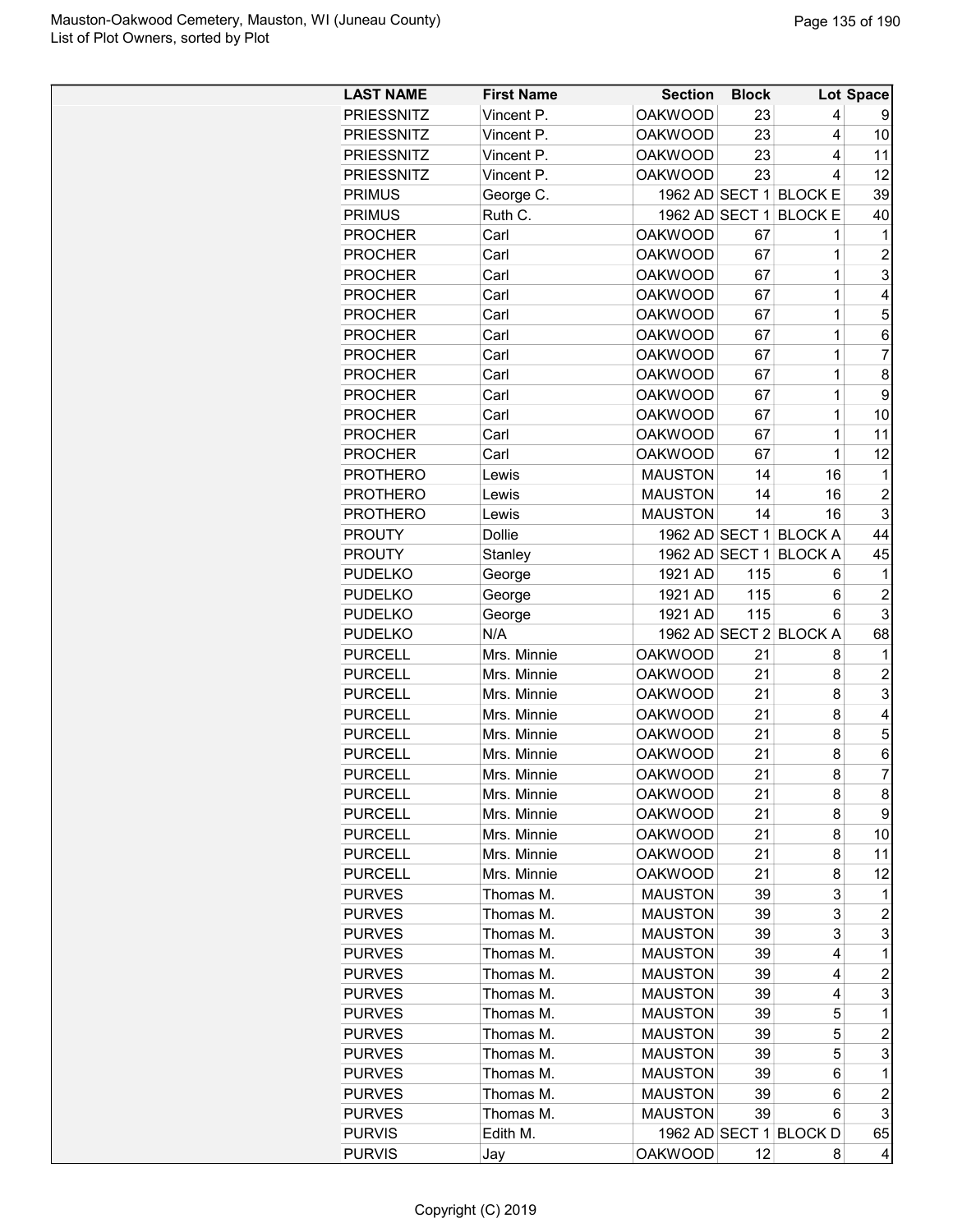| LAST NAME | First Name | Section | Block | Lot | Space |
|---|---|---|---|---|---|
| PRIESSNITZ | Vincent P. | OAKWOOD | 23 | 4 | 9 |
| PRIESSNITZ | Vincent P. | OAKWOOD | 23 | 4 | 10 |
| PRIESSNITZ | Vincent P. | OAKWOOD | 23 | 4 | 11 |
| PRIESSNITZ | Vincent P. | OAKWOOD | 23 | 4 | 12 |
| PRIMUS | George C. | 1962 AD | SECT 1 | BLOCK E | 39 |
| PRIMUS | Ruth C. | 1962 AD | SECT 1 | BLOCK E | 40 |
| PROCHER | Carl | OAKWOOD | 67 | 1 | 1 |
| PROCHER | Carl | OAKWOOD | 67 | 1 | 2 |
| PROCHER | Carl | OAKWOOD | 67 | 1 | 3 |
| PROCHER | Carl | OAKWOOD | 67 | 1 | 4 |
| PROCHER | Carl | OAKWOOD | 67 | 1 | 5 |
| PROCHER | Carl | OAKWOOD | 67 | 1 | 6 |
| PROCHER | Carl | OAKWOOD | 67 | 1 | 7 |
| PROCHER | Carl | OAKWOOD | 67 | 1 | 8 |
| PROCHER | Carl | OAKWOOD | 67 | 1 | 9 |
| PROCHER | Carl | OAKWOOD | 67 | 1 | 10 |
| PROCHER | Carl | OAKWOOD | 67 | 1 | 11 |
| PROCHER | Carl | OAKWOOD | 67 | 1 | 12 |
| PROTHERO | Lewis | MAUSTON | 14 | 16 | 1 |
| PROTHERO | Lewis | MAUSTON | 14 | 16 | 2 |
| PROTHERO | Lewis | MAUSTON | 14 | 16 | 3 |
| PROUTY | Dollie | 1962 AD | SECT 1 | BLOCK A | 44 |
| PROUTY | Stanley | 1962 AD | SECT 1 | BLOCK A | 45 |
| PUDELKO | George | 1921 AD | 115 | 6 | 1 |
| PUDELKO | George | 1921 AD | 115 | 6 | 2 |
| PUDELKO | George | 1921 AD | 115 | 6 | 3 |
| PUDELKO | N/A | 1962 AD | SECT 2 | BLOCK A | 68 |
| PURCELL | Mrs. Minnie | OAKWOOD | 21 | 8 | 1 |
| PURCELL | Mrs. Minnie | OAKWOOD | 21 | 8 | 2 |
| PURCELL | Mrs. Minnie | OAKWOOD | 21 | 8 | 3 |
| PURCELL | Mrs. Minnie | OAKWOOD | 21 | 8 | 4 |
| PURCELL | Mrs. Minnie | OAKWOOD | 21 | 8 | 5 |
| PURCELL | Mrs. Minnie | OAKWOOD | 21 | 8 | 6 |
| PURCELL | Mrs. Minnie | OAKWOOD | 21 | 8 | 7 |
| PURCELL | Mrs. Minnie | OAKWOOD | 21 | 8 | 8 |
| PURCELL | Mrs. Minnie | OAKWOOD | 21 | 8 | 9 |
| PURCELL | Mrs. Minnie | OAKWOOD | 21 | 8 | 10 |
| PURCELL | Mrs. Minnie | OAKWOOD | 21 | 8 | 11 |
| PURCELL | Mrs. Minnie | OAKWOOD | 21 | 8 | 12 |
| PURVES | Thomas M. | MAUSTON | 39 | 3 | 1 |
| PURVES | Thomas M. | MAUSTON | 39 | 3 | 2 |
| PURVES | Thomas M. | MAUSTON | 39 | 3 | 3 |
| PURVES | Thomas M. | MAUSTON | 39 | 4 | 1 |
| PURVES | Thomas M. | MAUSTON | 39 | 4 | 2 |
| PURVES | Thomas M. | MAUSTON | 39 | 4 | 3 |
| PURVES | Thomas M. | MAUSTON | 39 | 5 | 1 |
| PURVES | Thomas M. | MAUSTON | 39 | 5 | 2 |
| PURVES | Thomas M. | MAUSTON | 39 | 5 | 3 |
| PURVES | Thomas M. | MAUSTON | 39 | 6 | 1 |
| PURVES | Thomas M. | MAUSTON | 39 | 6 | 2 |
| PURVES | Thomas M. | MAUSTON | 39 | 6 | 3 |
| PURVIS | Edith M. | 1962 AD | SECT 1 | BLOCK D | 65 |
| PURVIS | Jay | OAKWOOD | 12 | 8 | 4 |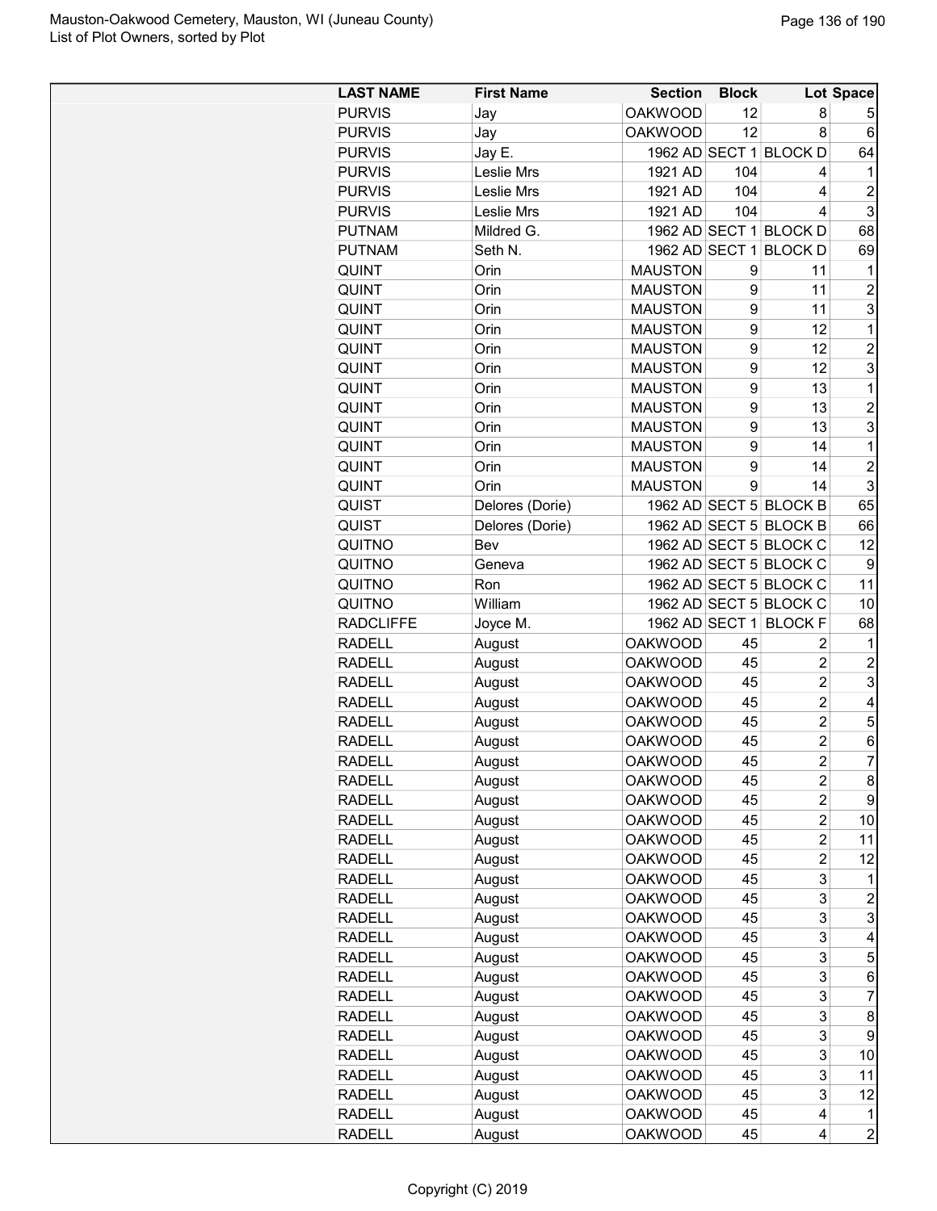| LAST NAME | First Name | Section | Block | Lot | Space |
|---|---|---|---|---|---|
| PURVIS | Jay | OAKWOOD | 12 | 8 | 5 |
| PURVIS | Jay | OAKWOOD | 12 | 8 | 6 |
| PURVIS | Jay E. | 1962 AD | SECT 1 | BLOCK D | 64 |
| PURVIS | Leslie Mrs | 1921 AD | 104 | 4 | 1 |
| PURVIS | Leslie Mrs | 1921 AD | 104 | 4 | 2 |
| PURVIS | Leslie Mrs | 1921 AD | 104 | 4 | 3 |
| PUTNAM | Mildred G. | 1962 AD | SECT 1 | BLOCK D | 68 |
| PUTNAM | Seth N. | 1962 AD | SECT 1 | BLOCK D | 69 |
| QUINT | Orin | MAUSTON | 9 | 11 | 1 |
| QUINT | Orin | MAUSTON | 9 | 11 | 2 |
| QUINT | Orin | MAUSTON | 9 | 11 | 3 |
| QUINT | Orin | MAUSTON | 9 | 12 | 1 |
| QUINT | Orin | MAUSTON | 9 | 12 | 2 |
| QUINT | Orin | MAUSTON | 9 | 12 | 3 |
| QUINT | Orin | MAUSTON | 9 | 13 | 1 |
| QUINT | Orin | MAUSTON | 9 | 13 | 2 |
| QUINT | Orin | MAUSTON | 9 | 13 | 3 |
| QUINT | Orin | MAUSTON | 9 | 14 | 1 |
| QUINT | Orin | MAUSTON | 9 | 14 | 2 |
| QUINT | Orin | MAUSTON | 9 | 14 | 3 |
| QUIST | Delores (Dorie) | 1962 AD | SECT 5 | BLOCK B | 65 |
| QUIST | Delores (Dorie) | 1962 AD | SECT 5 | BLOCK B | 66 |
| QUITNO | Bev | 1962 AD | SECT 5 | BLOCK C | 12 |
| QUITNO | Geneva | 1962 AD | SECT 5 | BLOCK C | 9 |
| QUITNO | Ron | 1962 AD | SECT 5 | BLOCK C | 11 |
| QUITNO | William | 1962 AD | SECT 5 | BLOCK C | 10 |
| RADCLIFFE | Joyce M. | 1962 AD | SECT 1 | BLOCK F | 68 |
| RADELL | August | OAKWOOD | 45 | 2 | 1 |
| RADELL | August | OAKWOOD | 45 | 2 | 2 |
| RADELL | August | OAKWOOD | 45 | 2 | 3 |
| RADELL | August | OAKWOOD | 45 | 2 | 4 |
| RADELL | August | OAKWOOD | 45 | 2 | 5 |
| RADELL | August | OAKWOOD | 45 | 2 | 6 |
| RADELL | August | OAKWOOD | 45 | 2 | 7 |
| RADELL | August | OAKWOOD | 45 | 2 | 8 |
| RADELL | August | OAKWOOD | 45 | 2 | 9 |
| RADELL | August | OAKWOOD | 45 | 2 | 10 |
| RADELL | August | OAKWOOD | 45 | 2 | 11 |
| RADELL | August | OAKWOOD | 45 | 2 | 12 |
| RADELL | August | OAKWOOD | 45 | 3 | 1 |
| RADELL | August | OAKWOOD | 45 | 3 | 2 |
| RADELL | August | OAKWOOD | 45 | 3 | 3 |
| RADELL | August | OAKWOOD | 45 | 3 | 4 |
| RADELL | August | OAKWOOD | 45 | 3 | 5 |
| RADELL | August | OAKWOOD | 45 | 3 | 6 |
| RADELL | August | OAKWOOD | 45 | 3 | 7 |
| RADELL | August | OAKWOOD | 45 | 3 | 8 |
| RADELL | August | OAKWOOD | 45 | 3 | 9 |
| RADELL | August | OAKWOOD | 45 | 3 | 10 |
| RADELL | August | OAKWOOD | 45 | 3 | 11 |
| RADELL | August | OAKWOOD | 45 | 3 | 12 |
| RADELL | August | OAKWOOD | 45 | 4 | 1 |
| RADELL | August | OAKWOOD | 45 | 4 | 2 |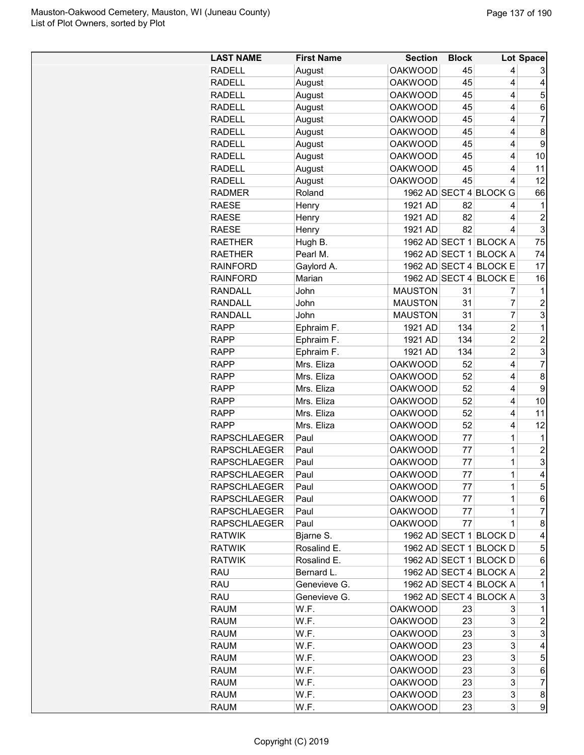| LAST NAME | First Name | Section | Block | Lot | Space |
|---|---|---|---|---|---|
| RADELL | August | OAKWOOD | 45 | 4 | 3 |
| RADELL | August | OAKWOOD | 45 | 4 | 4 |
| RADELL | August | OAKWOOD | 45 | 4 | 5 |
| RADELL | August | OAKWOOD | 45 | 4 | 6 |
| RADELL | August | OAKWOOD | 45 | 4 | 7 |
| RADELL | August | OAKWOOD | 45 | 4 | 8 |
| RADELL | August | OAKWOOD | 45 | 4 | 9 |
| RADELL | August | OAKWOOD | 45 | 4 | 10 |
| RADELL | August | OAKWOOD | 45 | 4 | 11 |
| RADELL | August | OAKWOOD | 45 | 4 | 12 |
| RADMER | Roland | 1962 AD | SECT 4 | BLOCK G | 66 |
| RAESE | Henry | 1921 AD | 82 | 4 | 1 |
| RAESE | Henry | 1921 AD | 82 | 4 | 2 |
| RAESE | Henry | 1921 AD | 82 | 4 | 3 |
| RAETHER | Hugh B. | 1962 AD | SECT 1 | BLOCK A | 75 |
| RAETHER | Pearl M. | 1962 AD | SECT 1 | BLOCK A | 74 |
| RAINFORD | Gaylord A. | 1962 AD | SECT 4 | BLOCK E | 17 |
| RAINFORD | Marian | 1962 AD | SECT 4 | BLOCK E | 16 |
| RANDALL | John | MAUSTON | 31 | 7 | 1 |
| RANDALL | John | MAUSTON | 31 | 7 | 2 |
| RANDALL | John | MAUSTON | 31 | 7 | 3 |
| RAPP | Ephraim F. | 1921 AD | 134 | 2 | 1 |
| RAPP | Ephraim F. | 1921 AD | 134 | 2 | 2 |
| RAPP | Ephraim F. | 1921 AD | 134 | 2 | 3 |
| RAPP | Mrs. Eliza | OAKWOOD | 52 | 4 | 7 |
| RAPP | Mrs. Eliza | OAKWOOD | 52 | 4 | 8 |
| RAPP | Mrs. Eliza | OAKWOOD | 52 | 4 | 9 |
| RAPP | Mrs. Eliza | OAKWOOD | 52 | 4 | 10 |
| RAPP | Mrs. Eliza | OAKWOOD | 52 | 4 | 11 |
| RAPP | Mrs. Eliza | OAKWOOD | 52 | 4 | 12 |
| RAPSCHLAEGER | Paul | OAKWOOD | 77 | 1 | 1 |
| RAPSCHLAEGER | Paul | OAKWOOD | 77 | 1 | 2 |
| RAPSCHLAEGER | Paul | OAKWOOD | 77 | 1 | 3 |
| RAPSCHLAEGER | Paul | OAKWOOD | 77 | 1 | 4 |
| RAPSCHLAEGER | Paul | OAKWOOD | 77 | 1 | 5 |
| RAPSCHLAEGER | Paul | OAKWOOD | 77 | 1 | 6 |
| RAPSCHLAEGER | Paul | OAKWOOD | 77 | 1 | 7 |
| RAPSCHLAEGER | Paul | OAKWOOD | 77 | 1 | 8 |
| RATWIK | Bjarne S. | 1962 AD | SECT 1 | BLOCK D | 4 |
| RATWIK | Rosalind E. | 1962 AD | SECT 1 | BLOCK D | 5 |
| RATWIK | Rosalind E. | 1962 AD | SECT 1 | BLOCK D | 6 |
| RAU | Bernard L. | 1962 AD | SECT 4 | BLOCK A | 2 |
| RAU | Genevieve G. | 1962 AD | SECT 4 | BLOCK A | 1 |
| RAU | Genevieve G. | 1962 AD | SECT 4 | BLOCK A | 3 |
| RAUM | W.F. | OAKWOOD | 23 | 3 | 1 |
| RAUM | W.F. | OAKWOOD | 23 | 3 | 2 |
| RAUM | W.F. | OAKWOOD | 23 | 3 | 3 |
| RAUM | W.F. | OAKWOOD | 23 | 3 | 4 |
| RAUM | W.F. | OAKWOOD | 23 | 3 | 5 |
| RAUM | W.F. | OAKWOOD | 23 | 3 | 6 |
| RAUM | W.F. | OAKWOOD | 23 | 3 | 7 |
| RAUM | W.F. | OAKWOOD | 23 | 3 | 8 |
| RAUM | W.F. | OAKWOOD | 23 | 3 | 9 |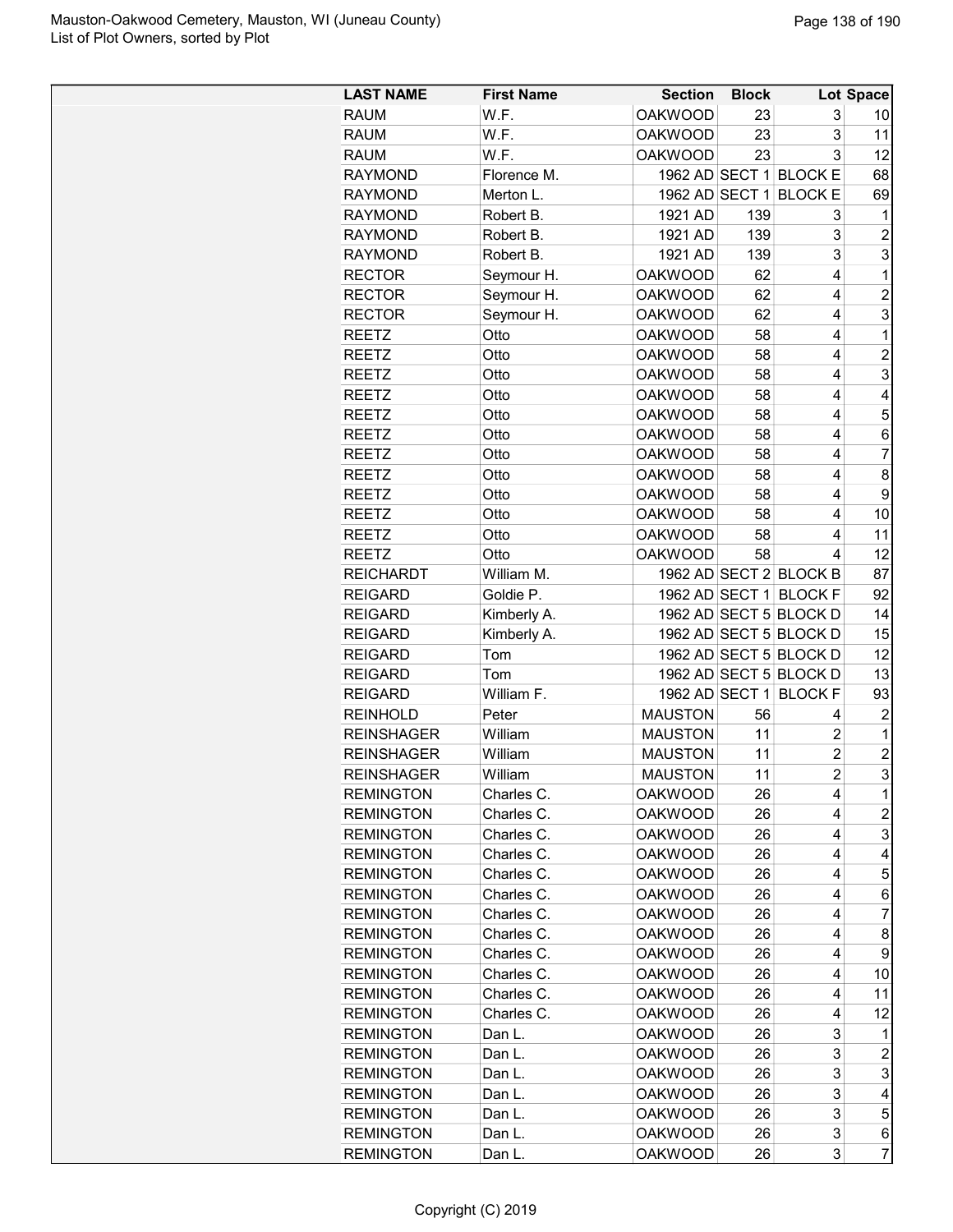| LAST NAME | First Name | Section | Block | Lot | Space |
|---|---|---|---|---|---|
| RAUM | W.F. | OAKWOOD | 23 | 3 | 10 |
| RAUM | W.F. | OAKWOOD | 23 | 3 | 11 |
| RAUM | W.F. | OAKWOOD | 23 | 3 | 12 |
| RAYMOND | Florence M. | 1962 AD | SECT 1 | BLOCK E | 68 |
| RAYMOND | Merton L. | 1962 AD | SECT 1 | BLOCK E | 69 |
| RAYMOND | Robert B. | 1921 AD | 139 | 3 | 1 |
| RAYMOND | Robert B. | 1921 AD | 139 | 3 | 2 |
| RAYMOND | Robert B. | 1921 AD | 139 | 3 | 3 |
| RECTOR | Seymour H. | OAKWOOD | 62 | 4 | 1 |
| RECTOR | Seymour H. | OAKWOOD | 62 | 4 | 2 |
| RECTOR | Seymour H. | OAKWOOD | 62 | 4 | 3 |
| REETZ | Otto | OAKWOOD | 58 | 4 | 1 |
| REETZ | Otto | OAKWOOD | 58 | 4 | 2 |
| REETZ | Otto | OAKWOOD | 58 | 4 | 3 |
| REETZ | Otto | OAKWOOD | 58 | 4 | 4 |
| REETZ | Otto | OAKWOOD | 58 | 4 | 5 |
| REETZ | Otto | OAKWOOD | 58 | 4 | 6 |
| REETZ | Otto | OAKWOOD | 58 | 4 | 7 |
| REETZ | Otto | OAKWOOD | 58 | 4 | 8 |
| REETZ | Otto | OAKWOOD | 58 | 4 | 9 |
| REETZ | Otto | OAKWOOD | 58 | 4 | 10 |
| REETZ | Otto | OAKWOOD | 58 | 4 | 11 |
| REETZ | Otto | OAKWOOD | 58 | 4 | 12 |
| REICHARDT | William M. | 1962 AD | SECT 2 | BLOCK B | 87 |
| REIGARD | Goldie P. | 1962 AD | SECT 1 | BLOCK F | 92 |
| REIGARD | Kimberly A. | 1962 AD | SECT 5 | BLOCK D | 14 |
| REIGARD | Kimberly A. | 1962 AD | SECT 5 | BLOCK D | 15 |
| REIGARD | Tom | 1962 AD | SECT 5 | BLOCK D | 12 |
| REIGARD | Tom | 1962 AD | SECT 5 | BLOCK D | 13 |
| REIGARD | William F. | 1962 AD | SECT 1 | BLOCK F | 93 |
| REINHOLD | Peter | MAUSTON | 56 | 4 | 2 |
| REINSHAGER | William | MAUSTON | 11 | 2 | 1 |
| REINSHAGER | William | MAUSTON | 11 | 2 | 2 |
| REINSHAGER | William | MAUSTON | 11 | 2 | 3 |
| REMINGTON | Charles C. | OAKWOOD | 26 | 4 | 1 |
| REMINGTON | Charles C. | OAKWOOD | 26 | 4 | 2 |
| REMINGTON | Charles C. | OAKWOOD | 26 | 4 | 3 |
| REMINGTON | Charles C. | OAKWOOD | 26 | 4 | 4 |
| REMINGTON | Charles C. | OAKWOOD | 26 | 4 | 5 |
| REMINGTON | Charles C. | OAKWOOD | 26 | 4 | 6 |
| REMINGTON | Charles C. | OAKWOOD | 26 | 4 | 7 |
| REMINGTON | Charles C. | OAKWOOD | 26 | 4 | 8 |
| REMINGTON | Charles C. | OAKWOOD | 26 | 4 | 9 |
| REMINGTON | Charles C. | OAKWOOD | 26 | 4 | 10 |
| REMINGTON | Charles C. | OAKWOOD | 26 | 4 | 11 |
| REMINGTON | Charles C. | OAKWOOD | 26 | 4 | 12 |
| REMINGTON | Dan L. | OAKWOOD | 26 | 3 | 1 |
| REMINGTON | Dan L. | OAKWOOD | 26 | 3 | 2 |
| REMINGTON | Dan L. | OAKWOOD | 26 | 3 | 3 |
| REMINGTON | Dan L. | OAKWOOD | 26 | 3 | 4 |
| REMINGTON | Dan L. | OAKWOOD | 26 | 3 | 5 |
| REMINGTON | Dan L. | OAKWOOD | 26 | 3 | 6 |
| REMINGTON | Dan L. | OAKWOOD | 26 | 3 | 7 |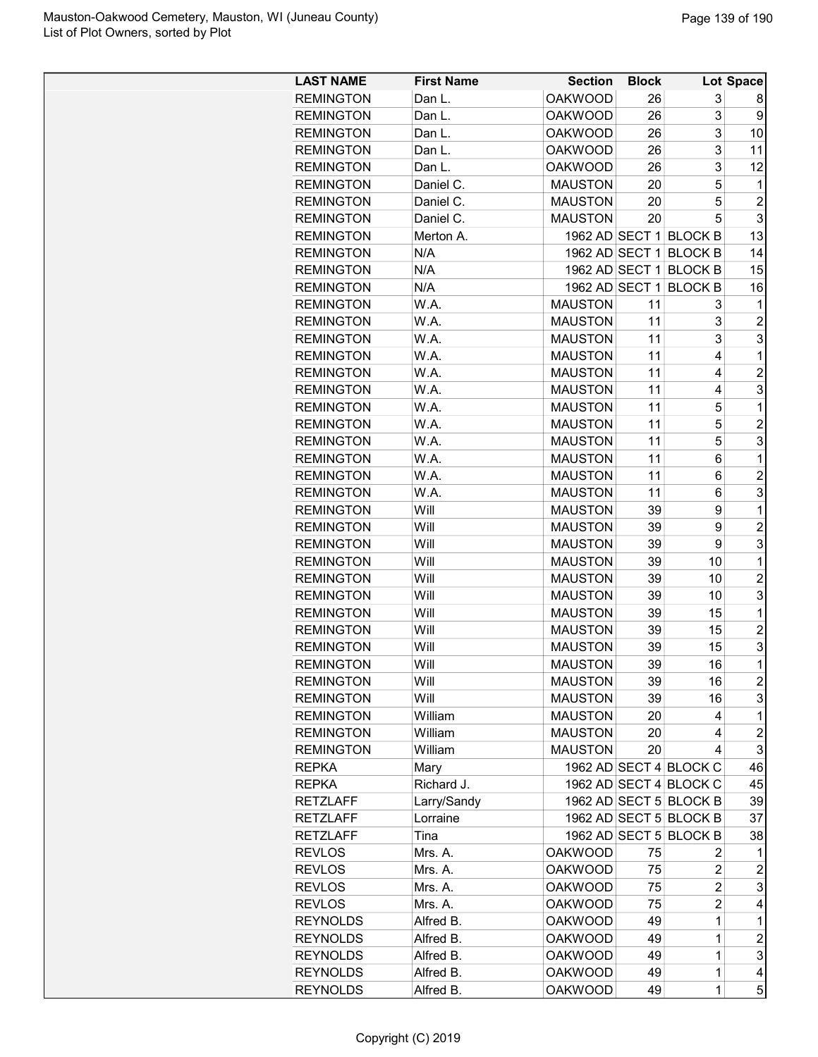| LAST NAME | First Name | Section | Block | Lot | Space |
|---|---|---|---|---|---|
| REMINGTON | Dan L. | OAKWOOD | 26 | 3 | 8 |
| REMINGTON | Dan L. | OAKWOOD | 26 | 3 | 9 |
| REMINGTON | Dan L. | OAKWOOD | 26 | 3 | 10 |
| REMINGTON | Dan L. | OAKWOOD | 26 | 3 | 11 |
| REMINGTON | Dan L. | OAKWOOD | 26 | 3 | 12 |
| REMINGTON | Daniel C. | MAUSTON | 20 | 5 | 1 |
| REMINGTON | Daniel C. | MAUSTON | 20 | 5 | 2 |
| REMINGTON | Daniel C. | MAUSTON | 20 | 5 | 3 |
| REMINGTON | Merton A. | 1962 AD | SECT 1 | BLOCK B | 13 |
| REMINGTON | N/A | 1962 AD | SECT 1 | BLOCK B | 14 |
| REMINGTON | N/A | 1962 AD | SECT 1 | BLOCK B | 15 |
| REMINGTON | N/A | 1962 AD | SECT 1 | BLOCK B | 16 |
| REMINGTON | W.A. | MAUSTON | 11 | 3 | 1 |
| REMINGTON | W.A. | MAUSTON | 11 | 3 | 2 |
| REMINGTON | W.A. | MAUSTON | 11 | 3 | 3 |
| REMINGTON | W.A. | MAUSTON | 11 | 4 | 1 |
| REMINGTON | W.A. | MAUSTON | 11 | 4 | 2 |
| REMINGTON | W.A. | MAUSTON | 11 | 4 | 3 |
| REMINGTON | W.A. | MAUSTON | 11 | 5 | 1 |
| REMINGTON | W.A. | MAUSTON | 11 | 5 | 2 |
| REMINGTON | W.A. | MAUSTON | 11 | 5 | 3 |
| REMINGTON | W.A. | MAUSTON | 11 | 6 | 1 |
| REMINGTON | W.A. | MAUSTON | 11 | 6 | 2 |
| REMINGTON | W.A. | MAUSTON | 11 | 6 | 3 |
| REMINGTON | Will | MAUSTON | 39 | 9 | 1 |
| REMINGTON | Will | MAUSTON | 39 | 9 | 2 |
| REMINGTON | Will | MAUSTON | 39 | 9 | 3 |
| REMINGTON | Will | MAUSTON | 39 | 10 | 1 |
| REMINGTON | Will | MAUSTON | 39 | 10 | 2 |
| REMINGTON | Will | MAUSTON | 39 | 10 | 3 |
| REMINGTON | Will | MAUSTON | 39 | 15 | 1 |
| REMINGTON | Will | MAUSTON | 39 | 15 | 2 |
| REMINGTON | Will | MAUSTON | 39 | 15 | 3 |
| REMINGTON | Will | MAUSTON | 39 | 16 | 1 |
| REMINGTON | Will | MAUSTON | 39 | 16 | 2 |
| REMINGTON | Will | MAUSTON | 39 | 16 | 3 |
| REMINGTON | William | MAUSTON | 20 | 4 | 1 |
| REMINGTON | William | MAUSTON | 20 | 4 | 2 |
| REMINGTON | William | MAUSTON | 20 | 4 | 3 |
| REPKA | Mary | 1962 AD | SECT 4 | BLOCK C | 46 |
| REPKA | Richard J. | 1962 AD | SECT 4 | BLOCK C | 45 |
| RETZLAFF | Larry/Sandy | 1962 AD | SECT 5 | BLOCK B | 39 |
| RETZLAFF | Lorraine | 1962 AD | SECT 5 | BLOCK B | 37 |
| RETZLAFF | Tina | 1962 AD | SECT 5 | BLOCK B | 38 |
| REVLOS | Mrs. A. | OAKWOOD | 75 | 2 | 1 |
| REVLOS | Mrs. A. | OAKWOOD | 75 | 2 | 2 |
| REVLOS | Mrs. A. | OAKWOOD | 75 | 2 | 3 |
| REVLOS | Mrs. A. | OAKWOOD | 75 | 2 | 4 |
| REYNOLDS | Alfred B. | OAKWOOD | 49 | 1 | 1 |
| REYNOLDS | Alfred B. | OAKWOOD | 49 | 1 | 2 |
| REYNOLDS | Alfred B. | OAKWOOD | 49 | 1 | 3 |
| REYNOLDS | Alfred B. | OAKWOOD | 49 | 1 | 4 |
| REYNOLDS | Alfred B. | OAKWOOD | 49 | 1 | 5 |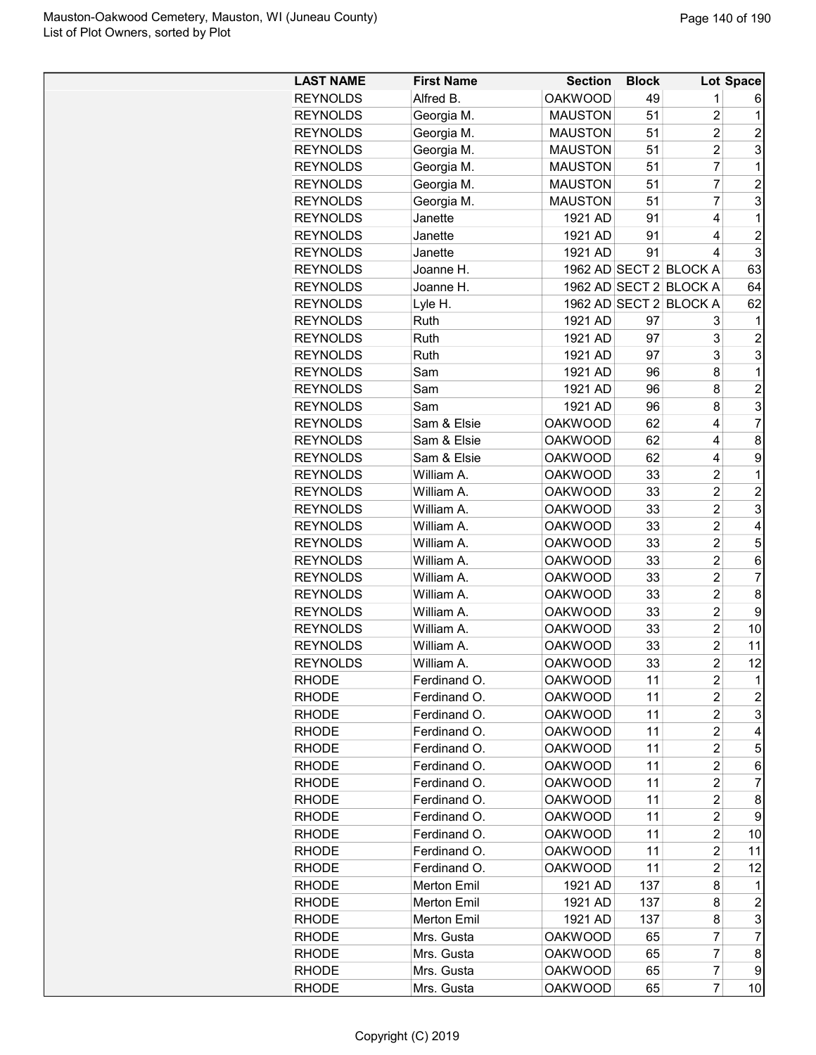| LAST NAME | First Name | Section | Block | Lot | Space |
|---|---|---|---|---|---|
| REYNOLDS | Alfred B. | OAKWOOD | 49 | 1 | 6 |
| REYNOLDS | Georgia M. | MAUSTON | 51 | 2 | 1 |
| REYNOLDS | Georgia M. | MAUSTON | 51 | 2 | 2 |
| REYNOLDS | Georgia M. | MAUSTON | 51 | 2 | 3 |
| REYNOLDS | Georgia M. | MAUSTON | 51 | 7 | 1 |
| REYNOLDS | Georgia M. | MAUSTON | 51 | 7 | 2 |
| REYNOLDS | Georgia M. | MAUSTON | 51 | 7 | 3 |
| REYNOLDS | Janette | 1921 AD | 91 | 4 | 1 |
| REYNOLDS | Janette | 1921 AD | 91 | 4 | 2 |
| REYNOLDS | Janette | 1921 AD | 91 | 4 | 3 |
| REYNOLDS | Joanne H. | 1962 AD | SECT 2 | BLOCK A | 63 |
| REYNOLDS | Joanne H. | 1962 AD | SECT 2 | BLOCK A | 64 |
| REYNOLDS | Lyle H. | 1962 AD | SECT 2 | BLOCK A | 62 |
| REYNOLDS | Ruth | 1921 AD | 97 | 3 | 1 |
| REYNOLDS | Ruth | 1921 AD | 97 | 3 | 2 |
| REYNOLDS | Ruth | 1921 AD | 97 | 3 | 3 |
| REYNOLDS | Sam | 1921 AD | 96 | 8 | 1 |
| REYNOLDS | Sam | 1921 AD | 96 | 8 | 2 |
| REYNOLDS | Sam | 1921 AD | 96 | 8 | 3 |
| REYNOLDS | Sam & Elsie | OAKWOOD | 62 | 4 | 7 |
| REYNOLDS | Sam & Elsie | OAKWOOD | 62 | 4 | 8 |
| REYNOLDS | Sam & Elsie | OAKWOOD | 62 | 4 | 9 |
| REYNOLDS | William A. | OAKWOOD | 33 | 2 | 1 |
| REYNOLDS | William A. | OAKWOOD | 33 | 2 | 2 |
| REYNOLDS | William A. | OAKWOOD | 33 | 2 | 3 |
| REYNOLDS | William A. | OAKWOOD | 33 | 2 | 4 |
| REYNOLDS | William A. | OAKWOOD | 33 | 2 | 5 |
| REYNOLDS | William A. | OAKWOOD | 33 | 2 | 6 |
| REYNOLDS | William A. | OAKWOOD | 33 | 2 | 7 |
| REYNOLDS | William A. | OAKWOOD | 33 | 2 | 8 |
| REYNOLDS | William A. | OAKWOOD | 33 | 2 | 9 |
| REYNOLDS | William A. | OAKWOOD | 33 | 2 | 10 |
| REYNOLDS | William A. | OAKWOOD | 33 | 2 | 11 |
| REYNOLDS | William A. | OAKWOOD | 33 | 2 | 12 |
| RHODE | Ferdinand O. | OAKWOOD | 11 | 2 | 1 |
| RHODE | Ferdinand O. | OAKWOOD | 11 | 2 | 2 |
| RHODE | Ferdinand O. | OAKWOOD | 11 | 2 | 3 |
| RHODE | Ferdinand O. | OAKWOOD | 11 | 2 | 4 |
| RHODE | Ferdinand O. | OAKWOOD | 11 | 2 | 5 |
| RHODE | Ferdinand O. | OAKWOOD | 11 | 2 | 6 |
| RHODE | Ferdinand O. | OAKWOOD | 11 | 2 | 7 |
| RHODE | Ferdinand O. | OAKWOOD | 11 | 2 | 8 |
| RHODE | Ferdinand O. | OAKWOOD | 11 | 2 | 9 |
| RHODE | Ferdinand O. | OAKWOOD | 11 | 2 | 10 |
| RHODE | Ferdinand O. | OAKWOOD | 11 | 2 | 11 |
| RHODE | Ferdinand O. | OAKWOOD | 11 | 2 | 12 |
| RHODE | Merton Emil | 1921 AD | 137 | 8 | 1 |
| RHODE | Merton Emil | 1921 AD | 137 | 8 | 2 |
| RHODE | Merton Emil | 1921 AD | 137 | 8 | 3 |
| RHODE | Mrs. Gusta | OAKWOOD | 65 | 7 | 7 |
| RHODE | Mrs. Gusta | OAKWOOD | 65 | 7 | 8 |
| RHODE | Mrs. Gusta | OAKWOOD | 65 | 7 | 9 |
| RHODE | Mrs. Gusta | OAKWOOD | 65 | 7 | 10 |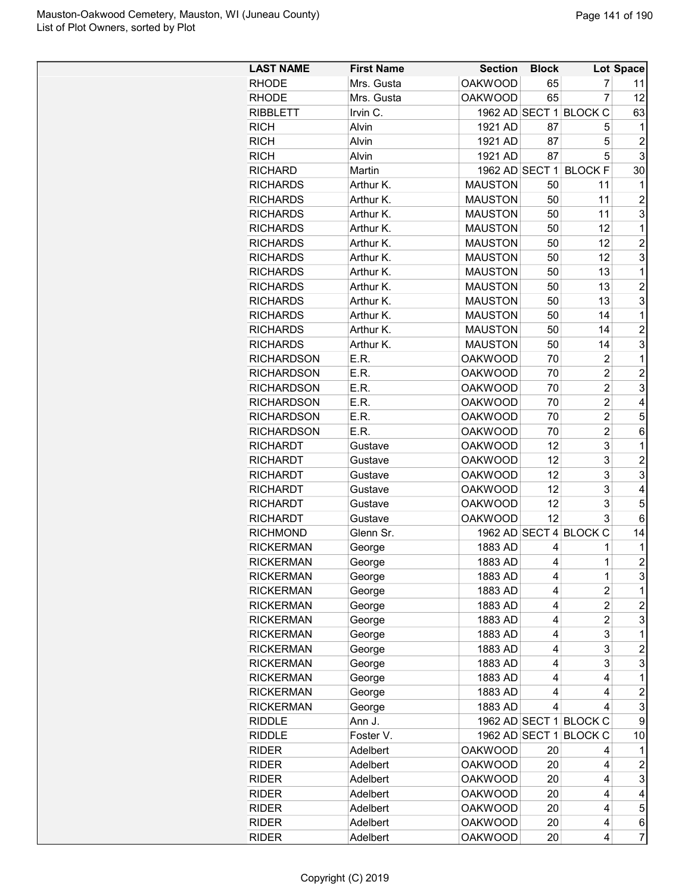| LAST NAME | First Name | Section | Block | Lot | Space |
|---|---|---|---|---|---|
| RHODE | Mrs. Gusta | OAKWOOD | 65 | 7 | 11 |
| RHODE | Mrs. Gusta | OAKWOOD | 65 | 7 | 12 |
| RIBBLETT | Irvin C. | 1962 AD | SECT 1 | BLOCK C | 63 |
| RICH | Alvin | 1921 AD | 87 | 5 | 1 |
| RICH | Alvin | 1921 AD | 87 | 5 | 2 |
| RICH | Alvin | 1921 AD | 87 | 5 | 3 |
| RICHARD | Martin | 1962 AD | SECT 1 | BLOCK F | 30 |
| RICHARDS | Arthur K. | MAUSTON | 50 | 11 | 1 |
| RICHARDS | Arthur K. | MAUSTON | 50 | 11 | 2 |
| RICHARDS | Arthur K. | MAUSTON | 50 | 11 | 3 |
| RICHARDS | Arthur K. | MAUSTON | 50 | 12 | 1 |
| RICHARDS | Arthur K. | MAUSTON | 50 | 12 | 2 |
| RICHARDS | Arthur K. | MAUSTON | 50 | 12 | 3 |
| RICHARDS | Arthur K. | MAUSTON | 50 | 13 | 1 |
| RICHARDS | Arthur K. | MAUSTON | 50 | 13 | 2 |
| RICHARDS | Arthur K. | MAUSTON | 50 | 13 | 3 |
| RICHARDS | Arthur K. | MAUSTON | 50 | 14 | 1 |
| RICHARDS | Arthur K. | MAUSTON | 50 | 14 | 2 |
| RICHARDS | Arthur K. | MAUSTON | 50 | 14 | 3 |
| RICHARDSON | E.R. | OAKWOOD | 70 | 2 | 1 |
| RICHARDSON | E.R. | OAKWOOD | 70 | 2 | 2 |
| RICHARDSON | E.R. | OAKWOOD | 70 | 2 | 3 |
| RICHARDSON | E.R. | OAKWOOD | 70 | 2 | 4 |
| RICHARDSON | E.R. | OAKWOOD | 70 | 2 | 5 |
| RICHARDSON | E.R. | OAKWOOD | 70 | 2 | 6 |
| RICHARDT | Gustave | OAKWOOD | 12 | 3 | 1 |
| RICHARDT | Gustave | OAKWOOD | 12 | 3 | 2 |
| RICHARDT | Gustave | OAKWOOD | 12 | 3 | 3 |
| RICHARDT | Gustave | OAKWOOD | 12 | 3 | 4 |
| RICHARDT | Gustave | OAKWOOD | 12 | 3 | 5 |
| RICHARDT | Gustave | OAKWOOD | 12 | 3 | 6 |
| RICHMOND | Glenn Sr. | 1962 AD | SECT 4 | BLOCK C | 14 |
| RICKERMAN | George | 1883 AD | 4 | 1 | 1 |
| RICKERMAN | George | 1883 AD | 4 | 1 | 2 |
| RICKERMAN | George | 1883 AD | 4 | 1 | 3 |
| RICKERMAN | George | 1883 AD | 4 | 2 | 1 |
| RICKERMAN | George | 1883 AD | 4 | 2 | 2 |
| RICKERMAN | George | 1883 AD | 4 | 2 | 3 |
| RICKERMAN | George | 1883 AD | 4 | 3 | 1 |
| RICKERMAN | George | 1883 AD | 4 | 3 | 2 |
| RICKERMAN | George | 1883 AD | 4 | 3 | 3 |
| RICKERMAN | George | 1883 AD | 4 | 4 | 1 |
| RICKERMAN | George | 1883 AD | 4 | 4 | 2 |
| RICKERMAN | George | 1883 AD | 4 | 4 | 3 |
| RIDDLE | Ann J. | 1962 AD | SECT 1 | BLOCK C | 9 |
| RIDDLE | Foster V. | 1962 AD | SECT 1 | BLOCK C | 10 |
| RIDER | Adelbert | OAKWOOD | 20 | 4 | 1 |
| RIDER | Adelbert | OAKWOOD | 20 | 4 | 2 |
| RIDER | Adelbert | OAKWOOD | 20 | 4 | 3 |
| RIDER | Adelbert | OAKWOOD | 20 | 4 | 4 |
| RIDER | Adelbert | OAKWOOD | 20 | 4 | 5 |
| RIDER | Adelbert | OAKWOOD | 20 | 4 | 6 |
| RIDER | Adelbert | OAKWOOD | 20 | 4 | 7 |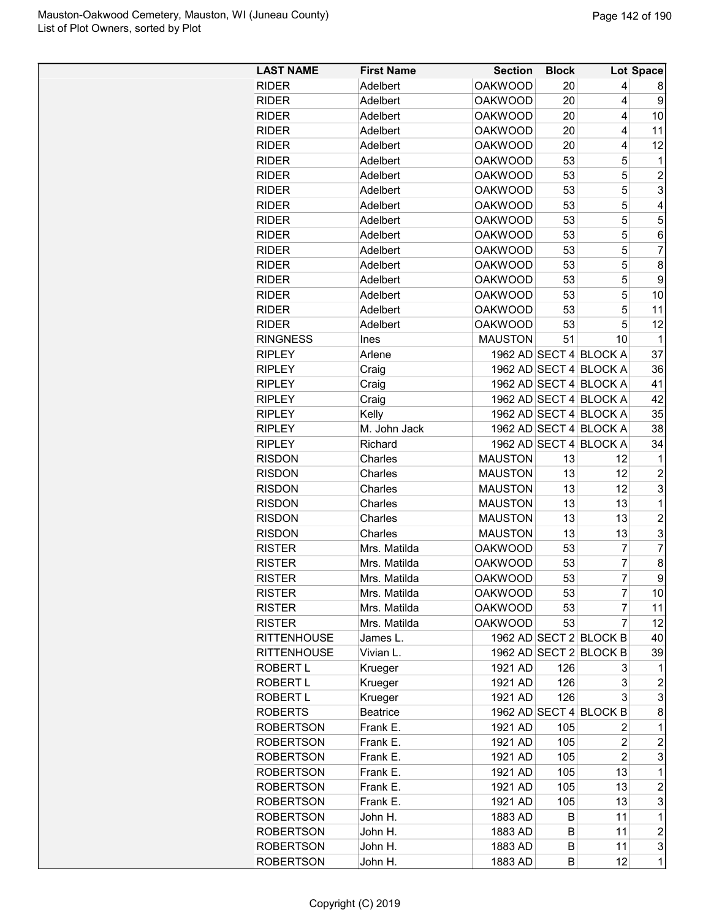| LAST NAME | First Name | Section | Block | Lot | Space |
|---|---|---|---|---|---|
| RIDER | Adelbert | OAKWOOD | 20 | 4 | 8 |
| RIDER | Adelbert | OAKWOOD | 20 | 4 | 9 |
| RIDER | Adelbert | OAKWOOD | 20 | 4 | 10 |
| RIDER | Adelbert | OAKWOOD | 20 | 4 | 11 |
| RIDER | Adelbert | OAKWOOD | 20 | 4 | 12 |
| RIDER | Adelbert | OAKWOOD | 53 | 5 | 1 |
| RIDER | Adelbert | OAKWOOD | 53 | 5 | 2 |
| RIDER | Adelbert | OAKWOOD | 53 | 5 | 3 |
| RIDER | Adelbert | OAKWOOD | 53 | 5 | 4 |
| RIDER | Adelbert | OAKWOOD | 53 | 5 | 5 |
| RIDER | Adelbert | OAKWOOD | 53 | 5 | 6 |
| RIDER | Adelbert | OAKWOOD | 53 | 5 | 7 |
| RIDER | Adelbert | OAKWOOD | 53 | 5 | 8 |
| RIDER | Adelbert | OAKWOOD | 53 | 5 | 9 |
| RIDER | Adelbert | OAKWOOD | 53 | 5 | 10 |
| RIDER | Adelbert | OAKWOOD | 53 | 5 | 11 |
| RIDER | Adelbert | OAKWOOD | 53 | 5 | 12 |
| RINGNESS | Ines | MAUSTON | 51 | 10 | 1 |
| RIPLEY | Arlene | 1962 AD | SECT 4 | BLOCK A | 37 |
| RIPLEY | Craig | 1962 AD | SECT 4 | BLOCK A | 36 |
| RIPLEY | Craig | 1962 AD | SECT 4 | BLOCK A | 41 |
| RIPLEY | Craig | 1962 AD | SECT 4 | BLOCK A | 42 |
| RIPLEY | Kelly | 1962 AD | SECT 4 | BLOCK A | 35 |
| RIPLEY | M. John Jack | 1962 AD | SECT 4 | BLOCK A | 38 |
| RIPLEY | Richard | 1962 AD | SECT 4 | BLOCK A | 34 |
| RISDON | Charles | MAUSTON | 13 | 12 | 1 |
| RISDON | Charles | MAUSTON | 13 | 12 | 2 |
| RISDON | Charles | MAUSTON | 13 | 12 | 3 |
| RISDON | Charles | MAUSTON | 13 | 13 | 1 |
| RISDON | Charles | MAUSTON | 13 | 13 | 2 |
| RISDON | Charles | MAUSTON | 13 | 13 | 3 |
| RISTER | Mrs. Matilda | OAKWOOD | 53 | 7 | 7 |
| RISTER | Mrs. Matilda | OAKWOOD | 53 | 7 | 8 |
| RISTER | Mrs. Matilda | OAKWOOD | 53 | 7 | 9 |
| RISTER | Mrs. Matilda | OAKWOOD | 53 | 7 | 10 |
| RISTER | Mrs. Matilda | OAKWOOD | 53 | 7 | 11 |
| RISTER | Mrs. Matilda | OAKWOOD | 53 | 7 | 12 |
| RITTENHOUSE | James L. | 1962 AD | SECT 2 | BLOCK B | 40 |
| RITTENHOUSE | Vivian L. | 1962 AD | SECT 2 | BLOCK B | 39 |
| ROBERT L | Krueger | 1921 AD | 126 | 3 | 1 |
| ROBERT L | Krueger | 1921 AD | 126 | 3 | 2 |
| ROBERT L | Krueger | 1921 AD | 126 | 3 | 3 |
| ROBERTS | Beatrice | 1962 AD | SECT 4 | BLOCK B | 8 |
| ROBERTSON | Frank E. | 1921 AD | 105 | 2 | 1 |
| ROBERTSON | Frank E. | 1921 AD | 105 | 2 | 2 |
| ROBERTSON | Frank E. | 1921 AD | 105 | 2 | 3 |
| ROBERTSON | Frank E. | 1921 AD | 105 | 13 | 1 |
| ROBERTSON | Frank E. | 1921 AD | 105 | 13 | 2 |
| ROBERTSON | Frank E. | 1921 AD | 105 | 13 | 3 |
| ROBERTSON | John H. | 1883 AD | B | 11 | 1 |
| ROBERTSON | John H. | 1883 AD | B | 11 | 2 |
| ROBERTSON | John H. | 1883 AD | B | 11 | 3 |
| ROBERTSON | John H. | 1883 AD | B | 12 | 1 |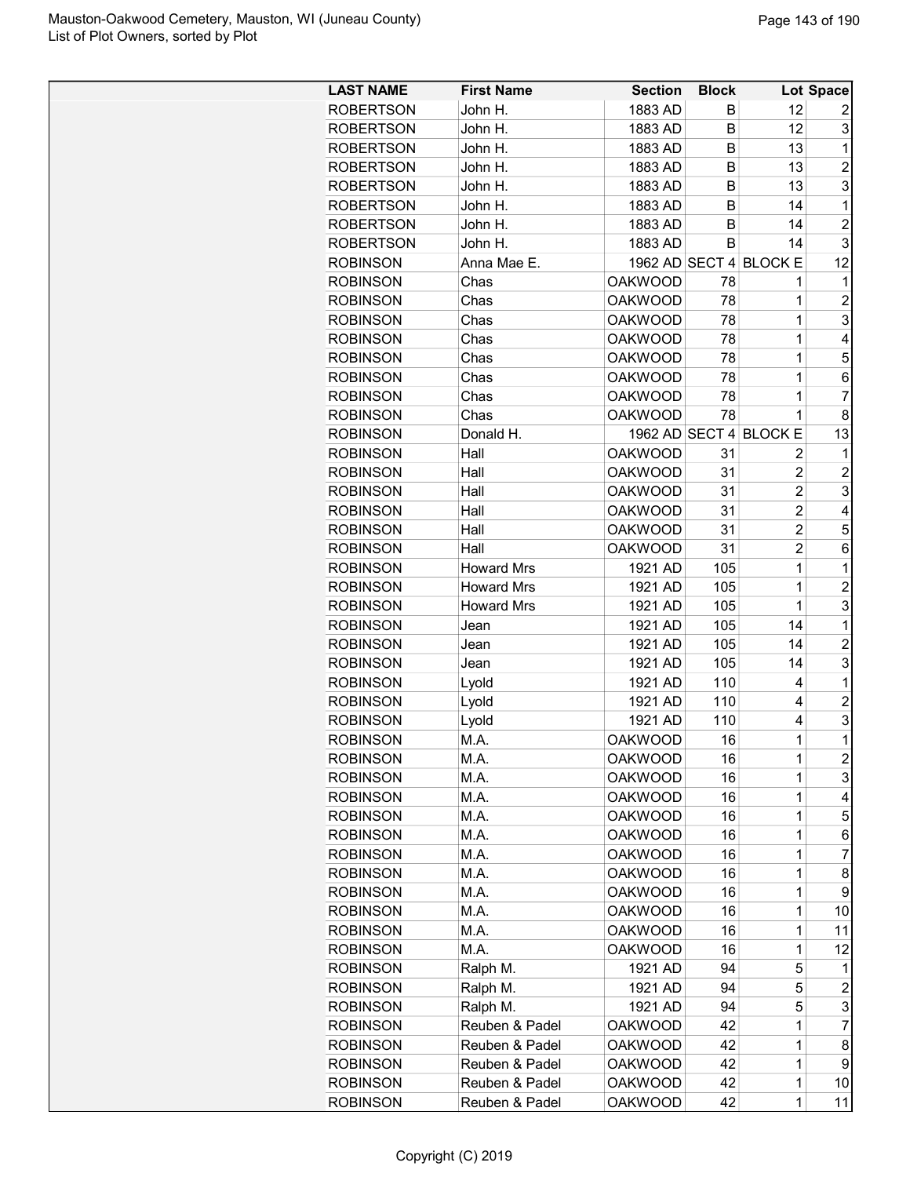| LAST NAME | First Name | Section | Block | Lot | Space |
|---|---|---|---|---|---|
| ROBERTSON | John H. | 1883 AD | B | 12 | 2 |
| ROBERTSON | John H. | 1883 AD | B | 12 | 3 |
| ROBERTSON | John H. | 1883 AD | B | 13 | 1 |
| ROBERTSON | John H. | 1883 AD | B | 13 | 2 |
| ROBERTSON | John H. | 1883 AD | B | 13 | 3 |
| ROBERTSON | John H. | 1883 AD | B | 14 | 1 |
| ROBERTSON | John H. | 1883 AD | B | 14 | 2 |
| ROBERTSON | John H. | 1883 AD | B | 14 | 3 |
| ROBINSON | Anna Mae E. | 1962 AD | SECT 4 | BLOCK E | 12 |
| ROBINSON | Chas | OAKWOOD | 78 | 1 | 1 |
| ROBINSON | Chas | OAKWOOD | 78 | 1 | 2 |
| ROBINSON | Chas | OAKWOOD | 78 | 1 | 3 |
| ROBINSON | Chas | OAKWOOD | 78 | 1 | 4 |
| ROBINSON | Chas | OAKWOOD | 78 | 1 | 5 |
| ROBINSON | Chas | OAKWOOD | 78 | 1 | 6 |
| ROBINSON | Chas | OAKWOOD | 78 | 1 | 7 |
| ROBINSON | Chas | OAKWOOD | 78 | 1 | 8 |
| ROBINSON | Donald H. | 1962 AD | SECT 4 | BLOCK E | 13 |
| ROBINSON | Hall | OAKWOOD | 31 | 2 | 1 |
| ROBINSON | Hall | OAKWOOD | 31 | 2 | 2 |
| ROBINSON | Hall | OAKWOOD | 31 | 2 | 3 |
| ROBINSON | Hall | OAKWOOD | 31 | 2 | 4 |
| ROBINSON | Hall | OAKWOOD | 31 | 2 | 5 |
| ROBINSON | Hall | OAKWOOD | 31 | 2 | 6 |
| ROBINSON | Howard Mrs | 1921 AD | 105 | 1 | 1 |
| ROBINSON | Howard Mrs | 1921 AD | 105 | 1 | 2 |
| ROBINSON | Howard Mrs | 1921 AD | 105 | 1 | 3 |
| ROBINSON | Jean | 1921 AD | 105 | 14 | 1 |
| ROBINSON | Jean | 1921 AD | 105 | 14 | 2 |
| ROBINSON | Jean | 1921 AD | 105 | 14 | 3 |
| ROBINSON | Lyold | 1921 AD | 110 | 4 | 1 |
| ROBINSON | Lyold | 1921 AD | 110 | 4 | 2 |
| ROBINSON | Lyold | 1921 AD | 110 | 4 | 3 |
| ROBINSON | M.A. | OAKWOOD | 16 | 1 | 1 |
| ROBINSON | M.A. | OAKWOOD | 16 | 1 | 2 |
| ROBINSON | M.A. | OAKWOOD | 16 | 1 | 3 |
| ROBINSON | M.A. | OAKWOOD | 16 | 1 | 4 |
| ROBINSON | M.A. | OAKWOOD | 16 | 1 | 5 |
| ROBINSON | M.A. | OAKWOOD | 16 | 1 | 6 |
| ROBINSON | M.A. | OAKWOOD | 16 | 1 | 7 |
| ROBINSON | M.A. | OAKWOOD | 16 | 1 | 8 |
| ROBINSON | M.A. | OAKWOOD | 16 | 1 | 9 |
| ROBINSON | M.A. | OAKWOOD | 16 | 1 | 10 |
| ROBINSON | M.A. | OAKWOOD | 16 | 1 | 11 |
| ROBINSON | M.A. | OAKWOOD | 16 | 1 | 12 |
| ROBINSON | Ralph M. | 1921 AD | 94 | 5 | 1 |
| ROBINSON | Ralph M. | 1921 AD | 94 | 5 | 2 |
| ROBINSON | Ralph M. | 1921 AD | 94 | 5 | 3 |
| ROBINSON | Reuben & Padel | OAKWOOD | 42 | 1 | 7 |
| ROBINSON | Reuben & Padel | OAKWOOD | 42 | 1 | 8 |
| ROBINSON | Reuben & Padel | OAKWOOD | 42 | 1 | 9 |
| ROBINSON | Reuben & Padel | OAKWOOD | 42 | 1 | 10 |
| ROBINSON | Reuben & Padel | OAKWOOD | 42 | 1 | 11 |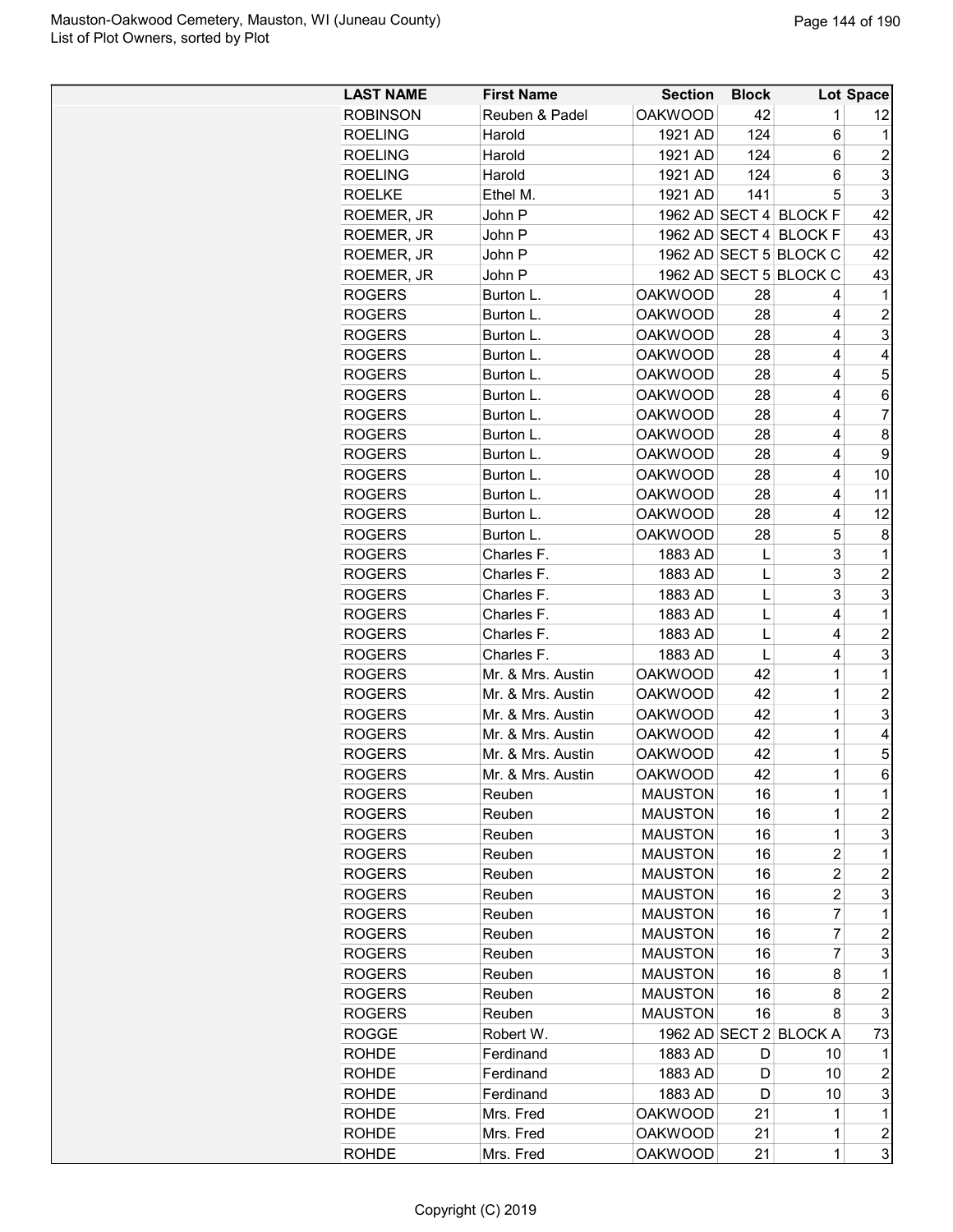| LAST NAME | First Name | Section | Block | Lot | Space |
|---|---|---|---|---|---|
| ROBINSON | Reuben & Padel | OAKWOOD | 42 | 1 | 12 |
| ROELING | Harold | 1921 AD | 124 | 6 | 1 |
| ROELING | Harold | 1921 AD | 124 | 6 | 2 |
| ROELING | Harold | 1921 AD | 124 | 6 | 3 |
| ROELKE | Ethel M. | 1921 AD | 141 | 5 | 3 |
| ROEMER, JR | John P | 1962 AD | SECT 4 | BLOCK F | 42 |
| ROEMER, JR | John P | 1962 AD | SECT 4 | BLOCK F | 43 |
| ROEMER, JR | John P | 1962 AD | SECT 5 | BLOCK C | 42 |
| ROEMER, JR | John P | 1962 AD | SECT 5 | BLOCK C | 43 |
| ROGERS | Burton L. | OAKWOOD | 28 | 4 | 1 |
| ROGERS | Burton L. | OAKWOOD | 28 | 4 | 2 |
| ROGERS | Burton L. | OAKWOOD | 28 | 4 | 3 |
| ROGERS | Burton L. | OAKWOOD | 28 | 4 | 4 |
| ROGERS | Burton L. | OAKWOOD | 28 | 4 | 5 |
| ROGERS | Burton L. | OAKWOOD | 28 | 4 | 6 |
| ROGERS | Burton L. | OAKWOOD | 28 | 4 | 7 |
| ROGERS | Burton L. | OAKWOOD | 28 | 4 | 8 |
| ROGERS | Burton L. | OAKWOOD | 28 | 4 | 9 |
| ROGERS | Burton L. | OAKWOOD | 28 | 4 | 10 |
| ROGERS | Burton L. | OAKWOOD | 28 | 4 | 11 |
| ROGERS | Burton L. | OAKWOOD | 28 | 4 | 12 |
| ROGERS | Burton L. | OAKWOOD | 28 | 5 | 8 |
| ROGERS | Charles F. | 1883 AD | L | 3 | 1 |
| ROGERS | Charles F. | 1883 AD | L | 3 | 2 |
| ROGERS | Charles F. | 1883 AD | L | 3 | 3 |
| ROGERS | Charles F. | 1883 AD | L | 4 | 1 |
| ROGERS | Charles F. | 1883 AD | L | 4 | 2 |
| ROGERS | Charles F. | 1883 AD | L | 4 | 3 |
| ROGERS | Mr. & Mrs. Austin | OAKWOOD | 42 | 1 | 1 |
| ROGERS | Mr. & Mrs. Austin | OAKWOOD | 42 | 1 | 2 |
| ROGERS | Mr. & Mrs. Austin | OAKWOOD | 42 | 1 | 3 |
| ROGERS | Mr. & Mrs. Austin | OAKWOOD | 42 | 1 | 4 |
| ROGERS | Mr. & Mrs. Austin | OAKWOOD | 42 | 1 | 5 |
| ROGERS | Mr. & Mrs. Austin | OAKWOOD | 42 | 1 | 6 |
| ROGERS | Reuben | MAUSTON | 16 | 1 | 1 |
| ROGERS | Reuben | MAUSTON | 16 | 1 | 2 |
| ROGERS | Reuben | MAUSTON | 16 | 1 | 3 |
| ROGERS | Reuben | MAUSTON | 16 | 2 | 1 |
| ROGERS | Reuben | MAUSTON | 16 | 2 | 2 |
| ROGERS | Reuben | MAUSTON | 16 | 2 | 3 |
| ROGERS | Reuben | MAUSTON | 16 | 7 | 1 |
| ROGERS | Reuben | MAUSTON | 16 | 7 | 2 |
| ROGERS | Reuben | MAUSTON | 16 | 7 | 3 |
| ROGERS | Reuben | MAUSTON | 16 | 8 | 1 |
| ROGERS | Reuben | MAUSTON | 16 | 8 | 2 |
| ROGERS | Reuben | MAUSTON | 16 | 8 | 3 |
| ROGGE | Robert W. | 1962 AD | SECT 2 | BLOCK A | 73 |
| ROHDE | Ferdinand | 1883 AD | D | 10 | 1 |
| ROHDE | Ferdinand | 1883 AD | D | 10 | 2 |
| ROHDE | Ferdinand | 1883 AD | D | 10 | 3 |
| ROHDE | Mrs. Fred | OAKWOOD | 21 | 1 | 1 |
| ROHDE | Mrs. Fred | OAKWOOD | 21 | 1 | 2 |
| ROHDE | Mrs. Fred | OAKWOOD | 21 | 1 | 3 |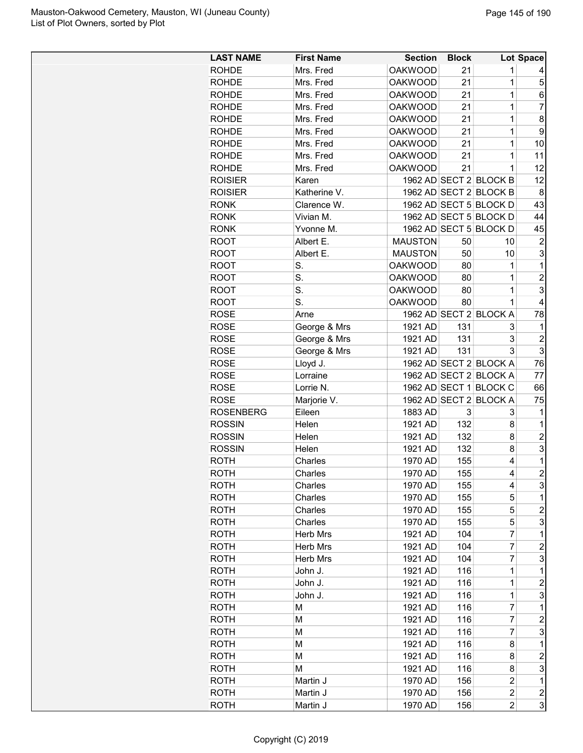| LAST NAME | First Name | Section | Block | Lot | Space |
|---|---|---|---|---|---|
| ROHDE | Mrs. Fred | OAKWOOD | 21 | 1 | 4 |
| ROHDE | Mrs. Fred | OAKWOOD | 21 | 1 | 5 |
| ROHDE | Mrs. Fred | OAKWOOD | 21 | 1 | 6 |
| ROHDE | Mrs. Fred | OAKWOOD | 21 | 1 | 7 |
| ROHDE | Mrs. Fred | OAKWOOD | 21 | 1 | 8 |
| ROHDE | Mrs. Fred | OAKWOOD | 21 | 1 | 9 |
| ROHDE | Mrs. Fred | OAKWOOD | 21 | 1 | 10 |
| ROHDE | Mrs. Fred | OAKWOOD | 21 | 1 | 11 |
| ROHDE | Mrs. Fred | OAKWOOD | 21 | 1 | 12 |
| ROISIER | Karen | 1962 AD | SECT 2 | BLOCK B | 12 |
| ROISIER | Katherine V. | 1962 AD | SECT 2 | BLOCK B | 8 |
| RONK | Clarence W. | 1962 AD | SECT 5 | BLOCK D | 43 |
| RONK | Vivian M. | 1962 AD | SECT 5 | BLOCK D | 44 |
| RONK | Yvonne M. | 1962 AD | SECT 5 | BLOCK D | 45 |
| ROOT | Albert E. | MAUSTON | 50 | 10 | 2 |
| ROOT | Albert E. | MAUSTON | 50 | 10 | 3 |
| ROOT | S. | OAKWOOD | 80 | 1 | 1 |
| ROOT | S. | OAKWOOD | 80 | 1 | 2 |
| ROOT | S. | OAKWOOD | 80 | 1 | 3 |
| ROOT | S. | OAKWOOD | 80 | 1 | 4 |
| ROSE | Arne | 1962 AD | SECT 2 | BLOCK A | 78 |
| ROSE | George & Mrs | 1921 AD | 131 | 3 | 1 |
| ROSE | George & Mrs | 1921 AD | 131 | 3 | 2 |
| ROSE | George & Mrs | 1921 AD | 131 | 3 | 3 |
| ROSE | Lloyd J. | 1962 AD | SECT 2 | BLOCK A | 76 |
| ROSE | Lorraine | 1962 AD | SECT 2 | BLOCK A | 77 |
| ROSE | Lorrie N. | 1962 AD | SECT 1 | BLOCK C | 66 |
| ROSE | Marjorie V. | 1962 AD | SECT 2 | BLOCK A | 75 |
| ROSENBERG | Eileen | 1883 AD | 3 | 3 | 1 |
| ROSSIN | Helen | 1921 AD | 132 | 8 | 1 |
| ROSSIN | Helen | 1921 AD | 132 | 8 | 2 |
| ROSSIN | Helen | 1921 AD | 132 | 8 | 3 |
| ROTH | Charles | 1970 AD | 155 | 4 | 1 |
| ROTH | Charles | 1970 AD | 155 | 4 | 2 |
| ROTH | Charles | 1970 AD | 155 | 4 | 3 |
| ROTH | Charles | 1970 AD | 155 | 5 | 1 |
| ROTH | Charles | 1970 AD | 155 | 5 | 2 |
| ROTH | Charles | 1970 AD | 155 | 5 | 3 |
| ROTH | Herb Mrs | 1921 AD | 104 | 7 | 1 |
| ROTH | Herb Mrs | 1921 AD | 104 | 7 | 2 |
| ROTH | Herb Mrs | 1921 AD | 104 | 7 | 3 |
| ROTH | John J. | 1921 AD | 116 | 1 | 1 |
| ROTH | John J. | 1921 AD | 116 | 1 | 2 |
| ROTH | John J. | 1921 AD | 116 | 1 | 3 |
| ROTH | M | 1921 AD | 116 | 7 | 1 |
| ROTH | M | 1921 AD | 116 | 7 | 2 |
| ROTH | M | 1921 AD | 116 | 7 | 3 |
| ROTH | M | 1921 AD | 116 | 8 | 1 |
| ROTH | M | 1921 AD | 116 | 8 | 2 |
| ROTH | M | 1921 AD | 116 | 8 | 3 |
| ROTH | Martin J | 1970 AD | 156 | 2 | 1 |
| ROTH | Martin J | 1970 AD | 156 | 2 | 2 |
| ROTH | Martin J | 1970 AD | 156 | 2 | 3 |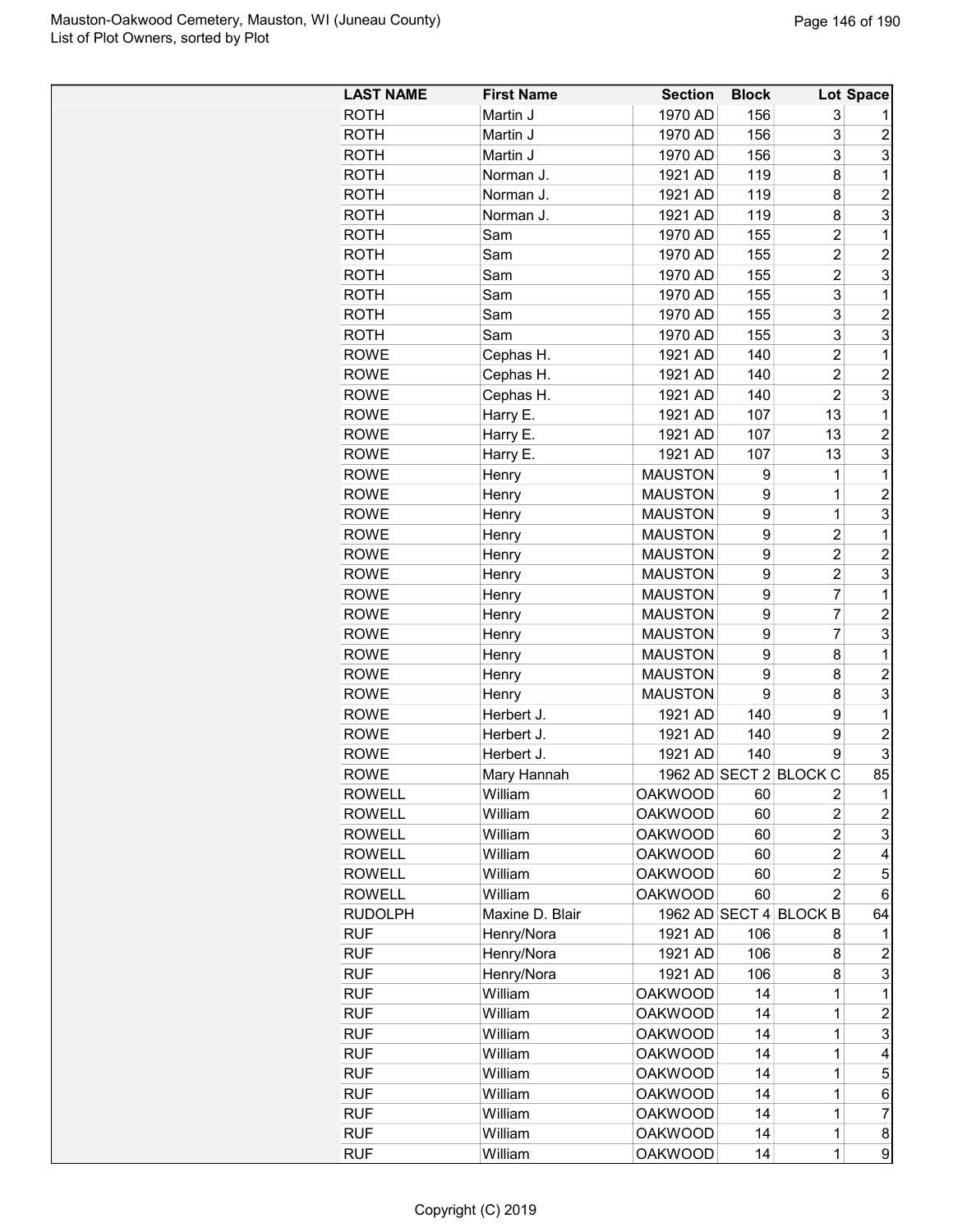| LAST NAME | First Name | Section | Block | Lot | Space |
|---|---|---|---|---|---|
| ROTH | Martin J | 1970 AD | 156 | 3 | 1 |
| ROTH | Martin J | 1970 AD | 156 | 3 | 2 |
| ROTH | Martin J | 1970 AD | 156 | 3 | 3 |
| ROTH | Norman J. | 1921 AD | 119 | 8 | 1 |
| ROTH | Norman J. | 1921 AD | 119 | 8 | 2 |
| ROTH | Norman J. | 1921 AD | 119 | 8 | 3 |
| ROTH | Sam | 1970 AD | 155 | 2 | 1 |
| ROTH | Sam | 1970 AD | 155 | 2 | 2 |
| ROTH | Sam | 1970 AD | 155 | 2 | 3 |
| ROTH | Sam | 1970 AD | 155 | 3 | 1 |
| ROTH | Sam | 1970 AD | 155 | 3 | 2 |
| ROTH | Sam | 1970 AD | 155 | 3 | 3 |
| ROWE | Cephas H. | 1921 AD | 140 | 2 | 1 |
| ROWE | Cephas H. | 1921 AD | 140 | 2 | 2 |
| ROWE | Cephas H. | 1921 AD | 140 | 2 | 3 |
| ROWE | Harry E. | 1921 AD | 107 | 13 | 1 |
| ROWE | Harry E. | 1921 AD | 107 | 13 | 2 |
| ROWE | Harry E. | 1921 AD | 107 | 13 | 3 |
| ROWE | Henry | MAUSTON | 9 | 1 | 1 |
| ROWE | Henry | MAUSTON | 9 | 1 | 2 |
| ROWE | Henry | MAUSTON | 9 | 1 | 3 |
| ROWE | Henry | MAUSTON | 9 | 2 | 1 |
| ROWE | Henry | MAUSTON | 9 | 2 | 2 |
| ROWE | Henry | MAUSTON | 9 | 2 | 3 |
| ROWE | Henry | MAUSTON | 9 | 7 | 1 |
| ROWE | Henry | MAUSTON | 9 | 7 | 2 |
| ROWE | Henry | MAUSTON | 9 | 7 | 3 |
| ROWE | Henry | MAUSTON | 9 | 8 | 1 |
| ROWE | Henry | MAUSTON | 9 | 8 | 2 |
| ROWE | Henry | MAUSTON | 9 | 8 | 3 |
| ROWE | Herbert J. | 1921 AD | 140 | 9 | 1 |
| ROWE | Herbert J. | 1921 AD | 140 | 9 | 2 |
| ROWE | Herbert J. | 1921 AD | 140 | 9 | 3 |
| ROWE | Mary Hannah | 1962 AD | SECT 2 | BLOCK C | 85 |
| ROWELL | William | OAKWOOD | 60 | 2 | 1 |
| ROWELL | William | OAKWOOD | 60 | 2 | 2 |
| ROWELL | William | OAKWOOD | 60 | 2 | 3 |
| ROWELL | William | OAKWOOD | 60 | 2 | 4 |
| ROWELL | William | OAKWOOD | 60 | 2 | 5 |
| ROWELL | William | OAKWOOD | 60 | 2 | 6 |
| RUDOLPH | Maxine D. Blair | 1962 AD | SECT 4 | BLOCK B | 64 |
| RUF | Henry/Nora | 1921 AD | 106 | 8 | 1 |
| RUF | Henry/Nora | 1921 AD | 106 | 8 | 2 |
| RUF | Henry/Nora | 1921 AD | 106 | 8 | 3 |
| RUF | William | OAKWOOD | 14 | 1 | 1 |
| RUF | William | OAKWOOD | 14 | 1 | 2 |
| RUF | William | OAKWOOD | 14 | 1 | 3 |
| RUF | William | OAKWOOD | 14 | 1 | 4 |
| RUF | William | OAKWOOD | 14 | 1 | 5 |
| RUF | William | OAKWOOD | 14 | 1 | 6 |
| RUF | William | OAKWOOD | 14 | 1 | 7 |
| RUF | William | OAKWOOD | 14 | 1 | 8 |
| RUF | William | OAKWOOD | 14 | 1 | 9 |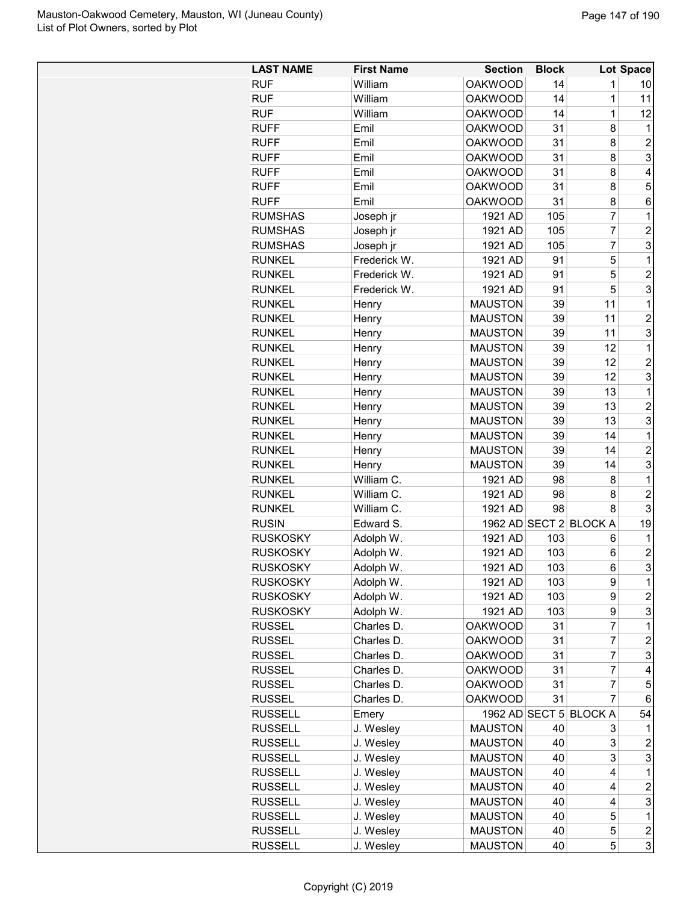| LAST NAME | First Name | Section | Block | Lot | Space |
|---|---|---|---|---|---|
| RUF | William | OAKWOOD | 14 | 1 | 10 |
| RUF | William | OAKWOOD | 14 | 1 | 11 |
| RUF | William | OAKWOOD | 14 | 1 | 12 |
| RUFF | Emil | OAKWOOD | 31 | 8 | 1 |
| RUFF | Emil | OAKWOOD | 31 | 8 | 2 |
| RUFF | Emil | OAKWOOD | 31 | 8 | 3 |
| RUFF | Emil | OAKWOOD | 31 | 8 | 4 |
| RUFF | Emil | OAKWOOD | 31 | 8 | 5 |
| RUFF | Emil | OAKWOOD | 31 | 8 | 6 |
| RUMSHAS | Joseph jr | 1921 AD | 105 | 7 | 1 |
| RUMSHAS | Joseph jr | 1921 AD | 105 | 7 | 2 |
| RUMSHAS | Joseph jr | 1921 AD | 105 | 7 | 3 |
| RUNKEL | Frederick W. | 1921 AD | 91 | 5 | 1 |
| RUNKEL | Frederick W. | 1921 AD | 91 | 5 | 2 |
| RUNKEL | Frederick W. | 1921 AD | 91 | 5 | 3 |
| RUNKEL | Henry | MAUSTON | 39 | 11 | 1 |
| RUNKEL | Henry | MAUSTON | 39 | 11 | 2 |
| RUNKEL | Henry | MAUSTON | 39 | 11 | 3 |
| RUNKEL | Henry | MAUSTON | 39 | 12 | 1 |
| RUNKEL | Henry | MAUSTON | 39 | 12 | 2 |
| RUNKEL | Henry | MAUSTON | 39 | 12 | 3 |
| RUNKEL | Henry | MAUSTON | 39 | 13 | 1 |
| RUNKEL | Henry | MAUSTON | 39 | 13 | 2 |
| RUNKEL | Henry | MAUSTON | 39 | 13 | 3 |
| RUNKEL | Henry | MAUSTON | 39 | 14 | 1 |
| RUNKEL | Henry | MAUSTON | 39 | 14 | 2 |
| RUNKEL | Henry | MAUSTON | 39 | 14 | 3 |
| RUNKEL | William C. | 1921 AD | 98 | 8 | 1 |
| RUNKEL | William C. | 1921 AD | 98 | 8 | 2 |
| RUNKEL | William C. | 1921 AD | 98 | 8 | 3 |
| RUSIN | Edward S. | 1962 AD | SECT 2 | BLOCK A | 19 |
| RUSKOSKY | Adolph W. | 1921 AD | 103 | 6 | 1 |
| RUSKOSKY | Adolph W. | 1921 AD | 103 | 6 | 2 |
| RUSKOSKY | Adolph W. | 1921 AD | 103 | 6 | 3 |
| RUSKOSKY | Adolph W. | 1921 AD | 103 | 9 | 1 |
| RUSKOSKY | Adolph W. | 1921 AD | 103 | 9 | 2 |
| RUSKOSKY | Adolph W. | 1921 AD | 103 | 9 | 3 |
| RUSSEL | Charles D. | OAKWOOD | 31 | 7 | 1 |
| RUSSEL | Charles D. | OAKWOOD | 31 | 7 | 2 |
| RUSSEL | Charles D. | OAKWOOD | 31 | 7 | 3 |
| RUSSEL | Charles D. | OAKWOOD | 31 | 7 | 4 |
| RUSSEL | Charles D. | OAKWOOD | 31 | 7 | 5 |
| RUSSEL | Charles D. | OAKWOOD | 31 | 7 | 6 |
| RUSSELL | Emery | 1962 AD | SECT 5 | BLOCK A | 54 |
| RUSSELL | J. Wesley | MAUSTON | 40 | 3 | 1 |
| RUSSELL | J. Wesley | MAUSTON | 40 | 3 | 2 |
| RUSSELL | J. Wesley | MAUSTON | 40 | 3 | 3 |
| RUSSELL | J. Wesley | MAUSTON | 40 | 4 | 1 |
| RUSSELL | J. Wesley | MAUSTON | 40 | 4 | 2 |
| RUSSELL | J. Wesley | MAUSTON | 40 | 4 | 3 |
| RUSSELL | J. Wesley | MAUSTON | 40 | 5 | 1 |
| RUSSELL | J. Wesley | MAUSTON | 40 | 5 | 2 |
| RUSSELL | J. Wesley | MAUSTON | 40 | 5 | 3 |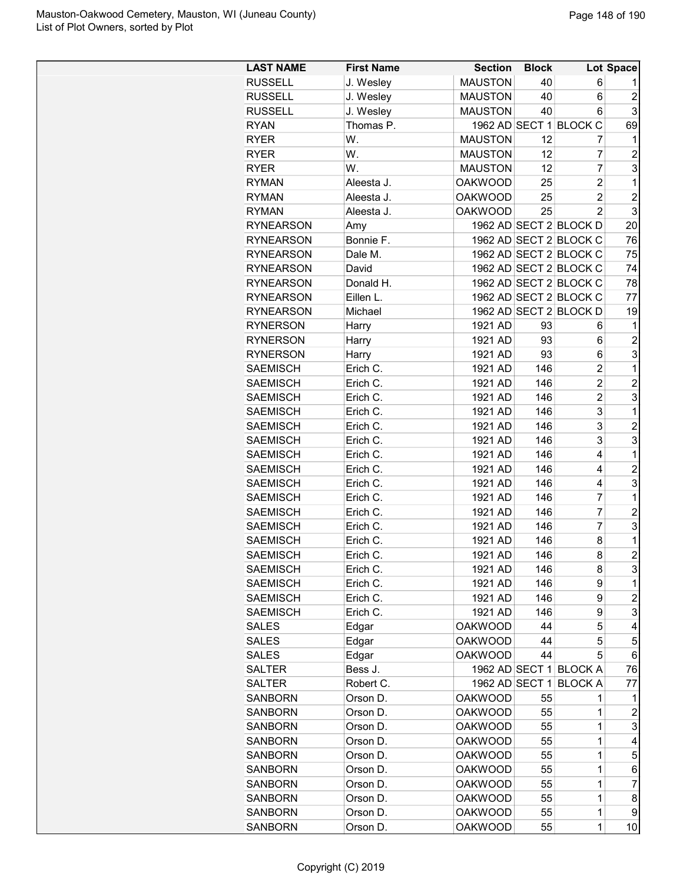| LAST NAME | First Name | Section | Block | Lot | Space |
|---|---|---|---|---|---|
| RUSSELL | J. Wesley | MAUSTON | 40 | 6 | 1 |
| RUSSELL | J. Wesley | MAUSTON | 40 | 6 | 2 |
| RUSSELL | J. Wesley | MAUSTON | 40 | 6 | 3 |
| RYAN | Thomas P. | 1962 AD | SECT 1 | BLOCK C | 69 |
| RYER | W. | MAUSTON | 12 | 7 | 1 |
| RYER | W. | MAUSTON | 12 | 7 | 2 |
| RYER | W. | MAUSTON | 12 | 7 | 3 |
| RYMAN | Aleesta J. | OAKWOOD | 25 | 2 | 1 |
| RYMAN | Aleesta J. | OAKWOOD | 25 | 2 | 2 |
| RYMAN | Aleesta J. | OAKWOOD | 25 | 2 | 3 |
| RYNEARSON | Amy | 1962 AD | SECT 2 | BLOCK D | 20 |
| RYNEARSON | Bonnie F. | 1962 AD | SECT 2 | BLOCK C | 76 |
| RYNEARSON | Dale M. | 1962 AD | SECT 2 | BLOCK C | 75 |
| RYNEARSON | David | 1962 AD | SECT 2 | BLOCK C | 74 |
| RYNEARSON | Donald H. | 1962 AD | SECT 2 | BLOCK C | 78 |
| RYNEARSON | Eillen L. | 1962 AD | SECT 2 | BLOCK C | 77 |
| RYNEARSON | Michael | 1962 AD | SECT 2 | BLOCK D | 19 |
| RYNERSON | Harry | 1921 AD | 93 | 6 | 1 |
| RYNERSON | Harry | 1921 AD | 93 | 6 | 2 |
| RYNERSON | Harry | 1921 AD | 93 | 6 | 3 |
| SAEMISCH | Erich C. | 1921 AD | 146 | 2 | 1 |
| SAEMISCH | Erich C. | 1921 AD | 146 | 2 | 2 |
| SAEMISCH | Erich C. | 1921 AD | 146 | 2 | 3 |
| SAEMISCH | Erich C. | 1921 AD | 146 | 3 | 1 |
| SAEMISCH | Erich C. | 1921 AD | 146 | 3 | 2 |
| SAEMISCH | Erich C. | 1921 AD | 146 | 3 | 3 |
| SAEMISCH | Erich C. | 1921 AD | 146 | 4 | 1 |
| SAEMISCH | Erich C. | 1921 AD | 146 | 4 | 2 |
| SAEMISCH | Erich C. | 1921 AD | 146 | 4 | 3 |
| SAEMISCH | Erich C. | 1921 AD | 146 | 7 | 1 |
| SAEMISCH | Erich C. | 1921 AD | 146 | 7 | 2 |
| SAEMISCH | Erich C. | 1921 AD | 146 | 7 | 3 |
| SAEMISCH | Erich C. | 1921 AD | 146 | 8 | 1 |
| SAEMISCH | Erich C. | 1921 AD | 146 | 8 | 2 |
| SAEMISCH | Erich C. | 1921 AD | 146 | 8 | 3 |
| SAEMISCH | Erich C. | 1921 AD | 146 | 9 | 1 |
| SAEMISCH | Erich C. | 1921 AD | 146 | 9 | 2 |
| SAEMISCH | Erich C. | 1921 AD | 146 | 9 | 3 |
| SALES | Edgar | OAKWOOD | 44 | 5 | 4 |
| SALES | Edgar | OAKWOOD | 44 | 5 | 5 |
| SALES | Edgar | OAKWOOD | 44 | 5 | 6 |
| SALTER | Bess J. | 1962 AD | SECT 1 | BLOCK A | 76 |
| SALTER | Robert C. | 1962 AD | SECT 1 | BLOCK A | 77 |
| SANBORN | Orson D. | OAKWOOD | 55 | 1 | 1 |
| SANBORN | Orson D. | OAKWOOD | 55 | 1 | 2 |
| SANBORN | Orson D. | OAKWOOD | 55 | 1 | 3 |
| SANBORN | Orson D. | OAKWOOD | 55 | 1 | 4 |
| SANBORN | Orson D. | OAKWOOD | 55 | 1 | 5 |
| SANBORN | Orson D. | OAKWOOD | 55 | 1 | 6 |
| SANBORN | Orson D. | OAKWOOD | 55 | 1 | 7 |
| SANBORN | Orson D. | OAKWOOD | 55 | 1 | 8 |
| SANBORN | Orson D. | OAKWOOD | 55 | 1 | 9 |
| SANBORN | Orson D. | OAKWOOD | 55 | 1 | 10 |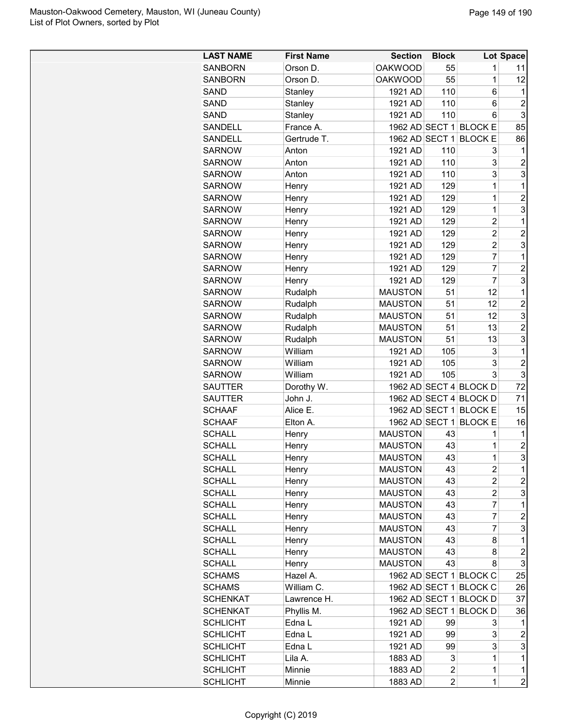| LAST NAME | First Name | Section | Block | Lot | Space |
|---|---|---|---|---|---|
| SANBORN | Orson D. | OAKWOOD | 55 | 1 | 11 |
| SANBORN | Orson D. | OAKWOOD | 55 | 1 | 12 |
| SAND | Stanley | 1921 AD | 110 | 6 | 1 |
| SAND | Stanley | 1921 AD | 110 | 6 | 2 |
| SAND | Stanley | 1921 AD | 110 | 6 | 3 |
| SANDELL | France A. | 1962 AD | SECT 1 | BLOCK E | 85 |
| SANDELL | Gertrude T. | 1962 AD | SECT 1 | BLOCK E | 86 |
| SARNOW | Anton | 1921 AD | 110 | 3 | 1 |
| SARNOW | Anton | 1921 AD | 110 | 3 | 2 |
| SARNOW | Anton | 1921 AD | 110 | 3 | 3 |
| SARNOW | Henry | 1921 AD | 129 | 1 | 1 |
| SARNOW | Henry | 1921 AD | 129 | 1 | 2 |
| SARNOW | Henry | 1921 AD | 129 | 1 | 3 |
| SARNOW | Henry | 1921 AD | 129 | 2 | 1 |
| SARNOW | Henry | 1921 AD | 129 | 2 | 2 |
| SARNOW | Henry | 1921 AD | 129 | 2 | 3 |
| SARNOW | Henry | 1921 AD | 129 | 7 | 1 |
| SARNOW | Henry | 1921 AD | 129 | 7 | 2 |
| SARNOW | Henry | 1921 AD | 129 | 7 | 3 |
| SARNOW | Rudalph | MAUSTON | 51 | 12 | 1 |
| SARNOW | Rudalph | MAUSTON | 51 | 12 | 2 |
| SARNOW | Rudalph | MAUSTON | 51 | 12 | 3 |
| SARNOW | Rudalph | MAUSTON | 51 | 13 | 2 |
| SARNOW | Rudalph | MAUSTON | 51 | 13 | 3 |
| SARNOW | William | 1921 AD | 105 | 3 | 1 |
| SARNOW | William | 1921 AD | 105 | 3 | 2 |
| SARNOW | William | 1921 AD | 105 | 3 | 3 |
| SAUTTER | Dorothy W. | 1962 AD | SECT 4 | BLOCK D | 72 |
| SAUTTER | John J. | 1962 AD | SECT 4 | BLOCK D | 71 |
| SCHAAF | Alice E. | 1962 AD | SECT 1 | BLOCK E | 15 |
| SCHAAF | Elton A. | 1962 AD | SECT 1 | BLOCK E | 16 |
| SCHALL | Henry | MAUSTON | 43 | 1 | 1 |
| SCHALL | Henry | MAUSTON | 43 | 1 | 2 |
| SCHALL | Henry | MAUSTON | 43 | 1 | 3 |
| SCHALL | Henry | MAUSTON | 43 | 2 | 1 |
| SCHALL | Henry | MAUSTON | 43 | 2 | 2 |
| SCHALL | Henry | MAUSTON | 43 | 2 | 3 |
| SCHALL | Henry | MAUSTON | 43 | 7 | 1 |
| SCHALL | Henry | MAUSTON | 43 | 7 | 2 |
| SCHALL | Henry | MAUSTON | 43 | 7 | 3 |
| SCHALL | Henry | MAUSTON | 43 | 8 | 1 |
| SCHALL | Henry | MAUSTON | 43 | 8 | 2 |
| SCHALL | Henry | MAUSTON | 43 | 8 | 3 |
| SCHAMS | Hazel A. | 1962 AD | SECT 1 | BLOCK C | 25 |
| SCHAMS | William C. | 1962 AD | SECT 1 | BLOCK C | 26 |
| SCHENKAT | Lawrence H. | 1962 AD | SECT 1 | BLOCK D | 37 |
| SCHENKAT | Phyllis M. | 1962 AD | SECT 1 | BLOCK D | 36 |
| SCHLICHT | Edna L | 1921 AD | 99 | 3 | 1 |
| SCHLICHT | Edna L | 1921 AD | 99 | 3 | 2 |
| SCHLICHT | Edna L | 1921 AD | 99 | 3 | 3 |
| SCHLICHT | Lila A. | 1883 AD | 3 | 1 | 1 |
| SCHLICHT | Minnie | 1883 AD | 2 | 1 | 1 |
| SCHLICHT | Minnie | 1883 AD | 2 | 1 | 2 |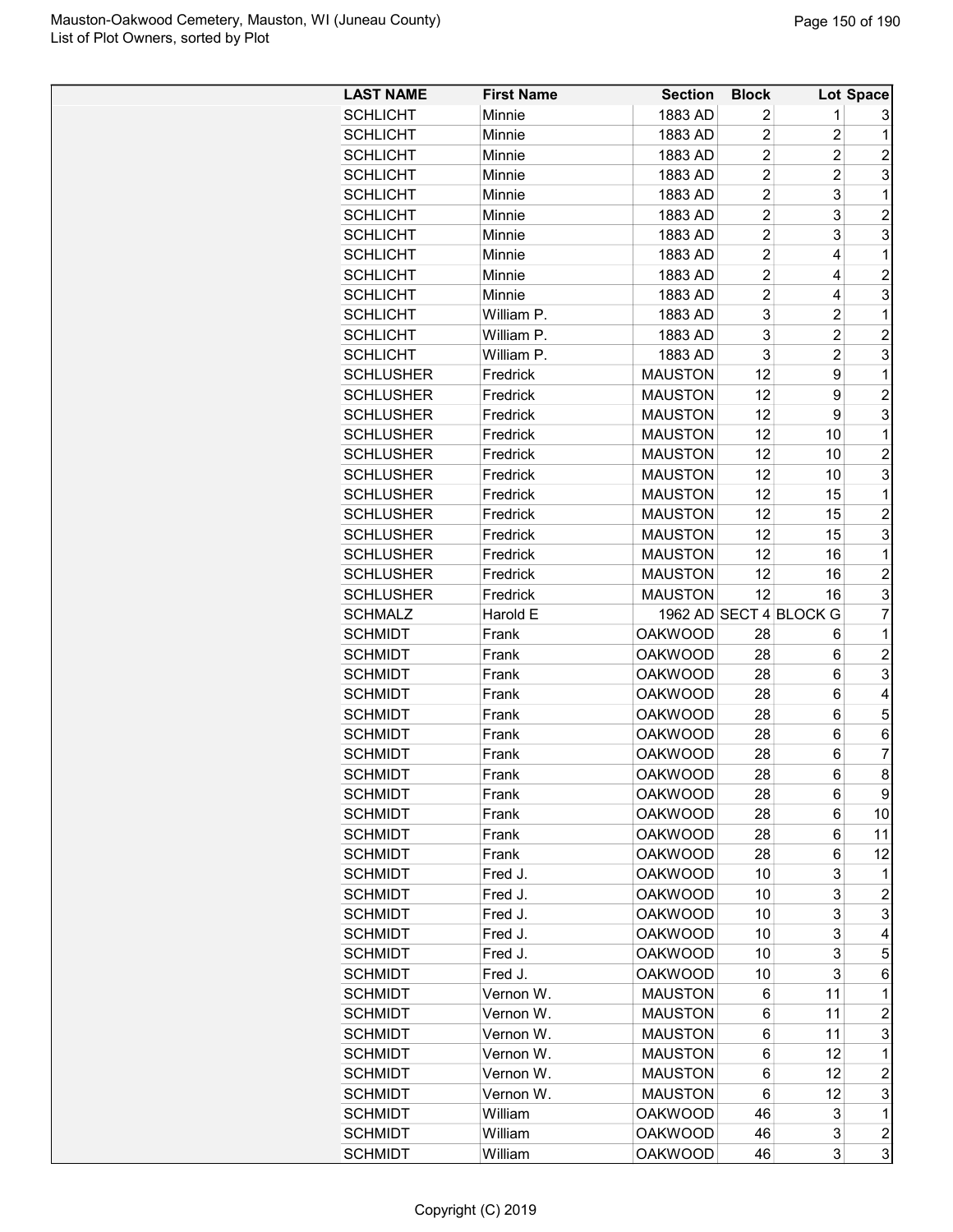| LAST NAME | First Name | Section | Block | Lot | Space |
|---|---|---|---|---|---|
| SCHLICHT | Minnie | 1883 AD | 2 | 1 | 3 |
| SCHLICHT | Minnie | 1883 AD | 2 | 2 | 1 |
| SCHLICHT | Minnie | 1883 AD | 2 | 2 | 2 |
| SCHLICHT | Minnie | 1883 AD | 2 | 2 | 3 |
| SCHLICHT | Minnie | 1883 AD | 2 | 3 | 1 |
| SCHLICHT | Minnie | 1883 AD | 2 | 3 | 2 |
| SCHLICHT | Minnie | 1883 AD | 2 | 3 | 3 |
| SCHLICHT | Minnie | 1883 AD | 2 | 4 | 1 |
| SCHLICHT | Minnie | 1883 AD | 2 | 4 | 2 |
| SCHLICHT | Minnie | 1883 AD | 2 | 4 | 3 |
| SCHLICHT | William P. | 1883 AD | 3 | 2 | 1 |
| SCHLICHT | William P. | 1883 AD | 3 | 2 | 2 |
| SCHLICHT | William P. | 1883 AD | 3 | 2 | 3 |
| SCHLUSHER | Fredrick | MAUSTON | 12 | 9 | 1 |
| SCHLUSHER | Fredrick | MAUSTON | 12 | 9 | 2 |
| SCHLUSHER | Fredrick | MAUSTON | 12 | 9 | 3 |
| SCHLUSHER | Fredrick | MAUSTON | 12 | 10 | 1 |
| SCHLUSHER | Fredrick | MAUSTON | 12 | 10 | 2 |
| SCHLUSHER | Fredrick | MAUSTON | 12 | 10 | 3 |
| SCHLUSHER | Fredrick | MAUSTON | 12 | 15 | 1 |
| SCHLUSHER | Fredrick | MAUSTON | 12 | 15 | 2 |
| SCHLUSHER | Fredrick | MAUSTON | 12 | 15 | 3 |
| SCHLUSHER | Fredrick | MAUSTON | 12 | 16 | 1 |
| SCHLUSHER | Fredrick | MAUSTON | 12 | 16 | 2 |
| SCHLUSHER | Fredrick | MAUSTON | 12 | 16 | 3 |
| SCHMALZ | Harold E | 1962 AD | SECT 4 | BLOCK G | 7 |
| SCHMIDT | Frank | OAKWOOD | 28 | 6 | 1 |
| SCHMIDT | Frank | OAKWOOD | 28 | 6 | 2 |
| SCHMIDT | Frank | OAKWOOD | 28 | 6 | 3 |
| SCHMIDT | Frank | OAKWOOD | 28 | 6 | 4 |
| SCHMIDT | Frank | OAKWOOD | 28 | 6 | 5 |
| SCHMIDT | Frank | OAKWOOD | 28 | 6 | 6 |
| SCHMIDT | Frank | OAKWOOD | 28 | 6 | 7 |
| SCHMIDT | Frank | OAKWOOD | 28 | 6 | 8 |
| SCHMIDT | Frank | OAKWOOD | 28 | 6 | 9 |
| SCHMIDT | Frank | OAKWOOD | 28 | 6 | 10 |
| SCHMIDT | Frank | OAKWOOD | 28 | 6 | 11 |
| SCHMIDT | Frank | OAKWOOD | 28 | 6 | 12 |
| SCHMIDT | Fred J. | OAKWOOD | 10 | 3 | 1 |
| SCHMIDT | Fred J. | OAKWOOD | 10 | 3 | 2 |
| SCHMIDT | Fred J. | OAKWOOD | 10 | 3 | 3 |
| SCHMIDT | Fred J. | OAKWOOD | 10 | 3 | 4 |
| SCHMIDT | Fred J. | OAKWOOD | 10 | 3 | 5 |
| SCHMIDT | Fred J. | OAKWOOD | 10 | 3 | 6 |
| SCHMIDT | Vernon W. | MAUSTON | 6 | 11 | 1 |
| SCHMIDT | Vernon W. | MAUSTON | 6 | 11 | 2 |
| SCHMIDT | Vernon W. | MAUSTON | 6 | 11 | 3 |
| SCHMIDT | Vernon W. | MAUSTON | 6 | 12 | 1 |
| SCHMIDT | Vernon W. | MAUSTON | 6 | 12 | 2 |
| SCHMIDT | Vernon W. | MAUSTON | 6 | 12 | 3 |
| SCHMIDT | William | OAKWOOD | 46 | 3 | 1 |
| SCHMIDT | William | OAKWOOD | 46 | 3 | 2 |
| SCHMIDT | William | OAKWOOD | 46 | 3 | 3 |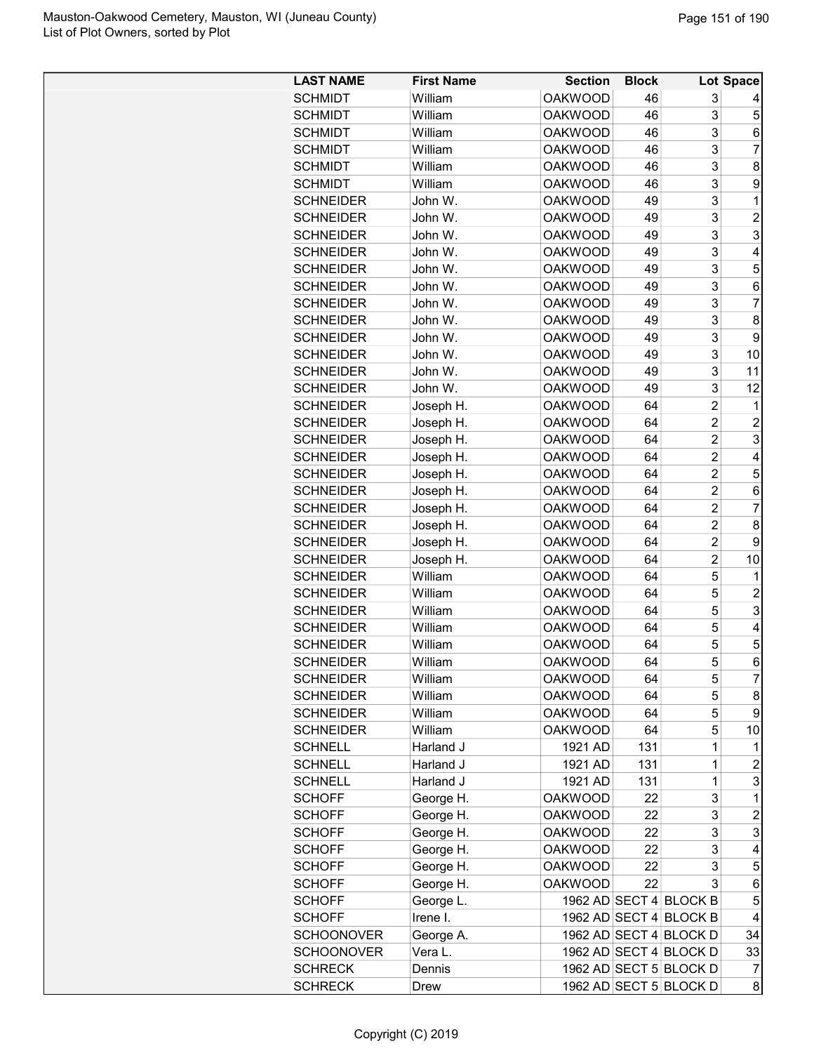| LAST NAME | First Name | Section | Block | Lot | Space |
|---|---|---|---|---|---|
| SCHMIDT | William | OAKWOOD | 46 | 3 | 4 |
| SCHMIDT | William | OAKWOOD | 46 | 3 | 5 |
| SCHMIDT | William | OAKWOOD | 46 | 3 | 6 |
| SCHMIDT | William | OAKWOOD | 46 | 3 | 7 |
| SCHMIDT | William | OAKWOOD | 46 | 3 | 8 |
| SCHMIDT | William | OAKWOOD | 46 | 3 | 9 |
| SCHNEIDER | John W. | OAKWOOD | 49 | 3 | 1 |
| SCHNEIDER | John W. | OAKWOOD | 49 | 3 | 2 |
| SCHNEIDER | John W. | OAKWOOD | 49 | 3 | 3 |
| SCHNEIDER | John W. | OAKWOOD | 49 | 3 | 4 |
| SCHNEIDER | John W. | OAKWOOD | 49 | 3 | 5 |
| SCHNEIDER | John W. | OAKWOOD | 49 | 3 | 6 |
| SCHNEIDER | John W. | OAKWOOD | 49 | 3 | 7 |
| SCHNEIDER | John W. | OAKWOOD | 49 | 3 | 8 |
| SCHNEIDER | John W. | OAKWOOD | 49 | 3 | 9 |
| SCHNEIDER | John W. | OAKWOOD | 49 | 3 | 10 |
| SCHNEIDER | John W. | OAKWOOD | 49 | 3 | 11 |
| SCHNEIDER | John W. | OAKWOOD | 49 | 3 | 12 |
| SCHNEIDER | Joseph H. | OAKWOOD | 64 | 2 | 1 |
| SCHNEIDER | Joseph H. | OAKWOOD | 64 | 2 | 2 |
| SCHNEIDER | Joseph H. | OAKWOOD | 64 | 2 | 3 |
| SCHNEIDER | Joseph H. | OAKWOOD | 64 | 2 | 4 |
| SCHNEIDER | Joseph H. | OAKWOOD | 64 | 2 | 5 |
| SCHNEIDER | Joseph H. | OAKWOOD | 64 | 2 | 6 |
| SCHNEIDER | Joseph H. | OAKWOOD | 64 | 2 | 7 |
| SCHNEIDER | Joseph H. | OAKWOOD | 64 | 2 | 8 |
| SCHNEIDER | Joseph H. | OAKWOOD | 64 | 2 | 9 |
| SCHNEIDER | Joseph H. | OAKWOOD | 64 | 2 | 10 |
| SCHNEIDER | William | OAKWOOD | 64 | 5 | 1 |
| SCHNEIDER | William | OAKWOOD | 64 | 5 | 2 |
| SCHNEIDER | William | OAKWOOD | 64 | 5 | 3 |
| SCHNEIDER | William | OAKWOOD | 64 | 5 | 4 |
| SCHNEIDER | William | OAKWOOD | 64 | 5 | 5 |
| SCHNEIDER | William | OAKWOOD | 64 | 5 | 6 |
| SCHNEIDER | William | OAKWOOD | 64 | 5 | 7 |
| SCHNEIDER | William | OAKWOOD | 64 | 5 | 8 |
| SCHNEIDER | William | OAKWOOD | 64 | 5 | 9 |
| SCHNEIDER | William | OAKWOOD | 64 | 5 | 10 |
| SCHNELL | Harland J | 1921 AD | 131 | 1 | 1 |
| SCHNELL | Harland J | 1921 AD | 131 | 1 | 2 |
| SCHNELL | Harland J | 1921 AD | 131 | 1 | 3 |
| SCHOFF | George H. | OAKWOOD | 22 | 3 | 1 |
| SCHOFF | George H. | OAKWOOD | 22 | 3 | 2 |
| SCHOFF | George H. | OAKWOOD | 22 | 3 | 3 |
| SCHOFF | George H. | OAKWOOD | 22 | 3 | 4 |
| SCHOFF | George H. | OAKWOOD | 22 | 3 | 5 |
| SCHOFF | George H. | OAKWOOD | 22 | 3 | 6 |
| SCHOFF | George L. | 1962 AD | SECT 4 | BLOCK B | 5 |
| SCHOFF | Irene I. | 1962 AD | SECT 4 | BLOCK B | 4 |
| SCHOONOVER | George A. | 1962 AD | SECT 4 | BLOCK D | 34 |
| SCHOONOVER | Vera L. | 1962 AD | SECT 4 | BLOCK D | 33 |
| SCHRECK | Dennis | 1962 AD | SECT 5 | BLOCK D | 7 |
| SCHRECK | Drew | 1962 AD | SECT 5 | BLOCK D | 8 |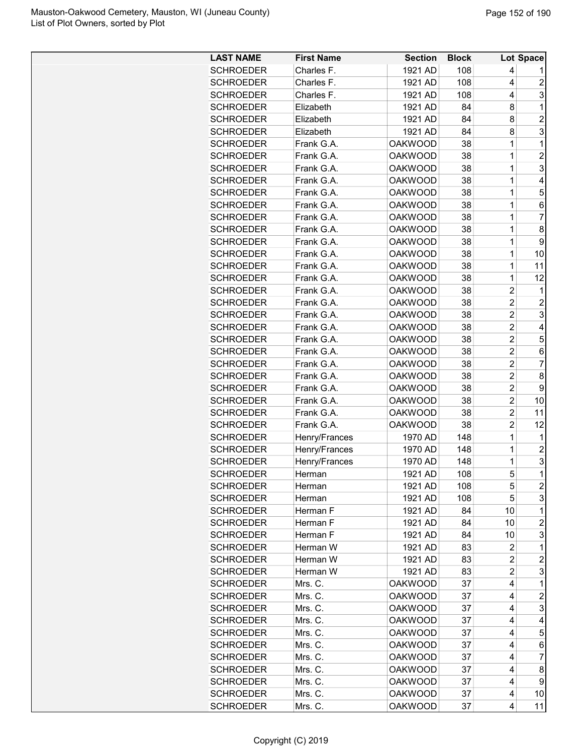| LAST NAME | First Name | Section | Block | Lot | Space |
| --- | --- | --- | --- | --- | --- |
| SCHROEDER | Charles F. | 1921 AD | 108 | 4 | 1 |
| SCHROEDER | Charles F. | 1921 AD | 108 | 4 | 2 |
| SCHROEDER | Charles F. | 1921 AD | 108 | 4 | 3 |
| SCHROEDER | Elizabeth | 1921 AD | 84 | 8 | 1 |
| SCHROEDER | Elizabeth | 1921 AD | 84 | 8 | 2 |
| SCHROEDER | Elizabeth | 1921 AD | 84 | 8 | 3 |
| SCHROEDER | Frank G.A. | OAKWOOD | 38 | 1 | 1 |
| SCHROEDER | Frank G.A. | OAKWOOD | 38 | 1 | 2 |
| SCHROEDER | Frank G.A. | OAKWOOD | 38 | 1 | 3 |
| SCHROEDER | Frank G.A. | OAKWOOD | 38 | 1 | 4 |
| SCHROEDER | Frank G.A. | OAKWOOD | 38 | 1 | 5 |
| SCHROEDER | Frank G.A. | OAKWOOD | 38 | 1 | 6 |
| SCHROEDER | Frank G.A. | OAKWOOD | 38 | 1 | 7 |
| SCHROEDER | Frank G.A. | OAKWOOD | 38 | 1 | 8 |
| SCHROEDER | Frank G.A. | OAKWOOD | 38 | 1 | 9 |
| SCHROEDER | Frank G.A. | OAKWOOD | 38 | 1 | 10 |
| SCHROEDER | Frank G.A. | OAKWOOD | 38 | 1 | 11 |
| SCHROEDER | Frank G.A. | OAKWOOD | 38 | 1 | 12 |
| SCHROEDER | Frank G.A. | OAKWOOD | 38 | 2 | 1 |
| SCHROEDER | Frank G.A. | OAKWOOD | 38 | 2 | 2 |
| SCHROEDER | Frank G.A. | OAKWOOD | 38 | 2 | 3 |
| SCHROEDER | Frank G.A. | OAKWOOD | 38 | 2 | 4 |
| SCHROEDER | Frank G.A. | OAKWOOD | 38 | 2 | 5 |
| SCHROEDER | Frank G.A. | OAKWOOD | 38 | 2 | 6 |
| SCHROEDER | Frank G.A. | OAKWOOD | 38 | 2 | 7 |
| SCHROEDER | Frank G.A. | OAKWOOD | 38 | 2 | 8 |
| SCHROEDER | Frank G.A. | OAKWOOD | 38 | 2 | 9 |
| SCHROEDER | Frank G.A. | OAKWOOD | 38 | 2 | 10 |
| SCHROEDER | Frank G.A. | OAKWOOD | 38 | 2 | 11 |
| SCHROEDER | Frank G.A. | OAKWOOD | 38 | 2 | 12 |
| SCHROEDER | Henry/Frances | 1970 AD | 148 | 1 | 1 |
| SCHROEDER | Henry/Frances | 1970 AD | 148 | 1 | 2 |
| SCHROEDER | Henry/Frances | 1970 AD | 148 | 1 | 3 |
| SCHROEDER | Herman | 1921 AD | 108 | 5 | 1 |
| SCHROEDER | Herman | 1921 AD | 108 | 5 | 2 |
| SCHROEDER | Herman | 1921 AD | 108 | 5 | 3 |
| SCHROEDER | Herman F | 1921 AD | 84 | 10 | 1 |
| SCHROEDER | Herman F | 1921 AD | 84 | 10 | 2 |
| SCHROEDER | Herman F | 1921 AD | 84 | 10 | 3 |
| SCHROEDER | Herman W | 1921 AD | 83 | 2 | 1 |
| SCHROEDER | Herman W | 1921 AD | 83 | 2 | 2 |
| SCHROEDER | Herman W | 1921 AD | 83 | 2 | 3 |
| SCHROEDER | Mrs. C. | OAKWOOD | 37 | 4 | 1 |
| SCHROEDER | Mrs. C. | OAKWOOD | 37 | 4 | 2 |
| SCHROEDER | Mrs. C. | OAKWOOD | 37 | 4 | 3 |
| SCHROEDER | Mrs. C. | OAKWOOD | 37 | 4 | 4 |
| SCHROEDER | Mrs. C. | OAKWOOD | 37 | 4 | 5 |
| SCHROEDER | Mrs. C. | OAKWOOD | 37 | 4 | 6 |
| SCHROEDER | Mrs. C. | OAKWOOD | 37 | 4 | 7 |
| SCHROEDER | Mrs. C. | OAKWOOD | 37 | 4 | 8 |
| SCHROEDER | Mrs. C. | OAKWOOD | 37 | 4 | 9 |
| SCHROEDER | Mrs. C. | OAKWOOD | 37 | 4 | 10 |
| SCHROEDER | Mrs. C. | OAKWOOD | 37 | 4 | 11 |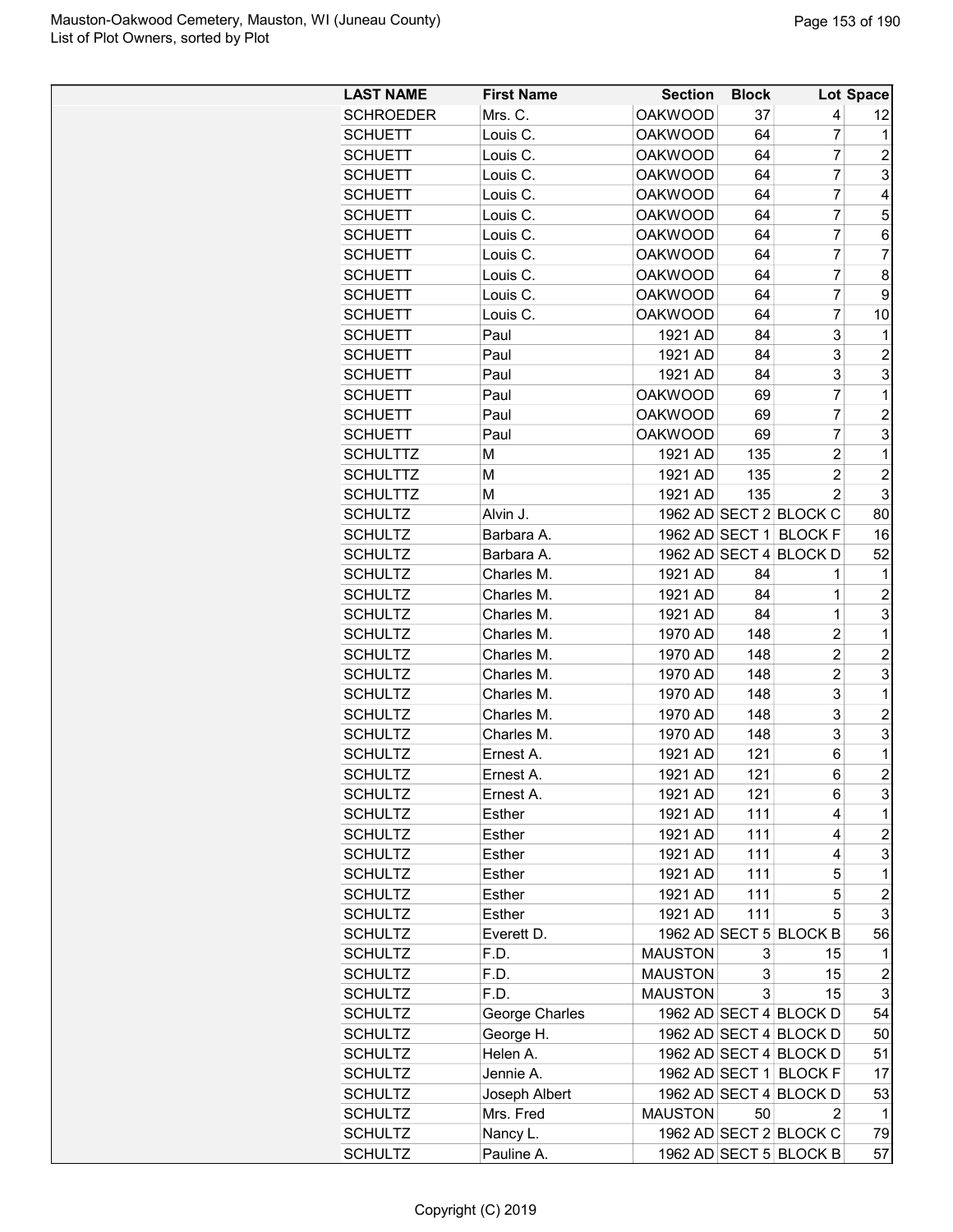| LAST NAME | First Name | Section | Block | Lot | Space |
|---|---|---|---|---|---|
| SCHROEDER | Mrs. C. | OAKWOOD | 37 | 4 | 12 |
| SCHUETT | Louis C. | OAKWOOD | 64 | 7 | 1 |
| SCHUETT | Louis C. | OAKWOOD | 64 | 7 | 2 |
| SCHUETT | Louis C. | OAKWOOD | 64 | 7 | 3 |
| SCHUETT | Louis C. | OAKWOOD | 64 | 7 | 4 |
| SCHUETT | Louis C. | OAKWOOD | 64 | 7 | 5 |
| SCHUETT | Louis C. | OAKWOOD | 64 | 7 | 6 |
| SCHUETT | Louis C. | OAKWOOD | 64 | 7 | 7 |
| SCHUETT | Louis C. | OAKWOOD | 64 | 7 | 8 |
| SCHUETT | Louis C. | OAKWOOD | 64 | 7 | 9 |
| SCHUETT | Louis C. | OAKWOOD | 64 | 7 | 10 |
| SCHUETT | Paul | 1921 AD | 84 | 3 | 1 |
| SCHUETT | Paul | 1921 AD | 84 | 3 | 2 |
| SCHUETT | Paul | 1921 AD | 84 | 3 | 3 |
| SCHUETT | Paul | OAKWOOD | 69 | 7 | 1 |
| SCHUETT | Paul | OAKWOOD | 69 | 7 | 2 |
| SCHUETT | Paul | OAKWOOD | 69 | 7 | 3 |
| SCHULTTZ | M | 1921 AD | 135 | 2 | 1 |
| SCHULTTZ | M | 1921 AD | 135 | 2 | 2 |
| SCHULTTZ | M | 1921 AD | 135 | 2 | 3 |
| SCHULTZ | Alvin J. | 1962 AD | SECT 2 | BLOCK C | 80 |
| SCHULTZ | Barbara A. | 1962 AD | SECT 1 | BLOCK F | 16 |
| SCHULTZ | Barbara A. | 1962 AD | SECT 4 | BLOCK D | 52 |
| SCHULTZ | Charles M. | 1921 AD | 84 | 1 | 1 |
| SCHULTZ | Charles M. | 1921 AD | 84 | 1 | 2 |
| SCHULTZ | Charles M. | 1921 AD | 84 | 1 | 3 |
| SCHULTZ | Charles M. | 1970 AD | 148 | 2 | 1 |
| SCHULTZ | Charles M. | 1970 AD | 148 | 2 | 2 |
| SCHULTZ | Charles M. | 1970 AD | 148 | 2 | 3 |
| SCHULTZ | Charles M. | 1970 AD | 148 | 3 | 1 |
| SCHULTZ | Charles M. | 1970 AD | 148 | 3 | 2 |
| SCHULTZ | Charles M. | 1970 AD | 148 | 3 | 3 |
| SCHULTZ | Ernest A. | 1921 AD | 121 | 6 | 1 |
| SCHULTZ | Ernest A. | 1921 AD | 121 | 6 | 2 |
| SCHULTZ | Ernest A. | 1921 AD | 121 | 6 | 3 |
| SCHULTZ | Esther | 1921 AD | 111 | 4 | 1 |
| SCHULTZ | Esther | 1921 AD | 111 | 4 | 2 |
| SCHULTZ | Esther | 1921 AD | 111 | 4 | 3 |
| SCHULTZ | Esther | 1921 AD | 111 | 5 | 1 |
| SCHULTZ | Esther | 1921 AD | 111 | 5 | 2 |
| SCHULTZ | Esther | 1921 AD | 111 | 5 | 3 |
| SCHULTZ | Everett D. | 1962 AD | SECT 5 | BLOCK B | 56 |
| SCHULTZ | F.D. | MAUSTON | 3 | 15 | 1 |
| SCHULTZ | F.D. | MAUSTON | 3 | 15 | 2 |
| SCHULTZ | F.D. | MAUSTON | 3 | 15 | 3 |
| SCHULTZ | George Charles | 1962 AD | SECT 4 | BLOCK D | 54 |
| SCHULTZ | George H. | 1962 AD | SECT 4 | BLOCK D | 50 |
| SCHULTZ | Helen A. | 1962 AD | SECT 4 | BLOCK D | 51 |
| SCHULTZ | Jennie A. | 1962 AD | SECT 1 | BLOCK F | 17 |
| SCHULTZ | Joseph Albert | 1962 AD | SECT 4 | BLOCK D | 53 |
| SCHULTZ | Mrs. Fred | MAUSTON | 50 | 2 | 1 |
| SCHULTZ | Nancy L. | 1962 AD | SECT 2 | BLOCK C | 79 |
| SCHULTZ | Pauline A. | 1962 AD | SECT 5 | BLOCK B | 57 |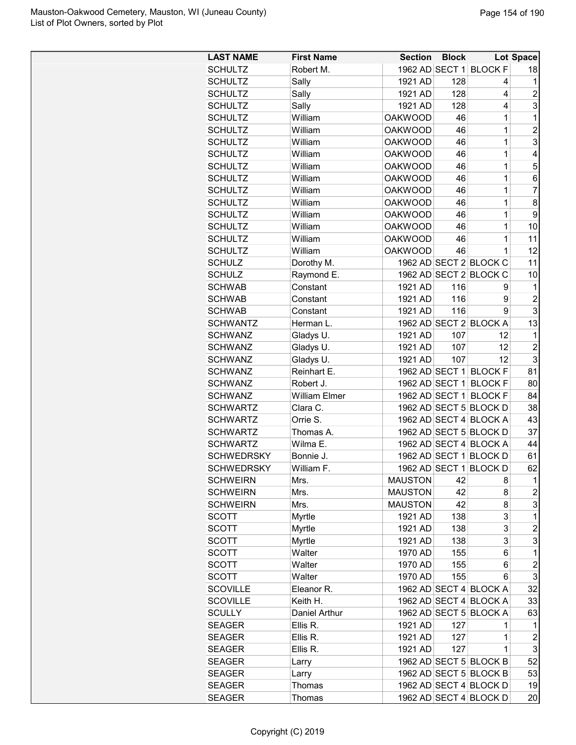| LAST NAME | First Name | Section | Block | Lot | Space |
|---|---|---|---|---|---|
| SCHULTZ | Robert M. | 1962 AD | SECT 1 | BLOCK F | 18 |
| SCHULTZ | Sally | 1921 AD | 128 | 4 | 1 |
| SCHULTZ | Sally | 1921 AD | 128 | 4 | 2 |
| SCHULTZ | Sally | 1921 AD | 128 | 4 | 3 |
| SCHULTZ | William | OAKWOOD | 46 | 1 | 1 |
| SCHULTZ | William | OAKWOOD | 46 | 1 | 2 |
| SCHULTZ | William | OAKWOOD | 46 | 1 | 3 |
| SCHULTZ | William | OAKWOOD | 46 | 1 | 4 |
| SCHULTZ | William | OAKWOOD | 46 | 1 | 5 |
| SCHULTZ | William | OAKWOOD | 46 | 1 | 6 |
| SCHULTZ | William | OAKWOOD | 46 | 1 | 7 |
| SCHULTZ | William | OAKWOOD | 46 | 1 | 8 |
| SCHULTZ | William | OAKWOOD | 46 | 1 | 9 |
| SCHULTZ | William | OAKWOOD | 46 | 1 | 10 |
| SCHULTZ | William | OAKWOOD | 46 | 1 | 11 |
| SCHULTZ | William | OAKWOOD | 46 | 1 | 12 |
| SCHULZ | Dorothy M. | 1962 AD | SECT 2 | BLOCK C | 11 |
| SCHULZ | Raymond E. | 1962 AD | SECT 2 | BLOCK C | 10 |
| SCHWAB | Constant | 1921 AD | 116 | 9 | 1 |
| SCHWAB | Constant | 1921 AD | 116 | 9 | 2 |
| SCHWAB | Constant | 1921 AD | 116 | 9 | 3 |
| SCHWANTZ | Herman L. | 1962 AD | SECT 2 | BLOCK A | 13 |
| SCHWANZ | Gladys U. | 1921 AD | 107 | 12 | 1 |
| SCHWANZ | Gladys U. | 1921 AD | 107 | 12 | 2 |
| SCHWANZ | Gladys U. | 1921 AD | 107 | 12 | 3 |
| SCHWANZ | Reinhart E. | 1962 AD | SECT 1 | BLOCK F | 81 |
| SCHWANZ | Robert J. | 1962 AD | SECT 1 | BLOCK F | 80 |
| SCHWANZ | William Elmer | 1962 AD | SECT 1 | BLOCK F | 84 |
| SCHWARTZ | Clara C. | 1962 AD | SECT 5 | BLOCK D | 38 |
| SCHWARTZ | Orrie S. | 1962 AD | SECT 4 | BLOCK A | 43 |
| SCHWARTZ | Thomas A. | 1962 AD | SECT 5 | BLOCK D | 37 |
| SCHWARTZ | Wilma E. | 1962 AD | SECT 4 | BLOCK A | 44 |
| SCHWEDRSKY | Bonnie J. | 1962 AD | SECT 1 | BLOCK D | 61 |
| SCHWEDRSKY | William F. | 1962 AD | SECT 1 | BLOCK D | 62 |
| SCHWEIRN | Mrs. | MAUSTON | 42 | 8 | 1 |
| SCHWEIRN | Mrs. | MAUSTON | 42 | 8 | 2 |
| SCHWEIRN | Mrs. | MAUSTON | 42 | 8 | 3 |
| SCOTT | Myrtle | 1921 AD | 138 | 3 | 1 |
| SCOTT | Myrtle | 1921 AD | 138 | 3 | 2 |
| SCOTT | Myrtle | 1921 AD | 138 | 3 | 3 |
| SCOTT | Walter | 1970 AD | 155 | 6 | 1 |
| SCOTT | Walter | 1970 AD | 155 | 6 | 2 |
| SCOTT | Walter | 1970 AD | 155 | 6 | 3 |
| SCOVILLE | Eleanor R. | 1962 AD | SECT 4 | BLOCK A | 32 |
| SCOVILLE | Keith H. | 1962 AD | SECT 4 | BLOCK A | 33 |
| SCULLY | Daniel Arthur | 1962 AD | SECT 5 | BLOCK A | 63 |
| SEAGER | Ellis R. | 1921 AD | 127 | 1 | 1 |
| SEAGER | Ellis R. | 1921 AD | 127 | 1 | 2 |
| SEAGER | Ellis R. | 1921 AD | 127 | 1 | 3 |
| SEAGER | Larry | 1962 AD | SECT 5 | BLOCK B | 52 |
| SEAGER | Larry | 1962 AD | SECT 5 | BLOCK B | 53 |
| SEAGER | Thomas | 1962 AD | SECT 4 | BLOCK D | 19 |
| SEAGER | Thomas | 1962 AD | SECT 4 | BLOCK D | 20 |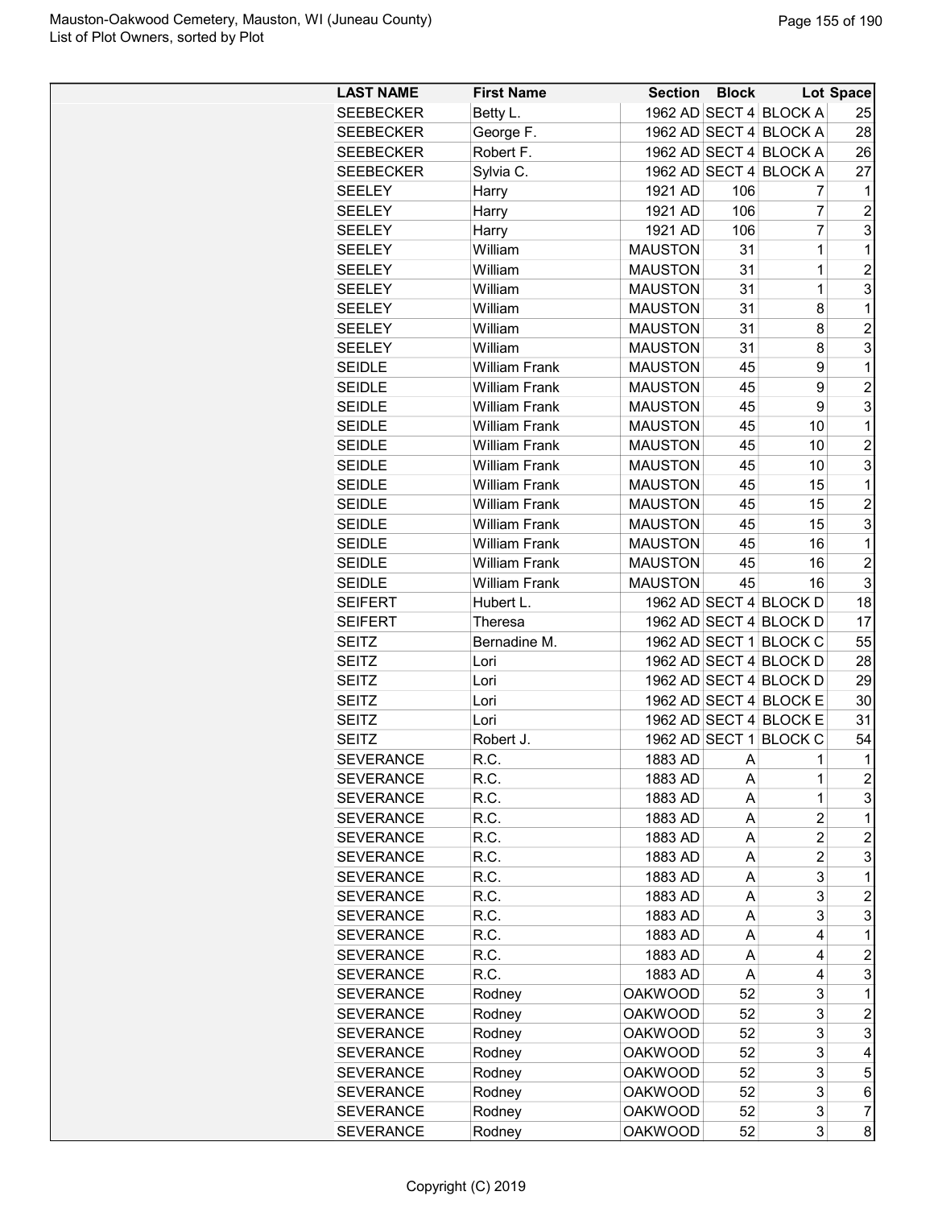| LAST NAME | First Name | Section | Block | Lot | Space |
|---|---|---|---|---|---|
| SEEBECKER | Betty L. | 1962 AD | SECT 4 | BLOCK A | 25 |
| SEEBECKER | George F. | 1962 AD | SECT 4 | BLOCK A | 28 |
| SEEBECKER | Robert F. | 1962 AD | SECT 4 | BLOCK A | 26 |
| SEEBECKER | Sylvia C. | 1962 AD | SECT 4 | BLOCK A | 27 |
| SEELEY | Harry | 1921 AD | 106 | 7 | 1 |
| SEELEY | Harry | 1921 AD | 106 | 7 | 2 |
| SEELEY | Harry | 1921 AD | 106 | 7 | 3 |
| SEELEY | William | MAUSTON | 31 | 1 | 1 |
| SEELEY | William | MAUSTON | 31 | 1 | 2 |
| SEELEY | William | MAUSTON | 31 | 1 | 3 |
| SEELEY | William | MAUSTON | 31 | 8 | 1 |
| SEELEY | William | MAUSTON | 31 | 8 | 2 |
| SEELEY | William | MAUSTON | 31 | 8 | 3 |
| SEIDLE | William Frank | MAUSTON | 45 | 9 | 1 |
| SEIDLE | William Frank | MAUSTON | 45 | 9 | 2 |
| SEIDLE | William Frank | MAUSTON | 45 | 9 | 3 |
| SEIDLE | William Frank | MAUSTON | 45 | 10 | 1 |
| SEIDLE | William Frank | MAUSTON | 45 | 10 | 2 |
| SEIDLE | William Frank | MAUSTON | 45 | 10 | 3 |
| SEIDLE | William Frank | MAUSTON | 45 | 15 | 1 |
| SEIDLE | William Frank | MAUSTON | 45 | 15 | 2 |
| SEIDLE | William Frank | MAUSTON | 45 | 15 | 3 |
| SEIDLE | William Frank | MAUSTON | 45 | 16 | 1 |
| SEIDLE | William Frank | MAUSTON | 45 | 16 | 2 |
| SEIDLE | William Frank | MAUSTON | 45 | 16 | 3 |
| SEIFERT | Hubert L. | 1962 AD | SECT 4 | BLOCK D | 18 |
| SEIFERT | Theresa | 1962 AD | SECT 4 | BLOCK D | 17 |
| SEITZ | Bernadine M. | 1962 AD | SECT 1 | BLOCK C | 55 |
| SEITZ | Lori | 1962 AD | SECT 4 | BLOCK D | 28 |
| SEITZ | Lori | 1962 AD | SECT 4 | BLOCK D | 29 |
| SEITZ | Lori | 1962 AD | SECT 4 | BLOCK E | 30 |
| SEITZ | Lori | 1962 AD | SECT 4 | BLOCK E | 31 |
| SEITZ | Robert J. | 1962 AD | SECT 1 | BLOCK C | 54 |
| SEVERANCE | R.C. | 1883 AD | A | 1 | 1 |
| SEVERANCE | R.C. | 1883 AD | A | 1 | 2 |
| SEVERANCE | R.C. | 1883 AD | A | 1 | 3 |
| SEVERANCE | R.C. | 1883 AD | A | 2 | 1 |
| SEVERANCE | R.C. | 1883 AD | A | 2 | 2 |
| SEVERANCE | R.C. | 1883 AD | A | 2 | 3 |
| SEVERANCE | R.C. | 1883 AD | A | 3 | 1 |
| SEVERANCE | R.C. | 1883 AD | A | 3 | 2 |
| SEVERANCE | R.C. | 1883 AD | A | 3 | 3 |
| SEVERANCE | R.C. | 1883 AD | A | 4 | 1 |
| SEVERANCE | R.C. | 1883 AD | A | 4 | 2 |
| SEVERANCE | R.C. | 1883 AD | A | 4 | 3 |
| SEVERANCE | Rodney | OAKWOOD | 52 | 3 | 1 |
| SEVERANCE | Rodney | OAKWOOD | 52 | 3 | 2 |
| SEVERANCE | Rodney | OAKWOOD | 52 | 3 | 3 |
| SEVERANCE | Rodney | OAKWOOD | 52 | 3 | 4 |
| SEVERANCE | Rodney | OAKWOOD | 52 | 3 | 5 |
| SEVERANCE | Rodney | OAKWOOD | 52 | 3 | 6 |
| SEVERANCE | Rodney | OAKWOOD | 52 | 3 | 7 |
| SEVERANCE | Rodney | OAKWOOD | 52 | 3 | 8 |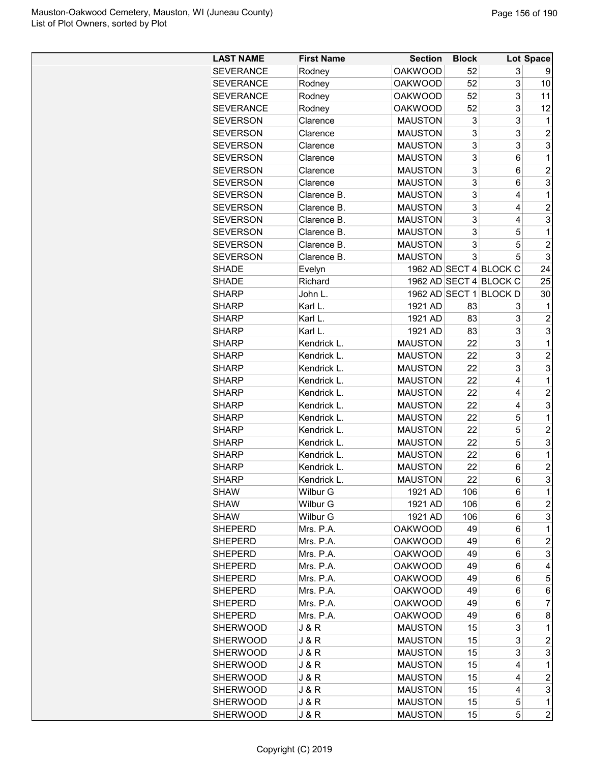| LAST NAME | First Name | Section | Block | Lot | Space |
|---|---|---|---|---|---|
| SEVERANCE | Rodney | OAKWOOD | 52 | 3 | 9 |
| SEVERANCE | Rodney | OAKWOOD | 52 | 3 | 10 |
| SEVERANCE | Rodney | OAKWOOD | 52 | 3 | 11 |
| SEVERANCE | Rodney | OAKWOOD | 52 | 3 | 12 |
| SEVERSON | Clarence | MAUSTON | 3 | 3 | 1 |
| SEVERSON | Clarence | MAUSTON | 3 | 3 | 2 |
| SEVERSON | Clarence | MAUSTON | 3 | 3 | 3 |
| SEVERSON | Clarence | MAUSTON | 3 | 6 | 1 |
| SEVERSON | Clarence | MAUSTON | 3 | 6 | 2 |
| SEVERSON | Clarence | MAUSTON | 3 | 6 | 3 |
| SEVERSON | Clarence B. | MAUSTON | 3 | 4 | 1 |
| SEVERSON | Clarence B. | MAUSTON | 3 | 4 | 2 |
| SEVERSON | Clarence B. | MAUSTON | 3 | 4 | 3 |
| SEVERSON | Clarence B. | MAUSTON | 3 | 5 | 1 |
| SEVERSON | Clarence B. | MAUSTON | 3 | 5 | 2 |
| SEVERSON | Clarence B. | MAUSTON | 3 | 5 | 3 |
| SHADE | Evelyn | 1962 AD | SECT 4 | BLOCK C | 24 |
| SHADE | Richard | 1962 AD | SECT 4 | BLOCK C | 25 |
| SHARP | John L. | 1962 AD | SECT 1 | BLOCK D | 30 |
| SHARP | Karl L. | 1921 AD | 83 | 3 | 1 |
| SHARP | Karl L. | 1921 AD | 83 | 3 | 2 |
| SHARP | Karl L. | 1921 AD | 83 | 3 | 3 |
| SHARP | Kendrick L. | MAUSTON | 22 | 3 | 1 |
| SHARP | Kendrick L. | MAUSTON | 22 | 3 | 2 |
| SHARP | Kendrick L. | MAUSTON | 22 | 3 | 3 |
| SHARP | Kendrick L. | MAUSTON | 22 | 4 | 1 |
| SHARP | Kendrick L. | MAUSTON | 22 | 4 | 2 |
| SHARP | Kendrick L. | MAUSTON | 22 | 4 | 3 |
| SHARP | Kendrick L. | MAUSTON | 22 | 5 | 1 |
| SHARP | Kendrick L. | MAUSTON | 22 | 5 | 2 |
| SHARP | Kendrick L. | MAUSTON | 22 | 5 | 3 |
| SHARP | Kendrick L. | MAUSTON | 22 | 6 | 1 |
| SHARP | Kendrick L. | MAUSTON | 22 | 6 | 2 |
| SHARP | Kendrick L. | MAUSTON | 22 | 6 | 3 |
| SHAW | Wilbur G | 1921 AD | 106 | 6 | 1 |
| SHAW | Wilbur G | 1921 AD | 106 | 6 | 2 |
| SHAW | Wilbur G | 1921 AD | 106 | 6 | 3 |
| SHEPERD | Mrs. P.A. | OAKWOOD | 49 | 6 | 1 |
| SHEPERD | Mrs. P.A. | OAKWOOD | 49 | 6 | 2 |
| SHEPERD | Mrs. P.A. | OAKWOOD | 49 | 6 | 3 |
| SHEPERD | Mrs. P.A. | OAKWOOD | 49 | 6 | 4 |
| SHEPERD | Mrs. P.A. | OAKWOOD | 49 | 6 | 5 |
| SHEPERD | Mrs. P.A. | OAKWOOD | 49 | 6 | 6 |
| SHEPERD | Mrs. P.A. | OAKWOOD | 49 | 6 | 7 |
| SHEPERD | Mrs. P.A. | OAKWOOD | 49 | 6 | 8 |
| SHERWOOD | J & R | MAUSTON | 15 | 3 | 1 |
| SHERWOOD | J & R | MAUSTON | 15 | 3 | 2 |
| SHERWOOD | J & R | MAUSTON | 15 | 3 | 3 |
| SHERWOOD | J & R | MAUSTON | 15 | 4 | 1 |
| SHERWOOD | J & R | MAUSTON | 15 | 4 | 2 |
| SHERWOOD | J & R | MAUSTON | 15 | 4 | 3 |
| SHERWOOD | J & R | MAUSTON | 15 | 5 | 1 |
| SHERWOOD | J & R | MAUSTON | 15 | 5 | 2 |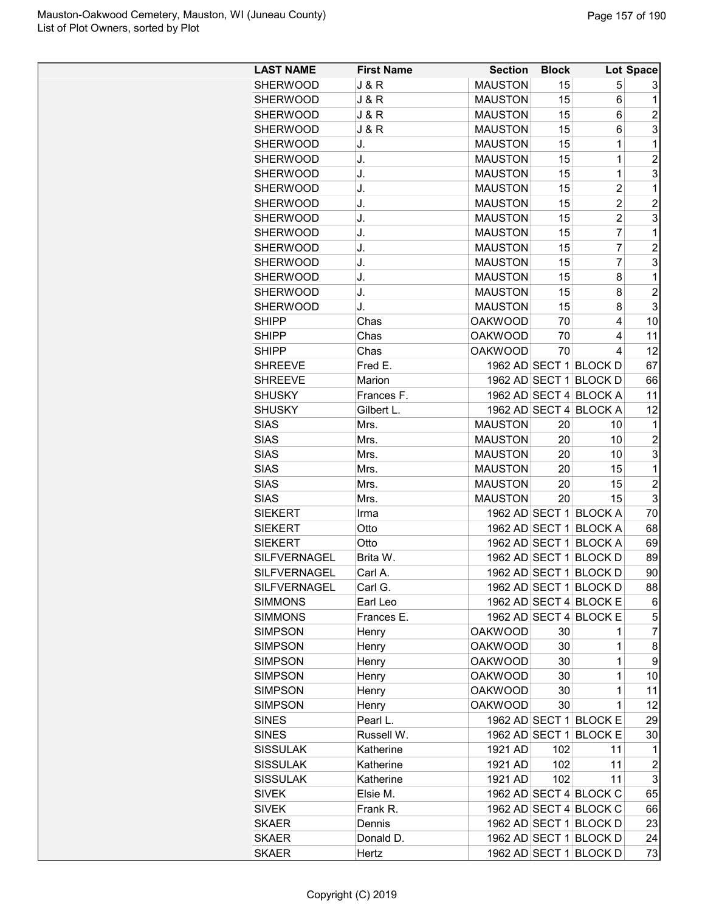Mauston-Oakwood Cemetery, Mauston, WI (Juneau County)
List of Plot Owners, sorted by Plot

| LAST NAME | First Name | Section | Block | Lot | Space |
|---|---|---|---|---|---|
| SHERWOOD | J & R | MAUSTON | 15 | 5 | 3 |
| SHERWOOD | J & R | MAUSTON | 15 | 6 | 1 |
| SHERWOOD | J & R | MAUSTON | 15 | 6 | 2 |
| SHERWOOD | J & R | MAUSTON | 15 | 6 | 3 |
| SHERWOOD | J. | MAUSTON | 15 | 1 | 1 |
| SHERWOOD | J. | MAUSTON | 15 | 1 | 2 |
| SHERWOOD | J. | MAUSTON | 15 | 1 | 3 |
| SHERWOOD | J. | MAUSTON | 15 | 2 | 1 |
| SHERWOOD | J. | MAUSTON | 15 | 2 | 2 |
| SHERWOOD | J. | MAUSTON | 15 | 2 | 3 |
| SHERWOOD | J. | MAUSTON | 15 | 7 | 1 |
| SHERWOOD | J. | MAUSTON | 15 | 7 | 2 |
| SHERWOOD | J. | MAUSTON | 15 | 7 | 3 |
| SHERWOOD | J. | MAUSTON | 15 | 8 | 1 |
| SHERWOOD | J. | MAUSTON | 15 | 8 | 2 |
| SHERWOOD | J. | MAUSTON | 15 | 8 | 3 |
| SHIPP | Chas | OAKWOOD | 70 | 4 | 10 |
| SHIPP | Chas | OAKWOOD | 70 | 4 | 11 |
| SHIPP | Chas | OAKWOOD | 70 | 4 | 12 |
| SHREEVE | Fred E. | 1962 AD | SECT 1 | BLOCK D | 67 |
| SHREEVE | Marion | 1962 AD | SECT 1 | BLOCK D | 66 |
| SHUSKY | Frances F. | 1962 AD | SECT 4 | BLOCK A | 11 |
| SHUSKY | Gilbert L. | 1962 AD | SECT 4 | BLOCK A | 12 |
| SIAS | Mrs. | MAUSTON | 20 | 10 | 1 |
| SIAS | Mrs. | MAUSTON | 20 | 10 | 2 |
| SIAS | Mrs. | MAUSTON | 20 | 10 | 3 |
| SIAS | Mrs. | MAUSTON | 20 | 15 | 1 |
| SIAS | Mrs. | MAUSTON | 20 | 15 | 2 |
| SIAS | Mrs. | MAUSTON | 20 | 15 | 3 |
| SIEKERT | Irma | 1962 AD | SECT 1 | BLOCK A | 70 |
| SIEKERT | Otto | 1962 AD | SECT 1 | BLOCK A | 68 |
| SIEKERT | Otto | 1962 AD | SECT 1 | BLOCK A | 69 |
| SILFVERNAGEL | Brita W. | 1962 AD | SECT 1 | BLOCK D | 89 |
| SILFVERNAGEL | Carl A. | 1962 AD | SECT 1 | BLOCK D | 90 |
| SILFVERNAGEL | Carl G. | 1962 AD | SECT 1 | BLOCK D | 88 |
| SIMMONS | Earl Leo | 1962 AD | SECT 4 | BLOCK E | 6 |
| SIMMONS | Frances E. | 1962 AD | SECT 4 | BLOCK E | 5 |
| SIMPSON | Henry | OAKWOOD | 30 | 1 | 7 |
| SIMPSON | Henry | OAKWOOD | 30 | 1 | 8 |
| SIMPSON | Henry | OAKWOOD | 30 | 1 | 9 |
| SIMPSON | Henry | OAKWOOD | 30 | 1 | 10 |
| SIMPSON | Henry | OAKWOOD | 30 | 1 | 11 |
| SIMPSON | Henry | OAKWOOD | 30 | 1 | 12 |
| SINES | Pearl L. | 1962 AD | SECT 1 | BLOCK E | 29 |
| SINES | Russell W. | 1962 AD | SECT 1 | BLOCK E | 30 |
| SISSULAK | Katherine | 1921 AD | 102 | 11 | 1 |
| SISSULAK | Katherine | 1921 AD | 102 | 11 | 2 |
| SISSULAK | Katherine | 1921 AD | 102 | 11 | 3 |
| SIVEK | Elsie M. | 1962 AD | SECT 4 | BLOCK C | 65 |
| SIVEK | Frank R. | 1962 AD | SECT 4 | BLOCK C | 66 |
| SKAER | Dennis | 1962 AD | SECT 1 | BLOCK D | 23 |
| SKAER | Donald D. | 1962 AD | SECT 1 | BLOCK D | 24 |
| SKAER | Hertz | 1962 AD | SECT 1 | BLOCK D | 73 |

Copyright (C) 2019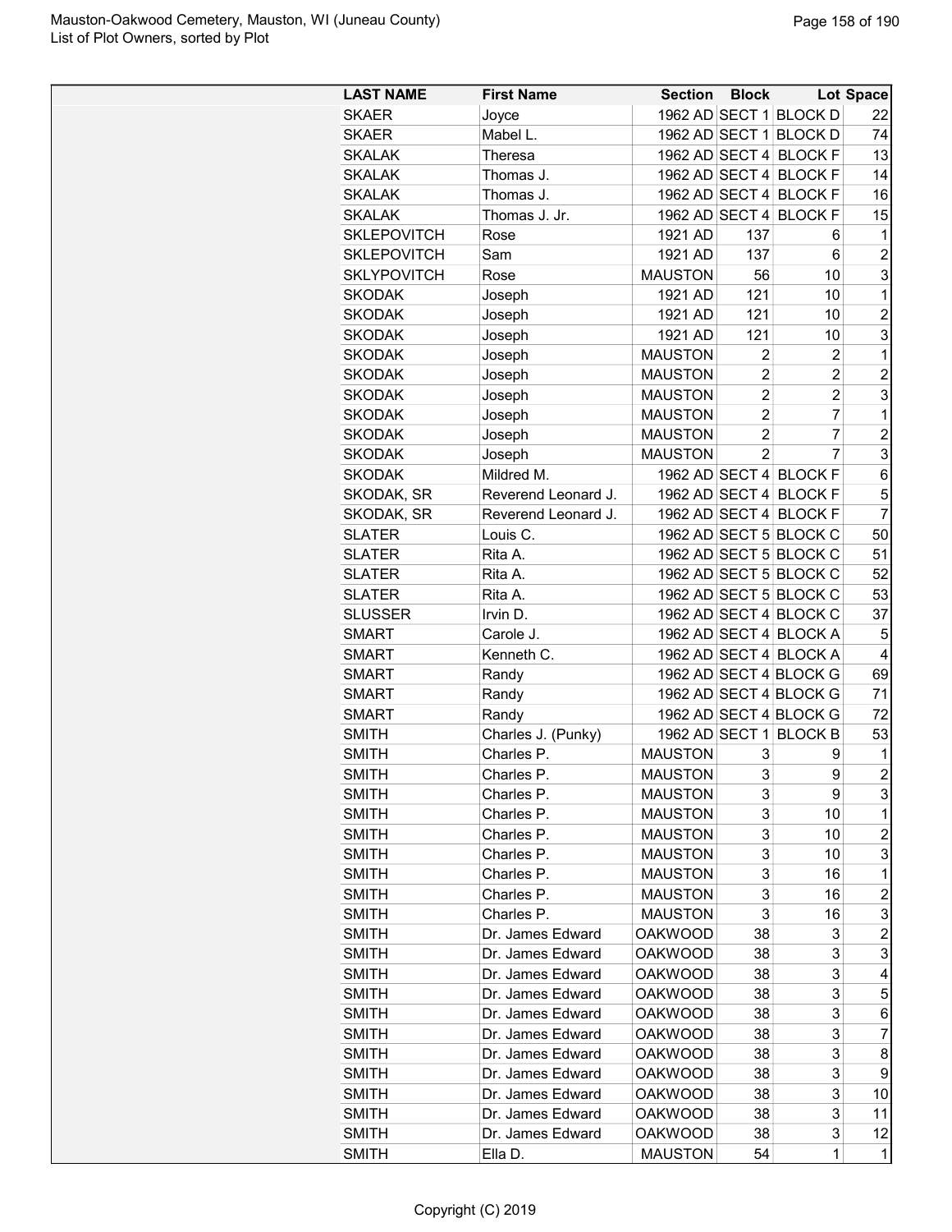| LAST NAME | First Name | Section | Block | Lot | Space |
|---|---|---|---|---|---|
| SKAER | Joyce | 1962 AD | SECT 1 | BLOCK D | 22 |
| SKAER | Mabel L. | 1962 AD | SECT 1 | BLOCK D | 74 |
| SKALAK | Theresa | 1962 AD | SECT 4 | BLOCK F | 13 |
| SKALAK | Thomas J. | 1962 AD | SECT 4 | BLOCK F | 14 |
| SKALAK | Thomas J. | 1962 AD | SECT 4 | BLOCK F | 16 |
| SKALAK | Thomas J. Jr. | 1962 AD | SECT 4 | BLOCK F | 15 |
| SKLEPOVITCH | Rose | 1921 AD | 137 | 6 | 1 |
| SKLEPOVITCH | Sam | 1921 AD | 137 | 6 | 2 |
| SKLYPOVITCH | Rose | MAUSTON | 56 | 10 | 3 |
| SKODAK | Joseph | 1921 AD | 121 | 10 | 1 |
| SKODAK | Joseph | 1921 AD | 121 | 10 | 2 |
| SKODAK | Joseph | 1921 AD | 121 | 10 | 3 |
| SKODAK | Joseph | MAUSTON | 2 | 2 | 1 |
| SKODAK | Joseph | MAUSTON | 2 | 2 | 2 |
| SKODAK | Joseph | MAUSTON | 2 | 2 | 3 |
| SKODAK | Joseph | MAUSTON | 2 | 7 | 1 |
| SKODAK | Joseph | MAUSTON | 2 | 7 | 2 |
| SKODAK | Joseph | MAUSTON | 2 | 7 | 3 |
| SKODAK | Mildred M. | 1962 AD | SECT 4 | BLOCK F | 6 |
| SKODAK, SR | Reverend Leonard J. | 1962 AD | SECT 4 | BLOCK F | 5 |
| SKODAK, SR | Reverend Leonard J. | 1962 AD | SECT 4 | BLOCK F | 7 |
| SLATER | Louis C. | 1962 AD | SECT 5 | BLOCK C | 50 |
| SLATER | Rita A. | 1962 AD | SECT 5 | BLOCK C | 51 |
| SLATER | Rita A. | 1962 AD | SECT 5 | BLOCK C | 52 |
| SLATER | Rita A. | 1962 AD | SECT 5 | BLOCK C | 53 |
| SLUSSER | Irvin D. | 1962 AD | SECT 4 | BLOCK C | 37 |
| SMART | Carole J. | 1962 AD | SECT 4 | BLOCK A | 5 |
| SMART | Kenneth C. | 1962 AD | SECT 4 | BLOCK A | 4 |
| SMART | Randy | 1962 AD | SECT 4 | BLOCK G | 69 |
| SMART | Randy | 1962 AD | SECT 4 | BLOCK G | 71 |
| SMART | Randy | 1962 AD | SECT 4 | BLOCK G | 72 |
| SMITH | Charles J. (Punky) | 1962 AD | SECT 1 | BLOCK B | 53 |
| SMITH | Charles P. | MAUSTON | 3 | 9 | 1 |
| SMITH | Charles P. | MAUSTON | 3 | 9 | 2 |
| SMITH | Charles P. | MAUSTON | 3 | 9 | 3 |
| SMITH | Charles P. | MAUSTON | 3 | 10 | 1 |
| SMITH | Charles P. | MAUSTON | 3 | 10 | 2 |
| SMITH | Charles P. | MAUSTON | 3 | 10 | 3 |
| SMITH | Charles P. | MAUSTON | 3 | 16 | 1 |
| SMITH | Charles P. | MAUSTON | 3 | 16 | 2 |
| SMITH | Charles P. | MAUSTON | 3 | 16 | 3 |
| SMITH | Dr. James Edward | OAKWOOD | 38 | 3 | 2 |
| SMITH | Dr. James Edward | OAKWOOD | 38 | 3 | 3 |
| SMITH | Dr. James Edward | OAKWOOD | 38 | 3 | 4 |
| SMITH | Dr. James Edward | OAKWOOD | 38 | 3 | 5 |
| SMITH | Dr. James Edward | OAKWOOD | 38 | 3 | 6 |
| SMITH | Dr. James Edward | OAKWOOD | 38 | 3 | 7 |
| SMITH | Dr. James Edward | OAKWOOD | 38 | 3 | 8 |
| SMITH | Dr. James Edward | OAKWOOD | 38 | 3 | 9 |
| SMITH | Dr. James Edward | OAKWOOD | 38 | 3 | 10 |
| SMITH | Dr. James Edward | OAKWOOD | 38 | 3 | 11 |
| SMITH | Dr. James Edward | OAKWOOD | 38 | 3 | 12 |
| SMITH | Ella D. | MAUSTON | 54 | 1 | 1 |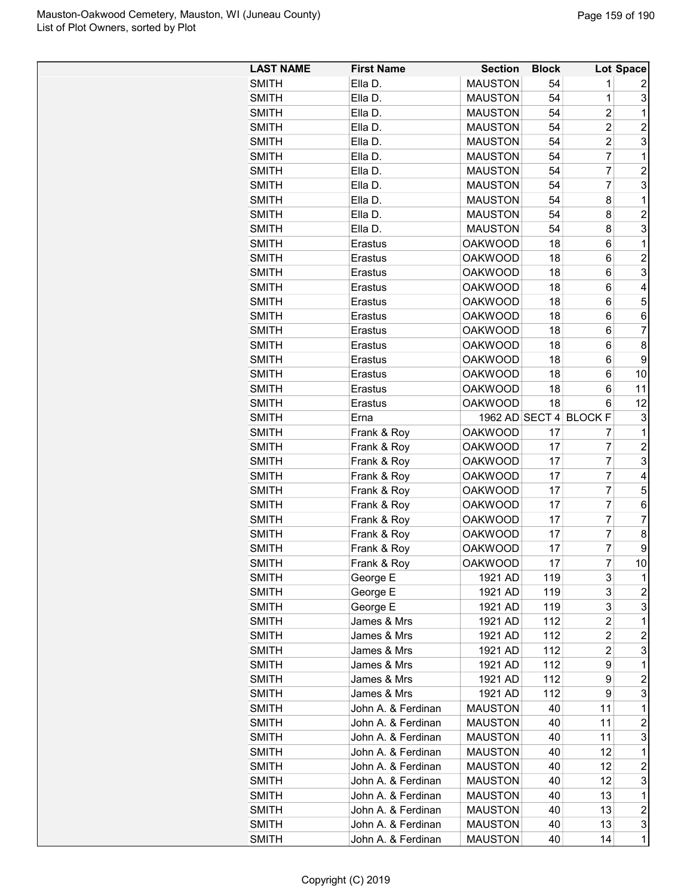| LAST NAME | First Name | Section | Block | Lot | Space |
|---|---|---|---|---|---|
| SMITH | Ella D. | MAUSTON | 54 | 1 | 2 |
| SMITH | Ella D. | MAUSTON | 54 | 1 | 3 |
| SMITH | Ella D. | MAUSTON | 54 | 2 | 1 |
| SMITH | Ella D. | MAUSTON | 54 | 2 | 2 |
| SMITH | Ella D. | MAUSTON | 54 | 2 | 3 |
| SMITH | Ella D. | MAUSTON | 54 | 7 | 1 |
| SMITH | Ella D. | MAUSTON | 54 | 7 | 2 |
| SMITH | Ella D. | MAUSTON | 54 | 7 | 3 |
| SMITH | Ella D. | MAUSTON | 54 | 8 | 1 |
| SMITH | Ella D. | MAUSTON | 54 | 8 | 2 |
| SMITH | Ella D. | MAUSTON | 54 | 8 | 3 |
| SMITH | Erastus | OAKWOOD | 18 | 6 | 1 |
| SMITH | Erastus | OAKWOOD | 18 | 6 | 2 |
| SMITH | Erastus | OAKWOOD | 18 | 6 | 3 |
| SMITH | Erastus | OAKWOOD | 18 | 6 | 4 |
| SMITH | Erastus | OAKWOOD | 18 | 6 | 5 |
| SMITH | Erastus | OAKWOOD | 18 | 6 | 6 |
| SMITH | Erastus | OAKWOOD | 18 | 6 | 7 |
| SMITH | Erastus | OAKWOOD | 18 | 6 | 8 |
| SMITH | Erastus | OAKWOOD | 18 | 6 | 9 |
| SMITH | Erastus | OAKWOOD | 18 | 6 | 10 |
| SMITH | Erastus | OAKWOOD | 18 | 6 | 11 |
| SMITH | Erastus | OAKWOOD | 18 | 6 | 12 |
| SMITH | Erna | 1962 AD | SECT 4 | BLOCK F | 3 |
| SMITH | Frank & Roy | OAKWOOD | 17 | 7 | 1 |
| SMITH | Frank & Roy | OAKWOOD | 17 | 7 | 2 |
| SMITH | Frank & Roy | OAKWOOD | 17 | 7 | 3 |
| SMITH | Frank & Roy | OAKWOOD | 17 | 7 | 4 |
| SMITH | Frank & Roy | OAKWOOD | 17 | 7 | 5 |
| SMITH | Frank & Roy | OAKWOOD | 17 | 7 | 6 |
| SMITH | Frank & Roy | OAKWOOD | 17 | 7 | 7 |
| SMITH | Frank & Roy | OAKWOOD | 17 | 7 | 8 |
| SMITH | Frank & Roy | OAKWOOD | 17 | 7 | 9 |
| SMITH | Frank & Roy | OAKWOOD | 17 | 7 | 10 |
| SMITH | George E | 1921 AD | 119 | 3 | 1 |
| SMITH | George E | 1921 AD | 119 | 3 | 2 |
| SMITH | George E | 1921 AD | 119 | 3 | 3 |
| SMITH | James & Mrs | 1921 AD | 112 | 2 | 1 |
| SMITH | James & Mrs | 1921 AD | 112 | 2 | 2 |
| SMITH | James & Mrs | 1921 AD | 112 | 2 | 3 |
| SMITH | James & Mrs | 1921 AD | 112 | 9 | 1 |
| SMITH | James & Mrs | 1921 AD | 112 | 9 | 2 |
| SMITH | James & Mrs | 1921 AD | 112 | 9 | 3 |
| SMITH | John A. & Ferdinan | MAUSTON | 40 | 11 | 1 |
| SMITH | John A. & Ferdinan | MAUSTON | 40 | 11 | 2 |
| SMITH | John A. & Ferdinan | MAUSTON | 40 | 11 | 3 |
| SMITH | John A. & Ferdinan | MAUSTON | 40 | 12 | 1 |
| SMITH | John A. & Ferdinan | MAUSTON | 40 | 12 | 2 |
| SMITH | John A. & Ferdinan | MAUSTON | 40 | 12 | 3 |
| SMITH | John A. & Ferdinan | MAUSTON | 40 | 13 | 1 |
| SMITH | John A. & Ferdinan | MAUSTON | 40 | 13 | 2 |
| SMITH | John A. & Ferdinan | MAUSTON | 40 | 13 | 3 |
| SMITH | John A. & Ferdinan | MAUSTON | 40 | 14 | 1 |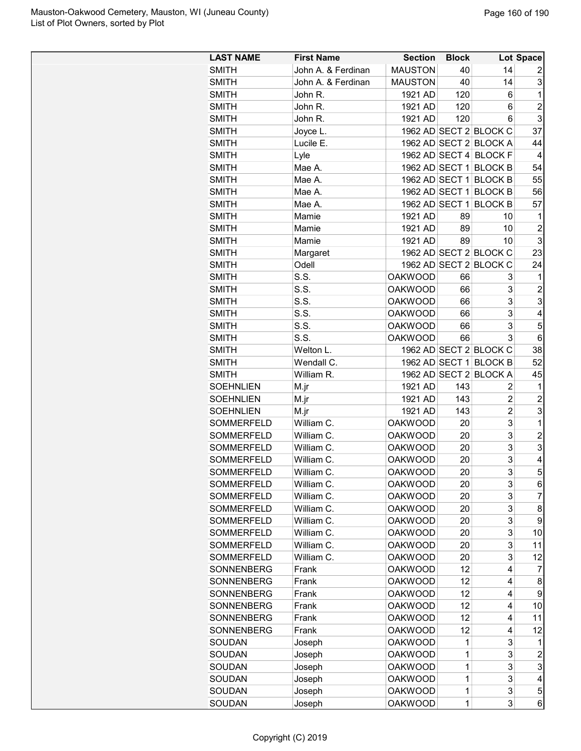| LAST NAME | First Name | Section | Block | Lot | Space |
|---|---|---|---|---|---|
| SMITH | John A. & Ferdinan | MAUSTON | 40 | 14 | 2 |
| SMITH | John A. & Ferdinan | MAUSTON | 40 | 14 | 3 |
| SMITH | John R. | 1921 AD | 120 | 6 | 1 |
| SMITH | John R. | 1921 AD | 120 | 6 | 2 |
| SMITH | John R. | 1921 AD | 120 | 6 | 3 |
| SMITH | Joyce L. | 1962 AD | SECT 2 | BLOCK C | 37 |
| SMITH | Lucile E. | 1962 AD | SECT 2 | BLOCK A | 44 |
| SMITH | Lyle | 1962 AD | SECT 4 | BLOCK F | 4 |
| SMITH | Mae A. | 1962 AD | SECT 1 | BLOCK B | 54 |
| SMITH | Mae A. | 1962 AD | SECT 1 | BLOCK B | 55 |
| SMITH | Mae A. | 1962 AD | SECT 1 | BLOCK B | 56 |
| SMITH | Mae A. | 1962 AD | SECT 1 | BLOCK B | 57 |
| SMITH | Mamie | 1921 AD | 89 | 10 | 1 |
| SMITH | Mamie | 1921 AD | 89 | 10 | 2 |
| SMITH | Mamie | 1921 AD | 89 | 10 | 3 |
| SMITH | Margaret | 1962 AD | SECT 2 | BLOCK C | 23 |
| SMITH | Odell | 1962 AD | SECT 2 | BLOCK C | 24 |
| SMITH | S.S. | OAKWOOD | 66 | 3 | 1 |
| SMITH | S.S. | OAKWOOD | 66 | 3 | 2 |
| SMITH | S.S. | OAKWOOD | 66 | 3 | 3 |
| SMITH | S.S. | OAKWOOD | 66 | 3 | 4 |
| SMITH | S.S. | OAKWOOD | 66 | 3 | 5 |
| SMITH | S.S. | OAKWOOD | 66 | 3 | 6 |
| SMITH | Welton L. | 1962 AD | SECT 2 | BLOCK C | 38 |
| SMITH | Wendall C. | 1962 AD | SECT 1 | BLOCK B | 52 |
| SMITH | William R. | 1962 AD | SECT 2 | BLOCK A | 45 |
| SOEHNLIEN | M.jr | 1921 AD | 143 | 2 | 1 |
| SOEHNLIEN | M.jr | 1921 AD | 143 | 2 | 2 |
| SOEHNLIEN | M.jr | 1921 AD | 143 | 2 | 3 |
| SOMMERFELD | William C. | OAKWOOD | 20 | 3 | 1 |
| SOMMERFELD | William C. | OAKWOOD | 20 | 3 | 2 |
| SOMMERFELD | William C. | OAKWOOD | 20 | 3 | 3 |
| SOMMERFELD | William C. | OAKWOOD | 20 | 3 | 4 |
| SOMMERFELD | William C. | OAKWOOD | 20 | 3 | 5 |
| SOMMERFELD | William C. | OAKWOOD | 20 | 3 | 6 |
| SOMMERFELD | William C. | OAKWOOD | 20 | 3 | 7 |
| SOMMERFELD | William C. | OAKWOOD | 20 | 3 | 8 |
| SOMMERFELD | William C. | OAKWOOD | 20 | 3 | 9 |
| SOMMERFELD | William C. | OAKWOOD | 20 | 3 | 10 |
| SOMMERFELD | William C. | OAKWOOD | 20 | 3 | 11 |
| SOMMERFELD | William C. | OAKWOOD | 20 | 3 | 12 |
| SONNENBERG | Frank | OAKWOOD | 12 | 4 | 7 |
| SONNENBERG | Frank | OAKWOOD | 12 | 4 | 8 |
| SONNENBERG | Frank | OAKWOOD | 12 | 4 | 9 |
| SONNENBERG | Frank | OAKWOOD | 12 | 4 | 10 |
| SONNENBERG | Frank | OAKWOOD | 12 | 4 | 11 |
| SONNENBERG | Frank | OAKWOOD | 12 | 4 | 12 |
| SOUDAN | Joseph | OAKWOOD | 1 | 3 | 1 |
| SOUDAN | Joseph | OAKWOOD | 1 | 3 | 2 |
| SOUDAN | Joseph | OAKWOOD | 1 | 3 | 3 |
| SOUDAN | Joseph | OAKWOOD | 1 | 3 | 4 |
| SOUDAN | Joseph | OAKWOOD | 1 | 3 | 5 |
| SOUDAN | Joseph | OAKWOOD | 1 | 3 | 6 |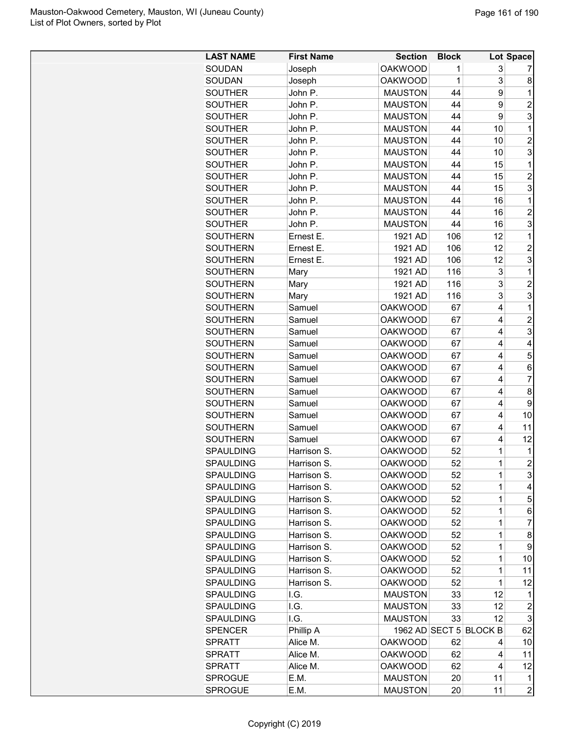| LAST NAME | First Name | Section | Block | Lot | Space |
|---|---|---|---|---|---|
| SOUDAN | Joseph | OAKWOOD | 1 | 3 | 7 |
| SOUDAN | Joseph | OAKWOOD | 1 | 3 | 8 |
| SOUTHER | John P. | MAUSTON | 44 | 9 | 1 |
| SOUTHER | John P. | MAUSTON | 44 | 9 | 2 |
| SOUTHER | John P. | MAUSTON | 44 | 9 | 3 |
| SOUTHER | John P. | MAUSTON | 44 | 10 | 1 |
| SOUTHER | John P. | MAUSTON | 44 | 10 | 2 |
| SOUTHER | John P. | MAUSTON | 44 | 10 | 3 |
| SOUTHER | John P. | MAUSTON | 44 | 15 | 1 |
| SOUTHER | John P. | MAUSTON | 44 | 15 | 2 |
| SOUTHER | John P. | MAUSTON | 44 | 15 | 3 |
| SOUTHER | John P. | MAUSTON | 44 | 16 | 1 |
| SOUTHER | John P. | MAUSTON | 44 | 16 | 2 |
| SOUTHER | John P. | MAUSTON | 44 | 16 | 3 |
| SOUTHERN | Ernest E. | 1921 AD | 106 | 12 | 1 |
| SOUTHERN | Ernest E. | 1921 AD | 106 | 12 | 2 |
| SOUTHERN | Ernest E. | 1921 AD | 106 | 12 | 3 |
| SOUTHERN | Mary | 1921 AD | 116 | 3 | 1 |
| SOUTHERN | Mary | 1921 AD | 116 | 3 | 2 |
| SOUTHERN | Mary | 1921 AD | 116 | 3 | 3 |
| SOUTHERN | Samuel | OAKWOOD | 67 | 4 | 1 |
| SOUTHERN | Samuel | OAKWOOD | 67 | 4 | 2 |
| SOUTHERN | Samuel | OAKWOOD | 67 | 4 | 3 |
| SOUTHERN | Samuel | OAKWOOD | 67 | 4 | 4 |
| SOUTHERN | Samuel | OAKWOOD | 67 | 4 | 5 |
| SOUTHERN | Samuel | OAKWOOD | 67 | 4 | 6 |
| SOUTHERN | Samuel | OAKWOOD | 67 | 4 | 7 |
| SOUTHERN | Samuel | OAKWOOD | 67 | 4 | 8 |
| SOUTHERN | Samuel | OAKWOOD | 67 | 4 | 9 |
| SOUTHERN | Samuel | OAKWOOD | 67 | 4 | 10 |
| SOUTHERN | Samuel | OAKWOOD | 67 | 4 | 11 |
| SOUTHERN | Samuel | OAKWOOD | 67 | 4 | 12 |
| SPAULDING | Harrison S. | OAKWOOD | 52 | 1 | 1 |
| SPAULDING | Harrison S. | OAKWOOD | 52 | 1 | 2 |
| SPAULDING | Harrison S. | OAKWOOD | 52 | 1 | 3 |
| SPAULDING | Harrison S. | OAKWOOD | 52 | 1 | 4 |
| SPAULDING | Harrison S. | OAKWOOD | 52 | 1 | 5 |
| SPAULDING | Harrison S. | OAKWOOD | 52 | 1 | 6 |
| SPAULDING | Harrison S. | OAKWOOD | 52 | 1 | 7 |
| SPAULDING | Harrison S. | OAKWOOD | 52 | 1 | 8 |
| SPAULDING | Harrison S. | OAKWOOD | 52 | 1 | 9 |
| SPAULDING | Harrison S. | OAKWOOD | 52 | 1 | 10 |
| SPAULDING | Harrison S. | OAKWOOD | 52 | 1 | 11 |
| SPAULDING | Harrison S. | OAKWOOD | 52 | 1 | 12 |
| SPAULDING | I.G. | MAUSTON | 33 | 12 | 1 |
| SPAULDING | I.G. | MAUSTON | 33 | 12 | 2 |
| SPAULDING | I.G. | MAUSTON | 33 | 12 | 3 |
| SPENCER | Phillip A | 1962 AD | SECT 5 | BLOCK B | 62 |
| SPRATT | Alice M. | OAKWOOD | 62 | 4 | 10 |
| SPRATT | Alice M. | OAKWOOD | 62 | 4 | 11 |
| SPRATT | Alice M. | OAKWOOD | 62 | 4 | 12 |
| SPROGUE | E.M. | MAUSTON | 20 | 11 | 1 |
| SPROGUE | E.M. | MAUSTON | 20 | 11 | 2 |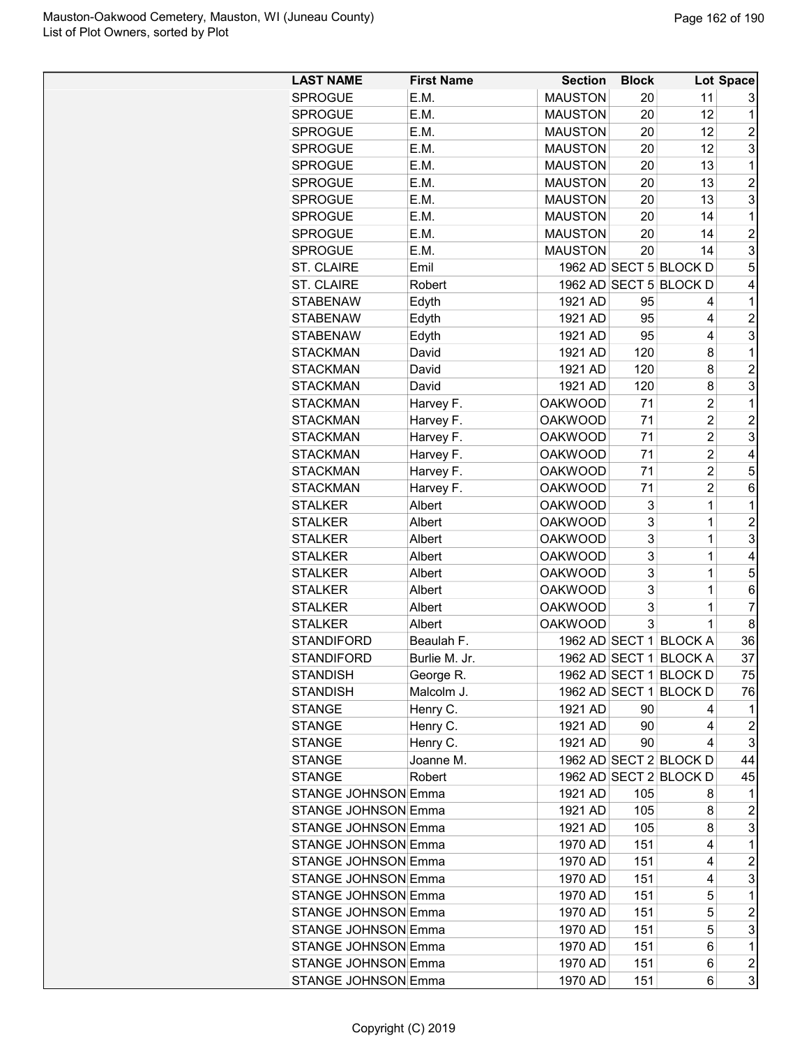| LAST NAME | First Name | Section | Block | Lot | Space |
|---|---|---|---|---|---|
| SPROGUE | E.M. | MAUSTON | 20 | 11 | 3 |
| SPROGUE | E.M. | MAUSTON | 20 | 12 | 1 |
| SPROGUE | E.M. | MAUSTON | 20 | 12 | 2 |
| SPROGUE | E.M. | MAUSTON | 20 | 12 | 3 |
| SPROGUE | E.M. | MAUSTON | 20 | 13 | 1 |
| SPROGUE | E.M. | MAUSTON | 20 | 13 | 2 |
| SPROGUE | E.M. | MAUSTON | 20 | 13 | 3 |
| SPROGUE | E.M. | MAUSTON | 20 | 14 | 1 |
| SPROGUE | E.M. | MAUSTON | 20 | 14 | 2 |
| SPROGUE | E.M. | MAUSTON | 20 | 14 | 3 |
| ST. CLAIRE | Emil | 1962 AD | SECT 5 | BLOCK D | 5 |
| ST. CLAIRE | Robert | 1962 AD | SECT 5 | BLOCK D | 4 |
| STABENAW | Edyth | 1921 AD | 95 | 4 | 1 |
| STABENAW | Edyth | 1921 AD | 95 | 4 | 2 |
| STABENAW | Edyth | 1921 AD | 95 | 4 | 3 |
| STACKMAN | David | 1921 AD | 120 | 8 | 1 |
| STACKMAN | David | 1921 AD | 120 | 8 | 2 |
| STACKMAN | David | 1921 AD | 120 | 8 | 3 |
| STACKMAN | Harvey F. | OAKWOOD | 71 | 2 | 1 |
| STACKMAN | Harvey F. | OAKWOOD | 71 | 2 | 2 |
| STACKMAN | Harvey F. | OAKWOOD | 71 | 2 | 3 |
| STACKMAN | Harvey F. | OAKWOOD | 71 | 2 | 4 |
| STACKMAN | Harvey F. | OAKWOOD | 71 | 2 | 5 |
| STACKMAN | Harvey F. | OAKWOOD | 71 | 2 | 6 |
| STALKER | Albert | OAKWOOD | 3 | 1 | 1 |
| STALKER | Albert | OAKWOOD | 3 | 1 | 2 |
| STALKER | Albert | OAKWOOD | 3 | 1 | 3 |
| STALKER | Albert | OAKWOOD | 3 | 1 | 4 |
| STALKER | Albert | OAKWOOD | 3 | 1 | 5 |
| STALKER | Albert | OAKWOOD | 3 | 1 | 6 |
| STALKER | Albert | OAKWOOD | 3 | 1 | 7 |
| STALKER | Albert | OAKWOOD | 3 | 1 | 8 |
| STANDIFORD | Beaulah F. | 1962 AD | SECT 1 | BLOCK A | 36 |
| STANDIFORD | Burlie M. Jr. | 1962 AD | SECT 1 | BLOCK A | 37 |
| STANDISH | George R. | 1962 AD | SECT 1 | BLOCK D | 75 |
| STANDISH | Malcolm J. | 1962 AD | SECT 1 | BLOCK D | 76 |
| STANGE | Henry C. | 1921 AD | 90 | 4 | 1 |
| STANGE | Henry C. | 1921 AD | 90 | 4 | 2 |
| STANGE | Henry C. | 1921 AD | 90 | 4 | 3 |
| STANGE | Joanne M. | 1962 AD | SECT 2 | BLOCK D | 44 |
| STANGE | Robert | 1962 AD | SECT 2 | BLOCK D | 45 |
| STANGE JOHNSON | Emma | 1921 AD | 105 | 8 | 1 |
| STANGE JOHNSON | Emma | 1921 AD | 105 | 8 | 2 |
| STANGE JOHNSON | Emma | 1921 AD | 105 | 8 | 3 |
| STANGE JOHNSON | Emma | 1970 AD | 151 | 4 | 1 |
| STANGE JOHNSON | Emma | 1970 AD | 151 | 4 | 2 |
| STANGE JOHNSON | Emma | 1970 AD | 151 | 4 | 3 |
| STANGE JOHNSON | Emma | 1970 AD | 151 | 5 | 1 |
| STANGE JOHNSON | Emma | 1970 AD | 151 | 5 | 2 |
| STANGE JOHNSON | Emma | 1970 AD | 151 | 5 | 3 |
| STANGE JOHNSON | Emma | 1970 AD | 151 | 6 | 1 |
| STANGE JOHNSON | Emma | 1970 AD | 151 | 6 | 2 |
| STANGE JOHNSON | Emma | 1970 AD | 151 | 6 | 3 |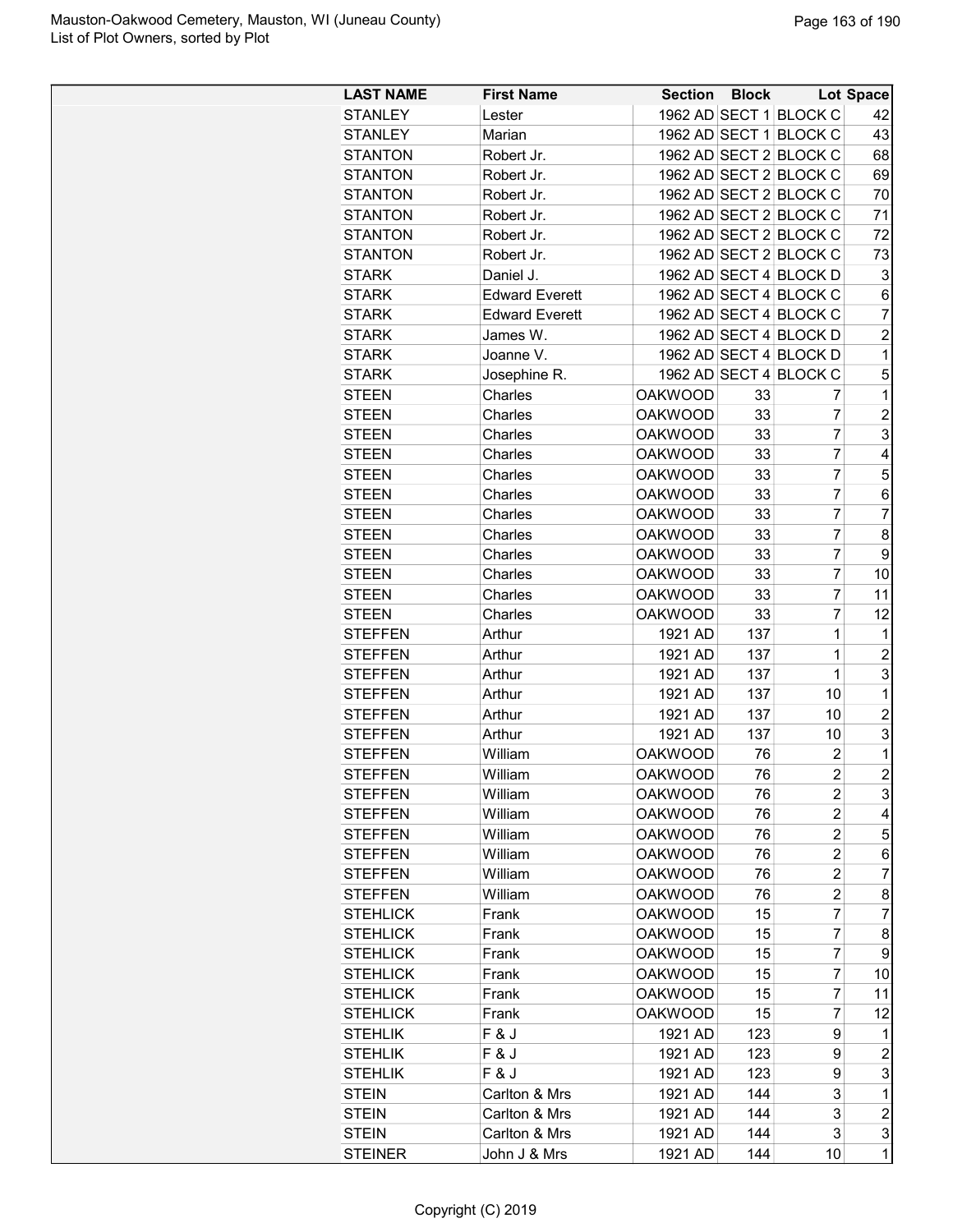| LAST NAME | First Name | Section | Block | Lot | Space |
|---|---|---|---|---|---|
| STANLEY | Lester | 1962 AD | SECT 1 | BLOCK C | 42 |
| STANLEY | Marian | 1962 AD | SECT 1 | BLOCK C | 43 |
| STANTON | Robert Jr. | 1962 AD | SECT 2 | BLOCK C | 68 |
| STANTON | Robert Jr. | 1962 AD | SECT 2 | BLOCK C | 69 |
| STANTON | Robert Jr. | 1962 AD | SECT 2 | BLOCK C | 70 |
| STANTON | Robert Jr. | 1962 AD | SECT 2 | BLOCK C | 71 |
| STANTON | Robert Jr. | 1962 AD | SECT 2 | BLOCK C | 72 |
| STANTON | Robert Jr. | 1962 AD | SECT 2 | BLOCK C | 73 |
| STARK | Daniel J. | 1962 AD | SECT 4 | BLOCK D | 3 |
| STARK | Edward Everett | 1962 AD | SECT 4 | BLOCK C | 6 |
| STARK | Edward Everett | 1962 AD | SECT 4 | BLOCK C | 7 |
| STARK | James W. | 1962 AD | SECT 4 | BLOCK D | 2 |
| STARK | Joanne V. | 1962 AD | SECT 4 | BLOCK D | 1 |
| STARK | Josephine R. | 1962 AD | SECT 4 | BLOCK C | 5 |
| STEEN | Charles | OAKWOOD | 33 | 7 | 1 |
| STEEN | Charles | OAKWOOD | 33 | 7 | 2 |
| STEEN | Charles | OAKWOOD | 33 | 7 | 3 |
| STEEN | Charles | OAKWOOD | 33 | 7 | 4 |
| STEEN | Charles | OAKWOOD | 33 | 7 | 5 |
| STEEN | Charles | OAKWOOD | 33 | 7 | 6 |
| STEEN | Charles | OAKWOOD | 33 | 7 | 7 |
| STEEN | Charles | OAKWOOD | 33 | 7 | 8 |
| STEEN | Charles | OAKWOOD | 33 | 7 | 9 |
| STEEN | Charles | OAKWOOD | 33 | 7 | 10 |
| STEEN | Charles | OAKWOOD | 33 | 7 | 11 |
| STEEN | Charles | OAKWOOD | 33 | 7 | 12 |
| STEFFEN | Arthur | 1921 AD | 137 | 1 | 1 |
| STEFFEN | Arthur | 1921 AD | 137 | 1 | 2 |
| STEFFEN | Arthur | 1921 AD | 137 | 1 | 3 |
| STEFFEN | Arthur | 1921 AD | 137 | 10 | 1 |
| STEFFEN | Arthur | 1921 AD | 137 | 10 | 2 |
| STEFFEN | Arthur | 1921 AD | 137 | 10 | 3 |
| STEFFEN | William | OAKWOOD | 76 | 2 | 1 |
| STEFFEN | William | OAKWOOD | 76 | 2 | 2 |
| STEFFEN | William | OAKWOOD | 76 | 2 | 3 |
| STEFFEN | William | OAKWOOD | 76 | 2 | 4 |
| STEFFEN | William | OAKWOOD | 76 | 2 | 5 |
| STEFFEN | William | OAKWOOD | 76 | 2 | 6 |
| STEFFEN | William | OAKWOOD | 76 | 2 | 7 |
| STEFFEN | William | OAKWOOD | 76 | 2 | 8 |
| STEHLICK | Frank | OAKWOOD | 15 | 7 | 7 |
| STEHLICK | Frank | OAKWOOD | 15 | 7 | 8 |
| STEHLICK | Frank | OAKWOOD | 15 | 7 | 9 |
| STEHLICK | Frank | OAKWOOD | 15 | 7 | 10 |
| STEHLICK | Frank | OAKWOOD | 15 | 7 | 11 |
| STEHLICK | Frank | OAKWOOD | 15 | 7 | 12 |
| STEHLIK | F & J | 1921 AD | 123 | 9 | 1 |
| STEHLIK | F & J | 1921 AD | 123 | 9 | 2 |
| STEHLIK | F & J | 1921 AD | 123 | 9 | 3 |
| STEIN | Carlton & Mrs | 1921 AD | 144 | 3 | 1 |
| STEIN | Carlton & Mrs | 1921 AD | 144 | 3 | 2 |
| STEIN | Carlton & Mrs | 1921 AD | 144 | 3 | 3 |
| STEINER | John J & Mrs | 1921 AD | 144 | 10 | 1 |

Copyright (C) 2019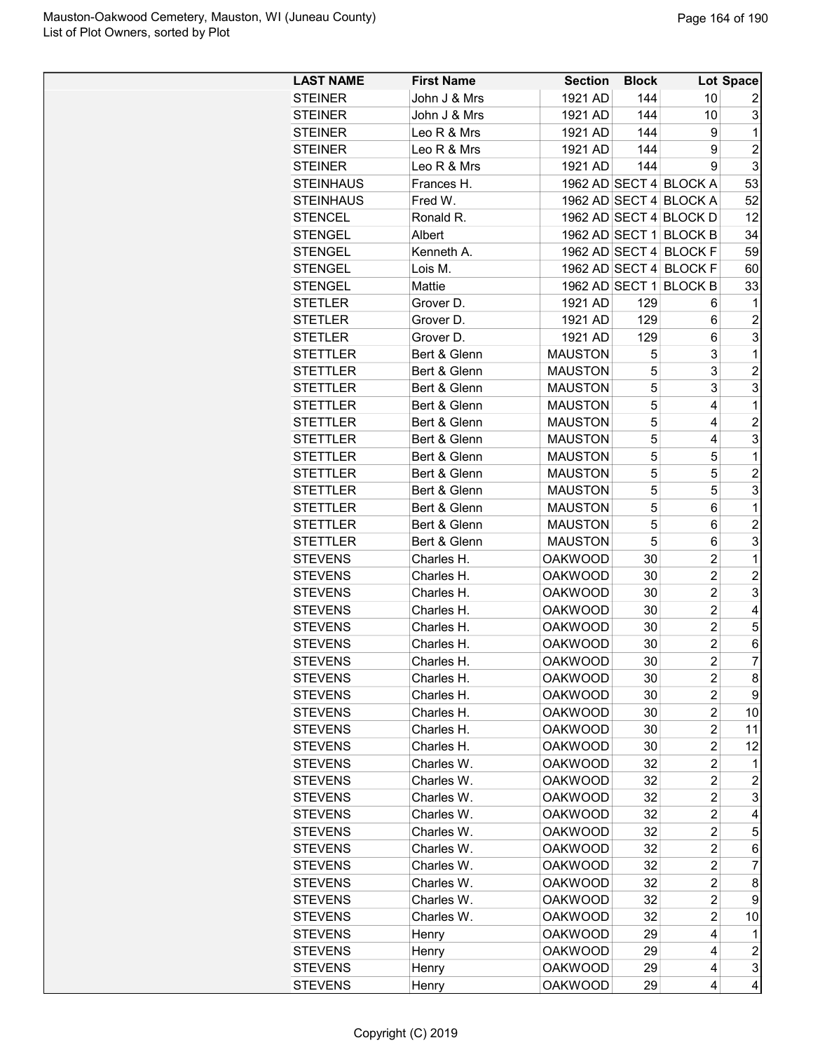| LAST NAME | First Name | Section | Block | Lot | Space |
|---|---|---|---|---|---|
| STEINER | John J & Mrs | 1921 AD | 144 | 10 | 2 |
| STEINER | John J & Mrs | 1921 AD | 144 | 10 | 3 |
| STEINER | Leo R & Mrs | 1921 AD | 144 | 9 | 1 |
| STEINER | Leo R & Mrs | 1921 AD | 144 | 9 | 2 |
| STEINER | Leo R & Mrs | 1921 AD | 144 | 9 | 3 |
| STEINHAUS | Frances H. | 1962 AD | SECT 4 | BLOCK A | 53 |
| STEINHAUS | Fred W. | 1962 AD | SECT 4 | BLOCK A | 52 |
| STENCEL | Ronald R. | 1962 AD | SECT 4 | BLOCK D | 12 |
| STENGEL | Albert | 1962 AD | SECT 1 | BLOCK B | 34 |
| STENGEL | Kenneth A. | 1962 AD | SECT 4 | BLOCK F | 59 |
| STENGEL | Lois M. | 1962 AD | SECT 4 | BLOCK F | 60 |
| STENGEL | Mattie | 1962 AD | SECT 1 | BLOCK B | 33 |
| STETLER | Grover D. | 1921 AD | 129 | 6 | 1 |
| STETLER | Grover D. | 1921 AD | 129 | 6 | 2 |
| STETLER | Grover D. | 1921 AD | 129 | 6 | 3 |
| STETTLER | Bert & Glenn | MAUSTON | 5 | 3 | 1 |
| STETTLER | Bert & Glenn | MAUSTON | 5 | 3 | 2 |
| STETTLER | Bert & Glenn | MAUSTON | 5 | 3 | 3 |
| STETTLER | Bert & Glenn | MAUSTON | 5 | 4 | 1 |
| STETTLER | Bert & Glenn | MAUSTON | 5 | 4 | 2 |
| STETTLER | Bert & Glenn | MAUSTON | 5 | 4 | 3 |
| STETTLER | Bert & Glenn | MAUSTON | 5 | 5 | 1 |
| STETTLER | Bert & Glenn | MAUSTON | 5 | 5 | 2 |
| STETTLER | Bert & Glenn | MAUSTON | 5 | 5 | 3 |
| STETTLER | Bert & Glenn | MAUSTON | 5 | 6 | 1 |
| STETTLER | Bert & Glenn | MAUSTON | 5 | 6 | 2 |
| STETTLER | Bert & Glenn | MAUSTON | 5 | 6 | 3 |
| STEVENS | Charles H. | OAKWOOD | 30 | 2 | 1 |
| STEVENS | Charles H. | OAKWOOD | 30 | 2 | 2 |
| STEVENS | Charles H. | OAKWOOD | 30 | 2 | 3 |
| STEVENS | Charles H. | OAKWOOD | 30 | 2 | 4 |
| STEVENS | Charles H. | OAKWOOD | 30 | 2 | 5 |
| STEVENS | Charles H. | OAKWOOD | 30 | 2 | 6 |
| STEVENS | Charles H. | OAKWOOD | 30 | 2 | 7 |
| STEVENS | Charles H. | OAKWOOD | 30 | 2 | 8 |
| STEVENS | Charles H. | OAKWOOD | 30 | 2 | 9 |
| STEVENS | Charles H. | OAKWOOD | 30 | 2 | 10 |
| STEVENS | Charles H. | OAKWOOD | 30 | 2 | 11 |
| STEVENS | Charles H. | OAKWOOD | 30 | 2 | 12 |
| STEVENS | Charles W. | OAKWOOD | 32 | 2 | 1 |
| STEVENS | Charles W. | OAKWOOD | 32 | 2 | 2 |
| STEVENS | Charles W. | OAKWOOD | 32 | 2 | 3 |
| STEVENS | Charles W. | OAKWOOD | 32 | 2 | 4 |
| STEVENS | Charles W. | OAKWOOD | 32 | 2 | 5 |
| STEVENS | Charles W. | OAKWOOD | 32 | 2 | 6 |
| STEVENS | Charles W. | OAKWOOD | 32 | 2 | 7 |
| STEVENS | Charles W. | OAKWOOD | 32 | 2 | 8 |
| STEVENS | Charles W. | OAKWOOD | 32 | 2 | 9 |
| STEVENS | Charles W. | OAKWOOD | 32 | 2 | 10 |
| STEVENS | Henry | OAKWOOD | 29 | 4 | 1 |
| STEVENS | Henry | OAKWOOD | 29 | 4 | 2 |
| STEVENS | Henry | OAKWOOD | 29 | 4 | 3 |
| STEVENS | Henry | OAKWOOD | 29 | 4 | 4 |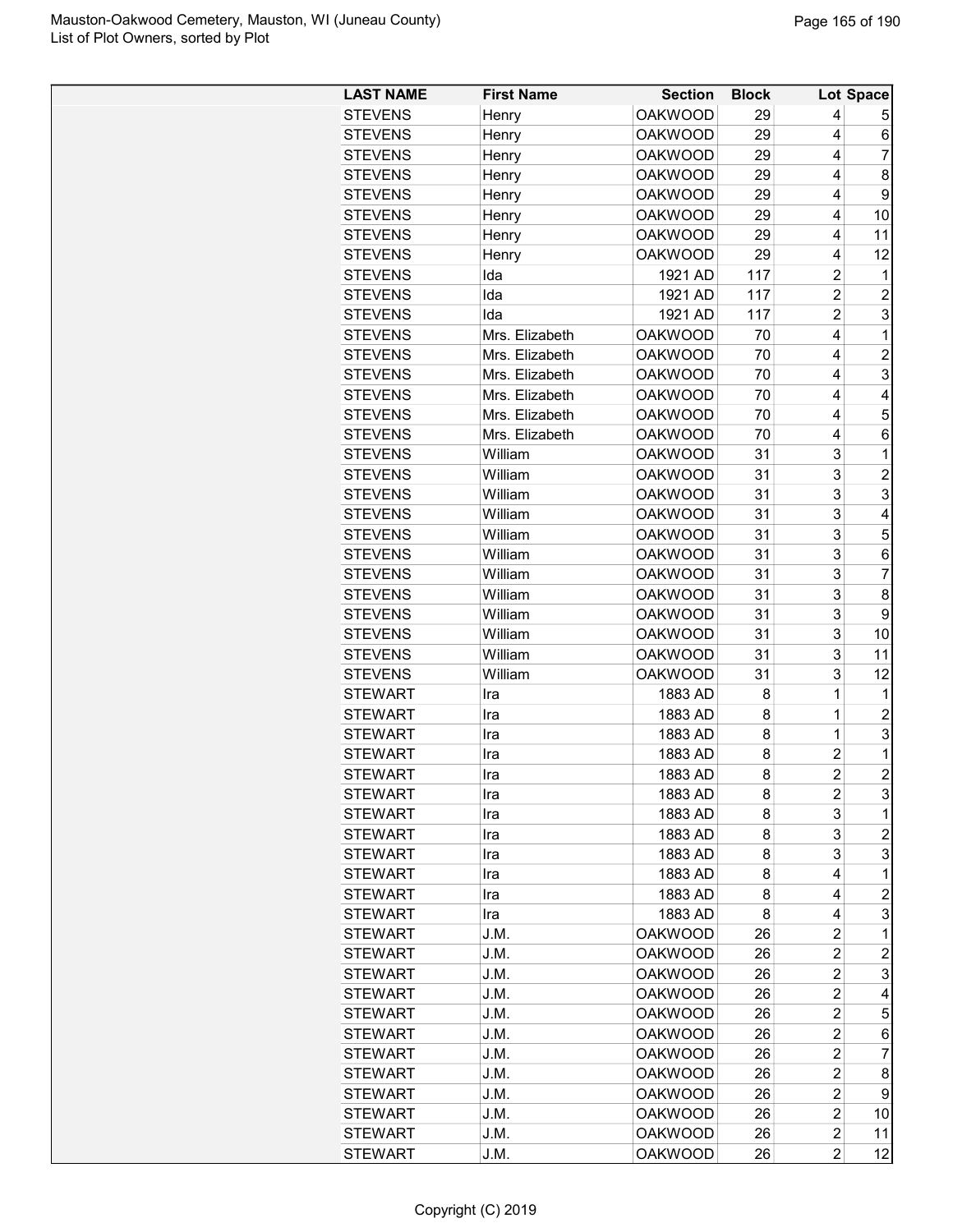| LAST NAME | First Name | Section | Block | Lot | Space |
|---|---|---|---|---|---|
| STEVENS | Henry | OAKWOOD | 29 | 4 | 5 |
| STEVENS | Henry | OAKWOOD | 29 | 4 | 6 |
| STEVENS | Henry | OAKWOOD | 29 | 4 | 7 |
| STEVENS | Henry | OAKWOOD | 29 | 4 | 8 |
| STEVENS | Henry | OAKWOOD | 29 | 4 | 9 |
| STEVENS | Henry | OAKWOOD | 29 | 4 | 10 |
| STEVENS | Henry | OAKWOOD | 29 | 4 | 11 |
| STEVENS | Henry | OAKWOOD | 29 | 4 | 12 |
| STEVENS | Ida | 1921 AD | 117 | 2 | 1 |
| STEVENS | Ida | 1921 AD | 117 | 2 | 2 |
| STEVENS | Ida | 1921 AD | 117 | 2 | 3 |
| STEVENS | Mrs. Elizabeth | OAKWOOD | 70 | 4 | 1 |
| STEVENS | Mrs. Elizabeth | OAKWOOD | 70 | 4 | 2 |
| STEVENS | Mrs. Elizabeth | OAKWOOD | 70 | 4 | 3 |
| STEVENS | Mrs. Elizabeth | OAKWOOD | 70 | 4 | 4 |
| STEVENS | Mrs. Elizabeth | OAKWOOD | 70 | 4 | 5 |
| STEVENS | Mrs. Elizabeth | OAKWOOD | 70 | 4 | 6 |
| STEVENS | William | OAKWOOD | 31 | 3 | 1 |
| STEVENS | William | OAKWOOD | 31 | 3 | 2 |
| STEVENS | William | OAKWOOD | 31 | 3 | 3 |
| STEVENS | William | OAKWOOD | 31 | 3 | 4 |
| STEVENS | William | OAKWOOD | 31 | 3 | 5 |
| STEVENS | William | OAKWOOD | 31 | 3 | 6 |
| STEVENS | William | OAKWOOD | 31 | 3 | 7 |
| STEVENS | William | OAKWOOD | 31 | 3 | 8 |
| STEVENS | William | OAKWOOD | 31 | 3 | 9 |
| STEVENS | William | OAKWOOD | 31 | 3 | 10 |
| STEVENS | William | OAKWOOD | 31 | 3 | 11 |
| STEVENS | William | OAKWOOD | 31 | 3 | 12 |
| STEWART | Ira | 1883 AD | 8 | 1 | 1 |
| STEWART | Ira | 1883 AD | 8 | 1 | 2 |
| STEWART | Ira | 1883 AD | 8 | 1 | 3 |
| STEWART | Ira | 1883 AD | 8 | 2 | 1 |
| STEWART | Ira | 1883 AD | 8 | 2 | 2 |
| STEWART | Ira | 1883 AD | 8 | 2 | 3 |
| STEWART | Ira | 1883 AD | 8 | 3 | 1 |
| STEWART | Ira | 1883 AD | 8 | 3 | 2 |
| STEWART | Ira | 1883 AD | 8 | 3 | 3 |
| STEWART | Ira | 1883 AD | 8 | 4 | 1 |
| STEWART | Ira | 1883 AD | 8 | 4 | 2 |
| STEWART | Ira | 1883 AD | 8 | 4 | 3 |
| STEWART | J.M. | OAKWOOD | 26 | 2 | 1 |
| STEWART | J.M. | OAKWOOD | 26 | 2 | 2 |
| STEWART | J.M. | OAKWOOD | 26 | 2 | 3 |
| STEWART | J.M. | OAKWOOD | 26 | 2 | 4 |
| STEWART | J.M. | OAKWOOD | 26 | 2 | 5 |
| STEWART | J.M. | OAKWOOD | 26 | 2 | 6 |
| STEWART | J.M. | OAKWOOD | 26 | 2 | 7 |
| STEWART | J.M. | OAKWOOD | 26 | 2 | 8 |
| STEWART | J.M. | OAKWOOD | 26 | 2 | 9 |
| STEWART | J.M. | OAKWOOD | 26 | 2 | 10 |
| STEWART | J.M. | OAKWOOD | 26 | 2 | 11 |
| STEWART | J.M. | OAKWOOD | 26 | 2 | 12 |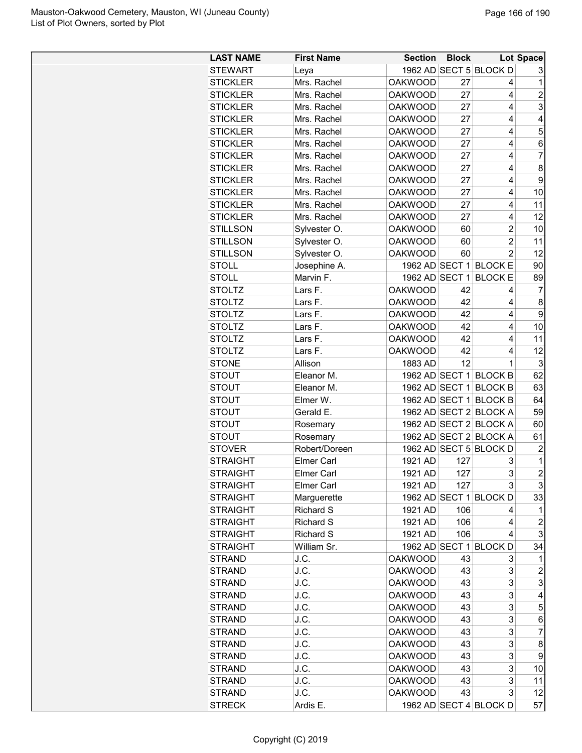| LAST NAME | First Name | Section | Block | Lot | Space |
|---|---|---|---|---|---|
| STEWART | Leya | 1962 AD | SECT 5 | BLOCK D | 3 |
| STICKLER | Mrs. Rachel | OAKWOOD | 27 | 4 | 1 |
| STICKLER | Mrs. Rachel | OAKWOOD | 27 | 4 | 2 |
| STICKLER | Mrs. Rachel | OAKWOOD | 27 | 4 | 3 |
| STICKLER | Mrs. Rachel | OAKWOOD | 27 | 4 | 4 |
| STICKLER | Mrs. Rachel | OAKWOOD | 27 | 4 | 5 |
| STICKLER | Mrs. Rachel | OAKWOOD | 27 | 4 | 6 |
| STICKLER | Mrs. Rachel | OAKWOOD | 27 | 4 | 7 |
| STICKLER | Mrs. Rachel | OAKWOOD | 27 | 4 | 8 |
| STICKLER | Mrs. Rachel | OAKWOOD | 27 | 4 | 9 |
| STICKLER | Mrs. Rachel | OAKWOOD | 27 | 4 | 10 |
| STICKLER | Mrs. Rachel | OAKWOOD | 27 | 4 | 11 |
| STICKLER | Mrs. Rachel | OAKWOOD | 27 | 4 | 12 |
| STILLSON | Sylvester O. | OAKWOOD | 60 | 2 | 10 |
| STILLSON | Sylvester O. | OAKWOOD | 60 | 2 | 11 |
| STILLSON | Sylvester O. | OAKWOOD | 60 | 2 | 12 |
| STOLL | Josephine A. | 1962 AD | SECT 1 | BLOCK E | 90 |
| STOLL | Marvin F. | 1962 AD | SECT 1 | BLOCK E | 89 |
| STOLTZ | Lars F. | OAKWOOD | 42 | 4 | 7 |
| STOLTZ | Lars F. | OAKWOOD | 42 | 4 | 8 |
| STOLTZ | Lars F. | OAKWOOD | 42 | 4 | 9 |
| STOLTZ | Lars F. | OAKWOOD | 42 | 4 | 10 |
| STOLTZ | Lars F. | OAKWOOD | 42 | 4 | 11 |
| STOLTZ | Lars F. | OAKWOOD | 42 | 4 | 12 |
| STONE | Allison | 1883 AD | 12 | 1 | 3 |
| STOUT | Eleanor M. | 1962 AD | SECT 1 | BLOCK B | 62 |
| STOUT | Eleanor M. | 1962 AD | SECT 1 | BLOCK B | 63 |
| STOUT | Elmer W. | 1962 AD | SECT 1 | BLOCK B | 64 |
| STOUT | Gerald E. | 1962 AD | SECT 2 | BLOCK A | 59 |
| STOUT | Rosemary | 1962 AD | SECT 2 | BLOCK A | 60 |
| STOUT | Rosemary | 1962 AD | SECT 2 | BLOCK A | 61 |
| STOVER | Robert/Doreen | 1962 AD | SECT 5 | BLOCK D | 2 |
| STRAIGHT | Elmer Carl | 1921 AD | 127 | 3 | 1 |
| STRAIGHT | Elmer Carl | 1921 AD | 127 | 3 | 2 |
| STRAIGHT | Elmer Carl | 1921 AD | 127 | 3 | 3 |
| STRAIGHT | Marguerette | 1962 AD | SECT 1 | BLOCK D | 33 |
| STRAIGHT | Richard S | 1921 AD | 106 | 4 | 1 |
| STRAIGHT | Richard S | 1921 AD | 106 | 4 | 2 |
| STRAIGHT | Richard S | 1921 AD | 106 | 4 | 3 |
| STRAIGHT | William Sr. | 1962 AD | SECT 1 | BLOCK D | 34 |
| STRAND | J.C. | OAKWOOD | 43 | 3 | 1 |
| STRAND | J.C. | OAKWOOD | 43 | 3 | 2 |
| STRAND | J.C. | OAKWOOD | 43 | 3 | 3 |
| STRAND | J.C. | OAKWOOD | 43 | 3 | 4 |
| STRAND | J.C. | OAKWOOD | 43 | 3 | 5 |
| STRAND | J.C. | OAKWOOD | 43 | 3 | 6 |
| STRAND | J.C. | OAKWOOD | 43 | 3 | 7 |
| STRAND | J.C. | OAKWOOD | 43 | 3 | 8 |
| STRAND | J.C. | OAKWOOD | 43 | 3 | 9 |
| STRAND | J.C. | OAKWOOD | 43 | 3 | 10 |
| STRAND | J.C. | OAKWOOD | 43 | 3 | 11 |
| STRAND | J.C. | OAKWOOD | 43 | 3 | 12 |
| STRECK | Ardis E. | 1962 AD | SECT 4 | BLOCK D | 57 |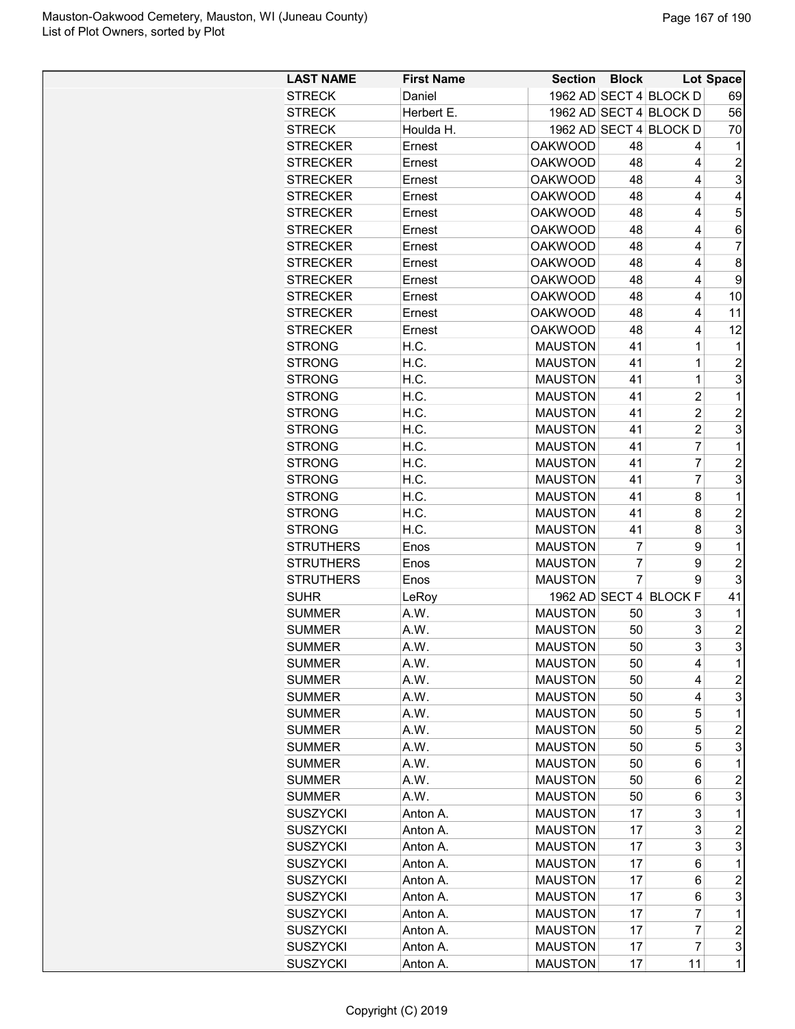| LAST NAME | First Name | Section | Block | Lot | Space |
|---|---|---|---|---|---|
| STRECK | Daniel | 1962 AD | SECT 4 | BLOCK D | 69 |
| STRECK | Herbert E. | 1962 AD | SECT 4 | BLOCK D | 56 |
| STRECK | Houlda H. | 1962 AD | SECT 4 | BLOCK D | 70 |
| STRECKER | Ernest | OAKWOOD | 48 | 4 | 1 |
| STRECKER | Ernest | OAKWOOD | 48 | 4 | 2 |
| STRECKER | Ernest | OAKWOOD | 48 | 4 | 3 |
| STRECKER | Ernest | OAKWOOD | 48 | 4 | 4 |
| STRECKER | Ernest | OAKWOOD | 48 | 4 | 5 |
| STRECKER | Ernest | OAKWOOD | 48 | 4 | 6 |
| STRECKER | Ernest | OAKWOOD | 48 | 4 | 7 |
| STRECKER | Ernest | OAKWOOD | 48 | 4 | 8 |
| STRECKER | Ernest | OAKWOOD | 48 | 4 | 9 |
| STRECKER | Ernest | OAKWOOD | 48 | 4 | 10 |
| STRECKER | Ernest | OAKWOOD | 48 | 4 | 11 |
| STRECKER | Ernest | OAKWOOD | 48 | 4 | 12 |
| STRONG | H.C. | MAUSTON | 41 | 1 | 1 |
| STRONG | H.C. | MAUSTON | 41 | 1 | 2 |
| STRONG | H.C. | MAUSTON | 41 | 1 | 3 |
| STRONG | H.C. | MAUSTON | 41 | 2 | 1 |
| STRONG | H.C. | MAUSTON | 41 | 2 | 2 |
| STRONG | H.C. | MAUSTON | 41 | 2 | 3 |
| STRONG | H.C. | MAUSTON | 41 | 7 | 1 |
| STRONG | H.C. | MAUSTON | 41 | 7 | 2 |
| STRONG | H.C. | MAUSTON | 41 | 7 | 3 |
| STRONG | H.C. | MAUSTON | 41 | 8 | 1 |
| STRONG | H.C. | MAUSTON | 41 | 8 | 2 |
| STRONG | H.C. | MAUSTON | 41 | 8 | 3 |
| STRUTHERS | Enos | MAUSTON | 7 | 9 | 1 |
| STRUTHERS | Enos | MAUSTON | 7 | 9 | 2 |
| STRUTHERS | Enos | MAUSTON | 7 | 9 | 3 |
| SUHR | LeRoy | 1962 AD | SECT 4 | BLOCK F | 41 |
| SUMMER | A.W. | MAUSTON | 50 | 3 | 1 |
| SUMMER | A.W. | MAUSTON | 50 | 3 | 2 |
| SUMMER | A.W. | MAUSTON | 50 | 3 | 3 |
| SUMMER | A.W. | MAUSTON | 50 | 4 | 1 |
| SUMMER | A.W. | MAUSTON | 50 | 4 | 2 |
| SUMMER | A.W. | MAUSTON | 50 | 4 | 3 |
| SUMMER | A.W. | MAUSTON | 50 | 5 | 1 |
| SUMMER | A.W. | MAUSTON | 50 | 5 | 2 |
| SUMMER | A.W. | MAUSTON | 50 | 5 | 3 |
| SUMMER | A.W. | MAUSTON | 50 | 6 | 1 |
| SUMMER | A.W. | MAUSTON | 50 | 6 | 2 |
| SUMMER | A.W. | MAUSTON | 50 | 6 | 3 |
| SUSZYCKI | Anton A. | MAUSTON | 17 | 3 | 1 |
| SUSZYCKI | Anton A. | MAUSTON | 17 | 3 | 2 |
| SUSZYCKI | Anton A. | MAUSTON | 17 | 3 | 3 |
| SUSZYCKI | Anton A. | MAUSTON | 17 | 6 | 1 |
| SUSZYCKI | Anton A. | MAUSTON | 17 | 6 | 2 |
| SUSZYCKI | Anton A. | MAUSTON | 17 | 6 | 3 |
| SUSZYCKI | Anton A. | MAUSTON | 17 | 7 | 1 |
| SUSZYCKI | Anton A. | MAUSTON | 17 | 7 | 2 |
| SUSZYCKI | Anton A. | MAUSTON | 17 | 7 | 3 |
| SUSZYCKI | Anton A. | MAUSTON | 17 | 11 | 1 |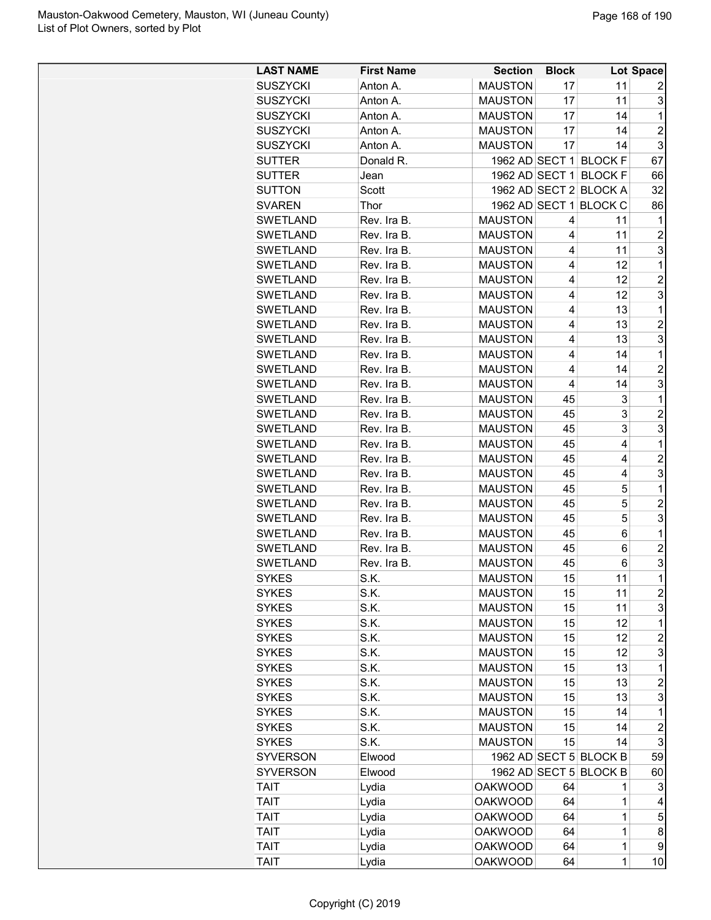| LAST NAME | First Name | Section | Block | Lot | Space |
|---|---|---|---|---|---|
| SUSZYCKI | Anton A. | MAUSTON | 17 | 11 | 2 |
| SUSZYCKI | Anton A. | MAUSTON | 17 | 11 | 3 |
| SUSZYCKI | Anton A. | MAUSTON | 17 | 14 | 1 |
| SUSZYCKI | Anton A. | MAUSTON | 17 | 14 | 2 |
| SUSZYCKI | Anton A. | MAUSTON | 17 | 14 | 3 |
| SUTTER | Donald R. | 1962 AD | SECT 1 | BLOCK F | 67 |
| SUTTER | Jean | 1962 AD | SECT 1 | BLOCK F | 66 |
| SUTTON | Scott | 1962 AD | SECT 2 | BLOCK A | 32 |
| SVAREN | Thor | 1962 AD | SECT 1 | BLOCK C | 86 |
| SWETLAND | Rev. Ira B. | MAUSTON | 4 | 11 | 1 |
| SWETLAND | Rev. Ira B. | MAUSTON | 4 | 11 | 2 |
| SWETLAND | Rev. Ira B. | MAUSTON | 4 | 11 | 3 |
| SWETLAND | Rev. Ira B. | MAUSTON | 4 | 12 | 1 |
| SWETLAND | Rev. Ira B. | MAUSTON | 4 | 12 | 2 |
| SWETLAND | Rev. Ira B. | MAUSTON | 4 | 12 | 3 |
| SWETLAND | Rev. Ira B. | MAUSTON | 4 | 13 | 1 |
| SWETLAND | Rev. Ira B. | MAUSTON | 4 | 13 | 2 |
| SWETLAND | Rev. Ira B. | MAUSTON | 4 | 13 | 3 |
| SWETLAND | Rev. Ira B. | MAUSTON | 4 | 14 | 1 |
| SWETLAND | Rev. Ira B. | MAUSTON | 4 | 14 | 2 |
| SWETLAND | Rev. Ira B. | MAUSTON | 4 | 14 | 3 |
| SWETLAND | Rev. Ira B. | MAUSTON | 45 | 3 | 1 |
| SWETLAND | Rev. Ira B. | MAUSTON | 45 | 3 | 2 |
| SWETLAND | Rev. Ira B. | MAUSTON | 45 | 3 | 3 |
| SWETLAND | Rev. Ira B. | MAUSTON | 45 | 4 | 1 |
| SWETLAND | Rev. Ira B. | MAUSTON | 45 | 4 | 2 |
| SWETLAND | Rev. Ira B. | MAUSTON | 45 | 4 | 3 |
| SWETLAND | Rev. Ira B. | MAUSTON | 45 | 5 | 1 |
| SWETLAND | Rev. Ira B. | MAUSTON | 45 | 5 | 2 |
| SWETLAND | Rev. Ira B. | MAUSTON | 45 | 5 | 3 |
| SWETLAND | Rev. Ira B. | MAUSTON | 45 | 6 | 1 |
| SWETLAND | Rev. Ira B. | MAUSTON | 45 | 6 | 2 |
| SWETLAND | Rev. Ira B. | MAUSTON | 45 | 6 | 3 |
| SYKES | S.K. | MAUSTON | 15 | 11 | 1 |
| SYKES | S.K. | MAUSTON | 15 | 11 | 2 |
| SYKES | S.K. | MAUSTON | 15 | 11 | 3 |
| SYKES | S.K. | MAUSTON | 15 | 12 | 1 |
| SYKES | S.K. | MAUSTON | 15 | 12 | 2 |
| SYKES | S.K. | MAUSTON | 15 | 12 | 3 |
| SYKES | S.K. | MAUSTON | 15 | 13 | 1 |
| SYKES | S.K. | MAUSTON | 15 | 13 | 2 |
| SYKES | S.K. | MAUSTON | 15 | 13 | 3 |
| SYKES | S.K. | MAUSTON | 15 | 14 | 1 |
| SYKES | S.K. | MAUSTON | 15 | 14 | 2 |
| SYKES | S.K. | MAUSTON | 15 | 14 | 3 |
| SYVERSON | Elwood | 1962 AD | SECT 5 | BLOCK B | 59 |
| SYVERSON | Elwood | 1962 AD | SECT 5 | BLOCK B | 60 |
| TAIT | Lydia | OAKWOOD | 64 | 1 | 3 |
| TAIT | Lydia | OAKWOOD | 64 | 1 | 4 |
| TAIT | Lydia | OAKWOOD | 64 | 1 | 5 |
| TAIT | Lydia | OAKWOOD | 64 | 1 | 8 |
| TAIT | Lydia | OAKWOOD | 64 | 1 | 9 |
| TAIT | Lydia | OAKWOOD | 64 | 1 | 10 |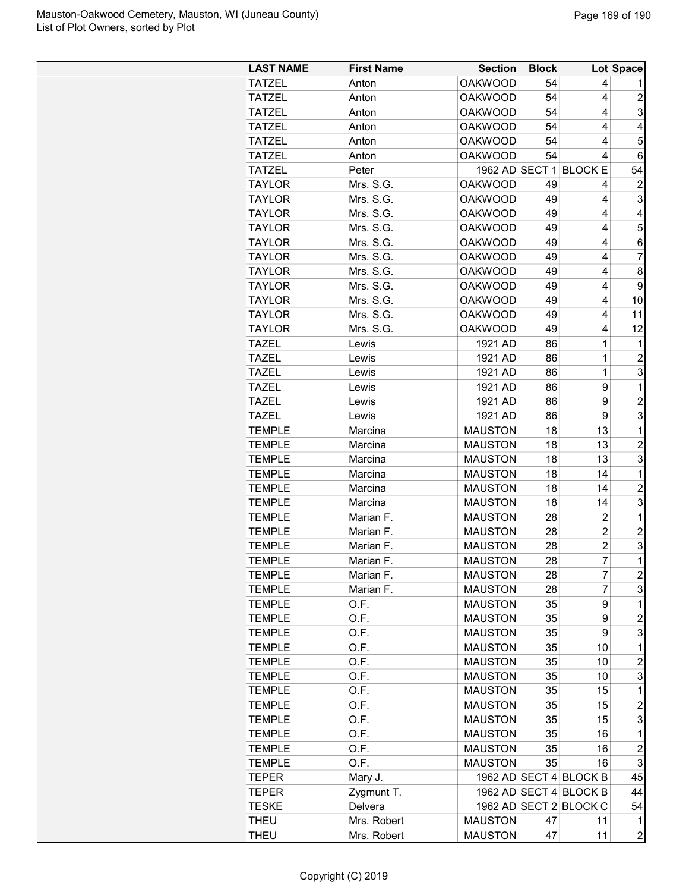| LAST NAME | First Name | Section | Block | Lot | Space |
|---|---|---|---|---|---|
| TATZEL | Anton | OAKWOOD | 54 | 4 | 1 |
| TATZEL | Anton | OAKWOOD | 54 | 4 | 2 |
| TATZEL | Anton | OAKWOOD | 54 | 4 | 3 |
| TATZEL | Anton | OAKWOOD | 54 | 4 | 4 |
| TATZEL | Anton | OAKWOOD | 54 | 4 | 5 |
| TATZEL | Anton | OAKWOOD | 54 | 4 | 6 |
| TATZEL | Peter | 1962 AD | SECT 1 | BLOCK E | 54 |
| TAYLOR | Mrs. S.G. | OAKWOOD | 49 | 4 | 2 |
| TAYLOR | Mrs. S.G. | OAKWOOD | 49 | 4 | 3 |
| TAYLOR | Mrs. S.G. | OAKWOOD | 49 | 4 | 4 |
| TAYLOR | Mrs. S.G. | OAKWOOD | 49 | 4 | 5 |
| TAYLOR | Mrs. S.G. | OAKWOOD | 49 | 4 | 6 |
| TAYLOR | Mrs. S.G. | OAKWOOD | 49 | 4 | 7 |
| TAYLOR | Mrs. S.G. | OAKWOOD | 49 | 4 | 8 |
| TAYLOR | Mrs. S.G. | OAKWOOD | 49 | 4 | 9 |
| TAYLOR | Mrs. S.G. | OAKWOOD | 49 | 4 | 10 |
| TAYLOR | Mrs. S.G. | OAKWOOD | 49 | 4 | 11 |
| TAYLOR | Mrs. S.G. | OAKWOOD | 49 | 4 | 12 |
| TAZEL | Lewis | 1921 AD | 86 | 1 | 1 |
| TAZEL | Lewis | 1921 AD | 86 | 1 | 2 |
| TAZEL | Lewis | 1921 AD | 86 | 1 | 3 |
| TAZEL | Lewis | 1921 AD | 86 | 9 | 1 |
| TAZEL | Lewis | 1921 AD | 86 | 9 | 2 |
| TAZEL | Lewis | 1921 AD | 86 | 9 | 3 |
| TEMPLE | Marcina | MAUSTON | 18 | 13 | 1 |
| TEMPLE | Marcina | MAUSTON | 18 | 13 | 2 |
| TEMPLE | Marcina | MAUSTON | 18 | 13 | 3 |
| TEMPLE | Marcina | MAUSTON | 18 | 14 | 1 |
| TEMPLE | Marcina | MAUSTON | 18 | 14 | 2 |
| TEMPLE | Marcina | MAUSTON | 18 | 14 | 3 |
| TEMPLE | Marian F. | MAUSTON | 28 | 2 | 1 |
| TEMPLE | Marian F. | MAUSTON | 28 | 2 | 2 |
| TEMPLE | Marian F. | MAUSTON | 28 | 2 | 3 |
| TEMPLE | Marian F. | MAUSTON | 28 | 7 | 1 |
| TEMPLE | Marian F. | MAUSTON | 28 | 7 | 2 |
| TEMPLE | Marian F. | MAUSTON | 28 | 7 | 3 |
| TEMPLE | O.F. | MAUSTON | 35 | 9 | 1 |
| TEMPLE | O.F. | MAUSTON | 35 | 9 | 2 |
| TEMPLE | O.F. | MAUSTON | 35 | 9 | 3 |
| TEMPLE | O.F. | MAUSTON | 35 | 10 | 1 |
| TEMPLE | O.F. | MAUSTON | 35 | 10 | 2 |
| TEMPLE | O.F. | MAUSTON | 35 | 10 | 3 |
| TEMPLE | O.F. | MAUSTON | 35 | 15 | 1 |
| TEMPLE | O.F. | MAUSTON | 35 | 15 | 2 |
| TEMPLE | O.F. | MAUSTON | 35 | 15 | 3 |
| TEMPLE | O.F. | MAUSTON | 35 | 16 | 1 |
| TEMPLE | O.F. | MAUSTON | 35 | 16 | 2 |
| TEMPLE | O.F. | MAUSTON | 35 | 16 | 3 |
| TEPER | Mary J. | 1962 AD | SECT 4 | BLOCK B | 45 |
| TEPER | Zygmunt T. | 1962 AD | SECT 4 | BLOCK B | 44 |
| TESKE | Delvera | 1962 AD | SECT 2 | BLOCK C | 54 |
| THEU | Mrs. Robert | MAUSTON | 47 | 11 | 1 |
| THEU | Mrs. Robert | MAUSTON | 47 | 11 | 2 |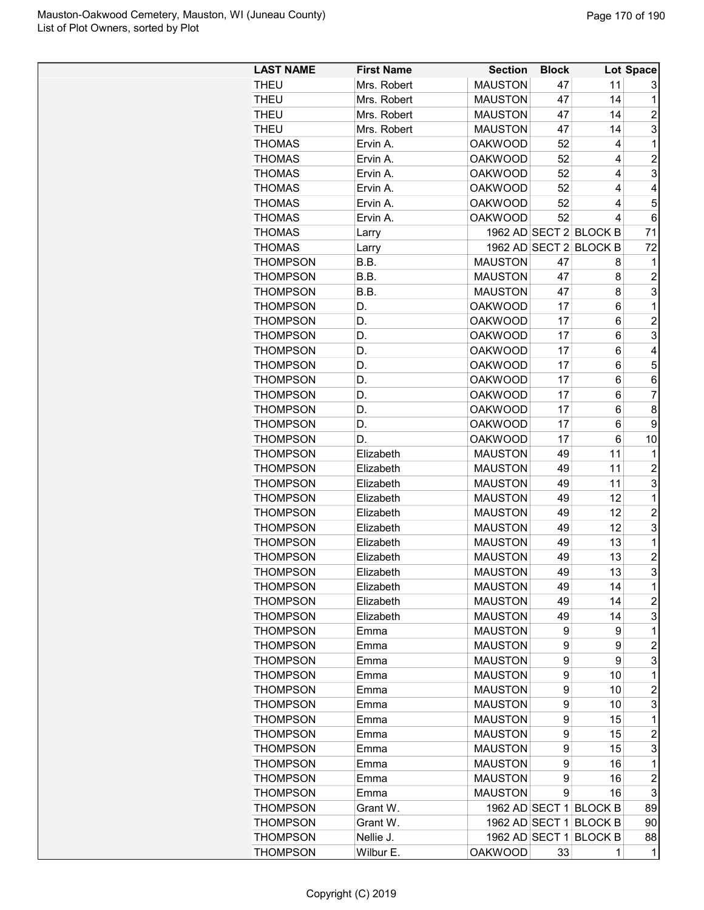| LAST NAME | First Name | Section | Block | Lot | Space |
|---|---|---|---|---|---|
| THEU | Mrs. Robert | MAUSTON | 47 | 11 | 3 |
| THEU | Mrs. Robert | MAUSTON | 47 | 14 | 1 |
| THEU | Mrs. Robert | MAUSTON | 47 | 14 | 2 |
| THEU | Mrs. Robert | MAUSTON | 47 | 14 | 3 |
| THOMAS | Ervin A. | OAKWOOD | 52 | 4 | 1 |
| THOMAS | Ervin A. | OAKWOOD | 52 | 4 | 2 |
| THOMAS | Ervin A. | OAKWOOD | 52 | 4 | 3 |
| THOMAS | Ervin A. | OAKWOOD | 52 | 4 | 4 |
| THOMAS | Ervin A. | OAKWOOD | 52 | 4 | 5 |
| THOMAS | Ervin A. | OAKWOOD | 52 | 4 | 6 |
| THOMAS | Larry | 1962 AD | SECT 2 | BLOCK B | 71 |
| THOMAS | Larry | 1962 AD | SECT 2 | BLOCK B | 72 |
| THOMPSON | B.B. | MAUSTON | 47 | 8 | 1 |
| THOMPSON | B.B. | MAUSTON | 47 | 8 | 2 |
| THOMPSON | B.B. | MAUSTON | 47 | 8 | 3 |
| THOMPSON | D. | OAKWOOD | 17 | 6 | 1 |
| THOMPSON | D. | OAKWOOD | 17 | 6 | 2 |
| THOMPSON | D. | OAKWOOD | 17 | 6 | 3 |
| THOMPSON | D. | OAKWOOD | 17 | 6 | 4 |
| THOMPSON | D. | OAKWOOD | 17 | 6 | 5 |
| THOMPSON | D. | OAKWOOD | 17 | 6 | 6 |
| THOMPSON | D. | OAKWOOD | 17 | 6 | 7 |
| THOMPSON | D. | OAKWOOD | 17 | 6 | 8 |
| THOMPSON | D. | OAKWOOD | 17 | 6 | 9 |
| THOMPSON | D. | OAKWOOD | 17 | 6 | 10 |
| THOMPSON | Elizabeth | MAUSTON | 49 | 11 | 1 |
| THOMPSON | Elizabeth | MAUSTON | 49 | 11 | 2 |
| THOMPSON | Elizabeth | MAUSTON | 49 | 11 | 3 |
| THOMPSON | Elizabeth | MAUSTON | 49 | 12 | 1 |
| THOMPSON | Elizabeth | MAUSTON | 49 | 12 | 2 |
| THOMPSON | Elizabeth | MAUSTON | 49 | 12 | 3 |
| THOMPSON | Elizabeth | MAUSTON | 49 | 13 | 1 |
| THOMPSON | Elizabeth | MAUSTON | 49 | 13 | 2 |
| THOMPSON | Elizabeth | MAUSTON | 49 | 13 | 3 |
| THOMPSON | Elizabeth | MAUSTON | 49 | 14 | 1 |
| THOMPSON | Elizabeth | MAUSTON | 49 | 14 | 2 |
| THOMPSON | Elizabeth | MAUSTON | 49 | 14 | 3 |
| THOMPSON | Emma | MAUSTON | 9 | 9 | 1 |
| THOMPSON | Emma | MAUSTON | 9 | 9 | 2 |
| THOMPSON | Emma | MAUSTON | 9 | 9 | 3 |
| THOMPSON | Emma | MAUSTON | 9 | 10 | 1 |
| THOMPSON | Emma | MAUSTON | 9 | 10 | 2 |
| THOMPSON | Emma | MAUSTON | 9 | 10 | 3 |
| THOMPSON | Emma | MAUSTON | 9 | 15 | 1 |
| THOMPSON | Emma | MAUSTON | 9 | 15 | 2 |
| THOMPSON | Emma | MAUSTON | 9 | 15 | 3 |
| THOMPSON | Emma | MAUSTON | 9 | 16 | 1 |
| THOMPSON | Emma | MAUSTON | 9 | 16 | 2 |
| THOMPSON | Emma | MAUSTON | 9 | 16 | 3 |
| THOMPSON | Grant W. | 1962 AD | SECT 1 | BLOCK B | 89 |
| THOMPSON | Grant W. | 1962 AD | SECT 1 | BLOCK B | 90 |
| THOMPSON | Nellie J. | 1962 AD | SECT 1 | BLOCK B | 88 |
| THOMPSON | Wilbur E. | OAKWOOD | 33 | 1 | 1 |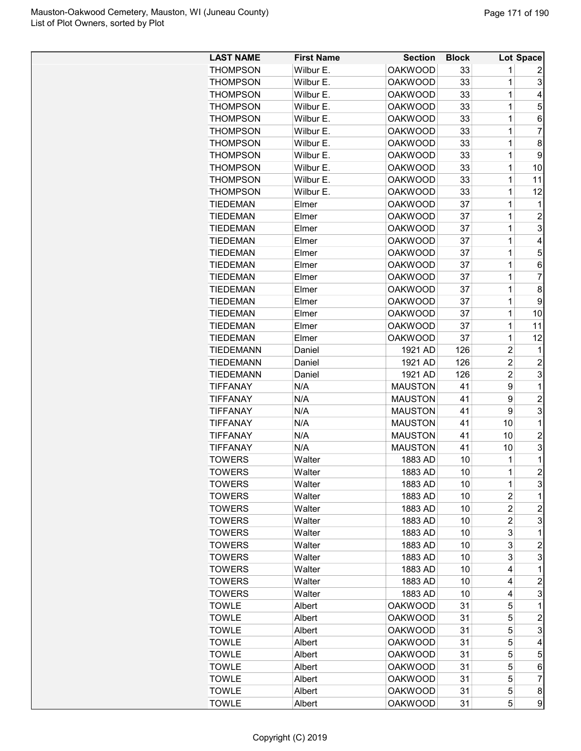| LAST NAME | First Name | Section | Block | Lot | Space |
|---|---|---|---|---|---|
| THOMPSON | Wilbur E. | OAKWOOD | 33 | 1 | 2 |
| THOMPSON | Wilbur E. | OAKWOOD | 33 | 1 | 3 |
| THOMPSON | Wilbur E. | OAKWOOD | 33 | 1 | 4 |
| THOMPSON | Wilbur E. | OAKWOOD | 33 | 1 | 5 |
| THOMPSON | Wilbur E. | OAKWOOD | 33 | 1 | 6 |
| THOMPSON | Wilbur E. | OAKWOOD | 33 | 1 | 7 |
| THOMPSON | Wilbur E. | OAKWOOD | 33 | 1 | 8 |
| THOMPSON | Wilbur E. | OAKWOOD | 33 | 1 | 9 |
| THOMPSON | Wilbur E. | OAKWOOD | 33 | 1 | 10 |
| THOMPSON | Wilbur E. | OAKWOOD | 33 | 1 | 11 |
| THOMPSON | Wilbur E. | OAKWOOD | 33 | 1 | 12 |
| TIEDEMAN | Elmer | OAKWOOD | 37 | 1 | 1 |
| TIEDEMAN | Elmer | OAKWOOD | 37 | 1 | 2 |
| TIEDEMAN | Elmer | OAKWOOD | 37 | 1 | 3 |
| TIEDEMAN | Elmer | OAKWOOD | 37 | 1 | 4 |
| TIEDEMAN | Elmer | OAKWOOD | 37 | 1 | 5 |
| TIEDEMAN | Elmer | OAKWOOD | 37 | 1 | 6 |
| TIEDEMAN | Elmer | OAKWOOD | 37 | 1 | 7 |
| TIEDEMAN | Elmer | OAKWOOD | 37 | 1 | 8 |
| TIEDEMAN | Elmer | OAKWOOD | 37 | 1 | 9 |
| TIEDEMAN | Elmer | OAKWOOD | 37 | 1 | 10 |
| TIEDEMAN | Elmer | OAKWOOD | 37 | 1 | 11 |
| TIEDEMAN | Elmer | OAKWOOD | 37 | 1 | 12 |
| TIEDEMANN | Daniel | 1921 AD | 126 | 2 | 1 |
| TIEDEMANN | Daniel | 1921 AD | 126 | 2 | 2 |
| TIEDEMANN | Daniel | 1921 AD | 126 | 2 | 3 |
| TIFFANAY | N/A | MAUSTON | 41 | 9 | 1 |
| TIFFANAY | N/A | MAUSTON | 41 | 9 | 2 |
| TIFFANAY | N/A | MAUSTON | 41 | 9 | 3 |
| TIFFANAY | N/A | MAUSTON | 41 | 10 | 1 |
| TIFFANAY | N/A | MAUSTON | 41 | 10 | 2 |
| TIFFANAY | N/A | MAUSTON | 41 | 10 | 3 |
| TOWERS | Walter | 1883 AD | 10 | 1 | 1 |
| TOWERS | Walter | 1883 AD | 10 | 1 | 2 |
| TOWERS | Walter | 1883 AD | 10 | 1 | 3 |
| TOWERS | Walter | 1883 AD | 10 | 2 | 1 |
| TOWERS | Walter | 1883 AD | 10 | 2 | 2 |
| TOWERS | Walter | 1883 AD | 10 | 2 | 3 |
| TOWERS | Walter | 1883 AD | 10 | 3 | 1 |
| TOWERS | Walter | 1883 AD | 10 | 3 | 2 |
| TOWERS | Walter | 1883 AD | 10 | 3 | 3 |
| TOWERS | Walter | 1883 AD | 10 | 4 | 1 |
| TOWERS | Walter | 1883 AD | 10 | 4 | 2 |
| TOWERS | Walter | 1883 AD | 10 | 4 | 3 |
| TOWLE | Albert | OAKWOOD | 31 | 5 | 1 |
| TOWLE | Albert | OAKWOOD | 31 | 5 | 2 |
| TOWLE | Albert | OAKWOOD | 31 | 5 | 3 |
| TOWLE | Albert | OAKWOOD | 31 | 5 | 4 |
| TOWLE | Albert | OAKWOOD | 31 | 5 | 5 |
| TOWLE | Albert | OAKWOOD | 31 | 5 | 6 |
| TOWLE | Albert | OAKWOOD | 31 | 5 | 7 |
| TOWLE | Albert | OAKWOOD | 31 | 5 | 8 |
| TOWLE | Albert | OAKWOOD | 31 | 5 | 9 |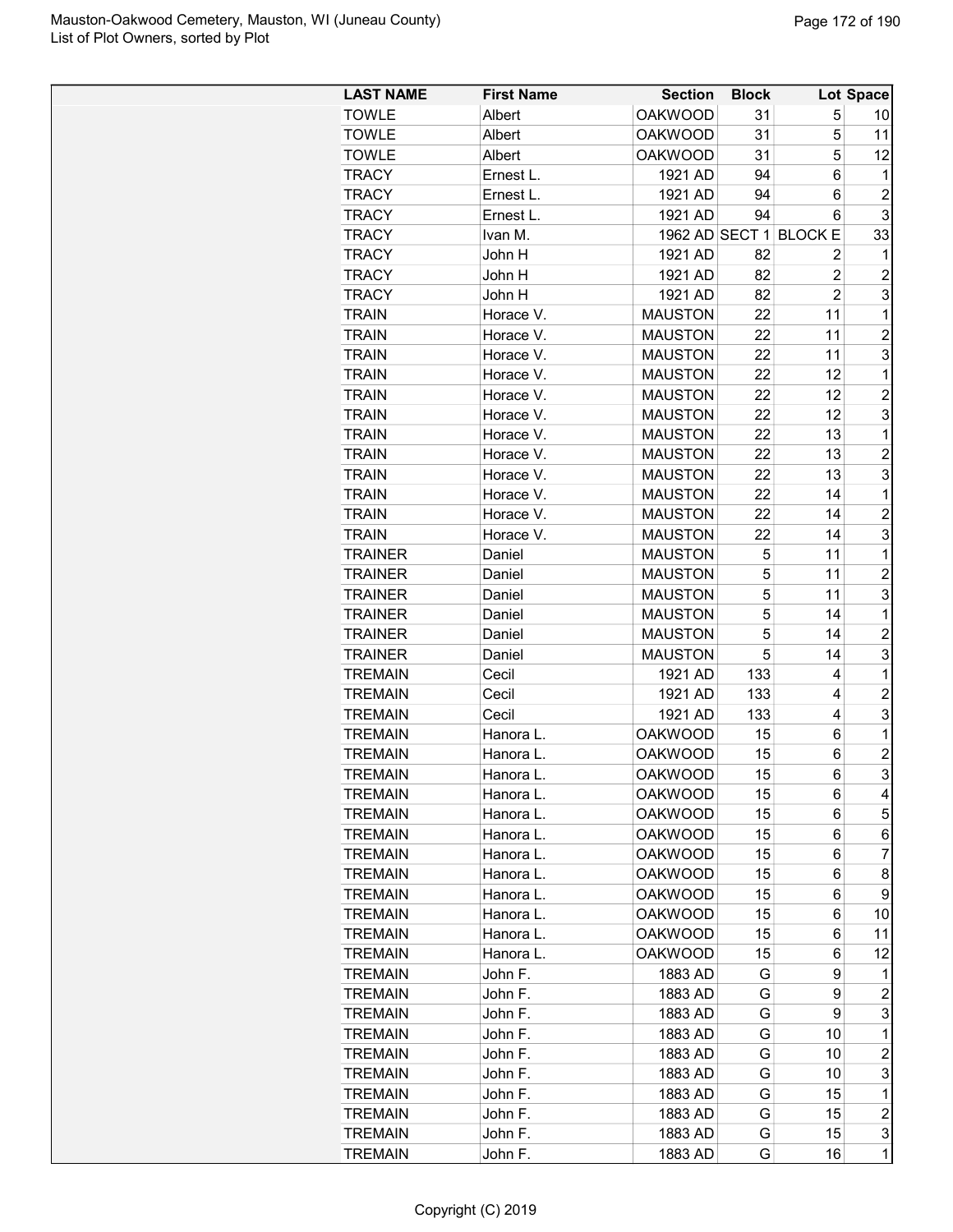| LAST NAME | First Name | Section | Block | Lot | Space |
|---|---|---|---|---|---|
| TOWLE | Albert | OAKWOOD | 31 | 5 | 10 |
| TOWLE | Albert | OAKWOOD | 31 | 5 | 11 |
| TOWLE | Albert | OAKWOOD | 31 | 5 | 12 |
| TRACY | Ernest L. | 1921 AD | 94 | 6 | 1 |
| TRACY | Ernest L. | 1921 AD | 94 | 6 | 2 |
| TRACY | Ernest L. | 1921 AD | 94 | 6 | 3 |
| TRACY | Ivan M. | 1962 AD | SECT 1 | BLOCK E | 33 |
| TRACY | John H | 1921 AD | 82 | 2 | 1 |
| TRACY | John H | 1921 AD | 82 | 2 | 2 |
| TRACY | John H | 1921 AD | 82 | 2 | 3 |
| TRAIN | Horace V. | MAUSTON | 22 | 11 | 1 |
| TRAIN | Horace V. | MAUSTON | 22 | 11 | 2 |
| TRAIN | Horace V. | MAUSTON | 22 | 11 | 3 |
| TRAIN | Horace V. | MAUSTON | 22 | 12 | 1 |
| TRAIN | Horace V. | MAUSTON | 22 | 12 | 2 |
| TRAIN | Horace V. | MAUSTON | 22 | 12 | 3 |
| TRAIN | Horace V. | MAUSTON | 22 | 13 | 1 |
| TRAIN | Horace V. | MAUSTON | 22 | 13 | 2 |
| TRAIN | Horace V. | MAUSTON | 22 | 13 | 3 |
| TRAIN | Horace V. | MAUSTON | 22 | 14 | 1 |
| TRAIN | Horace V. | MAUSTON | 22 | 14 | 2 |
| TRAIN | Horace V. | MAUSTON | 22 | 14 | 3 |
| TRAINER | Daniel | MAUSTON | 5 | 11 | 1 |
| TRAINER | Daniel | MAUSTON | 5 | 11 | 2 |
| TRAINER | Daniel | MAUSTON | 5 | 11 | 3 |
| TRAINER | Daniel | MAUSTON | 5 | 14 | 1 |
| TRAINER | Daniel | MAUSTON | 5 | 14 | 2 |
| TRAINER | Daniel | MAUSTON | 5 | 14 | 3 |
| TREMAIN | Cecil | 1921 AD | 133 | 4 | 1 |
| TREMAIN | Cecil | 1921 AD | 133 | 4 | 2 |
| TREMAIN | Cecil | 1921 AD | 133 | 4 | 3 |
| TREMAIN | Hanora L. | OAKWOOD | 15 | 6 | 1 |
| TREMAIN | Hanora L. | OAKWOOD | 15 | 6 | 2 |
| TREMAIN | Hanora L. | OAKWOOD | 15 | 6 | 3 |
| TREMAIN | Hanora L. | OAKWOOD | 15 | 6 | 4 |
| TREMAIN | Hanora L. | OAKWOOD | 15 | 6 | 5 |
| TREMAIN | Hanora L. | OAKWOOD | 15 | 6 | 6 |
| TREMAIN | Hanora L. | OAKWOOD | 15 | 6 | 7 |
| TREMAIN | Hanora L. | OAKWOOD | 15 | 6 | 8 |
| TREMAIN | Hanora L. | OAKWOOD | 15 | 6 | 9 |
| TREMAIN | Hanora L. | OAKWOOD | 15 | 6 | 10 |
| TREMAIN | Hanora L. | OAKWOOD | 15 | 6 | 11 |
| TREMAIN | Hanora L. | OAKWOOD | 15 | 6 | 12 |
| TREMAIN | John F. | 1883 AD | G | 9 | 1 |
| TREMAIN | John F. | 1883 AD | G | 9 | 2 |
| TREMAIN | John F. | 1883 AD | G | 9 | 3 |
| TREMAIN | John F. | 1883 AD | G | 10 | 1 |
| TREMAIN | John F. | 1883 AD | G | 10 | 2 |
| TREMAIN | John F. | 1883 AD | G | 10 | 3 |
| TREMAIN | John F. | 1883 AD | G | 15 | 1 |
| TREMAIN | John F. | 1883 AD | G | 15 | 2 |
| TREMAIN | John F. | 1883 AD | G | 15 | 3 |
| TREMAIN | John F. | 1883 AD | G | 16 | 1 |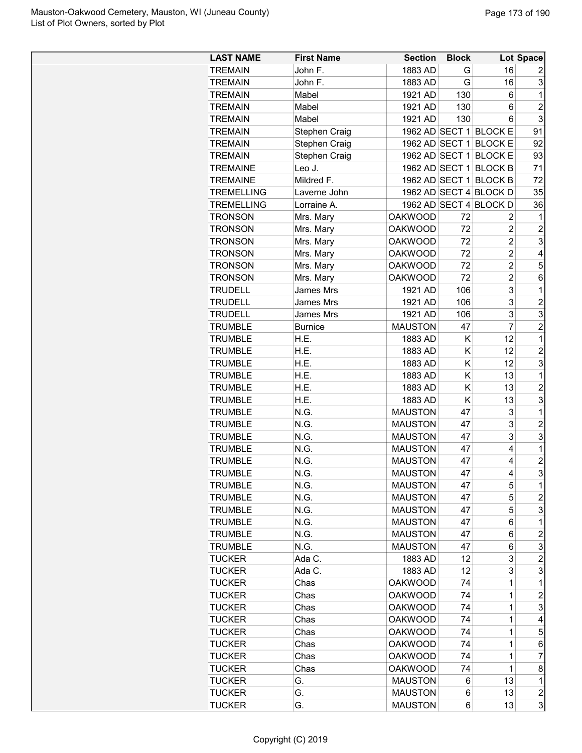| LAST NAME | First Name | Section | Block | Lot | Space |
|---|---|---|---|---|---|
| TREMAIN | John F. | 1883 AD | G | 16 | 2 |
| TREMAIN | John F. | 1883 AD | G | 16 | 3 |
| TREMAIN | Mabel | 1921 AD | 130 | 6 | 1 |
| TREMAIN | Mabel | 1921 AD | 130 | 6 | 2 |
| TREMAIN | Mabel | 1921 AD | 130 | 6 | 3 |
| TREMAIN | Stephen Craig | 1962 AD | SECT 1 | BLOCK E | 91 |
| TREMAIN | Stephen Craig | 1962 AD | SECT 1 | BLOCK E | 92 |
| TREMAIN | Stephen Craig | 1962 AD | SECT 1 | BLOCK E | 93 |
| TREMAINE | Leo J. | 1962 AD | SECT 1 | BLOCK B | 71 |
| TREMAINE | Mildred F. | 1962 AD | SECT 1 | BLOCK B | 72 |
| TREMELLING | Laverne John | 1962 AD | SECT 4 | BLOCK D | 35 |
| TREMELLING | Lorraine A. | 1962 AD | SECT 4 | BLOCK D | 36 |
| TRONSON | Mrs. Mary | OAKWOOD | 72 | 2 | 1 |
| TRONSON | Mrs. Mary | OAKWOOD | 72 | 2 | 2 |
| TRONSON | Mrs. Mary | OAKWOOD | 72 | 2 | 3 |
| TRONSON | Mrs. Mary | OAKWOOD | 72 | 2 | 4 |
| TRONSON | Mrs. Mary | OAKWOOD | 72 | 2 | 5 |
| TRONSON | Mrs. Mary | OAKWOOD | 72 | 2 | 6 |
| TRUDELL | James Mrs | 1921 AD | 106 | 3 | 1 |
| TRUDELL | James Mrs | 1921 AD | 106 | 3 | 2 |
| TRUDELL | James Mrs | 1921 AD | 106 | 3 | 3 |
| TRUMBLE | Burnice | MAUSTON | 47 | 7 | 2 |
| TRUMBLE | H.E. | 1883 AD | K | 12 | 1 |
| TRUMBLE | H.E. | 1883 AD | K | 12 | 2 |
| TRUMBLE | H.E. | 1883 AD | K | 12 | 3 |
| TRUMBLE | H.E. | 1883 AD | K | 13 | 1 |
| TRUMBLE | H.E. | 1883 AD | K | 13 | 2 |
| TRUMBLE | H.E. | 1883 AD | K | 13 | 3 |
| TRUMBLE | N.G. | MAUSTON | 47 | 3 | 1 |
| TRUMBLE | N.G. | MAUSTON | 47 | 3 | 2 |
| TRUMBLE | N.G. | MAUSTON | 47 | 3 | 3 |
| TRUMBLE | N.G. | MAUSTON | 47 | 4 | 1 |
| TRUMBLE | N.G. | MAUSTON | 47 | 4 | 2 |
| TRUMBLE | N.G. | MAUSTON | 47 | 4 | 3 |
| TRUMBLE | N.G. | MAUSTON | 47 | 5 | 1 |
| TRUMBLE | N.G. | MAUSTON | 47 | 5 | 2 |
| TRUMBLE | N.G. | MAUSTON | 47 | 5 | 3 |
| TRUMBLE | N.G. | MAUSTON | 47 | 6 | 1 |
| TRUMBLE | N.G. | MAUSTON | 47 | 6 | 2 |
| TRUMBLE | N.G. | MAUSTON | 47 | 6 | 3 |
| TUCKER | Ada C. | 1883 AD | 12 | 3 | 2 |
| TUCKER | Ada C. | 1883 AD | 12 | 3 | 3 |
| TUCKER | Chas | OAKWOOD | 74 | 1 | 1 |
| TUCKER | Chas | OAKWOOD | 74 | 1 | 2 |
| TUCKER | Chas | OAKWOOD | 74 | 1 | 3 |
| TUCKER | Chas | OAKWOOD | 74 | 1 | 4 |
| TUCKER | Chas | OAKWOOD | 74 | 1 | 5 |
| TUCKER | Chas | OAKWOOD | 74 | 1 | 6 |
| TUCKER | Chas | OAKWOOD | 74 | 1 | 7 |
| TUCKER | Chas | OAKWOOD | 74 | 1 | 8 |
| TUCKER | G. | MAUSTON | 6 | 13 | 1 |
| TUCKER | G. | MAUSTON | 6 | 13 | 2 |
| TUCKER | G. | MAUSTON | 6 | 13 | 3 |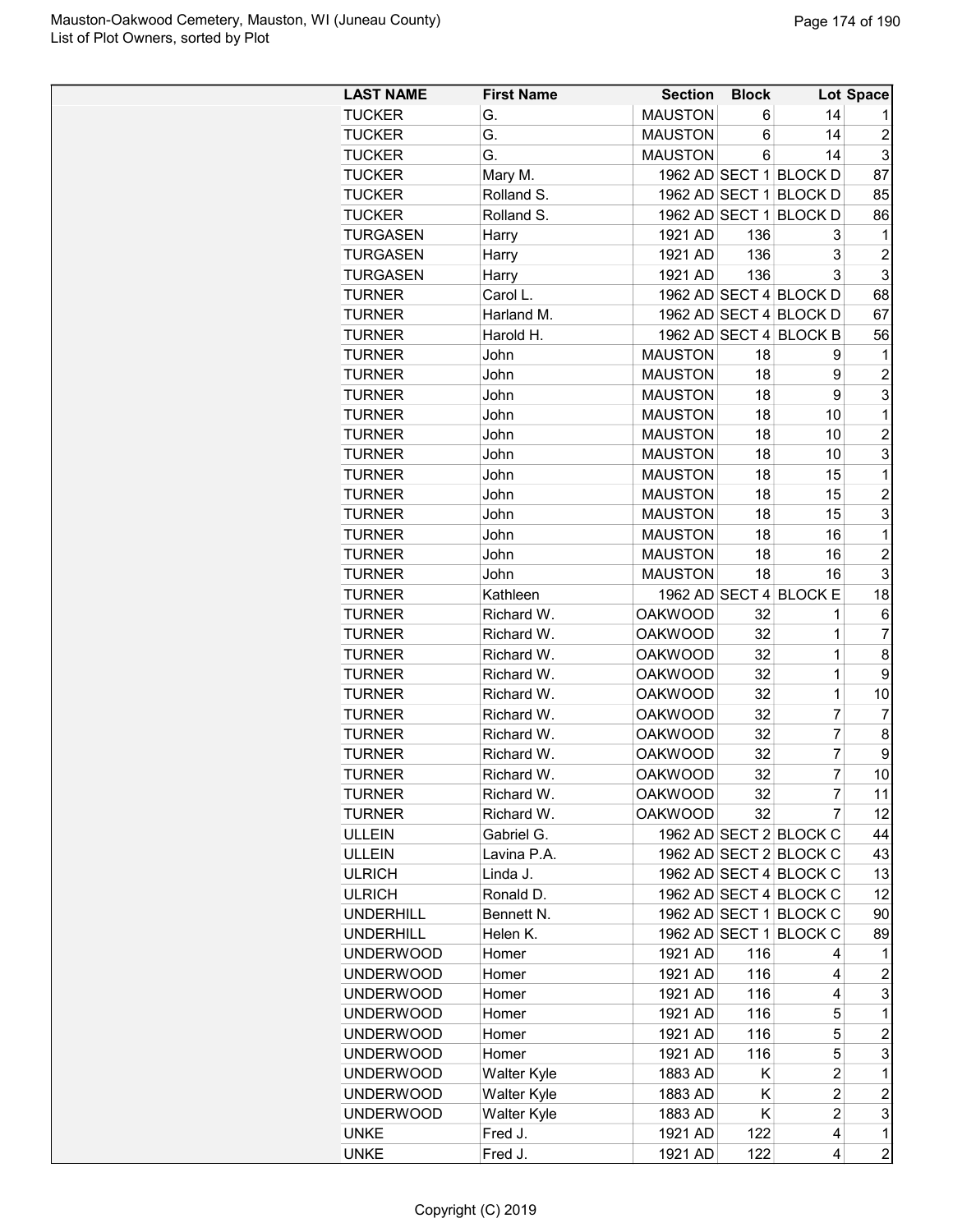Mauston-Oakwood Cemetery, Mauston, WI (Juneau County)
List of Plot Owners, sorted by Plot

| LAST NAME | First Name | Section | Block | Lot | Space |
|---|---|---|---|---|---|
| TUCKER | G. | MAUSTON | 6 | 14 | 1 |
| TUCKER | G. | MAUSTON | 6 | 14 | 2 |
| TUCKER | G. | MAUSTON | 6 | 14 | 3 |
| TUCKER | Mary M. | 1962 AD | SECT 1 | BLOCK D | 87 |
| TUCKER | Rolland S. | 1962 AD | SECT 1 | BLOCK D | 85 |
| TUCKER | Rolland S. | 1962 AD | SECT 1 | BLOCK D | 86 |
| TURGASEN | Harry | 1921 AD | 136 | 3 | 1 |
| TURGASEN | Harry | 1921 AD | 136 | 3 | 2 |
| TURGASEN | Harry | 1921 AD | 136 | 3 | 3 |
| TURNER | Carol L. | 1962 AD | SECT 4 | BLOCK D | 68 |
| TURNER | Harland M. | 1962 AD | SECT 4 | BLOCK D | 67 |
| TURNER | Harold H. | 1962 AD | SECT 4 | BLOCK B | 56 |
| TURNER | John | MAUSTON | 18 | 9 | 1 |
| TURNER | John | MAUSTON | 18 | 9 | 2 |
| TURNER | John | MAUSTON | 18 | 9 | 3 |
| TURNER | John | MAUSTON | 18 | 10 | 1 |
| TURNER | John | MAUSTON | 18 | 10 | 2 |
| TURNER | John | MAUSTON | 18 | 10 | 3 |
| TURNER | John | MAUSTON | 18 | 15 | 1 |
| TURNER | John | MAUSTON | 18 | 15 | 2 |
| TURNER | John | MAUSTON | 18 | 15 | 3 |
| TURNER | John | MAUSTON | 18 | 16 | 1 |
| TURNER | John | MAUSTON | 18 | 16 | 2 |
| TURNER | John | MAUSTON | 18 | 16 | 3 |
| TURNER | Kathleen | 1962 AD | SECT 4 | BLOCK E | 18 |
| TURNER | Richard W. | OAKWOOD | 32 | 1 | 6 |
| TURNER | Richard W. | OAKWOOD | 32 | 1 | 7 |
| TURNER | Richard W. | OAKWOOD | 32 | 1 | 8 |
| TURNER | Richard W. | OAKWOOD | 32 | 1 | 9 |
| TURNER | Richard W. | OAKWOOD | 32 | 1 | 10 |
| TURNER | Richard W. | OAKWOOD | 32 | 7 | 7 |
| TURNER | Richard W. | OAKWOOD | 32 | 7 | 8 |
| TURNER | Richard W. | OAKWOOD | 32 | 7 | 9 |
| TURNER | Richard W. | OAKWOOD | 32 | 7 | 10 |
| TURNER | Richard W. | OAKWOOD | 32 | 7 | 11 |
| TURNER | Richard W. | OAKWOOD | 32 | 7 | 12 |
| ULLEIN | Gabriel G. | 1962 AD | SECT 2 | BLOCK C | 44 |
| ULLEIN | Lavina P.A. | 1962 AD | SECT 2 | BLOCK C | 43 |
| ULRICH | Linda J. | 1962 AD | SECT 4 | BLOCK C | 13 |
| ULRICH | Ronald D. | 1962 AD | SECT 4 | BLOCK C | 12 |
| UNDERHILL | Bennett N. | 1962 AD | SECT 1 | BLOCK C | 90 |
| UNDERHILL | Helen K. | 1962 AD | SECT 1 | BLOCK C | 89 |
| UNDERWOOD | Homer | 1921 AD | 116 | 4 | 1 |
| UNDERWOOD | Homer | 1921 AD | 116 | 4 | 2 |
| UNDERWOOD | Homer | 1921 AD | 116 | 4 | 3 |
| UNDERWOOD | Homer | 1921 AD | 116 | 5 | 1 |
| UNDERWOOD | Homer | 1921 AD | 116 | 5 | 2 |
| UNDERWOOD | Homer | 1921 AD | 116 | 5 | 3 |
| UNDERWOOD | Walter Kyle | 1883 AD | K | 2 | 1 |
| UNDERWOOD | Walter Kyle | 1883 AD | K | 2 | 2 |
| UNDERWOOD | Walter Kyle | 1883 AD | K | 2 | 3 |
| UNKE | Fred J. | 1921 AD | 122 | 4 | 1 |
| UNKE | Fred J. | 1921 AD | 122 | 4 | 2 |

Copyright (C) 2019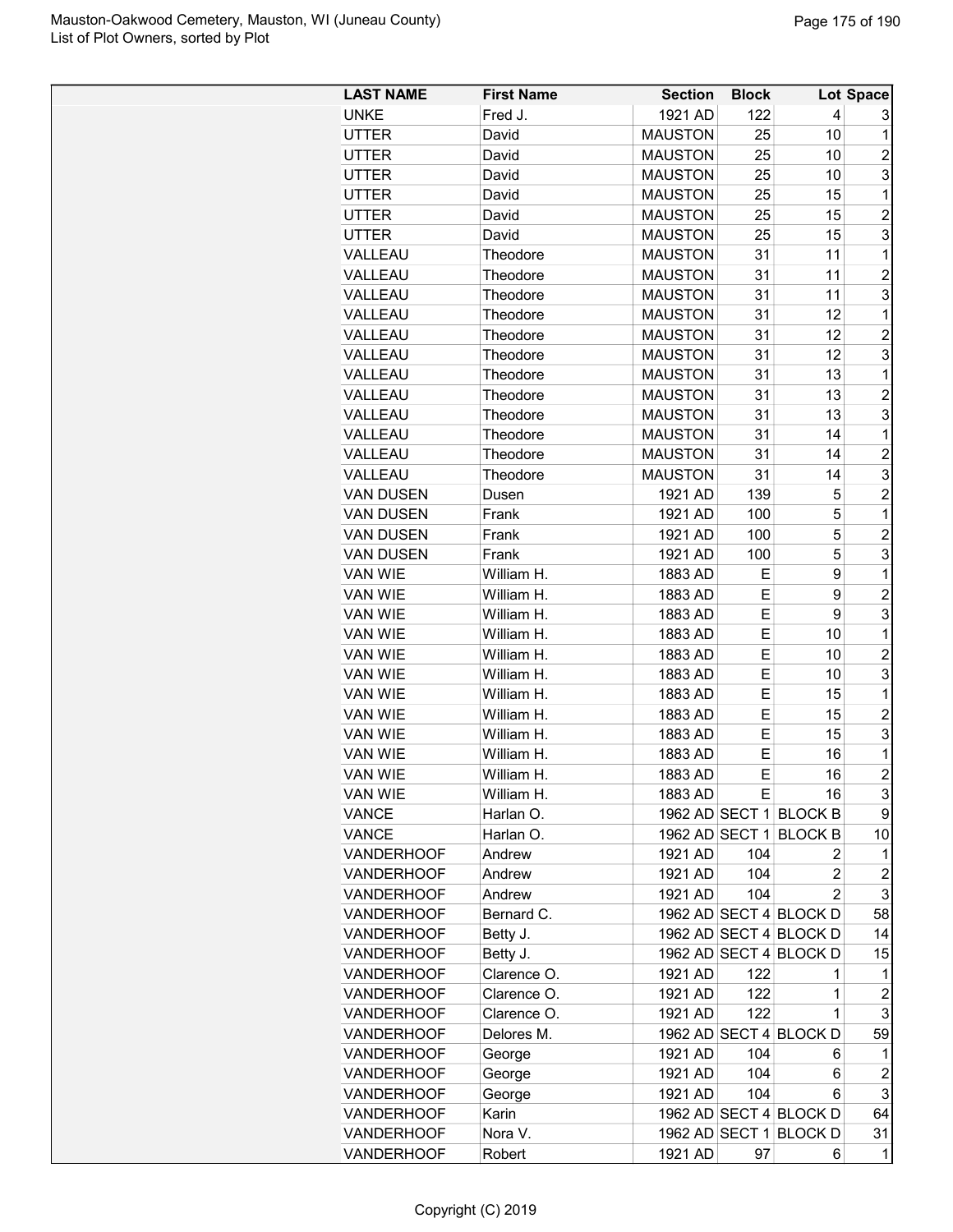| LAST NAME | First Name | Section | Block | Lot | Space |
|---|---|---|---|---|---|
| UNKE | Fred J. | 1921 AD | 122 | 4 | 3 |
| UTTER | David | MAUSTON | 25 | 10 | 1 |
| UTTER | David | MAUSTON | 25 | 10 | 2 |
| UTTER | David | MAUSTON | 25 | 10 | 3 |
| UTTER | David | MAUSTON | 25 | 15 | 1 |
| UTTER | David | MAUSTON | 25 | 15 | 2 |
| UTTER | David | MAUSTON | 25 | 15 | 3 |
| VALLEAU | Theodore | MAUSTON | 31 | 11 | 1 |
| VALLEAU | Theodore | MAUSTON | 31 | 11 | 2 |
| VALLEAU | Theodore | MAUSTON | 31 | 11 | 3 |
| VALLEAU | Theodore | MAUSTON | 31 | 12 | 1 |
| VALLEAU | Theodore | MAUSTON | 31 | 12 | 2 |
| VALLEAU | Theodore | MAUSTON | 31 | 12 | 3 |
| VALLEAU | Theodore | MAUSTON | 31 | 13 | 1 |
| VALLEAU | Theodore | MAUSTON | 31 | 13 | 2 |
| VALLEAU | Theodore | MAUSTON | 31 | 13 | 3 |
| VALLEAU | Theodore | MAUSTON | 31 | 14 | 1 |
| VALLEAU | Theodore | MAUSTON | 31 | 14 | 2 |
| VALLEAU | Theodore | MAUSTON | 31 | 14 | 3 |
| VAN DUSEN | Dusen | 1921 AD | 139 | 5 | 2 |
| VAN DUSEN | Frank | 1921 AD | 100 | 5 | 1 |
| VAN DUSEN | Frank | 1921 AD | 100 | 5 | 2 |
| VAN DUSEN | Frank | 1921 AD | 100 | 5 | 3 |
| VAN WIE | William H. | 1883 AD | E | 9 | 1 |
| VAN WIE | William H. | 1883 AD | E | 9 | 2 |
| VAN WIE | William H. | 1883 AD | E | 9 | 3 |
| VAN WIE | William H. | 1883 AD | E | 10 | 1 |
| VAN WIE | William H. | 1883 AD | E | 10 | 2 |
| VAN WIE | William H. | 1883 AD | E | 10 | 3 |
| VAN WIE | William H. | 1883 AD | E | 15 | 1 |
| VAN WIE | William H. | 1883 AD | E | 15 | 2 |
| VAN WIE | William H. | 1883 AD | E | 15 | 3 |
| VAN WIE | William H. | 1883 AD | E | 16 | 1 |
| VAN WIE | William H. | 1883 AD | E | 16 | 2 |
| VAN WIE | William H. | 1883 AD | E | 16 | 3 |
| VANCE | Harlan O. | 1962 AD | SECT 1 | BLOCK B | 9 |
| VANCE | Harlan O. | 1962 AD | SECT 1 | BLOCK B | 10 |
| VANDERHOOF | Andrew | 1921 AD | 104 | 2 | 1 |
| VANDERHOOF | Andrew | 1921 AD | 104 | 2 | 2 |
| VANDERHOOF | Andrew | 1921 AD | 104 | 2 | 3 |
| VANDERHOOF | Bernard C. | 1962 AD | SECT 4 | BLOCK D | 58 |
| VANDERHOOF | Betty J. | 1962 AD | SECT 4 | BLOCK D | 14 |
| VANDERHOOF | Betty J. | 1962 AD | SECT 4 | BLOCK D | 15 |
| VANDERHOOF | Clarence O. | 1921 AD | 122 | 1 | 1 |
| VANDERHOOF | Clarence O. | 1921 AD | 122 | 1 | 2 |
| VANDERHOOF | Clarence O. | 1921 AD | 122 | 1 | 3 |
| VANDERHOOF | Delores M. | 1962 AD | SECT 4 | BLOCK D | 59 |
| VANDERHOOF | George | 1921 AD | 104 | 6 | 1 |
| VANDERHOOF | George | 1921 AD | 104 | 6 | 2 |
| VANDERHOOF | George | 1921 AD | 104 | 6 | 3 |
| VANDERHOOF | Karin | 1962 AD | SECT 4 | BLOCK D | 64 |
| VANDERHOOF | Nora V. | 1962 AD | SECT 1 | BLOCK D | 31 |
| VANDERHOOF | Robert | 1921 AD | 97 | 6 | 1 |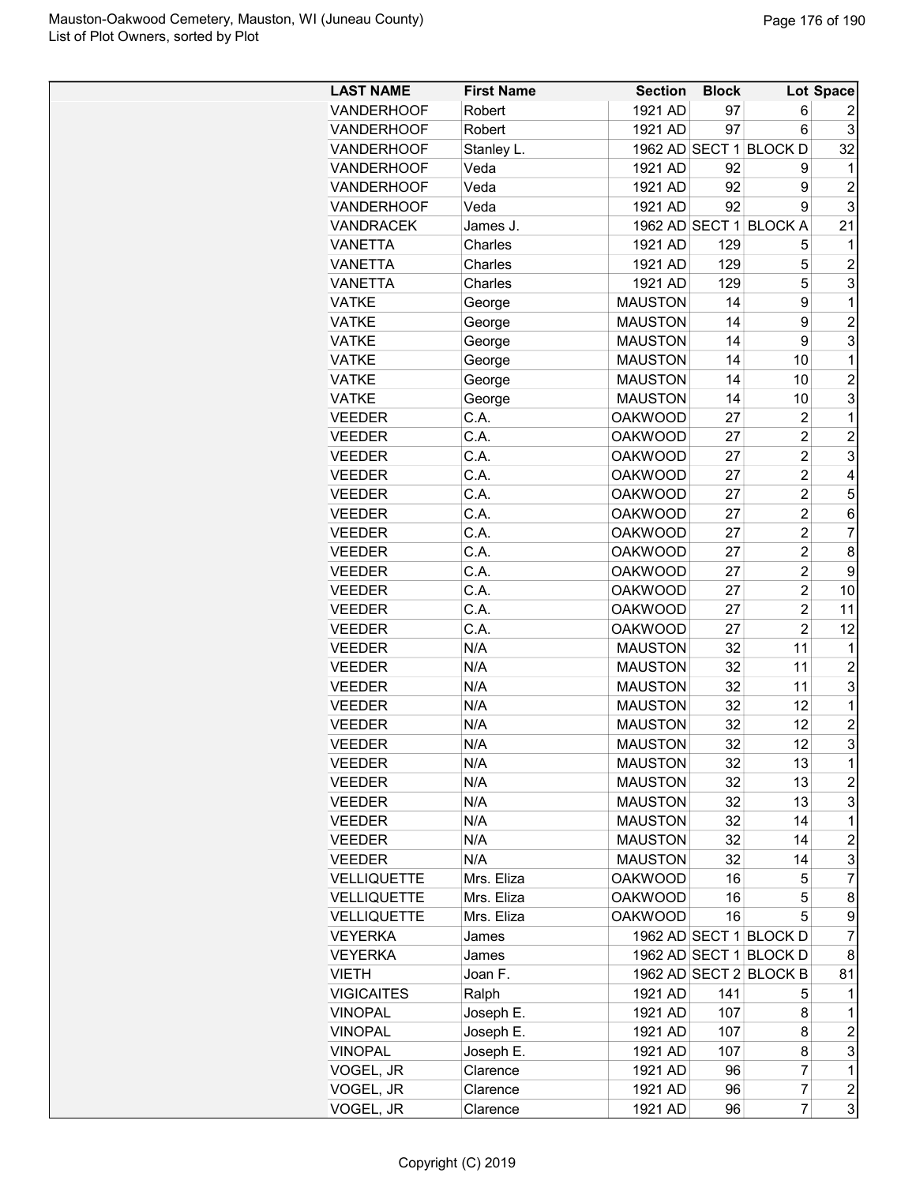| LAST NAME | First Name | Section | Block | Lot | Space |
|---|---|---|---|---|---|
| VANDERHOOF | Robert | 1921 AD | 97 | 6 | 2 |
| VANDERHOOF | Robert | 1921 AD | 97 | 6 | 3 |
| VANDERHOOF | Stanley L. | 1962 AD | SECT 1 | BLOCK D | 32 |
| VANDERHOOF | Veda | 1921 AD | 92 | 9 | 1 |
| VANDERHOOF | Veda | 1921 AD | 92 | 9 | 2 |
| VANDERHOOF | Veda | 1921 AD | 92 | 9 | 3 |
| VANDRACEK | James J. | 1962 AD | SECT 1 | BLOCK A | 21 |
| VANETTA | Charles | 1921 AD | 129 | 5 | 1 |
| VANETTA | Charles | 1921 AD | 129 | 5 | 2 |
| VANETTA | Charles | 1921 AD | 129 | 5 | 3 |
| VATKE | George | MAUSTON | 14 | 9 | 1 |
| VATKE | George | MAUSTON | 14 | 9 | 2 |
| VATKE | George | MAUSTON | 14 | 9 | 3 |
| VATKE | George | MAUSTON | 14 | 10 | 1 |
| VATKE | George | MAUSTON | 14 | 10 | 2 |
| VATKE | George | MAUSTON | 14 | 10 | 3 |
| VEEDER | C.A. | OAKWOOD | 27 | 2 | 1 |
| VEEDER | C.A. | OAKWOOD | 27 | 2 | 2 |
| VEEDER | C.A. | OAKWOOD | 27 | 2 | 3 |
| VEEDER | C.A. | OAKWOOD | 27 | 2 | 4 |
| VEEDER | C.A. | OAKWOOD | 27 | 2 | 5 |
| VEEDER | C.A. | OAKWOOD | 27 | 2 | 6 |
| VEEDER | C.A. | OAKWOOD | 27 | 2 | 7 |
| VEEDER | C.A. | OAKWOOD | 27 | 2 | 8 |
| VEEDER | C.A. | OAKWOOD | 27 | 2 | 9 |
| VEEDER | C.A. | OAKWOOD | 27 | 2 | 10 |
| VEEDER | C.A. | OAKWOOD | 27 | 2 | 11 |
| VEEDER | C.A. | OAKWOOD | 27 | 2 | 12 |
| VEEDER | N/A | MAUSTON | 32 | 11 | 1 |
| VEEDER | N/A | MAUSTON | 32 | 11 | 2 |
| VEEDER | N/A | MAUSTON | 32 | 11 | 3 |
| VEEDER | N/A | MAUSTON | 32 | 12 | 1 |
| VEEDER | N/A | MAUSTON | 32 | 12 | 2 |
| VEEDER | N/A | MAUSTON | 32 | 12 | 3 |
| VEEDER | N/A | MAUSTON | 32 | 13 | 1 |
| VEEDER | N/A | MAUSTON | 32 | 13 | 2 |
| VEEDER | N/A | MAUSTON | 32 | 13 | 3 |
| VEEDER | N/A | MAUSTON | 32 | 14 | 1 |
| VEEDER | N/A | MAUSTON | 32 | 14 | 2 |
| VEEDER | N/A | MAUSTON | 32 | 14 | 3 |
| VELLIQUETTE | Mrs. Eliza | OAKWOOD | 16 | 5 | 7 |
| VELLIQUETTE | Mrs. Eliza | OAKWOOD | 16 | 5 | 8 |
| VELLIQUETTE | Mrs. Eliza | OAKWOOD | 16 | 5 | 9 |
| VEYERKA | James | 1962 AD | SECT 1 | BLOCK D | 7 |
| VEYERKA | James | 1962 AD | SECT 1 | BLOCK D | 8 |
| VIETH | Joan F. | 1962 AD | SECT 2 | BLOCK B | 81 |
| VIGICAITES | Ralph | 1921 AD | 141 | 5 | 1 |
| VINOPAL | Joseph E. | 1921 AD | 107 | 8 | 1 |
| VINOPAL | Joseph E. | 1921 AD | 107 | 8 | 2 |
| VINOPAL | Joseph E. | 1921 AD | 107 | 8 | 3 |
| VOGEL, JR | Clarence | 1921 AD | 96 | 7 | 1 |
| VOGEL, JR | Clarence | 1921 AD | 96 | 7 | 2 |
| VOGEL, JR | Clarence | 1921 AD | 96 | 7 | 3 |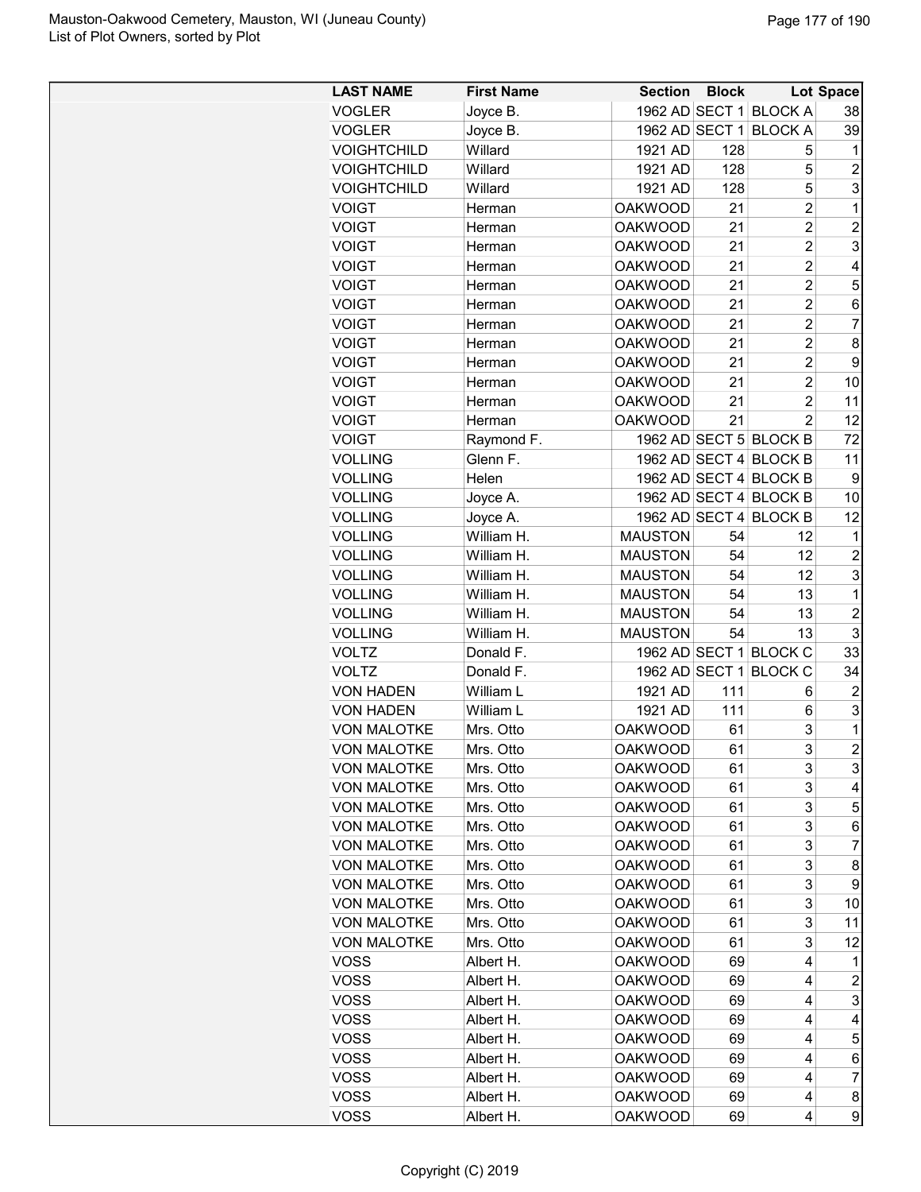| LAST NAME | First Name | Section | Block | Lot | Space |
|---|---|---|---|---|---|
| VOGLER | Joyce B. | 1962 AD | SECT 1 | BLOCK A | 38 |
| VOGLER | Joyce B. | 1962 AD | SECT 1 | BLOCK A | 39 |
| VOIGHTCHILD | Willard | 1921 AD | 128 | 5 | 1 |
| VOIGHTCHILD | Willard | 1921 AD | 128 | 5 | 2 |
| VOIGHTCHILD | Willard | 1921 AD | 128 | 5 | 3 |
| VOIGT | Herman | OAKWOOD | 21 | 2 | 1 |
| VOIGT | Herman | OAKWOOD | 21 | 2 | 2 |
| VOIGT | Herman | OAKWOOD | 21 | 2 | 3 |
| VOIGT | Herman | OAKWOOD | 21 | 2 | 4 |
| VOIGT | Herman | OAKWOOD | 21 | 2 | 5 |
| VOIGT | Herman | OAKWOOD | 21 | 2 | 6 |
| VOIGT | Herman | OAKWOOD | 21 | 2 | 7 |
| VOIGT | Herman | OAKWOOD | 21 | 2 | 8 |
| VOIGT | Herman | OAKWOOD | 21 | 2 | 9 |
| VOIGT | Herman | OAKWOOD | 21 | 2 | 10 |
| VOIGT | Herman | OAKWOOD | 21 | 2 | 11 |
| VOIGT | Herman | OAKWOOD | 21 | 2 | 12 |
| VOIGT | Raymond F. | 1962 AD | SECT 5 | BLOCK B | 72 |
| VOLLING | Glenn F. | 1962 AD | SECT 4 | BLOCK B | 11 |
| VOLLING | Helen | 1962 AD | SECT 4 | BLOCK B | 9 |
| VOLLING | Joyce A. | 1962 AD | SECT 4 | BLOCK B | 10 |
| VOLLING | Joyce A. | 1962 AD | SECT 4 | BLOCK B | 12 |
| VOLLING | William H. | MAUSTON | 54 | 12 | 1 |
| VOLLING | William H. | MAUSTON | 54 | 12 | 2 |
| VOLLING | William H. | MAUSTON | 54 | 12 | 3 |
| VOLLING | William H. | MAUSTON | 54 | 13 | 1 |
| VOLLING | William H. | MAUSTON | 54 | 13 | 2 |
| VOLLING | William H. | MAUSTON | 54 | 13 | 3 |
| VOLTZ | Donald F. | 1962 AD | SECT 1 | BLOCK C | 33 |
| VOLTZ | Donald F. | 1962 AD | SECT 1 | BLOCK C | 34 |
| VON HADEN | William L | 1921 AD | 111 | 6 | 2 |
| VON HADEN | William L | 1921 AD | 111 | 6 | 3 |
| VON MALOTKE | Mrs. Otto | OAKWOOD | 61 | 3 | 1 |
| VON MALOTKE | Mrs. Otto | OAKWOOD | 61 | 3 | 2 |
| VON MALOTKE | Mrs. Otto | OAKWOOD | 61 | 3 | 3 |
| VON MALOTKE | Mrs. Otto | OAKWOOD | 61 | 3 | 4 |
| VON MALOTKE | Mrs. Otto | OAKWOOD | 61 | 3 | 5 |
| VON MALOTKE | Mrs. Otto | OAKWOOD | 61 | 3 | 6 |
| VON MALOTKE | Mrs. Otto | OAKWOOD | 61 | 3 | 7 |
| VON MALOTKE | Mrs. Otto | OAKWOOD | 61 | 3 | 8 |
| VON MALOTKE | Mrs. Otto | OAKWOOD | 61 | 3 | 9 |
| VON MALOTKE | Mrs. Otto | OAKWOOD | 61 | 3 | 10 |
| VON MALOTKE | Mrs. Otto | OAKWOOD | 61 | 3 | 11 |
| VON MALOTKE | Mrs. Otto | OAKWOOD | 61 | 3 | 12 |
| VOSS | Albert H. | OAKWOOD | 69 | 4 | 1 |
| VOSS | Albert H. | OAKWOOD | 69 | 4 | 2 |
| VOSS | Albert H. | OAKWOOD | 69 | 4 | 3 |
| VOSS | Albert H. | OAKWOOD | 69 | 4 | 4 |
| VOSS | Albert H. | OAKWOOD | 69 | 4 | 5 |
| VOSS | Albert H. | OAKWOOD | 69 | 4 | 6 |
| VOSS | Albert H. | OAKWOOD | 69 | 4 | 7 |
| VOSS | Albert H. | OAKWOOD | 69 | 4 | 8 |
| VOSS | Albert H. | OAKWOOD | 69 | 4 | 9 |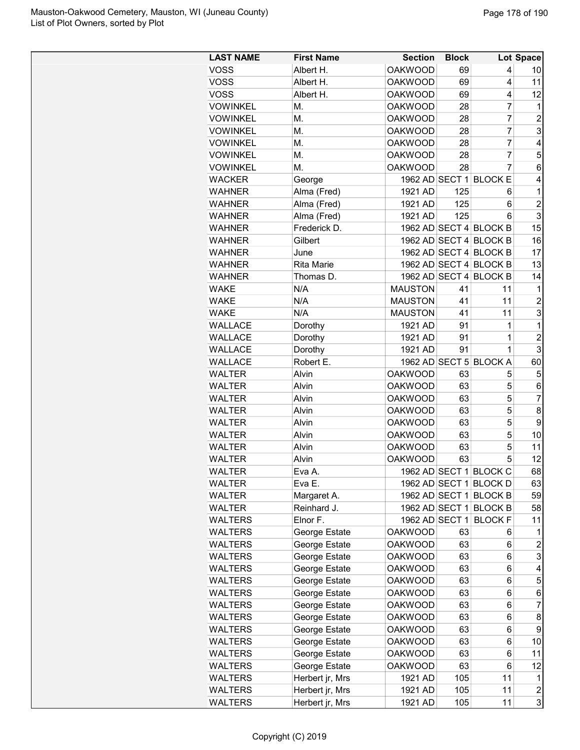| LAST NAME | First Name | Section | Block | Lot | Space |
|---|---|---|---|---|---|
| VOSS | Albert H. | OAKWOOD | 69 | 4 | 10 |
| VOSS | Albert H. | OAKWOOD | 69 | 4 | 11 |
| VOSS | Albert H. | OAKWOOD | 69 | 4 | 12 |
| VOWINKEL | M. | OAKWOOD | 28 | 7 | 1 |
| VOWINKEL | M. | OAKWOOD | 28 | 7 | 2 |
| VOWINKEL | M. | OAKWOOD | 28 | 7 | 3 |
| VOWINKEL | M. | OAKWOOD | 28 | 7 | 4 |
| VOWINKEL | M. | OAKWOOD | 28 | 7 | 5 |
| VOWINKEL | M. | OAKWOOD | 28 | 7 | 6 |
| WACKER | George | 1962 AD | SECT 1 | BLOCK E | 4 |
| WAHNER | Alma (Fred) | 1921 AD | 125 | 6 | 1 |
| WAHNER | Alma (Fred) | 1921 AD | 125 | 6 | 2 |
| WAHNER | Alma (Fred) | 1921 AD | 125 | 6 | 3 |
| WAHNER | Frederick D. | 1962 AD | SECT 4 | BLOCK B | 15 |
| WAHNER | Gilbert | 1962 AD | SECT 4 | BLOCK B | 16 |
| WAHNER | June | 1962 AD | SECT 4 | BLOCK B | 17 |
| WAHNER | Rita Marie | 1962 AD | SECT 4 | BLOCK B | 13 |
| WAHNER | Thomas D. | 1962 AD | SECT 4 | BLOCK B | 14 |
| WAKE | N/A | MAUSTON | 41 | 11 | 1 |
| WAKE | N/A | MAUSTON | 41 | 11 | 2 |
| WAKE | N/A | MAUSTON | 41 | 11 | 3 |
| WALLACE | Dorothy | 1921 AD | 91 | 1 | 1 |
| WALLACE | Dorothy | 1921 AD | 91 | 1 | 2 |
| WALLACE | Dorothy | 1921 AD | 91 | 1 | 3 |
| WALLACE | Robert E. | 1962 AD | SECT 5 | BLOCK A | 60 |
| WALTER | Alvin | OAKWOOD | 63 | 5 | 5 |
| WALTER | Alvin | OAKWOOD | 63 | 5 | 6 |
| WALTER | Alvin | OAKWOOD | 63 | 5 | 7 |
| WALTER | Alvin | OAKWOOD | 63 | 5 | 8 |
| WALTER | Alvin | OAKWOOD | 63 | 5 | 9 |
| WALTER | Alvin | OAKWOOD | 63 | 5 | 10 |
| WALTER | Alvin | OAKWOOD | 63 | 5 | 11 |
| WALTER | Alvin | OAKWOOD | 63 | 5 | 12 |
| WALTER | Eva A. | 1962 AD | SECT 1 | BLOCK C | 68 |
| WALTER | Eva E. | 1962 AD | SECT 1 | BLOCK D | 63 |
| WALTER | Margaret A. | 1962 AD | SECT 1 | BLOCK B | 59 |
| WALTER | Reinhard J. | 1962 AD | SECT 1 | BLOCK B | 58 |
| WALTERS | Elnor F. | 1962 AD | SECT 1 | BLOCK F | 11 |
| WALTERS | George Estate | OAKWOOD | 63 | 6 | 1 |
| WALTERS | George Estate | OAKWOOD | 63 | 6 | 2 |
| WALTERS | George Estate | OAKWOOD | 63 | 6 | 3 |
| WALTERS | George Estate | OAKWOOD | 63 | 6 | 4 |
| WALTERS | George Estate | OAKWOOD | 63 | 6 | 5 |
| WALTERS | George Estate | OAKWOOD | 63 | 6 | 6 |
| WALTERS | George Estate | OAKWOOD | 63 | 6 | 7 |
| WALTERS | George Estate | OAKWOOD | 63 | 6 | 8 |
| WALTERS | George Estate | OAKWOOD | 63 | 6 | 9 |
| WALTERS | George Estate | OAKWOOD | 63 | 6 | 10 |
| WALTERS | George Estate | OAKWOOD | 63 | 6 | 11 |
| WALTERS | George Estate | OAKWOOD | 63 | 6 | 12 |
| WALTERS | Herbert jr, Mrs | 1921 AD | 105 | 11 | 1 |
| WALTERS | Herbert jr, Mrs | 1921 AD | 105 | 11 | 2 |
| WALTERS | Herbert jr, Mrs | 1921 AD | 105 | 11 | 3 |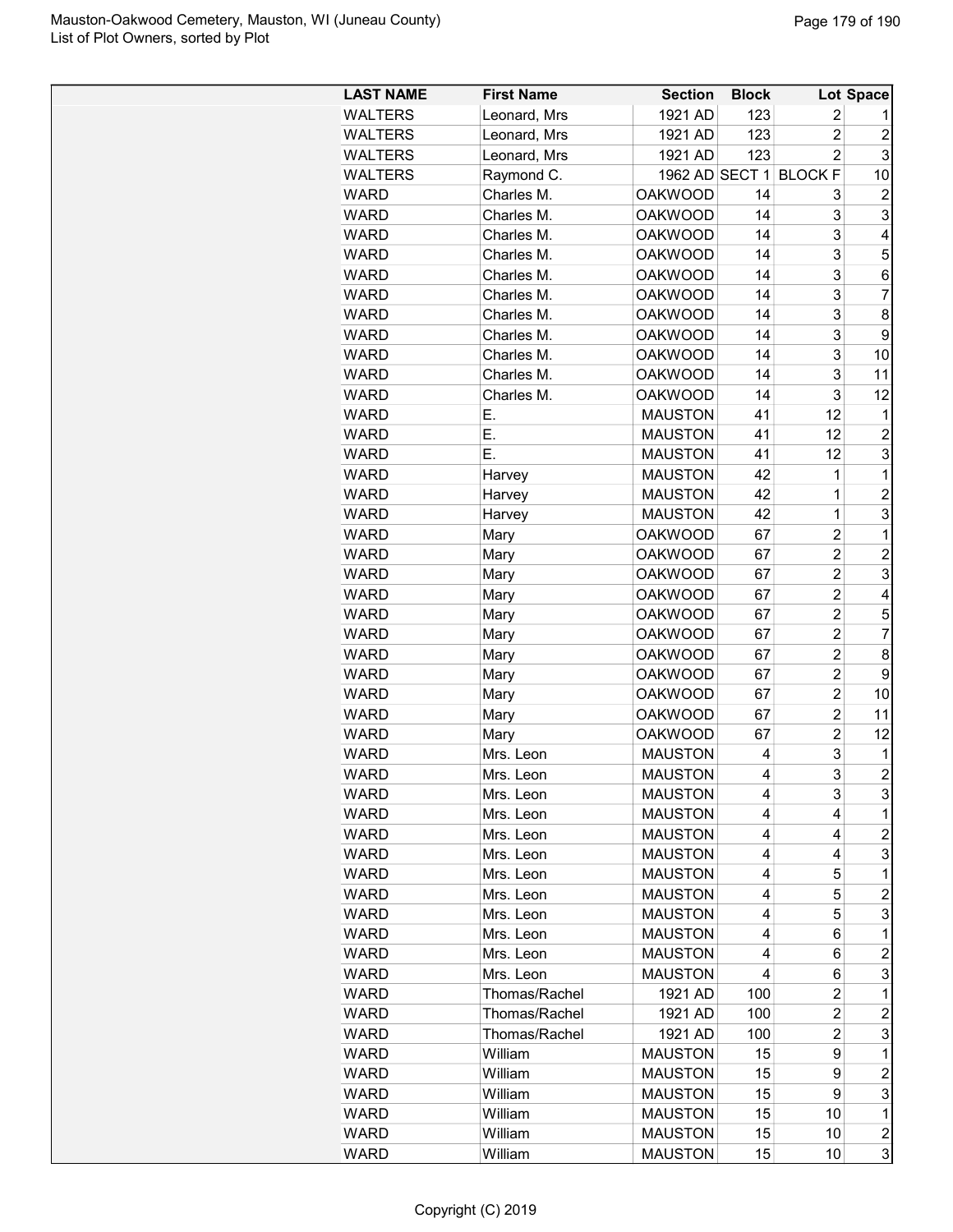| LAST NAME | First Name | Section | Block | Lot | Space |
|---|---|---|---|---|---|
| WALTERS | Leonard, Mrs | 1921 AD | 123 | 2 | 1 |
| WALTERS | Leonard, Mrs | 1921 AD | 123 | 2 | 2 |
| WALTERS | Leonard, Mrs | 1921 AD | 123 | 2 | 3 |
| WALTERS | Raymond C. | 1962 AD | SECT 1 | BLOCK F | 10 |
| WARD | Charles M. | OAKWOOD | 14 | 3 | 2 |
| WARD | Charles M. | OAKWOOD | 14 | 3 | 3 |
| WARD | Charles M. | OAKWOOD | 14 | 3 | 4 |
| WARD | Charles M. | OAKWOOD | 14 | 3 | 5 |
| WARD | Charles M. | OAKWOOD | 14 | 3 | 6 |
| WARD | Charles M. | OAKWOOD | 14 | 3 | 7 |
| WARD | Charles M. | OAKWOOD | 14 | 3 | 8 |
| WARD | Charles M. | OAKWOOD | 14 | 3 | 9 |
| WARD | Charles M. | OAKWOOD | 14 | 3 | 10 |
| WARD | Charles M. | OAKWOOD | 14 | 3 | 11 |
| WARD | Charles M. | OAKWOOD | 14 | 3 | 12 |
| WARD | E. | MAUSTON | 41 | 12 | 1 |
| WARD | E. | MAUSTON | 41 | 12 | 2 |
| WARD | E. | MAUSTON | 41 | 12 | 3 |
| WARD | Harvey | MAUSTON | 42 | 1 | 1 |
| WARD | Harvey | MAUSTON | 42 | 1 | 2 |
| WARD | Harvey | MAUSTON | 42 | 1 | 3 |
| WARD | Mary | OAKWOOD | 67 | 2 | 1 |
| WARD | Mary | OAKWOOD | 67 | 2 | 2 |
| WARD | Mary | OAKWOOD | 67 | 2 | 3 |
| WARD | Mary | OAKWOOD | 67 | 2 | 4 |
| WARD | Mary | OAKWOOD | 67 | 2 | 5 |
| WARD | Mary | OAKWOOD | 67 | 2 | 7 |
| WARD | Mary | OAKWOOD | 67 | 2 | 8 |
| WARD | Mary | OAKWOOD | 67 | 2 | 9 |
| WARD | Mary | OAKWOOD | 67 | 2 | 10 |
| WARD | Mary | OAKWOOD | 67 | 2 | 11 |
| WARD | Mary | OAKWOOD | 67 | 2 | 12 |
| WARD | Mrs. Leon | MAUSTON | 4 | 3 | 1 |
| WARD | Mrs. Leon | MAUSTON | 4 | 3 | 2 |
| WARD | Mrs. Leon | MAUSTON | 4 | 3 | 3 |
| WARD | Mrs. Leon | MAUSTON | 4 | 4 | 1 |
| WARD | Mrs. Leon | MAUSTON | 4 | 4 | 2 |
| WARD | Mrs. Leon | MAUSTON | 4 | 4 | 3 |
| WARD | Mrs. Leon | MAUSTON | 4 | 5 | 1 |
| WARD | Mrs. Leon | MAUSTON | 4 | 5 | 2 |
| WARD | Mrs. Leon | MAUSTON | 4 | 5 | 3 |
| WARD | Mrs. Leon | MAUSTON | 4 | 6 | 1 |
| WARD | Mrs. Leon | MAUSTON | 4 | 6 | 2 |
| WARD | Mrs. Leon | MAUSTON | 4 | 6 | 3 |
| WARD | Thomas/Rachel | 1921 AD | 100 | 2 | 1 |
| WARD | Thomas/Rachel | 1921 AD | 100 | 2 | 2 |
| WARD | Thomas/Rachel | 1921 AD | 100 | 2 | 3 |
| WARD | William | MAUSTON | 15 | 9 | 1 |
| WARD | William | MAUSTON | 15 | 9 | 2 |
| WARD | William | MAUSTON | 15 | 9 | 3 |
| WARD | William | MAUSTON | 15 | 10 | 1 |
| WARD | William | MAUSTON | 15 | 10 | 2 |
| WARD | William | MAUSTON | 15 | 10 | 3 |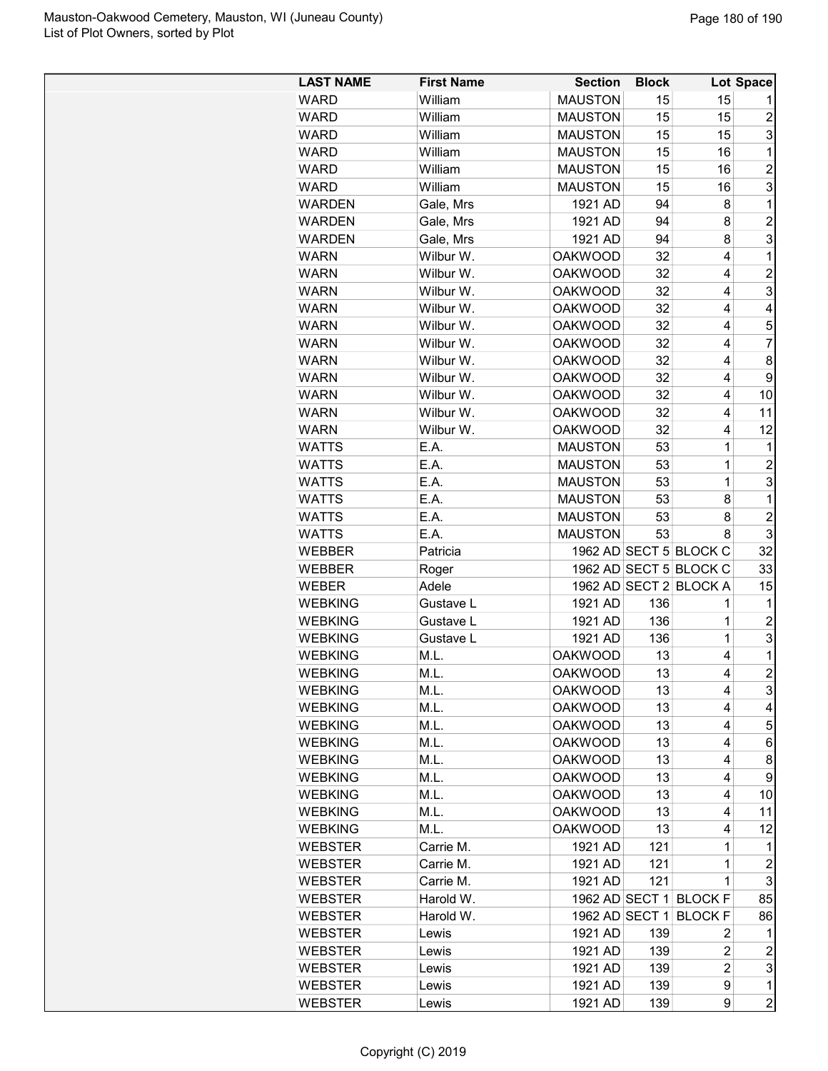| LAST NAME | First Name | Section | Block | Lot | Space |
|---|---|---|---|---|---|
| WARD | William | MAUSTON | 15 | 15 | 1 |
| WARD | William | MAUSTON | 15 | 15 | 2 |
| WARD | William | MAUSTON | 15 | 15 | 3 |
| WARD | William | MAUSTON | 15 | 16 | 1 |
| WARD | William | MAUSTON | 15 | 16 | 2 |
| WARD | William | MAUSTON | 15 | 16 | 3 |
| WARDEN | Gale, Mrs | 1921 AD | 94 | 8 | 1 |
| WARDEN | Gale, Mrs | 1921 AD | 94 | 8 | 2 |
| WARDEN | Gale, Mrs | 1921 AD | 94 | 8 | 3 |
| WARN | Wilbur W. | OAKWOOD | 32 | 4 | 1 |
| WARN | Wilbur W. | OAKWOOD | 32 | 4 | 2 |
| WARN | Wilbur W. | OAKWOOD | 32 | 4 | 3 |
| WARN | Wilbur W. | OAKWOOD | 32 | 4 | 4 |
| WARN | Wilbur W. | OAKWOOD | 32 | 4 | 5 |
| WARN | Wilbur W. | OAKWOOD | 32 | 4 | 7 |
| WARN | Wilbur W. | OAKWOOD | 32 | 4 | 8 |
| WARN | Wilbur W. | OAKWOOD | 32 | 4 | 9 |
| WARN | Wilbur W. | OAKWOOD | 32 | 4 | 10 |
| WARN | Wilbur W. | OAKWOOD | 32 | 4 | 11 |
| WARN | Wilbur W. | OAKWOOD | 32 | 4 | 12 |
| WATTS | E.A. | MAUSTON | 53 | 1 | 1 |
| WATTS | E.A. | MAUSTON | 53 | 1 | 2 |
| WATTS | E.A. | MAUSTON | 53 | 1 | 3 |
| WATTS | E.A. | MAUSTON | 53 | 8 | 1 |
| WATTS | E.A. | MAUSTON | 53 | 8 | 2 |
| WATTS | E.A. | MAUSTON | 53 | 8 | 3 |
| WEBBER | Patricia | 1962 AD | SECT 5 | BLOCK C | 32 |
| WEBBER | Roger | 1962 AD | SECT 5 | BLOCK C | 33 |
| WEBER | Adele | 1962 AD | SECT 2 | BLOCK A | 15 |
| WEBKING | Gustave L | 1921 AD | 136 | 1 | 1 |
| WEBKING | Gustave L | 1921 AD | 136 | 1 | 2 |
| WEBKING | Gustave L | 1921 AD | 136 | 1 | 3 |
| WEBKING | M.L. | OAKWOOD | 13 | 4 | 1 |
| WEBKING | M.L. | OAKWOOD | 13 | 4 | 2 |
| WEBKING | M.L. | OAKWOOD | 13 | 4 | 3 |
| WEBKING | M.L. | OAKWOOD | 13 | 4 | 4 |
| WEBKING | M.L. | OAKWOOD | 13 | 4 | 5 |
| WEBKING | M.L. | OAKWOOD | 13 | 4 | 6 |
| WEBKING | M.L. | OAKWOOD | 13 | 4 | 8 |
| WEBKING | M.L. | OAKWOOD | 13 | 4 | 9 |
| WEBKING | M.L. | OAKWOOD | 13 | 4 | 10 |
| WEBKING | M.L. | OAKWOOD | 13 | 4 | 11 |
| WEBKING | M.L. | OAKWOOD | 13 | 4 | 12 |
| WEBSTER | Carrie M. | 1921 AD | 121 | 1 | 1 |
| WEBSTER | Carrie M. | 1921 AD | 121 | 1 | 2 |
| WEBSTER | Carrie M. | 1921 AD | 121 | 1 | 3 |
| WEBSTER | Harold W. | 1962 AD | SECT 1 | BLOCK F | 85 |
| WEBSTER | Harold W. | 1962 AD | SECT 1 | BLOCK F | 86 |
| WEBSTER | Lewis | 1921 AD | 139 | 2 | 1 |
| WEBSTER | Lewis | 1921 AD | 139 | 2 | 2 |
| WEBSTER | Lewis | 1921 AD | 139 | 2 | 3 |
| WEBSTER | Lewis | 1921 AD | 139 | 9 | 1 |
| WEBSTER | Lewis | 1921 AD | 139 | 9 | 2 |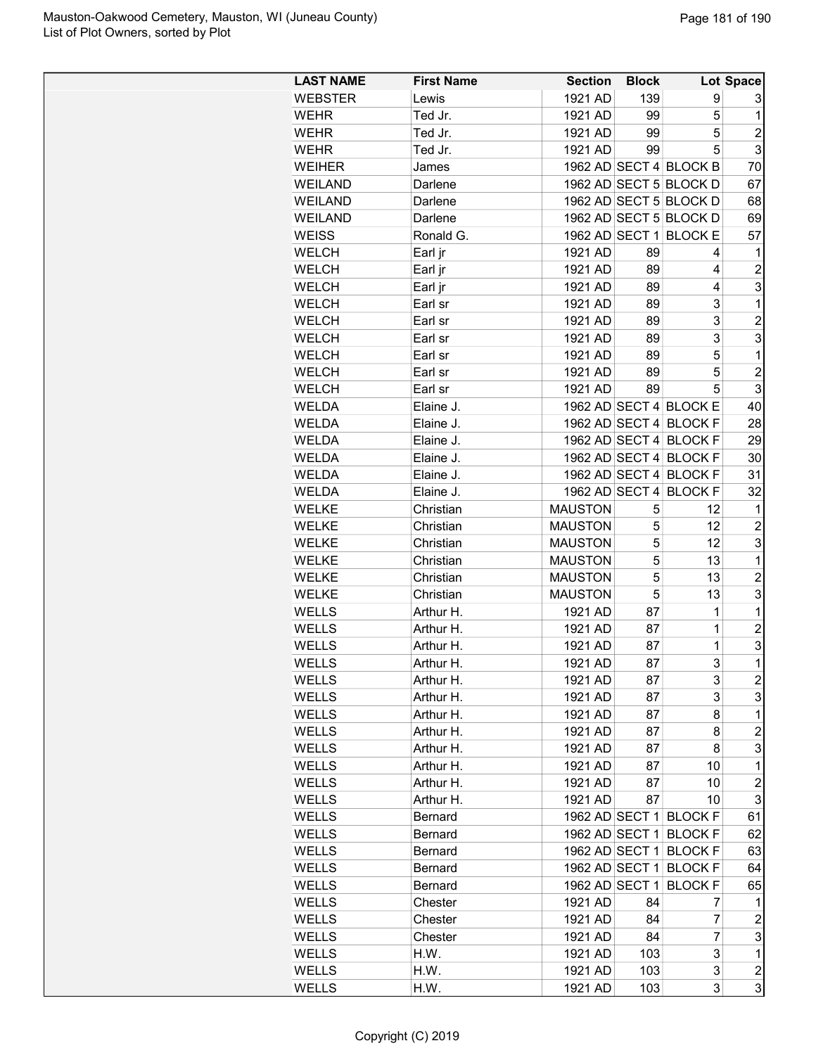| LAST NAME | First Name | Section | Block | Lot | Space |
|---|---|---|---|---|---|
| WEBSTER | Lewis | 1921 AD | 139 | 9 | 3 |
| WEHR | Ted Jr. | 1921 AD | 99 | 5 | 1 |
| WEHR | Ted Jr. | 1921 AD | 99 | 5 | 2 |
| WEHR | Ted Jr. | 1921 AD | 99 | 5 | 3 |
| WEIHER | James | 1962 AD | SECT 4 | BLOCK B | 70 |
| WEILAND | Darlene | 1962 AD | SECT 5 | BLOCK D | 67 |
| WEILAND | Darlene | 1962 AD | SECT 5 | BLOCK D | 68 |
| WEILAND | Darlene | 1962 AD | SECT 5 | BLOCK D | 69 |
| WEISS | Ronald G. | 1962 AD | SECT 1 | BLOCK E | 57 |
| WELCH | Earl jr | 1921 AD | 89 | 4 | 1 |
| WELCH | Earl jr | 1921 AD | 89 | 4 | 2 |
| WELCH | Earl jr | 1921 AD | 89 | 4 | 3 |
| WELCH | Earl sr | 1921 AD | 89 | 3 | 1 |
| WELCH | Earl sr | 1921 AD | 89 | 3 | 2 |
| WELCH | Earl sr | 1921 AD | 89 | 3 | 3 |
| WELCH | Earl sr | 1921 AD | 89 | 5 | 1 |
| WELCH | Earl sr | 1921 AD | 89 | 5 | 2 |
| WELCH | Earl sr | 1921 AD | 89 | 5 | 3 |
| WELDA | Elaine J. | 1962 AD | SECT 4 | BLOCK E | 40 |
| WELDA | Elaine J. | 1962 AD | SECT 4 | BLOCK F | 28 |
| WELDA | Elaine J. | 1962 AD | SECT 4 | BLOCK F | 29 |
| WELDA | Elaine J. | 1962 AD | SECT 4 | BLOCK F | 30 |
| WELDA | Elaine J. | 1962 AD | SECT 4 | BLOCK F | 31 |
| WELDA | Elaine J. | 1962 AD | SECT 4 | BLOCK F | 32 |
| WELKE | Christian | MAUSTON | 5 | 12 | 1 |
| WELKE | Christian | MAUSTON | 5 | 12 | 2 |
| WELKE | Christian | MAUSTON | 5 | 12 | 3 |
| WELKE | Christian | MAUSTON | 5 | 13 | 1 |
| WELKE | Christian | MAUSTON | 5 | 13 | 2 |
| WELKE | Christian | MAUSTON | 5 | 13 | 3 |
| WELLS | Arthur H. | 1921 AD | 87 | 1 | 1 |
| WELLS | Arthur H. | 1921 AD | 87 | 1 | 2 |
| WELLS | Arthur H. | 1921 AD | 87 | 1 | 3 |
| WELLS | Arthur H. | 1921 AD | 87 | 3 | 1 |
| WELLS | Arthur H. | 1921 AD | 87 | 3 | 2 |
| WELLS | Arthur H. | 1921 AD | 87 | 3 | 3 |
| WELLS | Arthur H. | 1921 AD | 87 | 8 | 1 |
| WELLS | Arthur H. | 1921 AD | 87 | 8 | 2 |
| WELLS | Arthur H. | 1921 AD | 87 | 8 | 3 |
| WELLS | Arthur H. | 1921 AD | 87 | 10 | 1 |
| WELLS | Arthur H. | 1921 AD | 87 | 10 | 2 |
| WELLS | Arthur H. | 1921 AD | 87 | 10 | 3 |
| WELLS | Bernard | 1962 AD | SECT 1 | BLOCK F | 61 |
| WELLS | Bernard | 1962 AD | SECT 1 | BLOCK F | 62 |
| WELLS | Bernard | 1962 AD | SECT 1 | BLOCK F | 63 |
| WELLS | Bernard | 1962 AD | SECT 1 | BLOCK F | 64 |
| WELLS | Bernard | 1962 AD | SECT 1 | BLOCK F | 65 |
| WELLS | Chester | 1921 AD | 84 | 7 | 1 |
| WELLS | Chester | 1921 AD | 84 | 7 | 2 |
| WELLS | Chester | 1921 AD | 84 | 7 | 3 |
| WELLS | H.W. | 1921 AD | 103 | 3 | 1 |
| WELLS | H.W. | 1921 AD | 103 | 3 | 2 |
| WELLS | H.W. | 1921 AD | 103 | 3 | 3 |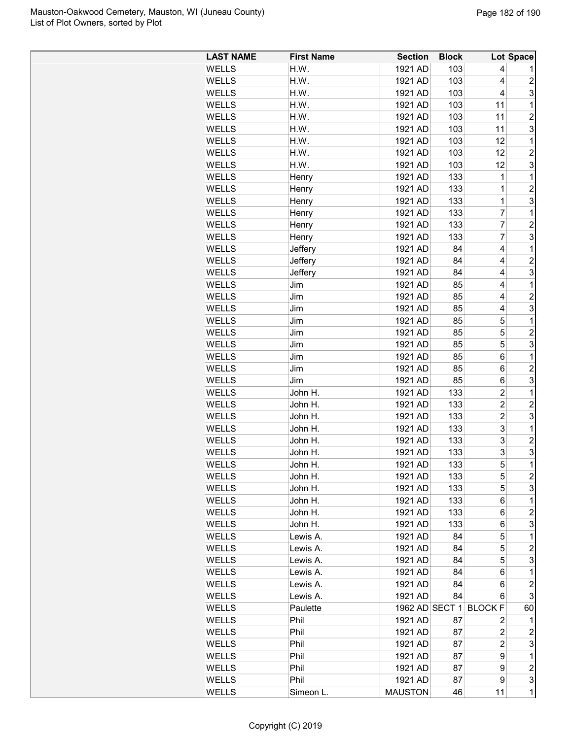| LAST NAME | First Name | Section | Block | Lot | Space |
|---|---|---|---|---|---|
| WELLS | H.W. | 1921 AD | 103 | 4 | 1 |
| WELLS | H.W. | 1921 AD | 103 | 4 | 2 |
| WELLS | H.W. | 1921 AD | 103 | 4 | 3 |
| WELLS | H.W. | 1921 AD | 103 | 11 | 1 |
| WELLS | H.W. | 1921 AD | 103 | 11 | 2 |
| WELLS | H.W. | 1921 AD | 103 | 11 | 3 |
| WELLS | H.W. | 1921 AD | 103 | 12 | 1 |
| WELLS | H.W. | 1921 AD | 103 | 12 | 2 |
| WELLS | H.W. | 1921 AD | 103 | 12 | 3 |
| WELLS | Henry | 1921 AD | 133 | 1 | 1 |
| WELLS | Henry | 1921 AD | 133 | 1 | 2 |
| WELLS | Henry | 1921 AD | 133 | 1 | 3 |
| WELLS | Henry | 1921 AD | 133 | 7 | 1 |
| WELLS | Henry | 1921 AD | 133 | 7 | 2 |
| WELLS | Henry | 1921 AD | 133 | 7 | 3 |
| WELLS | Jeffery | 1921 AD | 84 | 4 | 1 |
| WELLS | Jeffery | 1921 AD | 84 | 4 | 2 |
| WELLS | Jeffery | 1921 AD | 84 | 4 | 3 |
| WELLS | Jim | 1921 AD | 85 | 4 | 1 |
| WELLS | Jim | 1921 AD | 85 | 4 | 2 |
| WELLS | Jim | 1921 AD | 85 | 4 | 3 |
| WELLS | Jim | 1921 AD | 85 | 5 | 1 |
| WELLS | Jim | 1921 AD | 85 | 5 | 2 |
| WELLS | Jim | 1921 AD | 85 | 5 | 3 |
| WELLS | Jim | 1921 AD | 85 | 6 | 1 |
| WELLS | Jim | 1921 AD | 85 | 6 | 2 |
| WELLS | Jim | 1921 AD | 85 | 6 | 3 |
| WELLS | John H. | 1921 AD | 133 | 2 | 1 |
| WELLS | John H. | 1921 AD | 133 | 2 | 2 |
| WELLS | John H. | 1921 AD | 133 | 2 | 3 |
| WELLS | John H. | 1921 AD | 133 | 3 | 1 |
| WELLS | John H. | 1921 AD | 133 | 3 | 2 |
| WELLS | John H. | 1921 AD | 133 | 3 | 3 |
| WELLS | John H. | 1921 AD | 133 | 5 | 1 |
| WELLS | John H. | 1921 AD | 133 | 5 | 2 |
| WELLS | John H. | 1921 AD | 133 | 5 | 3 |
| WELLS | John H. | 1921 AD | 133 | 6 | 1 |
| WELLS | John H. | 1921 AD | 133 | 6 | 2 |
| WELLS | John H. | 1921 AD | 133 | 6 | 3 |
| WELLS | Lewis A. | 1921 AD | 84 | 5 | 1 |
| WELLS | Lewis A. | 1921 AD | 84 | 5 | 2 |
| WELLS | Lewis A. | 1921 AD | 84 | 5 | 3 |
| WELLS | Lewis A. | 1921 AD | 84 | 6 | 1 |
| WELLS | Lewis A. | 1921 AD | 84 | 6 | 2 |
| WELLS | Lewis A. | 1921 AD | 84 | 6 | 3 |
| WELLS | Paulette | 1962 AD | SECT 1 | BLOCK F | 60 |
| WELLS | Phil | 1921 AD | 87 | 2 | 1 |
| WELLS | Phil | 1921 AD | 87 | 2 | 2 |
| WELLS | Phil | 1921 AD | 87 | 2 | 3 |
| WELLS | Phil | 1921 AD | 87 | 9 | 1 |
| WELLS | Phil | 1921 AD | 87 | 9 | 2 |
| WELLS | Phil | 1921 AD | 87 | 9 | 3 |
| WELLS | Simeon L. | MAUSTON | 46 | 11 | 1 |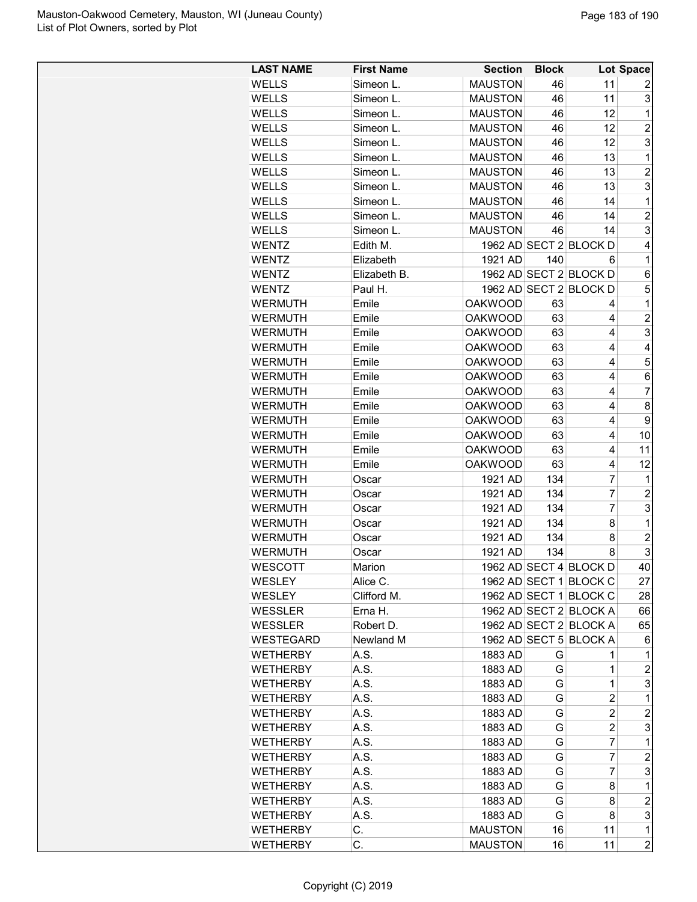| LAST NAME | First Name | Section | Block | Lot | Space |
|---|---|---|---|---|---|
| WELLS | Simeon L. | MAUSTON | 46 | 11 | 2 |
| WELLS | Simeon L. | MAUSTON | 46 | 11 | 3 |
| WELLS | Simeon L. | MAUSTON | 46 | 12 | 1 |
| WELLS | Simeon L. | MAUSTON | 46 | 12 | 2 |
| WELLS | Simeon L. | MAUSTON | 46 | 12 | 3 |
| WELLS | Simeon L. | MAUSTON | 46 | 13 | 1 |
| WELLS | Simeon L. | MAUSTON | 46 | 13 | 2 |
| WELLS | Simeon L. | MAUSTON | 46 | 13 | 3 |
| WELLS | Simeon L. | MAUSTON | 46 | 14 | 1 |
| WELLS | Simeon L. | MAUSTON | 46 | 14 | 2 |
| WELLS | Simeon L. | MAUSTON | 46 | 14 | 3 |
| WENTZ | Edith M. | 1962 AD | SECT 2 | BLOCK D | 4 |
| WENTZ | Elizabeth | 1921 AD | 140 | 6 | 1 |
| WENTZ | Elizabeth B. | 1962 AD | SECT 2 | BLOCK D | 6 |
| WENTZ | Paul H. | 1962 AD | SECT 2 | BLOCK D | 5 |
| WERMUTH | Emile | OAKWOOD | 63 | 4 | 1 |
| WERMUTH | Emile | OAKWOOD | 63 | 4 | 2 |
| WERMUTH | Emile | OAKWOOD | 63 | 4 | 3 |
| WERMUTH | Emile | OAKWOOD | 63 | 4 | 4 |
| WERMUTH | Emile | OAKWOOD | 63 | 4 | 5 |
| WERMUTH | Emile | OAKWOOD | 63 | 4 | 6 |
| WERMUTH | Emile | OAKWOOD | 63 | 4 | 7 |
| WERMUTH | Emile | OAKWOOD | 63 | 4 | 8 |
| WERMUTH | Emile | OAKWOOD | 63 | 4 | 9 |
| WERMUTH | Emile | OAKWOOD | 63 | 4 | 10 |
| WERMUTH | Emile | OAKWOOD | 63 | 4 | 11 |
| WERMUTH | Emile | OAKWOOD | 63 | 4 | 12 |
| WERMUTH | Oscar | 1921 AD | 134 | 7 | 1 |
| WERMUTH | Oscar | 1921 AD | 134 | 7 | 2 |
| WERMUTH | Oscar | 1921 AD | 134 | 7 | 3 |
| WERMUTH | Oscar | 1921 AD | 134 | 8 | 1 |
| WERMUTH | Oscar | 1921 AD | 134 | 8 | 2 |
| WERMUTH | Oscar | 1921 AD | 134 | 8 | 3 |
| WESCOTT | Marion | 1962 AD | SECT 4 | BLOCK D | 40 |
| WESLEY | Alice C. | 1962 AD | SECT 1 | BLOCK C | 27 |
| WESLEY | Clifford M. | 1962 AD | SECT 1 | BLOCK C | 28 |
| WESSLER | Erna H. | 1962 AD | SECT 2 | BLOCK A | 66 |
| WESSLER | Robert D. | 1962 AD | SECT 2 | BLOCK A | 65 |
| WESTEGARD | Newland M | 1962 AD | SECT 5 | BLOCK A | 6 |
| WETHERBY | A.S. | 1883 AD | G | 1 | 1 |
| WETHERBY | A.S. | 1883 AD | G | 1 | 2 |
| WETHERBY | A.S. | 1883 AD | G | 1 | 3 |
| WETHERBY | A.S. | 1883 AD | G | 2 | 1 |
| WETHERBY | A.S. | 1883 AD | G | 2 | 2 |
| WETHERBY | A.S. | 1883 AD | G | 2 | 3 |
| WETHERBY | A.S. | 1883 AD | G | 7 | 1 |
| WETHERBY | A.S. | 1883 AD | G | 7 | 2 |
| WETHERBY | A.S. | 1883 AD | G | 7 | 3 |
| WETHERBY | A.S. | 1883 AD | G | 8 | 1 |
| WETHERBY | A.S. | 1883 AD | G | 8 | 2 |
| WETHERBY | A.S. | 1883 AD | G | 8 | 3 |
| WETHERBY | C. | MAUSTON | 16 | 11 | 1 |
| WETHERBY | C. | MAUSTON | 16 | 11 | 2 |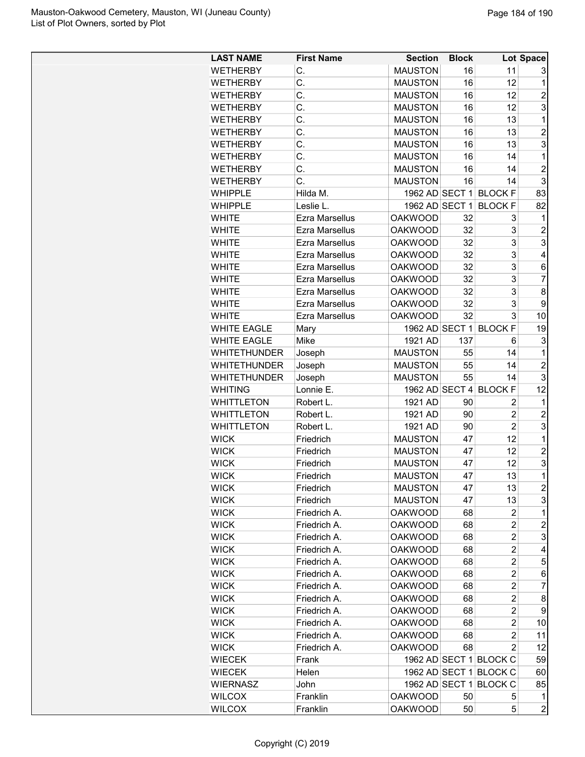| LAST NAME | First Name | Section | Block | Lot | Space |
|---|---|---|---|---|---|
| WETHERBY | C. | MAUSTON | 16 | 11 | 3 |
| WETHERBY | C. | MAUSTON | 16 | 12 | 1 |
| WETHERBY | C. | MAUSTON | 16 | 12 | 2 |
| WETHERBY | C. | MAUSTON | 16 | 12 | 3 |
| WETHERBY | C. | MAUSTON | 16 | 13 | 1 |
| WETHERBY | C. | MAUSTON | 16 | 13 | 2 |
| WETHERBY | C. | MAUSTON | 16 | 13 | 3 |
| WETHERBY | C. | MAUSTON | 16 | 14 | 1 |
| WETHERBY | C. | MAUSTON | 16 | 14 | 2 |
| WETHERBY | C. | MAUSTON | 16 | 14 | 3 |
| WHIPPLE | Hilda M. | 1962 AD | SECT 1 | BLOCK F | 83 |
| WHIPPLE | Leslie L. | 1962 AD | SECT 1 | BLOCK F | 82 |
| WHITE | Ezra Marsellus | OAKWOOD | 32 | 3 | 1 |
| WHITE | Ezra Marsellus | OAKWOOD | 32 | 3 | 2 |
| WHITE | Ezra Marsellus | OAKWOOD | 32 | 3 | 3 |
| WHITE | Ezra Marsellus | OAKWOOD | 32 | 3 | 4 |
| WHITE | Ezra Marsellus | OAKWOOD | 32 | 3 | 6 |
| WHITE | Ezra Marsellus | OAKWOOD | 32 | 3 | 7 |
| WHITE | Ezra Marsellus | OAKWOOD | 32 | 3 | 8 |
| WHITE | Ezra Marsellus | OAKWOOD | 32 | 3 | 9 |
| WHITE | Ezra Marsellus | OAKWOOD | 32 | 3 | 10 |
| WHITE EAGLE | Mary | 1962 AD | SECT 1 | BLOCK F | 19 |
| WHITE EAGLE | Mike | 1921 AD | 137 | 6 | 3 |
| WHITETHUNDER | Joseph | MAUSTON | 55 | 14 | 1 |
| WHITETHUNDER | Joseph | MAUSTON | 55 | 14 | 2 |
| WHITETHUNDER | Joseph | MAUSTON | 55 | 14 | 3 |
| WHITING | Lonnie E. | 1962 AD | SECT 4 | BLOCK F | 12 |
| WHITTLETON | Robert L. | 1921 AD | 90 | 2 | 1 |
| WHITTLETON | Robert L. | 1921 AD | 90 | 2 | 2 |
| WHITTLETON | Robert L. | 1921 AD | 90 | 2 | 3 |
| WICK | Friedrich | MAUSTON | 47 | 12 | 1 |
| WICK | Friedrich | MAUSTON | 47 | 12 | 2 |
| WICK | Friedrich | MAUSTON | 47 | 12 | 3 |
| WICK | Friedrich | MAUSTON | 47 | 13 | 1 |
| WICK | Friedrich | MAUSTON | 47 | 13 | 2 |
| WICK | Friedrich | MAUSTON | 47 | 13 | 3 |
| WICK | Friedrich A. | OAKWOOD | 68 | 2 | 1 |
| WICK | Friedrich A. | OAKWOOD | 68 | 2 | 2 |
| WICK | Friedrich A. | OAKWOOD | 68 | 2 | 3 |
| WICK | Friedrich A. | OAKWOOD | 68 | 2 | 4 |
| WICK | Friedrich A. | OAKWOOD | 68 | 2 | 5 |
| WICK | Friedrich A. | OAKWOOD | 68 | 2 | 6 |
| WICK | Friedrich A. | OAKWOOD | 68 | 2 | 7 |
| WICK | Friedrich A. | OAKWOOD | 68 | 2 | 8 |
| WICK | Friedrich A. | OAKWOOD | 68 | 2 | 9 |
| WICK | Friedrich A. | OAKWOOD | 68 | 2 | 10 |
| WICK | Friedrich A. | OAKWOOD | 68 | 2 | 11 |
| WICK | Friedrich A. | OAKWOOD | 68 | 2 | 12 |
| WIECEK | Frank | 1962 AD | SECT 1 | BLOCK C | 59 |
| WIECEK | Helen | 1962 AD | SECT 1 | BLOCK C | 60 |
| WIERNASZ | John | 1962 AD | SECT 1 | BLOCK C | 85 |
| WILCOX | Franklin | OAKWOOD | 50 | 5 | 1 |
| WILCOX | Franklin | OAKWOOD | 50 | 5 | 2 |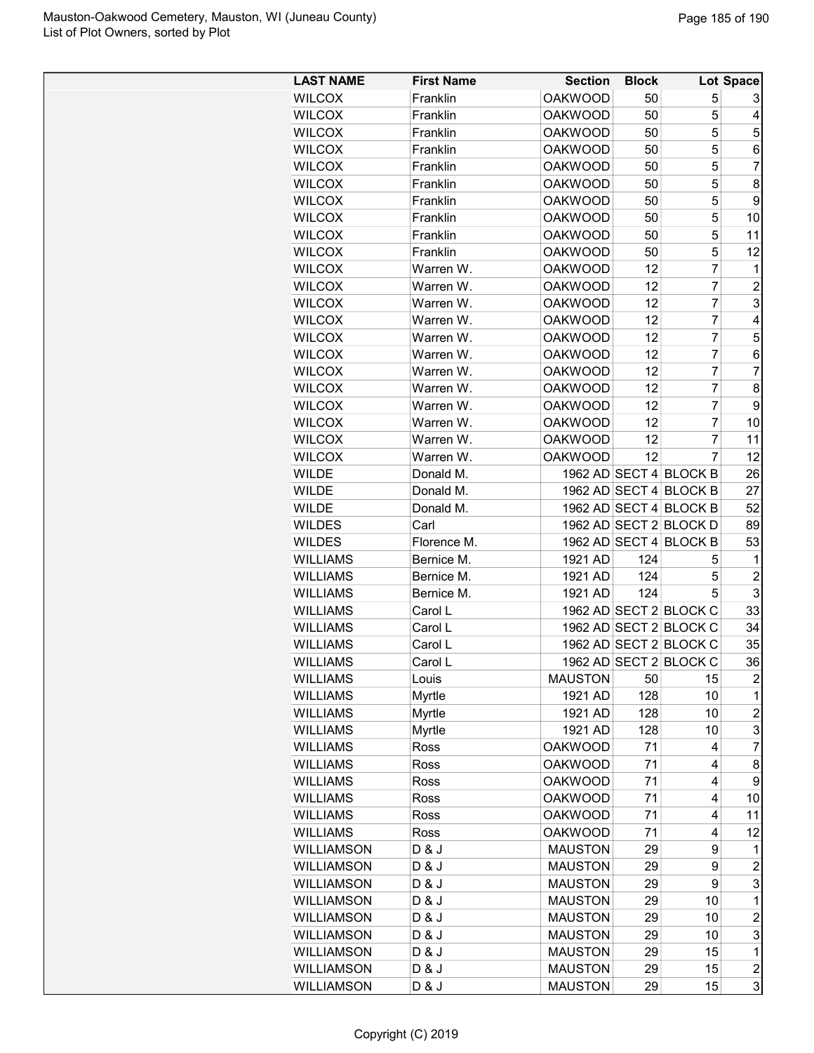| LAST NAME | First Name | Section | Block | Lot | Space |
|---|---|---|---|---|---|
| WILCOX | Franklin | OAKWOOD | 50 | 5 | 3 |
| WILCOX | Franklin | OAKWOOD | 50 | 5 | 4 |
| WILCOX | Franklin | OAKWOOD | 50 | 5 | 5 |
| WILCOX | Franklin | OAKWOOD | 50 | 5 | 6 |
| WILCOX | Franklin | OAKWOOD | 50 | 5 | 7 |
| WILCOX | Franklin | OAKWOOD | 50 | 5 | 8 |
| WILCOX | Franklin | OAKWOOD | 50 | 5 | 9 |
| WILCOX | Franklin | OAKWOOD | 50 | 5 | 10 |
| WILCOX | Franklin | OAKWOOD | 50 | 5 | 11 |
| WILCOX | Franklin | OAKWOOD | 50 | 5 | 12 |
| WILCOX | Warren W. | OAKWOOD | 12 | 7 | 1 |
| WILCOX | Warren W. | OAKWOOD | 12 | 7 | 2 |
| WILCOX | Warren W. | OAKWOOD | 12 | 7 | 3 |
| WILCOX | Warren W. | OAKWOOD | 12 | 7 | 4 |
| WILCOX | Warren W. | OAKWOOD | 12 | 7 | 5 |
| WILCOX | Warren W. | OAKWOOD | 12 | 7 | 6 |
| WILCOX | Warren W. | OAKWOOD | 12 | 7 | 7 |
| WILCOX | Warren W. | OAKWOOD | 12 | 7 | 8 |
| WILCOX | Warren W. | OAKWOOD | 12 | 7 | 9 |
| WILCOX | Warren W. | OAKWOOD | 12 | 7 | 10 |
| WILCOX | Warren W. | OAKWOOD | 12 | 7 | 11 |
| WILCOX | Warren W. | OAKWOOD | 12 | 7 | 12 |
| WILDE | Donald M. | 1962 AD | SECT 4 | BLOCK B | 26 |
| WILDE | Donald M. | 1962 AD | SECT 4 | BLOCK B | 27 |
| WILDE | Donald M. | 1962 AD | SECT 4 | BLOCK B | 52 |
| WILDES | Carl | 1962 AD | SECT 2 | BLOCK D | 89 |
| WILDES | Florence M. | 1962 AD | SECT 4 | BLOCK B | 53 |
| WILLIAMS | Bernice M. | 1921 AD | 124 | 5 | 1 |
| WILLIAMS | Bernice M. | 1921 AD | 124 | 5 | 2 |
| WILLIAMS | Bernice M. | 1921 AD | 124 | 5 | 3 |
| WILLIAMS | Carol L | 1962 AD | SECT 2 | BLOCK C | 33 |
| WILLIAMS | Carol L | 1962 AD | SECT 2 | BLOCK C | 34 |
| WILLIAMS | Carol L | 1962 AD | SECT 2 | BLOCK C | 35 |
| WILLIAMS | Carol L | 1962 AD | SECT 2 | BLOCK C | 36 |
| WILLIAMS | Louis | MAUSTON | 50 | 15 | 2 |
| WILLIAMS | Myrtle | 1921 AD | 128 | 10 | 1 |
| WILLIAMS | Myrtle | 1921 AD | 128 | 10 | 2 |
| WILLIAMS | Myrtle | 1921 AD | 128 | 10 | 3 |
| WILLIAMS | Ross | OAKWOOD | 71 | 4 | 7 |
| WILLIAMS | Ross | OAKWOOD | 71 | 4 | 8 |
| WILLIAMS | Ross | OAKWOOD | 71 | 4 | 9 |
| WILLIAMS | Ross | OAKWOOD | 71 | 4 | 10 |
| WILLIAMS | Ross | OAKWOOD | 71 | 4 | 11 |
| WILLIAMS | Ross | OAKWOOD | 71 | 4 | 12 |
| WILLIAMSON | D & J | MAUSTON | 29 | 9 | 1 |
| WILLIAMSON | D & J | MAUSTON | 29 | 9 | 2 |
| WILLIAMSON | D & J | MAUSTON | 29 | 9 | 3 |
| WILLIAMSON | D & J | MAUSTON | 29 | 10 | 1 |
| WILLIAMSON | D & J | MAUSTON | 29 | 10 | 2 |
| WILLIAMSON | D & J | MAUSTON | 29 | 10 | 3 |
| WILLIAMSON | D & J | MAUSTON | 29 | 15 | 1 |
| WILLIAMSON | D & J | MAUSTON | 29 | 15 | 2 |
| WILLIAMSON | D & J | MAUSTON | 29 | 15 | 3 |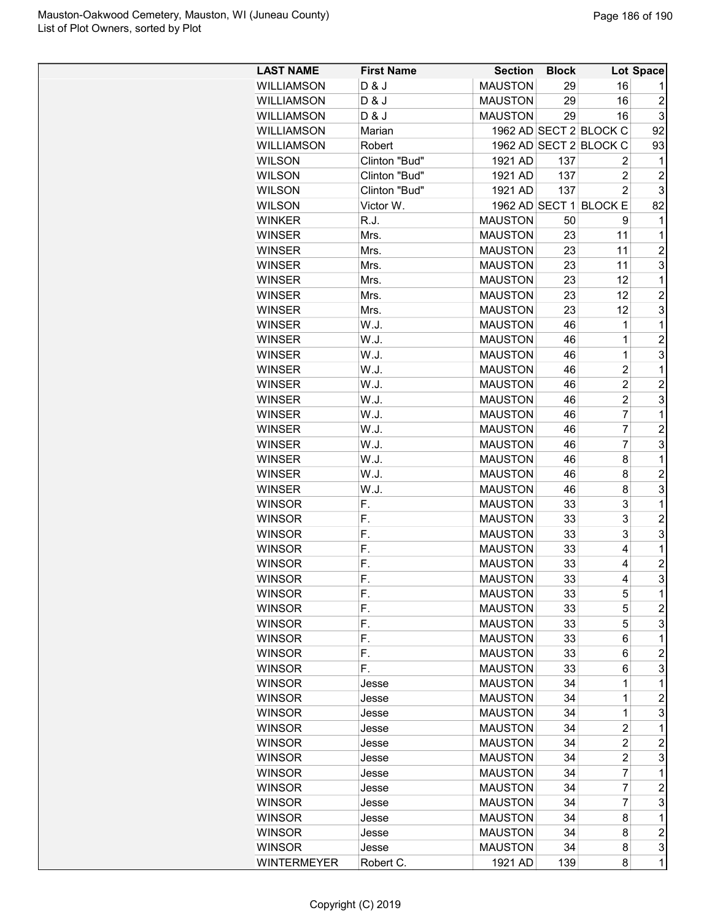| LAST NAME | First Name | Section | Block | Lot | Space |
|---|---|---|---|---|---|
| WILLIAMSON | D & J | MAUSTON | 29 | 16 | 1 |
| WILLIAMSON | D & J | MAUSTON | 29 | 16 | 2 |
| WILLIAMSON | D & J | MAUSTON | 29 | 16 | 3 |
| WILLIAMSON | Marian | 1962 AD | SECT 2 | BLOCK C | 92 |
| WILLIAMSON | Robert | 1962 AD | SECT 2 | BLOCK C | 93 |
| WILSON | Clinton "Bud" | 1921 AD | 137 | 2 | 1 |
| WILSON | Clinton "Bud" | 1921 AD | 137 | 2 | 2 |
| WILSON | Clinton "Bud" | 1921 AD | 137 | 2 | 3 |
| WILSON | Victor W. | 1962 AD | SECT 1 | BLOCK E | 82 |
| WINKER | R.J. | MAUSTON | 50 | 9 | 1 |
| WINSER | Mrs. | MAUSTON | 23 | 11 | 1 |
| WINSER | Mrs. | MAUSTON | 23 | 11 | 2 |
| WINSER | Mrs. | MAUSTON | 23 | 11 | 3 |
| WINSER | Mrs. | MAUSTON | 23 | 12 | 1 |
| WINSER | Mrs. | MAUSTON | 23 | 12 | 2 |
| WINSER | Mrs. | MAUSTON | 23 | 12 | 3 |
| WINSER | W.J. | MAUSTON | 46 | 1 | 1 |
| WINSER | W.J. | MAUSTON | 46 | 1 | 2 |
| WINSER | W.J. | MAUSTON | 46 | 1 | 3 |
| WINSER | W.J. | MAUSTON | 46 | 2 | 1 |
| WINSER | W.J. | MAUSTON | 46 | 2 | 2 |
| WINSER | W.J. | MAUSTON | 46 | 2 | 3 |
| WINSER | W.J. | MAUSTON | 46 | 7 | 1 |
| WINSER | W.J. | MAUSTON | 46 | 7 | 2 |
| WINSER | W.J. | MAUSTON | 46 | 7 | 3 |
| WINSER | W.J. | MAUSTON | 46 | 8 | 1 |
| WINSER | W.J. | MAUSTON | 46 | 8 | 2 |
| WINSER | W.J. | MAUSTON | 46 | 8 | 3 |
| WINSOR | F. | MAUSTON | 33 | 3 | 1 |
| WINSOR | F. | MAUSTON | 33 | 3 | 2 |
| WINSOR | F. | MAUSTON | 33 | 3 | 3 |
| WINSOR | F. | MAUSTON | 33 | 4 | 1 |
| WINSOR | F. | MAUSTON | 33 | 4 | 2 |
| WINSOR | F. | MAUSTON | 33 | 4 | 3 |
| WINSOR | F. | MAUSTON | 33 | 5 | 1 |
| WINSOR | F. | MAUSTON | 33 | 5 | 2 |
| WINSOR | F. | MAUSTON | 33 | 5 | 3 |
| WINSOR | F. | MAUSTON | 33 | 6 | 1 |
| WINSOR | F. | MAUSTON | 33 | 6 | 2 |
| WINSOR | F. | MAUSTON | 33 | 6 | 3 |
| WINSOR | Jesse | MAUSTON | 34 | 1 | 1 |
| WINSOR | Jesse | MAUSTON | 34 | 1 | 2 |
| WINSOR | Jesse | MAUSTON | 34 | 1 | 3 |
| WINSOR | Jesse | MAUSTON | 34 | 2 | 1 |
| WINSOR | Jesse | MAUSTON | 34 | 2 | 2 |
| WINSOR | Jesse | MAUSTON | 34 | 2 | 3 |
| WINSOR | Jesse | MAUSTON | 34 | 7 | 1 |
| WINSOR | Jesse | MAUSTON | 34 | 7 | 2 |
| WINSOR | Jesse | MAUSTON | 34 | 7 | 3 |
| WINSOR | Jesse | MAUSTON | 34 | 8 | 1 |
| WINSOR | Jesse | MAUSTON | 34 | 8 | 2 |
| WINSOR | Jesse | MAUSTON | 34 | 8 | 3 |
| WINTERMEYER | Robert C. | 1921 AD | 139 | 8 | 1 |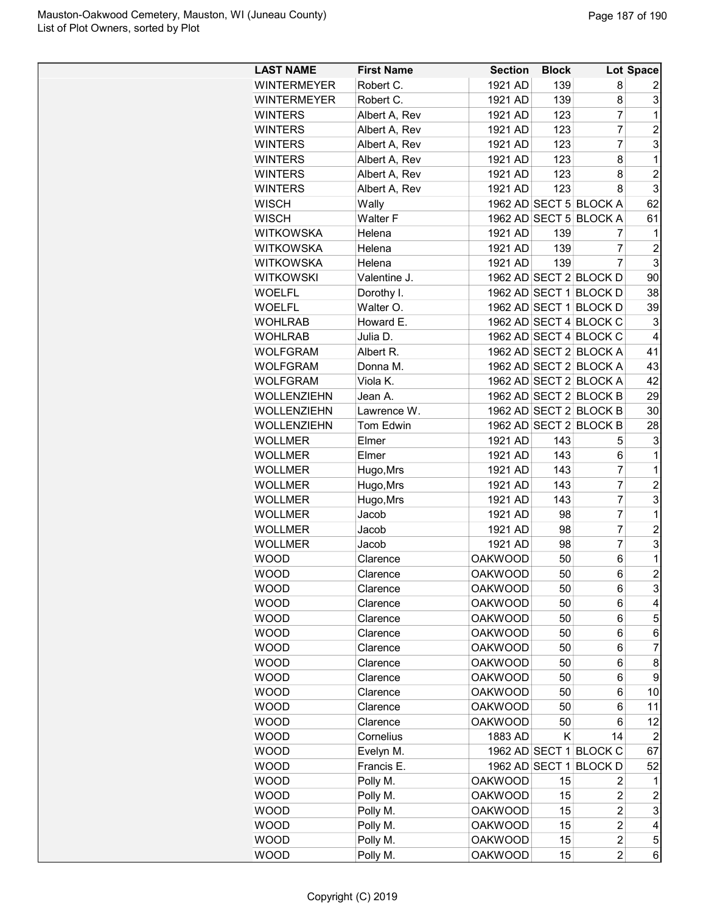| LAST NAME | First Name | Section | Block | Lot | Space |
|---|---|---|---|---|---|
| WINTERMEYER | Robert C. | 1921 AD | 139 | 8 | 2 |
| WINTERMEYER | Robert C. | 1921 AD | 139 | 8 | 3 |
| WINTERS | Albert A, Rev | 1921 AD | 123 | 7 | 1 |
| WINTERS | Albert A, Rev | 1921 AD | 123 | 7 | 2 |
| WINTERS | Albert A, Rev | 1921 AD | 123 | 7 | 3 |
| WINTERS | Albert A, Rev | 1921 AD | 123 | 8 | 1 |
| WINTERS | Albert A, Rev | 1921 AD | 123 | 8 | 2 |
| WINTERS | Albert A, Rev | 1921 AD | 123 | 8 | 3 |
| WISCH | Wally | 1962 AD | SECT 5 | BLOCK A | 62 |
| WISCH | Walter F | 1962 AD | SECT 5 | BLOCK A | 61 |
| WITKOWSKA | Helena | 1921 AD | 139 | 7 | 1 |
| WITKOWSKA | Helena | 1921 AD | 139 | 7 | 2 |
| WITKOWSKA | Helena | 1921 AD | 139 | 7 | 3 |
| WITKOWSKI | Valentine J. | 1962 AD | SECT 2 | BLOCK D | 90 |
| WOELFL | Dorothy I. | 1962 AD | SECT 1 | BLOCK D | 38 |
| WOELFL | Walter O. | 1962 AD | SECT 1 | BLOCK D | 39 |
| WOHLRAB | Howard E. | 1962 AD | SECT 4 | BLOCK C | 3 |
| WOHLRAB | Julia D. | 1962 AD | SECT 4 | BLOCK C | 4 |
| WOLFGRAM | Albert R. | 1962 AD | SECT 2 | BLOCK A | 41 |
| WOLFGRAM | Donna M. | 1962 AD | SECT 2 | BLOCK A | 43 |
| WOLFGRAM | Viola K. | 1962 AD | SECT 2 | BLOCK A | 42 |
| WOLLENZIEHN | Jean A. | 1962 AD | SECT 2 | BLOCK B | 29 |
| WOLLENZIEHN | Lawrence W. | 1962 AD | SECT 2 | BLOCK B | 30 |
| WOLLENZIEHN | Tom Edwin | 1962 AD | SECT 2 | BLOCK B | 28 |
| WOLLMER | Elmer | 1921 AD | 143 | 5 | 3 |
| WOLLMER | Elmer | 1921 AD | 143 | 6 | 1 |
| WOLLMER | Hugo,Mrs | 1921 AD | 143 | 7 | 1 |
| WOLLMER | Hugo,Mrs | 1921 AD | 143 | 7 | 2 |
| WOLLMER | Hugo,Mrs | 1921 AD | 143 | 7 | 3 |
| WOLLMER | Jacob | 1921 AD | 98 | 7 | 1 |
| WOLLMER | Jacob | 1921 AD | 98 | 7 | 2 |
| WOLLMER | Jacob | 1921 AD | 98 | 7 | 3 |
| WOOD | Clarence | OAKWOOD | 50 | 6 | 1 |
| WOOD | Clarence | OAKWOOD | 50 | 6 | 2 |
| WOOD | Clarence | OAKWOOD | 50 | 6 | 3 |
| WOOD | Clarence | OAKWOOD | 50 | 6 | 4 |
| WOOD | Clarence | OAKWOOD | 50 | 6 | 5 |
| WOOD | Clarence | OAKWOOD | 50 | 6 | 6 |
| WOOD | Clarence | OAKWOOD | 50 | 6 | 7 |
| WOOD | Clarence | OAKWOOD | 50 | 6 | 8 |
| WOOD | Clarence | OAKWOOD | 50 | 6 | 9 |
| WOOD | Clarence | OAKWOOD | 50 | 6 | 10 |
| WOOD | Clarence | OAKWOOD | 50 | 6 | 11 |
| WOOD | Clarence | OAKWOOD | 50 | 6 | 12 |
| WOOD | Cornelius | 1883 AD | K | 14 | 2 |
| WOOD | Evelyn M. | 1962 AD | SECT 1 | BLOCK C | 67 |
| WOOD | Francis E. | 1962 AD | SECT 1 | BLOCK D | 52 |
| WOOD | Polly M. | OAKWOOD | 15 | 2 | 1 |
| WOOD | Polly M. | OAKWOOD | 15 | 2 | 2 |
| WOOD | Polly M. | OAKWOOD | 15 | 2 | 3 |
| WOOD | Polly M. | OAKWOOD | 15 | 2 | 4 |
| WOOD | Polly M. | OAKWOOD | 15 | 2 | 5 |
| WOOD | Polly M. | OAKWOOD | 15 | 2 | 6 |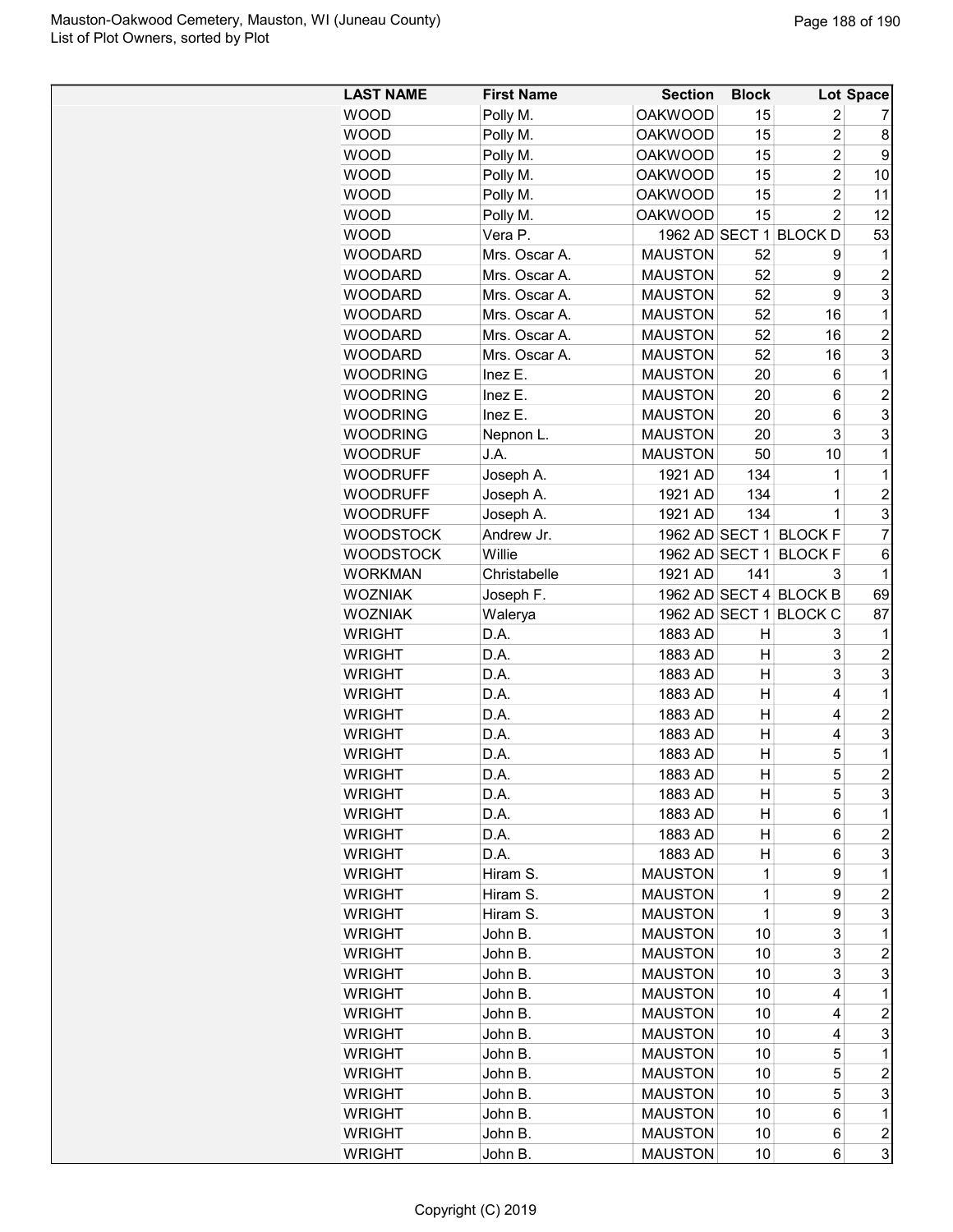| LAST NAME | First Name | Section | Block | Lot | Space |
|---|---|---|---|---|---|
| WOOD | Polly M. | OAKWOOD | 15 | 2 | 7 |
| WOOD | Polly M. | OAKWOOD | 15 | 2 | 8 |
| WOOD | Polly M. | OAKWOOD | 15 | 2 | 9 |
| WOOD | Polly M. | OAKWOOD | 15 | 2 | 10 |
| WOOD | Polly M. | OAKWOOD | 15 | 2 | 11 |
| WOOD | Polly M. | OAKWOOD | 15 | 2 | 12 |
| WOOD | Vera P. | 1962 AD | SECT 1 | BLOCK D | 53 |
| WOODARD | Mrs. Oscar A. | MAUSTON | 52 | 9 | 1 |
| WOODARD | Mrs. Oscar A. | MAUSTON | 52 | 9 | 2 |
| WOODARD | Mrs. Oscar A. | MAUSTON | 52 | 9 | 3 |
| WOODARD | Mrs. Oscar A. | MAUSTON | 52 | 16 | 1 |
| WOODARD | Mrs. Oscar A. | MAUSTON | 52 | 16 | 2 |
| WOODARD | Mrs. Oscar A. | MAUSTON | 52 | 16 | 3 |
| WOODRING | Inez E. | MAUSTON | 20 | 6 | 1 |
| WOODRING | Inez E. | MAUSTON | 20 | 6 | 2 |
| WOODRING | Inez E. | MAUSTON | 20 | 6 | 3 |
| WOODRING | Nepnon L. | MAUSTON | 20 | 3 | 3 |
| WOODRUF | J.A. | MAUSTON | 50 | 10 | 1 |
| WOODRUFF | Joseph A. | 1921 AD | 134 | 1 | 1 |
| WOODRUFF | Joseph A. | 1921 AD | 134 | 1 | 2 |
| WOODRUFF | Joseph A. | 1921 AD | 134 | 1 | 3 |
| WOODSTOCK | Andrew Jr. | 1962 AD | SECT 1 | BLOCK F | 7 |
| WOODSTOCK | Willie | 1962 AD | SECT 1 | BLOCK F | 6 |
| WORKMAN | Christabelle | 1921 AD | 141 | 3 | 1 |
| WOZNIAK | Joseph F. | 1962 AD | SECT 4 | BLOCK B | 69 |
| WOZNIAK | Walerya | 1962 AD | SECT 1 | BLOCK C | 87 |
| WRIGHT | D.A. | 1883 AD | H | 3 | 1 |
| WRIGHT | D.A. | 1883 AD | H | 3 | 2 |
| WRIGHT | D.A. | 1883 AD | H | 3 | 3 |
| WRIGHT | D.A. | 1883 AD | H | 4 | 1 |
| WRIGHT | D.A. | 1883 AD | H | 4 | 2 |
| WRIGHT | D.A. | 1883 AD | H | 4 | 3 |
| WRIGHT | D.A. | 1883 AD | H | 5 | 1 |
| WRIGHT | D.A. | 1883 AD | H | 5 | 2 |
| WRIGHT | D.A. | 1883 AD | H | 5 | 3 |
| WRIGHT | D.A. | 1883 AD | H | 6 | 1 |
| WRIGHT | D.A. | 1883 AD | H | 6 | 2 |
| WRIGHT | D.A. | 1883 AD | H | 6 | 3 |
| WRIGHT | Hiram S. | MAUSTON | 1 | 9 | 1 |
| WRIGHT | Hiram S. | MAUSTON | 1 | 9 | 2 |
| WRIGHT | Hiram S. | MAUSTON | 1 | 9 | 3 |
| WRIGHT | John B. | MAUSTON | 10 | 3 | 1 |
| WRIGHT | John B. | MAUSTON | 10 | 3 | 2 |
| WRIGHT | John B. | MAUSTON | 10 | 3 | 3 |
| WRIGHT | John B. | MAUSTON | 10 | 4 | 1 |
| WRIGHT | John B. | MAUSTON | 10 | 4 | 2 |
| WRIGHT | John B. | MAUSTON | 10 | 4 | 3 |
| WRIGHT | John B. | MAUSTON | 10 | 5 | 1 |
| WRIGHT | John B. | MAUSTON | 10 | 5 | 2 |
| WRIGHT | John B. | MAUSTON | 10 | 5 | 3 |
| WRIGHT | John B. | MAUSTON | 10 | 6 | 1 |
| WRIGHT | John B. | MAUSTON | 10 | 6 | 2 |
| WRIGHT | John B. | MAUSTON | 10 | 6 | 3 |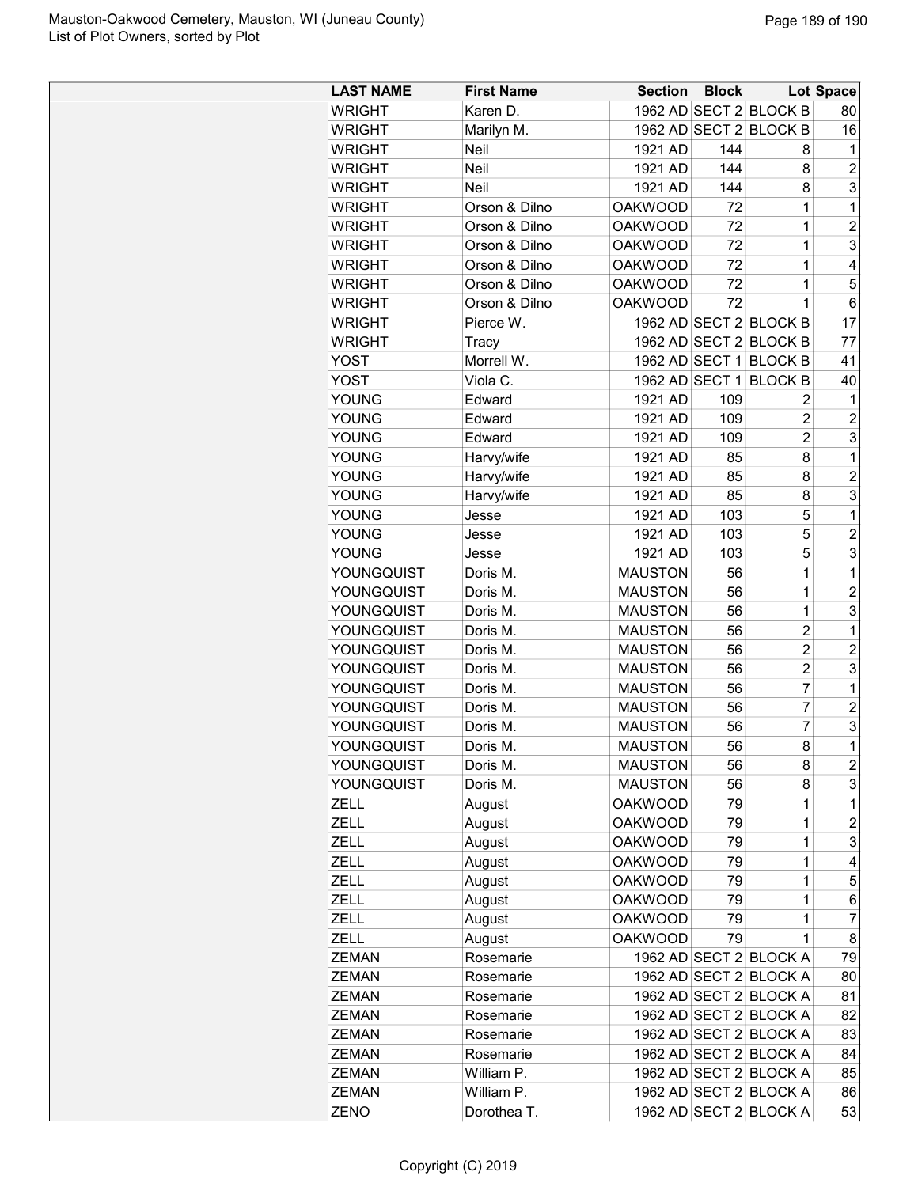| LAST NAME | First Name | Section | Block | Lot | Space |
|---|---|---|---|---|---|
| WRIGHT | Karen D. | 1962 AD | SECT 2 | BLOCK B | 80 |
| WRIGHT | Marilyn M. | 1962 AD | SECT 2 | BLOCK B | 16 |
| WRIGHT | Neil | 1921 AD | 144 | 8 | 1 |
| WRIGHT | Neil | 1921 AD | 144 | 8 | 2 |
| WRIGHT | Neil | 1921 AD | 144 | 8 | 3 |
| WRIGHT | Orson & Dilno | OAKWOOD | 72 | 1 | 1 |
| WRIGHT | Orson & Dilno | OAKWOOD | 72 | 1 | 2 |
| WRIGHT | Orson & Dilno | OAKWOOD | 72 | 1 | 3 |
| WRIGHT | Orson & Dilno | OAKWOOD | 72 | 1 | 4 |
| WRIGHT | Orson & Dilno | OAKWOOD | 72 | 1 | 5 |
| WRIGHT | Orson & Dilno | OAKWOOD | 72 | 1 | 6 |
| WRIGHT | Pierce W. | 1962 AD | SECT 2 | BLOCK B | 17 |
| WRIGHT | Tracy | 1962 AD | SECT 2 | BLOCK B | 77 |
| YOST | Morrell W. | 1962 AD | SECT 1 | BLOCK B | 41 |
| YOST | Viola C. | 1962 AD | SECT 1 | BLOCK B | 40 |
| YOUNG | Edward | 1921 AD | 109 | 2 | 1 |
| YOUNG | Edward | 1921 AD | 109 | 2 | 2 |
| YOUNG | Edward | 1921 AD | 109 | 2 | 3 |
| YOUNG | Harvy/wife | 1921 AD | 85 | 8 | 1 |
| YOUNG | Harvy/wife | 1921 AD | 85 | 8 | 2 |
| YOUNG | Harvy/wife | 1921 AD | 85 | 8 | 3 |
| YOUNG | Jesse | 1921 AD | 103 | 5 | 1 |
| YOUNG | Jesse | 1921 AD | 103 | 5 | 2 |
| YOUNG | Jesse | 1921 AD | 103 | 5 | 3 |
| YOUNGQUIST | Doris M. | MAUSTON | 56 | 1 | 1 |
| YOUNGQUIST | Doris M. | MAUSTON | 56 | 1 | 2 |
| YOUNGQUIST | Doris M. | MAUSTON | 56 | 1 | 3 |
| YOUNGQUIST | Doris M. | MAUSTON | 56 | 2 | 1 |
| YOUNGQUIST | Doris M. | MAUSTON | 56 | 2 | 2 |
| YOUNGQUIST | Doris M. | MAUSTON | 56 | 2 | 3 |
| YOUNGQUIST | Doris M. | MAUSTON | 56 | 7 | 1 |
| YOUNGQUIST | Doris M. | MAUSTON | 56 | 7 | 2 |
| YOUNGQUIST | Doris M. | MAUSTON | 56 | 7 | 3 |
| YOUNGQUIST | Doris M. | MAUSTON | 56 | 8 | 1 |
| YOUNGQUIST | Doris M. | MAUSTON | 56 | 8 | 2 |
| YOUNGQUIST | Doris M. | MAUSTON | 56 | 8 | 3 |
| ZELL | August | OAKWOOD | 79 | 1 | 1 |
| ZELL | August | OAKWOOD | 79 | 1 | 2 |
| ZELL | August | OAKWOOD | 79 | 1 | 3 |
| ZELL | August | OAKWOOD | 79 | 1 | 4 |
| ZELL | August | OAKWOOD | 79 | 1 | 5 |
| ZELL | August | OAKWOOD | 79 | 1 | 6 |
| ZELL | August | OAKWOOD | 79 | 1 | 7 |
| ZELL | August | OAKWOOD | 79 | 1 | 8 |
| ZEMAN | Rosemarie | 1962 AD | SECT 2 | BLOCK A | 79 |
| ZEMAN | Rosemarie | 1962 AD | SECT 2 | BLOCK A | 80 |
| ZEMAN | Rosemarie | 1962 AD | SECT 2 | BLOCK A | 81 |
| ZEMAN | Rosemarie | 1962 AD | SECT 2 | BLOCK A | 82 |
| ZEMAN | Rosemarie | 1962 AD | SECT 2 | BLOCK A | 83 |
| ZEMAN | Rosemarie | 1962 AD | SECT 2 | BLOCK A | 84 |
| ZEMAN | William P. | 1962 AD | SECT 2 | BLOCK A | 85 |
| ZEMAN | William P. | 1962 AD | SECT 2 | BLOCK A | 86 |
| ZENO | Dorothea T. | 1962 AD | SECT 2 | BLOCK A | 53 |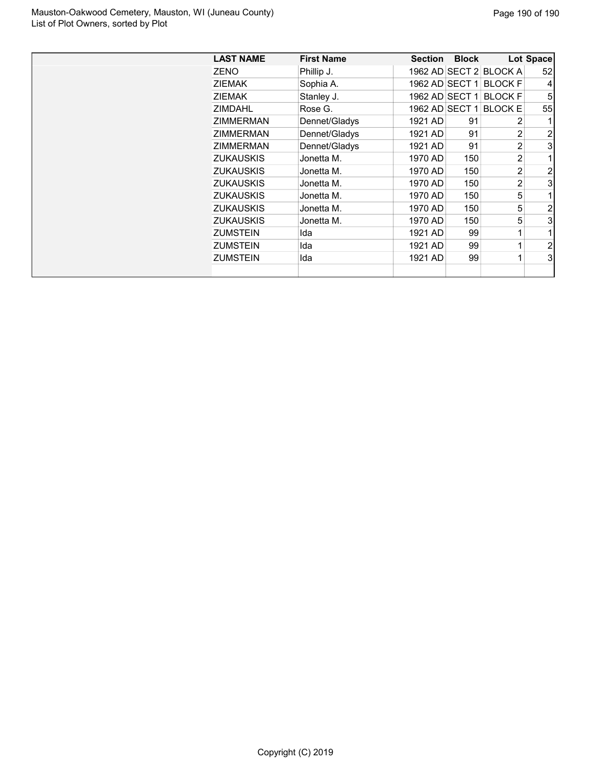| LAST NAME | First Name | Section | Block | Lot | Space |
| --- | --- | --- | --- | --- | --- |
| ZENO | Phillip J. | 1962 AD | SECT 2 | BLOCK A | 52 |
| ZIEMAK | Sophia A. | 1962 AD | SECT 1 | BLOCK F | 4 |
| ZIEMAK | Stanley J. | 1962 AD | SECT 1 | BLOCK F | 5 |
| ZIMDAHL | Rose G. | 1962 AD | SECT 1 | BLOCK E | 55 |
| ZIMMERMAN | Dennet/Gladys | 1921 AD | 91 | 2 | 1 |
| ZIMMERMAN | Dennet/Gladys | 1921 AD | 91 | 2 | 2 |
| ZIMMERMAN | Dennet/Gladys | 1921 AD | 91 | 2 | 3 |
| ZUKAUSKIS | Jonetta M. | 1970 AD | 150 | 2 | 1 |
| ZUKAUSKIS | Jonetta M. | 1970 AD | 150 | 2 | 2 |
| ZUKAUSKIS | Jonetta M. | 1970 AD | 150 | 2 | 3 |
| ZUKAUSKIS | Jonetta M. | 1970 AD | 150 | 5 | 1 |
| ZUKAUSKIS | Jonetta M. | 1970 AD | 150 | 5 | 2 |
| ZUKAUSKIS | Jonetta M. | 1970 AD | 150 | 5 | 3 |
| ZUMSTEIN | Ida | 1921 AD | 99 | 1 | 1 |
| ZUMSTEIN | Ida | 1921 AD | 99 | 1 | 2 |
| ZUMSTEIN | Ida | 1921 AD | 99 | 1 | 3 |